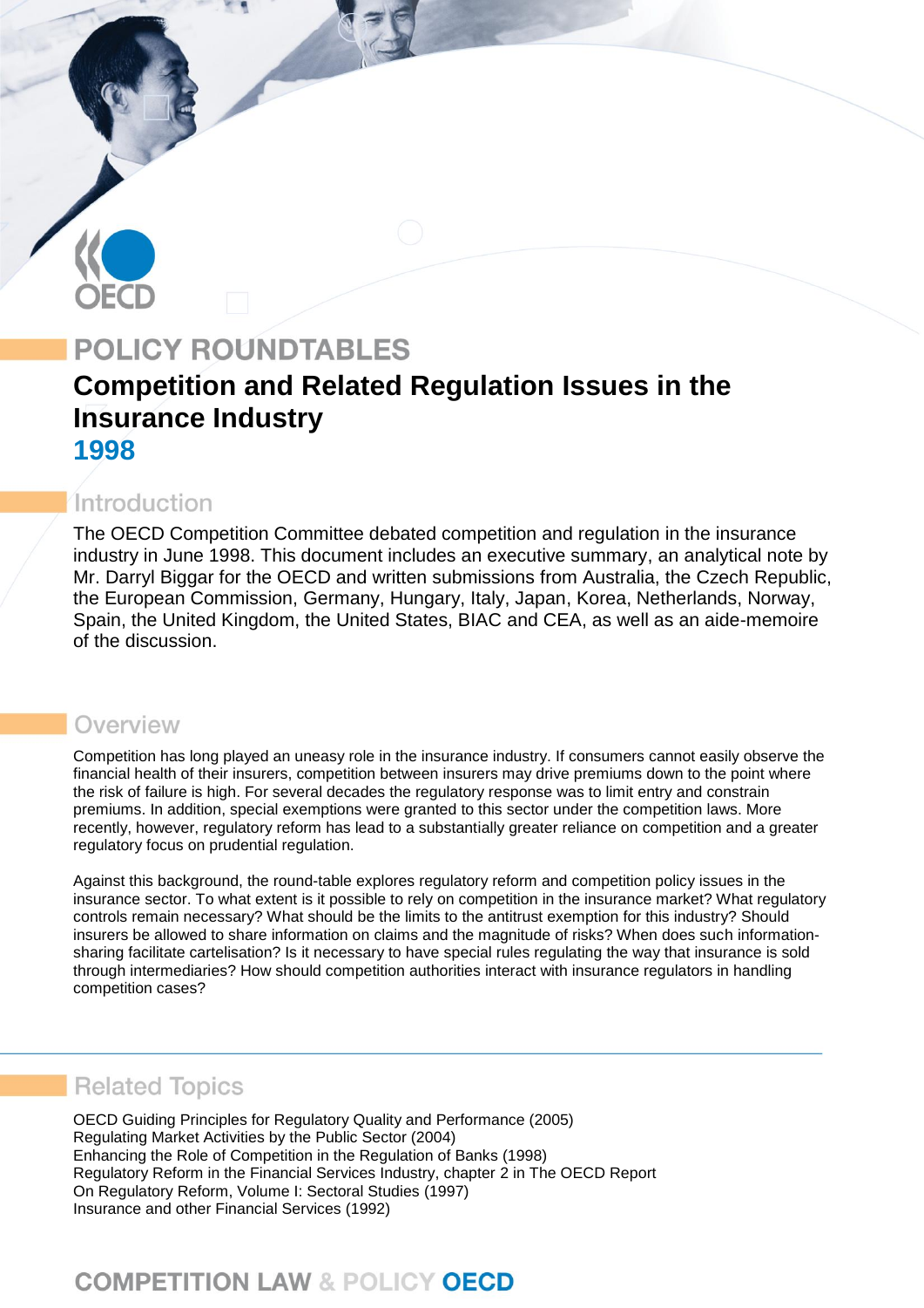OECD

# POLICY ROUNDTABLES

## Competition and Related Regulation Issues in the Insurance Industry

## 1998

### Introduction

The OECD Competition Committee debated competition and regulation in the insurance industry in June 1998. This document includes an executive summary, an analytical note by Mr. Darryl Biggar for the OECD and written submissions from Australia, the Czech Republic, the European Commission, Germany, Hungary, Italy, Japan, Korea, Netherlands, Norway, Spain, the United Kingdom, the United States, BIAC and CEA, as well as an aide-memoire of the discussion.

### Overview

Competition has long played an uneasy role in the insurance industry. If consumers cannot easily observe the financial health of their insurers, competition between insurers may drive premiums down to the point where the risk of failure is high. For several decades the regulatory response was to limit entry and constrain premiums. In addition, special exemptions were granted to this sector under the competition laws. More recently, however, regulatory reform has lead to a substantially greater reliance on competition and a greater regulatory focus on prudential regulation.

Against this background, the round-table explores regulatory reform and competition policy issues in the insurance sector. To what extent is it possible to rely on competition in the insurance market? What regulatory controls remain necessary? What should be the limits to the antitrust exemption for this industry? Should insurers be allowed to share information on claims and the magnitude of risks? When does such information-sharing facilitate cartelisation? Is it necessary to have special rules regulating the way that insurance is sold through intermediaries? How should competition authorities interact with insurance regulators in handling competition cases?

### Related Topics

OECD Guiding Principles for Regulatory Quality and Performance (2005)
Regulating Market Activities by the Public Sector (2004)
Enhancing the Role of Competition in the Regulation of Banks (1998)
Regulatory Reform in the Financial Services Industry, chapter 2 in The OECD Report On Regulatory Reform, Volume I: Sectoral Studies (1997)
Insurance and other Financial Services (1992)

COMPETITION LAW & POLICY OECD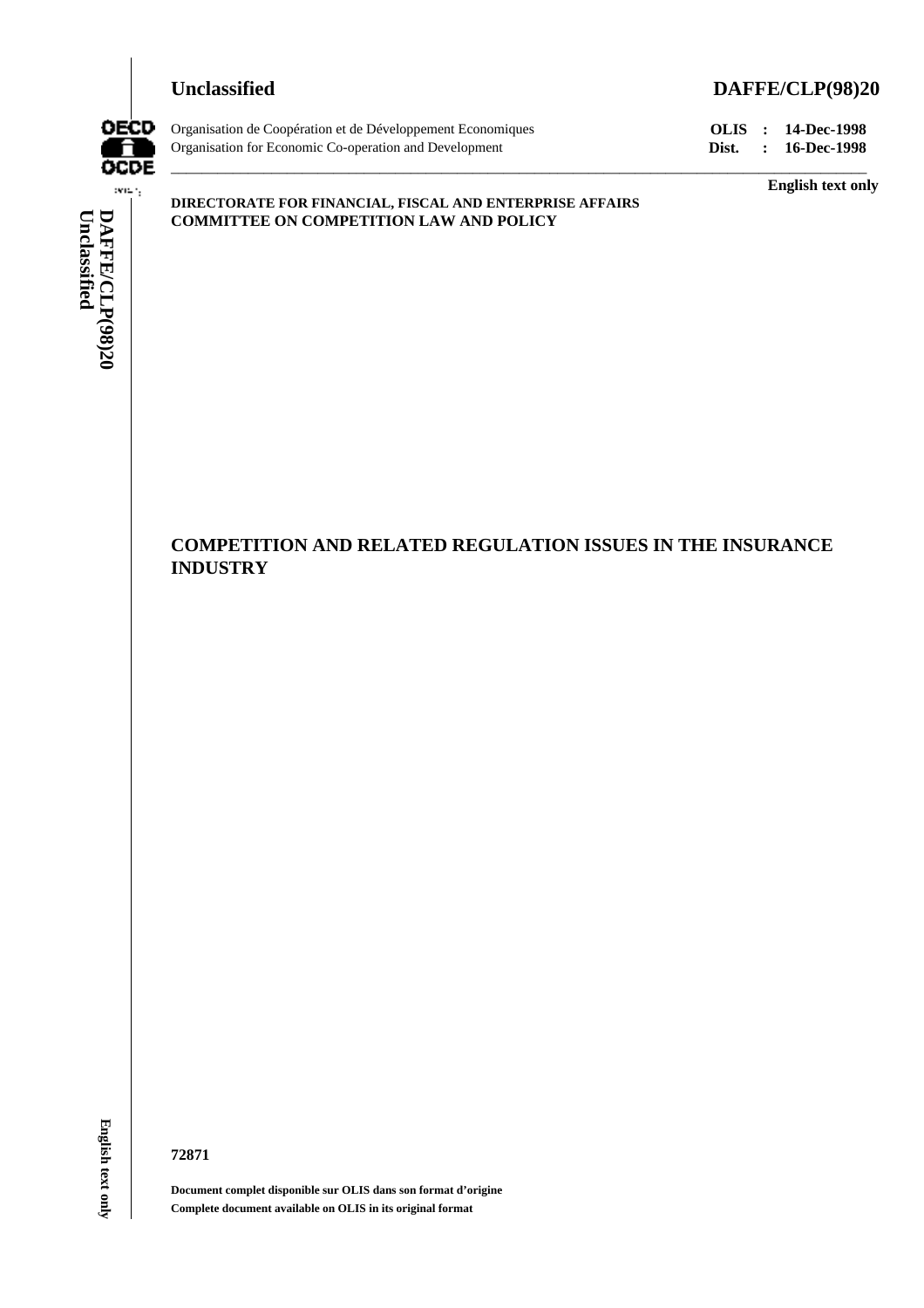Unclassified **DAFFE/CLP(98)20**

Organisation de Coopération et de Développement Economiques
Organisation for Economic Co-operation and Development

**OLIS : 14-Dec-1998**
**Dist. : 16-Dec-1998**

**English text only**

**DIRECTORATE FOR FINANCIAL, FISCAL AND ENTERPRISE AFFAIRS**
**COMMITTEE ON COMPETITION LAW AND POLICY**

# COMPETITION AND RELATED REGULATION ISSUES IN THE INSURANCE INDUSTRY

**72871**

**Document complet disponible sur OLIS dans son format d'origine**
**Complete document available on OLIS in its original format**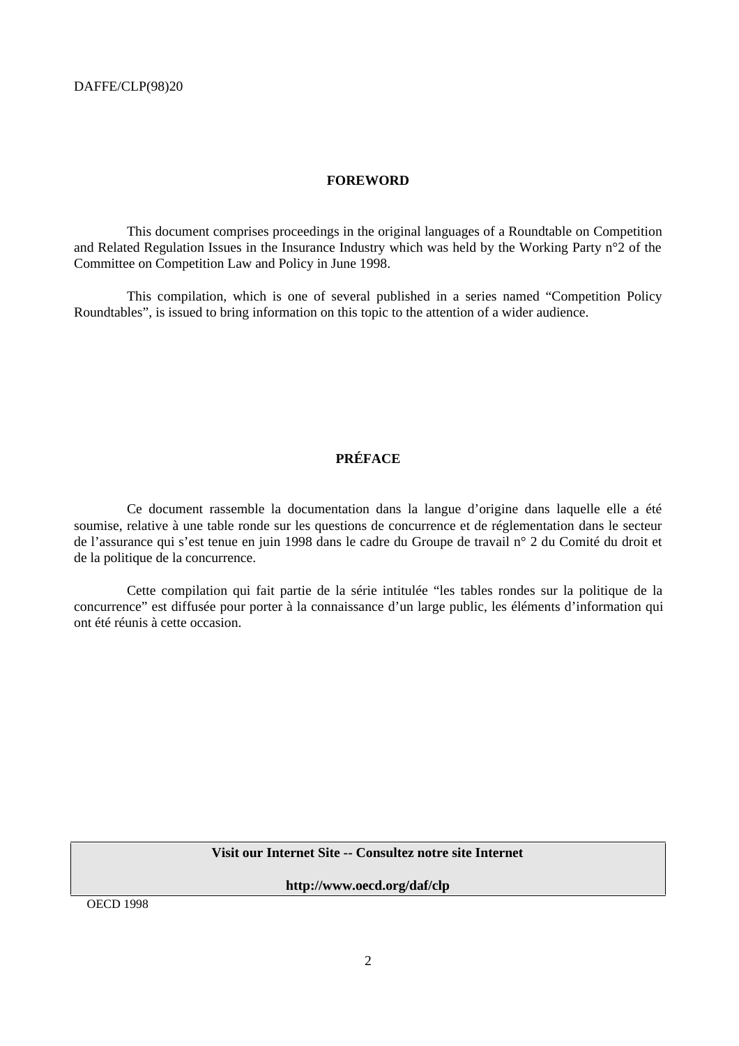## FOREWORD

This document comprises proceedings in the original languages of a Roundtable on Competition and Related Regulation Issues in the Insurance Industry which was held by the Working Party n°2 of the Committee on Competition Law and Policy in June 1998.

This compilation, which is one of several published in a series named "Competition Policy Roundtables", is issued to bring information on this topic to the attention of a wider audience.

## PRÉFACE

Ce document rassemble la documentation dans la langue d'origine dans laquelle elle a été soumise, relative à une table ronde sur les questions de concurrence et de réglementation dans le secteur de l'assurance qui s'est tenue en juin 1998 dans le cadre du Groupe de travail n° 2 du Comité du droit et de la politique de la concurrence.

Cette compilation qui fait partie de la série intitulée "les tables rondes sur la politique de la concurrence" est diffusée pour porter à la connaissance d'un large public, les éléments d'information qui ont été réunis à cette occasion.

**Visit our Internet Site -- Consultez notre site Internet**

**http://www.oecd.org/daf/clp**

OECD 1998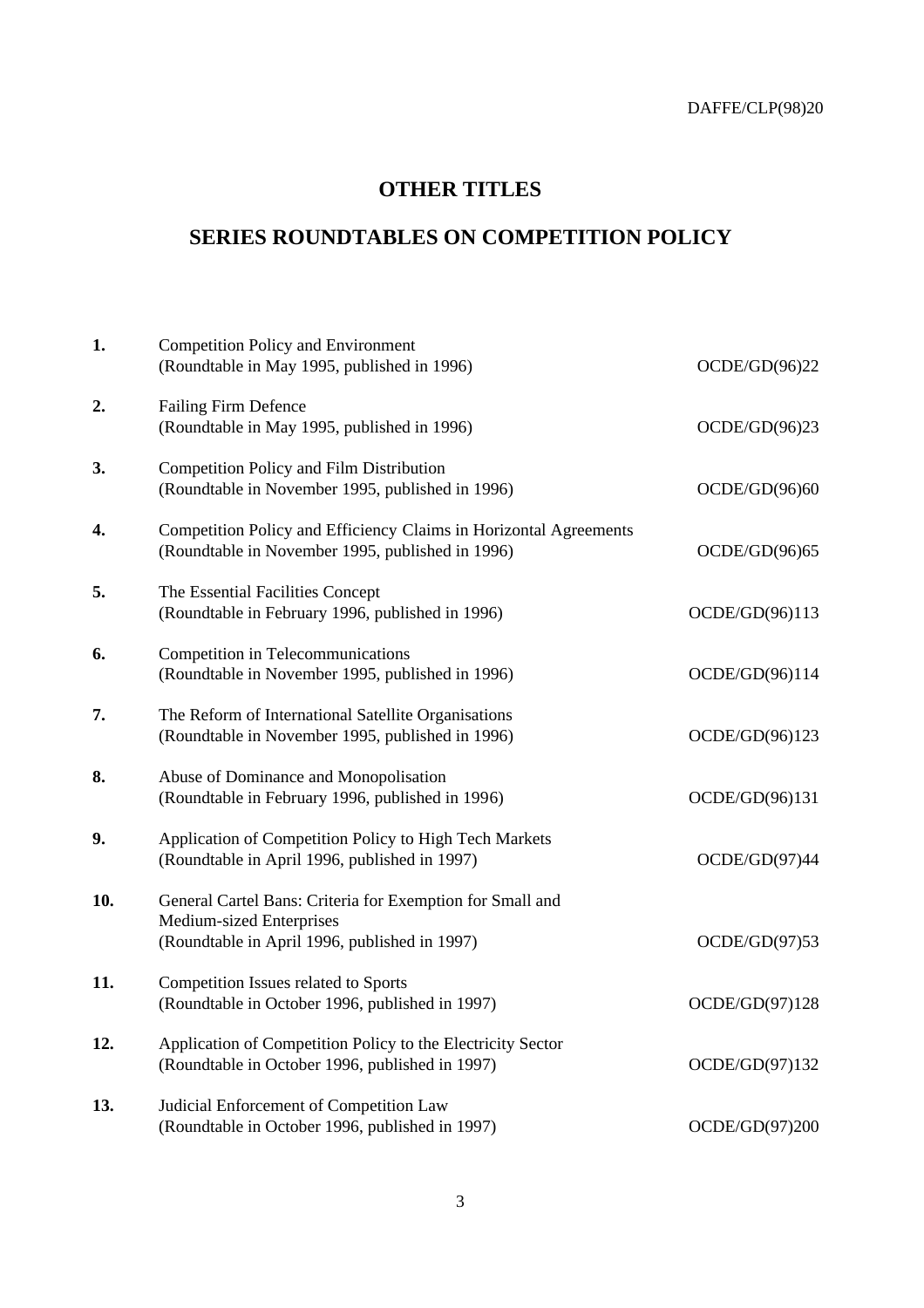# OTHER TITLES

## SERIES ROUNDTABLES ON COMPETITION POLICY

| | | |
|---|---|---|
| **1.** | Competition Policy and Environment<br>(Roundtable in May 1995, published in 1996) | OCDE/GD(96)22 |
| **2.** | Failing Firm Defence<br>(Roundtable in May 1995, published in 1996) | OCDE/GD(96)23 |
| **3.** | Competition Policy and Film Distribution<br>(Roundtable in November 1995, published in 1996) | OCDE/GD(96)60 |
| **4.** | Competition Policy and Efficiency Claims in Horizontal Agreements<br>(Roundtable in November 1995, published in 1996) | OCDE/GD(96)65 |
| **5.** | The Essential Facilities Concept<br>(Roundtable in February 1996, published in 1996) | OCDE/GD(96)113 |
| **6.** | Competition in Telecommunications<br>(Roundtable in November 1995, published in 1996) | OCDE/GD(96)114 |
| **7.** | The Reform of International Satellite Organisations<br>(Roundtable in November 1995, published in 1996) | OCDE/GD(96)123 |
| **8.** | Abuse of Dominance and Monopolisation<br>(Roundtable in February 1996, published in 1996) | OCDE/GD(96)131 |
| **9.** | Application of Competition Policy to High Tech Markets<br>(Roundtable in April 1996, published in 1997) | OCDE/GD(97)44 |
| **10.** | General Cartel Bans: Criteria for Exemption for Small and Medium-sized Enterprises<br>(Roundtable in April 1996, published in 1997) | OCDE/GD(97)53 |
| **11.** | Competition Issues related to Sports<br>(Roundtable in October 1996, published in 1997) | OCDE/GD(97)128 |
| **12.** | Application of Competition Policy to the Electricity Sector<br>(Roundtable in October 1996, published in 1997) | OCDE/GD(97)132 |
| **13.** | Judicial Enforcement of Competition Law<br>(Roundtable in October 1996, published in 1997) | OCDE/GD(97)200 |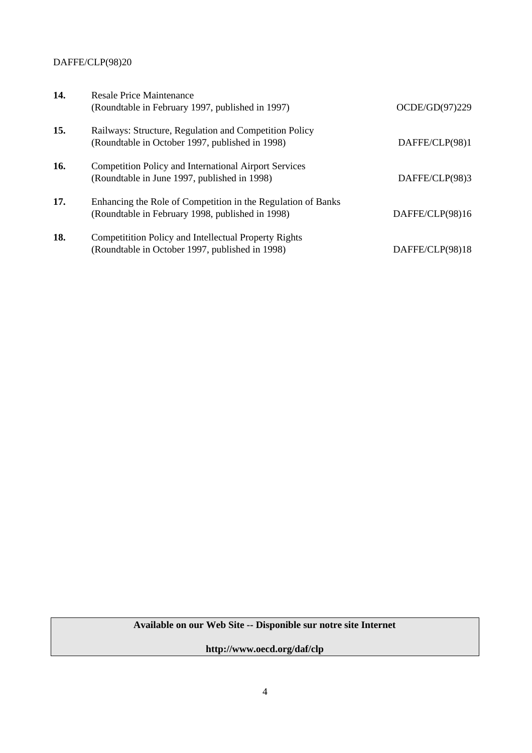**14.** Resale Price Maintenance
(Roundtable in February 1997, published in 1997) OCDE/GD(97)229

**15.** Railways: Structure, Regulation and Competition Policy
(Roundtable in October 1997, published in 1998) DAFFE/CLP(98)1

**16.** Competition Policy and International Airport Services
(Roundtable in June 1997, published in 1998) DAFFE/CLP(98)3

**17.** Enhancing the Role of Competition in the Regulation of Banks
(Roundtable in February 1998, published in 1998) DAFFE/CLP(98)16

**18.** Competitition Policy and Intellectual Property Rights
(Roundtable in October 1997, published in 1998) DAFFE/CLP(98)18

**Available on our Web Site -- Disponible sur notre site Internet**

**http://www.oecd.org/daf/clp**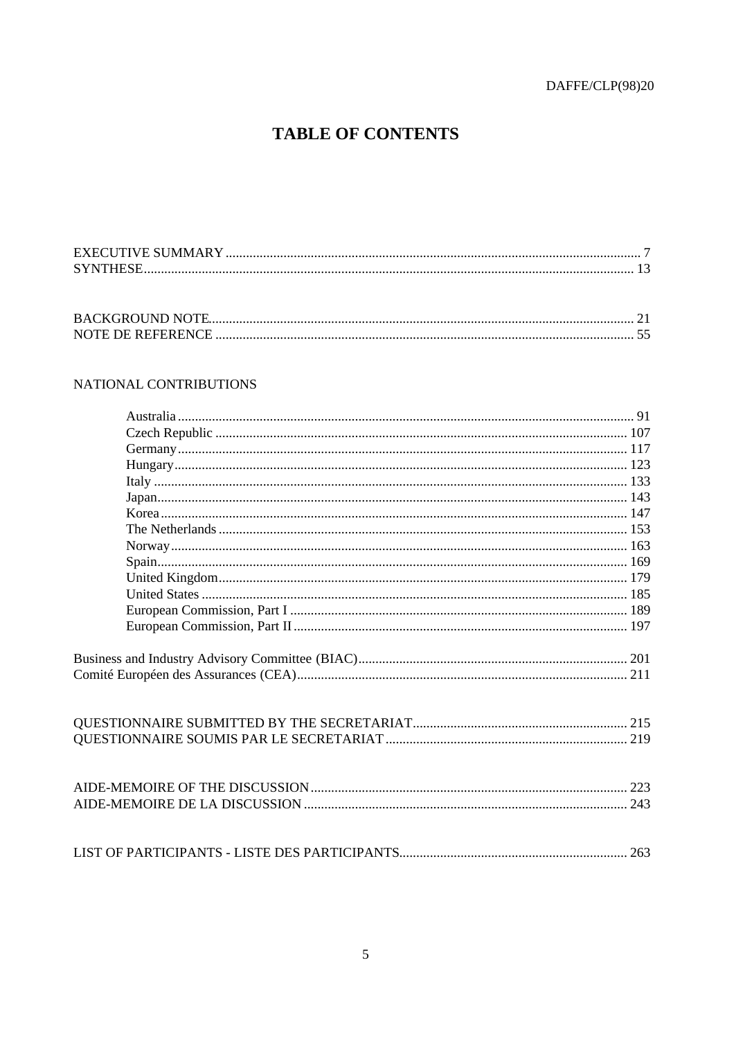# TABLE OF CONTENTS

EXECUTIVE SUMMARY ........................................................................ 7
SYNTHESE .............................................................................................. 13

BACKGROUND NOTE ........................................................................... 21
NOTE DE REFERENCE ......................................................................... 55

NATIONAL CONTRIBUTIONS

- Australia ........................................................................................ 91
- Czech Republic ............................................................................. 107
- Germany ....................................................................................... 117
- Hungary ........................................................................................ 123
- Italy ............................................................................................... 133
- Japan ............................................................................................. 143
- Korea ............................................................................................ 147
- The Netherlands ........................................................................... 153
- Norway ......................................................................................... 163
- Spain ............................................................................................. 169
- United Kingdom ........................................................................... 179
- United States ................................................................................ 185
- European Commission, Part I ...................................................... 189
- European Commission, Part II ..................................................... 197

Business and Industry Advisory Committee (BIAC) ............................ 201
Comité Européen des Assurances (CEA) .............................................. 211

QUESTIONNAIRE SUBMITTED BY THE SECRETARIAT ..................... 215
QUESTIONNAIRE SOUMIS PAR LE SECRETARIAT ............................ 219

AIDE-MEMOIRE OF THE DISCUSSION ................................................ 223
AIDE-MEMOIRE DE LA DISCUSSION .................................................. 243

LIST OF PARTICIPANTS - LISTE DES PARTICIPANTS ...................... 263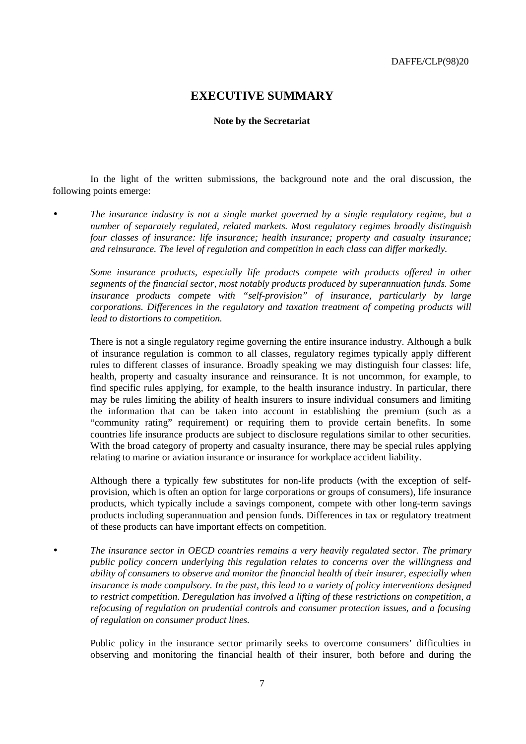# EXECUTIVE SUMMARY

**Note by the Secretariat**

In the light of the written submissions, the background note and the oral discussion, the following points emerge:

- *The insurance industry is not a single market governed by a single regulatory regime, but a number of separately regulated, related markets. Most regulatory regimes broadly distinguish four classes of insurance: life insurance; health insurance; property and casualty insurance; and reinsurance. The level of regulation and competition in each class can differ markedly.*

  *Some insurance products, especially life products compete with products offered in other segments of the financial sector, most notably products produced by superannuation funds. Some insurance products compete with "self-provision" of insurance, particularly by large corporations. Differences in the regulatory and taxation treatment of competing products will lead to distortions to competition.*

  There is not a single regulatory regime governing the entire insurance industry. Although a bulk of insurance regulation is common to all classes, regulatory regimes typically apply different rules to different classes of insurance. Broadly speaking we may distinguish four classes: life, health, property and casualty insurance and reinsurance. It is not uncommon, for example, to find specific rules applying, for example, to the health insurance industry. In particular, there may be rules limiting the ability of health insurers to insure individual consumers and limiting the information that can be taken into account in establishing the premium (such as a "community rating" requirement) or requiring them to provide certain benefits. In some countries life insurance products are subject to disclosure regulations similar to other securities. With the broad category of property and casualty insurance, there may be special rules applying relating to marine or aviation insurance or insurance for workplace accident liability.

  Although there a typically few substitutes for non-life products (with the exception of self-provision, which is often an option for large corporations or groups of consumers), life insurance products, which typically include a savings component, compete with other long-term savings products including superannuation and pension funds. Differences in tax or regulatory treatment of these products can have important effects on competition.

- *The insurance sector in OECD countries remains a very heavily regulated sector. The primary public policy concern underlying this regulation relates to concerns over the willingness and ability of consumers to observe and monitor the financial health of their insurer, especially when insurance is made compulsory. In the past, this lead to a variety of policy interventions designed to restrict competition. Deregulation has involved a lifting of these restrictions on competition, a refocusing of regulation on prudential controls and consumer protection issues, and a focusing of regulation on consumer product lines.*

  Public policy in the insurance sector primarily seeks to overcome consumers' difficulties in observing and monitoring the financial health of their insurer, both before and during the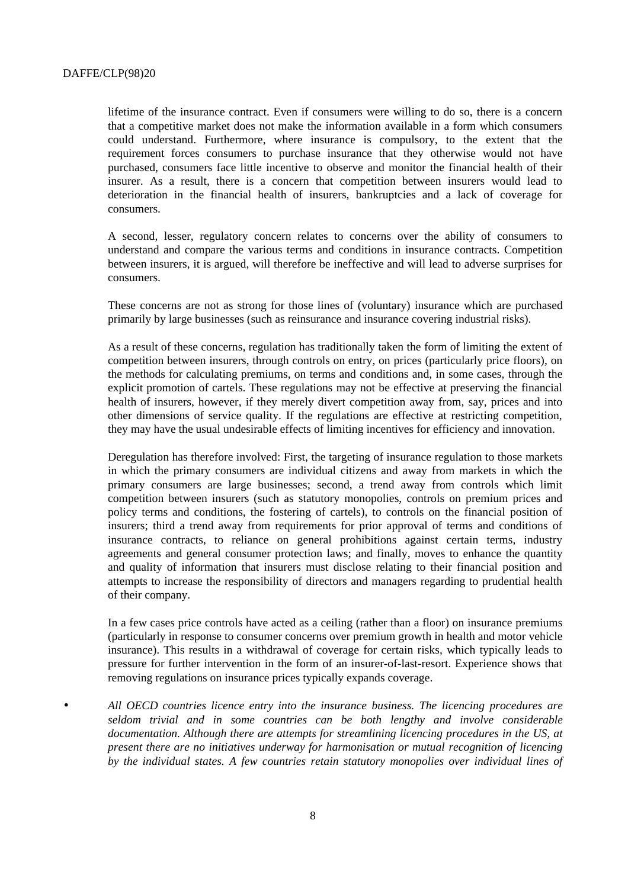lifetime of the insurance contract. Even if consumers were willing to do so, there is a concern that a competitive market does not make the information available in a form which consumers could understand. Furthermore, where insurance is compulsory, to the extent that the requirement forces consumers to purchase insurance that they otherwise would not have purchased, consumers face little incentive to observe and monitor the financial health of their insurer. As a result, there is a concern that competition between insurers would lead to deterioration in the financial health of insurers, bankruptcies and a lack of coverage for consumers.

A second, lesser, regulatory concern relates to concerns over the ability of consumers to understand and compare the various terms and conditions in insurance contracts. Competition between insurers, it is argued, will therefore be ineffective and will lead to adverse surprises for consumers.

These concerns are not as strong for those lines of (voluntary) insurance which are purchased primarily by large businesses (such as reinsurance and insurance covering industrial risks).

As a result of these concerns, regulation has traditionally taken the form of limiting the extent of competition between insurers, through controls on entry, on prices (particularly price floors), on the methods for calculating premiums, on terms and conditions and, in some cases, through the explicit promotion of cartels. These regulations may not be effective at preserving the financial health of insurers, however, if they merely divert competition away from, say, prices and into other dimensions of service quality. If the regulations are effective at restricting competition, they may have the usual undesirable effects of limiting incentives for efficiency and innovation.

Deregulation has therefore involved: First, the targeting of insurance regulation to those markets in which the primary consumers are individual citizens and away from markets in which the primary consumers are large businesses; second, a trend away from controls which limit competition between insurers (such as statutory monopolies, controls on premium prices and policy terms and conditions, the fostering of cartels), to controls on the financial position of insurers; third a trend away from requirements for prior approval of terms and conditions of insurance contracts, to reliance on general prohibitions against certain terms, industry agreements and general consumer protection laws; and finally, moves to enhance the quantity and quality of information that insurers must disclose relating to their financial position and attempts to increase the responsibility of directors and managers regarding to prudential health of their company.

In a few cases price controls have acted as a ceiling (rather than a floor) on insurance premiums (particularly in response to consumer concerns over premium growth in health and motor vehicle insurance). This results in a withdrawal of coverage for certain risks, which typically leads to pressure for further intervention in the form of an insurer-of-last-resort. Experience shows that removing regulations on insurance prices typically expands coverage.

- *All OECD countries licence entry into the insurance business. The licencing procedures are seldom trivial and in some countries can be both lengthy and involve considerable documentation. Although there are attempts for streamlining licencing procedures in the US, at present there are no initiatives underway for harmonisation or mutual recognition of licencing by the individual states. A few countries retain statutory monopolies over individual lines of*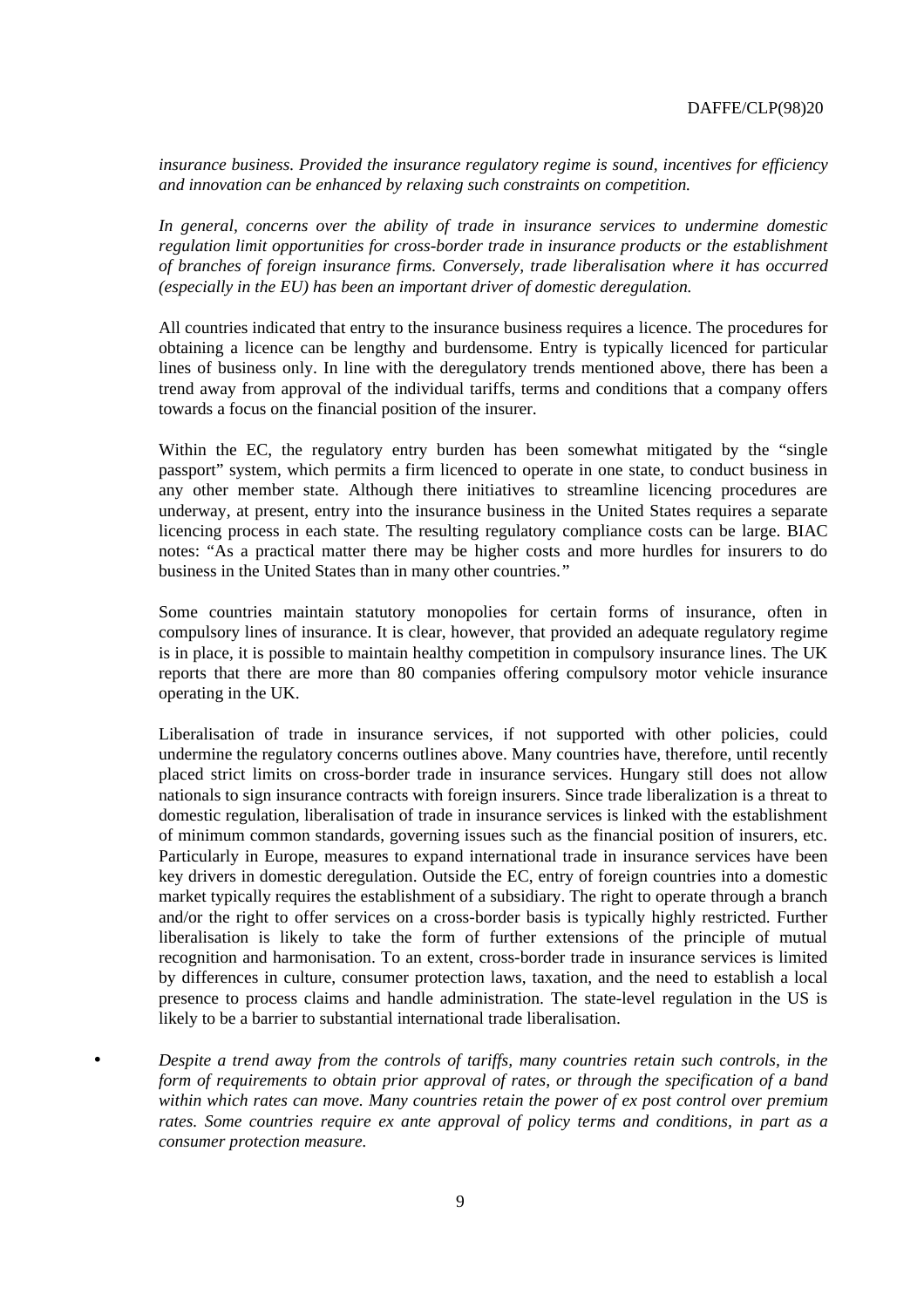*insurance business. Provided the insurance regulatory regime is sound, incentives for efficiency and innovation can be enhanced by relaxing such constraints on competition.*

*In general, concerns over the ability of trade in insurance services to undermine domestic regulation limit opportunities for cross-border trade in insurance products or the establishment of branches of foreign insurance firms. Conversely, trade liberalisation where it has occurred (especially in the EU) has been an important driver of domestic deregulation.*

All countries indicated that entry to the insurance business requires a licence. The procedures for obtaining a licence can be lengthy and burdensome. Entry is typically licenced for particular lines of business only. In line with the deregulatory trends mentioned above, there has been a trend away from approval of the individual tariffs, terms and conditions that a company offers towards a focus on the financial position of the insurer.

Within the EC, the regulatory entry burden has been somewhat mitigated by the "single passport" system, which permits a firm licenced to operate in one state, to conduct business in any other member state. Although there initiatives to streamline licencing procedures are underway, at present, entry into the insurance business in the United States requires a separate licencing process in each state. The resulting regulatory compliance costs can be large. BIAC notes: "As a practical matter there may be higher costs and more hurdles for insurers to do business in the United States than in many other countries."

Some countries maintain statutory monopolies for certain forms of insurance, often in compulsory lines of insurance. It is clear, however, that provided an adequate regulatory regime is in place, it is possible to maintain healthy competition in compulsory insurance lines. The UK reports that there are more than 80 companies offering compulsory motor vehicle insurance operating in the UK.

Liberalisation of trade in insurance services, if not supported with other policies, could undermine the regulatory concerns outlines above. Many countries have, therefore, until recently placed strict limits on cross-border trade in insurance services. Hungary still does not allow nationals to sign insurance contracts with foreign insurers. Since trade liberalization is a threat to domestic regulation, liberalisation of trade in insurance services is linked with the establishment of minimum common standards, governing issues such as the financial position of insurers, etc. Particularly in Europe, measures to expand international trade in insurance services have been key drivers in domestic deregulation. Outside the EC, entry of foreign countries into a domestic market typically requires the establishment of a subsidiary. The right to operate through a branch and/or the right to offer services on a cross-border basis is typically highly restricted. Further liberalisation is likely to take the form of further extensions of the principle of mutual recognition and harmonisation. To an extent, cross-border trade in insurance services is limited by differences in culture, consumer protection laws, taxation, and the need to establish a local presence to process claims and handle administration. The state-level regulation in the US is likely to be a barrier to substantial international trade liberalisation.

- *Despite a trend away from the controls of tariffs, many countries retain such controls, in the form of requirements to obtain prior approval of rates, or through the specification of a band within which rates can move. Many countries retain the power of ex post control over premium rates. Some countries require ex ante approval of policy terms and conditions, in part as a consumer protection measure.*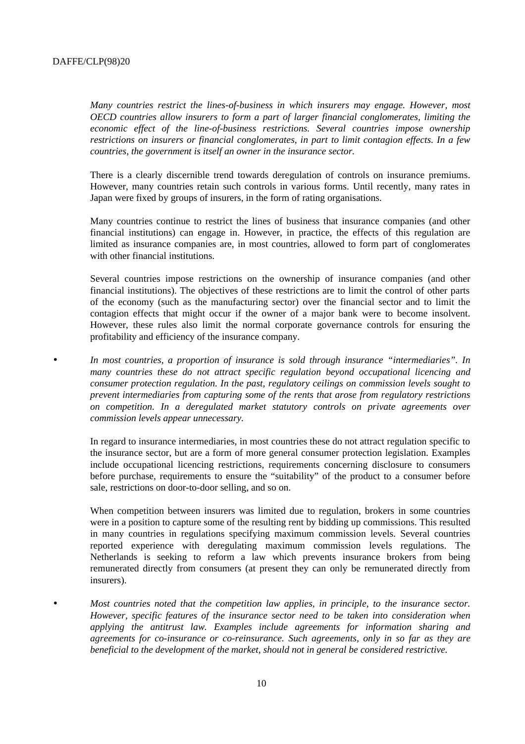*Many countries restrict the lines-of-business in which insurers may engage. However, most OECD countries allow insurers to form a part of larger financial conglomerates, limiting the economic effect of the line-of-business restrictions. Several countries impose ownership restrictions on insurers or financial conglomerates, in part to limit contagion effects. In a few countries, the government is itself an owner in the insurance sector.*

There is a clearly discernible trend towards deregulation of controls on insurance premiums. However, many countries retain such controls in various forms. Until recently, many rates in Japan were fixed by groups of insurers, in the form of rating organisations.

Many countries continue to restrict the lines of business that insurance companies (and other financial institutions) can engage in. However, in practice, the effects of this regulation are limited as insurance companies are, in most countries, allowed to form part of conglomerates with other financial institutions.

Several countries impose restrictions on the ownership of insurance companies (and other financial institutions). The objectives of these restrictions are to limit the control of other parts of the economy (such as the manufacturing sector) over the financial sector and to limit the contagion effects that might occur if the owner of a major bank were to become insolvent. However, these rules also limit the normal corporate governance controls for ensuring the profitability and efficiency of the insurance company.

- *In most countries, a proportion of insurance is sold through insurance "intermediaries". In many countries these do not attract specific regulation beyond occupational licencing and consumer protection regulation. In the past, regulatory ceilings on commission levels sought to prevent intermediaries from capturing some of the rents that arose from regulatory restrictions on competition. In a deregulated market statutory controls on private agreements over commission levels appear unnecessary.*

In regard to insurance intermediaries, in most countries these do not attract regulation specific to the insurance sector, but are a form of more general consumer protection legislation. Examples include occupational licencing restrictions, requirements concerning disclosure to consumers before purchase, requirements to ensure the "suitability" of the product to a consumer before sale, restrictions on door-to-door selling, and so on.

When competition between insurers was limited due to regulation, brokers in some countries were in a position to capture some of the resulting rent by bidding up commissions. This resulted in many countries in regulations specifying maximum commission levels. Several countries reported experience with deregulating maximum commission levels regulations. The Netherlands is seeking to reform a law which prevents insurance brokers from being remunerated directly from consumers (at present they can only be remunerated directly from insurers).

- *Most countries noted that the competition law applies, in principle, to the insurance sector. However, specific features of the insurance sector need to be taken into consideration when applying the antitrust law. Examples include agreements for information sharing and agreements for co-insurance or co-reinsurance. Such agreements, only in so far as they are beneficial to the development of the market, should not in general be considered restrictive.*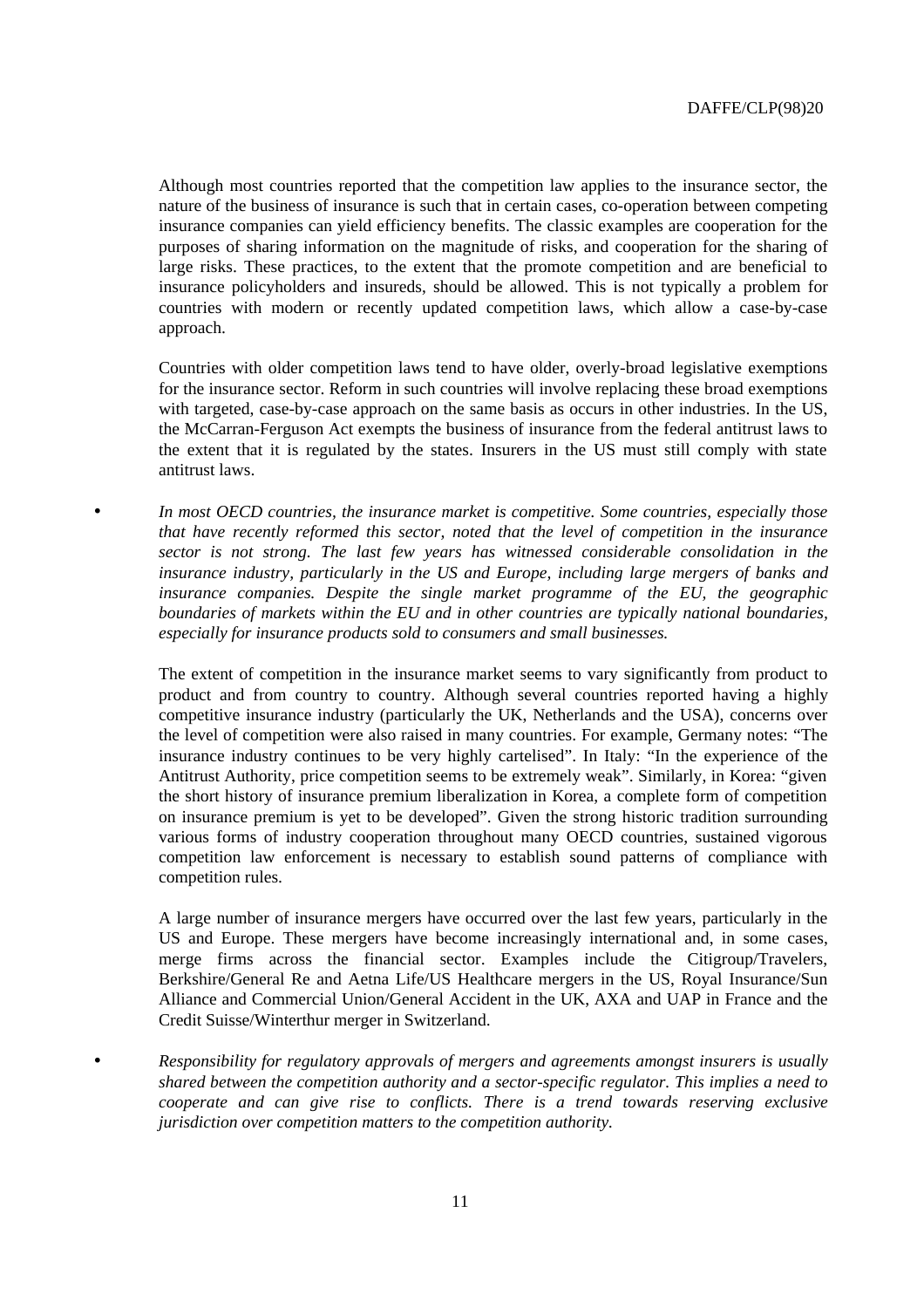Although most countries reported that the competition law applies to the insurance sector, the nature of the business of insurance is such that in certain cases, co-operation between competing insurance companies can yield efficiency benefits. The classic examples are cooperation for the purposes of sharing information on the magnitude of risks, and cooperation for the sharing of large risks. These practices, to the extent that the promote competition and are beneficial to insurance policyholders and insureds, should be allowed. This is not typically a problem for countries with modern or recently updated competition laws, which allow a case-by-case approach.

Countries with older competition laws tend to have older, overly-broad legislative exemptions for the insurance sector. Reform in such countries will involve replacing these broad exemptions with targeted, case-by-case approach on the same basis as occurs in other industries. In the US, the McCarran-Ferguson Act exempts the business of insurance from the federal antitrust laws to the extent that it is regulated by the states. Insurers in the US must still comply with state antitrust laws.

- *In most OECD countries, the insurance market is competitive. Some countries, especially those that have recently reformed this sector, noted that the level of competition in the insurance sector is not strong. The last few years has witnessed considerable consolidation in the insurance industry, particularly in the US and Europe, including large mergers of banks and insurance companies. Despite the single market programme of the EU, the geographic boundaries of markets within the EU and in other countries are typically national boundaries, especially for insurance products sold to consumers and small businesses.*

The extent of competition in the insurance market seems to vary significantly from product to product and from country to country. Although several countries reported having a highly competitive insurance industry (particularly the UK, Netherlands and the USA), concerns over the level of competition were also raised in many countries. For example, Germany notes: "The insurance industry continues to be very highly cartelised". In Italy: "In the experience of the Antitrust Authority, price competition seems to be extremely weak". Similarly, in Korea: "given the short history of insurance premium liberalization in Korea, a complete form of competition on insurance premium is yet to be developed". Given the strong historic tradition surrounding various forms of industry cooperation throughout many OECD countries, sustained vigorous competition law enforcement is necessary to establish sound patterns of compliance with competition rules.

A large number of insurance mergers have occurred over the last few years, particularly in the US and Europe. These mergers have become increasingly international and, in some cases, merge firms across the financial sector. Examples include the Citigroup/Travelers, Berkshire/General Re and Aetna Life/US Healthcare mergers in the US, Royal Insurance/Sun Alliance and Commercial Union/General Accident in the UK, AXA and UAP in France and the Credit Suisse/Winterthur merger in Switzerland.

- *Responsibility for regulatory approvals of mergers and agreements amongst insurers is usually shared between the competition authority and a sector-specific regulator. This implies a need to cooperate and can give rise to conflicts. There is a trend towards reserving exclusive jurisdiction over competition matters to the competition authority.*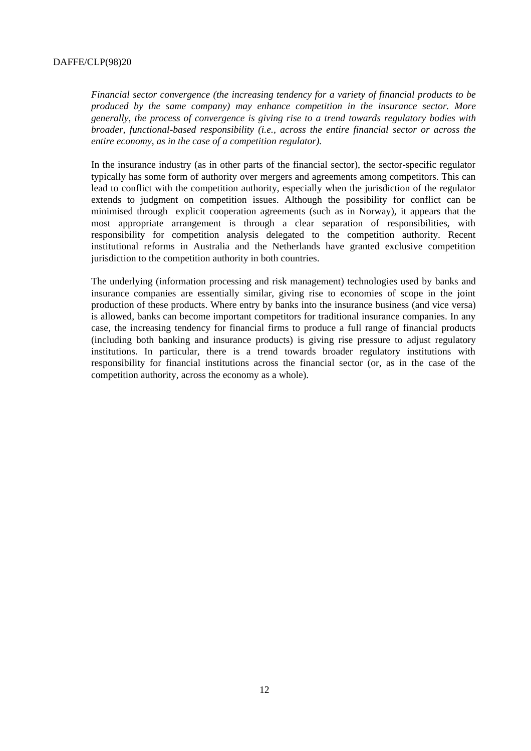*Financial sector convergence (the increasing tendency for a variety of financial products to be produced by the same company) may enhance competition in the insurance sector. More generally, the process of convergence is giving rise to a trend towards regulatory bodies with broader, functional-based responsibility (i.e., across the entire financial sector or across the entire economy, as in the case of a competition regulator).*

In the insurance industry (as in other parts of the financial sector), the sector-specific regulator typically has some form of authority over mergers and agreements among competitors. This can lead to conflict with the competition authority, especially when the jurisdiction of the regulator extends to judgment on competition issues. Although the possibility for conflict can be minimised through explicit cooperation agreements (such as in Norway), it appears that the most appropriate arrangement is through a clear separation of responsibilities, with responsibility for competition analysis delegated to the competition authority. Recent institutional reforms in Australia and the Netherlands have granted exclusive competition jurisdiction to the competition authority in both countries.

The underlying (information processing and risk management) technologies used by banks and insurance companies are essentially similar, giving rise to economies of scope in the joint production of these products. Where entry by banks into the insurance business (and vice versa) is allowed, banks can become important competitors for traditional insurance companies. In any case, the increasing tendency for financial firms to produce a full range of financial products (including both banking and insurance products) is giving rise pressure to adjust regulatory institutions. In particular, there is a trend towards broader regulatory institutions with responsibility for financial institutions across the financial sector (or, as in the case of the competition authority, across the economy as a whole).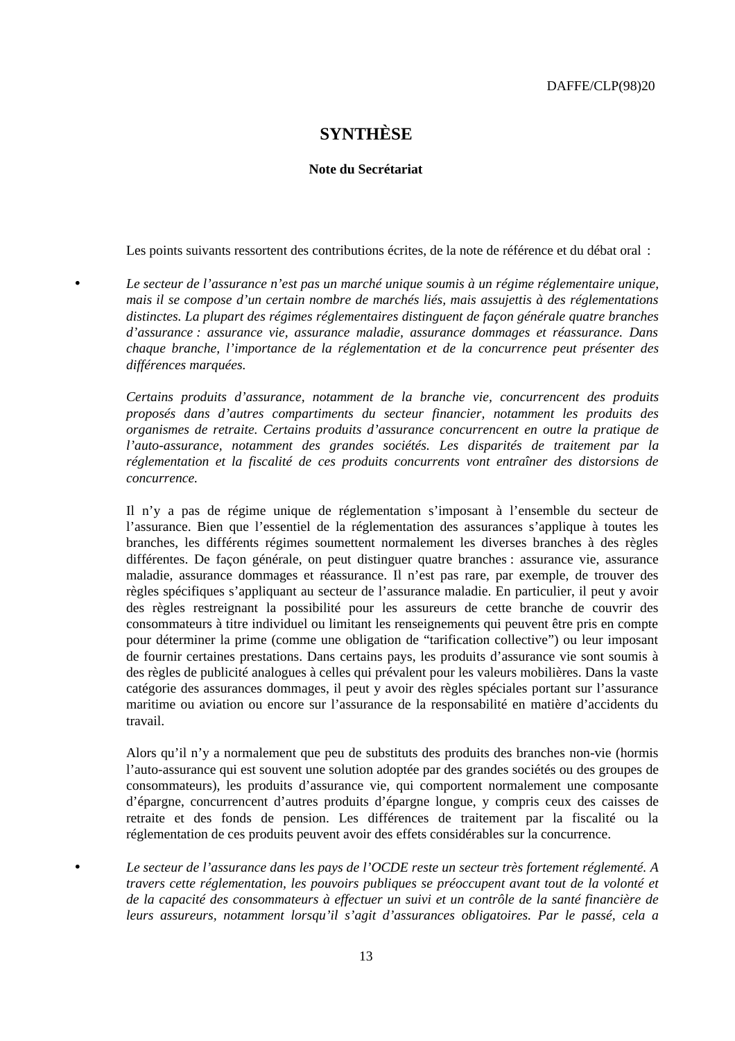# SYNTHÈSE

**Note du Secrétariat**

Les points suivants ressortent des contributions écrites, de la note de référence et du débat oral :

- *Le secteur de l'assurance n'est pas un marché unique soumis à un régime réglementaire unique, mais il se compose d'un certain nombre de marchés liés, mais assujettis à des réglementations distinctes. La plupart des régimes réglementaires distinguent de façon générale quatre branches d'assurance : assurance vie, assurance maladie, assurance dommages et réassurance. Dans chaque branche, l'importance de la réglementation et de la concurrence peut présenter des différences marquées.*

  *Certains produits d'assurance, notamment de la branche vie, concurrencent des produits proposés dans d'autres compartiments du secteur financier, notamment les produits des organismes de retraite. Certains produits d'assurance concurrencent en outre la pratique de l'auto-assurance, notamment des grandes sociétés. Les disparités de traitement par la réglementation et la fiscalité de ces produits concurrents vont entraîner des distorsions de concurrence.*

  Il n'y a pas de régime unique de réglementation s'imposant à l'ensemble du secteur de l'assurance. Bien que l'essentiel de la réglementation des assurances s'applique à toutes les branches, les différents régimes soumettent normalement les diverses branches à des règles différentes. De façon générale, on peut distinguer quatre branches : assurance vie, assurance maladie, assurance dommages et réassurance. Il n'est pas rare, par exemple, de trouver des règles spécifiques s'appliquant au secteur de l'assurance maladie. En particulier, il peut y avoir des règles restreignant la possibilité pour les assureurs de cette branche de couvrir des consommateurs à titre individuel ou limitant les renseignements qui peuvent être pris en compte pour déterminer la prime (comme une obligation de "tarification collective") ou leur imposant de fournir certaines prestations. Dans certains pays, les produits d'assurance vie sont soumis à des règles de publicité analogues à celles qui prévalent pour les valeurs mobilières. Dans la vaste catégorie des assurances dommages, il peut y avoir des règles spéciales portant sur l'assurance maritime ou aviation ou encore sur l'assurance de la responsabilité en matière d'accidents du travail.

  Alors qu'il n'y a normalement que peu de substituts des produits des branches non-vie (hormis l'auto-assurance qui est souvent une solution adoptée par des grandes sociétés ou des groupes de consommateurs), les produits d'assurance vie, qui comportent normalement une composante d'épargne, concurrencent d'autres produits d'épargne longue, y compris ceux des caisses de retraite et des fonds de pension. Les différences de traitement par la fiscalité ou la réglementation de ces produits peuvent avoir des effets considérables sur la concurrence.

- *Le secteur de l'assurance dans les pays de l'OCDE reste un secteur très fortement réglementé. A travers cette réglementation, les pouvoirs publiques se préoccupent avant tout de la volonté et de la capacité des consommateurs à effectuer un suivi et un contrôle de la santé financière de leurs assureurs, notamment lorsqu'il s'agit d'assurances obligatoires. Par le passé, cela a*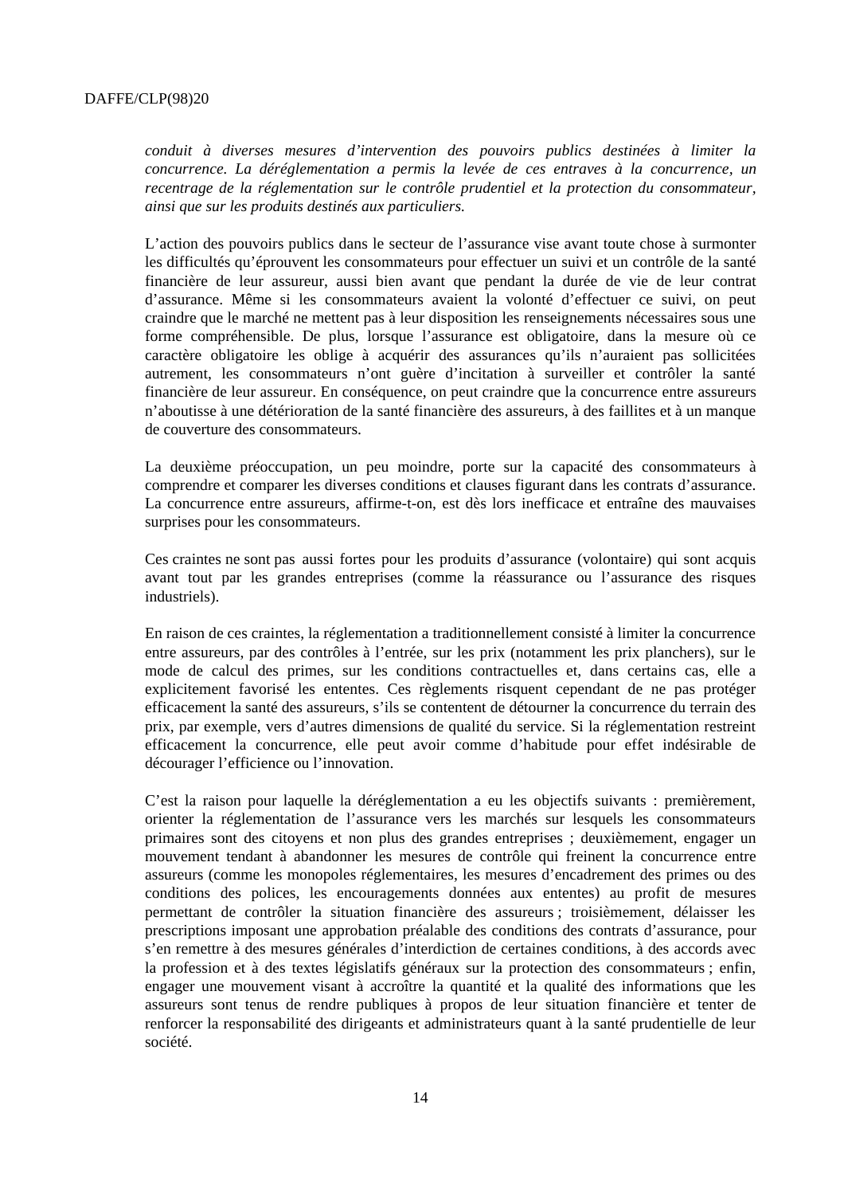*conduit à diverses mesures d'intervention des pouvoirs publics destinées à limiter la concurrence. La déréglementation a permis la levée de ces entraves à la concurrence, un recentrage de la réglementation sur le contrôle prudentiel et la protection du consommateur, ainsi que sur les produits destinés aux particuliers.*

L'action des pouvoirs publics dans le secteur de l'assurance vise avant toute chose à surmonter les difficultés qu'éprouvent les consommateurs pour effectuer un suivi et un contrôle de la santé financière de leur assureur, aussi bien avant que pendant la durée de vie de leur contrat d'assurance. Même si les consommateurs avaient la volonté d'effectuer ce suivi, on peut craindre que le marché ne mettent pas à leur disposition les renseignements nécessaires sous une forme compréhensible. De plus, lorsque l'assurance est obligatoire, dans la mesure où ce caractère obligatoire les oblige à acquérir des assurances qu'ils n'auraient pas sollicitées autrement, les consommateurs n'ont guère d'incitation à surveiller et contrôler la santé financière de leur assureur. En conséquence, on peut craindre que la concurrence entre assureurs n'aboutisse à une détérioration de la santé financière des assureurs, à des faillites et à un manque de couverture des consommateurs.

La deuxième préoccupation, un peu moindre, porte sur la capacité des consommateurs à comprendre et comparer les diverses conditions et clauses figurant dans les contrats d'assurance. La concurrence entre assureurs, affirme-t-on, est dès lors inefficace et entraîne des mauvaises surprises pour les consommateurs.

Ces craintes ne sont pas aussi fortes pour les produits d'assurance (volontaire) qui sont acquis avant tout par les grandes entreprises (comme la réassurance ou l'assurance des risques industriels).

En raison de ces craintes, la réglementation a traditionnellement consisté à limiter la concurrence entre assureurs, par des contrôles à l'entrée, sur les prix (notamment les prix planchers), sur le mode de calcul des primes, sur les conditions contractuelles et, dans certains cas, elle a explicitement favorisé les ententes. Ces règlements risquent cependant de ne pas protéger efficacement la santé des assureurs, s'ils se contentent de détourner la concurrence du terrain des prix, par exemple, vers d'autres dimensions de qualité du service. Si la réglementation restreint efficacement la concurrence, elle peut avoir comme d'habitude pour effet indésirable de décourager l'efficience ou l'innovation.

C'est la raison pour laquelle la déréglementation a eu les objectifs suivants : premièrement, orienter la réglementation de l'assurance vers les marchés sur lesquels les consommateurs primaires sont des citoyens et non plus des grandes entreprises ; deuxièmement, engager un mouvement tendant à abandonner les mesures de contrôle qui freinent la concurrence entre assureurs (comme les monopoles réglementaires, les mesures d'encadrement des primes ou des conditions des polices, les encouragements données aux ententes) au profit de mesures permettant de contrôler la situation financière des assureurs ; troisièmement, délaisser les prescriptions imposant une approbation préalable des conditions des contrats d'assurance, pour s'en remettre à des mesures générales d'interdiction de certaines conditions, à des accords avec la profession et à des textes législatifs généraux sur la protection des consommateurs ; enfin, engager une mouvement visant à accroître la quantité et la qualité des informations que les assureurs sont tenus de rendre publiques à propos de leur situation financière et tenter de renforcer la responsabilité des dirigeants et administrateurs quant à la santé prudentielle de leur société.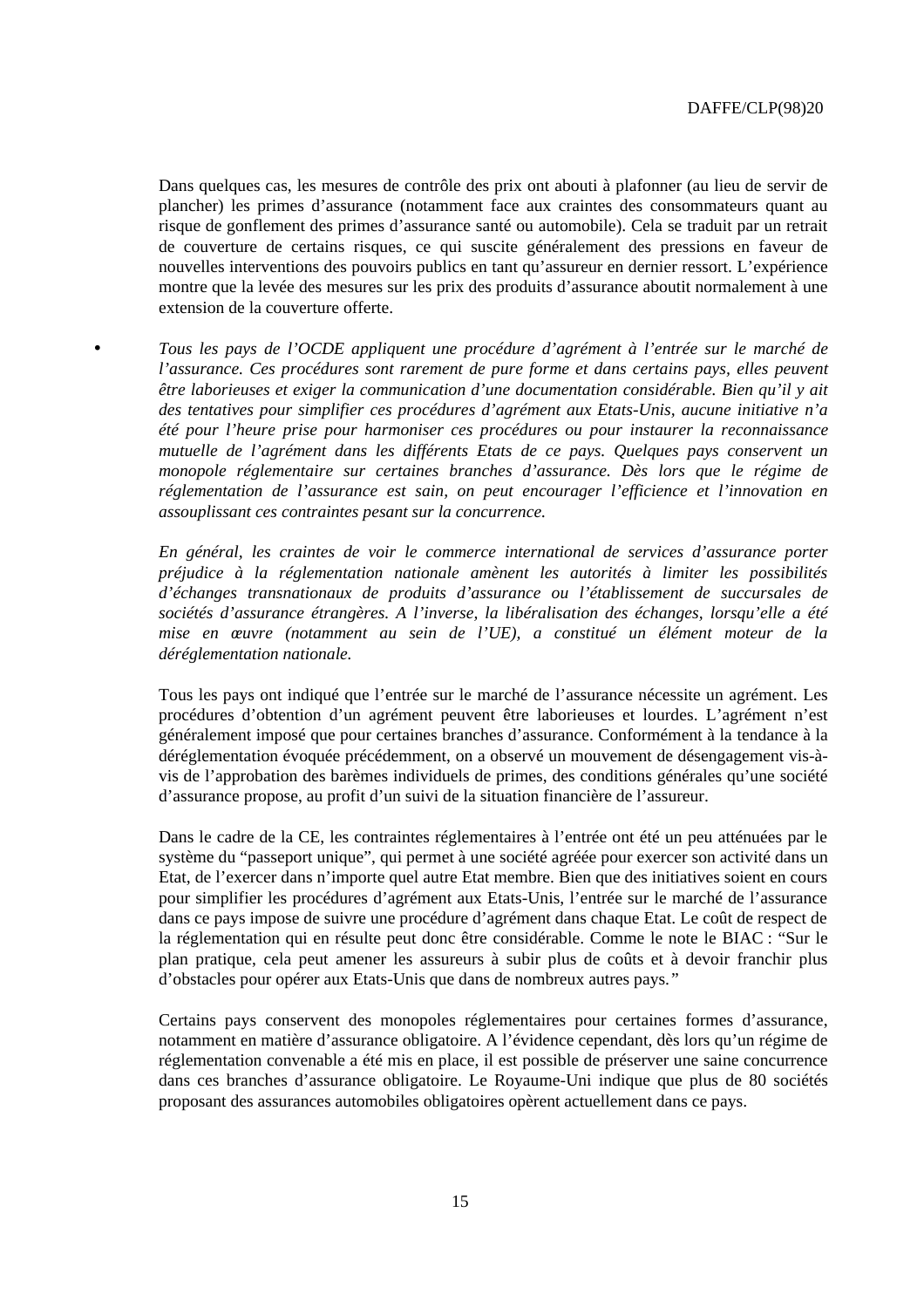Dans quelques cas, les mesures de contrôle des prix ont abouti à plafonner (au lieu de servir de plancher) les primes d'assurance (notamment face aux craintes des consommateurs quant au risque de gonflement des primes d'assurance santé ou automobile). Cela se traduit par un retrait de couverture de certains risques, ce qui suscite généralement des pressions en faveur de nouvelles interventions des pouvoirs publics en tant qu'assureur en dernier ressort. L'expérience montre que la levée des mesures sur les prix des produits d'assurance aboutit normalement à une extension de la couverture offerte.

- *Tous les pays de l'OCDE appliquent une procédure d'agrément à l'entrée sur le marché de l'assurance. Ces procédures sont rarement de pure forme et dans certains pays, elles peuvent être laborieuses et exiger la communication d'une documentation considérable. Bien qu'il y ait des tentatives pour simplifier ces procédures d'agrément aux Etats-Unis, aucune initiative n'a été pour l'heure prise pour harmoniser ces procédures ou pour instaurer la reconnaissance mutuelle de l'agrément dans les différents Etats de ce pays. Quelques pays conservent un monopole réglementaire sur certaines branches d'assurance. Dès lors que le régime de réglementation de l'assurance est sain, on peut encourager l'efficience et l'innovation en assouplissant ces contraintes pesant sur la concurrence.*

  *En général, les craintes de voir le commerce international de services d'assurance porter préjudice à la réglementation nationale amènent les autorités à limiter les possibilités d'échanges transnationaux de produits d'assurance ou l'établissement de succursales de sociétés d'assurance étrangères. A l'inverse, la libéralisation des échanges, lorsqu'elle a été mise en œuvre (notamment au sein de l'UE), a constitué un élément moteur de la déréglementation nationale.*

  Tous les pays ont indiqué que l'entrée sur le marché de l'assurance nécessite un agrément. Les procédures d'obtention d'un agrément peuvent être laborieuses et lourdes. L'agrément n'est généralement imposé que pour certaines branches d'assurance. Conformément à la tendance à la déréglementation évoquée précédemment, on a observé un mouvement de désengagement vis-à-vis de l'approbation des barèmes individuels de primes, des conditions générales qu'une société d'assurance propose, au profit d'un suivi de la situation financière de l'assureur.

  Dans le cadre de la CE, les contraintes réglementaires à l'entrée ont été un peu atténuées par le système du "passeport unique", qui permet à une société agréée pour exercer son activité dans un Etat, de l'exercer dans n'importe quel autre Etat membre. Bien que des initiatives soient en cours pour simplifier les procédures d'agrément aux Etats-Unis, l'entrée sur le marché de l'assurance dans ce pays impose de suivre une procédure d'agrément dans chaque Etat. Le coût de respect de la réglementation qui en résulte peut donc être considérable. Comme le note le BIAC : "Sur le plan pratique, cela peut amener les assureurs à subir plus de coûts et à devoir franchir plus d'obstacles pour opérer aux Etats-Unis que dans de nombreux autres pays."

  Certains pays conservent des monopoles réglementaires pour certaines formes d'assurance, notamment en matière d'assurance obligatoire. A l'évidence cependant, dès lors qu'un régime de réglementation convenable a été mis en place, il est possible de préserver une saine concurrence dans ces branches d'assurance obligatoire. Le Royaume-Uni indique que plus de 80 sociétés proposant des assurances automobiles obligatoires opèrent actuellement dans ce pays.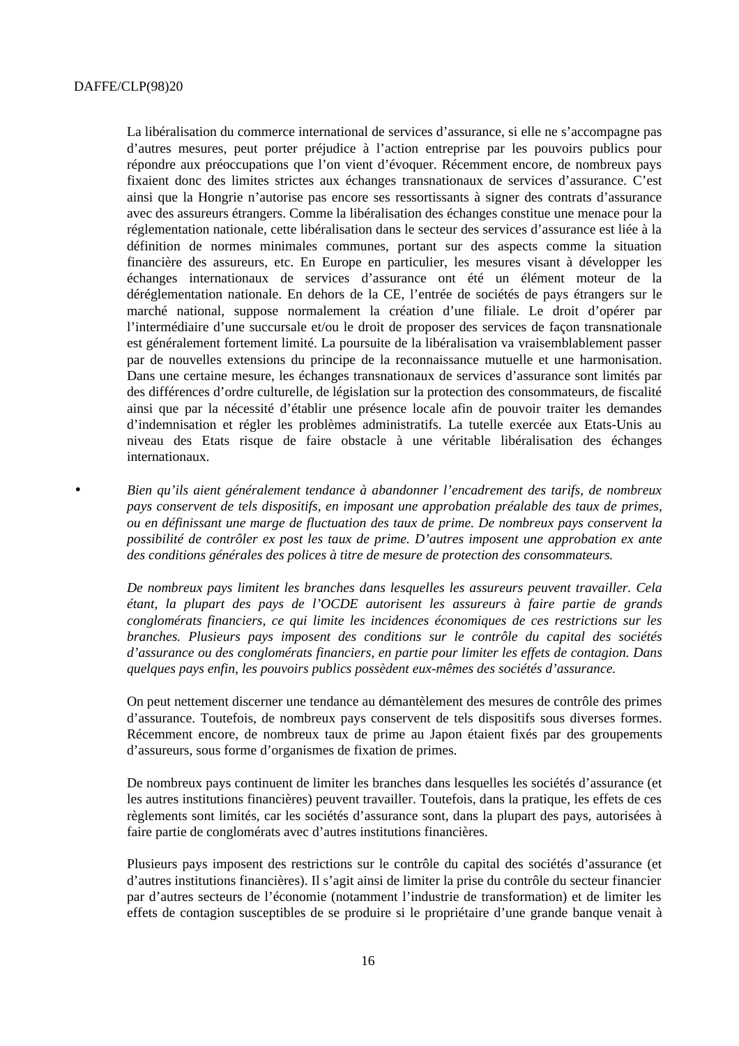La libéralisation du commerce international de services d'assurance, si elle ne s'accompagne pas d'autres mesures, peut porter préjudice à l'action entreprise par les pouvoirs publics pour répondre aux préoccupations que l'on vient d'évoquer. Récemment encore, de nombreux pays fixaient donc des limites strictes aux échanges transnationaux de services d'assurance. C'est ainsi que la Hongrie n'autorise pas encore ses ressortissants à signer des contrats d'assurance avec des assureurs étrangers. Comme la libéralisation des échanges constitue une menace pour la réglementation nationale, cette libéralisation dans le secteur des services d'assurance est liée à la définition de normes minimales communes, portant sur des aspects comme la situation financière des assureurs, etc. En Europe en particulier, les mesures visant à développer les échanges internationaux de services d'assurance ont été un élément moteur de la déréglementation nationale. En dehors de la CE, l'entrée de sociétés de pays étrangers sur le marché national, suppose normalement la création d'une filiale. Le droit d'opérer par l'intermédiaire d'une succursale et/ou le droit de proposer des services de façon transnationale est généralement fortement limité. La poursuite de la libéralisation va vraisemblablement passer par de nouvelles extensions du principe de la reconnaissance mutuelle et une harmonisation. Dans une certaine mesure, les échanges transnationaux de services d'assurance sont limités par des différences d'ordre culturelle, de législation sur la protection des consommateurs, de fiscalité ainsi que par la nécessité d'établir une présence locale afin de pouvoir traiter les demandes d'indemnisation et régler les problèmes administratifs. La tutelle exercée aux Etats-Unis au niveau des Etats risque de faire obstacle à une véritable libéralisation des échanges internationaux.

- *Bien qu'ils aient généralement tendance à abandonner l'encadrement des tarifs, de nombreux pays conservent de tels dispositifs, en imposant une approbation préalable des taux de primes, ou en définissant une marge de fluctuation des taux de prime. De nombreux pays conservent la possibilité de contrôler ex post les taux de prime. D'autres imposent une approbation ex ante des conditions générales des polices à titre de mesure de protection des consommateurs.*

  *De nombreux pays limitent les branches dans lesquelles les assureurs peuvent travailler. Cela étant, la plupart des pays de l'OCDE autorisent les assureurs à faire partie de grands conglomérats financiers, ce qui limite les incidences économiques de ces restrictions sur les branches. Plusieurs pays imposent des conditions sur le contrôle du capital des sociétés d'assurance ou des conglomérats financiers, en partie pour limiter les effets de contagion. Dans quelques pays enfin, les pouvoirs publics possèdent eux-mêmes des sociétés d'assurance.*

  On peut nettement discerner une tendance au démantèlement des mesures de contrôle des primes d'assurance. Toutefois, de nombreux pays conservent de tels dispositifs sous diverses formes. Récemment encore, de nombreux taux de prime au Japon étaient fixés par des groupements d'assureurs, sous forme d'organismes de fixation de primes.

  De nombreux pays continuent de limiter les branches dans lesquelles les sociétés d'assurance (et les autres institutions financières) peuvent travailler. Toutefois, dans la pratique, les effets de ces règlements sont limités, car les sociétés d'assurance sont, dans la plupart des pays, autorisées à faire partie de conglomérats avec d'autres institutions financières.

  Plusieurs pays imposent des restrictions sur le contrôle du capital des sociétés d'assurance (et d'autres institutions financières). Il s'agit ainsi de limiter la prise du contrôle du secteur financier par d'autres secteurs de l'économie (notamment l'industrie de transformation) et de limiter les effets de contagion susceptibles de se produire si le propriétaire d'une grande banque venait à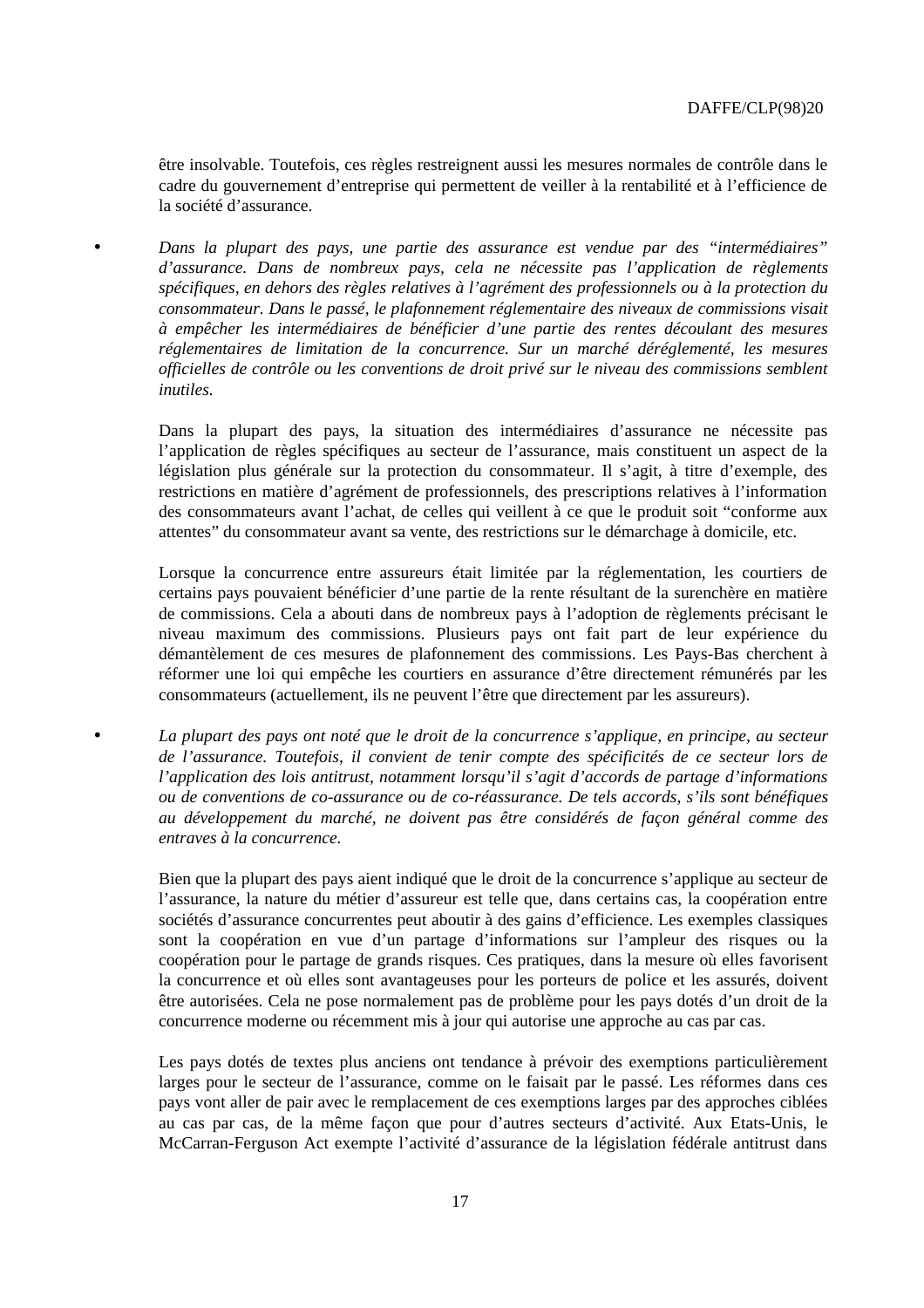être insolvable. Toutefois, ces règles restreignent aussi les mesures normales de contrôle dans le cadre du gouvernement d'entreprise qui permettent de veiller à la rentabilité et à l'efficience de la société d'assurance.

- *Dans la plupart des pays, une partie des assurance est vendue par des "intermédiaires" d'assurance. Dans de nombreux pays, cela ne nécessite pas l'application de règlements spécifiques, en dehors des règles relatives à l'agrément des professionnels ou à la protection du consommateur. Dans le passé, le plafonnement réglementaire des niveaux de commissions visait à empêcher les intermédiaires de bénéficier d'une partie des rentes découlant des mesures réglementaires de limitation de la concurrence. Sur un marché déréglementé, les mesures officielles de contrôle ou les conventions de droit privé sur le niveau des commissions semblent inutiles.*

  Dans la plupart des pays, la situation des intermédiaires d'assurance ne nécessite pas l'application de règles spécifiques au secteur de l'assurance, mais constituent un aspect de la législation plus générale sur la protection du consommateur. Il s'agit, à titre d'exemple, des restrictions en matière d'agrément de professionnels, des prescriptions relatives à l'information des consommateurs avant l'achat, de celles qui veillent à ce que le produit soit "conforme aux attentes" du consommateur avant sa vente, des restrictions sur le démarchage à domicile, etc.

  Lorsque la concurrence entre assureurs était limitée par la réglementation, les courtiers de certains pays pouvaient bénéficier d'une partie de la rente résultant de la surenchère en matière de commissions. Cela a abouti dans de nombreux pays à l'adoption de règlements précisant le niveau maximum des commissions. Plusieurs pays ont fait part de leur expérience du démantèlement de ces mesures de plafonnement des commissions. Les Pays-Bas cherchent à réformer une loi qui empêche les courtiers en assurance d'être directement rémunérés par les consommateurs (actuellement, ils ne peuvent l'être que directement par les assureurs).

- *La plupart des pays ont noté que le droit de la concurrence s'applique, en principe, au secteur de l'assurance. Toutefois, il convient de tenir compte des spécificités de ce secteur lors de l'application des lois antitrust, notamment lorsqu'il s'agit d'accords de partage d'informations ou de conventions de co-assurance ou de co-réassurance. De tels accords, s'ils sont bénéfiques au développement du marché, ne doivent pas être considérés de façon général comme des entraves à la concurrence.*

  Bien que la plupart des pays aient indiqué que le droit de la concurrence s'applique au secteur de l'assurance, la nature du métier d'assureur est telle que, dans certains cas, la coopération entre sociétés d'assurance concurrentes peut aboutir à des gains d'efficience. Les exemples classiques sont la coopération en vue d'un partage d'informations sur l'ampleur des risques ou la coopération pour le partage de grands risques. Ces pratiques, dans la mesure où elles favorisent la concurrence et où elles sont avantageuses pour les porteurs de police et les assurés, doivent être autorisées. Cela ne pose normalement pas de problème pour les pays dotés d'un droit de la concurrence moderne ou récemment mis à jour qui autorise une approche au cas par cas.

  Les pays dotés de textes plus anciens ont tendance à prévoir des exemptions particulièrement larges pour le secteur de l'assurance, comme on le faisait par le passé. Les réformes dans ces pays vont aller de pair avec le remplacement de ces exemptions larges par des approches ciblées au cas par cas, de la même façon que pour d'autres secteurs d'activité. Aux Etats-Unis, le McCarran-Ferguson Act exempte l'activité d'assurance de la législation fédérale antitrust dans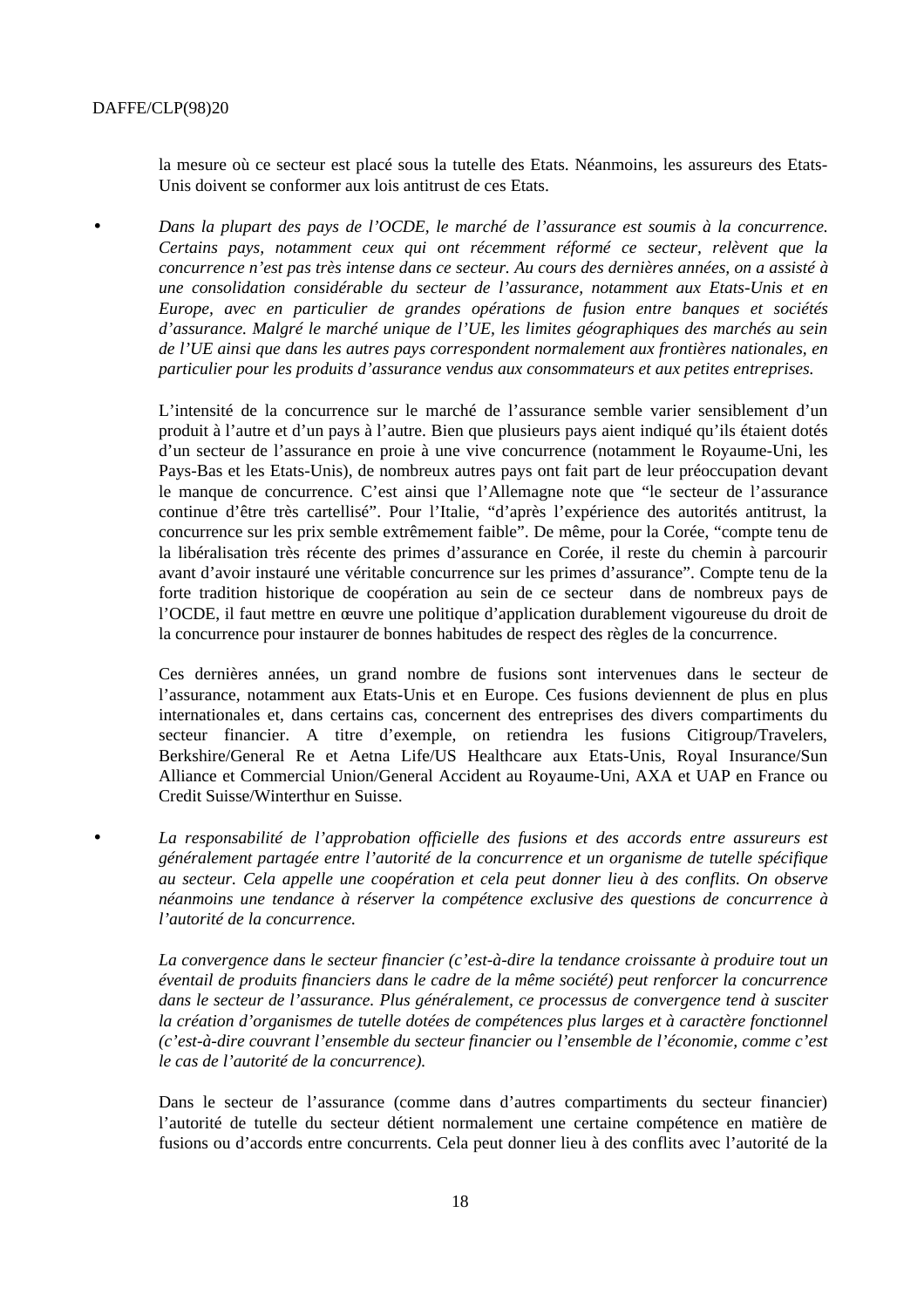la mesure où ce secteur est placé sous la tutelle des Etats. Néanmoins, les assureurs des Etats-Unis doivent se conformer aux lois antitrust de ces Etats.

- *Dans la plupart des pays de l'OCDE, le marché de l'assurance est soumis à la concurrence. Certains pays, notamment ceux qui ont récemment réformé ce secteur, relèvent que la concurrence n'est pas très intense dans ce secteur. Au cours des dernières années, on a assisté à une consolidation considérable du secteur de l'assurance, notamment aux Etats-Unis et en Europe, avec en particulier de grandes opérations de fusion entre banques et sociétés d'assurance. Malgré le marché unique de l'UE, les limites géographiques des marchés au sein de l'UE ainsi que dans les autres pays correspondent normalement aux frontières nationales, en particulier pour les produits d'assurance vendus aux consommateurs et aux petites entreprises.*

  L'intensité de la concurrence sur le marché de l'assurance semble varier sensiblement d'un produit à l'autre et d'un pays à l'autre. Bien que plusieurs pays aient indiqué qu'ils étaient dotés d'un secteur de l'assurance en proie à une vive concurrence (notamment le Royaume-Uni, les Pays-Bas et les Etats-Unis), de nombreux autres pays ont fait part de leur préoccupation devant le manque de concurrence. C'est ainsi que l'Allemagne note que "le secteur de l'assurance continue d'être très cartellisé". Pour l'Italie, "d'après l'expérience des autorités antitrust, la concurrence sur les prix semble extrêmement faible". De même, pour la Corée, "compte tenu de la libéralisation très récente des primes d'assurance en Corée, il reste du chemin à parcourir avant d'avoir instauré une véritable concurrence sur les primes d'assurance". Compte tenu de la forte tradition historique de coopération au sein de ce secteur dans de nombreux pays de l'OCDE, il faut mettre en œuvre une politique d'application durablement vigoureuse du droit de la concurrence pour instaurer de bonnes habitudes de respect des règles de la concurrence.

  Ces dernières années, un grand nombre de fusions sont intervenues dans le secteur de l'assurance, notamment aux Etats-Unis et en Europe. Ces fusions deviennent de plus en plus internationales et, dans certains cas, concernent des entreprises des divers compartiments du secteur financier. A titre d'exemple, on retiendra les fusions Citigroup/Travelers, Berkshire/General Re et Aetna Life/US Healthcare aux Etats-Unis, Royal Insurance/Sun Alliance et Commercial Union/General Accident au Royaume-Uni, AXA et UAP en France ou Credit Suisse/Winterthur en Suisse.

- *La responsabilité de l'approbation officielle des fusions et des accords entre assureurs est généralement partagée entre l'autorité de la concurrence et un organisme de tutelle spécifique au secteur. Cela appelle une coopération et cela peut donner lieu à des conflits. On observe néanmoins une tendance à réserver la compétence exclusive des questions de concurrence à l'autorité de la concurrence.*

  *La convergence dans le secteur financier (c'est-à-dire la tendance croissante à produire tout un éventail de produits financiers dans le cadre de la même société) peut renforcer la concurrence dans le secteur de l'assurance. Plus généralement, ce processus de convergence tend à susciter la création d'organismes de tutelle dotées de compétences plus larges et à caractère fonctionnel (c'est-à-dire couvrant l'ensemble du secteur financier ou l'ensemble de l'économie, comme c'est le cas de l'autorité de la concurrence).*

  Dans le secteur de l'assurance (comme dans d'autres compartiments du secteur financier) l'autorité de tutelle du secteur détient normalement une certaine compétence en matière de fusions ou d'accords entre concurrents. Cela peut donner lieu à des conflits avec l'autorité de la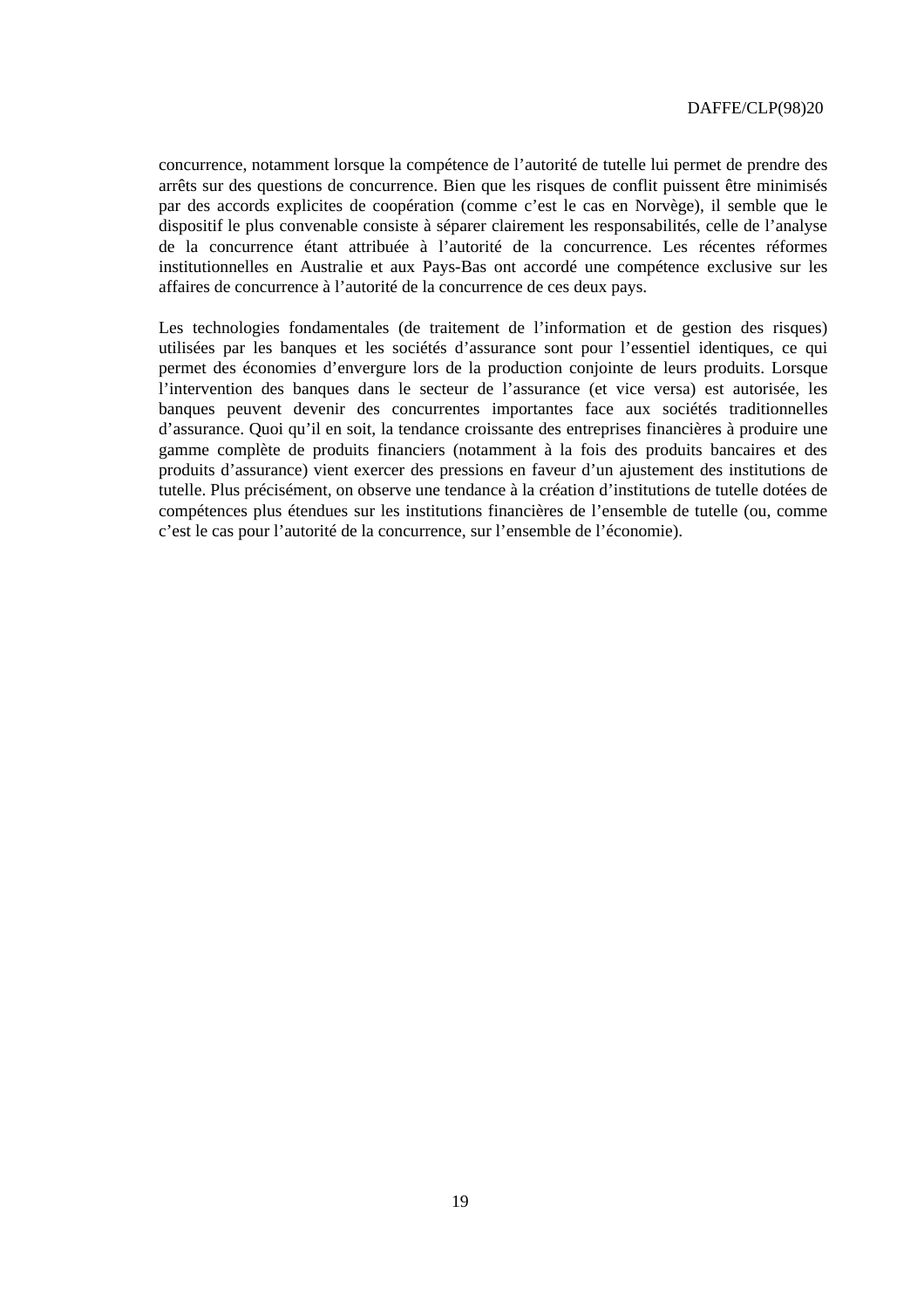concurrence, notamment lorsque la compétence de l'autorité de tutelle lui permet de prendre des arrêts sur des questions de concurrence. Bien que les risques de conflit puissent être minimisés par des accords explicites de coopération (comme c'est le cas en Norvège), il semble que le dispositif le plus convenable consiste à séparer clairement les responsabilités, celle de l'analyse de la concurrence étant attribuée à l'autorité de la concurrence. Les récentes réformes institutionnelles en Australie et aux Pays-Bas ont accordé une compétence exclusive sur les affaires de concurrence à l'autorité de la concurrence de ces deux pays.

Les technologies fondamentales (de traitement de l'information et de gestion des risques) utilisées par les banques et les sociétés d'assurance sont pour l'essentiel identiques, ce qui permet des économies d'envergure lors de la production conjointe de leurs produits. Lorsque l'intervention des banques dans le secteur de l'assurance (et vice versa) est autorisée, les banques peuvent devenir des concurrentes importantes face aux sociétés traditionnelles d'assurance. Quoi qu'il en soit, la tendance croissante des entreprises financières à produire une gamme complète de produits financiers (notamment à la fois des produits bancaires et des produits d'assurance) vient exercer des pressions en faveur d'un ajustement des institutions de tutelle. Plus précisément, on observe une tendance à la création d'institutions de tutelle dotées de compétences plus étendues sur les institutions financières de l'ensemble de tutelle (ou, comme c'est le cas pour l'autorité de la concurrence, sur l'ensemble de l'économie).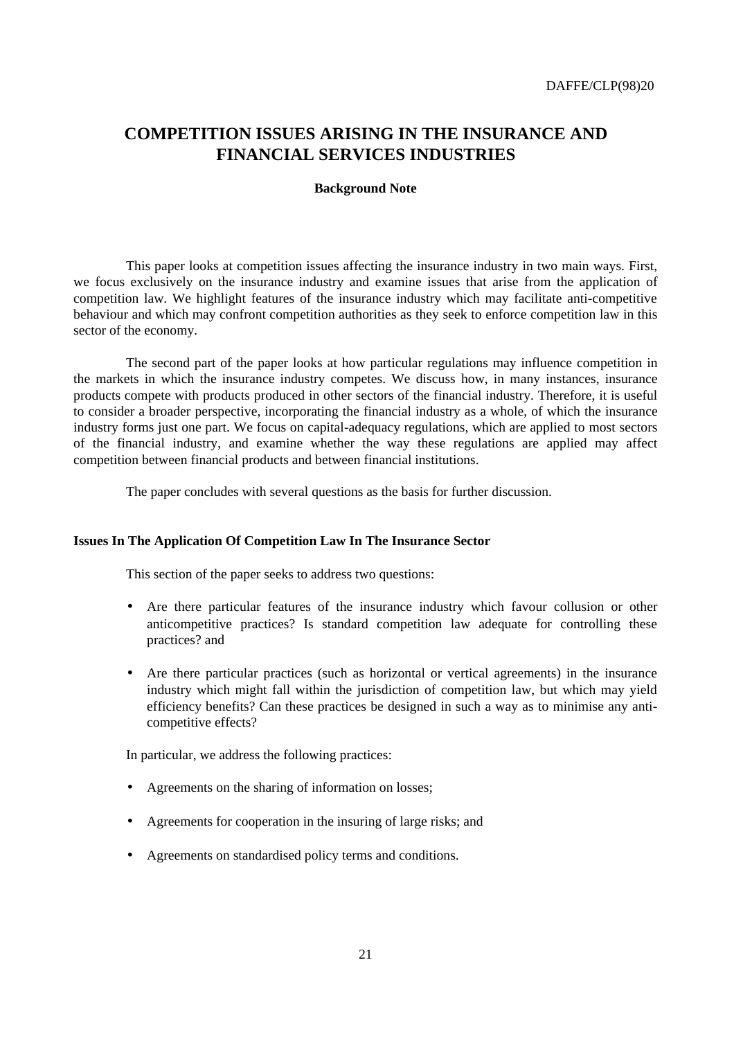# COMPETITION ISSUES ARISING IN THE INSURANCE AND FINANCIAL SERVICES INDUSTRIES

**Background Note**

This paper looks at competition issues affecting the insurance industry in two main ways. First, we focus exclusively on the insurance industry and examine issues that arise from the application of competition law. We highlight features of the insurance industry which may facilitate anti-competitive behaviour and which may confront competition authorities as they seek to enforce competition law in this sector of the economy.

The second part of the paper looks at how particular regulations may influence competition in the markets in which the insurance industry competes. We discuss how, in many instances, insurance products compete with products produced in other sectors of the financial industry. Therefore, it is useful to consider a broader perspective, incorporating the financial industry as a whole, of which the insurance industry forms just one part. We focus on capital-adequacy regulations, which are applied to most sectors of the financial industry, and examine whether the way these regulations are applied may affect competition between financial products and between financial institutions.

The paper concludes with several questions as the basis for further discussion.

## Issues In The Application Of Competition Law In The Insurance Sector

This section of the paper seeks to address two questions:

- Are there particular features of the insurance industry which favour collusion or other anticompetitive practices? Is standard competition law adequate for controlling these practices? and
- Are there particular practices (such as horizontal or vertical agreements) in the insurance industry which might fall within the jurisdiction of competition law, but which may yield efficiency benefits? Can these practices be designed in such a way as to minimise any anti-competitive effects?

In particular, we address the following practices:

- Agreements on the sharing of information on losses;
- Agreements for cooperation in the insuring of large risks; and
- Agreements on standardised policy terms and conditions.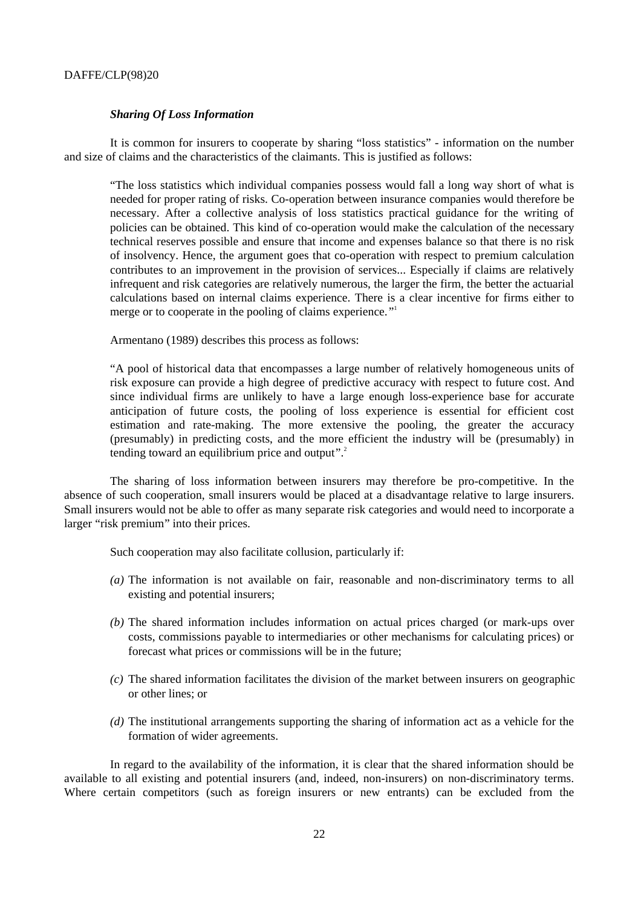### *Sharing Of Loss Information*

It is common for insurers to cooperate by sharing "loss statistics" - information on the number and size of claims and the characteristics of the claimants. This is justified as follows:

> "The loss statistics which individual companies possess would fall a long way short of what is needed for proper rating of risks. Co-operation between insurance companies would therefore be necessary. After a collective analysis of loss statistics practical guidance for the writing of policies can be obtained. This kind of co-operation would make the calculation of the necessary technical reserves possible and ensure that income and expenses balance so that there is no risk of insolvency. Hence, the argument goes that co-operation with respect to premium calculation contributes to an improvement in the provision of services... Especially if claims are relatively infrequent and risk categories are relatively numerous, the larger the firm, the better the actuarial calculations based on internal claims experience. There is a clear incentive for firms either to merge or to cooperate in the pooling of claims experience."[1]

Armentano (1989) describes this process as follows:

> "A pool of historical data that encompasses a large number of relatively homogeneous units of risk exposure can provide a high degree of predictive accuracy with respect to future cost. And since individual firms are unlikely to have a large enough loss-experience base for accurate anticipation of future costs, the pooling of loss experience is essential for efficient cost estimation and rate-making. The more extensive the pooling, the greater the accuracy (presumably) in predicting costs, and the more efficient the industry will be (presumably) in tending toward an equilibrium price and output".[2]

The sharing of loss information between insurers may therefore be pro-competitive. In the absence of such cooperation, small insurers would be placed at a disadvantage relative to large insurers. Small insurers would not be able to offer as many separate risk categories and would need to incorporate a larger "risk premium" into their prices.

Such cooperation may also facilitate collusion, particularly if:

*(a)* The information is not available on fair, reasonable and non-discriminatory terms to all existing and potential insurers;

*(b)* The shared information includes information on actual prices charged (or mark-ups over costs, commissions payable to intermediaries or other mechanisms for calculating prices) or forecast what prices or commissions will be in the future;

*(c)* The shared information facilitates the division of the market between insurers on geographic or other lines; or

*(d)* The institutional arrangements supporting the sharing of information act as a vehicle for the formation of wider agreements.

In regard to the availability of the information, it is clear that the shared information should be available to all existing and potential insurers (and, indeed, non-insurers) on non-discriminatory terms. Where certain competitors (such as foreign insurers or new entrants) can be excluded from the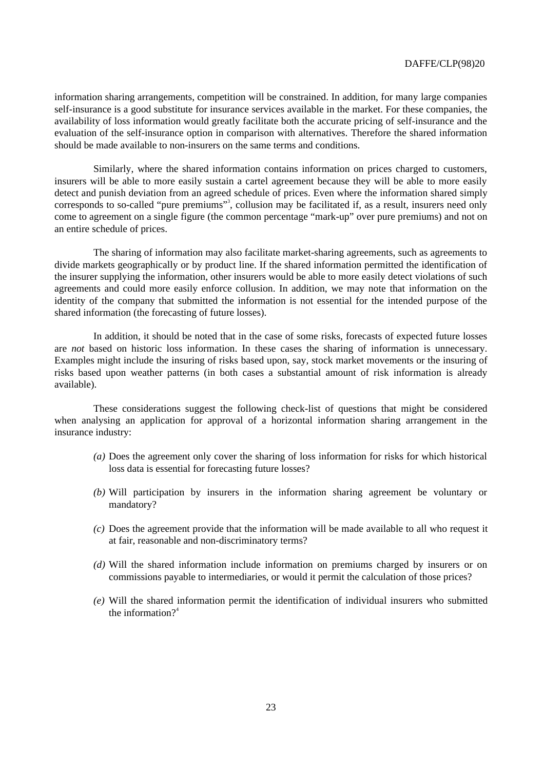information sharing arrangements, competition will be constrained. In addition, for many large companies self-insurance is a good substitute for insurance services available in the market. For these companies, the availability of loss information would greatly facilitate both the accurate pricing of self-insurance and the evaluation of the self-insurance option in comparison with alternatives. Therefore the shared information should be made available to non-insurers on the same terms and conditions.

Similarly, where the shared information contains information on prices charged to customers, insurers will be able to more easily sustain a cartel agreement because they will be able to more easily detect and punish deviation from an agreed schedule of prices. Even where the information shared simply corresponds to so-called "pure premiums"[3], collusion may be facilitated if, as a result, insurers need only come to agreement on a single figure (the common percentage "mark-up" over pure premiums) and not on an entire schedule of prices.

The sharing of information may also facilitate market-sharing agreements, such as agreements to divide markets geographically or by product line. If the shared information permitted the identification of the insurer supplying the information, other insurers would be able to more easily detect violations of such agreements and could more easily enforce collusion. In addition, we may note that information on the identity of the company that submitted the information is not essential for the intended purpose of the shared information (the forecasting of future losses).

In addition, it should be noted that in the case of some risks, forecasts of expected future losses are *not* based on historic loss information. In these cases the sharing of information is unnecessary. Examples might include the insuring of risks based upon, say, stock market movements or the insuring of risks based upon weather patterns (in both cases a substantial amount of risk information is already available).

These considerations suggest the following check-list of questions that might be considered when analysing an application for approval of a horizontal information sharing arrangement in the insurance industry:

*(a)* Does the agreement only cover the sharing of loss information for risks for which historical loss data is essential for forecasting future losses?

*(b)* Will participation by insurers in the information sharing agreement be voluntary or mandatory?

*(c)* Does the agreement provide that the information will be made available to all who request it at fair, reasonable and non-discriminatory terms?

*(d)* Will the shared information include information on premiums charged by insurers or on commissions payable to intermediaries, or would it permit the calculation of those prices?

*(e)* Will the shared information permit the identification of individual insurers who submitted the information?[4]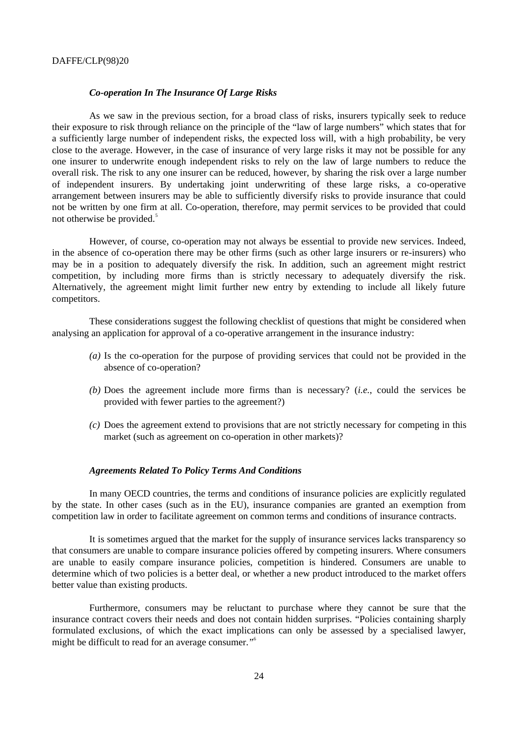### *Co-operation In The Insurance Of Large Risks*

As we saw in the previous section, for a broad class of risks, insurers typically seek to reduce their exposure to risk through reliance on the principle of the "law of large numbers" which states that for a sufficiently large number of independent risks, the expected loss will, with a high probability, be very close to the average. However, in the case of insurance of very large risks it may not be possible for any one insurer to underwrite enough independent risks to rely on the law of large numbers to reduce the overall risk. The risk to any one insurer can be reduced, however, by sharing the risk over a large number of independent insurers. By undertaking joint underwriting of these large risks, a co-operative arrangement between insurers may be able to sufficiently diversify risks to provide insurance that could not be written by one firm at all. Co-operation, therefore, may permit services to be provided that could not otherwise be provided.[5]

However, of course, co-operation may not always be essential to provide new services. Indeed, in the absence of co-operation there may be other firms (such as other large insurers or re-insurers) who may be in a position to adequately diversify the risk. In addition, such an agreement might restrict competition, by including more firms than is strictly necessary to adequately diversify the risk. Alternatively, the agreement might limit further new entry by extending to include all likely future competitors.

These considerations suggest the following checklist of questions that might be considered when analysing an application for approval of a co-operative arrangement in the insurance industry:

*(a)* Is the co-operation for the purpose of providing services that could not be provided in the absence of co-operation?

*(b)* Does the agreement include more firms than is necessary? (*i.e.*, could the services be provided with fewer parties to the agreement?)

*(c)* Does the agreement extend to provisions that are not strictly necessary for competing in this market (such as agreement on co-operation in other markets)?

### *Agreements Related To Policy Terms And Conditions*

In many OECD countries, the terms and conditions of insurance policies are explicitly regulated by the state. In other cases (such as in the EU), insurance companies are granted an exemption from competition law in order to facilitate agreement on common terms and conditions of insurance contracts.

It is sometimes argued that the market for the supply of insurance services lacks transparency so that consumers are unable to compare insurance policies offered by competing insurers. Where consumers are unable to easily compare insurance policies, competition is hindered. Consumers are unable to determine which of two policies is a better deal, or whether a new product introduced to the market offers better value than existing products.

Furthermore, consumers may be reluctant to purchase where they cannot be sure that the insurance contract covers their needs and does not contain hidden surprises. "Policies containing sharply formulated exclusions, of which the exact implications can only be assessed by a specialised lawyer, might be difficult to read for an average consumer."[6]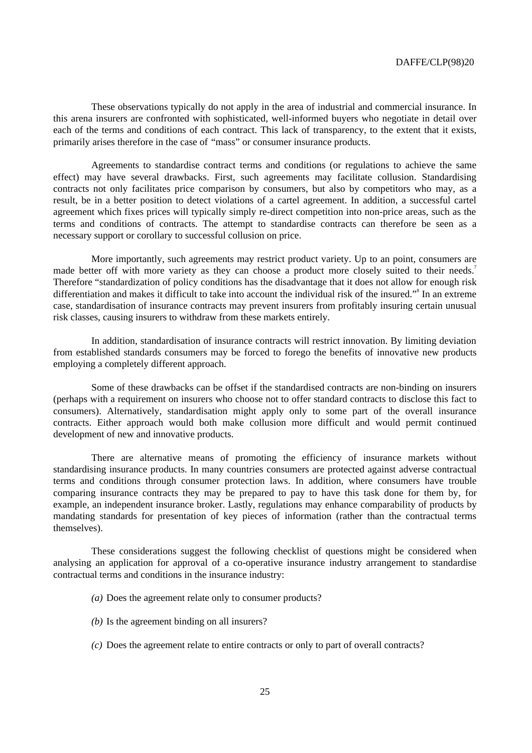These observations typically do not apply in the area of industrial and commercial insurance. In this arena insurers are confronted with sophisticated, well-informed buyers who negotiate in detail over each of the terms and conditions of each contract. This lack of transparency, to the extent that it exists, primarily arises therefore in the case of "mass" or consumer insurance products.

Agreements to standardise contract terms and conditions (or regulations to achieve the same effect) may have several drawbacks. First, such agreements may facilitate collusion. Standardising contracts not only facilitates price comparison by consumers, but also by competitors who may, as a result, be in a better position to detect violations of a cartel agreement. In addition, a successful cartel agreement which fixes prices will typically simply re-direct competition into non-price areas, such as the terms and conditions of contracts. The attempt to standardise contracts can therefore be seen as a necessary support or corollary to successful collusion on price.

More importantly, such agreements may restrict product variety. Up to an point, consumers are made better off with more variety as they can choose a product more closely suited to their needs.[7] Therefore "standardization of policy conditions has the disadvantage that it does not allow for enough risk differentiation and makes it difficult to take into account the individual risk of the insured."[8] In an extreme case, standardisation of insurance contracts may prevent insurers from profitably insuring certain unusual risk classes, causing insurers to withdraw from these markets entirely.

In addition, standardisation of insurance contracts will restrict innovation. By limiting deviation from established standards consumers may be forced to forego the benefits of innovative new products employing a completely different approach.

Some of these drawbacks can be offset if the standardised contracts are non-binding on insurers (perhaps with a requirement on insurers who choose not to offer standard contracts to disclose this fact to consumers). Alternatively, standardisation might apply only to some part of the overall insurance contracts. Either approach would both make collusion more difficult and would permit continued development of new and innovative products.

There are alternative means of promoting the efficiency of insurance markets without standardising insurance products. In many countries consumers are protected against adverse contractual terms and conditions through consumer protection laws. In addition, where consumers have trouble comparing insurance contracts they may be prepared to pay to have this task done for them by, for example, an independent insurance broker. Lastly, regulations may enhance comparability of products by mandating standards for presentation of key pieces of information (rather than the contractual terms themselves).

These considerations suggest the following checklist of questions might be considered when analysing an application for approval of a co-operative insurance industry arrangement to standardise contractual terms and conditions in the insurance industry:

*(a)* Does the agreement relate only to consumer products?

*(b)* Is the agreement binding on all insurers?

*(c)* Does the agreement relate to entire contracts or only to part of overall contracts?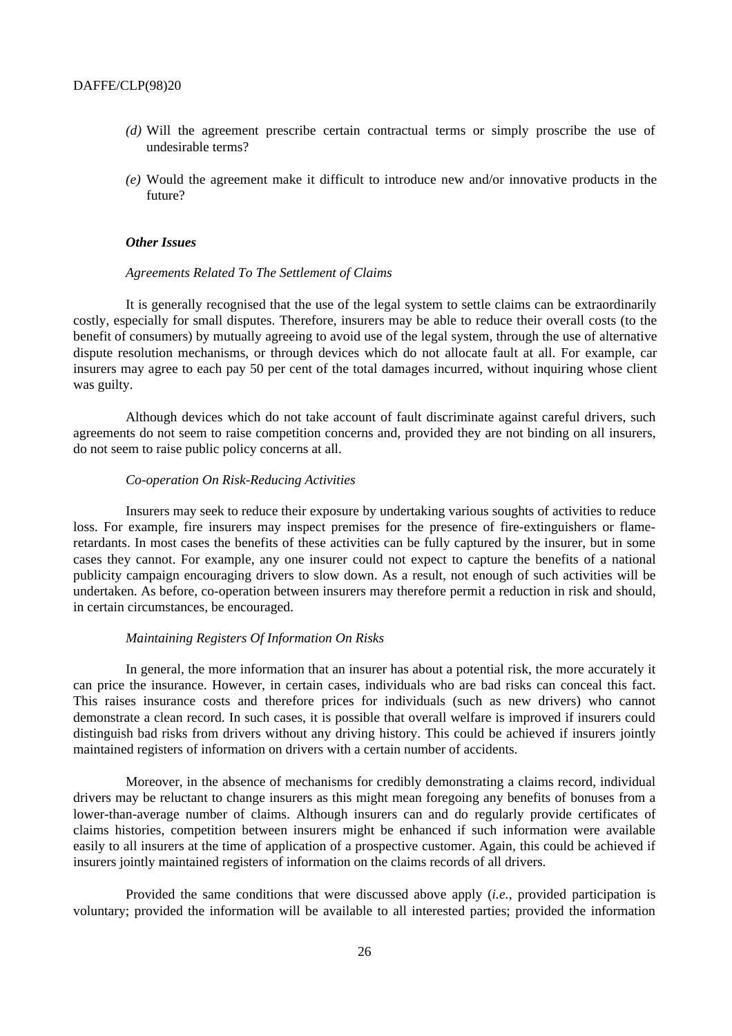*(d)* Will the agreement prescribe certain contractual terms or simply proscribe the use of undesirable terms?

*(e)* Would the agreement make it difficult to introduce new and/or innovative products in the future?

***Other Issues***

*Agreements Related To The Settlement of Claims*

It is generally recognised that the use of the legal system to settle claims can be extraordinarily costly, especially for small disputes. Therefore, insurers may be able to reduce their overall costs (to the benefit of consumers) by mutually agreeing to avoid use of the legal system, through the use of alternative dispute resolution mechanisms, or through devices which do not allocate fault at all. For example, car insurers may agree to each pay 50 per cent of the total damages incurred, without inquiring whose client was guilty.

Although devices which do not take account of fault discriminate against careful drivers, such agreements do not seem to raise competition concerns and, provided they are not binding on all insurers, do not seem to raise public policy concerns at all.

*Co-operation On Risk-Reducing Activities*

Insurers may seek to reduce their exposure by undertaking various soughts of activities to reduce loss. For example, fire insurers may inspect premises for the presence of fire-extinguishers or flame-retardants. In most cases the benefits of these activities can be fully captured by the insurer, but in some cases they cannot. For example, any one insurer could not expect to capture the benefits of a national publicity campaign encouraging drivers to slow down. As a result, not enough of such activities will be undertaken. As before, co-operation between insurers may therefore permit a reduction in risk and should, in certain circumstances, be encouraged.

*Maintaining Registers Of Information On Risks*

In general, the more information that an insurer has about a potential risk, the more accurately it can price the insurance. However, in certain cases, individuals who are bad risks can conceal this fact. This raises insurance costs and therefore prices for individuals (such as new drivers) who cannot demonstrate a clean record. In such cases, it is possible that overall welfare is improved if insurers could distinguish bad risks from drivers without any driving history. This could be achieved if insurers jointly maintained registers of information on drivers with a certain number of accidents.

Moreover, in the absence of mechanisms for credibly demonstrating a claims record, individual drivers may be reluctant to change insurers as this might mean foregoing any benefits of bonuses from a lower-than-average number of claims. Although insurers can and do regularly provide certificates of claims histories, competition between insurers might be enhanced if such information were available easily to all insurers at the time of application of a prospective customer. Again, this could be achieved if insurers jointly maintained registers of information on the claims records of all drivers.

Provided the same conditions that were discussed above apply (*i.e.*, provided participation is voluntary; provided the information will be available to all interested parties; provided the information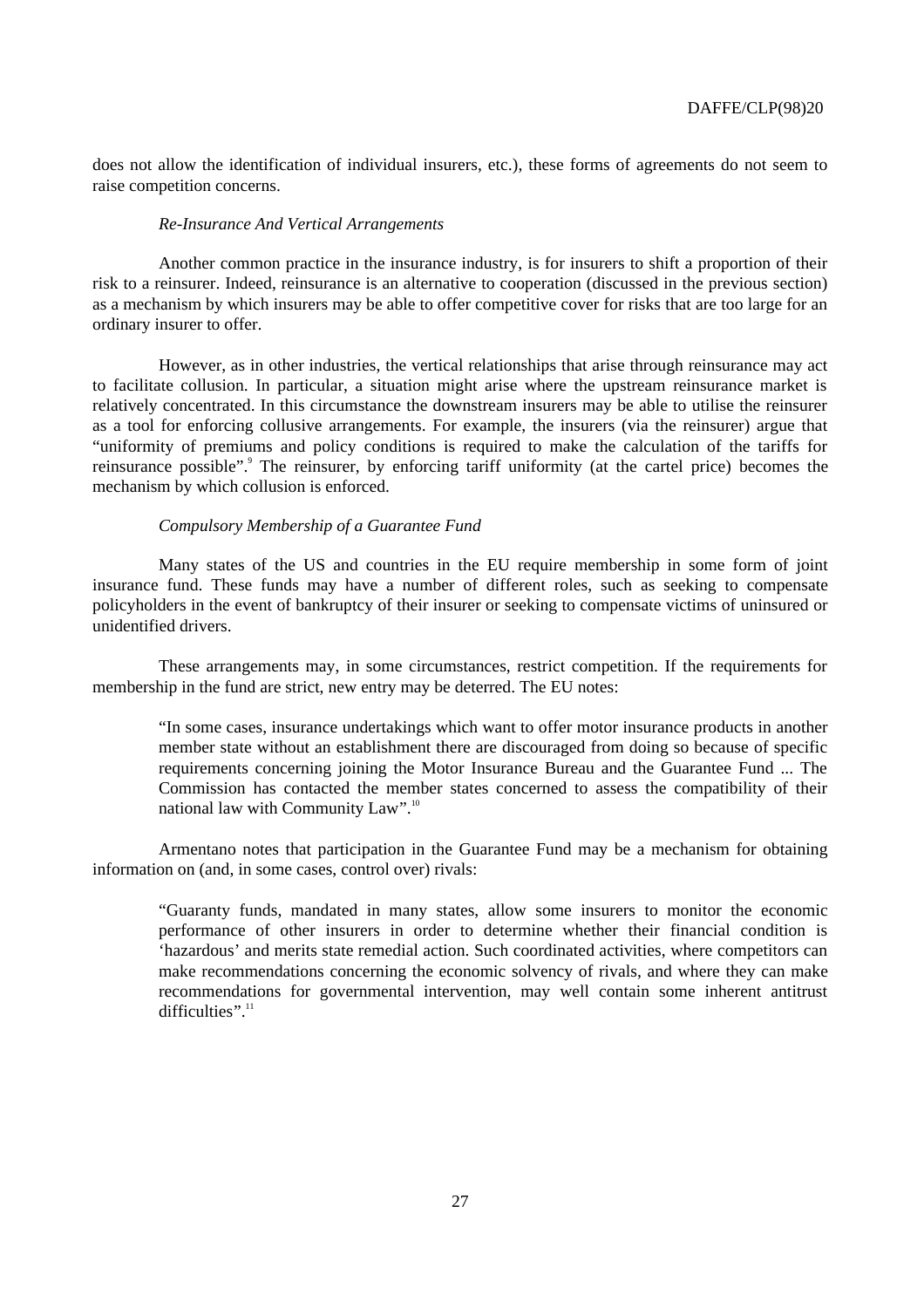does not allow the identification of individual insurers, etc.), these forms of agreements do not seem to raise competition concerns.

### *Re-Insurance And Vertical Arrangements*

Another common practice in the insurance industry, is for insurers to shift a proportion of their risk to a reinsurer. Indeed, reinsurance is an alternative to cooperation (discussed in the previous section) as a mechanism by which insurers may be able to offer competitive cover for risks that are too large for an ordinary insurer to offer.

However, as in other industries, the vertical relationships that arise through reinsurance may act to facilitate collusion. In particular, a situation might arise where the upstream reinsurance market is relatively concentrated. In this circumstance the downstream insurers may be able to utilise the reinsurer as a tool for enforcing collusive arrangements. For example, the insurers (via the reinsurer) argue that "uniformity of premiums and policy conditions is required to make the calculation of the tariffs for reinsurance possible".[9] The reinsurer, by enforcing tariff uniformity (at the cartel price) becomes the mechanism by which collusion is enforced.

### *Compulsory Membership of a Guarantee Fund*

Many states of the US and countries in the EU require membership in some form of joint insurance fund. These funds may have a number of different roles, such as seeking to compensate policyholders in the event of bankruptcy of their insurer or seeking to compensate victims of uninsured or unidentified drivers.

These arrangements may, in some circumstances, restrict competition. If the requirements for membership in the fund are strict, new entry may be deterred. The EU notes:

> "In some cases, insurance undertakings which want to offer motor insurance products in another member state without an establishment there are discouraged from doing so because of specific requirements concerning joining the Motor Insurance Bureau and the Guarantee Fund ... The Commission has contacted the member states concerned to assess the compatibility of their national law with Community Law".[10]

Armentano notes that participation in the Guarantee Fund may be a mechanism for obtaining information on (and, in some cases, control over) rivals:

> "Guaranty funds, mandated in many states, allow some insurers to monitor the economic performance of other insurers in order to determine whether their financial condition is 'hazardous' and merits state remedial action. Such coordinated activities, where competitors can make recommendations concerning the economic solvency of rivals, and where they can make recommendations for governmental intervention, may well contain some inherent antitrust difficulties".[11]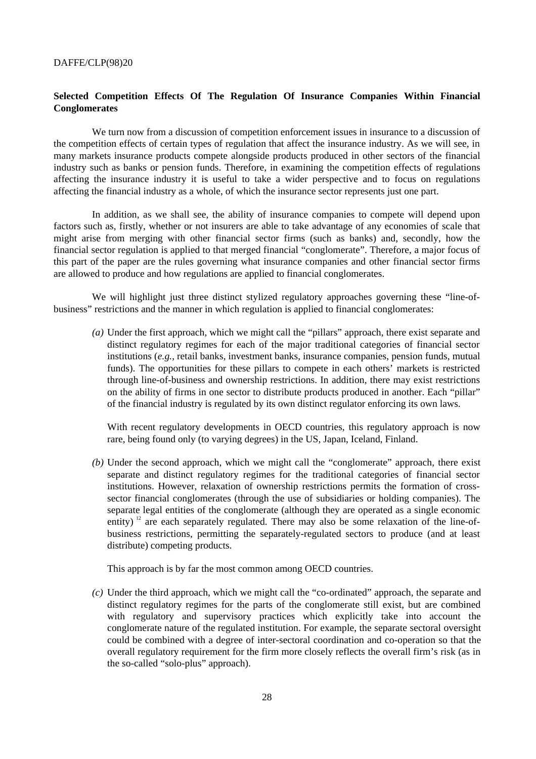### Selected Competition Effects Of The Regulation Of Insurance Companies Within Financial Conglomerates

We turn now from a discussion of competition enforcement issues in insurance to a discussion of the competition effects of certain types of regulation that affect the insurance industry. As we will see, in many markets insurance products compete alongside products produced in other sectors of the financial industry such as banks or pension funds. Therefore, in examining the competition effects of regulations affecting the insurance industry it is useful to take a wider perspective and to focus on regulations affecting the financial industry as a whole, of which the insurance sector represents just one part.

In addition, as we shall see, the ability of insurance companies to compete will depend upon factors such as, firstly, whether or not insurers are able to take advantage of any economies of scale that might arise from merging with other financial sector firms (such as banks) and, secondly, how the financial sector regulation is applied to that merged financial "conglomerate". Therefore, a major focus of this part of the paper are the rules governing what insurance companies and other financial sector firms are allowed to produce and how regulations are applied to financial conglomerates.

We will highlight just three distinct stylized regulatory approaches governing these "line-of-business" restrictions and the manner in which regulation is applied to financial conglomerates:

*(a)* Under the first approach, which we might call the "pillars" approach, there exist separate and distinct regulatory regimes for each of the major traditional categories of financial sector institutions (*e.g.*, retail banks, investment banks, insurance companies, pension funds, mutual funds). The opportunities for these pillars to compete in each others' markets is restricted through line-of-business and ownership restrictions. In addition, there may exist restrictions on the ability of firms in one sector to distribute products produced in another. Each "pillar" of the financial industry is regulated by its own distinct regulator enforcing its own laws.

With recent regulatory developments in OECD countries, this regulatory approach is now rare, being found only (to varying degrees) in the US, Japan, Iceland, Finland.

*(b)* Under the second approach, which we might call the "conglomerate" approach, there exist separate and distinct regulatory regimes for the traditional categories of financial sector institutions. However, relaxation of ownership restrictions permits the formation of cross-sector financial conglomerates (through the use of subsidiaries or holding companies). The separate legal entities of the conglomerate (although they are operated as a single economic entity) [12] are each separately regulated. There may also be some relaxation of the line-of-business restrictions, permitting the separately-regulated sectors to produce (and at least distribute) competing products.

This approach is by far the most common among OECD countries.

*(c)* Under the third approach, which we might call the "co-ordinated" approach, the separate and distinct regulatory regimes for the parts of the conglomerate still exist, but are combined with regulatory and supervisory practices which explicitly take into account the conglomerate nature of the regulated institution. For example, the separate sectoral oversight could be combined with a degree of inter-sectoral coordination and co-operation so that the overall regulatory requirement for the firm more closely reflects the overall firm's risk (as in the so-called "solo-plus" approach).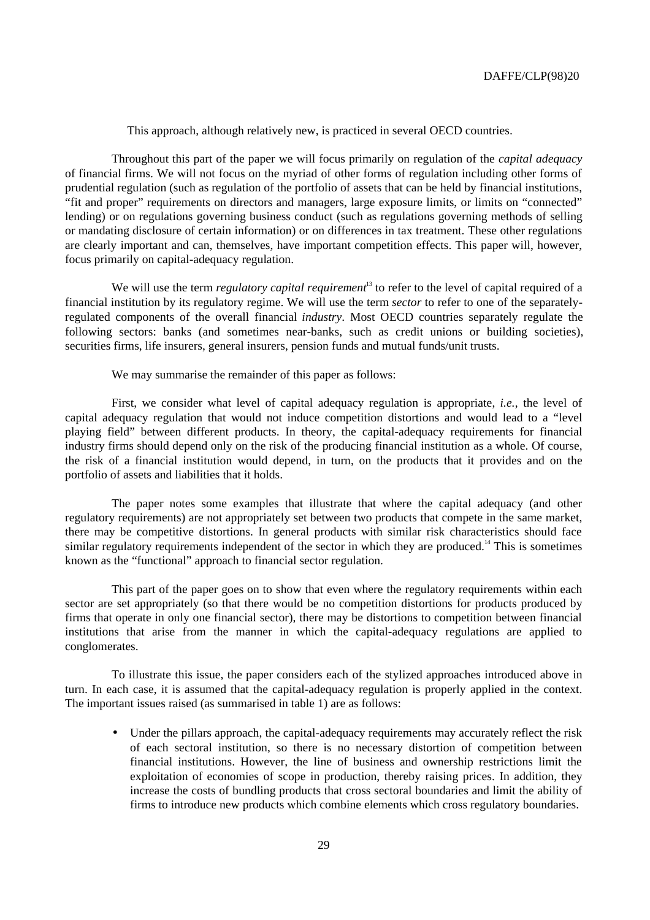This approach, although relatively new, is practiced in several OECD countries.

Throughout this part of the paper we will focus primarily on regulation of the *capital adequacy* of financial firms. We will not focus on the myriad of other forms of regulation including other forms of prudential regulation (such as regulation of the portfolio of assets that can be held by financial institutions, "fit and proper" requirements on directors and managers, large exposure limits, or limits on "connected" lending) or on regulations governing business conduct (such as regulations governing methods of selling or mandating disclosure of certain information) or on differences in tax treatment. These other regulations are clearly important and can, themselves, have important competition effects. This paper will, however, focus primarily on capital-adequacy regulation.

We will use the term *regulatory capital requirement*[13] to refer to the level of capital required of a financial institution by its regulatory regime. We will use the term *sector* to refer to one of the separately-regulated components of the overall financial *industry*. Most OECD countries separately regulate the following sectors: banks (and sometimes near-banks, such as credit unions or building societies), securities firms, life insurers, general insurers, pension funds and mutual funds/unit trusts.

We may summarise the remainder of this paper as follows:

First, we consider what level of capital adequacy regulation is appropriate, *i.e.*, the level of capital adequacy regulation that would not induce competition distortions and would lead to a "level playing field" between different products. In theory, the capital-adequacy requirements for financial industry firms should depend only on the risk of the producing financial institution as a whole. Of course, the risk of a financial institution would depend, in turn, on the products that it provides and on the portfolio of assets and liabilities that it holds.

The paper notes some examples that illustrate that where the capital adequacy (and other regulatory requirements) are not appropriately set between two products that compete in the same market, there may be competitive distortions. In general products with similar risk characteristics should face similar regulatory requirements independent of the sector in which they are produced.[14] This is sometimes known as the "functional" approach to financial sector regulation.

This part of the paper goes on to show that even where the regulatory requirements within each sector are set appropriately (so that there would be no competition distortions for products produced by firms that operate in only one financial sector), there may be distortions to competition between financial institutions that arise from the manner in which the capital-adequacy regulations are applied to conglomerates.

To illustrate this issue, the paper considers each of the stylized approaches introduced above in turn. In each case, it is assumed that the capital-adequacy regulation is properly applied in the context. The important issues raised (as summarised in table 1) are as follows:

- Under the pillars approach, the capital-adequacy requirements may accurately reflect the risk of each sectoral institution, so there is no necessary distortion of competition between financial institutions. However, the line of business and ownership restrictions limit the exploitation of economies of scope in production, thereby raising prices. In addition, they increase the costs of bundling products that cross sectoral boundaries and limit the ability of firms to introduce new products which combine elements which cross regulatory boundaries.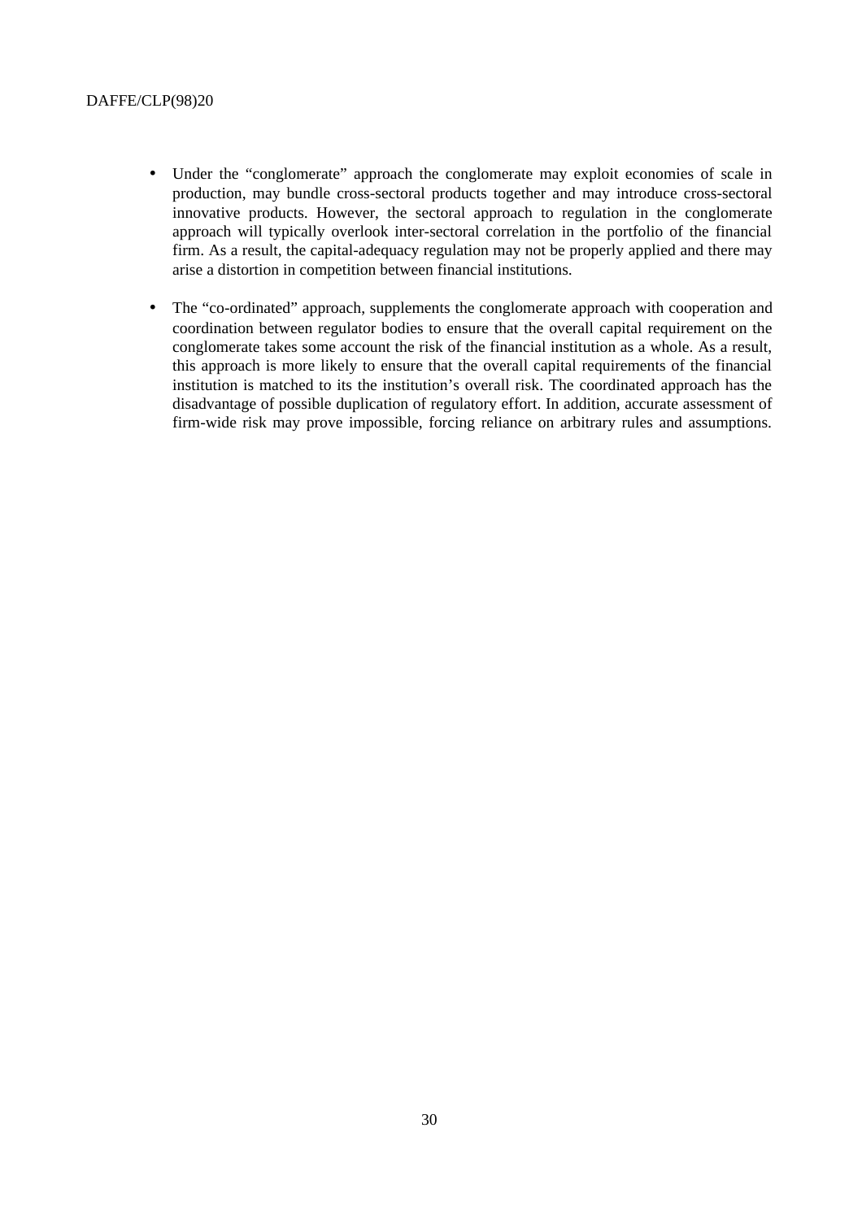- Under the "conglomerate" approach the conglomerate may exploit economies of scale in production, may bundle cross-sectoral products together and may introduce cross-sectoral innovative products. However, the sectoral approach to regulation in the conglomerate approach will typically overlook inter-sectoral correlation in the portfolio of the financial firm. As a result, the capital-adequacy regulation may not be properly applied and there may arise a distortion in competition between financial institutions.

- The "co-ordinated" approach, supplements the conglomerate approach with cooperation and coordination between regulator bodies to ensure that the overall capital requirement on the conglomerate takes some account the risk of the financial institution as a whole. As a result, this approach is more likely to ensure that the overall capital requirements of the financial institution is matched to its the institution's overall risk. The coordinated approach has the disadvantage of possible duplication of regulatory effort. In addition, accurate assessment of firm-wide risk may prove impossible, forcing reliance on arbitrary rules and assumptions.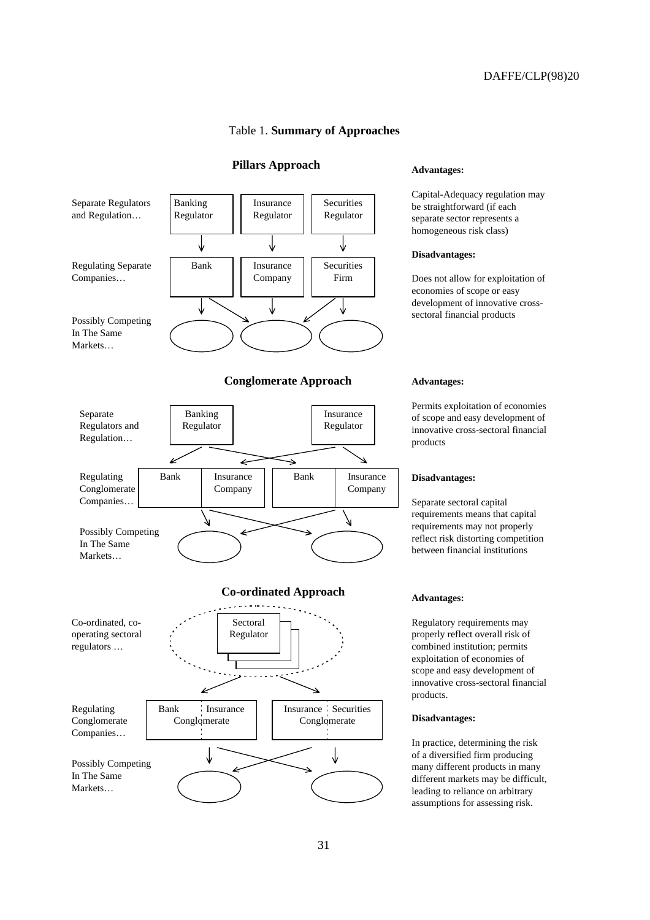Table 1. **Summary of Approaches**

## Pillars Approach

Separate Regulators and Regulation…

Banking Regulator

Insurance Regulator

Securities Regulator

Regulating Separate Companies…

Bank

Insurance Company

Securities Firm

Possibly Competing In The Same Markets…

**Advantages:**

Capital-Adequacy regulation may be straightforward (if each separate sector represents a homogeneous risk class)

**Disadvantages:**

Does not allow for exploitation of economies of scope or easy development of innovative cross-sectoral financial products

## Conglomerate Approach

Separate Regulators and Regulation…

Banking Regulator

Insurance Regulator

Regulating Conglomerate Companies…

Bank

Insurance Company

Bank

Insurance Company

Possibly Competing In The Same Markets…

**Advantages:**

Permits exploitation of economies of scope and easy development of innovative cross-sectoral financial products

**Disadvantages:**

Separate sectoral capital requirements means that capital requirements may not properly reflect risk distorting competition between financial institutions

## Co-ordinated Approach

Co-ordinated, co-operating sectoral regulators …

Sectoral Regulator

Regulating Conglomerate Companies…

Bank Insurance Conglomerate

Insurance Securities Conglomerate

Possibly Competing In The Same Markets…

**Advantages:**

Regulatory requirements may properly reflect overall risk of combined institution; permits exploitation of economies of scope and easy development of innovative cross-sectoral financial products.

**Disadvantages:**

In practice, determining the risk of a diversified firm producing many different products in many different markets may be difficult, leading to reliance on arbitrary assumptions for assessing risk.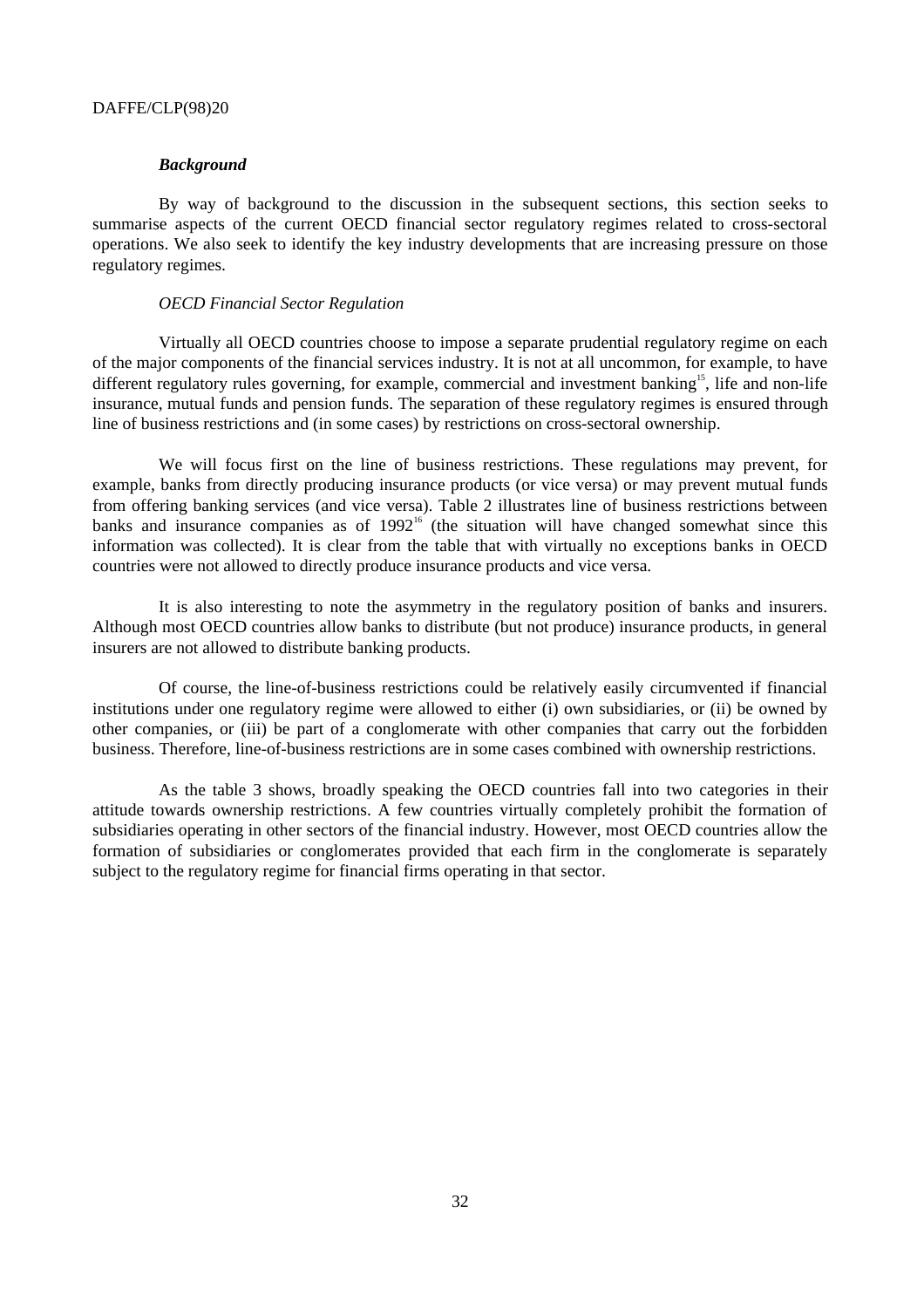### *Background*

By way of background to the discussion in the subsequent sections, this section seeks to summarise aspects of the current OECD financial sector regulatory regimes related to cross-sectoral operations. We also seek to identify the key industry developments that are increasing pressure on those regulatory regimes.

#### *OECD Financial Sector Regulation*

Virtually all OECD countries choose to impose a separate prudential regulatory regime on each of the major components of the financial services industry. It is not at all uncommon, for example, to have different regulatory rules governing, for example, commercial and investment banking[15], life and non-life insurance, mutual funds and pension funds. The separation of these regulatory regimes is ensured through line of business restrictions and (in some cases) by restrictions on cross-sectoral ownership.

We will focus first on the line of business restrictions. These regulations may prevent, for example, banks from directly producing insurance products (or vice versa) or may prevent mutual funds from offering banking services (and vice versa). Table 2 illustrates line of business restrictions between banks and insurance companies as of 1992[16] (the situation will have changed somewhat since this information was collected). It is clear from the table that with virtually no exceptions banks in OECD countries were not allowed to directly produce insurance products and vice versa.

It is also interesting to note the asymmetry in the regulatory position of banks and insurers. Although most OECD countries allow banks to distribute (but not produce) insurance products, in general insurers are not allowed to distribute banking products.

Of course, the line-of-business restrictions could be relatively easily circumvented if financial institutions under one regulatory regime were allowed to either (i) own subsidiaries, or (ii) be owned by other companies, or (iii) be part of a conglomerate with other companies that carry out the forbidden business. Therefore, line-of-business restrictions are in some cases combined with ownership restrictions.

As the table 3 shows, broadly speaking the OECD countries fall into two categories in their attitude towards ownership restrictions. A few countries virtually completely prohibit the formation of subsidiaries operating in other sectors of the financial industry. However, most OECD countries allow the formation of subsidiaries or conglomerates provided that each firm in the conglomerate is separately subject to the regulatory regime for financial firms operating in that sector.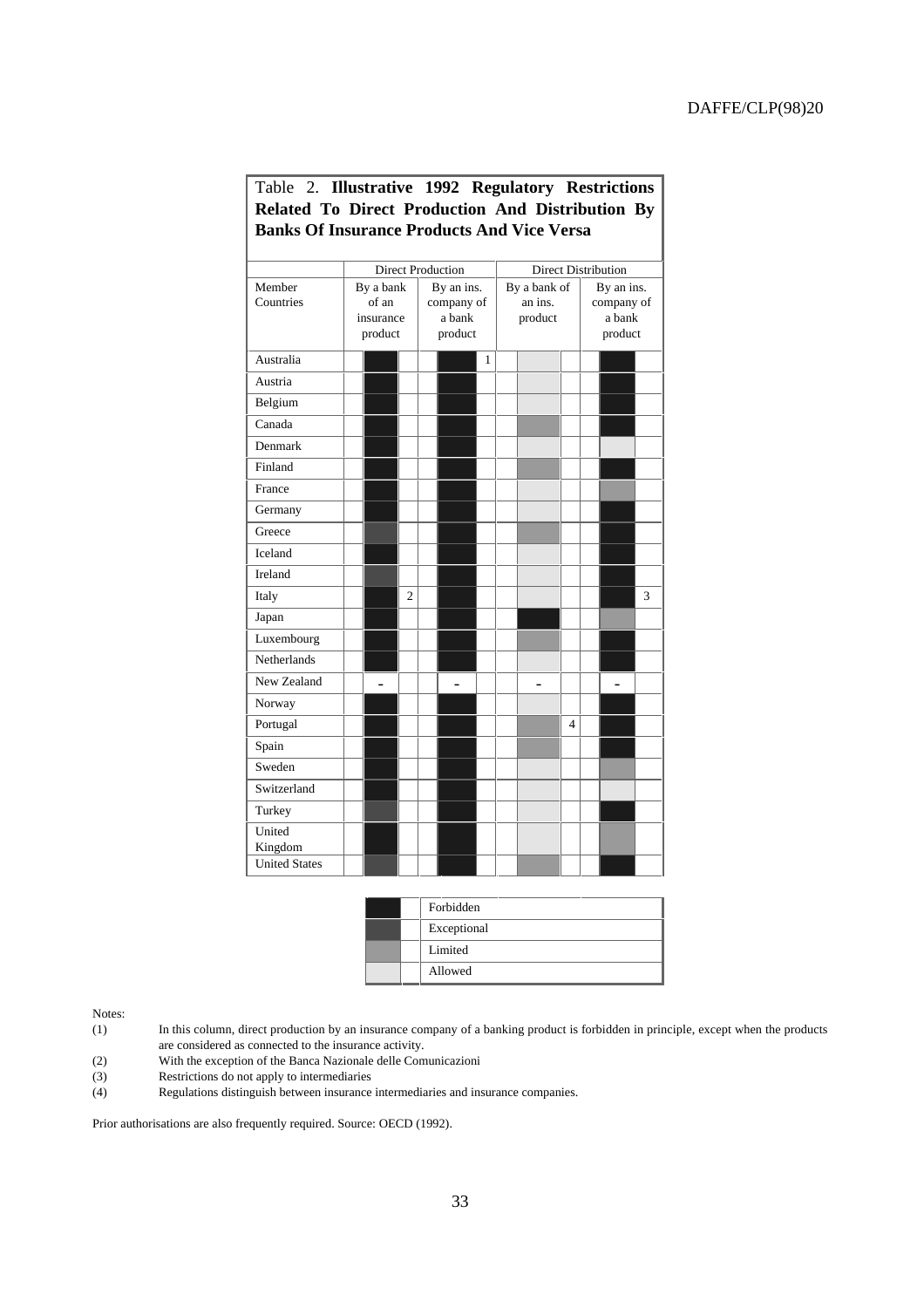Table 2. **Illustrative 1992 Regulatory Restrictions Related To Direct Production And Distribution By Banks Of Insurance Products And Vice Versa**

| Member Countries | Direct Production: By a bank of an insurance product | Direct Production: By an ins. company of a bank product | Direct Distribution: By a bank of an ins. product | Direct Distribution: By an ins. company of a bank product |
|---|---|---|---|---|
| Australia | Forbidden | Forbidden (1) | Allowed | Forbidden |
| Austria | Forbidden | Forbidden | Allowed | Forbidden |
| Belgium | Forbidden | Forbidden | Allowed | Forbidden |
| Canada | Forbidden | Forbidden | Limited | Forbidden |
| Denmark | Forbidden | Forbidden | Allowed | Allowed |
| Finland | Forbidden | Forbidden | Limited | Forbidden |
| France | Forbidden | Forbidden | Allowed | Limited |
| Germany | Forbidden | Forbidden | Allowed | Forbidden |
| Greece | Exceptional | Forbidden | Limited | Forbidden |
| Iceland | Forbidden | Forbidden | Allowed | Forbidden |
| Ireland | Exceptional | Forbidden | Allowed | Forbidden |
| Italy | Forbidden (2) | Forbidden | Allowed | Forbidden (3) |
| Japan | Forbidden | Forbidden | Forbidden | Limited |
| Luxembourg | Forbidden | Forbidden | Limited | Forbidden |
| Netherlands | Forbidden | Forbidden | Allowed | Forbidden |
| New Zealand | - | - | - | - |
| Norway | Forbidden | Forbidden | Allowed | Forbidden |
| Portugal | Forbidden | Forbidden | Limited (4) | Forbidden |
| Spain | Forbidden | Forbidden | Limited | Forbidden |
| Sweden | Forbidden | Forbidden | Allowed | Limited |
| Switzerland | Forbidden | Forbidden | Allowed | Allowed |
| Turkey | Exceptional | Forbidden | Allowed | Forbidden |
| United Kingdom | Forbidden | Forbidden | Allowed | Limited |
| United States | Exceptional | Forbidden | Limited | Forbidden |

Legend: Forbidden; Exceptional; Limited; Allowed

Notes:

(1) In this column, direct production by an insurance company of a banking product is forbidden in principle, except when the products are considered as connected to the insurance activity.

(2) With the exception of the Banca Nazionale delle Comunicazioni

(3) Restrictions do not apply to intermediaries

(4) Regulations distinguish between insurance intermediaries and insurance companies.

Prior authorisations are also frequently required. Source: OECD (1992).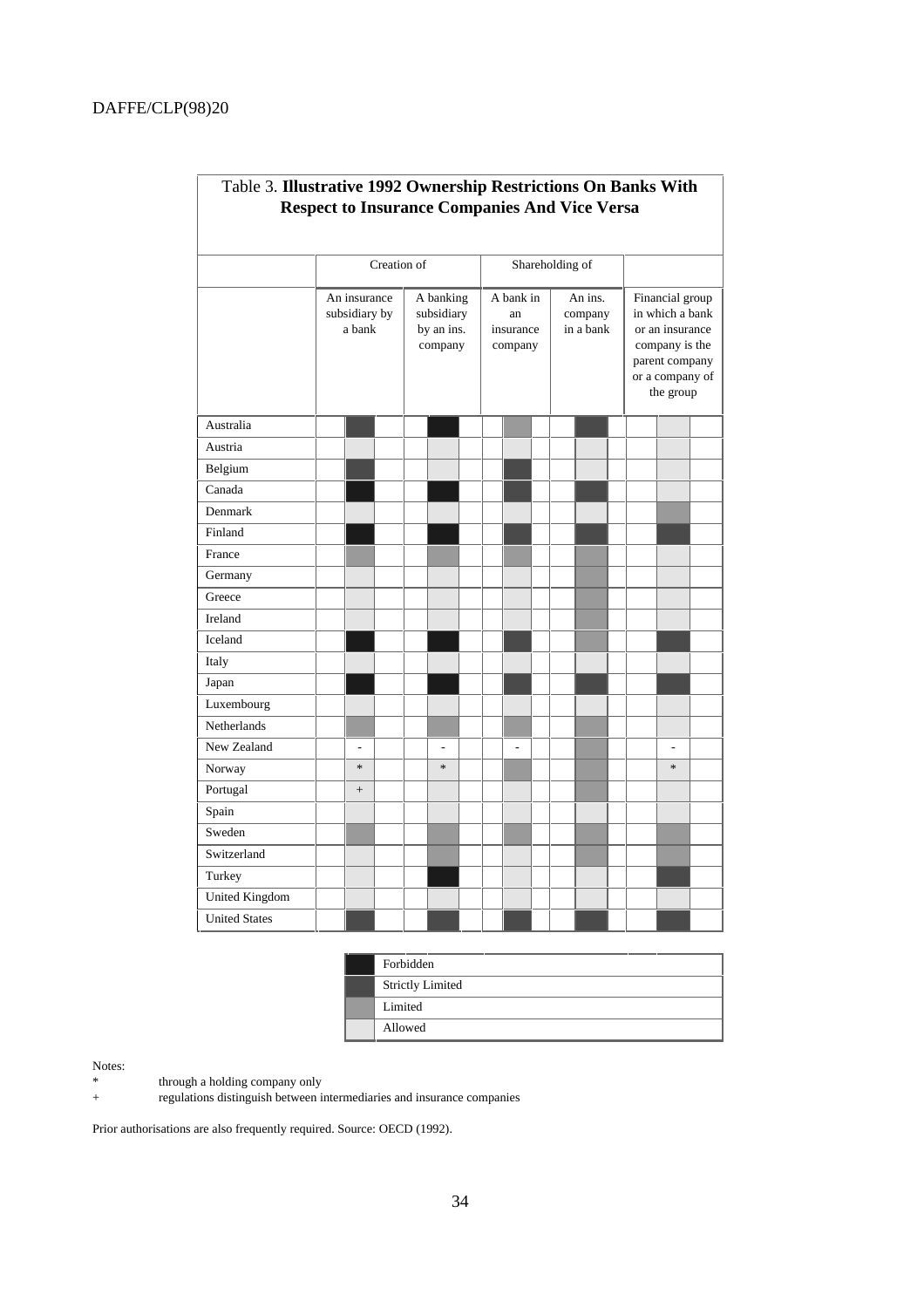Table 3. **Illustrative 1992 Ownership Restrictions On Banks With Respect to Insurance Companies And Vice Versa**

| | Creation of | | Shareholding of | | |
|---|---|---|---|---|---|
| | An insurance subsidiary by a bank | A banking subsidiary by an ins. company | A bank in an insurance company | An ins. company in a bank | Financial group in which a bank or an insurance company is the parent company or a company of the group |
| Australia | Strictly Limited | Forbidden | Limited | Strictly Limited | Allowed |
| Austria | Allowed | Allowed | Allowed | Allowed | Allowed |
| Belgium | Strictly Limited | Allowed | Strictly Limited | Allowed | Allowed |
| Canada | Forbidden | Forbidden | Strictly Limited | Strictly Limited | Allowed |
| Denmark | Allowed | Allowed | Allowed | Allowed | Limited |
| Finland | Forbidden | Forbidden | Strictly Limited | Strictly Limited | Strictly Limited |
| France | Limited | Limited | Limited | Limited | Allowed |
| Germany | Allowed | Allowed | Allowed | Limited | Allowed |
| Greece | Allowed | Allowed | Allowed | Limited | Allowed |
| Ireland | Allowed | Allowed | Allowed | Limited | Allowed |
| Iceland | Forbidden | Forbidden | Strictly Limited | Limited | Strictly Limited |
| Italy | Allowed | Allowed | Allowed | Allowed | Allowed |
| Japan | Forbidden | Forbidden | Strictly Limited | Strictly Limited | Strictly Limited |
| Luxembourg | Allowed | Allowed | Allowed | Allowed | Allowed |
| Netherlands | Limited | Limited | Limited | Limited | Allowed |
| New Zealand | - | - | - | Limited | - |
| Norway | * | * | Limited | Limited | * |
| Portugal | + | Allowed | Allowed | Limited | Allowed |
| Spain | Allowed | Allowed | Allowed | Allowed | Allowed |
| Sweden | Limited | Limited | Limited | Limited | Limited |
| Switzerland | Allowed | Limited | Allowed | Limited | Limited |
| Turkey | Allowed | Forbidden | Allowed | Allowed | Strictly Limited |
| United Kingdom | Allowed | Allowed | Allowed | Allowed | Allowed |
| United States | Strictly Limited | Strictly Limited | Strictly Limited | Strictly Limited | Strictly Limited |

Legend: Forbidden; Strictly Limited; Limited; Allowed

Notes:

\* through a holding company only

\+ regulations distinguish between intermediaries and insurance companies

Prior authorisations are also frequently required. Source: OECD (1992).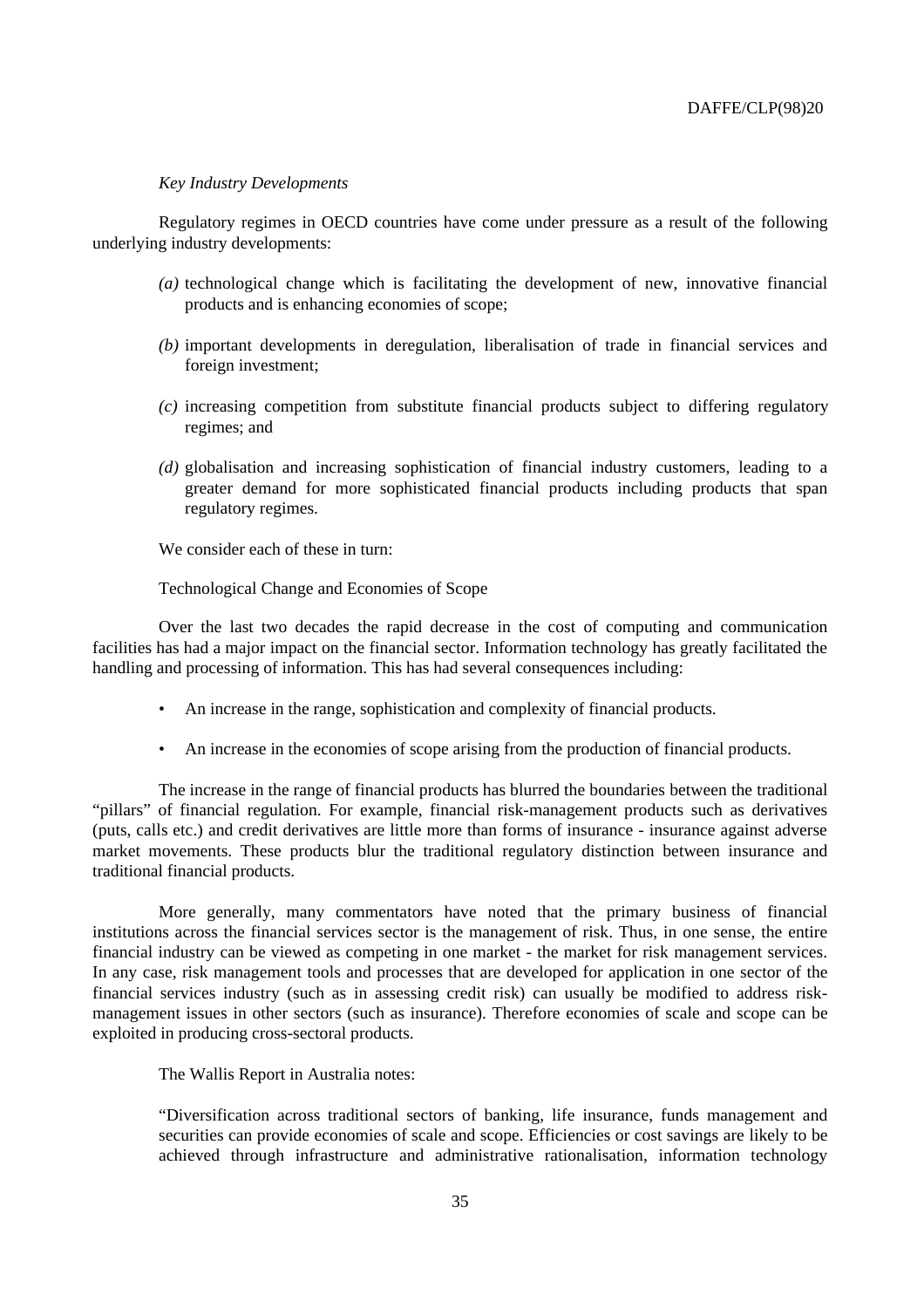*Key Industry Developments*

Regulatory regimes in OECD countries have come under pressure as a result of the following underlying industry developments:

*(a)* technological change which is facilitating the development of new, innovative financial products and is enhancing economies of scope;

*(b)* important developments in deregulation, liberalisation of trade in financial services and foreign investment;

*(c)* increasing competition from substitute financial products subject to differing regulatory regimes; and

*(d)* globalisation and increasing sophistication of financial industry customers, leading to a greater demand for more sophisticated financial products including products that span regulatory regimes.

We consider each of these in turn:

Technological Change and Economies of Scope

Over the last two decades the rapid decrease in the cost of computing and communication facilities has had a major impact on the financial sector. Information technology has greatly facilitated the handling and processing of information. This has had several consequences including:

- An increase in the range, sophistication and complexity of financial products.
- An increase in the economies of scope arising from the production of financial products.

The increase in the range of financial products has blurred the boundaries between the traditional "pillars" of financial regulation. For example, financial risk-management products such as derivatives (puts, calls etc.) and credit derivatives are little more than forms of insurance - insurance against adverse market movements. These products blur the traditional regulatory distinction between insurance and traditional financial products.

More generally, many commentators have noted that the primary business of financial institutions across the financial services sector is the management of risk. Thus, in one sense, the entire financial industry can be viewed as competing in one market - the market for risk management services. In any case, risk management tools and processes that are developed for application in one sector of the financial services industry (such as in assessing credit risk) can usually be modified to address risk-management issues in other sectors (such as insurance). Therefore economies of scale and scope can be exploited in producing cross-sectoral products.

The Wallis Report in Australia notes:

> "Diversification across traditional sectors of banking, life insurance, funds management and securities can provide economies of scale and scope. Efficiencies or cost savings are likely to be achieved through infrastructure and administrative rationalisation, information technology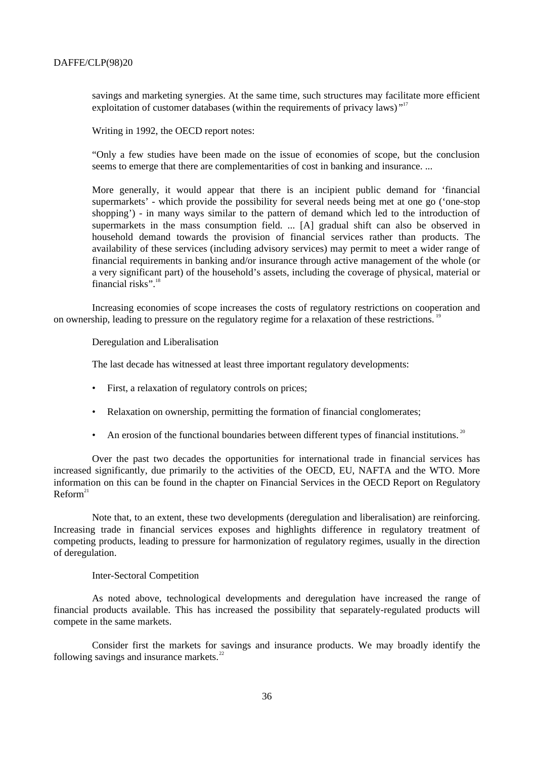savings and marketing synergies. At the same time, such structures may facilitate more efficient exploitation of customer databases (within the requirements of privacy laws)"[17]

Writing in 1992, the OECD report notes:

"Only a few studies have been made on the issue of economies of scope, but the conclusion seems to emerge that there are complementarities of cost in banking and insurance. ...

More generally, it would appear that there is an incipient public demand for 'financial supermarkets' - which provide the possibility for several needs being met at one go ('one-stop shopping') - in many ways similar to the pattern of demand which led to the introduction of supermarkets in the mass consumption field. ... [A] gradual shift can also be observed in household demand towards the provision of financial services rather than products. The availability of these services (including advisory services) may permit to meet a wider range of financial requirements in banking and/or insurance through active management of the whole (or a very significant part) of the household's assets, including the coverage of physical, material or financial risks".[18]

Increasing economies of scope increases the costs of regulatory restrictions on cooperation and on ownership, leading to pressure on the regulatory regime for a relaxation of these restrictions.[19]

Deregulation and Liberalisation

The last decade has witnessed at least three important regulatory developments:

- First, a relaxation of regulatory controls on prices;
- Relaxation on ownership, permitting the formation of financial conglomerates;
- An erosion of the functional boundaries between different types of financial institutions.[20]

Over the past two decades the opportunities for international trade in financial services has increased significantly, due primarily to the activities of the OECD, EU, NAFTA and the WTO. More information on this can be found in the chapter on Financial Services in the OECD Report on Regulatory Reform[21]

Note that, to an extent, these two developments (deregulation and liberalisation) are reinforcing. Increasing trade in financial services exposes and highlights difference in regulatory treatment of competing products, leading to pressure for harmonization of regulatory regimes, usually in the direction of deregulation.

Inter-Sectoral Competition

As noted above, technological developments and deregulation have increased the range of financial products available. This has increased the possibility that separately-regulated products will compete in the same markets.

Consider first the markets for savings and insurance products. We may broadly identify the following savings and insurance markets.[22]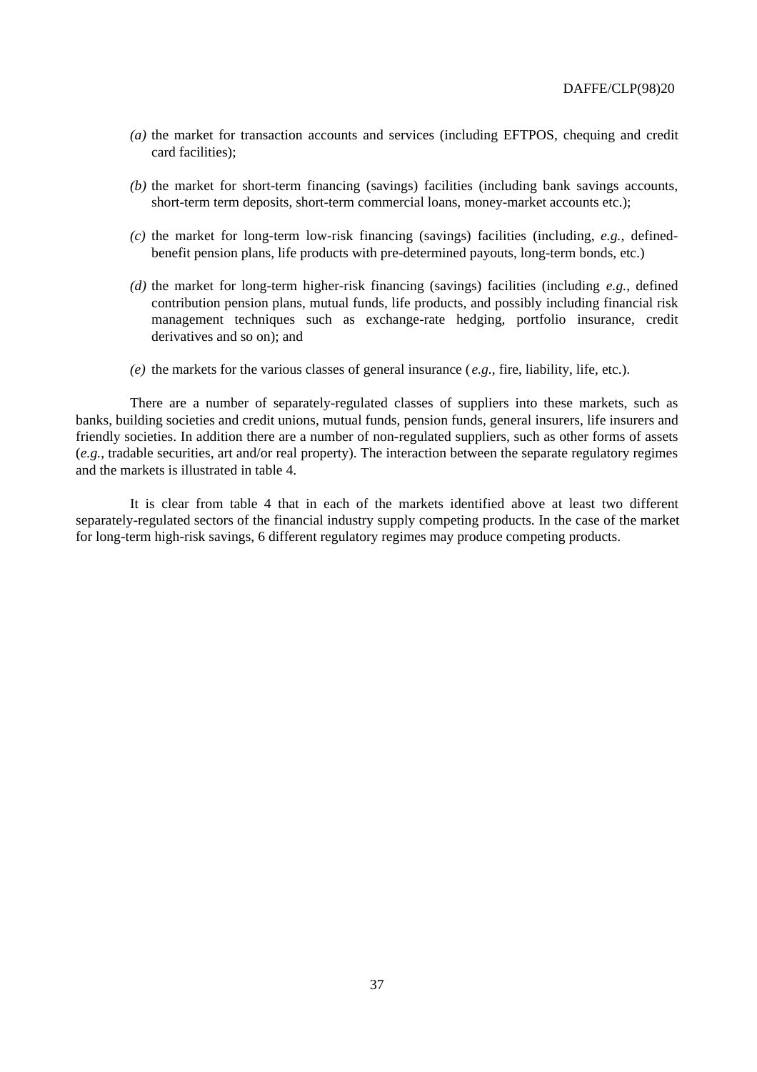*(a)* the market for transaction accounts and services (including EFTPOS, chequing and credit card facilities);

*(b)* the market for short-term financing (savings) facilities (including bank savings accounts, short-term term deposits, short-term commercial loans, money-market accounts etc.);

*(c)* the market for long-term low-risk financing (savings) facilities (including, *e.g.*, defined-benefit pension plans, life products with pre-determined payouts, long-term bonds, etc.)

*(d)* the market for long-term higher-risk financing (savings) facilities (including *e.g.*, defined contribution pension plans, mutual funds, life products, and possibly including financial risk management techniques such as exchange-rate hedging, portfolio insurance, credit derivatives and so on); and

*(e)* the markets for the various classes of general insurance (*e.g.*, fire, liability, life, etc.).

There are a number of separately-regulated classes of suppliers into these markets, such as banks, building societies and credit unions, mutual funds, pension funds, general insurers, life insurers and friendly societies. In addition there are a number of non-regulated suppliers, such as other forms of assets (*e.g.*, tradable securities, art and/or real property). The interaction between the separate regulatory regimes and the markets is illustrated in table 4.

It is clear from table 4 that in each of the markets identified above at least two different separately-regulated sectors of the financial industry supply competing products. In the case of the market for long-term high-risk savings, 6 different regulatory regimes may produce competing products.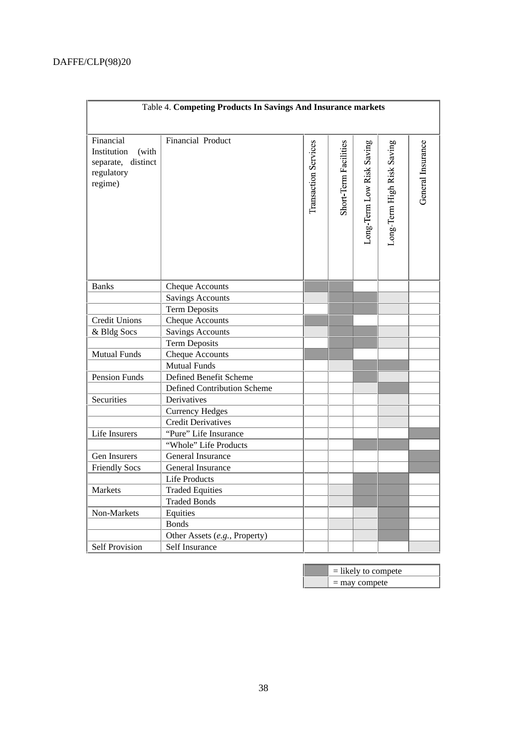| Table 4. **Competing Products In Savings And Insurance markets** | | | | | | |
|---|---|---|---|---|---|---|
| Financial Institution (with separate, distinct regulatory regime) | Financial Product | Transaction Services | Short-Term Facilities | Long-Term Low Risk Saving | Long-Term High Risk Saving | General Insurance |
| Banks | Cheque Accounts | ■ | ■ | | | |
| | Savings Accounts | □ | ■ | ■ | □ | |
| | Term Deposits | | ■ | ■ | □ | |
| Credit Unions | Cheque Accounts | ■ | ■ | | | |
| & Bldg Socs | Savings Accounts | □ | ■ | ■ | □ | |
| | Term Deposits | | ■ | ■ | □ | |
| Mutual Funds | Cheque Accounts | ■ | ■ | | | |
| | Mutual Funds | | □ | ■ | ■ | |
| Pension Funds | Defined Benefit Scheme | | | ■ | □ | |
| | Defined Contribution Scheme | | | □ | ■ | |
| Securities | Derivatives | | | | □ | |
| | Currency Hedges | | | | □ | |
| | Credit Derivatives | | | | □ | |
| Life Insurers | "Pure" Life Insurance | | | | | ■ |
| | "Whole" Life Products | | | ■ | ■ | |
| Gen Insurers | General Insurance | | | | | ■ |
| Friendly Socs | General Insurance | | | | | ■ |
| | Life Products | | | ■ | ■ | |
| Markets | Traded Equities | | □ | ■ | ■ | |
| | Traded Bonds | | □ | ■ | ■ | |
| Non-Markets | Equities | | | □ | ■ | |
| | Bonds | | □ | □ | ■ | |
| | Other Assets (*e.g.*, Property) | | | □ | ■ | |
| Self Provision | Self Insurance | | | | | □ |

| | |
|---|---|
| ■ | = likely to compete |
| □ | = may compete |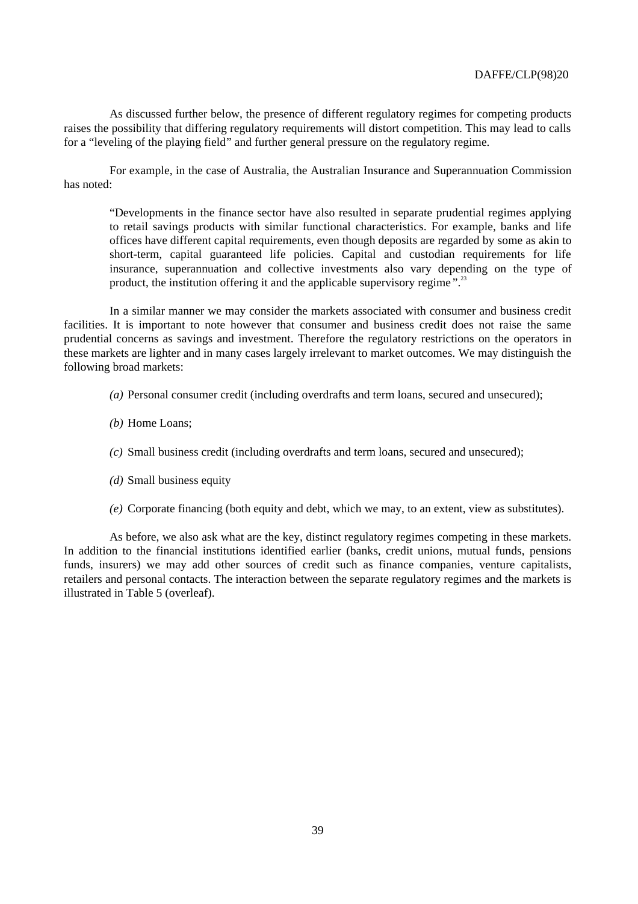As discussed further below, the presence of different regulatory regimes for competing products raises the possibility that differing regulatory requirements will distort competition. This may lead to calls for a "leveling of the playing field" and further general pressure on the regulatory regime.

For example, in the case of Australia, the Australian Insurance and Superannuation Commission has noted:

> "Developments in the finance sector have also resulted in separate prudential regimes applying to retail savings products with similar functional characteristics. For example, banks and life offices have different capital requirements, even though deposits are regarded by some as akin to short-term, capital guaranteed life policies. Capital and custodian requirements for life insurance, superannuation and collective investments also vary depending on the type of product, the institution offering it and the applicable supervisory regime".[23]

In a similar manner we may consider the markets associated with consumer and business credit facilities. It is important to note however that consumer and business credit does not raise the same prudential concerns as savings and investment. Therefore the regulatory restrictions on the operators in these markets are lighter and in many cases largely irrelevant to market outcomes. We may distinguish the following broad markets:

*(a)* Personal consumer credit (including overdrafts and term loans, secured and unsecured);

*(b)* Home Loans;

*(c)* Small business credit (including overdrafts and term loans, secured and unsecured);

*(d)* Small business equity

*(e)* Corporate financing (both equity and debt, which we may, to an extent, view as substitutes).

As before, we also ask what are the key, distinct regulatory regimes competing in these markets. In addition to the financial institutions identified earlier (banks, credit unions, mutual funds, pensions funds, insurers) we may add other sources of credit such as finance companies, venture capitalists, retailers and personal contacts. The interaction between the separate regulatory regimes and the markets is illustrated in Table 5 (overleaf).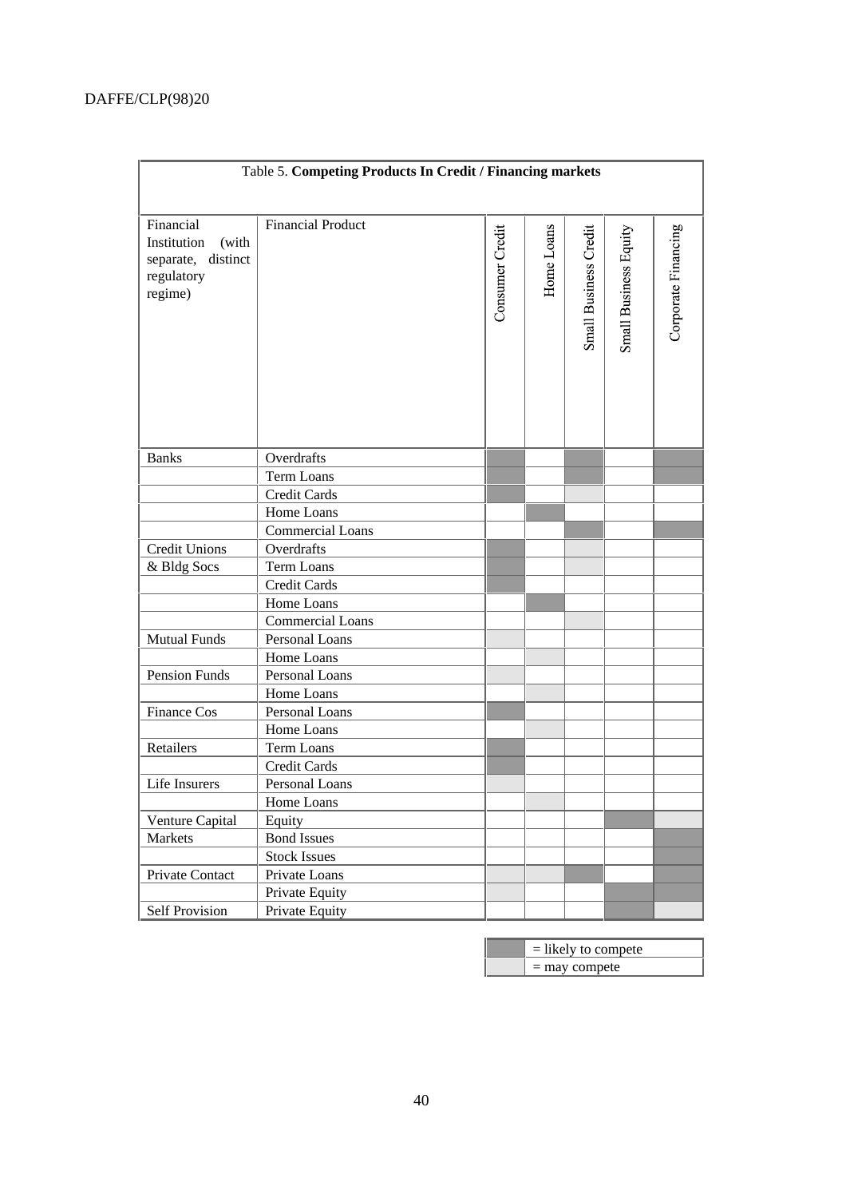Table 5. **Competing Products In Credit / Financing markets**

| Financial Institution (with separate, distinct regulatory regime) | Financial Product | Consumer Credit | Home Loans | Small Business Credit | Small Business Equity | Corporate Financing |
|---|---|---|---|---|---|---|
| Banks | Overdrafts | ■ | | ■ | | ■ |
| | Term Loans | ■ | | ■ | | ■ |
| | Credit Cards | ■ | | □ | | |
| | Home Loans | | ■ | | | |
| | Commercial Loans | | | ■ | | ■ |
| Credit Unions | Overdrafts | ■ | | □ | | |
| & Bldg Socs | Term Loans | ■ | | □ | | |
| | Credit Cards | ■ | | | | |
| | Home Loans | | ■ | | | |
| | Commercial Loans | | | □ | | |
| Mutual Funds | Personal Loans | □ | | | | |
| | Home Loans | | □ | | | |
| Pension Funds | Personal Loans | □ | | | | |
| | Home Loans | | □ | | | |
| Finance Cos | Personal Loans | ■ | | | | |
| | Home Loans | | □ | | | |
| Retailers | Term Loans | ■ | | | | |
| | Credit Cards | ■ | | | | |
| Life Insurers | Personal Loans | □ | | | | |
| | Home Loans | | □ | | | |
| Venture Capital | Equity | | | | ■ | □ |
| Markets | Bond Issues | | | | | ■ |
| | Stock Issues | | | | | ■ |
| Private Contact | Private Loans | □ | □ | ■ | | ■ |
| | Private Equity | □ | | | ■ | ■ |
| Self Provision | Private Equity | | | | ■ | □ |

| | |
|---|---|
| ■ | = likely to compete |
| □ | = may compete |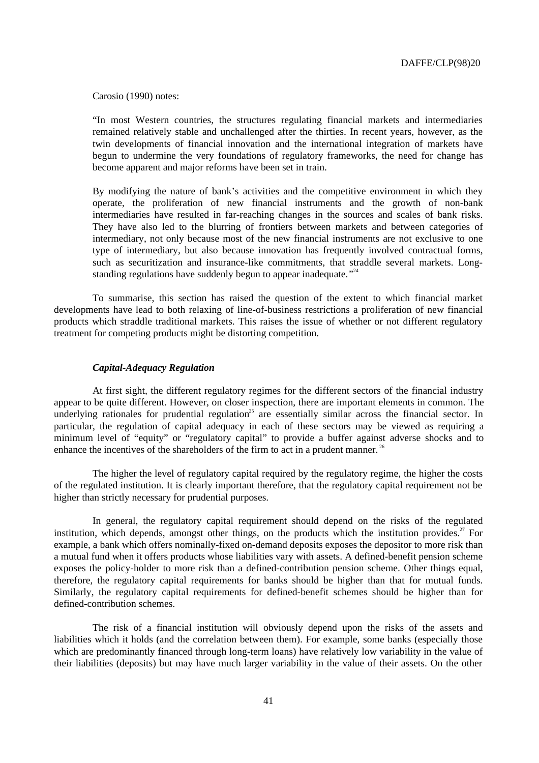Carosio (1990) notes:

> "In most Western countries, the structures regulating financial markets and intermediaries remained relatively stable and unchallenged after the thirties. In recent years, however, as the twin developments of financial innovation and the international integration of markets have begun to undermine the very foundations of regulatory frameworks, the need for change has become apparent and major reforms have been set in train.
>
> By modifying the nature of bank's activities and the competitive environment in which they operate, the proliferation of new financial instruments and the growth of non-bank intermediaries have resulted in far-reaching changes in the sources and scales of bank risks. They have also led to the blurring of frontiers between markets and between categories of intermediary, not only because most of the new financial instruments are not exclusive to one type of intermediary, but also because innovation has frequently involved contractual forms, such as securitization and insurance-like commitments, that straddle several markets. Long-standing regulations have suddenly begun to appear inadequate."[24]

To summarise, this section has raised the question of the extent to which financial market developments have lead to both relaxing of line-of-business restrictions a proliferation of new financial products which straddle traditional markets. This raises the issue of whether or not different regulatory treatment for competing products might be distorting competition.

### *Capital-Adequacy Regulation*

At first sight, the different regulatory regimes for the different sectors of the financial industry appear to be quite different. However, on closer inspection, there are important elements in common. The underlying rationales for prudential regulation[25] are essentially similar across the financial sector. In particular, the regulation of capital adequacy in each of these sectors may be viewed as requiring a minimum level of "equity" or "regulatory capital" to provide a buffer against adverse shocks and to enhance the incentives of the shareholders of the firm to act in a prudent manner.[26]

The higher the level of regulatory capital required by the regulatory regime, the higher the costs of the regulated institution. It is clearly important therefore, that the regulatory capital requirement not be higher than strictly necessary for prudential purposes.

In general, the regulatory capital requirement should depend on the risks of the regulated institution, which depends, amongst other things, on the products which the institution provides.[27] For example, a bank which offers nominally-fixed on-demand deposits exposes the depositor to more risk than a mutual fund when it offers products whose liabilities vary with assets. A defined-benefit pension scheme exposes the policy-holder to more risk than a defined-contribution pension scheme. Other things equal, therefore, the regulatory capital requirements for banks should be higher than that for mutual funds. Similarly, the regulatory capital requirements for defined-benefit schemes should be higher than for defined-contribution schemes.

The risk of a financial institution will obviously depend upon the risks of the assets and liabilities which it holds (and the correlation between them). For example, some banks (especially those which are predominantly financed through long-term loans) have relatively low variability in the value of their liabilities (deposits) but may have much larger variability in the value of their assets. On the other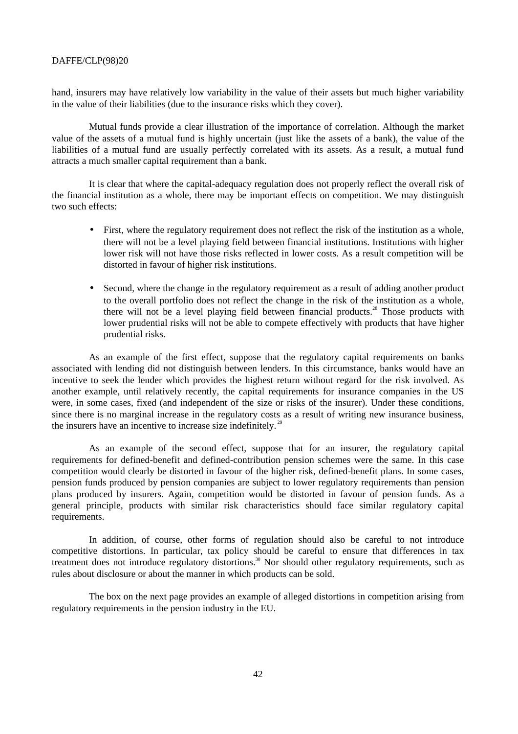hand, insurers may have relatively low variability in the value of their assets but much higher variability in the value of their liabilities (due to the insurance risks which they cover).

Mutual funds provide a clear illustration of the importance of correlation. Although the market value of the assets of a mutual fund is highly uncertain (just like the assets of a bank), the value of the liabilities of a mutual fund are usually perfectly correlated with its assets. As a result, a mutual fund attracts a much smaller capital requirement than a bank.

It is clear that where the capital-adequacy regulation does not properly reflect the overall risk of the financial institution as a whole, there may be important effects on competition. We may distinguish two such effects:

- First, where the regulatory requirement does not reflect the risk of the institution as a whole, there will not be a level playing field between financial institutions. Institutions with higher lower risk will not have those risks reflected in lower costs. As a result competition will be distorted in favour of higher risk institutions.

- Second, where the change in the regulatory requirement as a result of adding another product to the overall portfolio does not reflect the change in the risk of the institution as a whole, there will not be a level playing field between financial products.[28] Those products with lower prudential risks will not be able to compete effectively with products that have higher prudential risks.

As an example of the first effect, suppose that the regulatory capital requirements on banks associated with lending did not distinguish between lenders. In this circumstance, banks would have an incentive to seek the lender which provides the highest return without regard for the risk involved. As another example, until relatively recently, the capital requirements for insurance companies in the US were, in some cases, fixed (and independent of the size or risks of the insurer). Under these conditions, since there is no marginal increase in the regulatory costs as a result of writing new insurance business, the insurers have an incentive to increase size indefinitely.[29]

As an example of the second effect, suppose that for an insurer, the regulatory capital requirements for defined-benefit and defined-contribution pension schemes were the same. In this case competition would clearly be distorted in favour of the higher risk, defined-benefit plans. In some cases, pension funds produced by pension companies are subject to lower regulatory requirements than pension plans produced by insurers. Again, competition would be distorted in favour of pension funds. As a general principle, products with similar risk characteristics should face similar regulatory capital requirements.

In addition, of course, other forms of regulation should also be careful to not introduce competitive distortions. In particular, tax policy should be careful to ensure that differences in tax treatment does not introduce regulatory distortions.[30] Nor should other regulatory requirements, such as rules about disclosure or about the manner in which products can be sold.

The box on the next page provides an example of alleged distortions in competition arising from regulatory requirements in the pension industry in the EU.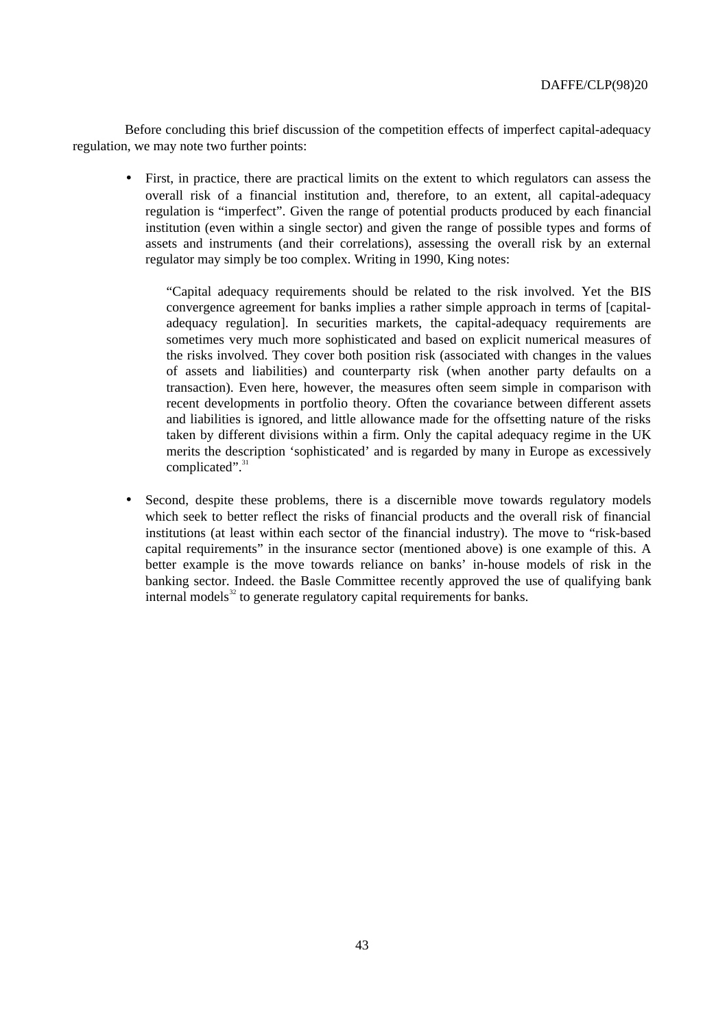Before concluding this brief discussion of the competition effects of imperfect capital-adequacy regulation, we may note two further points:

- First, in practice, there are practical limits on the extent to which regulators can assess the overall risk of a financial institution and, therefore, to an extent, all capital-adequacy regulation is "imperfect". Given the range of potential products produced by each financial institution (even within a single sector) and given the range of possible types and forms of assets and instruments (and their correlations), assessing the overall risk by an external regulator may simply be too complex. Writing in 1990, King notes:

  > "Capital adequacy requirements should be related to the risk involved. Yet the BIS convergence agreement for banks implies a rather simple approach in terms of [capital-adequacy regulation]. In securities markets, the capital-adequacy requirements are sometimes very much more sophisticated and based on explicit numerical measures of the risks involved. They cover both position risk (associated with changes in the values of assets and liabilities) and counterparty risk (when another party defaults on a transaction). Even here, however, the measures often seem simple in comparison with recent developments in portfolio theory. Often the covariance between different assets and liabilities is ignored, and little allowance made for the offsetting nature of the risks taken by different divisions within a firm. Only the capital adequacy regime in the UK merits the description 'sophisticated' and is regarded by many in Europe as excessively complicated".[31]

- Second, despite these problems, there is a discernible move towards regulatory models which seek to better reflect the risks of financial products and the overall risk of financial institutions (at least within each sector of the financial industry). The move to "risk-based capital requirements" in the insurance sector (mentioned above) is one example of this. A better example is the move towards reliance on banks' in-house models of risk in the banking sector. Indeed. the Basle Committee recently approved the use of qualifying bank internal models[32] to generate regulatory capital requirements for banks.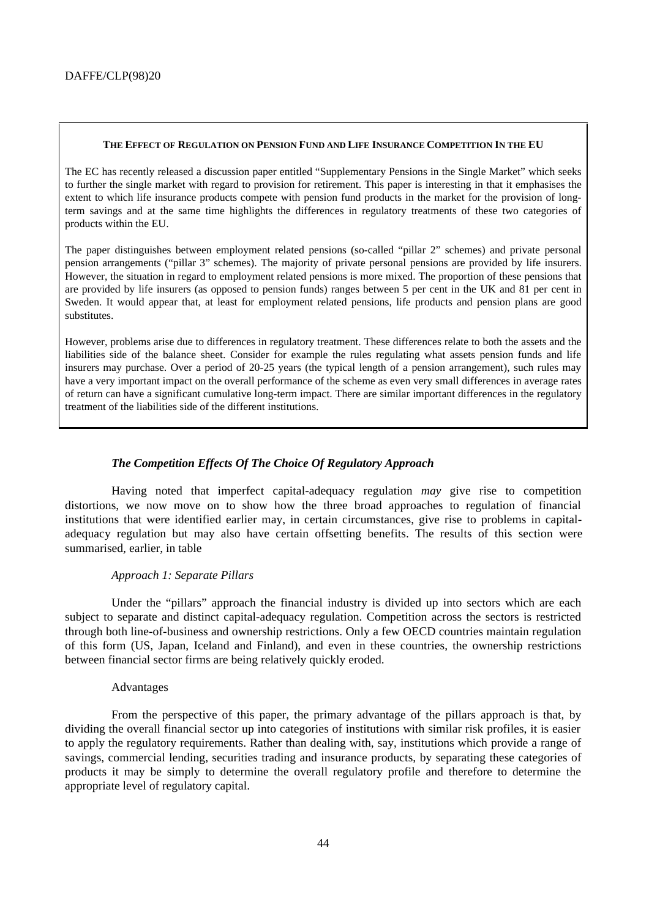**THE EFFECT OF REGULATION ON PENSION FUND AND LIFE INSURANCE COMPETITION IN THE EU**

The EC has recently released a discussion paper entitled "Supplementary Pensions in the Single Market" which seeks to further the single market with regard to provision for retirement. This paper is interesting in that it emphasises the extent to which life insurance products compete with pension fund products in the market for the provision of long-term savings and at the same time highlights the differences in regulatory treatments of these two categories of products within the EU.

The paper distinguishes between employment related pensions (so-called "pillar 2" schemes) and private personal pension arrangements ("pillar 3" schemes). The majority of private personal pensions are provided by life insurers. However, the situation in regard to employment related pensions is more mixed. The proportion of these pensions that are provided by life insurers (as opposed to pension funds) ranges between 5 per cent in the UK and 81 per cent in Sweden. It would appear that, at least for employment related pensions, life products and pension plans are good substitutes.

However, problems arise due to differences in regulatory treatment. These differences relate to both the assets and the liabilities side of the balance sheet. Consider for example the rules regulating what assets pension funds and life insurers may purchase. Over a period of 20-25 years (the typical length of a pension arrangement), such rules may have a very important impact on the overall performance of the scheme as even very small differences in average rates of return can have a significant cumulative long-term impact. There are similar important differences in the regulatory treatment of the liabilities side of the different institutions.

### *The Competition Effects Of The Choice Of Regulatory Approach*

Having noted that imperfect capital-adequacy regulation *may* give rise to competition distortions, we now move on to show how the three broad approaches to regulation of financial institutions that were identified earlier may, in certain circumstances, give rise to problems in capital-adequacy regulation but may also have certain offsetting benefits. The results of this section were summarised, earlier, in table

#### *Approach 1: Separate Pillars*

Under the "pillars" approach the financial industry is divided up into sectors which are each subject to separate and distinct capital-adequacy regulation. Competition across the sectors is restricted through both line-of-business and ownership restrictions. Only a few OECD countries maintain regulation of this form (US, Japan, Iceland and Finland), and even in these countries, the ownership restrictions between financial sector firms are being relatively quickly eroded.

Advantages

From the perspective of this paper, the primary advantage of the pillars approach is that, by dividing the overall financial sector up into categories of institutions with similar risk profiles, it is easier to apply the regulatory requirements. Rather than dealing with, say, institutions which provide a range of savings, commercial lending, securities trading and insurance products, by separating these categories of products it may be simply to determine the overall regulatory profile and therefore to determine the appropriate level of regulatory capital.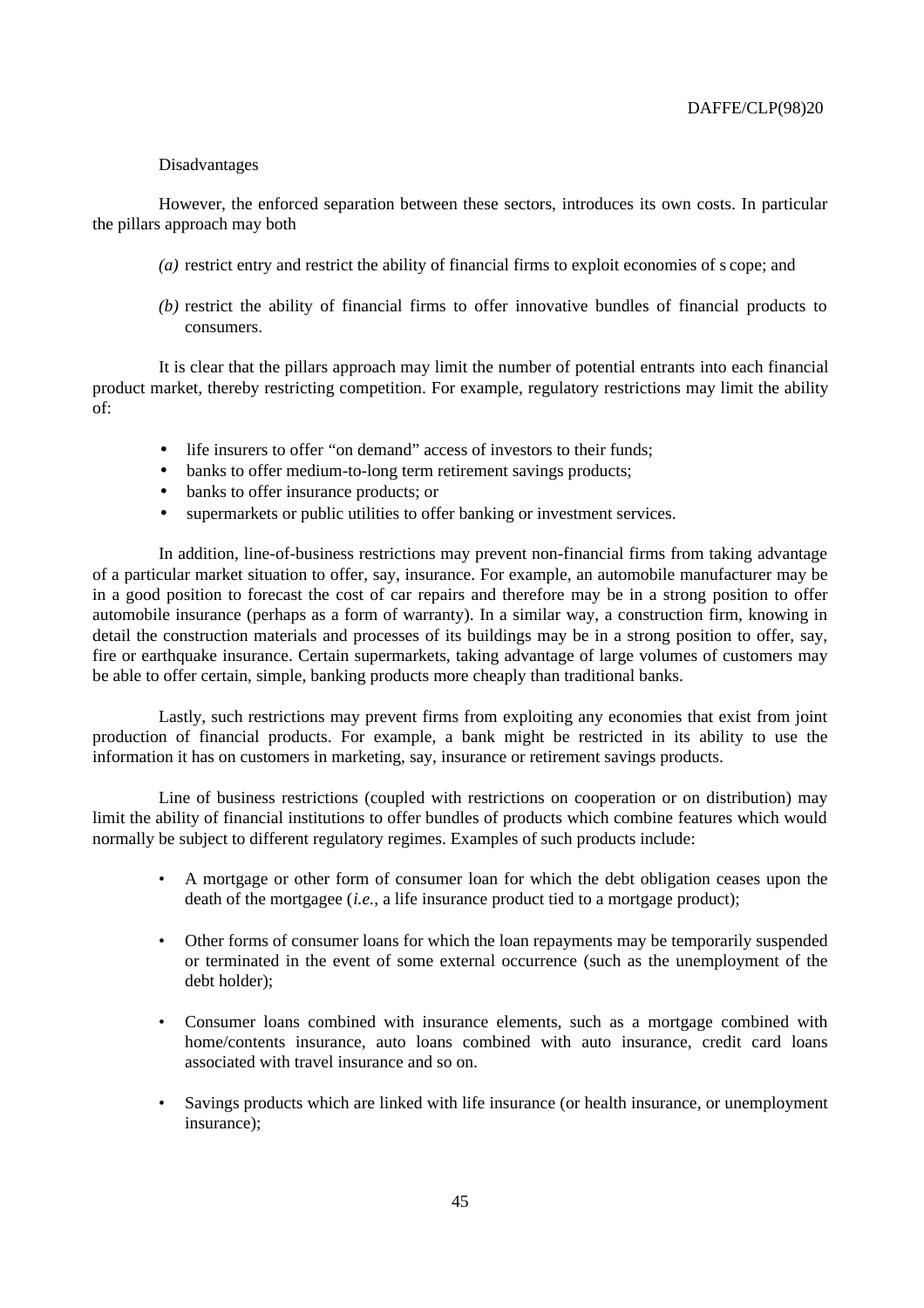Disadvantages

However, the enforced separation between these sectors, introduces its own costs. In particular the pillars approach may both

*(a)* restrict entry and restrict the ability of financial firms to exploit economies of scope; and

*(b)* restrict the ability of financial firms to offer innovative bundles of financial products to consumers.

It is clear that the pillars approach may limit the number of potential entrants into each financial product market, thereby restricting competition. For example, regulatory restrictions may limit the ability of:

- life insurers to offer "on demand" access of investors to their funds;
- banks to offer medium-to-long term retirement savings products;
- banks to offer insurance products; or
- supermarkets or public utilities to offer banking or investment services.

In addition, line-of-business restrictions may prevent non-financial firms from taking advantage of a particular market situation to offer, say, insurance. For example, an automobile manufacturer may be in a good position to forecast the cost of car repairs and therefore may be in a strong position to offer automobile insurance (perhaps as a form of warranty). In a similar way, a construction firm, knowing in detail the construction materials and processes of its buildings may be in a strong position to offer, say, fire or earthquake insurance. Certain supermarkets, taking advantage of large volumes of customers may be able to offer certain, simple, banking products more cheaply than traditional banks.

Lastly, such restrictions may prevent firms from exploiting any economies that exist from joint production of financial products. For example, a bank might be restricted in its ability to use the information it has on customers in marketing, say, insurance or retirement savings products.

Line of business restrictions (coupled with restrictions on cooperation or on distribution) may limit the ability of financial institutions to offer bundles of products which combine features which would normally be subject to different regulatory regimes. Examples of such products include:

- A mortgage or other form of consumer loan for which the debt obligation ceases upon the death of the mortgagee (*i.e.*, a life insurance product tied to a mortgage product);

- Other forms of consumer loans for which the loan repayments may be temporarily suspended or terminated in the event of some external occurrence (such as the unemployment of the debt holder);

- Consumer loans combined with insurance elements, such as a mortgage combined with home/contents insurance, auto loans combined with auto insurance, credit card loans associated with travel insurance and so on.

- Savings products which are linked with life insurance (or health insurance, or unemployment insurance);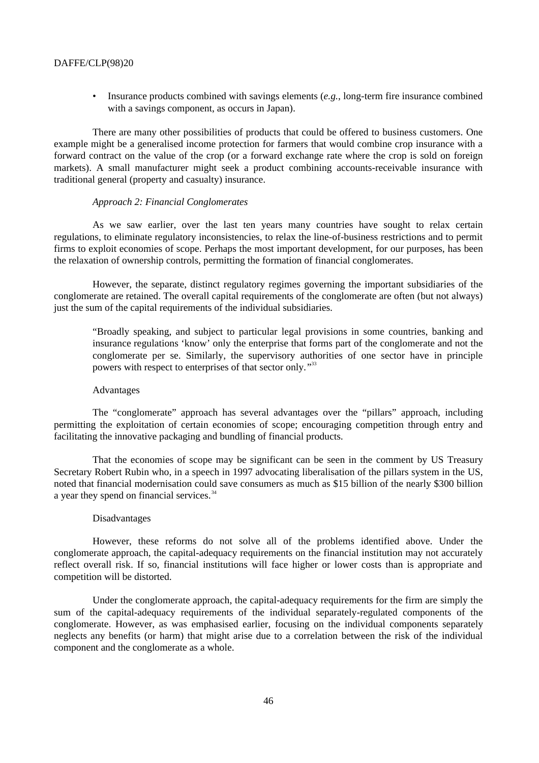- Insurance products combined with savings elements (*e.g.*, long-term fire insurance combined with a savings component, as occurs in Japan).

There are many other possibilities of products that could be offered to business customers. One example might be a generalised income protection for farmers that would combine crop insurance with a forward contract on the value of the crop (or a forward exchange rate where the crop is sold on foreign markets). A small manufacturer might seek a product combining accounts-receivable insurance with traditional general (property and casualty) insurance.

*Approach 2: Financial Conglomerates*

As we saw earlier, over the last ten years many countries have sought to relax certain regulations, to eliminate regulatory inconsistencies, to relax the line-of-business restrictions and to permit firms to exploit economies of scope. Perhaps the most important development, for our purposes, has been the relaxation of ownership controls, permitting the formation of financial conglomerates.

However, the separate, distinct regulatory regimes governing the important subsidiaries of the conglomerate are retained. The overall capital requirements of the conglomerate are often (but not always) just the sum of the capital requirements of the individual subsidiaries.

> "Broadly speaking, and subject to particular legal provisions in some countries, banking and insurance regulations 'know' only the enterprise that forms part of the conglomerate and not the conglomerate per se. Similarly, the supervisory authorities of one sector have in principle powers with respect to enterprises of that sector only."[33]

Advantages

The "conglomerate" approach has several advantages over the "pillars" approach, including permitting the exploitation of certain economies of scope; encouraging competition through entry and facilitating the innovative packaging and bundling of financial products.

That the economies of scope may be significant can be seen in the comment by US Treasury Secretary Robert Rubin who, in a speech in 1997 advocating liberalisation of the pillars system in the US, noted that financial modernisation could save consumers as much as $15 billion of the nearly $300 billion a year they spend on financial services.[34]

Disadvantages

However, these reforms do not solve all of the problems identified above. Under the conglomerate approach, the capital-adequacy requirements on the financial institution may not accurately reflect overall risk. If so, financial institutions will face higher or lower costs than is appropriate and competition will be distorted.

Under the conglomerate approach, the capital-adequacy requirements for the firm are simply the sum of the capital-adequacy requirements of the individual separately-regulated components of the conglomerate. However, as was emphasised earlier, focusing on the individual components separately neglects any benefits (or harm) that might arise due to a correlation between the risk of the individual component and the conglomerate as a whole.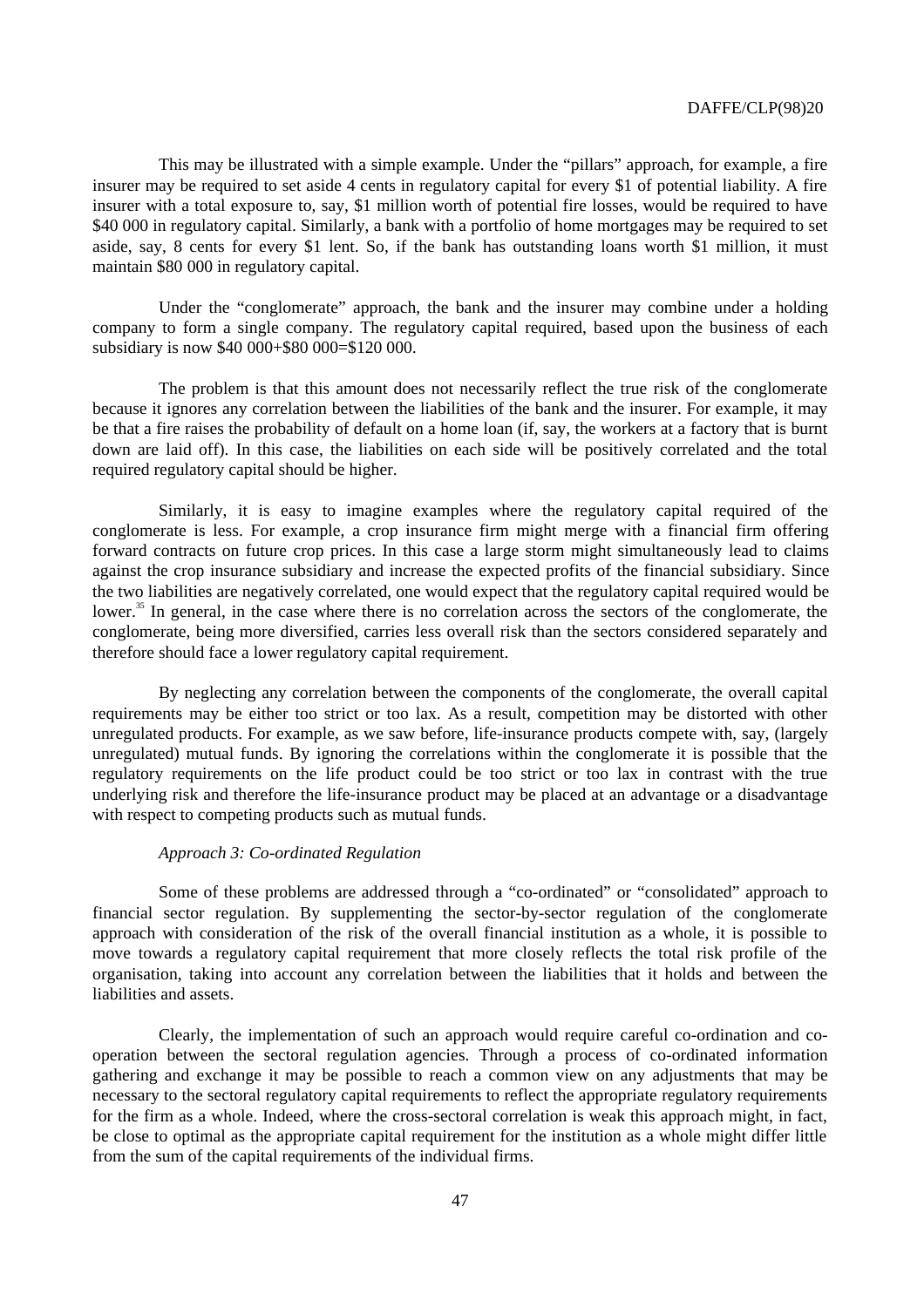This may be illustrated with a simple example. Under the "pillars" approach, for example, a fire insurer may be required to set aside 4 cents in regulatory capital for every $1 of potential liability. A fire insurer with a total exposure to, say, $1 million worth of potential fire losses, would be required to have $40 000 in regulatory capital. Similarly, a bank with a portfolio of home mortgages may be required to set aside, say, 8 cents for every $1 lent. So, if the bank has outstanding loans worth $1 million, it must maintain $80 000 in regulatory capital.

Under the "conglomerate" approach, the bank and the insurer may combine under a holding company to form a single company. The regulatory capital required, based upon the business of each subsidiary is now $40 000+$80 000=$120 000.

The problem is that this amount does not necessarily reflect the true risk of the conglomerate because it ignores any correlation between the liabilities of the bank and the insurer. For example, it may be that a fire raises the probability of default on a home loan (if, say, the workers at a factory that is burnt down are laid off). In this case, the liabilities on each side will be positively correlated and the total required regulatory capital should be higher.

Similarly, it is easy to imagine examples where the regulatory capital required of the conglomerate is less. For example, a crop insurance firm might merge with a financial firm offering forward contracts on future crop prices. In this case a large storm might simultaneously lead to claims against the crop insurance subsidiary and increase the expected profits of the financial subsidiary. Since the two liabilities are negatively correlated, one would expect that the regulatory capital required would be lower.[35] In general, in the case where there is no correlation across the sectors of the conglomerate, the conglomerate, being more diversified, carries less overall risk than the sectors considered separately and therefore should face a lower regulatory capital requirement.

By neglecting any correlation between the components of the conglomerate, the overall capital requirements may be either too strict or too lax. As a result, competition may be distorted with other unregulated products. For example, as we saw before, life-insurance products compete with, say, (largely unregulated) mutual funds. By ignoring the correlations within the conglomerate it is possible that the regulatory requirements on the life product could be too strict or too lax in contrast with the true underlying risk and therefore the life-insurance product may be placed at an advantage or a disadvantage with respect to competing products such as mutual funds.

*Approach 3: Co-ordinated Regulation*

Some of these problems are addressed through a "co-ordinated" or "consolidated" approach to financial sector regulation. By supplementing the sector-by-sector regulation of the conglomerate approach with consideration of the risk of the overall financial institution as a whole, it is possible to move towards a regulatory capital requirement that more closely reflects the total risk profile of the organisation, taking into account any correlation between the liabilities that it holds and between the liabilities and assets.

Clearly, the implementation of such an approach would require careful co-ordination and co-operation between the sectoral regulation agencies. Through a process of co-ordinated information gathering and exchange it may be possible to reach a common view on any adjustments that may be necessary to the sectoral regulatory capital requirements to reflect the appropriate regulatory requirements for the firm as a whole. Indeed, where the cross-sectoral correlation is weak this approach might, in fact, be close to optimal as the appropriate capital requirement for the institution as a whole might differ little from the sum of the capital requirements of the individual firms.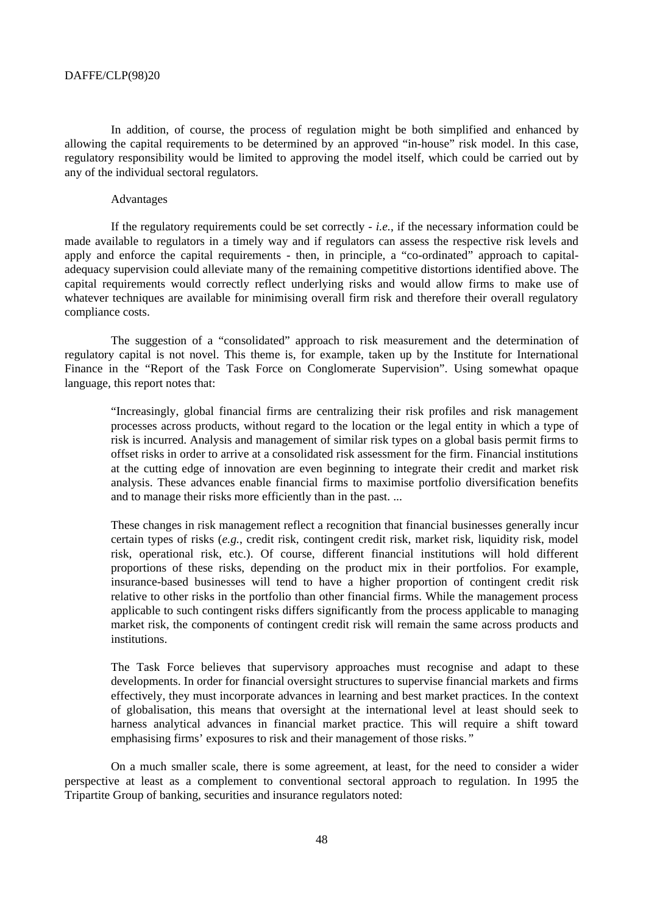In addition, of course, the process of regulation might be both simplified and enhanced by allowing the capital requirements to be determined by an approved "in-house" risk model. In this case, regulatory responsibility would be limited to approving the model itself, which could be carried out by any of the individual sectoral regulators.

Advantages

If the regulatory requirements could be set correctly - *i.e.*, if the necessary information could be made available to regulators in a timely way and if regulators can assess the respective risk levels and apply and enforce the capital requirements - then, in principle, a "co-ordinated" approach to capital-adequacy supervision could alleviate many of the remaining competitive distortions identified above. The capital requirements would correctly reflect underlying risks and would allow firms to make use of whatever techniques are available for minimising overall firm risk and therefore their overall regulatory compliance costs.

The suggestion of a "consolidated" approach to risk measurement and the determination of regulatory capital is not novel. This theme is, for example, taken up by the Institute for International Finance in the "Report of the Task Force on Conglomerate Supervision". Using somewhat opaque language, this report notes that:

> "Increasingly, global financial firms are centralizing their risk profiles and risk management processes across products, without regard to the location or the legal entity in which a type of risk is incurred. Analysis and management of similar risk types on a global basis permit firms to offset risks in order to arrive at a consolidated risk assessment for the firm. Financial institutions at the cutting edge of innovation are even beginning to integrate their credit and market risk analysis. These advances enable financial firms to maximise portfolio diversification benefits and to manage their risks more efficiently than in the past. ...
>
> These changes in risk management reflect a recognition that financial businesses generally incur certain types of risks (*e.g.*, credit risk, contingent credit risk, market risk, liquidity risk, model risk, operational risk, etc.). Of course, different financial institutions will hold different proportions of these risks, depending on the product mix in their portfolios. For example, insurance-based businesses will tend to have a higher proportion of contingent credit risk relative to other risks in the portfolio than other financial firms. While the management process applicable to such contingent risks differs significantly from the process applicable to managing market risk, the components of contingent credit risk will remain the same across products and institutions.
>
> The Task Force believes that supervisory approaches must recognise and adapt to these developments. In order for financial oversight structures to supervise financial markets and firms effectively, they must incorporate advances in learning and best market practices. In the context of globalisation, this means that oversight at the international level at least should seek to harness analytical advances in financial market practice. This will require a shift toward emphasising firms' exposures to risk and their management of those risks."

On a much smaller scale, there is some agreement, at least, for the need to consider a wider perspective at least as a complement to conventional sectoral approach to regulation. In 1995 the Tripartite Group of banking, securities and insurance regulators noted: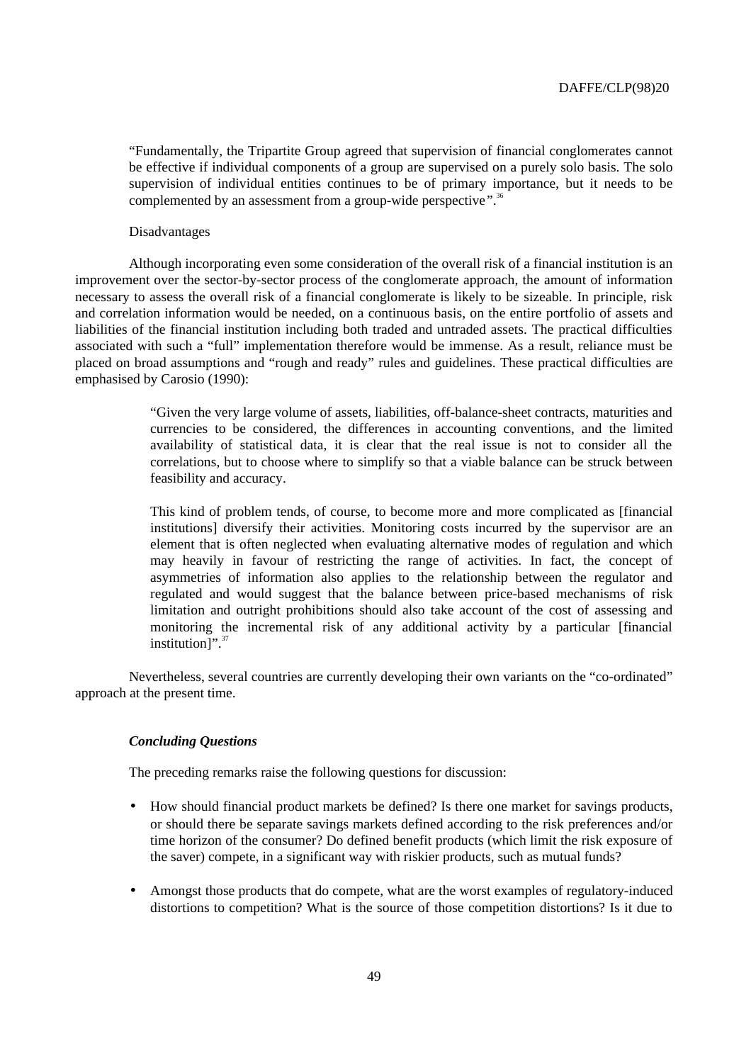> "Fundamentally, the Tripartite Group agreed that supervision of financial conglomerates cannot be effective if individual components of a group are supervised on a purely solo basis. The solo supervision of individual entities continues to be of primary importance, but it needs to be complemented by an assessment from a group-wide perspective".[36]

Disadvantages

Although incorporating even some consideration of the overall risk of a financial institution is an improvement over the sector-by-sector process of the conglomerate approach, the amount of information necessary to assess the overall risk of a financial conglomerate is likely to be sizeable. In principle, risk and correlation information would be needed, on a continuous basis, on the entire portfolio of assets and liabilities of the financial institution including both traded and untraded assets. The practical difficulties associated with such a "full" implementation therefore would be immense. As a result, reliance must be placed on broad assumptions and "rough and ready" rules and guidelines. These practical difficulties are emphasised by Carosio (1990):

> "Given the very large volume of assets, liabilities, off-balance-sheet contracts, maturities and currencies to be considered, the differences in accounting conventions, and the limited availability of statistical data, it is clear that the real issue is not to consider all the correlations, but to choose where to simplify so that a viable balance can be struck between feasibility and accuracy.
>
> This kind of problem tends, of course, to become more and more complicated as [financial institutions] diversify their activities. Monitoring costs incurred by the supervisor are an element that is often neglected when evaluating alternative modes of regulation and which may heavily in favour of restricting the range of activities. In fact, the concept of asymmetries of information also applies to the relationship between the regulator and regulated and would suggest that the balance between price-based mechanisms of risk limitation and outright prohibitions should also take account of the cost of assessing and monitoring the incremental risk of any additional activity by a particular [financial institution]".[37]

Nevertheless, several countries are currently developing their own variants on the "co-ordinated" approach at the present time.

### *Concluding Questions*

The preceding remarks raise the following questions for discussion:

- How should financial product markets be defined? Is there one market for savings products, or should there be separate savings markets defined according to the risk preferences and/or time horizon of the consumer? Do defined benefit products (which limit the risk exposure of the saver) compete, in a significant way with riskier products, such as mutual funds?

- Amongst those products that do compete, what are the worst examples of regulatory-induced distortions to competition? What is the source of those competition distortions? Is it due to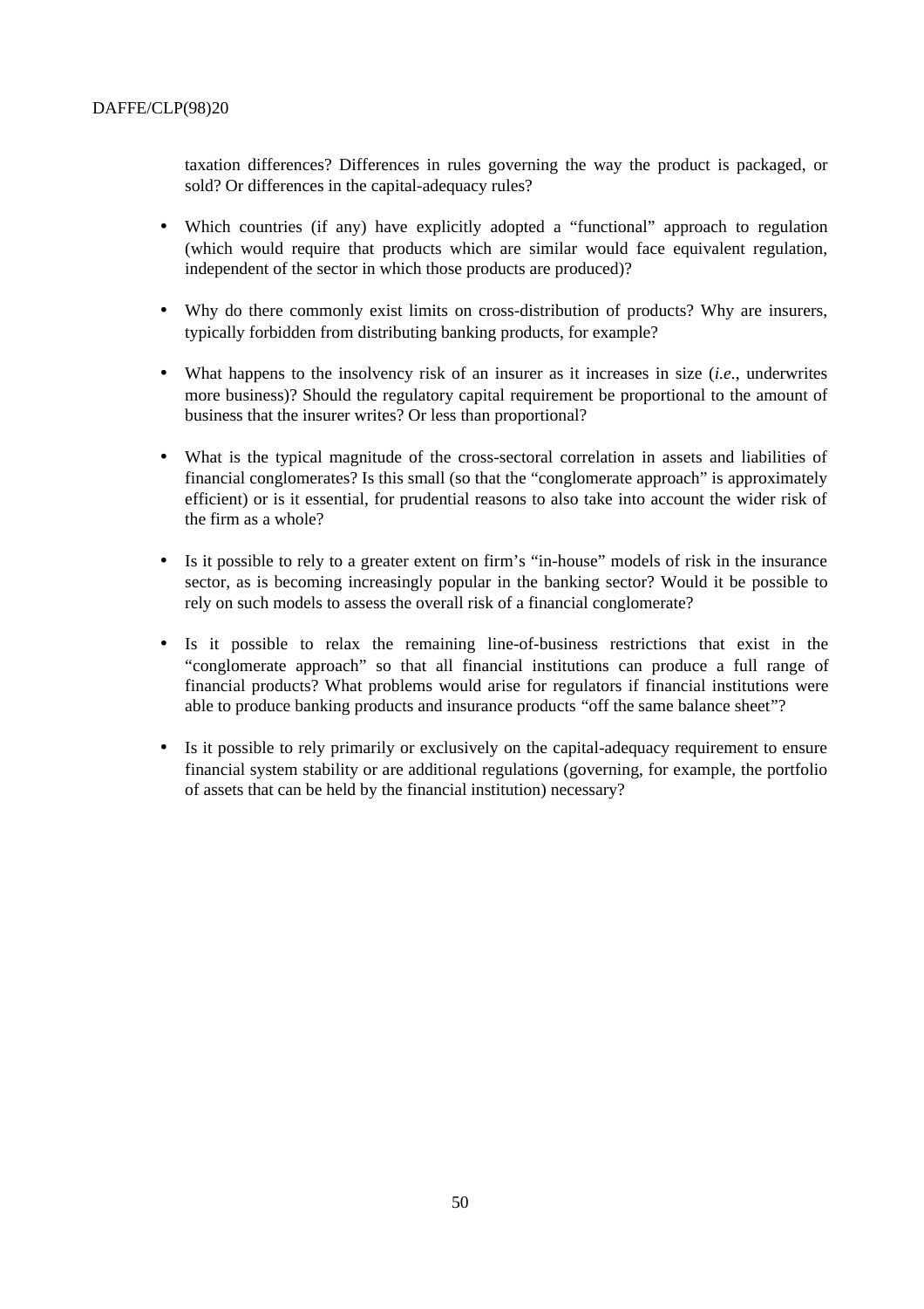taxation differences? Differences in rules governing the way the product is packaged, or sold? Or differences in the capital-adequacy rules?

- Which countries (if any) have explicitly adopted a "functional" approach to regulation (which would require that products which are similar would face equivalent regulation, independent of the sector in which those products are produced)?

- Why do there commonly exist limits on cross-distribution of products? Why are insurers, typically forbidden from distributing banking products, for example?

- What happens to the insolvency risk of an insurer as it increases in size (*i.e.*, underwrites more business)? Should the regulatory capital requirement be proportional to the amount of business that the insurer writes? Or less than proportional?

- What is the typical magnitude of the cross-sectoral correlation in assets and liabilities of financial conglomerates? Is this small (so that the "conglomerate approach" is approximately efficient) or is it essential, for prudential reasons to also take into account the wider risk of the firm as a whole?

- Is it possible to rely to a greater extent on firm's "in-house" models of risk in the insurance sector, as is becoming increasingly popular in the banking sector? Would it be possible to rely on such models to assess the overall risk of a financial conglomerate?

- Is it possible to relax the remaining line-of-business restrictions that exist in the "conglomerate approach" so that all financial institutions can produce a full range of financial products? What problems would arise for regulators if financial institutions were able to produce banking products and insurance products "off the same balance sheet"?

- Is it possible to rely primarily or exclusively on the capital-adequacy requirement to ensure financial system stability or are additional regulations (governing, for example, the portfolio of assets that can be held by the financial institution) necessary?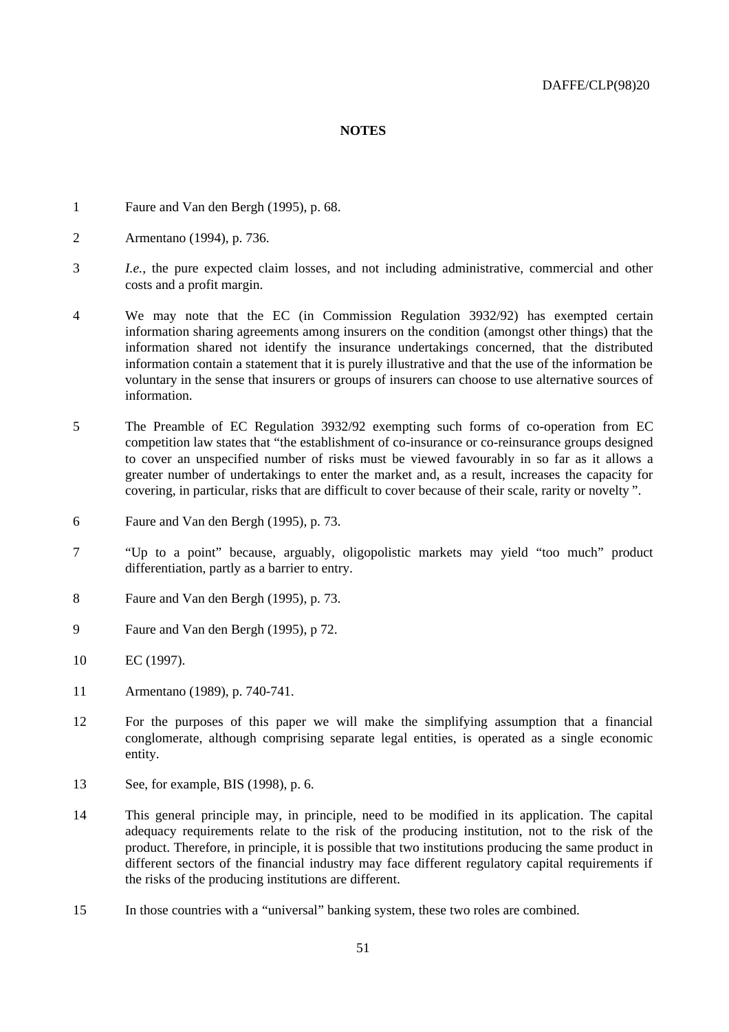## NOTES

1 Faure and Van den Bergh (1995), p. 68.

2 Armentano (1994), p. 736.

3 *I.e.*, the pure expected claim losses, and not including administrative, commercial and other costs and a profit margin.

4 We may note that the EC (in Commission Regulation 3932/92) has exempted certain information sharing agreements among insurers on the condition (amongst other things) that the information shared not identify the insurance undertakings concerned, that the distributed information contain a statement that it is purely illustrative and that the use of the information be voluntary in the sense that insurers or groups of insurers can choose to use alternative sources of information.

5 The Preamble of EC Regulation 3932/92 exempting such forms of co-operation from EC competition law states that "the establishment of co-insurance or co-reinsurance groups designed to cover an unspecified number of risks must be viewed favourably in so far as it allows a greater number of undertakings to enter the market and, as a result, increases the capacity for covering, in particular, risks that are difficult to cover because of their scale, rarity or novelty ".

6 Faure and Van den Bergh (1995), p. 73.

7 "Up to a point" because, arguably, oligopolistic markets may yield "too much" product differentiation, partly as a barrier to entry.

8 Faure and Van den Bergh (1995), p. 73.

9 Faure and Van den Bergh (1995), p 72.

10 EC (1997).

11 Armentano (1989), p. 740-741.

12 For the purposes of this paper we will make the simplifying assumption that a financial conglomerate, although comprising separate legal entities, is operated as a single economic entity.

13 See, for example, BIS (1998), p. 6.

14 This general principle may, in principle, need to be modified in its application. The capital adequacy requirements relate to the risk of the producing institution, not to the risk of the product. Therefore, in principle, it is possible that two institutions producing the same product in different sectors of the financial industry may face different regulatory capital requirements if the risks of the producing institutions are different.

15 In those countries with a "universal" banking system, these two roles are combined.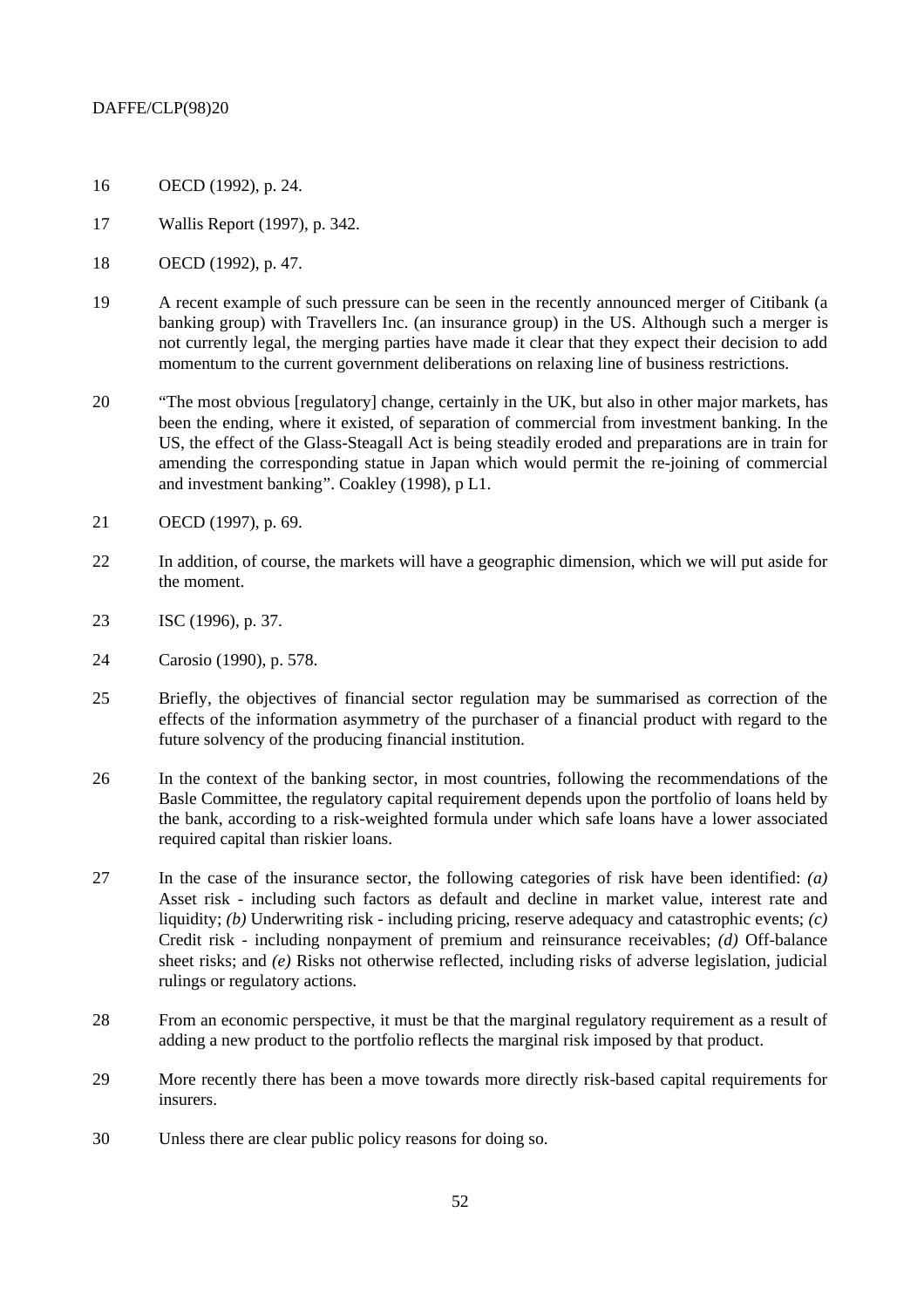16 OECD (1992), p. 24.

17 Wallis Report (1997), p. 342.

18 OECD (1992), p. 47.

19 A recent example of such pressure can be seen in the recently announced merger of Citibank (a banking group) with Travellers Inc. (an insurance group) in the US. Although such a merger is not currently legal, the merging parties have made it clear that they expect their decision to add momentum to the current government deliberations on relaxing line of business restrictions.

20 "The most obvious [regulatory] change, certainly in the UK, but also in other major markets, has been the ending, where it existed, of separation of commercial from investment banking. In the US, the effect of the Glass-Steagall Act is being steadily eroded and preparations are in train for amending the corresponding statue in Japan which would permit the re-joining of commercial and investment banking". Coakley (1998), p L1.

21 OECD (1997), p. 69.

22 In addition, of course, the markets will have a geographic dimension, which we will put aside for the moment.

23 ISC (1996), p. 37.

24 Carosio (1990), p. 578.

25 Briefly, the objectives of financial sector regulation may be summarised as correction of the effects of the information asymmetry of the purchaser of a financial product with regard to the future solvency of the producing financial institution.

26 In the context of the banking sector, in most countries, following the recommendations of the Basle Committee, the regulatory capital requirement depends upon the portfolio of loans held by the bank, according to a risk-weighted formula under which safe loans have a lower associated required capital than riskier loans.

27 In the case of the insurance sector, the following categories of risk have been identified: *(a)* Asset risk - including such factors as default and decline in market value, interest rate and liquidity; *(b)* Underwriting risk - including pricing, reserve adequacy and catastrophic events; *(c)* Credit risk - including nonpayment of premium and reinsurance receivables; *(d)* Off-balance sheet risks; and *(e)* Risks not otherwise reflected, including risks of adverse legislation, judicial rulings or regulatory actions.

28 From an economic perspective, it must be that the marginal regulatory requirement as a result of adding a new product to the portfolio reflects the marginal risk imposed by that product.

29 More recently there has been a move towards more directly risk-based capital requirements for insurers.

30 Unless there are clear public policy reasons for doing so.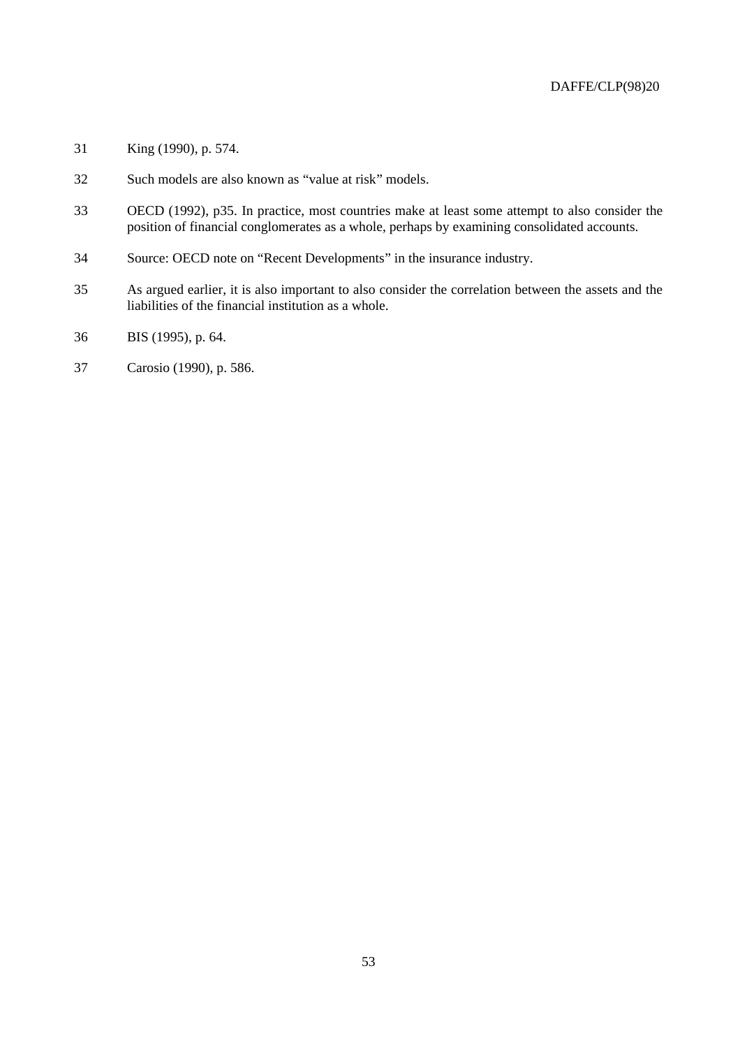31 King (1990), p. 574.

32 Such models are also known as "value at risk" models.

33 OECD (1992), p35. In practice, most countries make at least some attempt to also consider the position of financial conglomerates as a whole, perhaps by examining consolidated accounts.

34 Source: OECD note on "Recent Developments" in the insurance industry.

35 As argued earlier, it is also important to also consider the correlation between the assets and the liabilities of the financial institution as a whole.

36 BIS (1995), p. 64.

37 Carosio (1990), p. 586.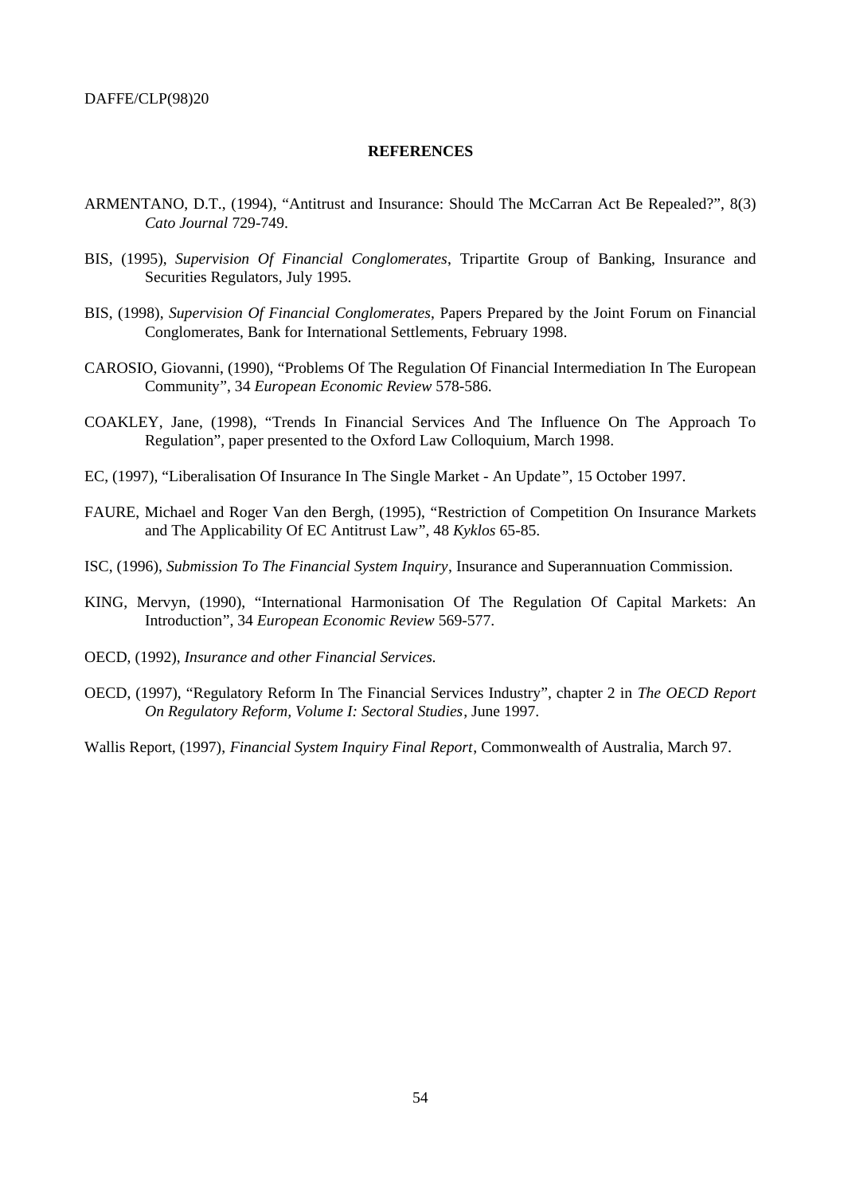**REFERENCES**

ARMENTANO, D.T., (1994), "Antitrust and Insurance: Should The McCarran Act Be Repealed?", 8(3) *Cato Journal* 729-749.

BIS, (1995), *Supervision Of Financial Conglomerates*, Tripartite Group of Banking, Insurance and Securities Regulators, July 1995.

BIS, (1998), *Supervision Of Financial Conglomerates*, Papers Prepared by the Joint Forum on Financial Conglomerates, Bank for International Settlements, February 1998.

CAROSIO, Giovanni, (1990), "Problems Of The Regulation Of Financial Intermediation In The European Community", 34 *European Economic Review* 578-586.

COAKLEY, Jane, (1998), "Trends In Financial Services And The Influence On The Approach To Regulation", paper presented to the Oxford Law Colloquium, March 1998.

EC, (1997), "Liberalisation Of Insurance In The Single Market - An Update", 15 October 1997.

FAURE, Michael and Roger Van den Bergh, (1995), "Restriction of Competition On Insurance Markets and The Applicability Of EC Antitrust Law", 48 *Kyklos* 65-85.

ISC, (1996), *Submission To The Financial System Inquiry*, Insurance and Superannuation Commission.

KING, Mervyn, (1990), "International Harmonisation Of The Regulation Of Capital Markets: An Introduction", 34 *European Economic Review* 569-577.

OECD, (1992), *Insurance and other Financial Services.*

OECD, (1997), "Regulatory Reform In The Financial Services Industry", chapter 2 in *The OECD Report On Regulatory Reform, Volume I: Sectoral Studies*, June 1997.

Wallis Report, (1997), *Financial System Inquiry Final Report*, Commonwealth of Australia, March 97.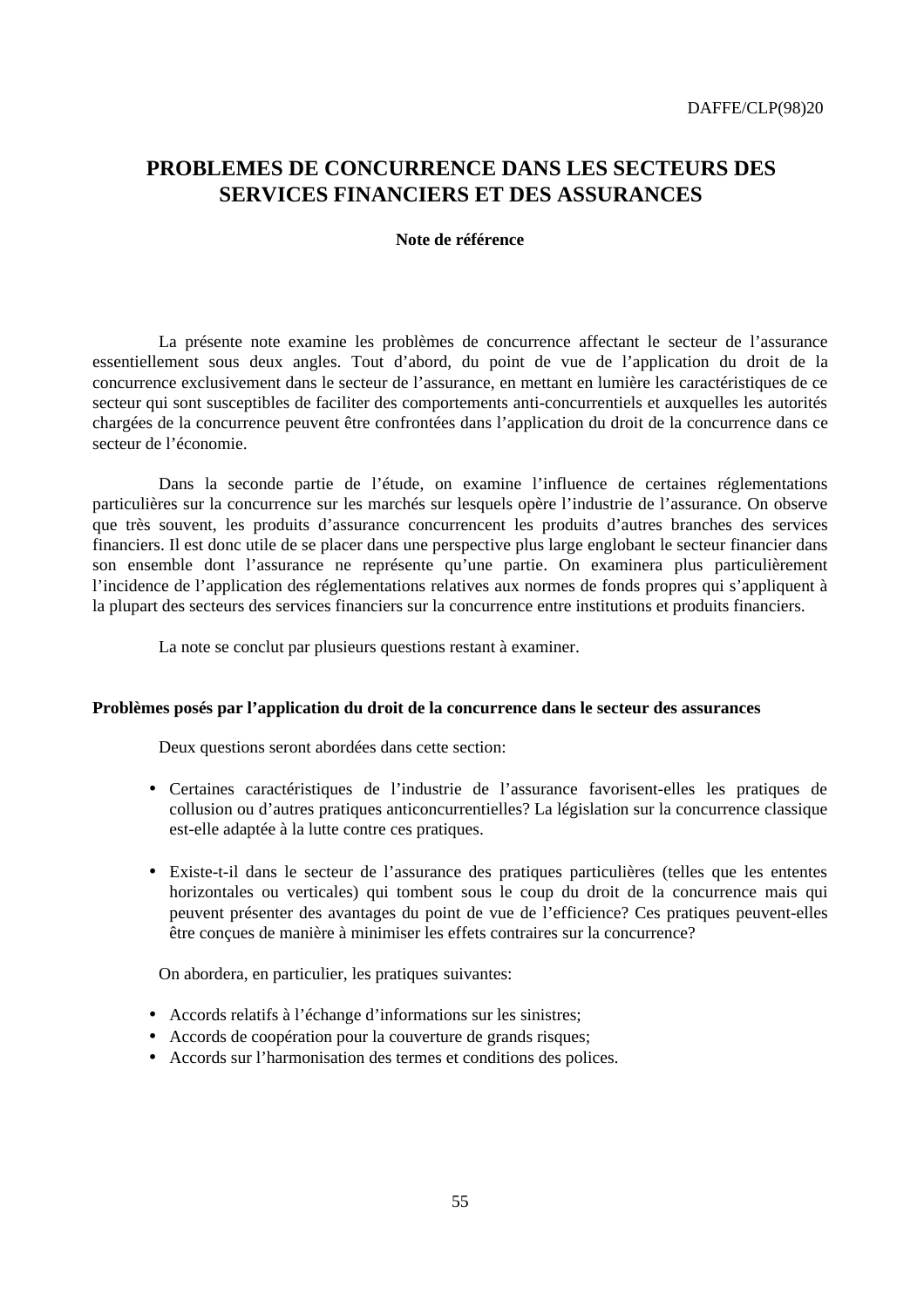# PROBLEMES DE CONCURRENCE DANS LES SECTEURS DES SERVICES FINANCIERS ET DES ASSURANCES

**Note de référence**

La présente note examine les problèmes de concurrence affectant le secteur de l'assurance essentiellement sous deux angles. Tout d'abord, du point de vue de l'application du droit de la concurrence exclusivement dans le secteur de l'assurance, en mettant en lumière les caractéristiques de ce secteur qui sont susceptibles de faciliter des comportements anti-concurrentiels et auxquelles les autorités chargées de la concurrence peuvent être confrontées dans l'application du droit de la concurrence dans ce secteur de l'économie.

Dans la seconde partie de l'étude, on examine l'influence de certaines réglementations particulières sur la concurrence sur les marchés sur lesquels opère l'industrie de l'assurance. On observe que très souvent, les produits d'assurance concurrencent les produits d'autres branches des services financiers. Il est donc utile de se placer dans une perspective plus large englobant le secteur financier dans son ensemble dont l'assurance ne représente qu'une partie. On examinera plus particulièrement l'incidence de l'application des réglementations relatives aux normes de fonds propres qui s'appliquent à la plupart des secteurs des services financiers sur la concurrence entre institutions et produits financiers.

La note se conclut par plusieurs questions restant à examiner.

**Problèmes posés par l'application du droit de la concurrence dans le secteur des assurances**

Deux questions seront abordées dans cette section:

- Certaines caractéristiques de l'industrie de l'assurance favorisent-elles les pratiques de collusion ou d'autres pratiques anticoncurrentielles? La législation sur la concurrence classique est-elle adaptée à la lutte contre ces pratiques.

- Existe-t-il dans le secteur de l'assurance des pratiques particulières (telles que les ententes horizontales ou verticales) qui tombent sous le coup du droit de la concurrence mais qui peuvent présenter des avantages du point de vue de l'efficience? Ces pratiques peuvent-elles être conçues de manière à minimiser les effets contraires sur la concurrence?

On abordera, en particulier, les pratiques suivantes:

- Accords relatifs à l'échange d'informations sur les sinistres;
- Accords de coopération pour la couverture de grands risques;
- Accords sur l'harmonisation des termes et conditions des polices.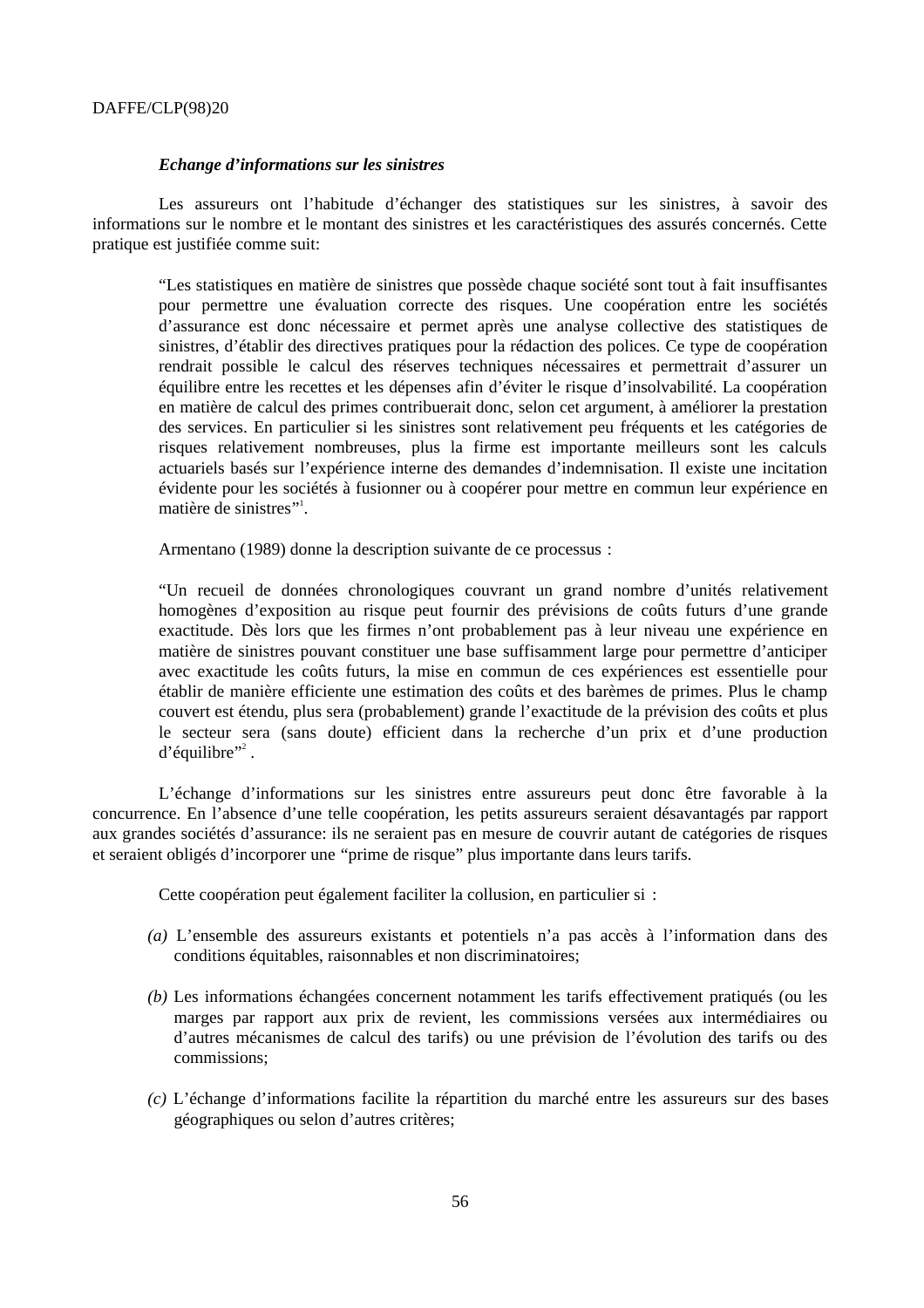*Echange d’informations sur les sinistres*

Les assureurs ont l’habitude d’échanger des statistiques sur les sinistres, à savoir des informations sur le nombre et le montant des sinistres et les caractéristiques des assurés concernés. Cette pratique est justifiée comme suit:

> “Les statistiques en matière de sinistres que possède chaque société sont tout à fait insuffisantes pour permettre une évaluation correcte des risques. Une coopération entre les sociétés d’assurance est donc nécessaire et permet après une analyse collective des statistiques de sinistres, d’établir des directives pratiques pour la rédaction des polices. Ce type de coopération rendrait possible le calcul des réserves techniques nécessaires et permettrait d’assurer un équilibre entre les recettes et les dépenses afin d’éviter le risque d’insolvabilité. La coopération en matière de calcul des primes contribuerait donc, selon cet argument, à améliorer la prestation des services. En particulier si les sinistres sont relativement peu fréquents et les catégories de risques relativement nombreuses, plus la firme est importante meilleurs sont les calculs actuariels basés sur l’expérience interne des demandes d’indemnisation. Il existe une incitation évidente pour les sociétés à fusionner ou à coopérer pour mettre en commun leur expérience en matière de sinistres”[1].
>
> Armentano (1989) donne la description suivante de ce processus :
>
> “Un recueil de données chronologiques couvrant un grand nombre d’unités relativement homogènes d’exposition au risque peut fournir des prévisions de coûts futurs d’une grande exactitude. Dès lors que les firmes n’ont probablement pas à leur niveau une expérience en matière de sinistres pouvant constituer une base suffisamment large pour permettre d’anticiper avec exactitude les coûts futurs, la mise en commun de ces expériences est essentielle pour établir de manière efficiente une estimation des coûts et des barèmes de primes. Plus le champ couvert est étendu, plus sera (probablement) grande l’exactitude de la prévision des coûts et plus le secteur sera (sans doute) efficient dans la recherche d’un prix et d’une production d’équilibre”[2] .

L’échange d’informations sur les sinistres entre assureurs peut donc être favorable à la concurrence. En l’absence d’une telle coopération, les petits assureurs seraient désavantagés par rapport aux grandes sociétés d’assurance: ils ne seraient pas en mesure de couvrir autant de catégories de risques et seraient obligés d’incorporer une “prime de risque” plus importante dans leurs tarifs.

Cette coopération peut également faciliter la collusion, en particulier si :

*(a)* L’ensemble des assureurs existants et potentiels n’a pas accès à l’information dans des conditions équitables, raisonnables et non discriminatoires;

*(b)* Les informations échangées concernent notamment les tarifs effectivement pratiqués (ou les marges par rapport aux prix de revient, les commissions versées aux intermédiaires ou d’autres mécanismes de calcul des tarifs) ou une prévision de l’évolution des tarifs ou des commissions;

*(c)* L’échange d’informations facilite la répartition du marché entre les assureurs sur des bases géographiques ou selon d’autres critères;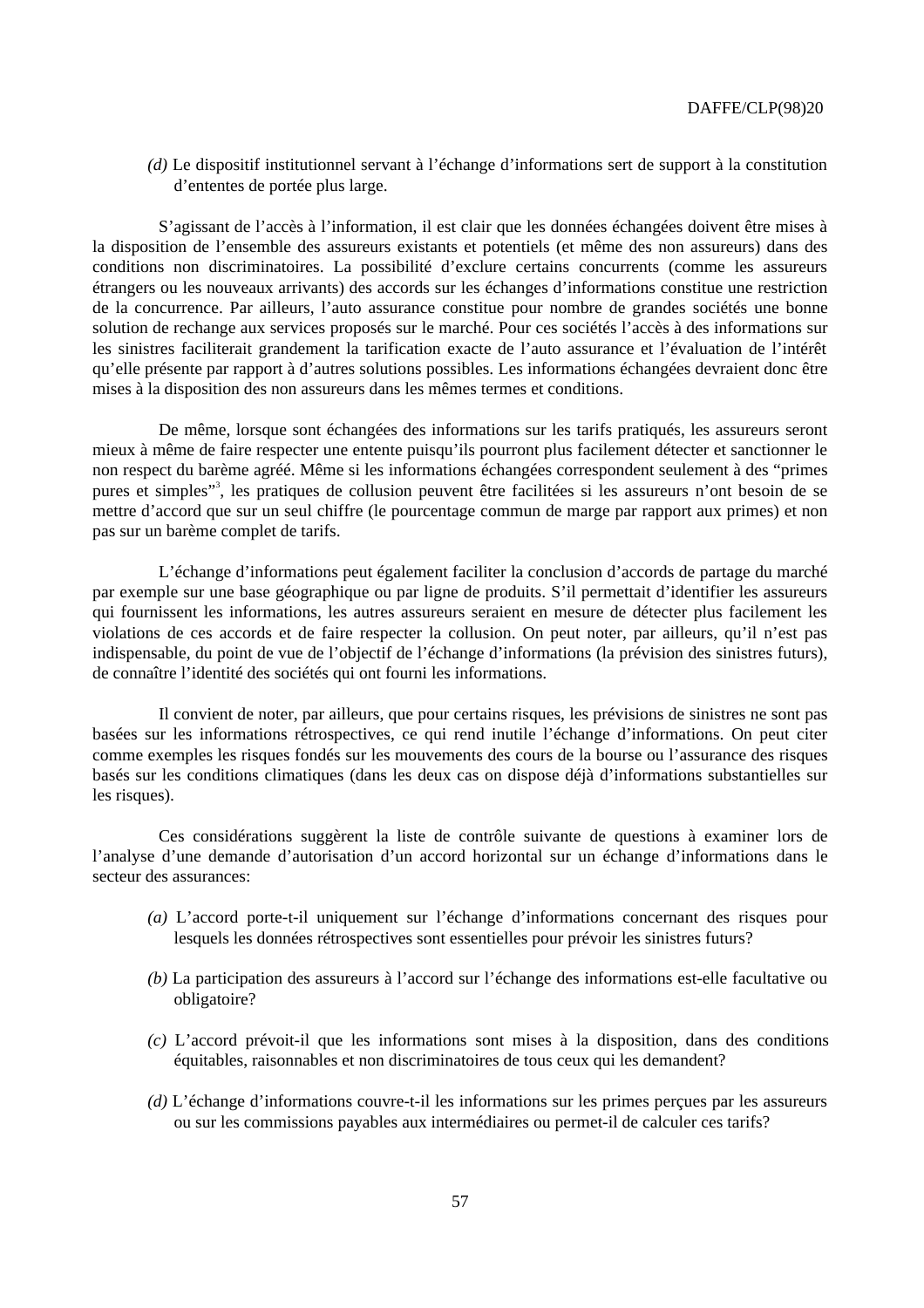*(d)* Le dispositif institutionnel servant à l’échange d’informations sert de support à la constitution d’ententes de portée plus large.

S’agissant de l’accès à l’information, il est clair que les données échangées doivent être mises à la disposition de l’ensemble des assureurs existants et potentiels (et même des non assureurs) dans des conditions non discriminatoires. La possibilité d’exclure certains concurrents (comme les assureurs étrangers ou les nouveaux arrivants) des accords sur les échanges d’informations constitue une restriction de la concurrence. Par ailleurs, l’auto assurance constitue pour nombre de grandes sociétés une bonne solution de rechange aux services proposés sur le marché. Pour ces sociétés l’accès à des informations sur les sinistres faciliterait grandement la tarification exacte de l’auto assurance et l’évaluation de l’intérêt qu’elle présente par rapport à d’autres solutions possibles. Les informations échangées devraient donc être mises à la disposition des non assureurs dans les mêmes termes et conditions.

De même, lorsque sont échangées des informations sur les tarifs pratiqués, les assureurs seront mieux à même de faire respecter une entente puisqu’ils pourront plus facilement détecter et sanctionner le non respect du barème agréé. Même si les informations échangées correspondent seulement à des “primes pures et simples”[3], les pratiques de collusion peuvent être facilitées si les assureurs n’ont besoin de se mettre d’accord que sur un seul chiffre (le pourcentage commun de marge par rapport aux primes) et non pas sur un barème complet de tarifs.

L’échange d’informations peut également faciliter la conclusion d’accords de partage du marché par exemple sur une base géographique ou par ligne de produits. S’il permettait d’identifier les assureurs qui fournissent les informations, les autres assureurs seraient en mesure de détecter plus facilement les violations de ces accords et de faire respecter la collusion. On peut noter, par ailleurs, qu’il n’est pas indispensable, du point de vue de l’objectif de l’échange d’informations (la prévision des sinistres futurs), de connaître l’identité des sociétés qui ont fourni les informations.

Il convient de noter, par ailleurs, que pour certains risques, les prévisions de sinistres ne sont pas basées sur les informations rétrospectives, ce qui rend inutile l’échange d’informations. On peut citer comme exemples les risques fondés sur les mouvements des cours de la bourse ou l’assurance des risques basés sur les conditions climatiques (dans les deux cas on dispose déjà d’informations substantielles sur les risques).

Ces considérations suggèrent la liste de contrôle suivante de questions à examiner lors de l’analyse d’une demande d’autorisation d’un accord horizontal sur un échange d’informations dans le secteur des assurances:

*(a)* L’accord porte-t-il uniquement sur l’échange d’informations concernant des risques pour lesquels les données rétrospectives sont essentielles pour prévoir les sinistres futurs?

*(b)* La participation des assureurs à l’accord sur l’échange des informations est-elle facultative ou obligatoire?

*(c)* L’accord prévoit-il que les informations sont mises à la disposition, dans des conditions équitables, raisonnables et non discriminatoires de tous ceux qui les demandent?

*(d)* L’échange d’informations couvre-t-il les informations sur les primes perçues par les assureurs ou sur les commissions payables aux intermédiaires ou permet-il de calculer ces tarifs?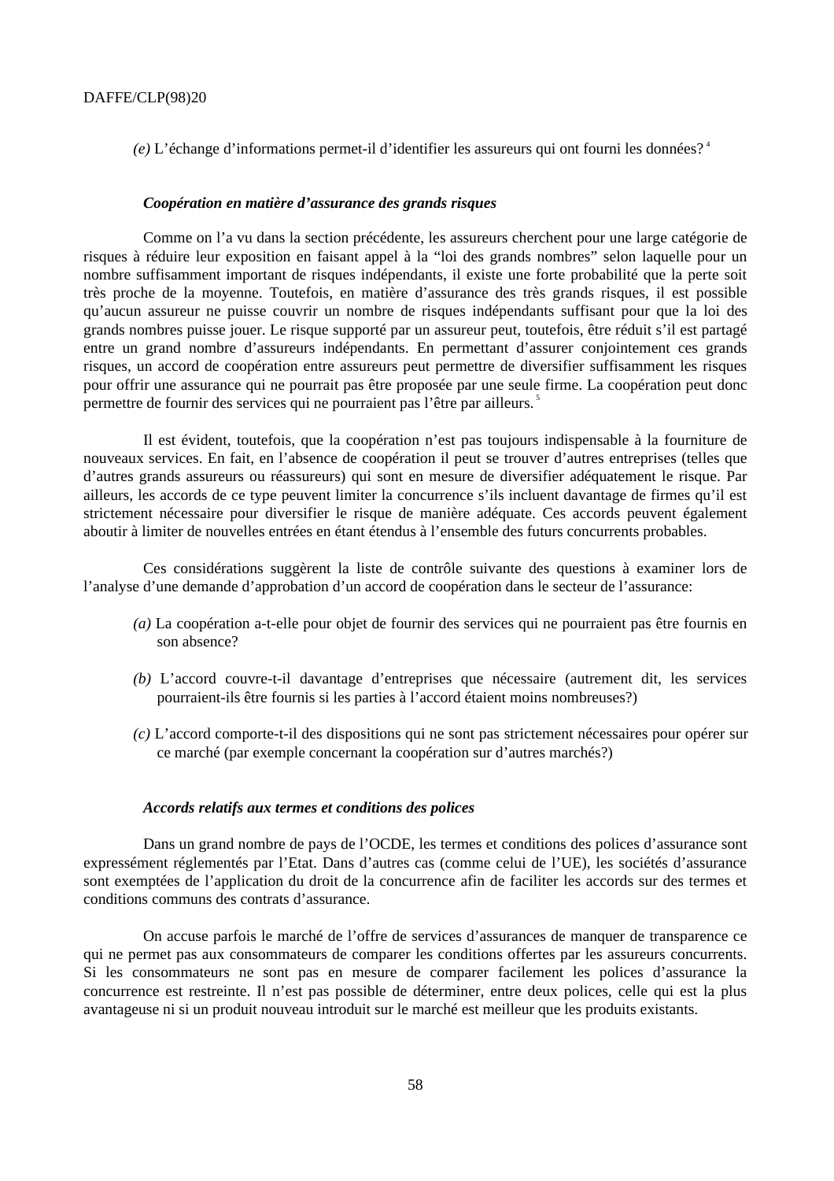*(e)* L’échange d’informations permet-il d’identifier les assureurs qui ont fourni les données? [4]

### *Coopération en matière d’assurance des grands risques*

Comme on l’a vu dans la section précédente, les assureurs cherchent pour une large catégorie de risques à réduire leur exposition en faisant appel à la “loi des grands nombres” selon laquelle pour un nombre suffisamment important de risques indépendants, il existe une forte probabilité que la perte soit très proche de la moyenne. Toutefois, en matière d’assurance des très grands risques, il est possible qu’aucun assureur ne puisse couvrir un nombre de risques indépendants suffisant pour que la loi des grands nombres puisse jouer. Le risque supporté par un assureur peut, toutefois, être réduit s’il est partagé entre un grand nombre d’assureurs indépendants. En permettant d’assurer conjointement ces grands risques, un accord de coopération entre assureurs peut permettre de diversifier suffisamment les risques pour offrir une assurance qui ne pourrait pas être proposée par une seule firme. La coopération peut donc permettre de fournir des services qui ne pourraient pas l’être par ailleurs. [5]

Il est évident, toutefois, que la coopération n’est pas toujours indispensable à la fourniture de nouveaux services. En fait, en l’absence de coopération il peut se trouver d’autres entreprises (telles que d’autres grands assureurs ou réassureurs) qui sont en mesure de diversifier adéquatement le risque. Par ailleurs, les accords de ce type peuvent limiter la concurrence s’ils incluent davantage de firmes qu’il est strictement nécessaire pour diversifier le risque de manière adéquate. Ces accords peuvent également aboutir à limiter de nouvelles entrées en étant étendus à l’ensemble des futurs concurrents probables.

Ces considérations suggèrent la liste de contrôle suivante des questions à examiner lors de l’analyse d’une demande d’approbation d’un accord de coopération dans le secteur de l’assurance:

*(a)* La coopération a-t-elle pour objet de fournir des services qui ne pourraient pas être fournis en son absence?

*(b)* L’accord couvre-t-il davantage d’entreprises que nécessaire (autrement dit, les services pourraient-ils être fournis si les parties à l’accord étaient moins nombreuses?)

*(c)* L’accord comporte-t-il des dispositions qui ne sont pas strictement nécessaires pour opérer sur ce marché (par exemple concernant la coopération sur d’autres marchés?)

### *Accords relatifs aux termes et conditions des polices*

Dans un grand nombre de pays de l’OCDE, les termes et conditions des polices d’assurance sont expressément réglementés par l’Etat. Dans d’autres cas (comme celui de l’UE), les sociétés d’assurance sont exemptées de l’application du droit de la concurrence afin de faciliter les accords sur des termes et conditions communs des contrats d’assurance.

On accuse parfois le marché de l’offre de services d’assurances de manquer de transparence ce qui ne permet pas aux consommateurs de comparer les conditions offertes par les assureurs concurrents. Si les consommateurs ne sont pas en mesure de comparer facilement les polices d’assurance la concurrence est restreinte. Il n’est pas possible de déterminer, entre deux polices, celle qui est la plus avantageuse ni si un produit nouveau introduit sur le marché est meilleur que les produits existants.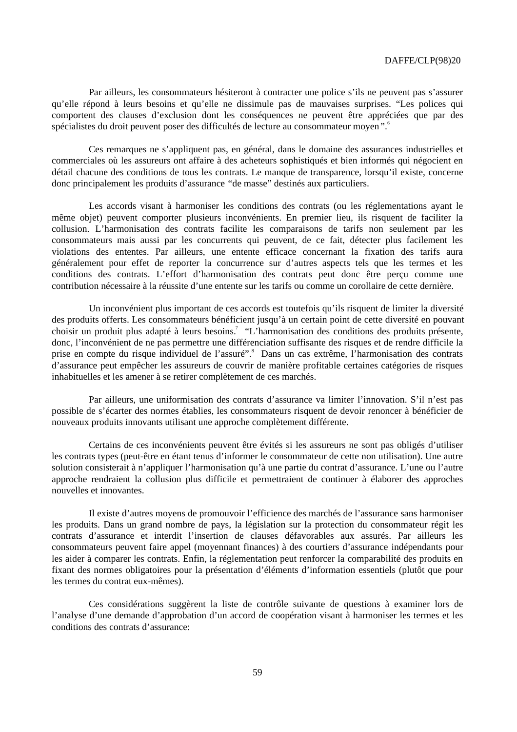Par ailleurs, les consommateurs hésiteront à contracter une police s'ils ne peuvent pas s'assurer qu'elle répond à leurs besoins et qu'elle ne dissimule pas de mauvaises surprises. "Les polices qui comportent des clauses d'exclusion dont les conséquences ne peuvent être appréciées que par des spécialistes du droit peuvent poser des difficultés de lecture au consommateur moyen".[6]

Ces remarques ne s'appliquent pas, en général, dans le domaine des assurances industrielles et commerciales où les assureurs ont affaire à des acheteurs sophistiqués et bien informés qui négocient en détail chacune des conditions de tous les contrats. Le manque de transparence, lorsqu'il existe, concerne donc principalement les produits d'assurance "de masse" destinés aux particuliers.

Les accords visant à harmoniser les conditions des contrats (ou les réglementations ayant le même objet) peuvent comporter plusieurs inconvénients. En premier lieu, ils risquent de faciliter la collusion. L'harmonisation des contrats facilite les comparaisons de tarifs non seulement par les consommateurs mais aussi par les concurrents qui peuvent, de ce fait, détecter plus facilement les violations des ententes. Par ailleurs, une entente efficace concernant la fixation des tarifs aura généralement pour effet de reporter la concurrence sur d'autres aspects tels que les termes et les conditions des contrats. L'effort d'harmonisation des contrats peut donc être perçu comme une contribution nécessaire à la réussite d'une entente sur les tarifs ou comme un corollaire de cette dernière.

Un inconvénient plus important de ces accords est toutefois qu'ils risquent de limiter la diversité des produits offerts. Les consommateurs bénéficient jusqu'à un certain point de cette diversité en pouvant choisir un produit plus adapté à leurs besoins.[7] "L'harmonisation des conditions des produits présente, donc, l'inconvénient de ne pas permettre une différenciation suffisante des risques et de rendre difficile la prise en compte du risque individuel de l'assuré".[8] Dans un cas extrême, l'harmonisation des contrats d'assurance peut empêcher les assureurs de couvrir de manière profitable certaines catégories de risques inhabituelles et les amener à se retirer complètement de ces marchés.

Par ailleurs, une uniformisation des contrats d'assurance va limiter l'innovation. S'il n'est pas possible de s'écarter des normes établies, les consommateurs risquent de devoir renoncer à bénéficier de nouveaux produits innovants utilisant une approche complètement différente.

Certains de ces inconvénients peuvent être évités si les assureurs ne sont pas obligés d'utiliser les contrats types (peut-être en étant tenus d'informer le consommateur de cette non utilisation). Une autre solution consisterait à n'appliquer l'harmonisation qu'à une partie du contrat d'assurance. L'une ou l'autre approche rendraient la collusion plus difficile et permettraient de continuer à élaborer des approches nouvelles et innovantes.

Il existe d'autres moyens de promouvoir l'efficience des marchés de l'assurance sans harmoniser les produits. Dans un grand nombre de pays, la législation sur la protection du consommateur régit les contrats d'assurance et interdit l'insertion de clauses défavorables aux assurés. Par ailleurs les consommateurs peuvent faire appel (moyennant finances) à des courtiers d'assurance indépendants pour les aider à comparer les contrats. Enfin, la réglementation peut renforcer la comparabilité des produits en fixant des normes obligatoires pour la présentation d'éléments d'information essentiels (plutôt que pour les termes du contrat eux-mêmes).

Ces considérations suggèrent la liste de contrôle suivante de questions à examiner lors de l'analyse d'une demande d'approbation d'un accord de coopération visant à harmoniser les termes et les conditions des contrats d'assurance: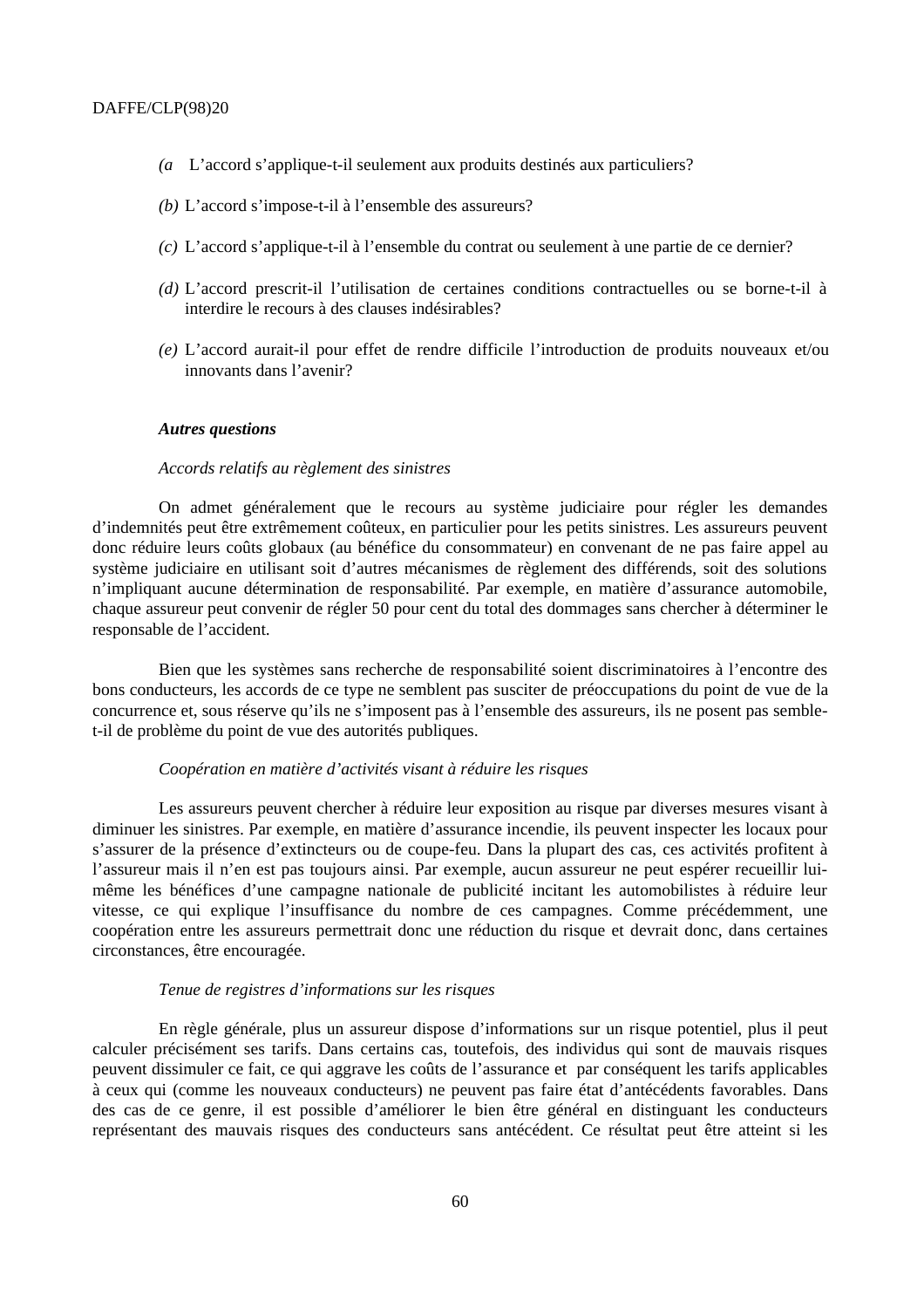*(a* L'accord s'applique-t-il seulement aux produits destinés aux particuliers?

*(b)* L'accord s'impose-t-il à l'ensemble des assureurs?

*(c)* L'accord s'applique-t-il à l'ensemble du contrat ou seulement à une partie de ce dernier?

*(d)* L'accord prescrit-il l'utilisation de certaines conditions contractuelles ou se borne-t-il à interdire le recours à des clauses indésirables?

*(e)* L'accord aurait-il pour effet de rendre difficile l'introduction de produits nouveaux et/ou innovants dans l'avenir?

***Autres questions***

*Accords relatifs au règlement des sinistres*

On admet généralement que le recours au système judiciaire pour régler les demandes d'indemnités peut être extrêmement coûteux, en particulier pour les petits sinistres. Les assureurs peuvent donc réduire leurs coûts globaux (au bénéfice du consommateur) en convenant de ne pas faire appel au système judiciaire en utilisant soit d'autres mécanismes de règlement des différends, soit des solutions n'impliquant aucune détermination de responsabilité. Par exemple, en matière d'assurance automobile, chaque assureur peut convenir de régler 50 pour cent du total des dommages sans chercher à déterminer le responsable de l'accident.

Bien que les systèmes sans recherche de responsabilité soient discriminatoires à l'encontre des bons conducteurs, les accords de ce type ne semblent pas susciter de préoccupations du point de vue de la concurrence et, sous réserve qu'ils ne s'imposent pas à l'ensemble des assureurs, ils ne posent pas semble-t-il de problème du point de vue des autorités publiques.

*Coopération en matière d'activités visant à réduire les risques*

Les assureurs peuvent chercher à réduire leur exposition au risque par diverses mesures visant à diminuer les sinistres. Par exemple, en matière d'assurance incendie, ils peuvent inspecter les locaux pour s'assurer de la présence d'extincteurs ou de coupe-feu. Dans la plupart des cas, ces activités profitent à l'assureur mais il n'en est pas toujours ainsi. Par exemple, aucun assureur ne peut espérer recueillir lui-même les bénéfices d'une campagne nationale de publicité incitant les automobilistes à réduire leur vitesse, ce qui explique l'insuffisance du nombre de ces campagnes. Comme précédemment, une coopération entre les assureurs permettrait donc une réduction du risque et devrait donc, dans certaines circonstances, être encouragée.

*Tenue de registres d'informations sur les risques*

En règle générale, plus un assureur dispose d'informations sur un risque potentiel, plus il peut calculer précisément ses tarifs. Dans certains cas, toutefois, des individus qui sont de mauvais risques peuvent dissimuler ce fait, ce qui aggrave les coûts de l'assurance et par conséquent les tarifs applicables à ceux qui (comme les nouveaux conducteurs) ne peuvent pas faire état d'antécédents favorables. Dans des cas de ce genre, il est possible d'améliorer le bien être général en distinguant les conducteurs représentant des mauvais risques des conducteurs sans antécédent. Ce résultat peut être atteint si les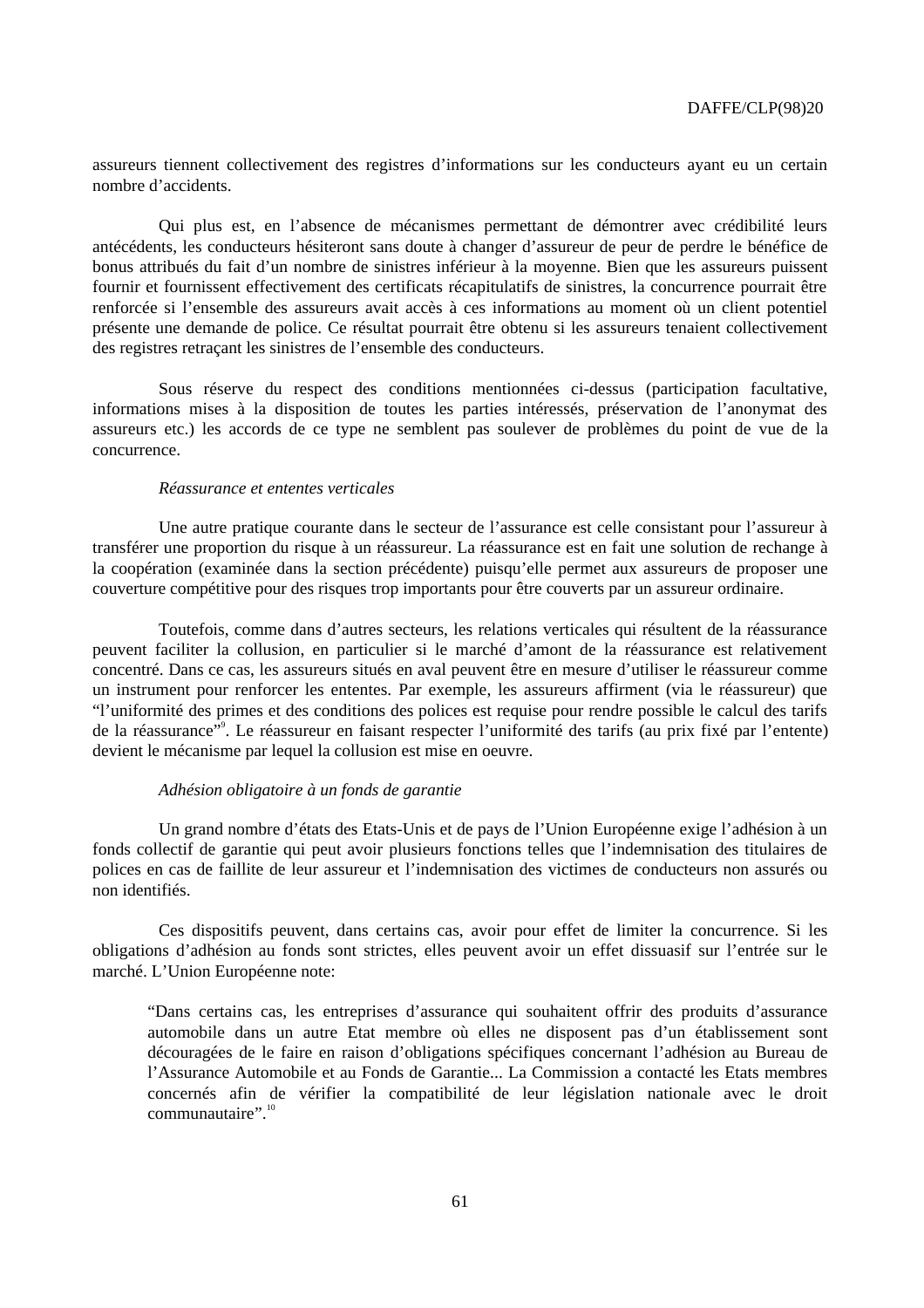assureurs tiennent collectivement des registres d'informations sur les conducteurs ayant eu un certain nombre d'accidents.

Qui plus est, en l'absence de mécanismes permettant de démontrer avec crédibilité leurs antécédents, les conducteurs hésiteront sans doute à changer d'assureur de peur de perdre le bénéfice de bonus attribués du fait d'un nombre de sinistres inférieur à la moyenne. Bien que les assureurs puissent fournir et fournissent effectivement des certificats récapitulatifs de sinistres, la concurrence pourrait être renforcée si l'ensemble des assureurs avait accès à ces informations au moment où un client potentiel présente une demande de police. Ce résultat pourrait être obtenu si les assureurs tenaient collectivement des registres retraçant les sinistres de l'ensemble des conducteurs.

Sous réserve du respect des conditions mentionnées ci-dessus (participation facultative, informations mises à la disposition de toutes les parties intéressés, préservation de l'anonymat des assureurs etc.) les accords de ce type ne semblent pas soulever de problèmes du point de vue de la concurrence.

*Réassurance et ententes verticales*

Une autre pratique courante dans le secteur de l'assurance est celle consistant pour l'assureur à transférer une proportion du risque à un réassureur. La réassurance est en fait une solution de rechange à la coopération (examinée dans la section précédente) puisqu'elle permet aux assureurs de proposer une couverture compétitive pour des risques trop importants pour être couverts par un assureur ordinaire.

Toutefois, comme dans d'autres secteurs, les relations verticales qui résultent de la réassurance peuvent faciliter la collusion, en particulier si le marché d'amont de la réassurance est relativement concentré. Dans ce cas, les assureurs situés en aval peuvent être en mesure d'utiliser le réassureur comme un instrument pour renforcer les ententes. Par exemple, les assureurs affirment (via le réassureur) que "l'uniformité des primes et des conditions des polices est requise pour rendre possible le calcul des tarifs de la réassurance"[9]. Le réassureur en faisant respecter l'uniformité des tarifs (au prix fixé par l'entente) devient le mécanisme par lequel la collusion est mise en oeuvre.

*Adhésion obligatoire à un fonds de garantie*

Un grand nombre d'états des Etats-Unis et de pays de l'Union Européenne exige l'adhésion à un fonds collectif de garantie qui peut avoir plusieurs fonctions telles que l'indemnisation des titulaires de polices en cas de faillite de leur assureur et l'indemnisation des victimes de conducteurs non assurés ou non identifiés.

Ces dispositifs peuvent, dans certains cas, avoir pour effet de limiter la concurrence. Si les obligations d'adhésion au fonds sont strictes, elles peuvent avoir un effet dissuasif sur l'entrée sur le marché. L'Union Européenne note:

> "Dans certains cas, les entreprises d'assurance qui souhaitent offrir des produits d'assurance automobile dans un autre Etat membre où elles ne disposent pas d'un établissement sont découragées de le faire en raison d'obligations spécifiques concernant l'adhésion au Bureau de l'Assurance Automobile et au Fonds de Garantie... La Commission a contacté les Etats membres concernés afin de vérifier la compatibilité de leur législation nationale avec le droit communautaire".[10]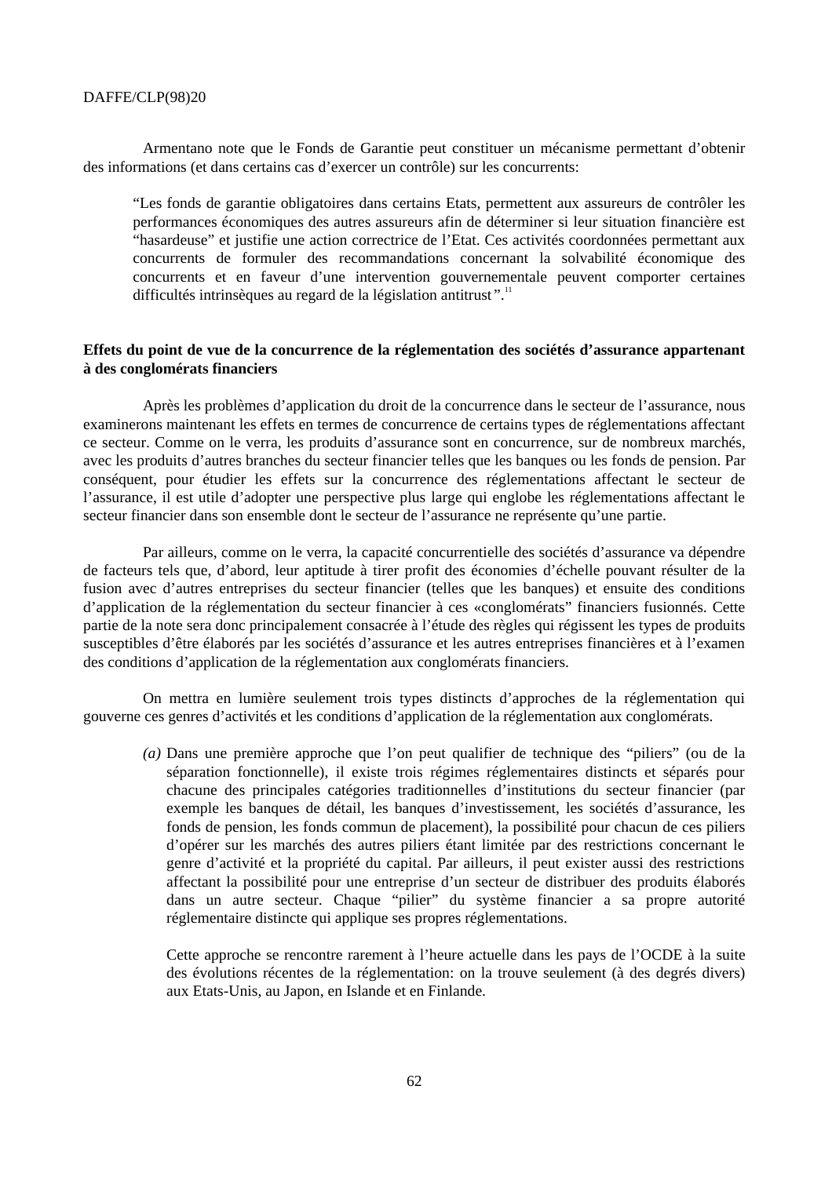Armentano note que le Fonds de Garantie peut constituer un mécanisme permettant d'obtenir des informations (et dans certains cas d'exercer un contrôle) sur les concurrents:

> "Les fonds de garantie obligatoires dans certains Etats, permettent aux assureurs de contrôler les performances économiques des autres assureurs afin de déterminer si leur situation financière est "hasardeuse" et justifie une action correctrice de l'Etat. Ces activités coordonnées permettant aux concurrents de formuler des recommandations concernant la solvabilité économique des concurrents et en faveur d'une intervention gouvernementale peuvent comporter certaines difficultés intrinsèques au regard de la législation antitrust".[11]

**Effets du point de vue de la concurrence de la réglementation des sociétés d'assurance appartenant à des conglomérats financiers**

Après les problèmes d'application du droit de la concurrence dans le secteur de l'assurance, nous examinerons maintenant les effets en termes de concurrence de certains types de réglementations affectant ce secteur. Comme on le verra, les produits d'assurance sont en concurrence, sur de nombreux marchés, avec les produits d'autres branches du secteur financier telles que les banques ou les fonds de pension. Par conséquent, pour étudier les effets sur la concurrence des réglementations affectant le secteur de l'assurance, il est utile d'adopter une perspective plus large qui englobe les réglementations affectant le secteur financier dans son ensemble dont le secteur de l'assurance ne représente qu'une partie.

Par ailleurs, comme on le verra, la capacité concurrentielle des sociétés d'assurance va dépendre de facteurs tels que, d'abord, leur aptitude à tirer profit des économies d'échelle pouvant résulter de la fusion avec d'autres entreprises du secteur financier (telles que les banques) et ensuite des conditions d'application de la réglementation du secteur financier à ces «conglomérats" financiers fusionnés. Cette partie de la note sera donc principalement consacrée à l'étude des règles qui régissent les types de produits susceptibles d'être élaborés par les sociétés d'assurance et les autres entreprises financières et à l'examen des conditions d'application de la réglementation aux conglomérats financiers.

On mettra en lumière seulement trois types distincts d'approches de la réglementation qui gouverne ces genres d'activités et les conditions d'application de la réglementation aux conglomérats.

*(a)* Dans une première approche que l'on peut qualifier de technique des "piliers" (ou de la séparation fonctionnelle), il existe trois régimes réglementaires distincts et séparés pour chacune des principales catégories traditionnelles d'institutions du secteur financier (par exemple les banques de détail, les banques d'investissement, les sociétés d'assurance, les fonds de pension, les fonds commun de placement), la possibilité pour chacun de ces piliers d'opérer sur les marchés des autres piliers étant limitée par des restrictions concernant le genre d'activité et la propriété du capital. Par ailleurs, il peut exister aussi des restrictions affectant la possibilité pour une entreprise d'un secteur de distribuer des produits élaborés dans un autre secteur. Chaque "pilier" du système financier a sa propre autorité réglementaire distincte qui applique ses propres réglementations.

Cette approche se rencontre rarement à l'heure actuelle dans les pays de l'OCDE à la suite des évolutions récentes de la réglementation: on la trouve seulement (à des degrés divers) aux Etats-Unis, au Japon, en Islande et en Finlande.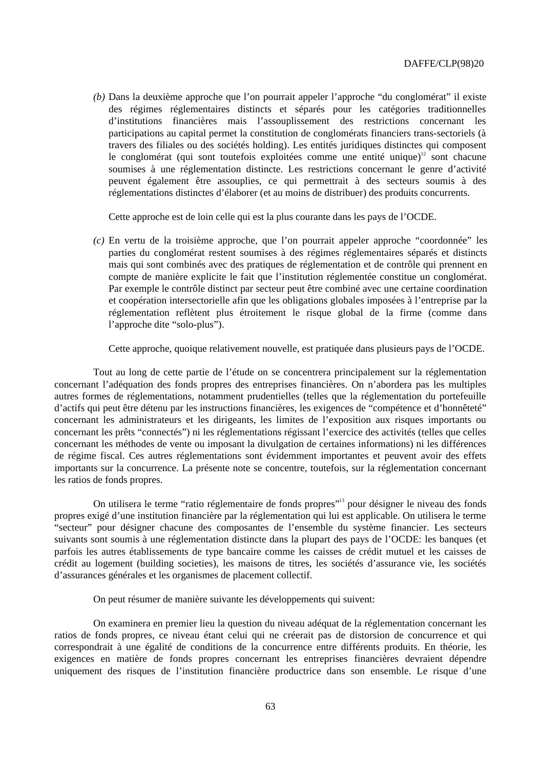*(b)* Dans la deuxième approche que l'on pourrait appeler l'approche "du conglomérat" il existe des régimes réglementaires distincts et séparés pour les catégories traditionnelles d'institutions financières mais l'assouplissement des restrictions concernant les participations au capital permet la constitution de conglomérats financiers trans-sectoriels (à travers des filiales ou des sociétés holding). Les entités juridiques distinctes qui composent le conglomérat (qui sont toutefois exploitées comme une entité unique)[12] sont chacune soumises à une réglementation distincte. Les restrictions concernant le genre d'activité peuvent également être assouplies, ce qui permettrait à des secteurs soumis à des réglementations distinctes d'élaborer (et au moins de distribuer) des produits concurrents.

Cette approche est de loin celle qui est la plus courante dans les pays de l'OCDE.

*(c)* En vertu de la troisième approche, que l'on pourrait appeler approche "coordonnée" les parties du conglomérat restent soumises à des régimes réglementaires séparés et distincts mais qui sont combinés avec des pratiques de réglementation et de contrôle qui prennent en compte de manière explicite le fait que l'institution réglementée constitue un conglomérat. Par exemple le contrôle distinct par secteur peut être combiné avec une certaine coordination et coopération intersectorielle afin que les obligations globales imposées à l'entreprise par la réglementation reflètent plus étroitement le risque global de la firme (comme dans l'approche dite "solo-plus").

Cette approche, quoique relativement nouvelle, est pratiquée dans plusieurs pays de l'OCDE.

Tout au long de cette partie de l'étude on se concentrera principalement sur la réglementation concernant l'adéquation des fonds propres des entreprises financières. On n'abordera pas les multiples autres formes de réglementations, notamment prudentielles (telles que la réglementation du portefeuille d'actifs qui peut être détenu par les instructions financières, les exigences de "compétence et d'honnêteté" concernant les administrateurs et les dirigeants, les limites de l'exposition aux risques importants ou concernant les prêts "connectés") ni les réglementations régissant l'exercice des activités (telles que celles concernant les méthodes de vente ou imposant la divulgation de certaines informations) ni les différences de régime fiscal. Ces autres réglementations sont évidemment importantes et peuvent avoir des effets importants sur la concurrence. La présente note se concentre, toutefois, sur la réglementation concernant les ratios de fonds propres.

On utilisera le terme "ratio réglementaire de fonds propres"[13] pour désigner le niveau des fonds propres exigé d'une institution financière par la réglementation qui lui est applicable. On utilisera le terme "secteur" pour désigner chacune des composantes de l'ensemble du système financier. Les secteurs suivants sont soumis à une réglementation distincte dans la plupart des pays de l'OCDE: les banques (et parfois les autres établissements de type bancaire comme les caisses de crédit mutuel et les caisses de crédit au logement (building societies), les maisons de titres, les sociétés d'assurance vie, les sociétés d'assurances générales et les organismes de placement collectif.

On peut résumer de manière suivante les développements qui suivent:

On examinera en premier lieu la question du niveau adéquat de la réglementation concernant les ratios de fonds propres, ce niveau étant celui qui ne créerait pas de distorsion de concurrence et qui correspondrait à une égalité de conditions de la concurrence entre différents produits. En théorie, les exigences en matière de fonds propres concernant les entreprises financières devraient dépendre uniquement des risques de l'institution financière productrice dans son ensemble. Le risque d'une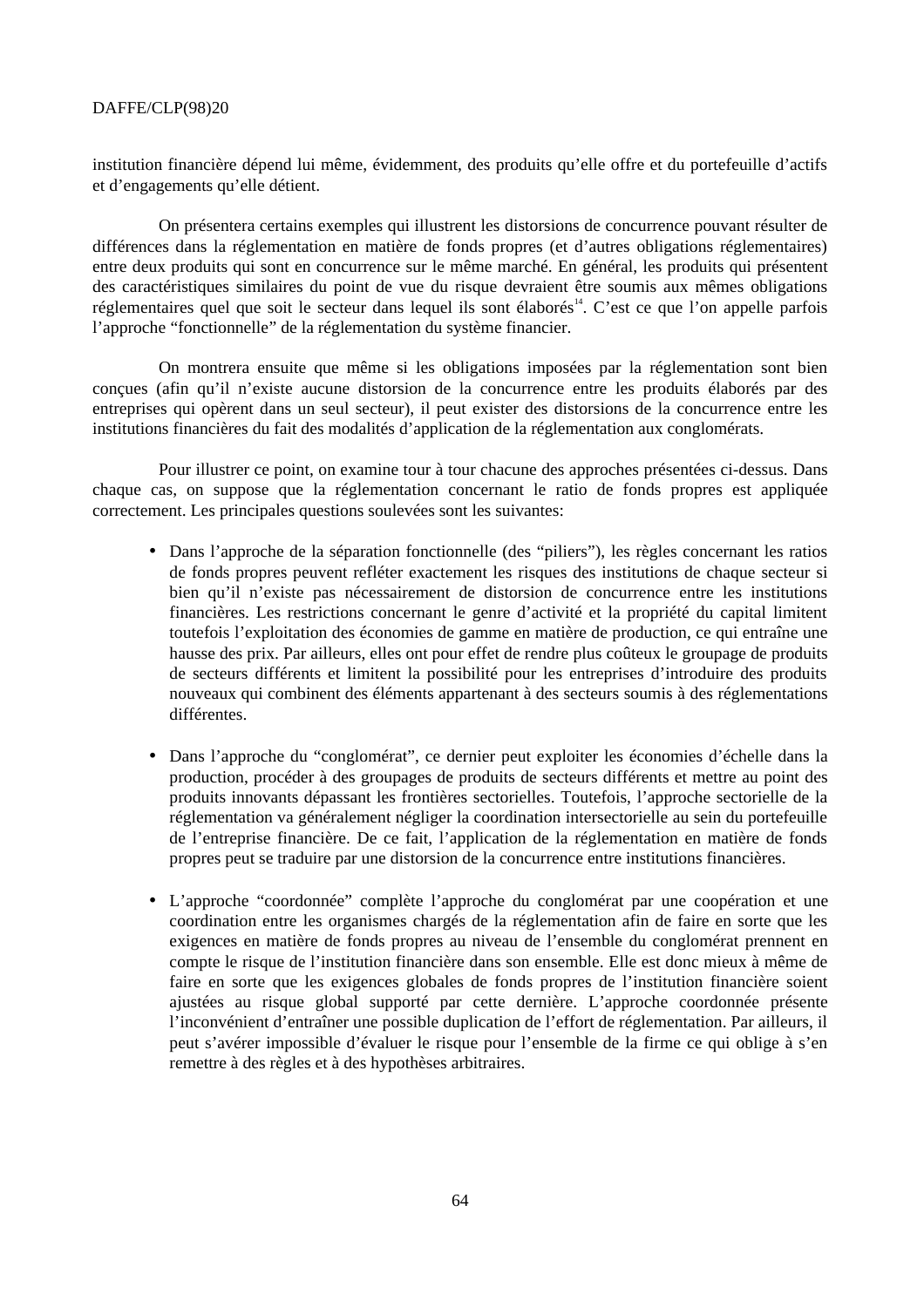institution financière dépend lui même, évidemment, des produits qu’elle offre et du portefeuille d’actifs et d’engagements qu’elle détient.

On présentera certains exemples qui illustrent les distorsions de concurrence pouvant résulter de différences dans la réglementation en matière de fonds propres (et d’autres obligations réglementaires) entre deux produits qui sont en concurrence sur le même marché. En général, les produits qui présentent des caractéristiques similaires du point de vue du risque devraient être soumis aux mêmes obligations réglementaires quel que soit le secteur dans lequel ils sont élaborés[14]. C’est ce que l’on appelle parfois l’approche “fonctionnelle” de la réglementation du système financier.

On montrera ensuite que même si les obligations imposées par la réglementation sont bien conçues (afin qu’il n’existe aucune distorsion de la concurrence entre les produits élaborés par des entreprises qui opèrent dans un seul secteur), il peut exister des distorsions de la concurrence entre les institutions financières du fait des modalités d’application de la réglementation aux conglomérats.

Pour illustrer ce point, on examine tour à tour chacune des approches présentées ci-dessus. Dans chaque cas, on suppose que la réglementation concernant le ratio de fonds propres est appliquée correctement. Les principales questions soulevées sont les suivantes:

- Dans l’approche de la séparation fonctionnelle (des “piliers”), les règles concernant les ratios de fonds propres peuvent refléter exactement les risques des institutions de chaque secteur si bien qu’il n’existe pas nécessairement de distorsion de concurrence entre les institutions financières. Les restrictions concernant le genre d’activité et la propriété du capital limitent toutefois l’exploitation des économies de gamme en matière de production, ce qui entraîne une hausse des prix. Par ailleurs, elles ont pour effet de rendre plus coûteux le groupage de produits de secteurs différents et limitent la possibilité pour les entreprises d’introduire des produits nouveaux qui combinent des éléments appartenant à des secteurs soumis à des réglementations différentes.

- Dans l’approche du “conglomérat”, ce dernier peut exploiter les économies d’échelle dans la production, procéder à des groupages de produits de secteurs différents et mettre au point des produits innovants dépassant les frontières sectorielles. Toutefois, l’approche sectorielle de la réglementation va généralement négliger la coordination intersectorielle au sein du portefeuille de l’entreprise financière. De ce fait, l’application de la réglementation en matière de fonds propres peut se traduire par une distorsion de la concurrence entre institutions financières.

- L’approche “coordonnée” complète l’approche du conglomérat par une coopération et une coordination entre les organismes chargés de la réglementation afin de faire en sorte que les exigences en matière de fonds propres au niveau de l’ensemble du conglomérat prennent en compte le risque de l’institution financière dans son ensemble. Elle est donc mieux à même de faire en sorte que les exigences globales de fonds propres de l’institution financière soient ajustées au risque global supporté par cette dernière. L’approche coordonnée présente l’inconvénient d’entraîner une possible duplication de l’effort de réglementation. Par ailleurs, il peut s’avérer impossible d’évaluer le risque pour l’ensemble de la firme ce qui oblige à s’en remettre à des règles et à des hypothèses arbitraires.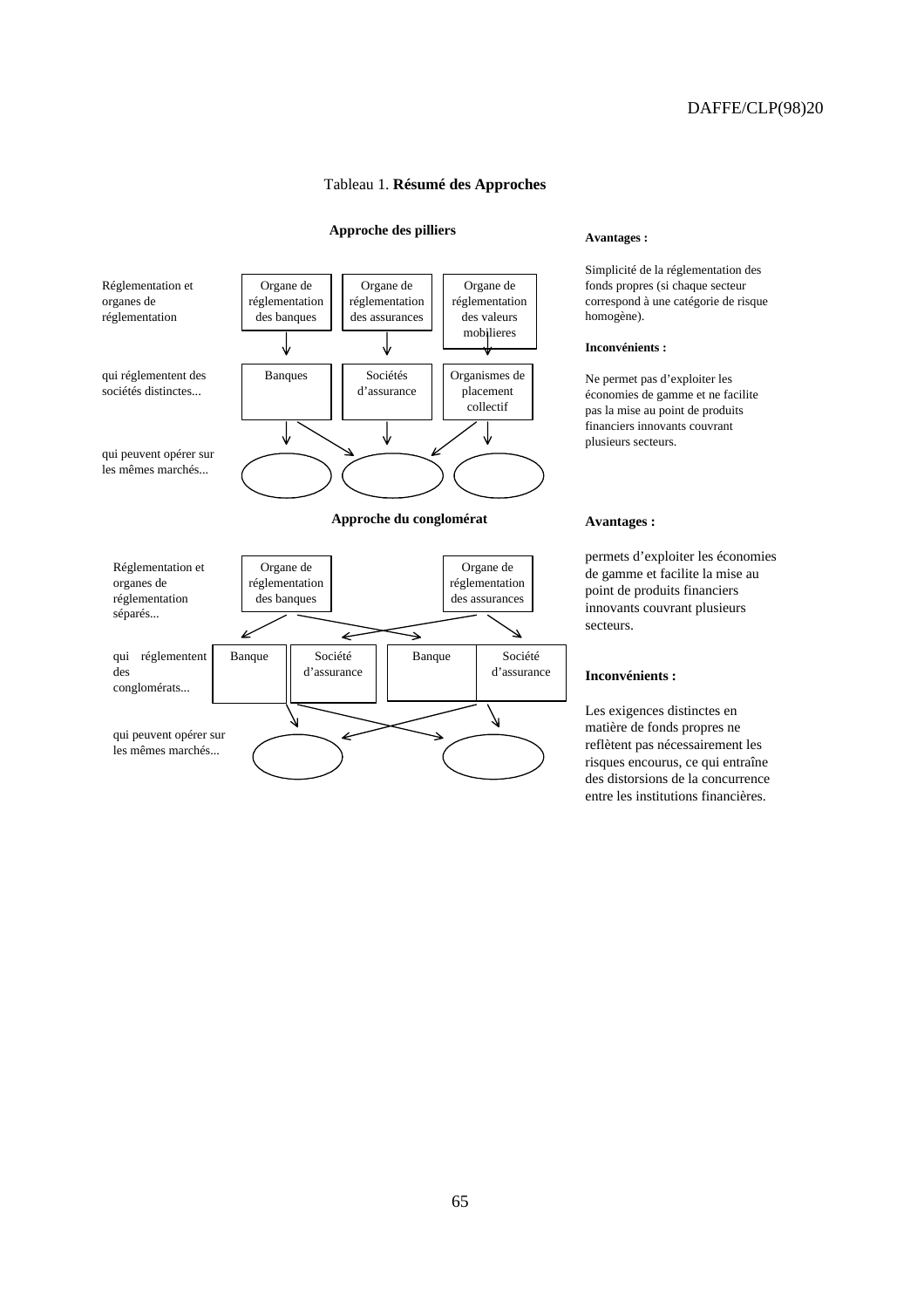Tableau 1. **Résumé des Approches**

**Approche des pilliers**

Réglementation et organes de réglementation

Organe de réglementation des banques

Organe de réglementation des assurances

Organe de réglementation des valeurs mobilieres

qui réglementent des sociétés distinctes...

Banques

Sociétés d'assurance

Organismes de placement collectif

qui peuvent opérer sur les mêmes marchés...

**Avantages :**

Simplicité de la réglementation des fonds propres (si chaque secteur correspond à une catégorie de risque homogène).

**Inconvénients :**

Ne permet pas d'exploiter les économies de gamme et ne facilite pas la mise au point de produits financiers innovants couvrant plusieurs secteurs.

**Approche du conglomérat**

Réglementation et organes de réglementation séparés...

Organe de réglementation des banques

Organe de réglementation des assurances

qui réglementent des conglomérats...

Banque

Société d'assurance

Banque

Société d'assurance

qui peuvent opérer sur les mêmes marchés...

**Avantages :**

permets d'exploiter les économies de gamme et facilite la mise au point de produits financiers innovants couvrant plusieurs secteurs.

**Inconvénients :**

Les exigences distinctes en matière de fonds propres ne reflètent pas nécessairement les risques encourus, ce qui entraîne des distorsions de la concurrence entre les institutions financières.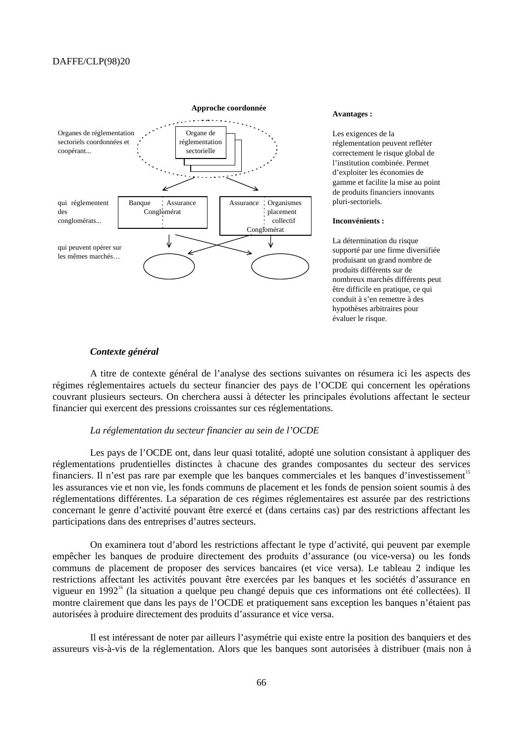**Approche coordonnée**

Organes de réglementation sectoriels coordonnées et coopérant...

Organe de réglementation sectorielle

qui réglementent des conglomérats...

Banque | Assurance
Conglomérat

Assurance | Organismes placement collectif
Conglomérat

qui peuvent opérer sur les mêmes marchés…

**Avantages :**

Les exigences de la réglementation peuvent refléter correctement le risque global de l'institution combinée. Permet d'exploiter les économies de gamme et facilite la mise au point de produits financiers innovants pluri-sectoriels.

**Inconvénients :**

La détermination du risque supporté par une firme diversifiée produisant un grand nombre de produits différents sur de nombreux marchés différents peut être difficile en pratique, ce qui conduit à s'en remettre à des hypothèses arbitraires pour évaluer le risque.

***Contexte général***

A titre de contexte général de l'analyse des sections suivantes on résumera ici les aspects des régimes réglementaires actuels du secteur financier des pays de l'OCDE qui concernent les opérations couvrant plusieurs secteurs. On cherchera aussi à détecter les principales évolutions affectant le secteur financier qui exercent des pressions croissantes sur ces réglementations.

*La réglementation du secteur financier au sein de l'OCDE*

Les pays de l'OCDE ont, dans leur quasi totalité, adopté une solution consistant à appliquer des réglementations prudentielles distinctes à chacune des grandes composantes du secteur des services financiers. Il n'est pas rare par exemple que les banques commerciales et les banques d'investissement[15] les assurances vie et non vie, les fonds communs de placement et les fonds de pension soient soumis à des réglementations différentes. La séparation de ces régimes réglementaires est assurée par des restrictions concernant le genre d'activité pouvant être exercé et (dans certains cas) par des restrictions affectant les participations dans des entreprises d'autres secteurs.

On examinera tout d'abord les restrictions affectant le type d'activité, qui peuvent par exemple empêcher les banques de produire directement des produits d'assurance (ou vice-versa) ou les fonds communs de placement de proposer des services bancaires (et vice versa). Le tableau 2 indique les restrictions affectant les activités pouvant être exercées par les banques et les sociétés d'assurance en vigueur en 1992[16] (la situation a quelque peu changé depuis que ces informations ont été collectées). Il montre clairement que dans les pays de l'OCDE et pratiquement sans exception les banques n'étaient pas autorisées à produire directement des produits d'assurance et vice versa.

Il est intéressant de noter par ailleurs l'asymétrie qui existe entre la position des banquiers et des assureurs vis-à-vis de la réglementation. Alors que les banques sont autorisées à distribuer (mais non à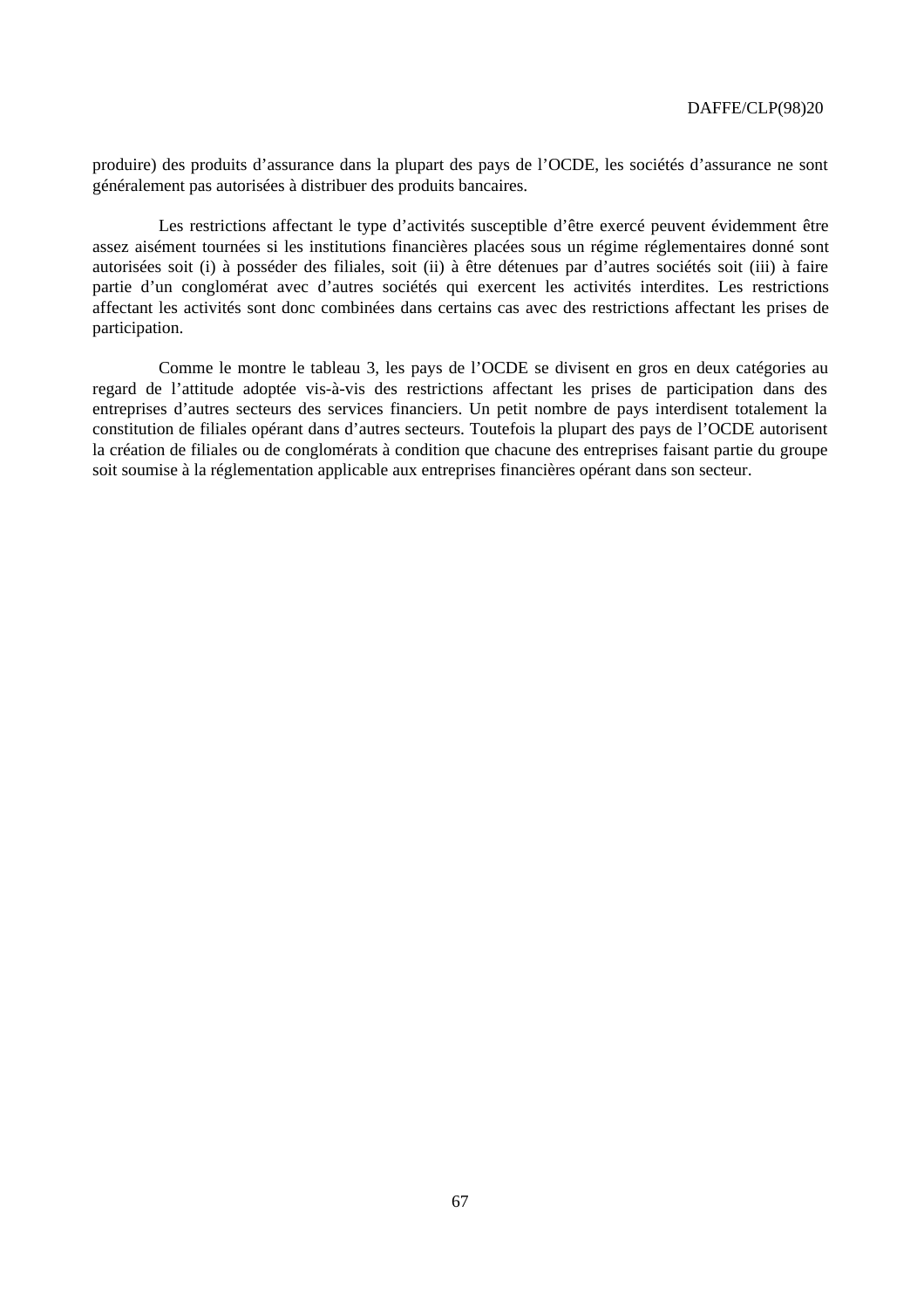produire) des produits d’assurance dans la plupart des pays de l’OCDE, les sociétés d’assurance ne sont généralement pas autorisées à distribuer des produits bancaires.

Les restrictions affectant le type d’activités susceptible d’être exercé peuvent évidemment être assez aisément tournées si les institutions financières placées sous un régime réglementaires donné sont autorisées soit (i) à posséder des filiales, soit (ii) à être détenues par d’autres sociétés soit (iii) à faire partie d’un conglomérat avec d’autres sociétés qui exercent les activités interdites. Les restrictions affectant les activités sont donc combinées dans certains cas avec des restrictions affectant les prises de participation.

Comme le montre le tableau 3, les pays de l’OCDE se divisent en gros en deux catégories au regard de l’attitude adoptée vis-à-vis des restrictions affectant les prises de participation dans des entreprises d’autres secteurs des services financiers. Un petit nombre de pays interdisent totalement la constitution de filiales opérant dans d’autres secteurs. Toutefois la plupart des pays de l’OCDE autorisent la création de filiales ou de conglomérats à condition que chacune des entreprises faisant partie du groupe soit soumise à la réglementation applicable aux entreprises financières opérant dans son secteur.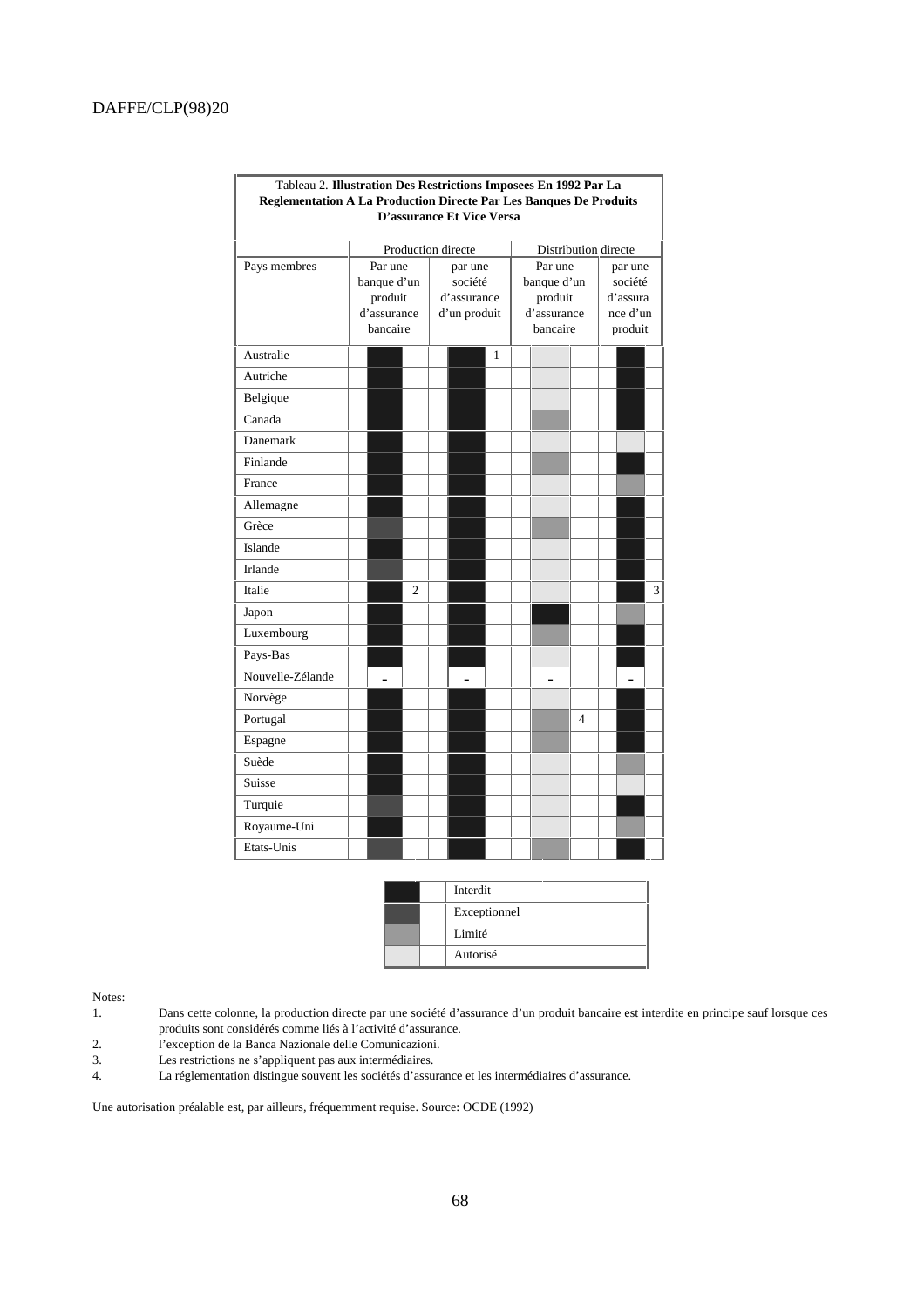Tableau 2. **Illustration Des Restrictions Imposees En 1992 Par La Reglementation A La Production Directe Par Les Banques De Produits D'assurance Et Vice Versa**

| | Production directe | | Distribution directe | |
|---|---|---|---|---|
| Pays membres | Par une banque d'un produit d'assurance bancaire | par une société d'assurance d'un produit | Par une banque d'un produit d'assurance bancaire | par une société d'assurance d'un produit |
| Australie | Interdit | Interdit [1] | Autorisé | Interdit |
| Autriche | Interdit | Interdit | Autorisé | Interdit |
| Belgique | Interdit | Interdit | Autorisé | Interdit |
| Canada | Interdit | Interdit | Limité | Interdit |
| Danemark | Interdit | Interdit | Autorisé | Autorisé |
| Finlande | Interdit | Interdit | Limité | Interdit |
| France | Interdit | Interdit | Autorisé | Limité |
| Allemagne | Interdit | Interdit | Autorisé | Interdit |
| Grèce | Exceptionnel | Interdit | Limité | Interdit |
| Islande | Interdit | Interdit | Autorisé | Interdit |
| Irlande | Exceptionnel | Interdit | Autorisé | Interdit |
| Italie | Interdit [2] | Interdit | Autorisé | Interdit [3] |
| Japon | Interdit | Interdit | Interdit | Limité |
| Luxembourg | Interdit | Interdit | Limité | Interdit |
| Pays-Bas | Interdit | Interdit | Autorisé | Interdit |
| Nouvelle-Zélande | - | - | - | - |
| Norvège | Interdit | Interdit | Autorisé | Interdit |
| Portugal | Interdit | Interdit | Limité [4] | Interdit |
| Espagne | Interdit | Interdit | Limité | Interdit |
| Suède | Interdit | Interdit | Autorisé | Limité |
| Suisse | Interdit | Interdit | Autorisé | Autorisé |
| Turquie | Exceptionnel | Interdit | Autorisé | Interdit |
| Royaume-Uni | Interdit | Interdit | Autorisé | Limité |
| Etats-Unis | Exceptionnel | Interdit | Limité | Interdit |

Légende : Interdit ; Exceptionnel ; Limité ; Autorisé

Notes:

1. Dans cette colonne, la production directe par une société d'assurance d'un produit bancaire est interdite en principe sauf lorsque ces produits sont considérés comme liés à l'activité d'assurance.
2. l'exception de la Banca Nazionale delle Comunicazioni.
3. Les restrictions ne s'appliquent pas aux intermédiaires.
4. La réglementation distingue souvent les sociétés d'assurance et les intermédiaires d'assurance.

Une autorisation préalable est, par ailleurs, fréquemment requise. Source: OCDE (1992)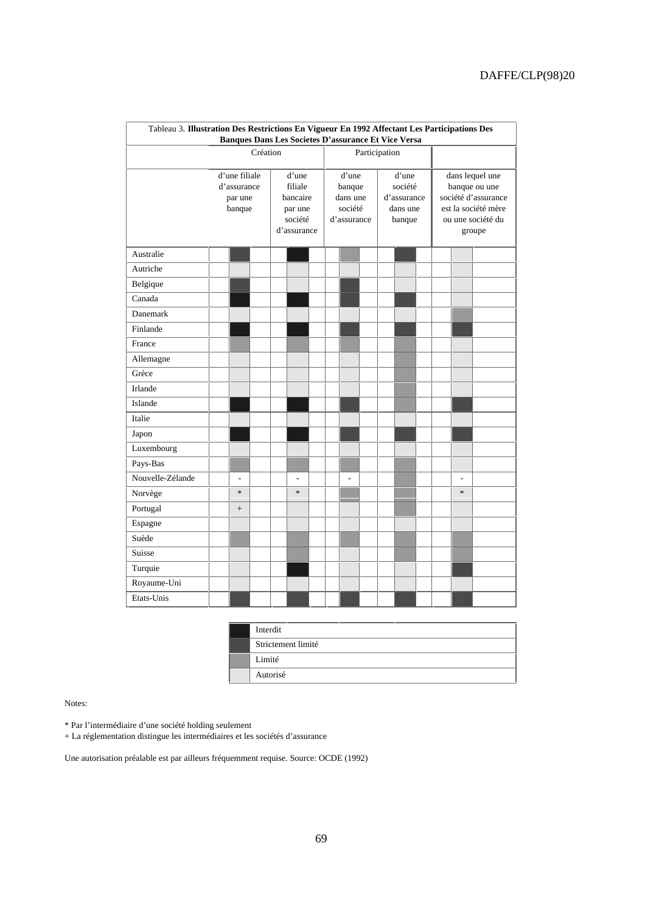| Tableau 3. **Illustration Des Restrictions En Vigueur En 1992 Affectant Les Participations Des Banques Dans Les Societes D'assurance Et Vice Versa** | | | | | |
|---|---|---|---|---|---|
| | Création | | Participation | | |
| | d'une filiale d'assurance par une banque | d'une filiale bancaire par une société d'assurance | d'une banque dans une société d'assurance | d'une société d'assurance dans une banque | dans lequel une banque ou une société d'assurance est la société mère ou une société du groupe |
| Australie | Strictement limité | Interdit | Limité | Strictement limité | Autorisé |
| Autriche | Autorisé | Autorisé | Autorisé | Autorisé | Autorisé |
| Belgique | Strictement limité | Autorisé | Strictement limité | Autorisé | Autorisé |
| Canada | Interdit | Interdit | Strictement limité | Strictement limité | Autorisé |
| Danemark | Autorisé | Autorisé | Autorisé | Autorisé | Limité |
| Finlande | Interdit | Interdit | Strictement limité | Strictement limité | Strictement limité |
| France | Limité | Limité | Limité | Limité | Autorisé |
| Allemagne | Autorisé | Autorisé | Autorisé | Limité | Autorisé |
| Grèce | Autorisé | Autorisé | Autorisé | Limité | Autorisé |
| Irlande | Autorisé | Autorisé | Autorisé | Limité | Autorisé |
| Islande | Interdit | Interdit | Strictement limité | Limité | Strictement limité |
| Italie | Autorisé | Autorisé | Autorisé | Autorisé | Autorisé |
| Japon | Interdit | Interdit | Strictement limité | Strictement limité | Strictement limité |
| Luxembourg | Autorisé | Autorisé | Autorisé | Autorisé | Autorisé |
| Pays-Bas | Limité | Limité | Limité | Limité | Autorisé |
| Nouvelle-Zélande | - | - | - | Limité | - |
| Norvège | * | * | Limité | Limité | * |
| Portugal | + | Autorisé | Autorisé | Limité | Autorisé |
| Espagne | Autorisé | Autorisé | Autorisé | Autorisé | Autorisé |
| Suède | Limité | Limité | Limité | Limité | Limité |
| Suisse | Autorisé | Limité | Autorisé | Limité | Limité |
| Turquie | Autorisé | Interdit | Autorisé | Autorisé | Strictement limité |
| Royaume-Uni | Autorisé | Autorisé | Autorisé | Autorisé | Autorisé |
| Etats-Unis | Strictement limité | Strictement limité | Strictement limité | Strictement limité | Strictement limité |

| Légende |
|---|
| Interdit |
| Strictement limité |
| Limité |
| Autorisé |

Notes:

* Par l'intermédiaire d'une société holding seulement
+ La réglementation distingue les intermédiaires et les sociétés d'assurance

Une autorisation préalable est par ailleurs fréquemment requise. Source: OCDE (1992)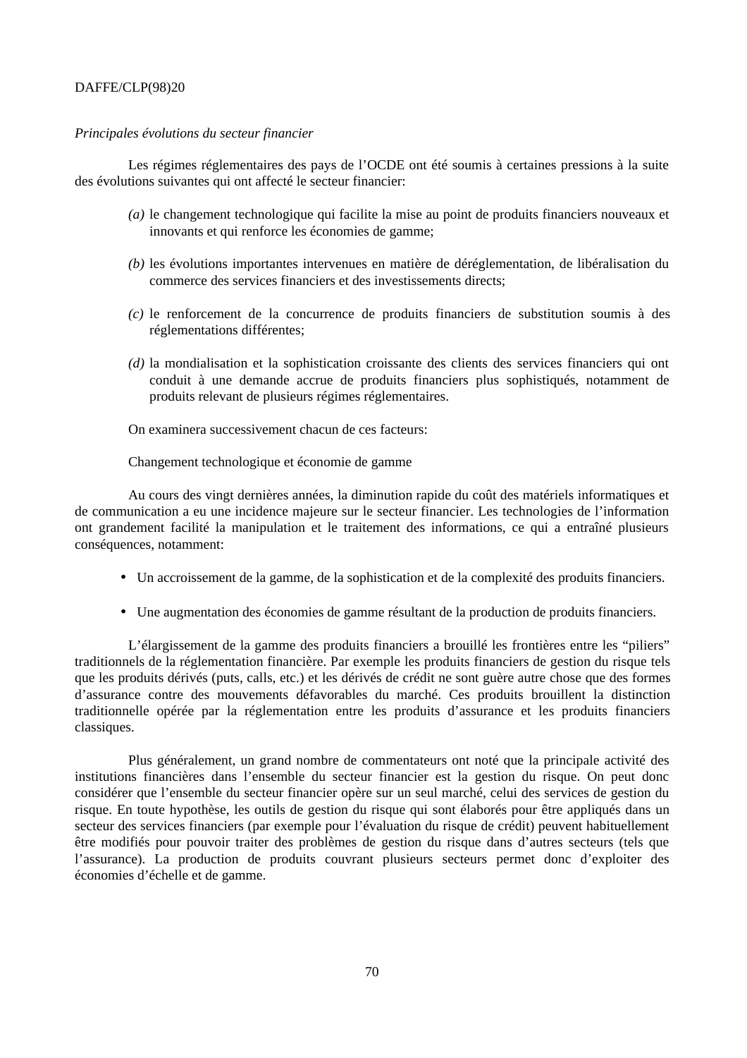*Principales évolutions du secteur financier*

Les régimes réglementaires des pays de l'OCDE ont été soumis à certaines pressions à la suite des évolutions suivantes qui ont affecté le secteur financier:

*(a)* le changement technologique qui facilite la mise au point de produits financiers nouveaux et innovants et qui renforce les économies de gamme;

*(b)* les évolutions importantes intervenues en matière de déréglementation, de libéralisation du commerce des services financiers et des investissements directs;

*(c)* le renforcement de la concurrence de produits financiers de substitution soumis à des réglementations différentes;

*(d)* la mondialisation et la sophistication croissante des clients des services financiers qui ont conduit à une demande accrue de produits financiers plus sophistiqués, notamment de produits relevant de plusieurs régimes réglementaires.

On examinera successivement chacun de ces facteurs:

Changement technologique et économie de gamme

Au cours des vingt dernières années, la diminution rapide du coût des matériels informatiques et de communication a eu une incidence majeure sur le secteur financier. Les technologies de l'information ont grandement facilité la manipulation et le traitement des informations, ce qui a entraîné plusieurs conséquences, notamment:

- Un accroissement de la gamme, de la sophistication et de la complexité des produits financiers.
- Une augmentation des économies de gamme résultant de la production de produits financiers.

L'élargissement de la gamme des produits financiers a brouillé les frontières entre les "piliers" traditionnels de la réglementation financière. Par exemple les produits financiers de gestion du risque tels que les produits dérivés (puts, calls, etc.) et les dérivés de crédit ne sont guère autre chose que des formes d'assurance contre des mouvements défavorables du marché. Ces produits brouillent la distinction traditionnelle opérée par la réglementation entre les produits d'assurance et les produits financiers classiques.

Plus généralement, un grand nombre de commentateurs ont noté que la principale activité des institutions financières dans l'ensemble du secteur financier est la gestion du risque. On peut donc considérer que l'ensemble du secteur financier opère sur un seul marché, celui des services de gestion du risque. En toute hypothèse, les outils de gestion du risque qui sont élaborés pour être appliqués dans un secteur des services financiers (par exemple pour l'évaluation du risque de crédit) peuvent habituellement être modifiés pour pouvoir traiter des problèmes de gestion du risque dans d'autres secteurs (tels que l'assurance). La production de produits couvrant plusieurs secteurs permet donc d'exploiter des économies d'échelle et de gamme.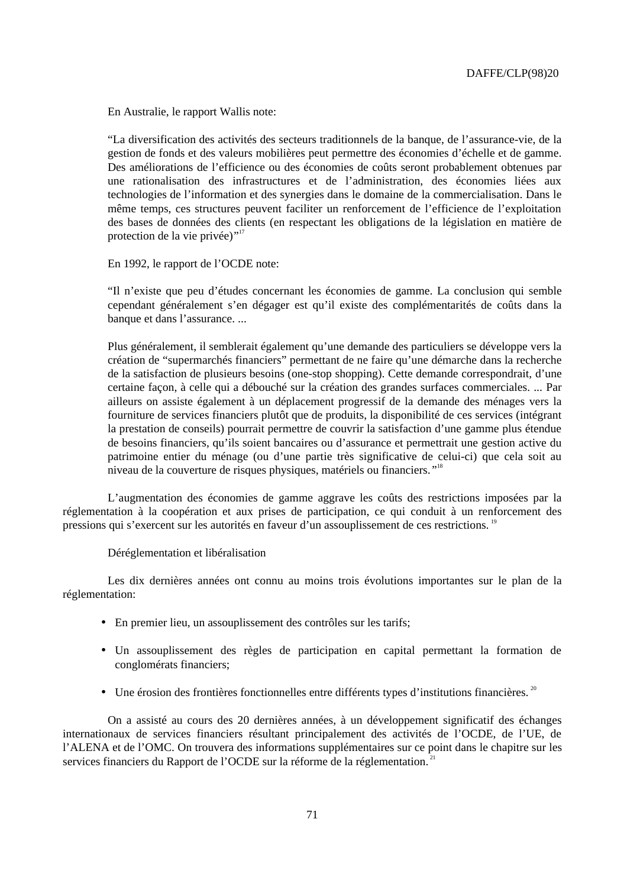En Australie, le rapport Wallis note:

"La diversification des activités des secteurs traditionnels de la banque, de l'assurance-vie, de la gestion de fonds et des valeurs mobilières peut permettre des économies d'échelle et de gamme. Des améliorations de l'efficience ou des économies de coûts seront probablement obtenues par une rationalisation des infrastructures et de l'administration, des économies liées aux technologies de l'information et des synergies dans le domaine de la commercialisation. Dans le même temps, ces structures peuvent faciliter un renforcement de l'efficience de l'exploitation des bases de données des clients (en respectant les obligations de la législation en matière de protection de la vie privée)"[17]

En 1992, le rapport de l'OCDE note:

"Il n'existe que peu d'études concernant les économies de gamme. La conclusion qui semble cependant généralement s'en dégager est qu'il existe des complémentarités de coûts dans la banque et dans l'assurance. ...

Plus généralement, il semblerait également qu'une demande des particuliers se développe vers la création de "supermarchés financiers" permettant de ne faire qu'une démarche dans la recherche de la satisfaction de plusieurs besoins (one-stop shopping). Cette demande correspondrait, d'une certaine façon, à celle qui a débouché sur la création des grandes surfaces commerciales. ... Par ailleurs on assiste également à un déplacement progressif de la demande des ménages vers la fourniture de services financiers plutôt que de produits, la disponibilité de ces services (intégrant la prestation de conseils) pourrait permettre de couvrir la satisfaction d'une gamme plus étendue de besoins financiers, qu'ils soient bancaires ou d'assurance et permettrait une gestion active du patrimoine entier du ménage (ou d'une partie très significative de celui-ci) que cela soit au niveau de la couverture de risques physiques, matériels ou financiers."[18]

L'augmentation des économies de gamme aggrave les coûts des restrictions imposées par la réglementation à la coopération et aux prises de participation, ce qui conduit à un renforcement des pressions qui s'exercent sur les autorités en faveur d'un assouplissement de ces restrictions.[19]

Déréglementation et libéralisation

Les dix dernières années ont connu au moins trois évolutions importantes sur le plan de la réglementation:

- En premier lieu, un assouplissement des contrôles sur les tarifs;
- Un assouplissement des règles de participation en capital permettant la formation de conglomérats financiers;
- Une érosion des frontières fonctionnelles entre différents types d'institutions financières.[20]

On a assisté au cours des 20 dernières années, à un développement significatif des échanges internationaux de services financiers résultant principalement des activités de l'OCDE, de l'UE, de l'ALENA et de l'OMC. On trouvera des informations supplémentaires sur ce point dans le chapitre sur les services financiers du Rapport de l'OCDE sur la réforme de la réglementation.[21]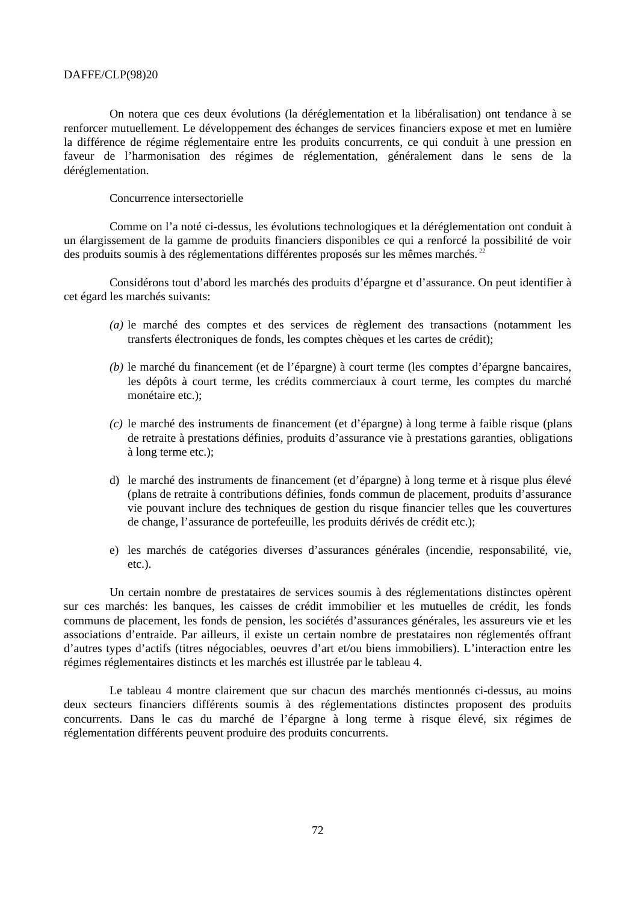On notera que ces deux évolutions (la déréglementation et la libéralisation) ont tendance à se renforcer mutuellement. Le développement des échanges de services financiers expose et met en lumière la différence de régime réglementaire entre les produits concurrents, ce qui conduit à une pression en faveur de l'harmonisation des régimes de réglementation, généralement dans le sens de la déréglementation.

Concurrence intersectorielle

Comme on l'a noté ci-dessus, les évolutions technologiques et la déréglementation ont conduit à un élargissement de la gamme de produits financiers disponibles ce qui a renforcé la possibilité de voir des produits soumis à des réglementations différentes proposés sur les mêmes marchés.[22]

Considérons tout d'abord les marchés des produits d'épargne et d'assurance. On peut identifier à cet égard les marchés suivants:

*(a)* le marché des comptes et des services de règlement des transactions (notamment les transferts électroniques de fonds, les comptes chèques et les cartes de crédit);

*(b)* le marché du financement (et de l'épargne) à court terme (les comptes d'épargne bancaires, les dépôts à court terme, les crédits commerciaux à court terme, les comptes du marché monétaire etc.);

*(c)* le marché des instruments de financement (et d'épargne) à long terme à faible risque (plans de retraite à prestations définies, produits d'assurance vie à prestations garanties, obligations à long terme etc.);

d) le marché des instruments de financement (et d'épargne) à long terme et à risque plus élevé (plans de retraite à contributions définies, fonds commun de placement, produits d'assurance vie pouvant inclure des techniques de gestion du risque financier telles que les couvertures de change, l'assurance de portefeuille, les produits dérivés de crédit etc.);

e) les marchés de catégories diverses d'assurances générales (incendie, responsabilité, vie, etc.).

Un certain nombre de prestataires de services soumis à des réglementations distinctes opèrent sur ces marchés: les banques, les caisses de crédit immobilier et les mutuelles de crédit, les fonds communs de placement, les fonds de pension, les sociétés d'assurances générales, les assureurs vie et les associations d'entraide. Par ailleurs, il existe un certain nombre de prestataires non réglementés offrant d'autres types d'actifs (titres négociables, oeuvres d'art et/ou biens immobiliers). L'interaction entre les régimes réglementaires distincts et les marchés est illustrée par le tableau 4.

Le tableau 4 montre clairement que sur chacun des marchés mentionnés ci-dessus, au moins deux secteurs financiers différents soumis à des réglementations distinctes proposent des produits concurrents. Dans le cas du marché de l'épargne à long terme à risque élevé, six régimes de réglementation différents peuvent produire des produits concurrents.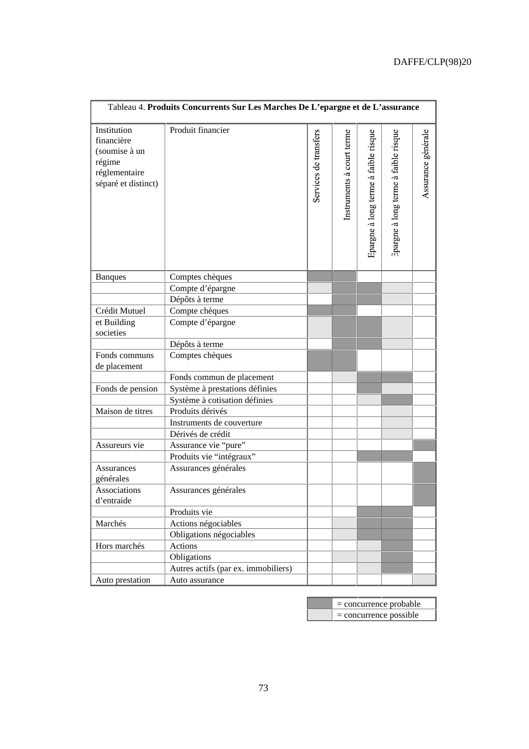Tableau 4. **Produits Concurrents Sur Les Marches De L'epargne et de L'assurance**

| Institution financière (soumise à un régime réglementaire séparé et distinct) | Produit financier | Services de transfers | Instruments à court terme | Epargne à long terme à faible risque | Epargne à long terme à faible risque | Assurance générale |
|---|---|---|---|---|---|---|
| Banques | Comptes chèques | ■ | ■ | | | |
| | Compte d'épargne | □ | ■ | ■ | □ | |
| | Dépôts à terme | | ■ | ■ | □ | |
| Crédit Mutuel | Compte chèques | ■ | ■ | | | |
| et Building societies | Compte d'épargne | □ | ■ | ■ | □ | |
| | Dépôts à terme | | ■ | ■ | □ | |
| Fonds communs de placement | Comptes chèques | ■ | ■ | | | |
| | Fonds commun de placement | | □ | ■ | ■ | |
| Fonds de pension | Système à prestations définies | | | ■ | □ | |
| | Système à cotisation définies | | | □ | ■ | |
| Maison de titres | Produits dérivés | | | | □ | |
| | Instruments de couverture | | | | □ | |
| | Dérivés de crédit | | | | □ | |
| Assureurs vie | Assurance vie "pure" | | | | | ■ |
| | Produits vie "intégraux" | | | ■ | ■ | |
| Assurances générales | Assurances générales | | | | | ■ |
| Associations d'entraide | Assurances générales | | | | | ■ |
| | Produits vie | | | ■ | ■ | |
| Marchés | Actions négociables | | □ | ■ | ■ | |
| | Obligations négociables | | □ | ■ | ■ | |
| Hors marchés | Actions | | | □ | ■ | |
| | Obligations | | □ | □ | ■ | |
| | Autres actifs (par ex. immobiliers) | | | □ | ■ | |
| Auto prestation | Auto assurance | | | | | □ |

| | |
|---|---|
| ■ | = concurrence probable |
| □ | = concurrence possible |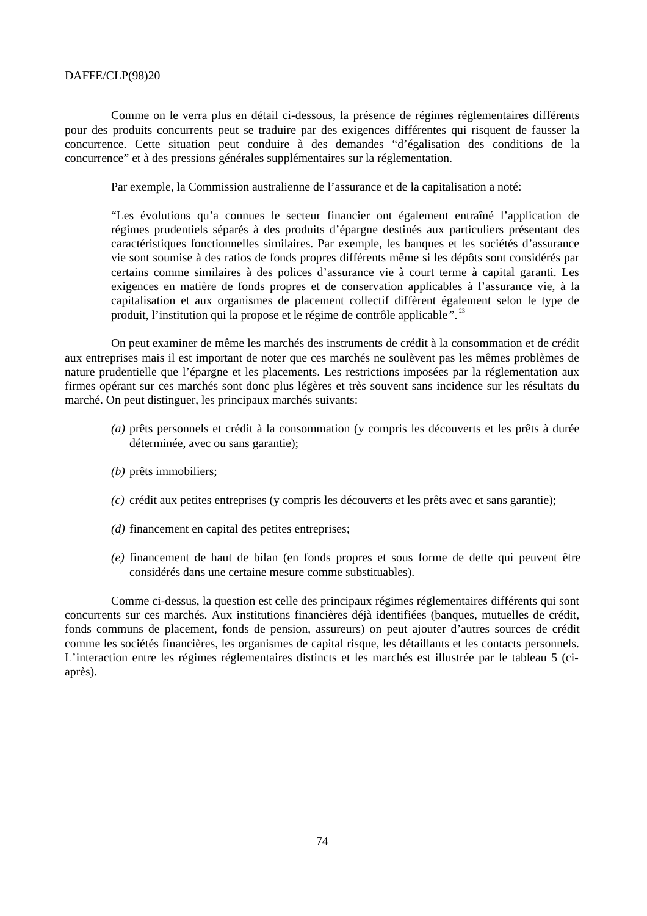Comme on le verra plus en détail ci-dessous, la présence de régimes réglementaires différents pour des produits concurrents peut se traduire par des exigences différentes qui risquent de fausser la concurrence. Cette situation peut conduire à des demandes "d'égalisation des conditions de la concurrence" et à des pressions générales supplémentaires sur la réglementation.

Par exemple, la Commission australienne de l'assurance et de la capitalisation a noté:

> "Les évolutions qu'a connues le secteur financier ont également entraîné l'application de régimes prudentiels séparés à des produits d'épargne destinés aux particuliers présentant des caractéristiques fonctionnelles similaires. Par exemple, les banques et les sociétés d'assurance vie sont soumise à des ratios de fonds propres différents même si les dépôts sont considérés par certains comme similaires à des polices d'assurance vie à court terme à capital garanti. Les exigences en matière de fonds propres et de conservation applicables à l'assurance vie, à la capitalisation et aux organismes de placement collectif diffèrent également selon le type de produit, l'institution qui la propose et le régime de contrôle applicable". [23]

On peut examiner de même les marchés des instruments de crédit à la consommation et de crédit aux entreprises mais il est important de noter que ces marchés ne soulèvent pas les mêmes problèmes de nature prudentielle que l'épargne et les placements. Les restrictions imposées par la réglementation aux firmes opérant sur ces marchés sont donc plus légères et très souvent sans incidence sur les résultats du marché. On peut distinguer, les principaux marchés suivants:

*(a)* prêts personnels et crédit à la consommation (y compris les découverts et les prêts à durée déterminée, avec ou sans garantie);

*(b)* prêts immobiliers;

*(c)* crédit aux petites entreprises (y compris les découverts et les prêts avec et sans garantie);

*(d)* financement en capital des petites entreprises;

*(e)* financement de haut de bilan (en fonds propres et sous forme de dette qui peuvent être considérés dans une certaine mesure comme substituables).

Comme ci-dessus, la question est celle des principaux régimes réglementaires différents qui sont concurrents sur ces marchés. Aux institutions financières déjà identifiées (banques, mutuelles de crédit, fonds communs de placement, fonds de pension, assureurs) on peut ajouter d'autres sources de crédit comme les sociétés financières, les organismes de capital risque, les détaillants et les contacts personnels. L'interaction entre les régimes réglementaires distincts et les marchés est illustrée par le tableau 5 (ci-après).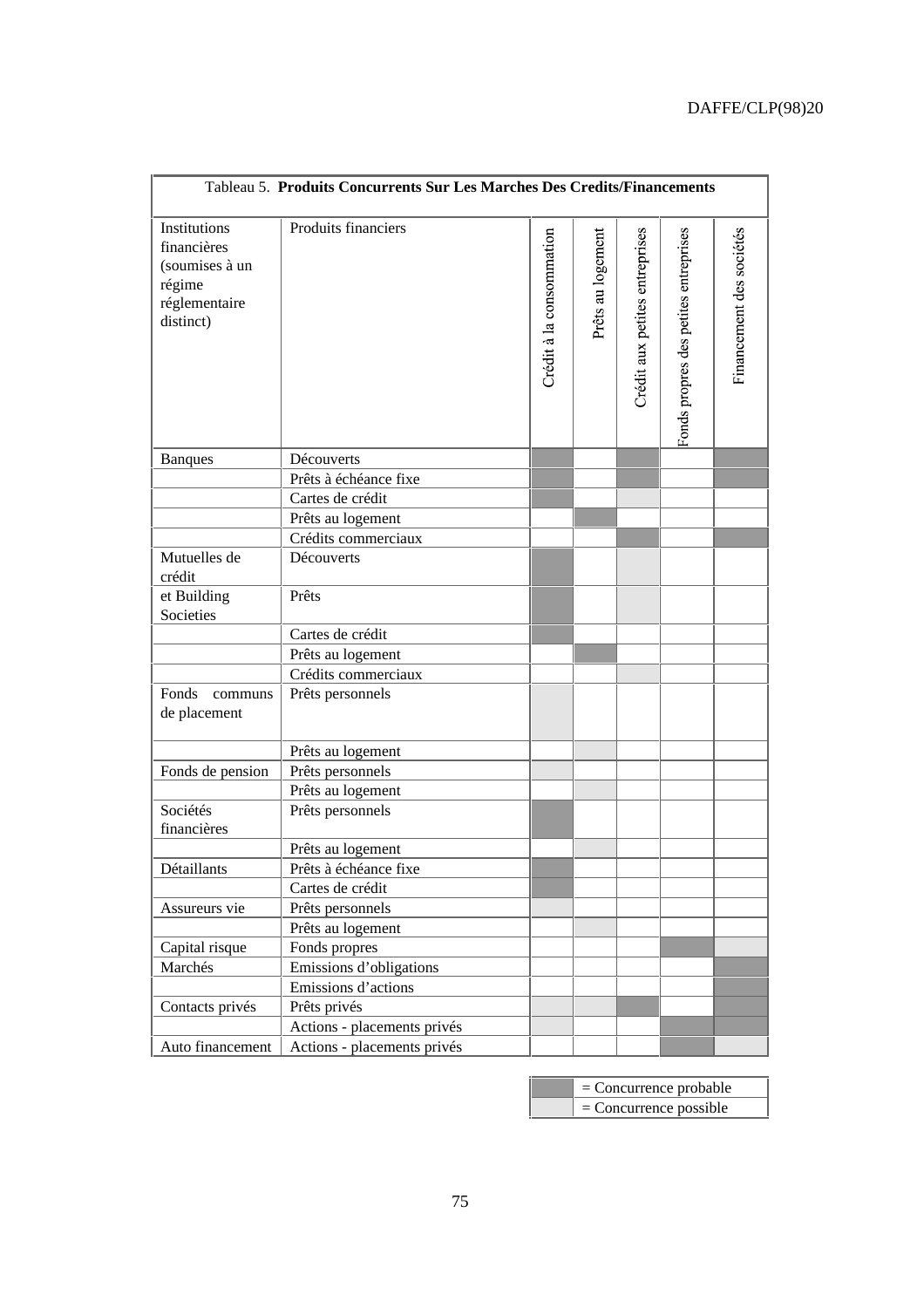| Tableau 5. **Produits Concurrents Sur Les Marches Des Credits/Financements** | | | | | | |
|---|---|---|---|---|---|---|
| Institutions financières (soumises à un régime réglementaire distinct) | Produits financiers | Crédit à la consommation | Prêts au logement | Crédit aux petites entreprises | Fonds propres des petites entreprises | Financement des sociétés |
| Banques | Découverts | ■ | | ■ | | ■ |
| | Prêts à échéance fixe | ■ | | ■ | | ■ |
| | Cartes de crédit | ■ | | □ | | |
| | Prêts au logement | | ■ | | | |
| | Crédits commerciaux | | | ■ | | ■ |
| Mutuelles de crédit | Découverts | ■ | | □ | | |
| et Building Societies | Prêts | ■ | | □ | | |
| | Cartes de crédit | ■ | | | | |
| | Prêts au logement | | ■ | | | |
| | Crédits commerciaux | | | □ | | |
| Fonds communs de placement | Prêts personnels | □ | | | | |
| | Prêts au logement | | □ | | | |
| Fonds de pension | Prêts personnels | □ | | | | |
| | Prêts au logement | | □ | | | |
| Sociétés financières | Prêts personnels | ■ | | | | |
| | Prêts au logement | | □ | | | |
| Détaillants | Prêts à échéance fixe | ■ | | | | |
| | Cartes de crédit | ■ | | | | |
| Assureurs vie | Prêts personnels | □ | | | | |
| | Prêts au logement | | □ | | | |
| Capital risque | Fonds propres | | | | ■ | □ |
| Marchés | Emissions d'obligations | | | | | ■ |
| | Emissions d'actions | | | | | ■ |
| Contacts privés | Prêts privés | □ | □ | ■ | | ■ |
| | Actions - placements privés | □ | | | ■ | ■ |
| Auto financement | Actions - placements privés | | | | ■ | □ |

| | |
|---|---|
| ■ | = Concurrence probable |
| □ | = Concurrence possible |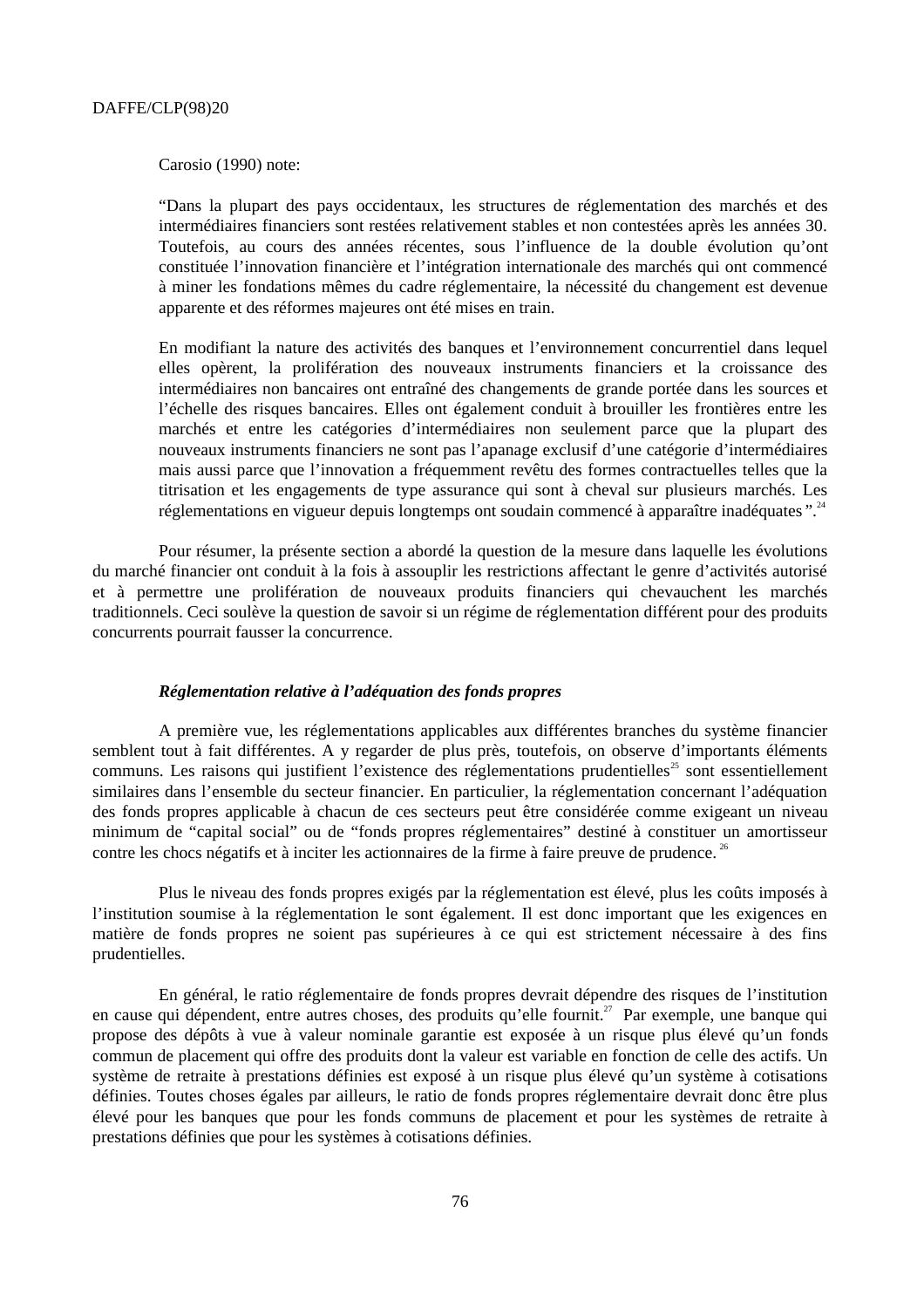Carosio (1990) note:

> "Dans la plupart des pays occidentaux, les structures de réglementation des marchés et des intermédiaires financiers sont restées relativement stables et non contestées après les années 30. Toutefois, au cours des années récentes, sous l'influence de la double évolution qu'ont constituée l'innovation financière et l'intégration internationale des marchés qui ont commencé à miner les fondations mêmes du cadre réglementaire, la nécessité du changement est devenue apparente et des réformes majeures ont été mises en train.
>
> En modifiant la nature des activités des banques et l'environnement concurrentiel dans lequel elles opèrent, la prolifération des nouveaux instruments financiers et la croissance des intermédiaires non bancaires ont entraîné des changements de grande portée dans les sources et l'échelle des risques bancaires. Elles ont également conduit à brouiller les frontières entre les marchés et entre les catégories d'intermédiaires non seulement parce que la plupart des nouveaux instruments financiers ne sont pas l'apanage exclusif d'une catégorie d'intermédiaires mais aussi parce que l'innovation a fréquemment revêtu des formes contractuelles telles que la titrisation et les engagements de type assurance qui sont à cheval sur plusieurs marchés. Les réglementations en vigueur depuis longtemps ont soudain commencé à apparaître inadéquates ".[24]

Pour résumer, la présente section a abordé la question de la mesure dans laquelle les évolutions du marché financier ont conduit à la fois à assouplir les restrictions affectant le genre d'activités autorisé et à permettre une prolifération de nouveaux produits financiers qui chevauchent les marchés traditionnels. Ceci soulève la question de savoir si un régime de réglementation différent pour des produits concurrents pourrait fausser la concurrence.

***Réglementation relative à l'adéquation des fonds propres***

A première vue, les réglementations applicables aux différentes branches du système financier semblent tout à fait différentes. A y regarder de plus près, toutefois, on observe d'importants éléments communs. Les raisons qui justifient l'existence des réglementations prudentielles[25] sont essentiellement similaires dans l'ensemble du secteur financier. En particulier, la réglementation concernant l'adéquation des fonds propres applicable à chacun de ces secteurs peut être considérée comme exigeant un niveau minimum de "capital social" ou de "fonds propres réglementaires" destiné à constituer un amortisseur contre les chocs négatifs et à inciter les actionnaires de la firme à faire preuve de prudence.[26]

Plus le niveau des fonds propres exigés par la réglementation est élevé, plus les coûts imposés à l'institution soumise à la réglementation le sont également. Il est donc important que les exigences en matière de fonds propres ne soient pas supérieures à ce qui est strictement nécessaire à des fins prudentielles.

En général, le ratio réglementaire de fonds propres devrait dépendre des risques de l'institution en cause qui dépendent, entre autres choses, des produits qu'elle fournit.[27] Par exemple, une banque qui propose des dépôts à vue à valeur nominale garantie est exposée à un risque plus élevé qu'un fonds commun de placement qui offre des produits dont la valeur est variable en fonction de celle des actifs. Un système de retraite à prestations définies est exposé à un risque plus élevé qu'un système à cotisations définies. Toutes choses égales par ailleurs, le ratio de fonds propres réglementaire devrait donc être plus élevé pour les banques que pour les fonds communs de placement et pour les systèmes de retraite à prestations définies que pour les systèmes à cotisations définies.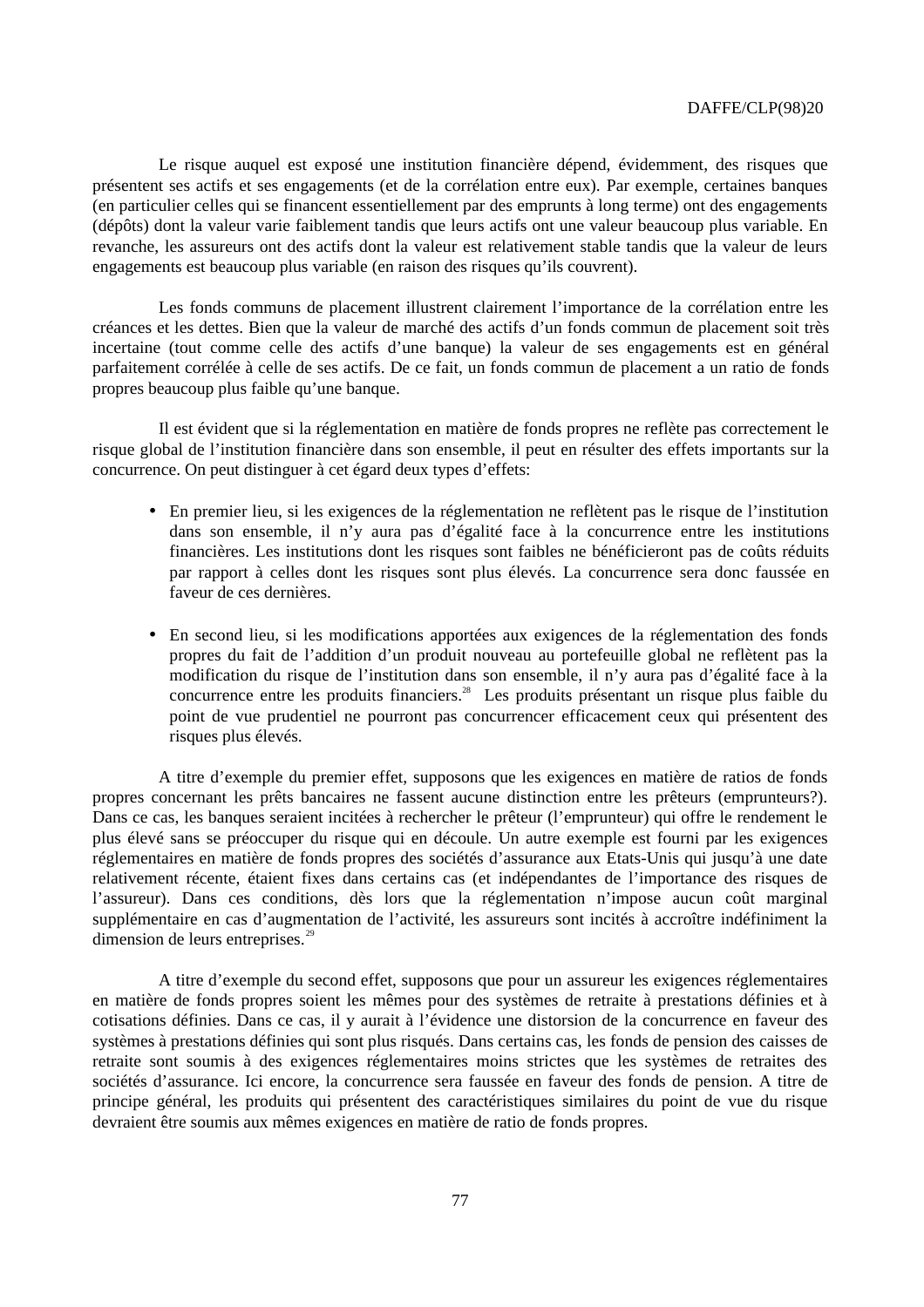Le risque auquel est exposé une institution financière dépend, évidemment, des risques que présentent ses actifs et ses engagements (et de la corrélation entre eux). Par exemple, certaines banques (en particulier celles qui se financent essentiellement par des emprunts à long terme) ont des engagements (dépôts) dont la valeur varie faiblement tandis que leurs actifs ont une valeur beaucoup plus variable. En revanche, les assureurs ont des actifs dont la valeur est relativement stable tandis que la valeur de leurs engagements est beaucoup plus variable (en raison des risques qu'ils couvrent).

Les fonds communs de placement illustrent clairement l'importance de la corrélation entre les créances et les dettes. Bien que la valeur de marché des actifs d'un fonds commun de placement soit très incertaine (tout comme celle des actifs d'une banque) la valeur de ses engagements est en général parfaitement corrélée à celle de ses actifs. De ce fait, un fonds commun de placement a un ratio de fonds propres beaucoup plus faible qu'une banque.

Il est évident que si la réglementation en matière de fonds propres ne reflète pas correctement le risque global de l'institution financière dans son ensemble, il peut en résulter des effets importants sur la concurrence. On peut distinguer à cet égard deux types d'effets:

- En premier lieu, si les exigences de la réglementation ne reflètent pas le risque de l'institution dans son ensemble, il n'y aura pas d'égalité face à la concurrence entre les institutions financières. Les institutions dont les risques sont faibles ne bénéficieront pas de coûts réduits par rapport à celles dont les risques sont plus élevés. La concurrence sera donc faussée en faveur de ces dernières.

- En second lieu, si les modifications apportées aux exigences de la réglementation des fonds propres du fait de l'addition d'un produit nouveau au portefeuille global ne reflètent pas la modification du risque de l'institution dans son ensemble, il n'y aura pas d'égalité face à la concurrence entre les produits financiers.[28] Les produits présentant un risque plus faible du point de vue prudentiel ne pourront pas concurrencer efficacement ceux qui présentent des risques plus élevés.

A titre d'exemple du premier effet, supposons que les exigences en matière de ratios de fonds propres concernant les prêts bancaires ne fassent aucune distinction entre les prêteurs (emprunteurs?). Dans ce cas, les banques seraient incitées à rechercher le prêteur (l'emprunteur) qui offre le rendement le plus élevé sans se préoccuper du risque qui en découle. Un autre exemple est fourni par les exigences réglementaires en matière de fonds propres des sociétés d'assurance aux Etats-Unis qui jusqu'à une date relativement récente, étaient fixes dans certains cas (et indépendantes de l'importance des risques de l'assureur). Dans ces conditions, dès lors que la réglementation n'impose aucun coût marginal supplémentaire en cas d'augmentation de l'activité, les assureurs sont incités à accroître indéfiniment la dimension de leurs entreprises.[29]

A titre d'exemple du second effet, supposons que pour un assureur les exigences réglementaires en matière de fonds propres soient les mêmes pour des systèmes de retraite à prestations définies et à cotisations définies. Dans ce cas, il y aurait à l'évidence une distorsion de la concurrence en faveur des systèmes à prestations définies qui sont plus risqués. Dans certains cas, les fonds de pension des caisses de retraite sont soumis à des exigences réglementaires moins strictes que les systèmes de retraites des sociétés d'assurance. Ici encore, la concurrence sera faussée en faveur des fonds de pension. A titre de principe général, les produits qui présentent des caractéristiques similaires du point de vue du risque devraient être soumis aux mêmes exigences en matière de ratio de fonds propres.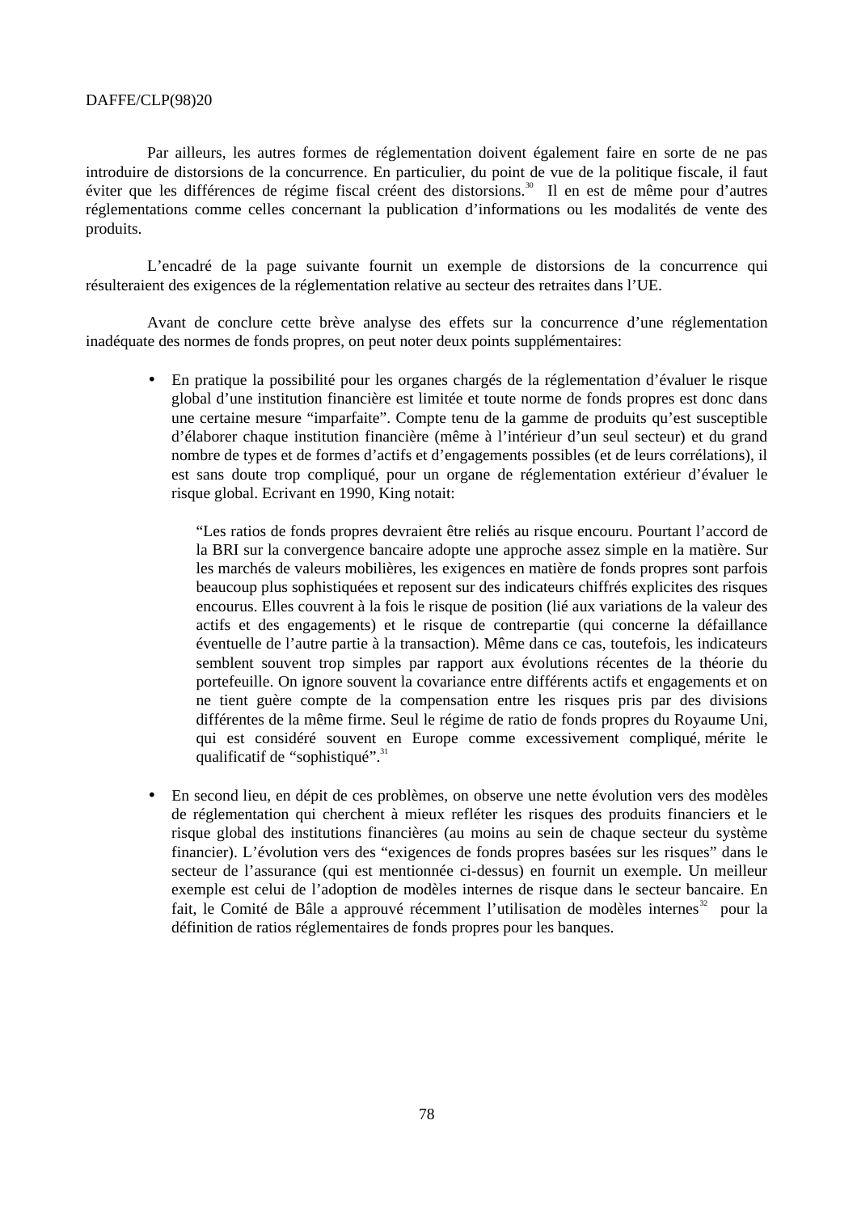Par ailleurs, les autres formes de réglementation doivent également faire en sorte de ne pas introduire de distorsions de la concurrence. En particulier, du point de vue de la politique fiscale, il faut éviter que les différences de régime fiscal créent des distorsions.[30] Il en est de même pour d'autres réglementations comme celles concernant la publication d'informations ou les modalités de vente des produits.

L'encadré de la page suivante fournit un exemple de distorsions de la concurrence qui résulteraient des exigences de la réglementation relative au secteur des retraites dans l'UE.

Avant de conclure cette brève analyse des effets sur la concurrence d'une réglementation inadéquate des normes de fonds propres, on peut noter deux points supplémentaires:

- En pratique la possibilité pour les organes chargés de la réglementation d'évaluer le risque global d'une institution financière est limitée et toute norme de fonds propres est donc dans une certaine mesure "imparfaite". Compte tenu de la gamme de produits qu'est susceptible d'élaborer chaque institution financière (même à l'intérieur d'un seul secteur) et du grand nombre de types et de formes d'actifs et d'engagements possibles (et de leurs corrélations), il est sans doute trop compliqué, pour un organe de réglementation extérieur d'évaluer le risque global. Ecrivant en 1990, King notait:

  > "Les ratios de fonds propres devraient être reliés au risque encouru. Pourtant l'accord de la BRI sur la convergence bancaire adopte une approche assez simple en la matière. Sur les marchés de valeurs mobilières, les exigences en matière de fonds propres sont parfois beaucoup plus sophistiquées et reposent sur des indicateurs chiffrés explicites des risques encourus. Elles couvrent à la fois le risque de position (lié aux variations de la valeur des actifs et des engagements) et le risque de contrepartie (qui concerne la défaillance éventuelle de l'autre partie à la transaction). Même dans ce cas, toutefois, les indicateurs semblent souvent trop simples par rapport aux évolutions récentes de la théorie du portefeuille. On ignore souvent la covariance entre différents actifs et engagements et on ne tient guère compte de la compensation entre les risques pris par des divisions différentes de la même firme. Seul le régime de ratio de fonds propres du Royaume Uni, qui est considéré souvent en Europe comme excessivement compliqué, mérite le qualificatif de "sophistiqué".[31]

- En second lieu, en dépit de ces problèmes, on observe une nette évolution vers des modèles de réglementation qui cherchent à mieux refléter les risques des produits financiers et le risque global des institutions financières (au moins au sein de chaque secteur du système financier). L'évolution vers des "exigences de fonds propres basées sur les risques" dans le secteur de l'assurance (qui est mentionnée ci-dessus) en fournit un exemple. Un meilleur exemple est celui de l'adoption de modèles internes de risque dans le secteur bancaire. En fait, le Comité de Bâle a approuvé récemment l'utilisation de modèles internes[32] pour la définition de ratios réglementaires de fonds propres pour les banques.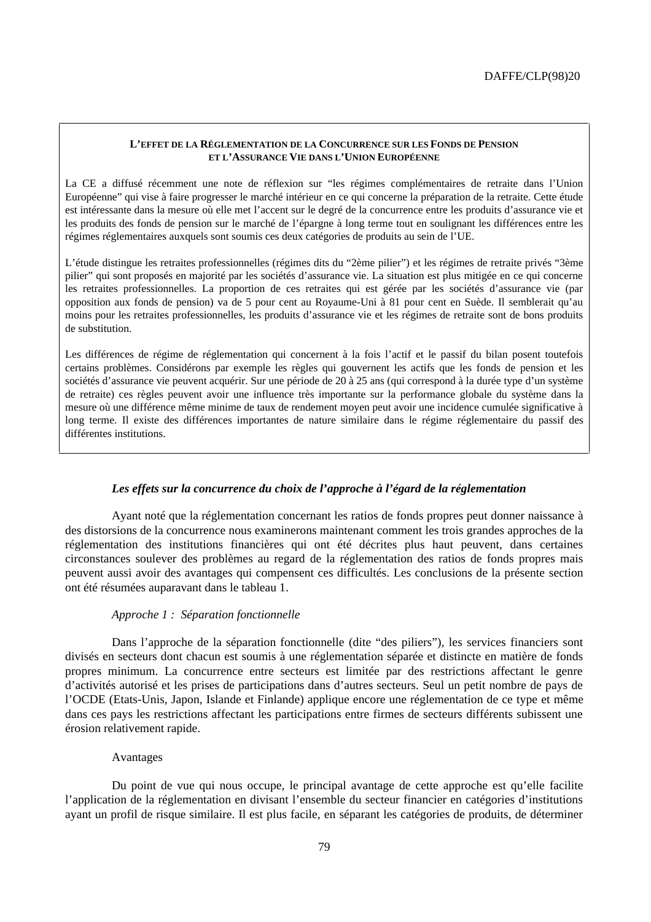**L'EFFET DE LA RÉGLEMENTATION DE LA CONCURRENCE SUR LES FONDS DE PENSION ET L'ASSURANCE VIE DANS L'UNION EUROPÉENNE**

La CE a diffusé récemment une note de réflexion sur "les régimes complémentaires de retraite dans l'Union Européenne" qui vise à faire progresser le marché intérieur en ce qui concerne la préparation de la retraite. Cette étude est intéressante dans la mesure où elle met l'accent sur le degré de la concurrence entre les produits d'assurance vie et les produits des fonds de pension sur le marché de l'épargne à long terme tout en soulignant les différences entre les régimes réglementaires auxquels sont soumis ces deux catégories de produits au sein de l'UE.

L'étude distingue les retraites professionnelles (régimes dits du "2ème pilier") et les régimes de retraite privés "3ème pilier" qui sont proposés en majorité par les sociétés d'assurance vie. La situation est plus mitigée en ce qui concerne les retraites professionnelles. La proportion de ces retraites qui est gérée par les sociétés d'assurance vie (par opposition aux fonds de pension) va de 5 pour cent au Royaume-Uni à 81 pour cent en Suède. Il semblerait qu'au moins pour les retraites professionnelles, les produits d'assurance vie et les régimes de retraite sont de bons produits de substitution.

Les différences de régime de réglementation qui concernent à la fois l'actif et le passif du bilan posent toutefois certains problèmes. Considérons par exemple les règles qui gouvernent les actifs que les fonds de pension et les sociétés d'assurance vie peuvent acquérir. Sur une période de 20 à 25 ans (qui correspond à la durée type d'un système de retraite) ces règles peuvent avoir une influence très importante sur la performance globale du système dans la mesure où une différence même minime de taux de rendement moyen peut avoir une incidence cumulée significative à long terme. Il existe des différences importantes de nature similaire dans le régime réglementaire du passif des différentes institutions.

### *Les effets sur la concurrence du choix de l'approche à l'égard de la réglementation*

Ayant noté que la réglementation concernant les ratios de fonds propres peut donner naissance à des distorsions de la concurrence nous examinerons maintenant comment les trois grandes approches de la réglementation des institutions financières qui ont été décrites plus haut peuvent, dans certaines circonstances soulever des problèmes au regard de la réglementation des ratios de fonds propres mais peuvent aussi avoir des avantages qui compensent ces difficultés. Les conclusions de la présente section ont été résumées auparavant dans le tableau 1.

*Approche 1 : Séparation fonctionnelle*

Dans l'approche de la séparation fonctionnelle (dite "des piliers"), les services financiers sont divisés en secteurs dont chacun est soumis à une réglementation séparée et distincte en matière de fonds propres minimum. La concurrence entre secteurs est limitée par des restrictions affectant le genre d'activités autorisé et les prises de participations dans d'autres secteurs. Seul un petit nombre de pays de l'OCDE (Etats-Unis, Japon, Islande et Finlande) applique encore une réglementation de ce type et même dans ces pays les restrictions affectant les participations entre firmes de secteurs différents subissent une érosion relativement rapide.

Avantages

Du point de vue qui nous occupe, le principal avantage de cette approche est qu'elle facilite l'application de la réglementation en divisant l'ensemble du secteur financier en catégories d'institutions ayant un profil de risque similaire. Il est plus facile, en séparant les catégories de produits, de déterminer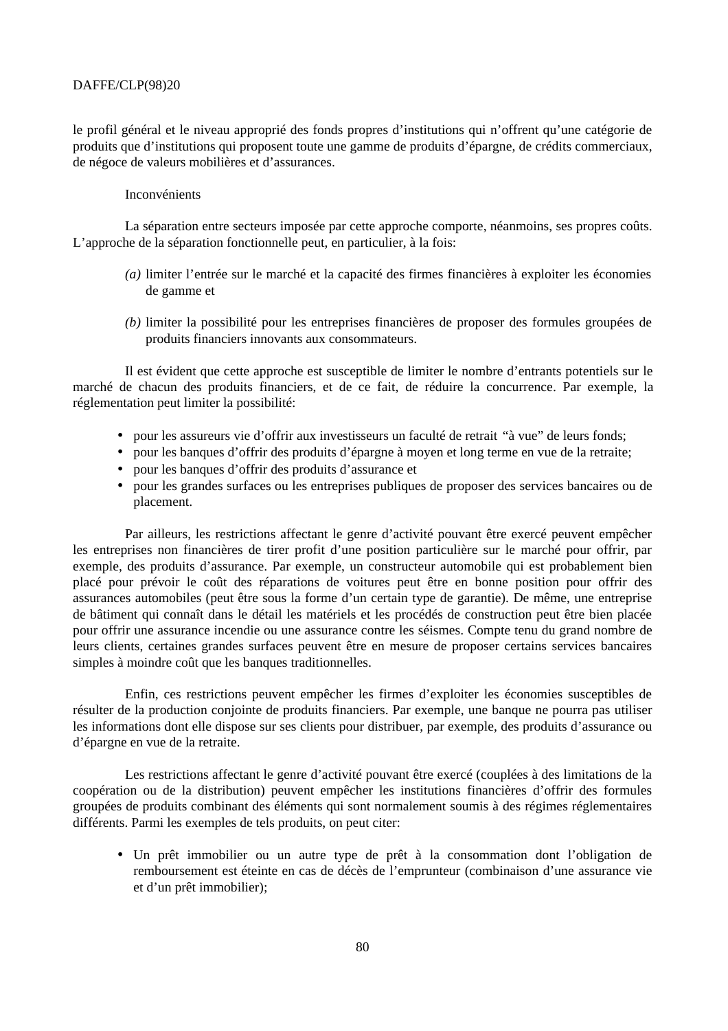le profil général et le niveau approprié des fonds propres d’institutions qui n’offrent qu’une catégorie de produits que d’institutions qui proposent toute une gamme de produits d’épargne, de crédits commerciaux, de négoce de valeurs mobilières et d’assurances.

Inconvénients

La séparation entre secteurs imposée par cette approche comporte, néanmoins, ses propres coûts. L’approche de la séparation fonctionnelle peut, en particulier, à la fois:

*(a)* limiter l’entrée sur le marché et la capacité des firmes financières à exploiter les économies de gamme et

*(b)* limiter la possibilité pour les entreprises financières de proposer des formules groupées de produits financiers innovants aux consommateurs.

Il est évident que cette approche est susceptible de limiter le nombre d’entrants potentiels sur le marché de chacun des produits financiers, et de ce fait, de réduire la concurrence. Par exemple, la réglementation peut limiter la possibilité:

- pour les assureurs vie d’offrir aux investisseurs un faculté de retrait “à vue” de leurs fonds;
- pour les banques d’offrir des produits d’épargne à moyen et long terme en vue de la retraite;
- pour les banques d’offrir des produits d’assurance et
- pour les grandes surfaces ou les entreprises publiques de proposer des services bancaires ou de placement.

Par ailleurs, les restrictions affectant le genre d’activité pouvant être exercé peuvent empêcher les entreprises non financières de tirer profit d’une position particulière sur le marché pour offrir, par exemple, des produits d’assurance. Par exemple, un constructeur automobile qui est probablement bien placé pour prévoir le coût des réparations de voitures peut être en bonne position pour offrir des assurances automobiles (peut être sous la forme d’un certain type de garantie). De même, une entreprise de bâtiment qui connaît dans le détail les matériels et les procédés de construction peut être bien placée pour offrir une assurance incendie ou une assurance contre les séismes. Compte tenu du grand nombre de leurs clients, certaines grandes surfaces peuvent être en mesure de proposer certains services bancaires simples à moindre coût que les banques traditionnelles.

Enfin, ces restrictions peuvent empêcher les firmes d’exploiter les économies susceptibles de résulter de la production conjointe de produits financiers. Par exemple, une banque ne pourra pas utiliser les informations dont elle dispose sur ses clients pour distribuer, par exemple, des produits d’assurance ou d’épargne en vue de la retraite.

Les restrictions affectant le genre d’activité pouvant être exercé (couplées à des limitations de la coopération ou de la distribution) peuvent empêcher les institutions financières d’offrir des formules groupées de produits combinant des éléments qui sont normalement soumis à des régimes réglementaires différents. Parmi les exemples de tels produits, on peut citer:

- Un prêt immobilier ou un autre type de prêt à la consommation dont l’obligation de remboursement est éteinte en cas de décès de l’emprunteur (combinaison d’une assurance vie et d’un prêt immobilier);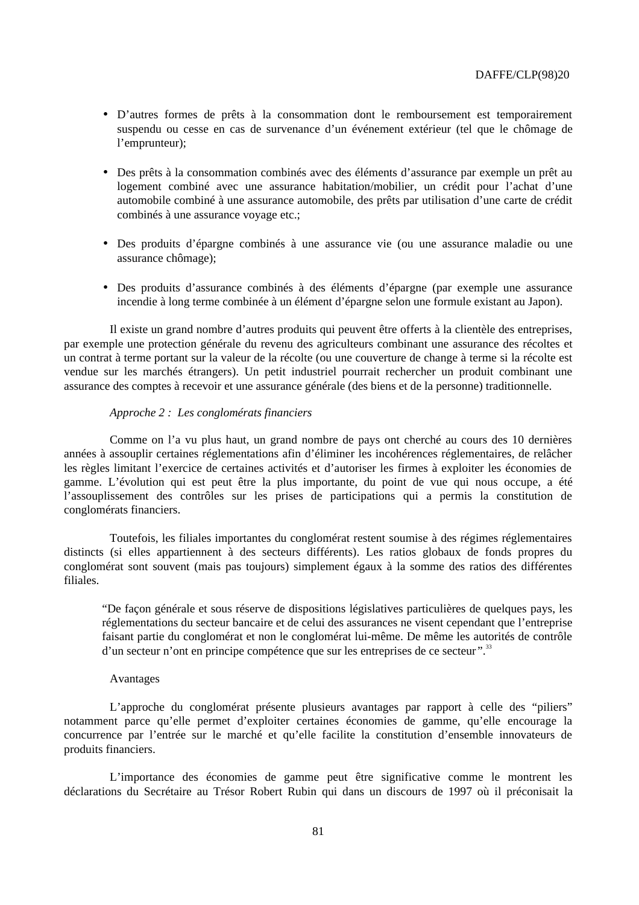- D’autres formes de prêts à la consommation dont le remboursement est temporairement suspendu ou cesse en cas de survenance d’un événement extérieur (tel que le chômage de l’emprunteur);

- Des prêts à la consommation combinés avec des éléments d’assurance par exemple un prêt au logement combiné avec une assurance habitation/mobilier, un crédit pour l’achat d’une automobile combiné à une assurance automobile, des prêts par utilisation d’une carte de crédit combinés à une assurance voyage etc.;

- Des produits d’épargne combinés à une assurance vie (ou une assurance maladie ou une assurance chômage);

- Des produits d’assurance combinés à des éléments d’épargne (par exemple une assurance incendie à long terme combinée à un élément d’épargne selon une formule existant au Japon).

Il existe un grand nombre d’autres produits qui peuvent être offerts à la clientèle des entreprises, par exemple une protection générale du revenu des agriculteurs combinant une assurance des récoltes et un contrat à terme portant sur la valeur de la récolte (ou une couverture de change à terme si la récolte est vendue sur les marchés étrangers). Un petit industriel pourrait rechercher un produit combinant une assurance des comptes à recevoir et une assurance générale (des biens et de la personne) traditionnelle.

*Approche 2 : Les conglomérats financiers*

Comme on l’a vu plus haut, un grand nombre de pays ont cherché au cours des 10 dernières années à assouplir certaines réglementations afin d’éliminer les incohérences réglementaires, de relâcher les règles limitant l’exercice de certaines activités et d’autoriser les firmes à exploiter les économies de gamme. L’évolution qui est peut être la plus importante, du point de vue qui nous occupe, a été l’assouplissement des contrôles sur les prises de participations qui a permis la constitution de conglomérats financiers.

Toutefois, les filiales importantes du conglomérat restent soumise à des régimes réglementaires distincts (si elles appartiennent à des secteurs différents). Les ratios globaux de fonds propres du conglomérat sont souvent (mais pas toujours) simplement égaux à la somme des ratios des différentes filiales.

> “De façon générale et sous réserve de dispositions législatives particulières de quelques pays, les réglementations du secteur bancaire et de celui des assurances ne visent cependant que l’entreprise faisant partie du conglomérat et non le conglomérat lui-même. De même les autorités de contrôle d’un secteur n’ont en principe compétence que sur les entreprises de ce secteur”.[33]

Avantages

L’approche du conglomérat présente plusieurs avantages par rapport à celle des “piliers” notamment parce qu’elle permet d’exploiter certaines économies de gamme, qu’elle encourage la concurrence par l’entrée sur le marché et qu’elle facilite la constitution d’ensemble innovateurs de produits financiers.

L’importance des économies de gamme peut être significative comme le montrent les déclarations du Secrétaire au Trésor Robert Rubin qui dans un discours de 1997 où il préconisait la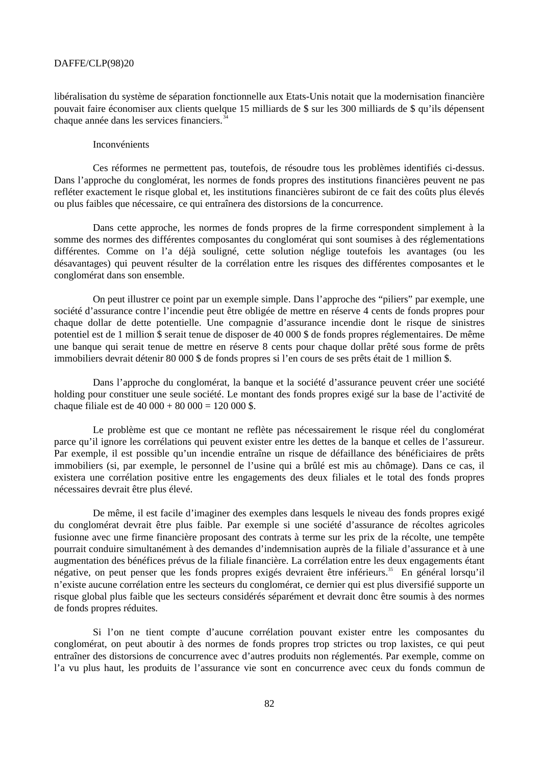libéralisation du système de séparation fonctionnelle aux Etats-Unis notait que la modernisation financière pouvait faire économiser aux clients quelque 15 milliards de $ sur les 300 milliards de $ qu'ils dépensent chaque année dans les services financiers.[34]

Inconvénients

Ces réformes ne permettent pas, toutefois, de résoudre tous les problèmes identifiés ci-dessus. Dans l'approche du conglomérat, les normes de fonds propres des institutions financières peuvent ne pas refléter exactement le risque global et, les institutions financières subiront de ce fait des coûts plus élevés ou plus faibles que nécessaire, ce qui entraînera des distorsions de la concurrence.

Dans cette approche, les normes de fonds propres de la firme correspondent simplement à la somme des normes des différentes composantes du conglomérat qui sont soumises à des réglementations différentes. Comme on l'a déjà souligné, cette solution néglige toutefois les avantages (ou les désavantages) qui peuvent résulter de la corrélation entre les risques des différentes composantes et le conglomérat dans son ensemble.

On peut illustrer ce point par un exemple simple. Dans l'approche des "piliers" par exemple, une société d'assurance contre l'incendie peut être obligée de mettre en réserve 4 cents de fonds propres pour chaque dollar de dette potentielle. Une compagnie d'assurance incendie dont le risque de sinistres potentiel est de 1 million $ serait tenue de disposer de 40 000 $ de fonds propres réglementaires. De même une banque qui serait tenue de mettre en réserve 8 cents pour chaque dollar prêté sous forme de prêts immobiliers devrait détenir 80 000 $ de fonds propres si l'en cours de ses prêts était de 1 million $.

Dans l'approche du conglomérat, la banque et la société d'assurance peuvent créer une société holding pour constituer une seule société. Le montant des fonds propres exigé sur la base de l'activité de chaque filiale est de 40 000 + 80 000 = 120 000 $.

Le problème est que ce montant ne reflète pas nécessairement le risque réel du conglomérat parce qu'il ignore les corrélations qui peuvent exister entre les dettes de la banque et celles de l'assureur. Par exemple, il est possible qu'un incendie entraîne un risque de défaillance des bénéficiaires de prêts immobiliers (si, par exemple, le personnel de l'usine qui a brûlé est mis au chômage). Dans ce cas, il existera une corrélation positive entre les engagements des deux filiales et le total des fonds propres nécessaires devrait être plus élevé.

De même, il est facile d'imaginer des exemples dans lesquels le niveau des fonds propres exigé du conglomérat devrait être plus faible. Par exemple si une société d'assurance de récoltes agricoles fusionne avec une firme financière proposant des contrats à terme sur les prix de la récolte, une tempête pourrait conduire simultanément à des demandes d'indemnisation auprès de la filiale d'assurance et à une augmentation des bénéfices prévus de la filiale financière. La corrélation entre les deux engagements étant négative, on peut penser que les fonds propres exigés devraient être inférieurs.[35] En général lorsqu'il n'existe aucune corrélation entre les secteurs du conglomérat, ce dernier qui est plus diversifié supporte un risque global plus faible que les secteurs considérés séparément et devrait donc être soumis à des normes de fonds propres réduites.

Si l'on ne tient compte d'aucune corrélation pouvant exister entre les composantes du conglomérat, on peut aboutir à des normes de fonds propres trop strictes ou trop laxistes, ce qui peut entraîner des distorsions de concurrence avec d'autres produits non réglementés. Par exemple, comme on l'a vu plus haut, les produits de l'assurance vie sont en concurrence avec ceux du fonds commun de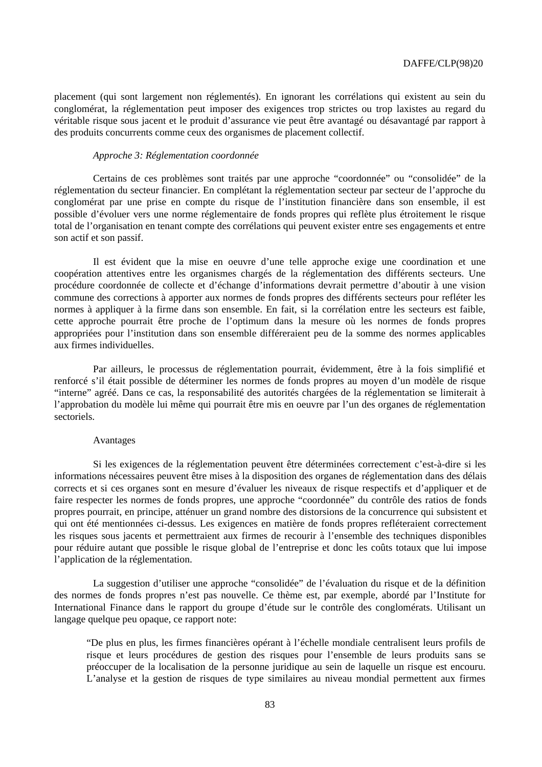placement (qui sont largement non réglementés). En ignorant les corrélations qui existent au sein du conglomérat, la réglementation peut imposer des exigences trop strictes ou trop laxistes au regard du véritable risque sous jacent et le produit d'assurance vie peut être avantagé ou désavantagé par rapport à des produits concurrents comme ceux des organismes de placement collectif.

*Approche 3: Réglementation coordonnée*

Certains de ces problèmes sont traités par une approche "coordonnée" ou "consolidée" de la réglementation du secteur financier. En complétant la réglementation secteur par secteur de l'approche du conglomérat par une prise en compte du risque de l'institution financière dans son ensemble, il est possible d'évoluer vers une norme réglementaire de fonds propres qui reflète plus étroitement le risque total de l'organisation en tenant compte des corrélations qui peuvent exister entre ses engagements et entre son actif et son passif.

Il est évident que la mise en oeuvre d'une telle approche exige une coordination et une coopération attentives entre les organismes chargés de la réglementation des différents secteurs. Une procédure coordonnée de collecte et d'échange d'informations devrait permettre d'aboutir à une vision commune des corrections à apporter aux normes de fonds propres des différents secteurs pour refléter les normes à appliquer à la firme dans son ensemble. En fait, si la corrélation entre les secteurs est faible, cette approche pourrait être proche de l'optimum dans la mesure où les normes de fonds propres appropriées pour l'institution dans son ensemble différeraient peu de la somme des normes applicables aux firmes individuelles.

Par ailleurs, le processus de réglementation pourrait, évidemment, être à la fois simplifié et renforcé s'il était possible de déterminer les normes de fonds propres au moyen d'un modèle de risque "interne" agréé. Dans ce cas, la responsabilité des autorités chargées de la réglementation se limiterait à l'approbation du modèle lui même qui pourrait être mis en oeuvre par l'un des organes de réglementation sectoriels.

Avantages

Si les exigences de la réglementation peuvent être déterminées correctement c'est-à-dire si les informations nécessaires peuvent être mises à la disposition des organes de réglementation dans des délais corrects et si ces organes sont en mesure d'évaluer les niveaux de risque respectifs et d'appliquer et de faire respecter les normes de fonds propres, une approche "coordonnée" du contrôle des ratios de fonds propres pourrait, en principe, atténuer un grand nombre des distorsions de la concurrence qui subsistent et qui ont été mentionnées ci-dessus. Les exigences en matière de fonds propres refléteraient correctement les risques sous jacents et permettraient aux firmes de recourir à l'ensemble des techniques disponibles pour réduire autant que possible le risque global de l'entreprise et donc les coûts totaux que lui impose l'application de la réglementation.

La suggestion d'utiliser une approche "consolidée" de l'évaluation du risque et de la définition des normes de fonds propres n'est pas nouvelle. Ce thème est, par exemple, abordé par l'Institute for International Finance dans le rapport du groupe d'étude sur le contrôle des conglomérats. Utilisant un langage quelque peu opaque, ce rapport note:

> "De plus en plus, les firmes financières opérant à l'échelle mondiale centralisent leurs profils de risque et leurs procédures de gestion des risques pour l'ensemble de leurs produits sans se préoccuper de la localisation de la personne juridique au sein de laquelle un risque est encouru. L'analyse et la gestion de risques de type similaires au niveau mondial permettent aux firmes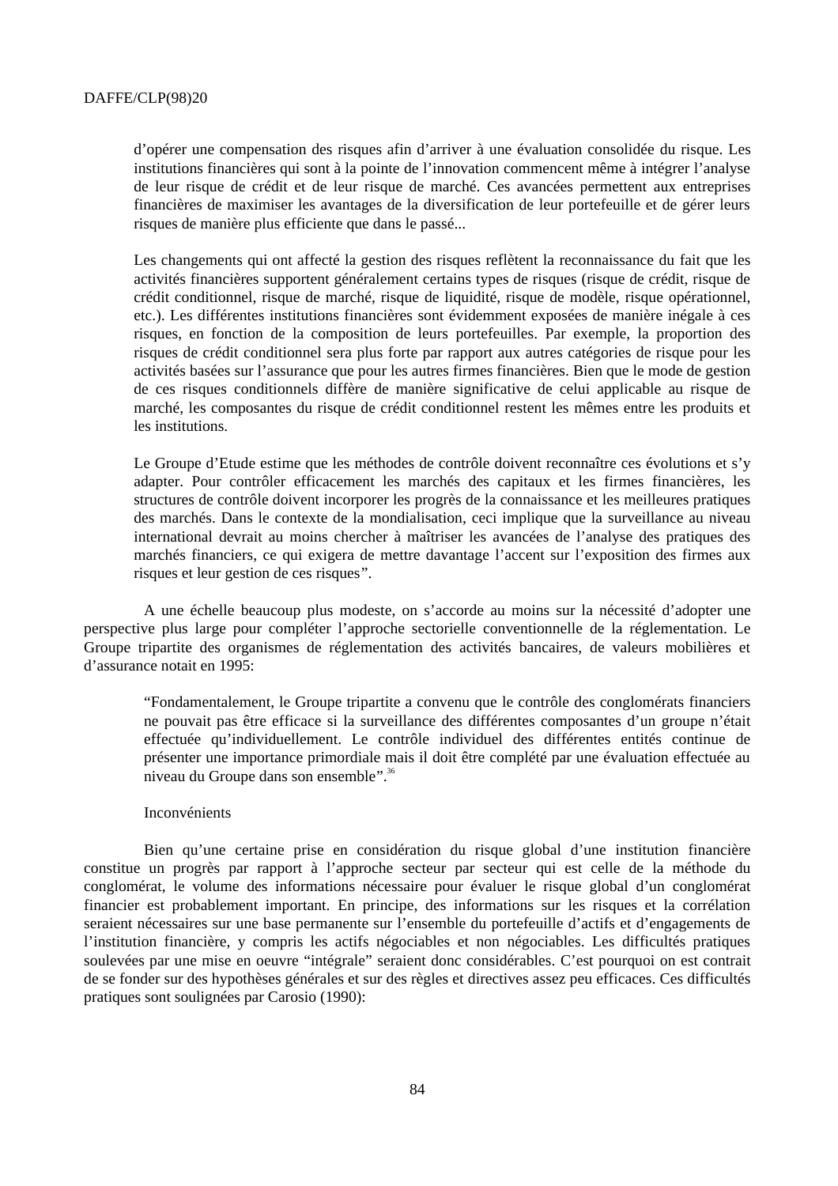d'opérer une compensation des risques afin d'arriver à une évaluation consolidée du risque. Les institutions financières qui sont à la pointe de l'innovation commencent même à intégrer l'analyse de leur risque de crédit et de leur risque de marché. Ces avancées permettent aux entreprises financières de maximiser les avantages de la diversification de leur portefeuille et de gérer leurs risques de manière plus efficiente que dans le passé...

> Les changements qui ont affecté la gestion des risques reflètent la reconnaissance du fait que les activités financières supportent généralement certains types de risques (risque de crédit, risque de crédit conditionnel, risque de marché, risque de liquidité, risque de modèle, risque opérationnel, etc.). Les différentes institutions financières sont évidemment exposées de manière inégale à ces risques, en fonction de la composition de leurs portefeuilles. Par exemple, la proportion des risques de crédit conditionnel sera plus forte par rapport aux autres catégories de risque pour les activités basées sur l'assurance que pour les autres firmes financières. Bien que le mode de gestion de ces risques conditionnels diffère de manière significative de celui applicable au risque de marché, les composantes du risque de crédit conditionnel restent les mêmes entre les produits et les institutions.

> Le Groupe d'Etude estime que les méthodes de contrôle doivent reconnaître ces évolutions et s'y adapter. Pour contrôler efficacement les marchés des capitaux et les firmes financières, les structures de contrôle doivent incorporer les progrès de la connaissance et les meilleures pratiques des marchés. Dans le contexte de la mondialisation, ceci implique que la surveillance au niveau international devrait au moins chercher à maîtriser les avancées de l'analyse des pratiques des marchés financiers, ce qui exigera de mettre davantage l'accent sur l'exposition des firmes aux risques et leur gestion de ces risques".

A une échelle beaucoup plus modeste, on s'accorde au moins sur la nécessité d'adopter une perspective plus large pour compléter l'approche sectorielle conventionnelle de la réglementation. Le Groupe tripartite des organismes de réglementation des activités bancaires, de valeurs mobilières et d'assurance notait en 1995:

> "Fondamentalement, le Groupe tripartite a convenu que le contrôle des conglomérats financiers ne pouvait pas être efficace si la surveillance des différentes composantes d'un groupe n'était effectuée qu'individuellement. Le contrôle individuel des différentes entités continue de présenter une importance primordiale mais il doit être complété par une évaluation effectuée au niveau du Groupe dans son ensemble".[36]

Inconvénients

Bien qu'une certaine prise en considération du risque global d'une institution financière constitue un progrès par rapport à l'approche secteur par secteur qui est celle de la méthode du conglomérat, le volume des informations nécessaire pour évaluer le risque global d'un conglomérat financier est probablement important. En principe, des informations sur les risques et la corrélation seraient nécessaires sur une base permanente sur l'ensemble du portefeuille d'actifs et d'engagements de l'institution financière, y compris les actifs négociables et non négociables. Les difficultés pratiques soulevées par une mise en oeuvre "intégrale" seraient donc considérables. C'est pourquoi on est contrait de se fonder sur des hypothèses générales et sur des règles et directives assez peu efficaces. Ces difficultés pratiques sont soulignées par Carosio (1990):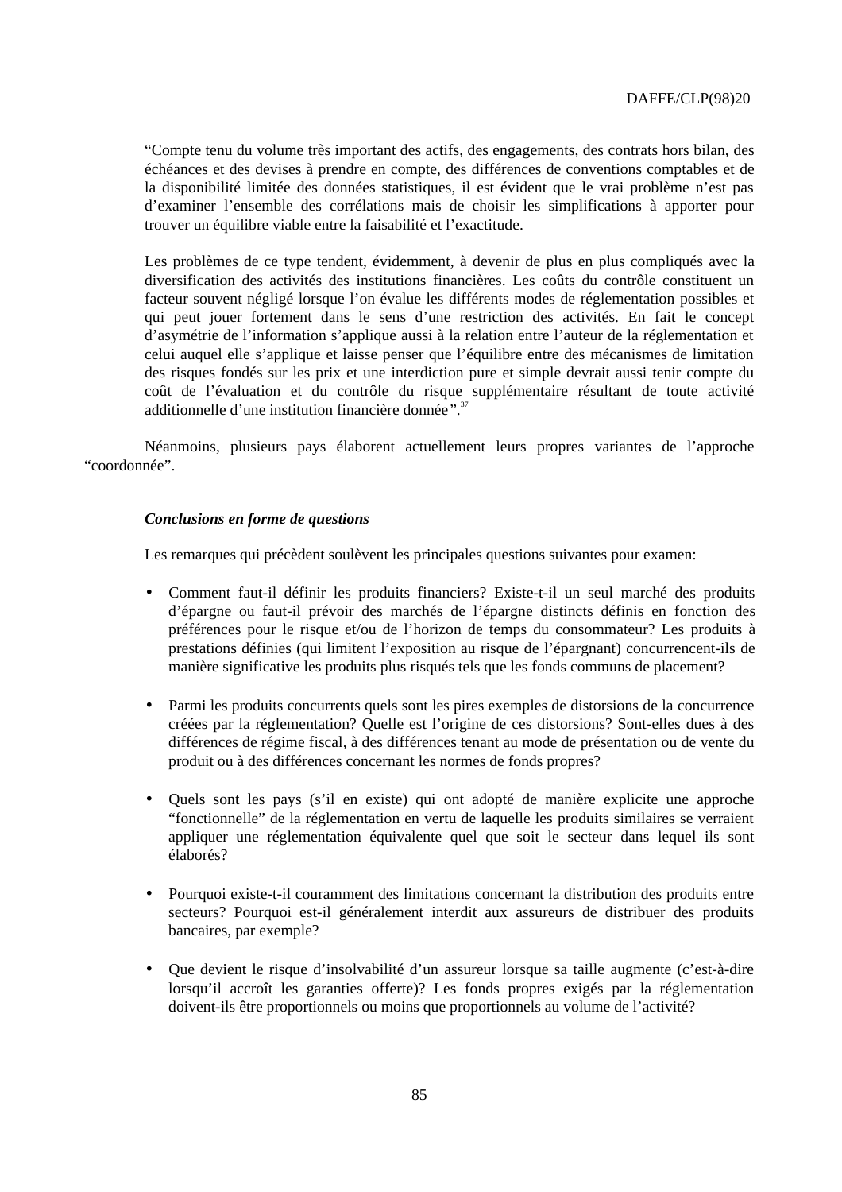"Compte tenu du volume très important des actifs, des engagements, des contrats hors bilan, des échéances et des devises à prendre en compte, des différences de conventions comptables et de la disponibilité limitée des données statistiques, il est évident que le vrai problème n'est pas d'examiner l'ensemble des corrélations mais de choisir les simplifications à apporter pour trouver un équilibre viable entre la faisabilité et l'exactitude.

Les problèmes de ce type tendent, évidemment, à devenir de plus en plus compliqués avec la diversification des activités des institutions financières. Les coûts du contrôle constituent un facteur souvent négligé lorsque l'on évalue les différents modes de réglementation possibles et qui peut jouer fortement dans le sens d'une restriction des activités. En fait le concept d'asymétrie de l'information s'applique aussi à la relation entre l'auteur de la réglementation et celui auquel elle s'applique et laisse penser que l'équilibre entre des mécanismes de limitation des risques fondés sur les prix et une interdiction pure et simple devrait aussi tenir compte du coût de l'évaluation et du contrôle du risque supplémentaire résultant de toute activité additionnelle d'une institution financière donnée".[37]

Néanmoins, plusieurs pays élaborent actuellement leurs propres variantes de l'approche "coordonnée".

***Conclusions en forme de questions***

Les remarques qui précèdent soulèvent les principales questions suivantes pour examen:

- Comment faut-il définir les produits financiers? Existe-t-il un seul marché des produits d'épargne ou faut-il prévoir des marchés de l'épargne distincts définis en fonction des préférences pour le risque et/ou de l'horizon de temps du consommateur? Les produits à prestations définies (qui limitent l'exposition au risque de l'épargnant) concurrencent-ils de manière significative les produits plus risqués tels que les fonds communs de placement?

- Parmi les produits concurrents quels sont les pires exemples de distorsions de la concurrence créées par la réglementation? Quelle est l'origine de ces distorsions? Sont-elles dues à des différences de régime fiscal, à des différences tenant au mode de présentation ou de vente du produit ou à des différences concernant les normes de fonds propres?

- Quels sont les pays (s'il en existe) qui ont adopté de manière explicite une approche "fonctionnelle" de la réglementation en vertu de laquelle les produits similaires se verraient appliquer une réglementation équivalente quel que soit le secteur dans lequel ils sont élaborés?

- Pourquoi existe-t-il couramment des limitations concernant la distribution des produits entre secteurs? Pourquoi est-il généralement interdit aux assureurs de distribuer des produits bancaires, par exemple?

- Que devient le risque d'insolvabilité d'un assureur lorsque sa taille augmente (c'est-à-dire lorsqu'il accroît les garanties offerte)? Les fonds propres exigés par la réglementation doivent-ils être proportionnels ou moins que proportionnels au volume de l'activité?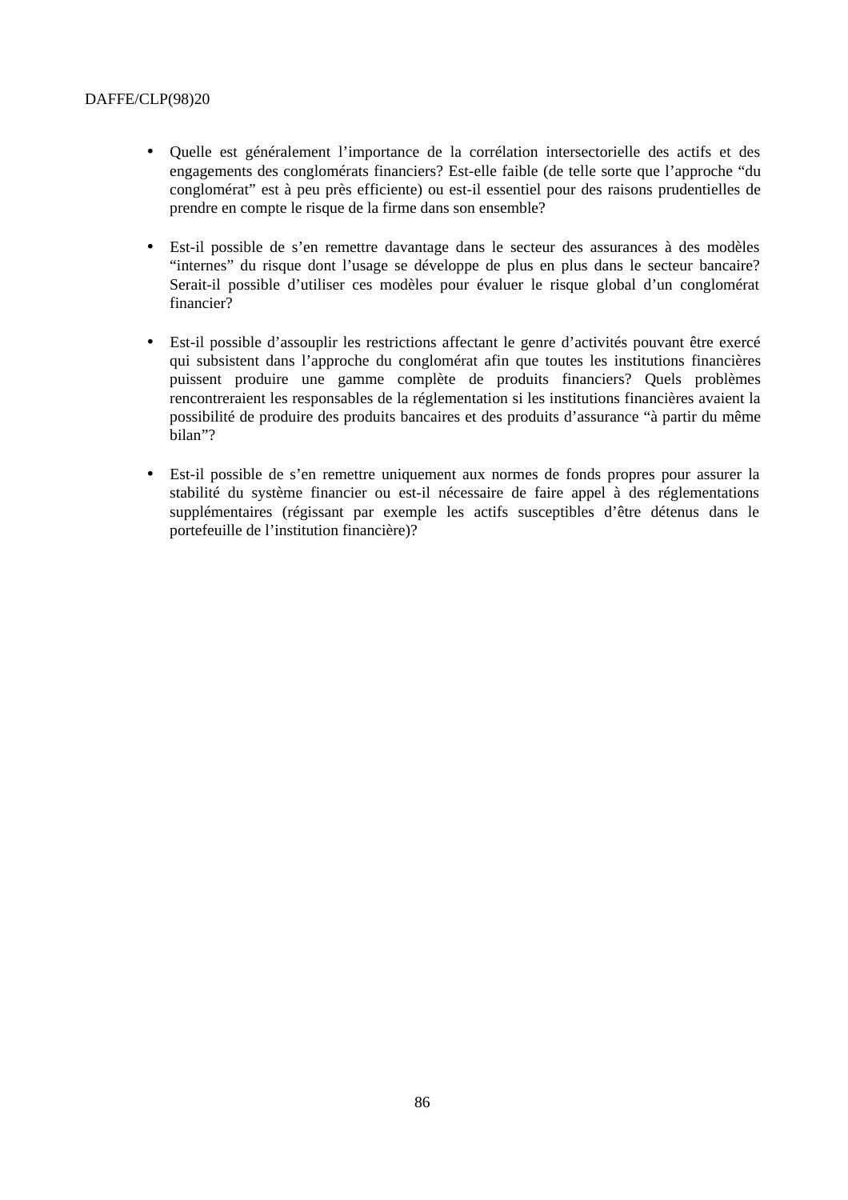- Quelle est généralement l’importance de la corrélation intersectorielle des actifs et des engagements des conglomérats financiers? Est-elle faible (de telle sorte que l’approche “du conglomérat” est à peu près efficiente) ou est-il essentiel pour des raisons prudentielles de prendre en compte le risque de la firme dans son ensemble?

- Est-il possible de s’en remettre davantage dans le secteur des assurances à des modèles “internes” du risque dont l’usage se développe de plus en plus dans le secteur bancaire? Serait-il possible d’utiliser ces modèles pour évaluer le risque global d’un conglomérat financier?

- Est-il possible d’assouplir les restrictions affectant le genre d’activités pouvant être exercé qui subsistent dans l’approche du conglomérat afin que toutes les institutions financières puissent produire une gamme complète de produits financiers? Quels problèmes rencontreraient les responsables de la réglementation si les institutions financières avaient la possibilité de produire des produits bancaires et des produits d’assurance “à partir du même bilan”?

- Est-il possible de s’en remettre uniquement aux normes de fonds propres pour assurer la stabilité du système financier ou est-il nécessaire de faire appel à des réglementations supplémentaires (régissant par exemple les actifs susceptibles d’être détenus dans le portefeuille de l’institution financière)?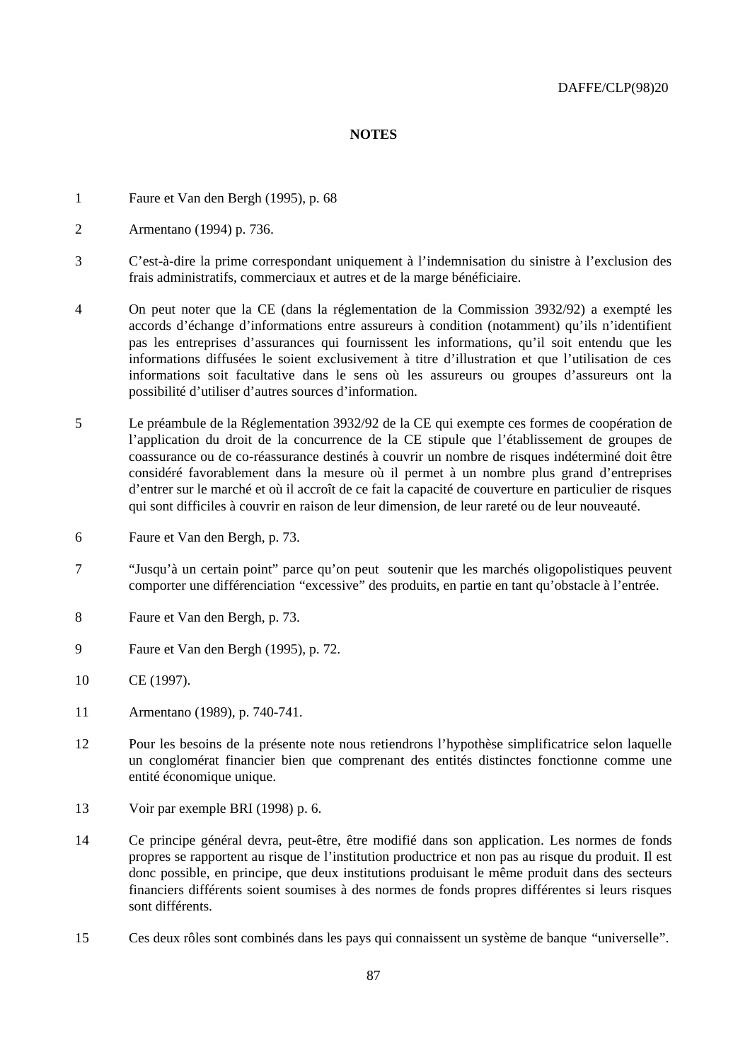# NOTES

1 Faure et Van den Bergh (1995), p. 68

2 Armentano (1994) p. 736.

3 C'est-à-dire la prime correspondant uniquement à l'indemnisation du sinistre à l'exclusion des frais administratifs, commerciaux et autres et de la marge bénéficiaire.

4 On peut noter que la CE (dans la réglementation de la Commission 3932/92) a exempté les accords d'échange d'informations entre assureurs à condition (notamment) qu'ils n'identifient pas les entreprises d'assurances qui fournissent les informations, qu'il soit entendu que les informations diffusées le soient exclusivement à titre d'illustration et que l'utilisation de ces informations soit facultative dans le sens où les assureurs ou groupes d'assureurs ont la possibilité d'utiliser d'autres sources d'information.

5 Le préambule de la Réglementation 3932/92 de la CE qui exempte ces formes de coopération de l'application du droit de la concurrence de la CE stipule que l'établissement de groupes de coassurance ou de co-réassurance destinés à couvrir un nombre de risques indéterminé doit être considéré favorablement dans la mesure où il permet à un nombre plus grand d'entreprises d'entrer sur le marché et où il accroît de ce fait la capacité de couverture en particulier de risques qui sont difficiles à couvrir en raison de leur dimension, de leur rareté ou de leur nouveauté.

6 Faure et Van den Bergh, p. 73.

7 "Jusqu'à un certain point" parce qu'on peut soutenir que les marchés oligopolistiques peuvent comporter une différenciation "excessive" des produits, en partie en tant qu'obstacle à l'entrée.

8 Faure et Van den Bergh, p. 73.

9 Faure et Van den Bergh (1995), p. 72.

10 CE (1997).

11 Armentano (1989), p. 740-741.

12 Pour les besoins de la présente note nous retiendrons l'hypothèse simplificatrice selon laquelle un conglomérat financier bien que comprenant des entités distinctes fonctionne comme une entité économique unique.

13 Voir par exemple BRI (1998) p. 6.

14 Ce principe général devra, peut-être, être modifié dans son application. Les normes de fonds propres se rapportent au risque de l'institution productrice et non pas au risque du produit. Il est donc possible, en principe, que deux institutions produisant le même produit dans des secteurs financiers différents soient soumises à des normes de fonds propres différentes si leurs risques sont différents.

15 Ces deux rôles sont combinés dans les pays qui connaissent un système de banque "universelle".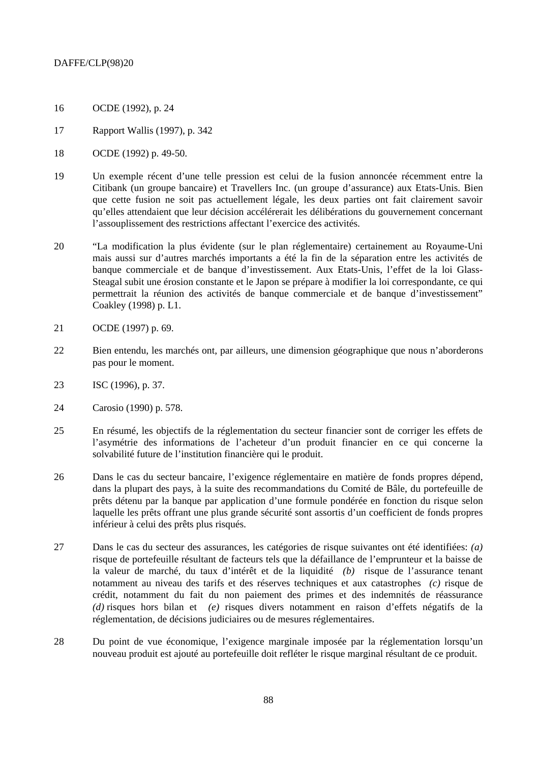16 OCDE (1992), p. 24

17 Rapport Wallis (1997), p. 342

18 OCDE (1992) p. 49-50.

19 Un exemple récent d'une telle pression est celui de la fusion annoncée récemment entre la Citibank (un groupe bancaire) et Travellers Inc. (un groupe d'assurance) aux Etats-Unis. Bien que cette fusion ne soit pas actuellement légale, les deux parties ont fait clairement savoir qu'elles attendaient que leur décision accélérerait les délibérations du gouvernement concernant l'assouplissement des restrictions affectant l'exercice des activités.

20 "La modification la plus évidente (sur le plan réglementaire) certainement au Royaume-Uni mais aussi sur d'autres marchés importants a été la fin de la séparation entre les activités de banque commerciale et de banque d'investissement. Aux Etats-Unis, l'effet de la loi Glass-Steagal subit une érosion constante et le Japon se prépare à modifier la loi correspondante, ce qui permettrait la réunion des activités de banque commerciale et de banque d'investissement" Coakley (1998) p. L1.

21 OCDE (1997) p. 69.

22 Bien entendu, les marchés ont, par ailleurs, une dimension géographique que nous n'aborderons pas pour le moment.

23 ISC (1996), p. 37.

24 Carosio (1990) p. 578.

25 En résumé, les objectifs de la réglementation du secteur financier sont de corriger les effets de l'asymétrie des informations de l'acheteur d'un produit financier en ce qui concerne la solvabilité future de l'institution financière qui le produit.

26 Dans le cas du secteur bancaire, l'exigence réglementaire en matière de fonds propres dépend, dans la plupart des pays, à la suite des recommandations du Comité de Bâle, du portefeuille de prêts détenu par la banque par application d'une formule pondérée en fonction du risque selon laquelle les prêts offrant une plus grande sécurité sont assortis d'un coefficient de fonds propres inférieur à celui des prêts plus risqués.

27 Dans le cas du secteur des assurances, les catégories de risque suivantes ont été identifiées: *(a)* risque de portefeuille résultant de facteurs tels que la défaillance de l'emprunteur et la baisse de la valeur de marché, du taux d'intérêt et de la liquidité *(b)* risque de l'assurance tenant notamment au niveau des tarifs et des réserves techniques et aux catastrophes *(c)* risque de crédit, notamment du fait du non paiement des primes et des indemnités de réassurance *(d)* risques hors bilan et *(e)* risques divers notamment en raison d'effets négatifs de la réglementation, de décisions judiciaires ou de mesures réglementaires.

28 Du point de vue économique, l'exigence marginale imposée par la réglementation lorsqu'un nouveau produit est ajouté au portefeuille doit refléter le risque marginal résultant de ce produit.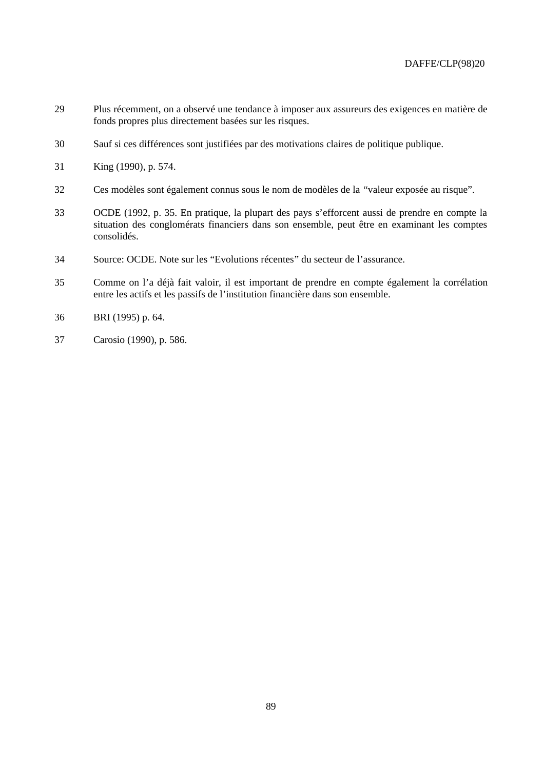29 Plus récemment, on a observé une tendance à imposer aux assureurs des exigences en matière de fonds propres plus directement basées sur les risques.

30 Sauf si ces différences sont justifiées par des motivations claires de politique publique.

31 King (1990), p. 574.

32 Ces modèles sont également connus sous le nom de modèles de la “valeur exposée au risque”.

33 OCDE (1992, p. 35. En pratique, la plupart des pays s’efforcent aussi de prendre en compte la situation des conglomérats financiers dans son ensemble, peut être en examinant les comptes consolidés.

34 Source: OCDE. Note sur les “Evolutions récentes” du secteur de l’assurance.

35 Comme on l’a déjà fait valoir, il est important de prendre en compte également la corrélation entre les actifs et les passifs de l’institution financière dans son ensemble.

36 BRI (1995) p. 64.

37 Carosio (1990), p. 586.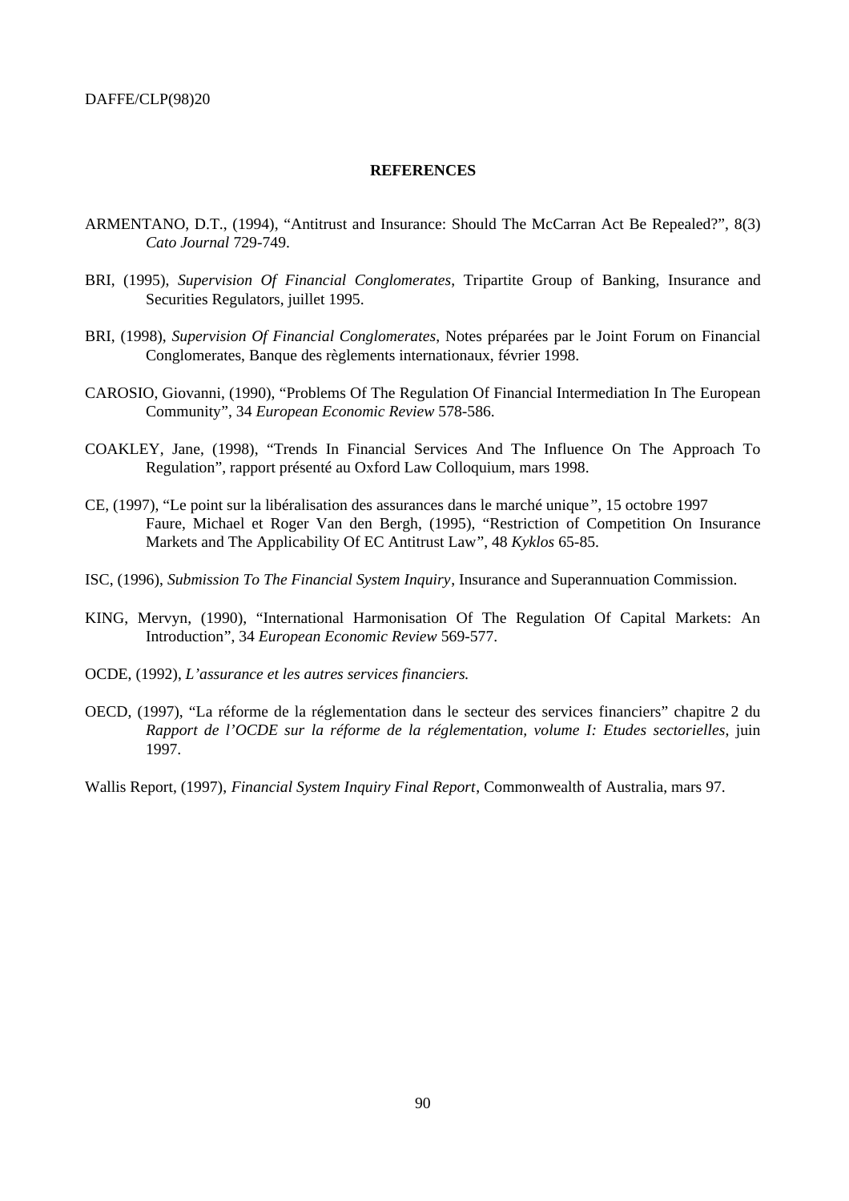## REFERENCES

ARMENTANO, D.T., (1994), "Antitrust and Insurance: Should The McCarran Act Be Repealed?", 8(3) *Cato Journal* 729-749.

BRI, (1995), *Supervision Of Financial Conglomerates*, Tripartite Group of Banking, Insurance and Securities Regulators, juillet 1995.

BRI, (1998), *Supervision Of Financial Conglomerates*, Notes préparées par le Joint Forum on Financial Conglomerates, Banque des règlements internationaux, février 1998.

CAROSIO, Giovanni, (1990), "Problems Of The Regulation Of Financial Intermediation In The European Community", 34 *European Economic Review* 578-586.

COAKLEY, Jane, (1998), "Trends In Financial Services And The Influence On The Approach To Regulation", rapport présenté au Oxford Law Colloquium, mars 1998.

CE, (1997), "Le point sur la libéralisation des assurances dans le marché unique", 15 octobre 1997
Faure, Michael et Roger Van den Bergh, (1995), "Restriction of Competition On Insurance Markets and The Applicability Of EC Antitrust Law", 48 *Kyklos* 65-85.

ISC, (1996), *Submission To The Financial System Inquiry*, Insurance and Superannuation Commission.

KING, Mervyn, (1990), "International Harmonisation Of The Regulation Of Capital Markets: An Introduction", 34 *European Economic Review* 569-577.

OCDE, (1992), *L'assurance et les autres services financiers.*

OECD, (1997), "La réforme de la réglementation dans le secteur des services financiers" chapitre 2 du *Rapport de l'OCDE sur la réforme de la réglementation, volume I: Etudes sectorielles*, juin 1997.

Wallis Report, (1997), *Financial System Inquiry Final Report*, Commonwealth of Australia, mars 97.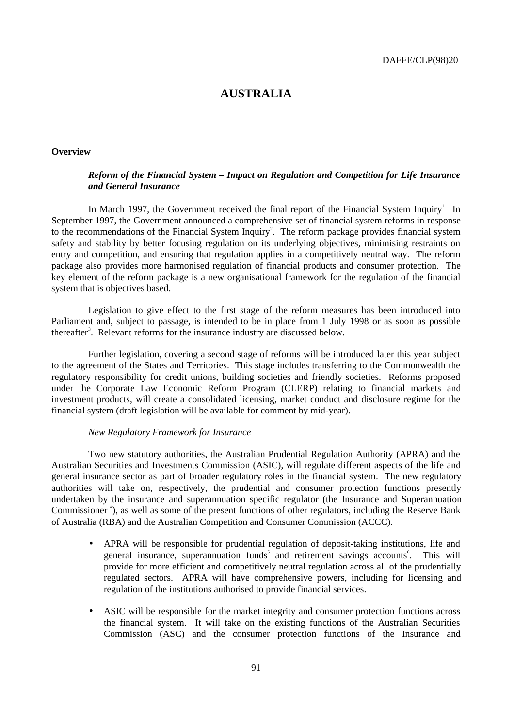# AUSTRALIA

## Overview

### *Reform of the Financial System – Impact on Regulation and Competition for Life Insurance and General Insurance*

In March 1997, the Government received the final report of the Financial System Inquiry[1]. In September 1997, the Government announced a comprehensive set of financial system reforms in response to the recommendations of the Financial System Inquiry[2]. The reform package provides financial system safety and stability by better focusing regulation on its underlying objectives, minimising restraints on entry and competition, and ensuring that regulation applies in a competitively neutral way. The reform package also provides more harmonised regulation of financial products and consumer protection. The key element of the reform package is a new organisational framework for the regulation of the financial system that is objectives based.

Legislation to give effect to the first stage of the reform measures has been introduced into Parliament and, subject to passage, is intended to be in place from 1 July 1998 or as soon as possible thereafter[3]. Relevant reforms for the insurance industry are discussed below.

Further legislation, covering a second stage of reforms will be introduced later this year subject to the agreement of the States and Territories. This stage includes transferring to the Commonwealth the regulatory responsibility for credit unions, building societies and friendly societies. Reforms proposed under the Corporate Law Economic Reform Program (CLERP) relating to financial markets and investment products, will create a consolidated licensing, market conduct and disclosure regime for the financial system (draft legislation will be available for comment by mid-year).

### *New Regulatory Framework for Insurance*

Two new statutory authorities, the Australian Prudential Regulation Authority (APRA) and the Australian Securities and Investments Commission (ASIC), will regulate different aspects of the life and general insurance sector as part of broader regulatory roles in the financial system. The new regulatory authorities will take on, respectively, the prudential and consumer protection functions presently undertaken by the insurance and superannuation specific regulator (the Insurance and Superannuation Commissioner [4]), as well as some of the present functions of other regulators, including the Reserve Bank of Australia (RBA) and the Australian Competition and Consumer Commission (ACCC).

- APRA will be responsible for prudential regulation of deposit-taking institutions, life and general insurance, superannuation funds[5] and retirement savings accounts[6]. This will provide for more efficient and competitively neutral regulation across all of the prudentially regulated sectors. APRA will have comprehensive powers, including for licensing and regulation of the institutions authorised to provide financial services.

- ASIC will be responsible for the market integrity and consumer protection functions across the financial system. It will take on the existing functions of the Australian Securities Commission (ASC) and the consumer protection functions of the Insurance and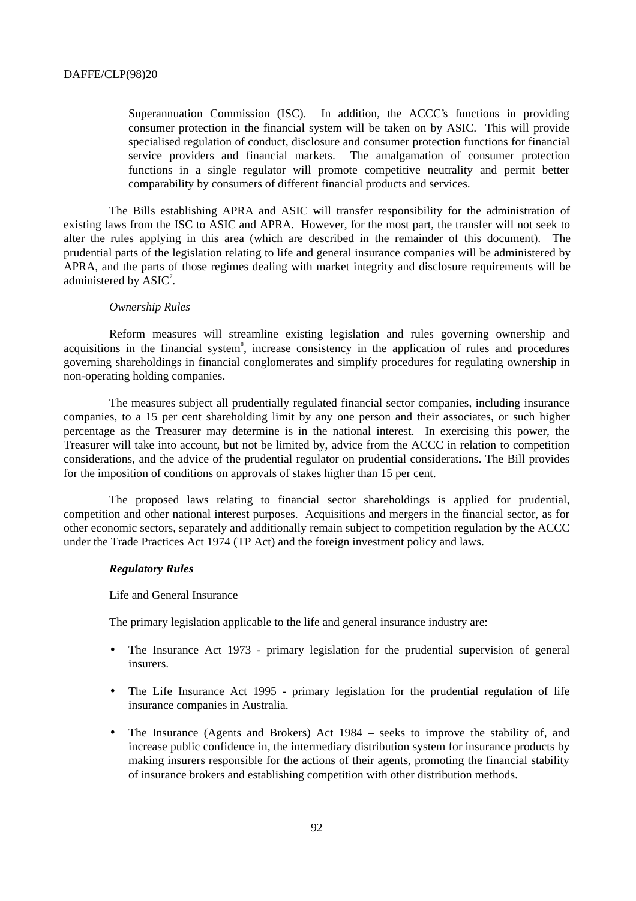Superannuation Commission (ISC). In addition, the ACCC's functions in providing consumer protection in the financial system will be taken on by ASIC. This will provide specialised regulation of conduct, disclosure and consumer protection functions for financial service providers and financial markets. The amalgamation of consumer protection functions in a single regulator will promote competitive neutrality and permit better comparability by consumers of different financial products and services.

The Bills establishing APRA and ASIC will transfer responsibility for the administration of existing laws from the ISC to ASIC and APRA. However, for the most part, the transfer will not seek to alter the rules applying in this area (which are described in the remainder of this document). The prudential parts of the legislation relating to life and general insurance companies will be administered by APRA, and the parts of those regimes dealing with market integrity and disclosure requirements will be administered by ASIC[7].

*Ownership Rules*

Reform measures will streamline existing legislation and rules governing ownership and acquisitions in the financial system[8], increase consistency in the application of rules and procedures governing shareholdings in financial conglomerates and simplify procedures for regulating ownership in non-operating holding companies.

The measures subject all prudentially regulated financial sector companies, including insurance companies, to a 15 per cent shareholding limit by any one person and their associates, or such higher percentage as the Treasurer may determine is in the national interest. In exercising this power, the Treasurer will take into account, but not be limited by, advice from the ACCC in relation to competition considerations, and the advice of the prudential regulator on prudential considerations. The Bill provides for the imposition of conditions on approvals of stakes higher than 15 per cent.

The proposed laws relating to financial sector shareholdings is applied for prudential, competition and other national interest purposes. Acquisitions and mergers in the financial sector, as for other economic sectors, separately and additionally remain subject to competition regulation by the ACCC under the Trade Practices Act 1974 (TP Act) and the foreign investment policy and laws.

***Regulatory Rules***

Life and General Insurance

The primary legislation applicable to the life and general insurance industry are:

- The Insurance Act 1973 - primary legislation for the prudential supervision of general insurers.
- The Life Insurance Act 1995 - primary legislation for the prudential regulation of life insurance companies in Australia.
- The Insurance (Agents and Brokers) Act 1984 – seeks to improve the stability of, and increase public confidence in, the intermediary distribution system for insurance products by making insurers responsible for the actions of their agents, promoting the financial stability of insurance brokers and establishing competition with other distribution methods.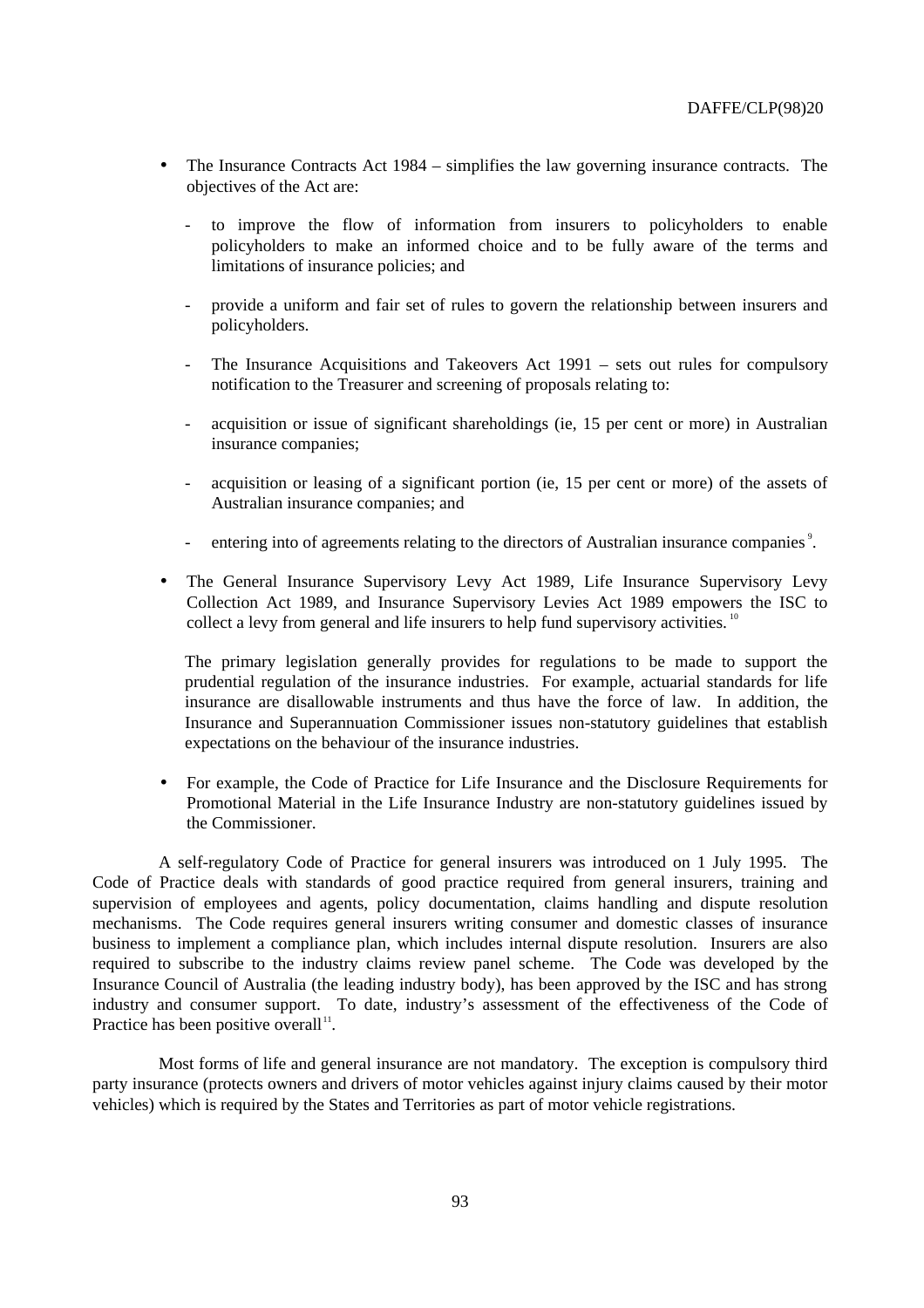- The Insurance Contracts Act 1984 – simplifies the law governing insurance contracts. The objectives of the Act are:
  - to improve the flow of information from insurers to policyholders to enable policyholders to make an informed choice and to be fully aware of the terms and limitations of insurance policies; and
  - provide a uniform and fair set of rules to govern the relationship between insurers and policyholders.
  - The Insurance Acquisitions and Takeovers Act 1991 – sets out rules for compulsory notification to the Treasurer and screening of proposals relating to:
  - acquisition or issue of significant shareholdings (ie, 15 per cent or more) in Australian insurance companies;
  - acquisition or leasing of a significant portion (ie, 15 per cent or more) of the assets of Australian insurance companies; and
  - entering into of agreements relating to the directors of Australian insurance companies [9].
- The General Insurance Supervisory Levy Act 1989, Life Insurance Supervisory Levy Collection Act 1989, and Insurance Supervisory Levies Act 1989 empowers the ISC to collect a levy from general and life insurers to help fund supervisory activities. [10]

  The primary legislation generally provides for regulations to be made to support the prudential regulation of the insurance industries. For example, actuarial standards for life insurance are disallowable instruments and thus have the force of law. In addition, the Insurance and Superannuation Commissioner issues non-statutory guidelines that establish expectations on the behaviour of the insurance industries.

- For example, the Code of Practice for Life Insurance and the Disclosure Requirements for Promotional Material in the Life Insurance Industry are non-statutory guidelines issued by the Commissioner.

A self-regulatory Code of Practice for general insurers was introduced on 1 July 1995. The Code of Practice deals with standards of good practice required from general insurers, training and supervision of employees and agents, policy documentation, claims handling and dispute resolution mechanisms. The Code requires general insurers writing consumer and domestic classes of insurance business to implement a compliance plan, which includes internal dispute resolution. Insurers are also required to subscribe to the industry claims review panel scheme. The Code was developed by the Insurance Council of Australia (the leading industry body), has been approved by the ISC and has strong industry and consumer support. To date, industry's assessment of the effectiveness of the Code of Practice has been positive overall [11].

Most forms of life and general insurance are not mandatory. The exception is compulsory third party insurance (protects owners and drivers of motor vehicles against injury claims caused by their motor vehicles) which is required by the States and Territories as part of motor vehicle registrations.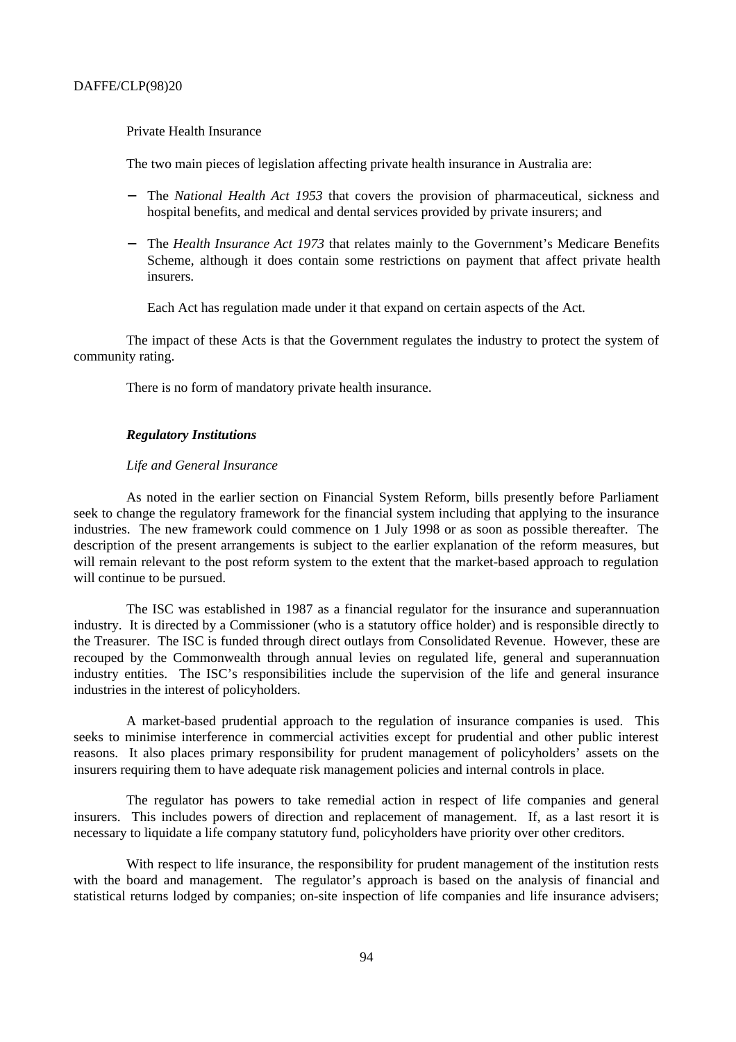Private Health Insurance

The two main pieces of legislation affecting private health insurance in Australia are:

- The *National Health Act 1953* that covers the provision of pharmaceutical, sickness and hospital benefits, and medical and dental services provided by private insurers; and
- The *Health Insurance Act 1973* that relates mainly to the Government's Medicare Benefits Scheme, although it does contain some restrictions on payment that affect private health insurers.

Each Act has regulation made under it that expand on certain aspects of the Act.

The impact of these Acts is that the Government regulates the industry to protect the system of community rating.

There is no form of mandatory private health insurance.

***Regulatory Institutions***

*Life and General Insurance*

As noted in the earlier section on Financial System Reform, bills presently before Parliament seek to change the regulatory framework for the financial system including that applying to the insurance industries. The new framework could commence on 1 July 1998 or as soon as possible thereafter. The description of the present arrangements is subject to the earlier explanation of the reform measures, but will remain relevant to the post reform system to the extent that the market-based approach to regulation will continue to be pursued.

The ISC was established in 1987 as a financial regulator for the insurance and superannuation industry. It is directed by a Commissioner (who is a statutory office holder) and is responsible directly to the Treasurer. The ISC is funded through direct outlays from Consolidated Revenue. However, these are recouped by the Commonwealth through annual levies on regulated life, general and superannuation industry entities. The ISC's responsibilities include the supervision of the life and general insurance industries in the interest of policyholders.

A market-based prudential approach to the regulation of insurance companies is used. This seeks to minimise interference in commercial activities except for prudential and other public interest reasons. It also places primary responsibility for prudent management of policyholders' assets on the insurers requiring them to have adequate risk management policies and internal controls in place.

The regulator has powers to take remedial action in respect of life companies and general insurers. This includes powers of direction and replacement of management. If, as a last resort it is necessary to liquidate a life company statutory fund, policyholders have priority over other creditors.

With respect to life insurance, the responsibility for prudent management of the institution rests with the board and management. The regulator's approach is based on the analysis of financial and statistical returns lodged by companies; on-site inspection of life companies and life insurance advisers;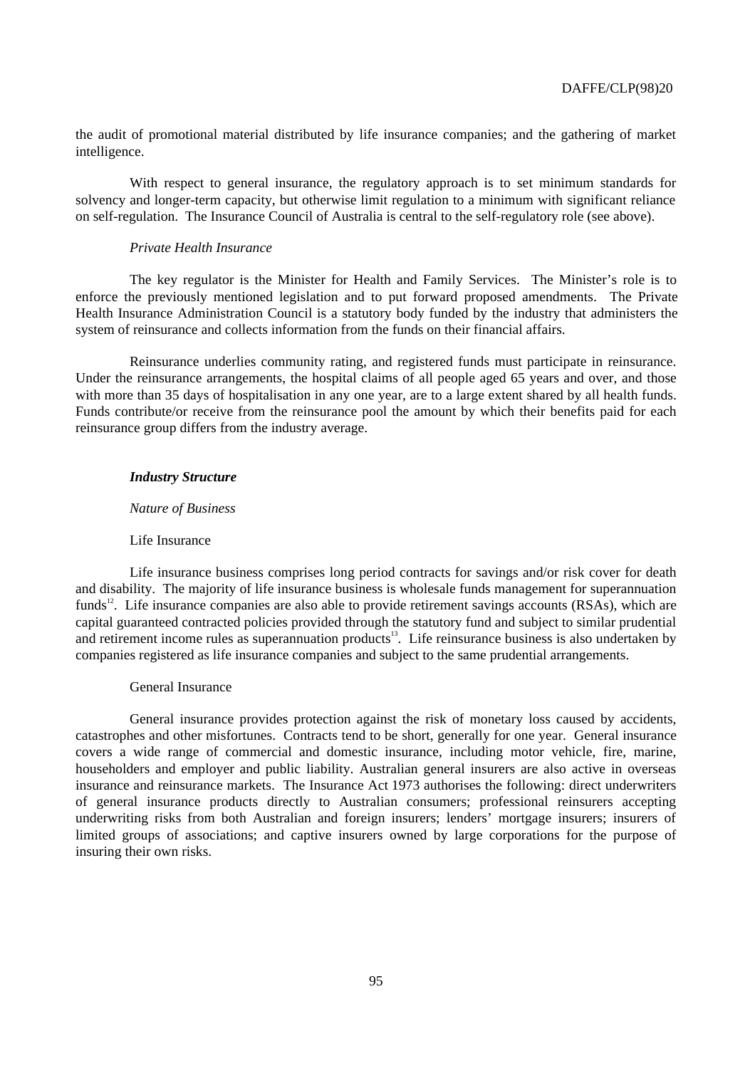the audit of promotional material distributed by life insurance companies; and the gathering of market intelligence.

With respect to general insurance, the regulatory approach is to set minimum standards for solvency and longer-term capacity, but otherwise limit regulation to a minimum with significant reliance on self-regulation. The Insurance Council of Australia is central to the self-regulatory role (see above).

*Private Health Insurance*

The key regulator is the Minister for Health and Family Services. The Minister's role is to enforce the previously mentioned legislation and to put forward proposed amendments. The Private Health Insurance Administration Council is a statutory body funded by the industry that administers the system of reinsurance and collects information from the funds on their financial affairs.

Reinsurance underlies community rating, and registered funds must participate in reinsurance. Under the reinsurance arrangements, the hospital claims of all people aged 65 years and over, and those with more than 35 days of hospitalisation in any one year, are to a large extent shared by all health funds. Funds contribute/or receive from the reinsurance pool the amount by which their benefits paid for each reinsurance group differs from the industry average.

***Industry Structure***

*Nature of Business*

Life Insurance

Life insurance business comprises long period contracts for savings and/or risk cover for death and disability. The majority of life insurance business is wholesale funds management for superannuation funds[12]. Life insurance companies are also able to provide retirement savings accounts (RSAs), which are capital guaranteed contracted policies provided through the statutory fund and subject to similar prudential and retirement income rules as superannuation products[13]. Life reinsurance business is also undertaken by companies registered as life insurance companies and subject to the same prudential arrangements.

General Insurance

General insurance provides protection against the risk of monetary loss caused by accidents, catastrophes and other misfortunes. Contracts tend to be short, generally for one year. General insurance covers a wide range of commercial and domestic insurance, including motor vehicle, fire, marine, householders and employer and public liability. Australian general insurers are also active in overseas insurance and reinsurance markets. The Insurance Act 1973 authorises the following: direct underwriters of general insurance products directly to Australian consumers; professional reinsurers accepting underwriting risks from both Australian and foreign insurers; lenders' mortgage insurers; insurers of limited groups of associations; and captive insurers owned by large corporations for the purpose of insuring their own risks.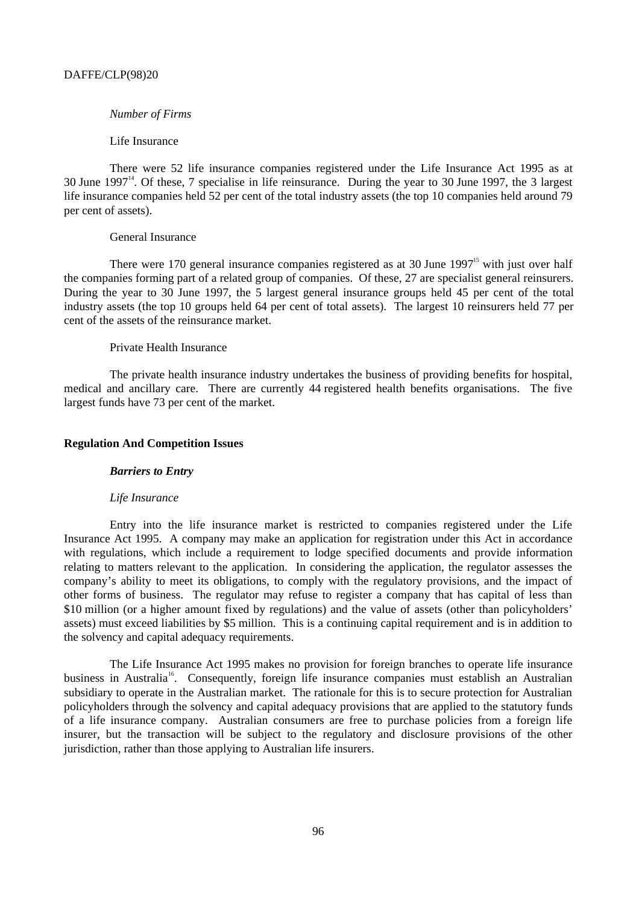*Number of Firms*

Life Insurance

There were 52 life insurance companies registered under the Life Insurance Act 1995 as at 30 June 1997[14]. Of these, 7 specialise in life reinsurance. During the year to 30 June 1997, the 3 largest life insurance companies held 52 per cent of the total industry assets (the top 10 companies held around 79 per cent of assets).

General Insurance

There were 170 general insurance companies registered as at 30 June 1997[15] with just over half the companies forming part of a related group of companies. Of these, 27 are specialist general reinsurers. During the year to 30 June 1997, the 5 largest general insurance groups held 45 per cent of the total industry assets (the top 10 groups held 64 per cent of total assets). The largest 10 reinsurers held 77 per cent of the assets of the reinsurance market.

Private Health Insurance

The private health insurance industry undertakes the business of providing benefits for hospital, medical and ancillary care. There are currently 44 registered health benefits organisations. The five largest funds have 73 per cent of the market.

## Regulation And Competition Issues

***Barriers to Entry***

*Life Insurance*

Entry into the life insurance market is restricted to companies registered under the Life Insurance Act 1995. A company may make an application for registration under this Act in accordance with regulations, which include a requirement to lodge specified documents and provide information relating to matters relevant to the application. In considering the application, the regulator assesses the company's ability to meet its obligations, to comply with the regulatory provisions, and the impact of other forms of business. The regulator may refuse to register a company that has capital of less than $10 million (or a higher amount fixed by regulations) and the value of assets (other than policyholders' assets) must exceed liabilities by $5 million. This is a continuing capital requirement and is in addition to the solvency and capital adequacy requirements.

The Life Insurance Act 1995 makes no provision for foreign branches to operate life insurance business in Australia[16]. Consequently, foreign life insurance companies must establish an Australian subsidiary to operate in the Australian market. The rationale for this is to secure protection for Australian policyholders through the solvency and capital adequacy provisions that are applied to the statutory funds of a life insurance company. Australian consumers are free to purchase policies from a foreign life insurer, but the transaction will be subject to the regulatory and disclosure provisions of the other jurisdiction, rather than those applying to Australian life insurers.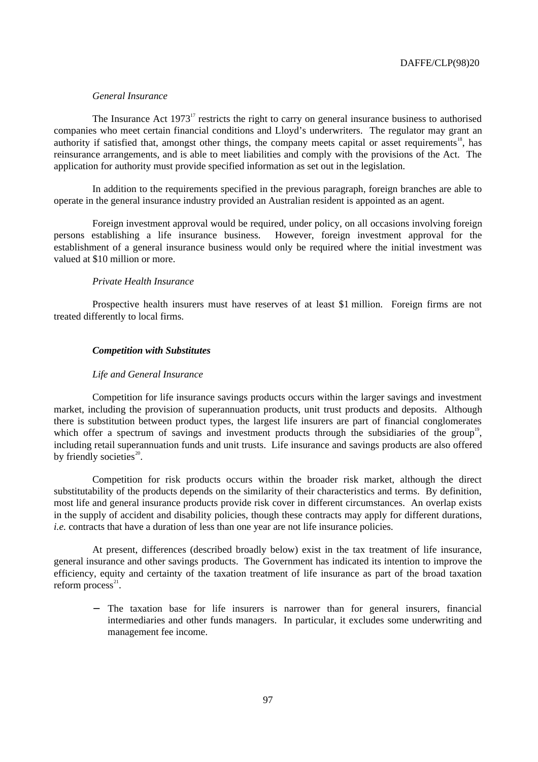### *General Insurance*

The Insurance Act 1973[17] restricts the right to carry on general insurance business to authorised companies who meet certain financial conditions and Lloyd's underwriters. The regulator may grant an authority if satisfied that, amongst other things, the company meets capital or asset requirements[18], has reinsurance arrangements, and is able to meet liabilities and comply with the provisions of the Act. The application for authority must provide specified information as set out in the legislation.

In addition to the requirements specified in the previous paragraph, foreign branches are able to operate in the general insurance industry provided an Australian resident is appointed as an agent.

Foreign investment approval would be required, under policy, on all occasions involving foreign persons establishing a life insurance business. However, foreign investment approval for the establishment of a general insurance business would only be required where the initial investment was valued at $10 million or more.

### *Private Health Insurance*

Prospective health insurers must have reserves of at least $1 million. Foreign firms are not treated differently to local firms.

## ***Competition with Substitutes***

### *Life and General Insurance*

Competition for life insurance savings products occurs within the larger savings and investment market, including the provision of superannuation products, unit trust products and deposits. Although there is substitution between product types, the largest life insurers are part of financial conglomerates which offer a spectrum of savings and investment products through the subsidiaries of the group[19], including retail superannuation funds and unit trusts. Life insurance and savings products are also offered by friendly societies[20].

Competition for risk products occurs within the broader risk market, although the direct substitutability of the products depends on the similarity of their characteristics and terms. By definition, most life and general insurance products provide risk cover in different circumstances. An overlap exists in the supply of accident and disability policies, though these contracts may apply for different durations, *i.e.* contracts that have a duration of less than one year are not life insurance policies.

At present, differences (described broadly below) exist in the tax treatment of life insurance, general insurance and other savings products. The Government has indicated its intention to improve the efficiency, equity and certainty of the taxation treatment of life insurance as part of the broad taxation reform process[21].

- The taxation base for life insurers is narrower than for general insurers, financial intermediaries and other funds managers. In particular, it excludes some underwriting and management fee income.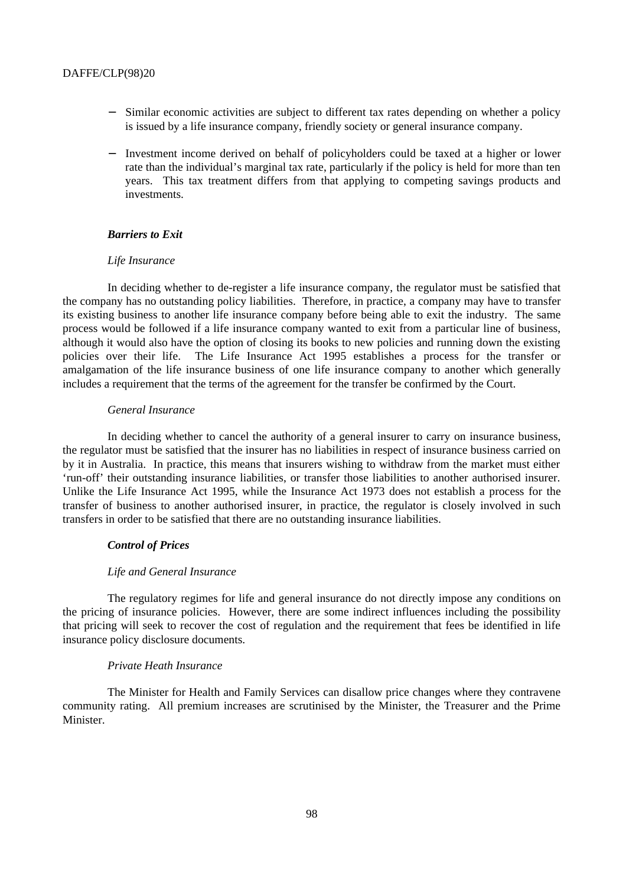- Similar economic activities are subject to different tax rates depending on whether a policy is issued by a life insurance company, friendly society or general insurance company.

- Investment income derived on behalf of policyholders could be taxed at a higher or lower rate than the individual's marginal tax rate, particularly if the policy is held for more than ten years. This tax treatment differs from that applying to competing savings products and investments.

***Barriers to Exit***

*Life Insurance*

In deciding whether to de-register a life insurance company, the regulator must be satisfied that the company has no outstanding policy liabilities. Therefore, in practice, a company may have to transfer its existing business to another life insurance company before being able to exit the industry. The same process would be followed if a life insurance company wanted to exit from a particular line of business, although it would also have the option of closing its books to new policies and running down the existing policies over their life. The Life Insurance Act 1995 establishes a process for the transfer or amalgamation of the life insurance business of one life insurance company to another which generally includes a requirement that the terms of the agreement for the transfer be confirmed by the Court.

*General Insurance*

In deciding whether to cancel the authority of a general insurer to carry on insurance business, the regulator must be satisfied that the insurer has no liabilities in respect of insurance business carried on by it in Australia. In practice, this means that insurers wishing to withdraw from the market must either 'run-off' their outstanding insurance liabilities, or transfer those liabilities to another authorised insurer. Unlike the Life Insurance Act 1995, while the Insurance Act 1973 does not establish a process for the transfer of business to another authorised insurer, in practice, the regulator is closely involved in such transfers in order to be satisfied that there are no outstanding insurance liabilities.

***Control of Prices***

*Life and General Insurance*

The regulatory regimes for life and general insurance do not directly impose any conditions on the pricing of insurance policies. However, there are some indirect influences including the possibility that pricing will seek to recover the cost of regulation and the requirement that fees be identified in life insurance policy disclosure documents.

*Private Heath Insurance*

The Minister for Health and Family Services can disallow price changes where they contravene community rating. All premium increases are scrutinised by the Minister, the Treasurer and the Prime Minister.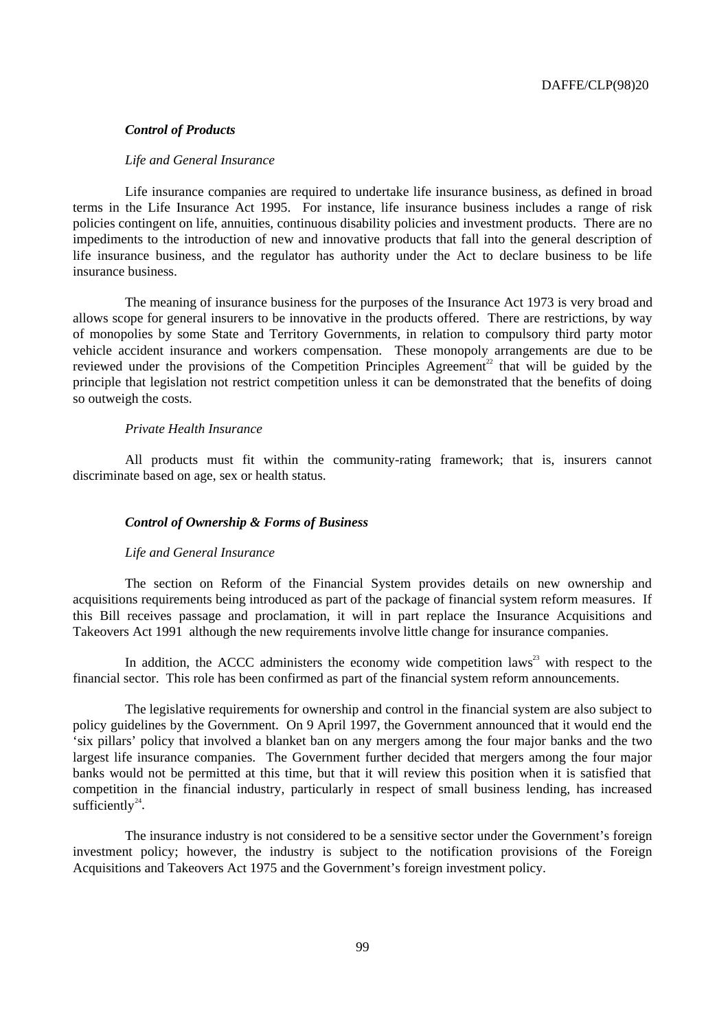### *Control of Products*

*Life and General Insurance*

Life insurance companies are required to undertake life insurance business, as defined in broad terms in the Life Insurance Act 1995. For instance, life insurance business includes a range of risk policies contingent on life, annuities, continuous disability policies and investment products. There are no impediments to the introduction of new and innovative products that fall into the general description of life insurance business, and the regulator has authority under the Act to declare business to be life insurance business.

The meaning of insurance business for the purposes of the Insurance Act 1973 is very broad and allows scope for general insurers to be innovative in the products offered. There are restrictions, by way of monopolies by some State and Territory Governments, in relation to compulsory third party motor vehicle accident insurance and workers compensation. These monopoly arrangements are due to be reviewed under the provisions of the Competition Principles Agreement[22] that will be guided by the principle that legislation not restrict competition unless it can be demonstrated that the benefits of doing so outweigh the costs.

*Private Health Insurance*

All products must fit within the community-rating framework; that is, insurers cannot discriminate based on age, sex or health status.

### *Control of Ownership & Forms of Business*

*Life and General Insurance*

The section on Reform of the Financial System provides details on new ownership and acquisitions requirements being introduced as part of the package of financial system reform measures. If this Bill receives passage and proclamation, it will in part replace the Insurance Acquisitions and Takeovers Act 1991 although the new requirements involve little change for insurance companies.

In addition, the ACCC administers the economy wide competition laws[23] with respect to the financial sector. This role has been confirmed as part of the financial system reform announcements.

The legislative requirements for ownership and control in the financial system are also subject to policy guidelines by the Government. On 9 April 1997, the Government announced that it would end the 'six pillars' policy that involved a blanket ban on any mergers among the four major banks and the two largest life insurance companies. The Government further decided that mergers among the four major banks would not be permitted at this time, but that it will review this position when it is satisfied that competition in the financial industry, particularly in respect of small business lending, has increased sufficiently[24].

The insurance industry is not considered to be a sensitive sector under the Government's foreign investment policy; however, the industry is subject to the notification provisions of the Foreign Acquisitions and Takeovers Act 1975 and the Government's foreign investment policy.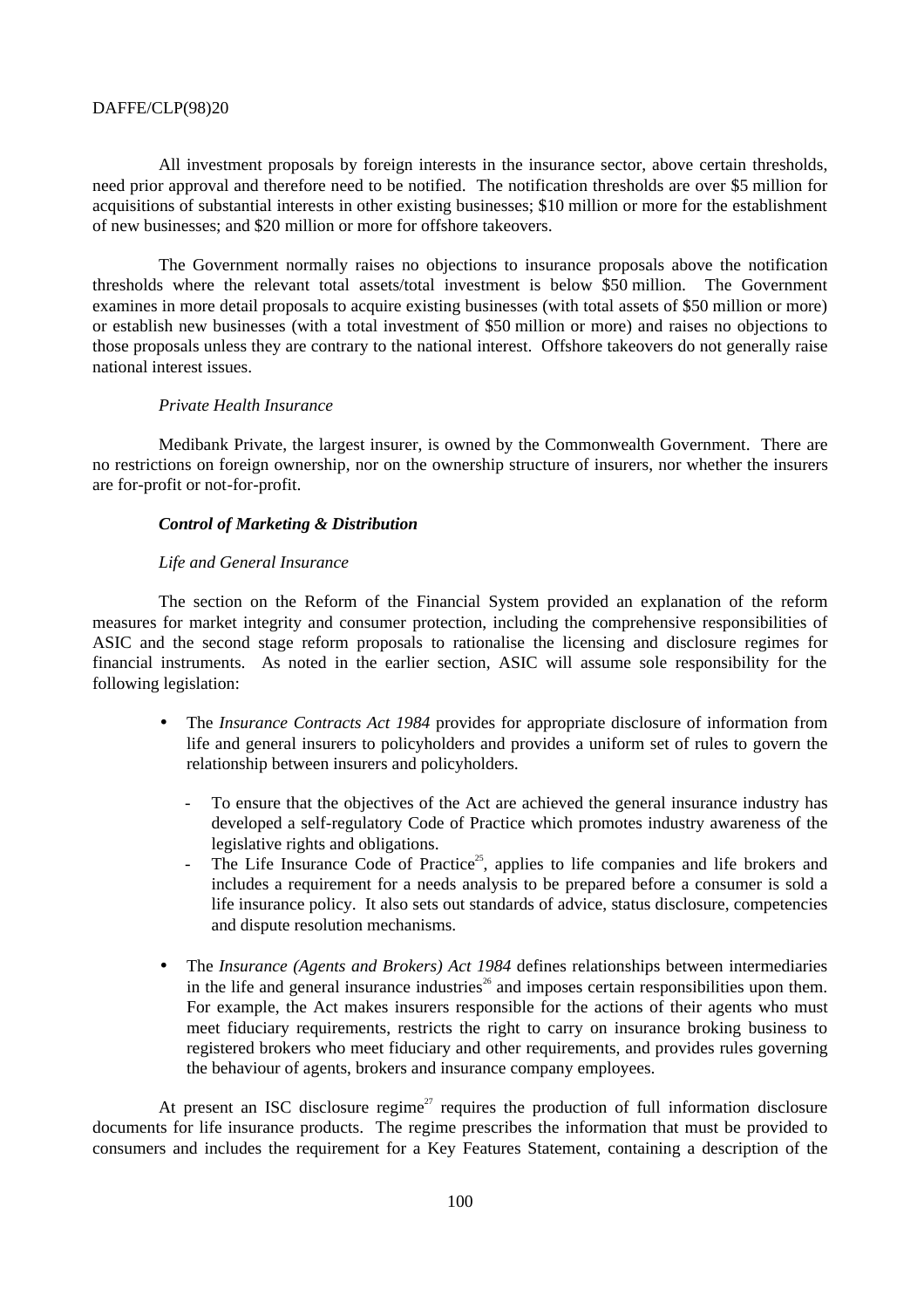All investment proposals by foreign interests in the insurance sector, above certain thresholds, need prior approval and therefore need to be notified. The notification thresholds are over $5 million for acquisitions of substantial interests in other existing businesses; $10 million or more for the establishment of new businesses; and $20 million or more for offshore takeovers.

The Government normally raises no objections to insurance proposals above the notification thresholds where the relevant total assets/total investment is below $50 million. The Government examines in more detail proposals to acquire existing businesses (with total assets of $50 million or more) or establish new businesses (with a total investment of $50 million or more) and raises no objections to those proposals unless they are contrary to the national interest. Offshore takeovers do not generally raise national interest issues.

*Private Health Insurance*

Medibank Private, the largest insurer, is owned by the Commonwealth Government. There are no restrictions on foreign ownership, nor on the ownership structure of insurers, nor whether the insurers are for-profit or not-for-profit.

***Control of Marketing & Distribution***

*Life and General Insurance*

The section on the Reform of the Financial System provided an explanation of the reform measures for market integrity and consumer protection, including the comprehensive responsibilities of ASIC and the second stage reform proposals to rationalise the licensing and disclosure regimes for financial instruments. As noted in the earlier section, ASIC will assume sole responsibility for the following legislation:

- The *Insurance Contracts Act 1984* provides for appropriate disclosure of information from life and general insurers to policyholders and provides a uniform set of rules to govern the relationship between insurers and policyholders.
  - To ensure that the objectives of the Act are achieved the general insurance industry has developed a self-regulatory Code of Practice which promotes industry awareness of the legislative rights and obligations.
  - The Life Insurance Code of Practice[25], applies to life companies and life brokers and includes a requirement for a needs analysis to be prepared before a consumer is sold a life insurance policy. It also sets out standards of advice, status disclosure, competencies and dispute resolution mechanisms.
- The *Insurance (Agents and Brokers) Act 1984* defines relationships between intermediaries in the life and general insurance industries[26] and imposes certain responsibilities upon them. For example, the Act makes insurers responsible for the actions of their agents who must meet fiduciary requirements, restricts the right to carry on insurance broking business to registered brokers who meet fiduciary and other requirements, and provides rules governing the behaviour of agents, brokers and insurance company employees.

At present an ISC disclosure regime[27] requires the production of full information disclosure documents for life insurance products. The regime prescribes the information that must be provided to consumers and includes the requirement for a Key Features Statement, containing a description of the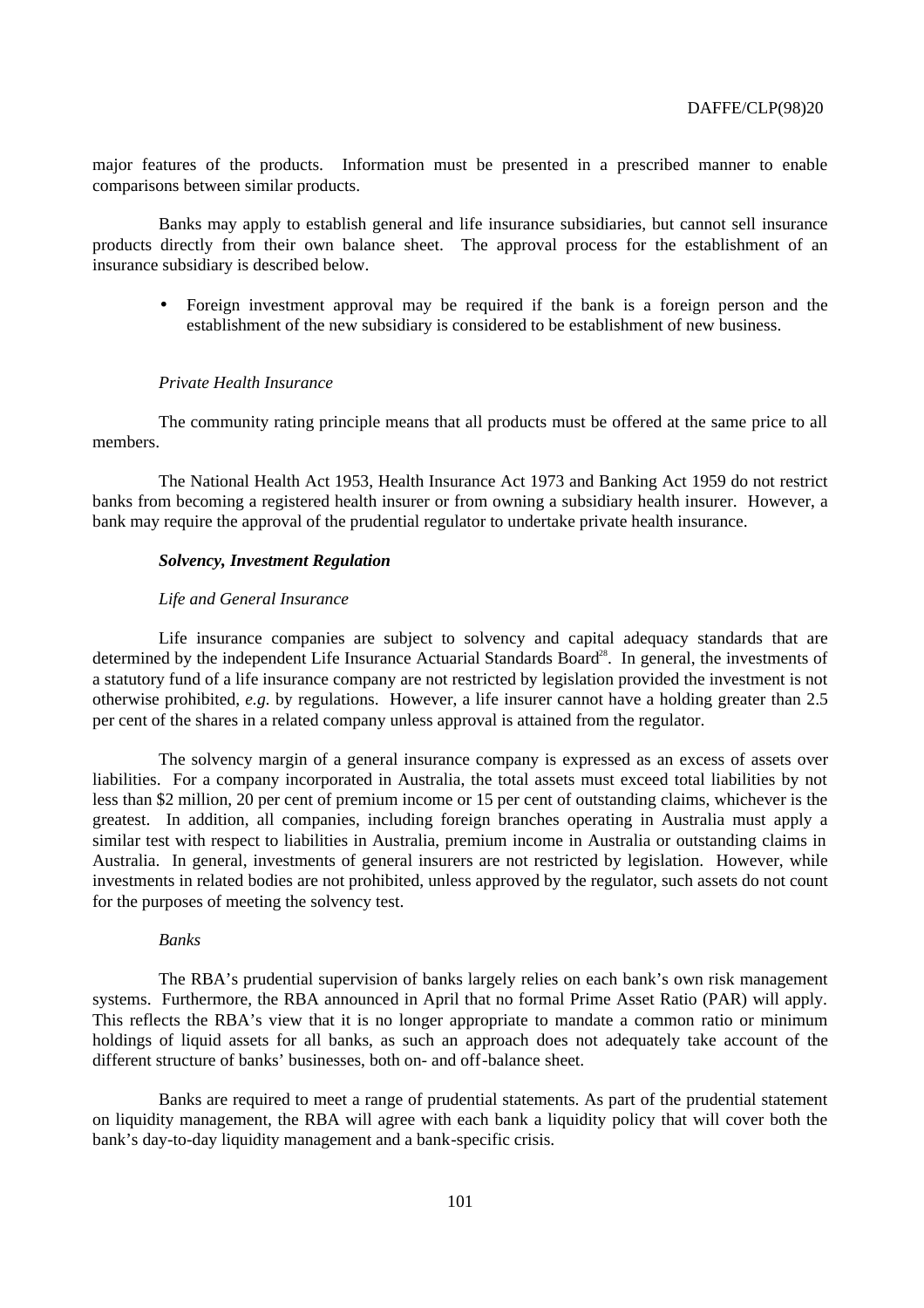major features of the products. Information must be presented in a prescribed manner to enable comparisons between similar products.

Banks may apply to establish general and life insurance subsidiaries, but cannot sell insurance products directly from their own balance sheet. The approval process for the establishment of an insurance subsidiary is described below.

- Foreign investment approval may be required if the bank is a foreign person and the establishment of the new subsidiary is considered to be establishment of new business.

*Private Health Insurance*

The community rating principle means that all products must be offered at the same price to all members.

The National Health Act 1953, Health Insurance Act 1973 and Banking Act 1959 do not restrict banks from becoming a registered health insurer or from owning a subsidiary health insurer. However, a bank may require the approval of the prudential regulator to undertake private health insurance.

***Solvency, Investment Regulation***

*Life and General Insurance*

Life insurance companies are subject to solvency and capital adequacy standards that are determined by the independent Life Insurance Actuarial Standards Board[28]. In general, the investments of a statutory fund of a life insurance company are not restricted by legislation provided the investment is not otherwise prohibited, *e.g.* by regulations. However, a life insurer cannot have a holding greater than 2.5 per cent of the shares in a related company unless approval is attained from the regulator.

The solvency margin of a general insurance company is expressed as an excess of assets over liabilities. For a company incorporated in Australia, the total assets must exceed total liabilities by not less than $2 million, 20 per cent of premium income or 15 per cent of outstanding claims, whichever is the greatest. In addition, all companies, including foreign branches operating in Australia must apply a similar test with respect to liabilities in Australia, premium income in Australia or outstanding claims in Australia. In general, investments of general insurers are not restricted by legislation. However, while investments in related bodies are not prohibited, unless approved by the regulator, such assets do not count for the purposes of meeting the solvency test.

*Banks*

The RBA's prudential supervision of banks largely relies on each bank's own risk management systems. Furthermore, the RBA announced in April that no formal Prime Asset Ratio (PAR) will apply. This reflects the RBA's view that it is no longer appropriate to mandate a common ratio or minimum holdings of liquid assets for all banks, as such an approach does not adequately take account of the different structure of banks' businesses, both on- and off-balance sheet.

Banks are required to meet a range of prudential statements. As part of the prudential statement on liquidity management, the RBA will agree with each bank a liquidity policy that will cover both the bank's day-to-day liquidity management and a bank-specific crisis.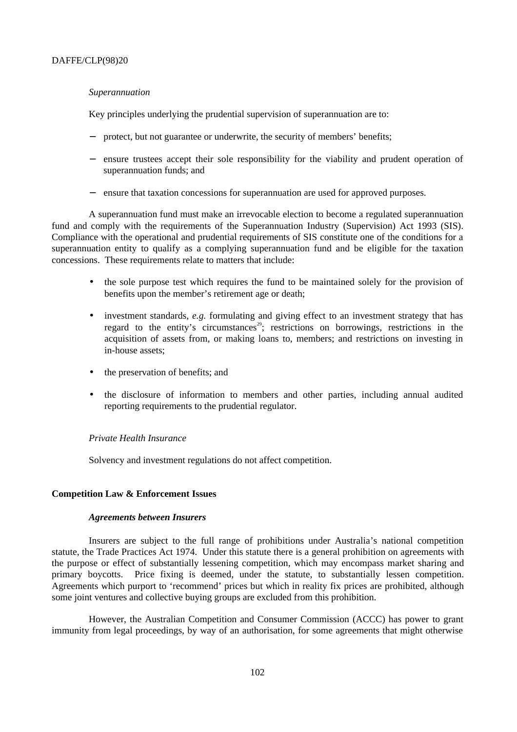*Superannuation*

Key principles underlying the prudential supervision of superannuation are to:

- protect, but not guarantee or underwrite, the security of members' benefits;
- ensure trustees accept their sole responsibility for the viability and prudent operation of superannuation funds; and
- ensure that taxation concessions for superannuation are used for approved purposes.

A superannuation fund must make an irrevocable election to become a regulated superannuation fund and comply with the requirements of the Superannuation Industry (Supervision) Act 1993 (SIS). Compliance with the operational and prudential requirements of SIS constitute one of the conditions for a superannuation entity to qualify as a complying superannuation fund and be eligible for the taxation concessions. These requirements relate to matters that include:

- the sole purpose test which requires the fund to be maintained solely for the provision of benefits upon the member's retirement age or death;
- investment standards, *e.g.* formulating and giving effect to an investment strategy that has regard to the entity's circumstances[29]; restrictions on borrowings, restrictions in the acquisition of assets from, or making loans to, members; and restrictions on investing in in-house assets;
- the preservation of benefits; and
- the disclosure of information to members and other parties, including annual audited reporting requirements to the prudential regulator.

*Private Health Insurance*

Solvency and investment regulations do not affect competition.

**Competition Law & Enforcement Issues**

***Agreements between Insurers***

Insurers are subject to the full range of prohibitions under Australia's national competition statute, the Trade Practices Act 1974. Under this statute there is a general prohibition on agreements with the purpose or effect of substantially lessening competition, which may encompass market sharing and primary boycotts. Price fixing is deemed, under the statute, to substantially lessen competition. Agreements which purport to 'recommend' prices but which in reality fix prices are prohibited, although some joint ventures and collective buying groups are excluded from this prohibition.

However, the Australian Competition and Consumer Commission (ACCC) has power to grant immunity from legal proceedings, by way of an authorisation, for some agreements that might otherwise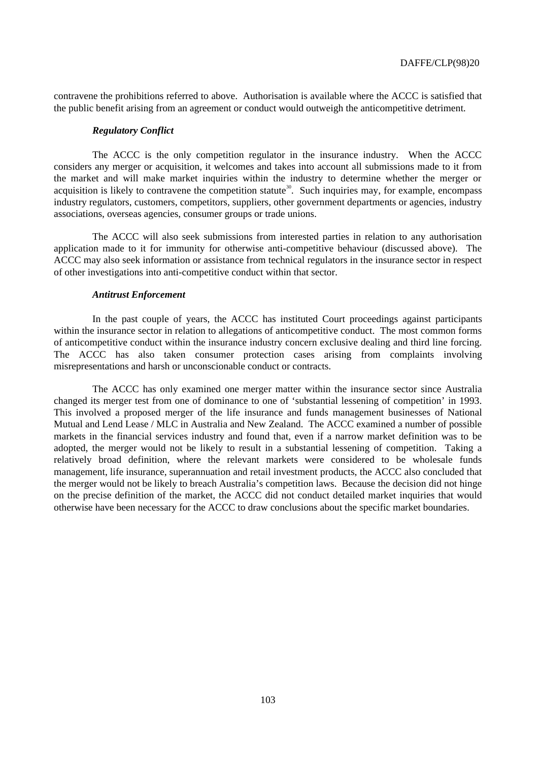contravene the prohibitions referred to above. Authorisation is available where the ACCC is satisfied that the public benefit arising from an agreement or conduct would outweigh the anticompetitive detriment.

***Regulatory Conflict***

The ACCC is the only competition regulator in the insurance industry. When the ACCC considers any merger or acquisition, it welcomes and takes into account all submissions made to it from the market and will make market inquiries within the industry to determine whether the merger or acquisition is likely to contravene the competition statute[30]. Such inquiries may, for example, encompass industry regulators, customers, competitors, suppliers, other government departments or agencies, industry associations, overseas agencies, consumer groups or trade unions.

The ACCC will also seek submissions from interested parties in relation to any authorisation application made to it for immunity for otherwise anti-competitive behaviour (discussed above). The ACCC may also seek information or assistance from technical regulators in the insurance sector in respect of other investigations into anti-competitive conduct within that sector.

***Antitrust Enforcement***

In the past couple of years, the ACCC has instituted Court proceedings against participants within the insurance sector in relation to allegations of anticompetitive conduct. The most common forms of anticompetitive conduct within the insurance industry concern exclusive dealing and third line forcing. The ACCC has also taken consumer protection cases arising from complaints involving misrepresentations and harsh or unconscionable conduct or contracts.

The ACCC has only examined one merger matter within the insurance sector since Australia changed its merger test from one of dominance to one of 'substantial lessening of competition' in 1993. This involved a proposed merger of the life insurance and funds management businesses of National Mutual and Lend Lease / MLC in Australia and New Zealand. The ACCC examined a number of possible markets in the financial services industry and found that, even if a narrow market definition was to be adopted, the merger would not be likely to result in a substantial lessening of competition. Taking a relatively broad definition, where the relevant markets were considered to be wholesale funds management, life insurance, superannuation and retail investment products, the ACCC also concluded that the merger would not be likely to breach Australia's competition laws. Because the decision did not hinge on the precise definition of the market, the ACCC did not conduct detailed market inquiries that would otherwise have been necessary for the ACCC to draw conclusions about the specific market boundaries.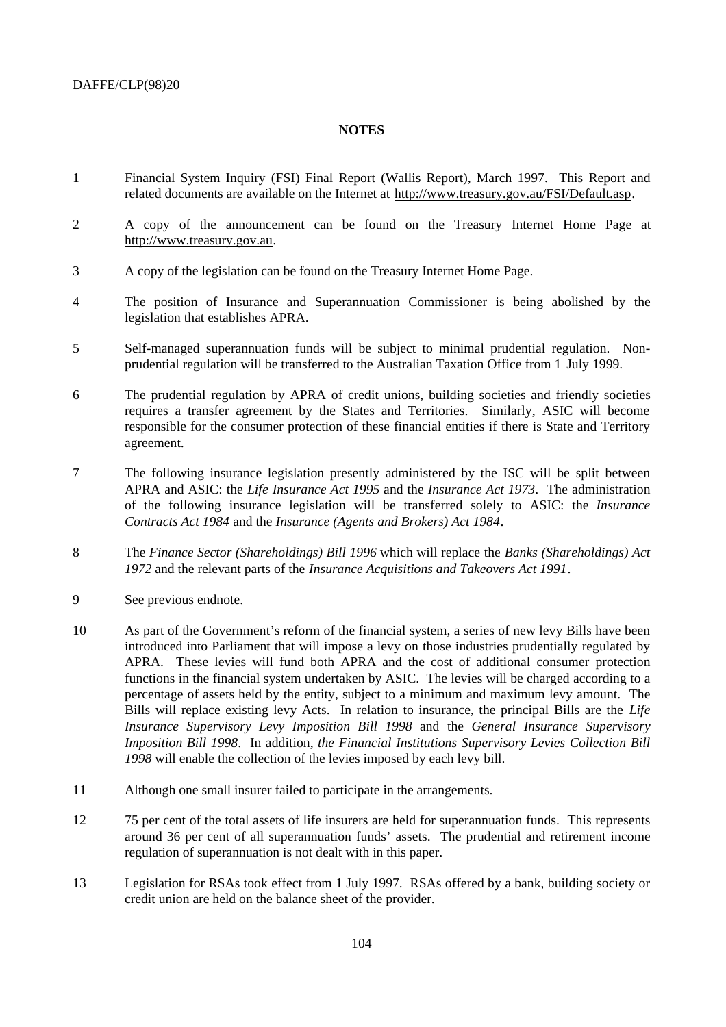**NOTES**

1 Financial System Inquiry (FSI) Final Report (Wallis Report), March 1997. This Report and related documents are available on the Internet at http://www.treasury.gov.au/FSI/Default.asp.

2 A copy of the announcement can be found on the Treasury Internet Home Page at http://www.treasury.gov.au.

3 A copy of the legislation can be found on the Treasury Internet Home Page.

4 The position of Insurance and Superannuation Commissioner is being abolished by the legislation that establishes APRA.

5 Self-managed superannuation funds will be subject to minimal prudential regulation. Non-prudential regulation will be transferred to the Australian Taxation Office from 1 July 1999.

6 The prudential regulation by APRA of credit unions, building societies and friendly societies requires a transfer agreement by the States and Territories. Similarly, ASIC will become responsible for the consumer protection of these financial entities if there is State and Territory agreement.

7 The following insurance legislation presently administered by the ISC will be split between APRA and ASIC: the *Life Insurance Act 1995* and the *Insurance Act 1973*. The administration of the following insurance legislation will be transferred solely to ASIC: the *Insurance Contracts Act 1984* and the *Insurance (Agents and Brokers) Act 1984*.

8 The *Finance Sector (Shareholdings) Bill 1996* which will replace the *Banks (Shareholdings) Act 1972* and the relevant parts of the *Insurance Acquisitions and Takeovers Act 1991*.

9 See previous endnote.

10 As part of the Government's reform of the financial system, a series of new levy Bills have been introduced into Parliament that will impose a levy on those industries prudentially regulated by APRA. These levies will fund both APRA and the cost of additional consumer protection functions in the financial system undertaken by ASIC. The levies will be charged according to a percentage of assets held by the entity, subject to a minimum and maximum levy amount. The Bills will replace existing levy Acts. In relation to insurance, the principal Bills are the *Life Insurance Supervisory Levy Imposition Bill 1998* and the *General Insurance Supervisory Imposition Bill 1998*. In addition, *the Financial Institutions Supervisory Levies Collection Bill 1998* will enable the collection of the levies imposed by each levy bill.

11 Although one small insurer failed to participate in the arrangements.

12 75 per cent of the total assets of life insurers are held for superannuation funds. This represents around 36 per cent of all superannuation funds' assets. The prudential and retirement income regulation of superannuation is not dealt with in this paper.

13 Legislation for RSAs took effect from 1 July 1997. RSAs offered by a bank, building society or credit union are held on the balance sheet of the provider.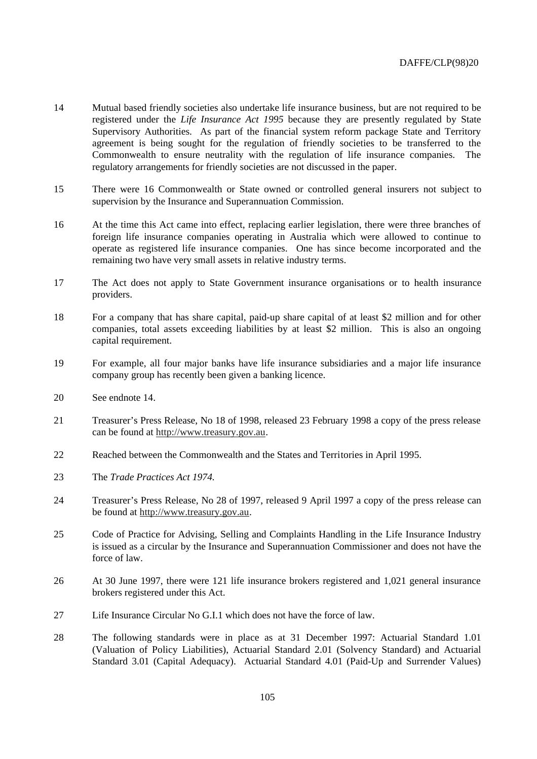14 Mutual based friendly societies also undertake life insurance business, but are not required to be registered under the *Life Insurance Act 1995* because they are presently regulated by State Supervisory Authorities. As part of the financial system reform package State and Territory agreement is being sought for the regulation of friendly societies to be transferred to the Commonwealth to ensure neutrality with the regulation of life insurance companies. The regulatory arrangements for friendly societies are not discussed in the paper.

15 There were 16 Commonwealth or State owned or controlled general insurers not subject to supervision by the Insurance and Superannuation Commission.

16 At the time this Act came into effect, replacing earlier legislation, there were three branches of foreign life insurance companies operating in Australia which were allowed to continue to operate as registered life insurance companies. One has since become incorporated and the remaining two have very small assets in relative industry terms.

17 The Act does not apply to State Government insurance organisations or to health insurance providers.

18 For a company that has share capital, paid-up share capital of at least $2 million and for other companies, total assets exceeding liabilities by at least $2 million. This is also an ongoing capital requirement.

19 For example, all four major banks have life insurance subsidiaries and a major life insurance company group has recently been given a banking licence.

20 See endnote 14.

21 Treasurer's Press Release, No 18 of 1998, released 23 February 1998 a copy of the press release can be found at http://www.treasury.gov.au.

22 Reached between the Commonwealth and the States and Territories in April 1995.

23 The *Trade Practices Act 1974.*

24 Treasurer's Press Release, No 28 of 1997, released 9 April 1997 a copy of the press release can be found at http://www.treasury.gov.au.

25 Code of Practice for Advising, Selling and Complaints Handling in the Life Insurance Industry is issued as a circular by the Insurance and Superannuation Commissioner and does not have the force of law.

26 At 30 June 1997, there were 121 life insurance brokers registered and 1,021 general insurance brokers registered under this Act.

27 Life Insurance Circular No G.I.1 which does not have the force of law.

28 The following standards were in place as at 31 December 1997: Actuarial Standard 1.01 (Valuation of Policy Liabilities), Actuarial Standard 2.01 (Solvency Standard) and Actuarial Standard 3.01 (Capital Adequacy). Actuarial Standard 4.01 (Paid-Up and Surrender Values)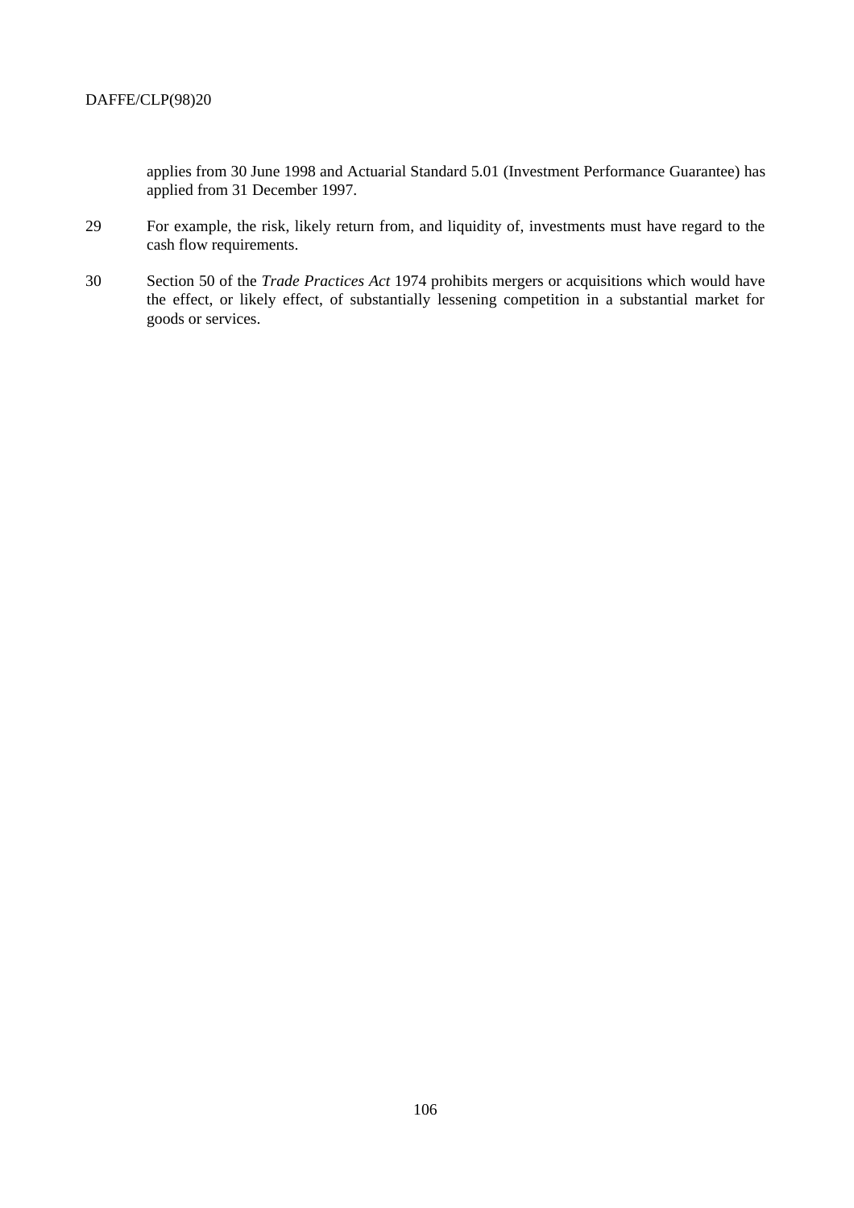applies from 30 June 1998 and Actuarial Standard 5.01 (Investment Performance Guarantee) has applied from 31 December 1997.

29 For example, the risk, likely return from, and liquidity of, investments must have regard to the cash flow requirements.

30 Section 50 of the *Trade Practices Act* 1974 prohibits mergers or acquisitions which would have the effect, or likely effect, of substantially lessening competition in a substantial market for goods or services.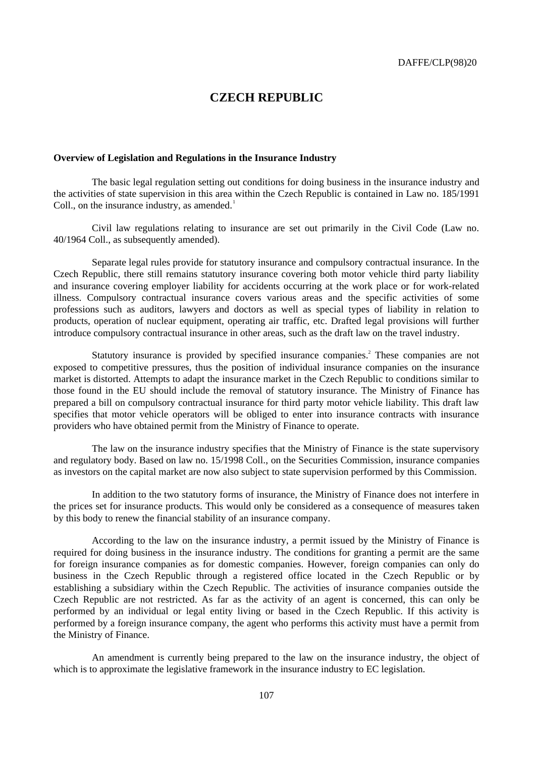# CZECH REPUBLIC

### Overview of Legislation and Regulations in the Insurance Industry

The basic legal regulation setting out conditions for doing business in the insurance industry and the activities of state supervision in this area within the Czech Republic is contained in Law no. 185/1991 Coll., on the insurance industry, as amended.[1]

Civil law regulations relating to insurance are set out primarily in the Civil Code (Law no. 40/1964 Coll., as subsequently amended).

Separate legal rules provide for statutory insurance and compulsory contractual insurance. In the Czech Republic, there still remains statutory insurance covering both motor vehicle third party liability and insurance covering employer liability for accidents occurring at the work place or for work-related illness. Compulsory contractual insurance covers various areas and the specific activities of some professions such as auditors, lawyers and doctors as well as special types of liability in relation to products, operation of nuclear equipment, operating air traffic, etc. Drafted legal provisions will further introduce compulsory contractual insurance in other areas, such as the draft law on the travel industry.

Statutory insurance is provided by specified insurance companies.[2] These companies are not exposed to competitive pressures, thus the position of individual insurance companies on the insurance market is distorted. Attempts to adapt the insurance market in the Czech Republic to conditions similar to those found in the EU should include the removal of statutory insurance. The Ministry of Finance has prepared a bill on compulsory contractual insurance for third party motor vehicle liability. This draft law specifies that motor vehicle operators will be obliged to enter into insurance contracts with insurance providers who have obtained permit from the Ministry of Finance to operate.

The law on the insurance industry specifies that the Ministry of Finance is the state supervisory and regulatory body. Based on law no. 15/1998 Coll., on the Securities Commission, insurance companies as investors on the capital market are now also subject to state supervision performed by this Commission.

In addition to the two statutory forms of insurance, the Ministry of Finance does not interfere in the prices set for insurance products. This would only be considered as a consequence of measures taken by this body to renew the financial stability of an insurance company.

According to the law on the insurance industry, a permit issued by the Ministry of Finance is required for doing business in the insurance industry. The conditions for granting a permit are the same for foreign insurance companies as for domestic companies. However, foreign companies can only do business in the Czech Republic through a registered office located in the Czech Republic or by establishing a subsidiary within the Czech Republic. The activities of insurance companies outside the Czech Republic are not restricted. As far as the activity of an agent is concerned, this can only be performed by an individual or legal entity living or based in the Czech Republic. If this activity is performed by a foreign insurance company, the agent who performs this activity must have a permit from the Ministry of Finance.

An amendment is currently being prepared to the law on the insurance industry, the object of which is to approximate the legislative framework in the insurance industry to EC legislation.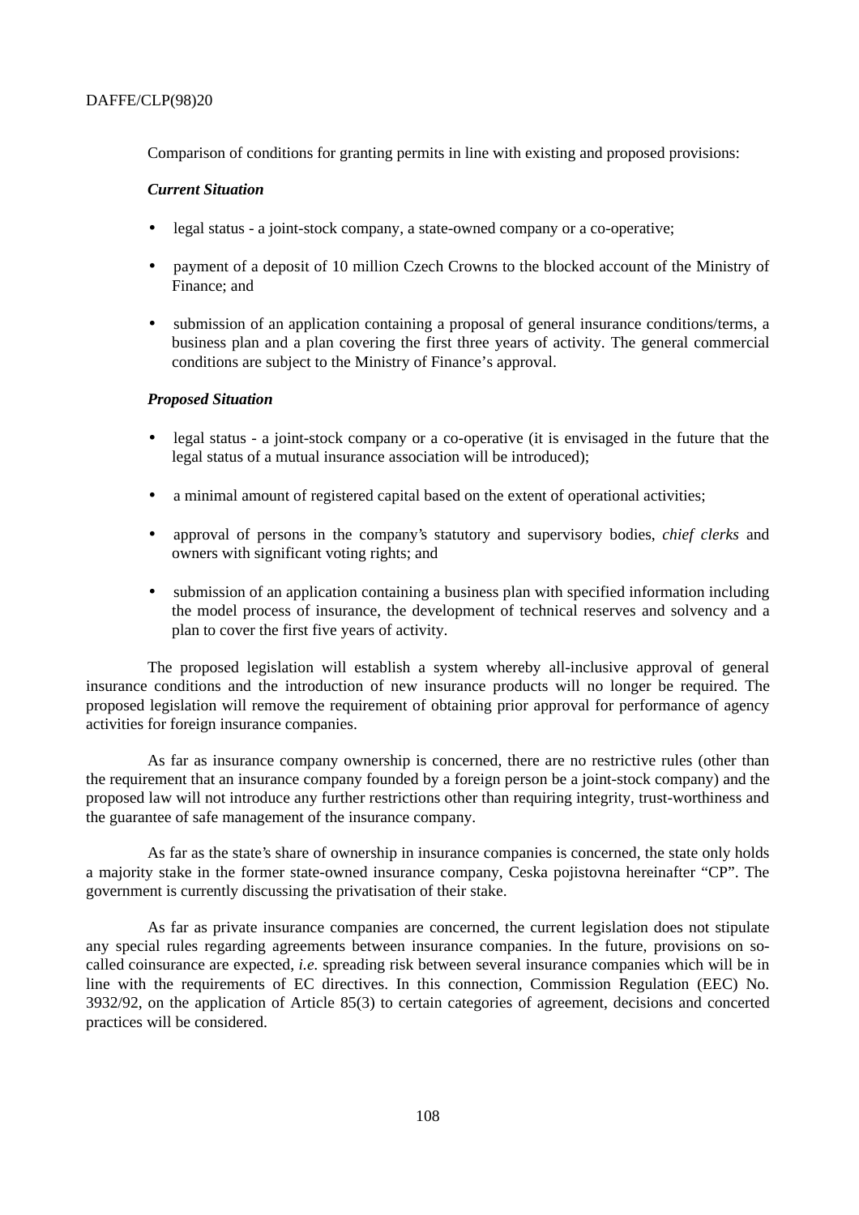Comparison of conditions for granting permits in line with existing and proposed provisions:

***Current Situation***

- legal status - a joint-stock company, a state-owned company or a co-operative;
- payment of a deposit of 10 million Czech Crowns to the blocked account of the Ministry of Finance; and
- submission of an application containing a proposal of general insurance conditions/terms, a business plan and a plan covering the first three years of activity. The general commercial conditions are subject to the Ministry of Finance's approval.

***Proposed Situation***

- legal status - a joint-stock company or a co-operative (it is envisaged in the future that the legal status of a mutual insurance association will be introduced);
- a minimal amount of registered capital based on the extent of operational activities;
- approval of persons in the company's statutory and supervisory bodies, *chief clerks* and owners with significant voting rights; and
- submission of an application containing a business plan with specified information including the model process of insurance, the development of technical reserves and solvency and a plan to cover the first five years of activity.

The proposed legislation will establish a system whereby all-inclusive approval of general insurance conditions and the introduction of new insurance products will no longer be required. The proposed legislation will remove the requirement of obtaining prior approval for performance of agency activities for foreign insurance companies.

As far as insurance company ownership is concerned, there are no restrictive rules (other than the requirement that an insurance company founded by a foreign person be a joint-stock company) and the proposed law will not introduce any further restrictions other than requiring integrity, trust-worthiness and the guarantee of safe management of the insurance company.

As far as the state's share of ownership in insurance companies is concerned, the state only holds a majority stake in the former state-owned insurance company, Ceska pojistovna hereinafter "CP". The government is currently discussing the privatisation of their stake.

As far as private insurance companies are concerned, the current legislation does not stipulate any special rules regarding agreements between insurance companies. In the future, provisions on so-called coinsurance are expected, *i.e.* spreading risk between several insurance companies which will be in line with the requirements of EC directives. In this connection, Commission Regulation (EEC) No. 3932/92, on the application of Article 85(3) to certain categories of agreement, decisions and concerted practices will be considered.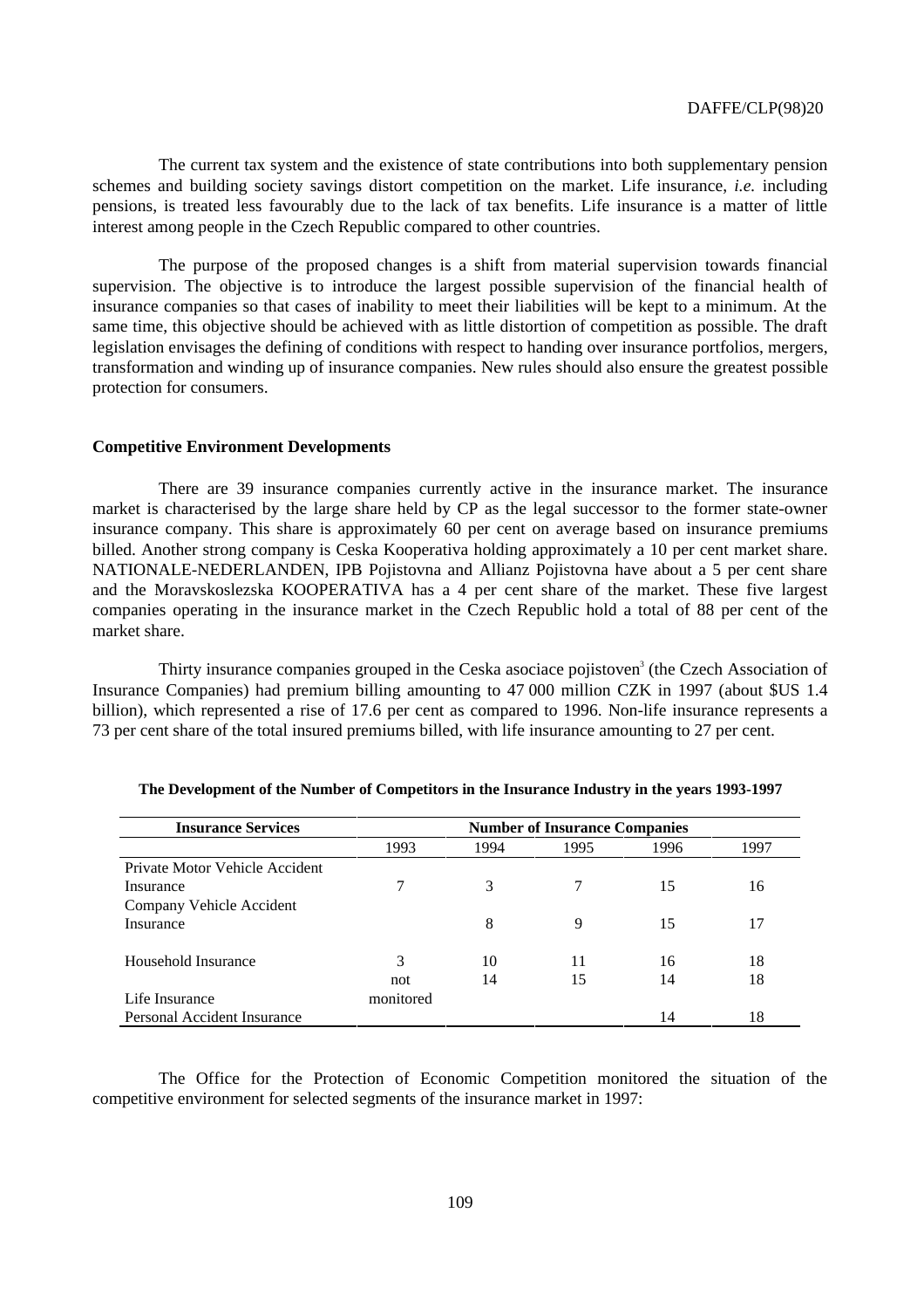The current tax system and the existence of state contributions into both supplementary pension schemes and building society savings distort competition on the market. Life insurance, *i.e.* including pensions, is treated less favourably due to the lack of tax benefits. Life insurance is a matter of little interest among people in the Czech Republic compared to other countries.

The purpose of the proposed changes is a shift from material supervision towards financial supervision. The objective is to introduce the largest possible supervision of the financial health of insurance companies so that cases of inability to meet their liabilities will be kept to a minimum. At the same time, this objective should be achieved with as little distortion of competition as possible. The draft legislation envisages the defining of conditions with respect to handing over insurance portfolios, mergers, transformation and winding up of insurance companies. New rules should also ensure the greatest possible protection for consumers.

**Competitive Environment Developments**

There are 39 insurance companies currently active in the insurance market. The insurance market is characterised by the large share held by CP as the legal successor to the former state-owner insurance company. This share is approximately 60 per cent on average based on insurance premiums billed. Another strong company is Ceska Kooperativa holding approximately a 10 per cent market share. NATIONALE-NEDERLANDEN, IPB Pojistovna and Allianz Pojistovna have about a 5 per cent share and the Moravskoslezska KOOPERATIVA has a 4 per cent share of the market. These five largest companies operating in the insurance market in the Czech Republic hold a total of 88 per cent of the market share.

Thirty insurance companies grouped in the Ceska asociace pojistoven[3] (the Czech Association of Insurance Companies) had premium billing amounting to 47 000 million CZK in 1997 (about $US 1.4 billion), which represented a rise of 17.6 per cent as compared to 1996. Non-life insurance represents a 73 per cent share of the total insured premiums billed, with life insurance amounting to 27 per cent.

**The Development of the Number of Competitors in the Insurance Industry in the years 1993-1997**

| Insurance Services | Number of Insurance Companies | | | | |
|---|---|---|---|---|---|
| | 1993 | 1994 | 1995 | 1996 | 1997 |
| Private Motor Vehicle Accident Insurance | 7 | 3 | 7 | 15 | 16 |
| Company Vehicle Accident Insurance | | 8 | 9 | 15 | 17 |
| Household Insurance | 3 | 10 | 11 | 16 | 18 |
| Life Insurance | not monitored | 14 | 15 | 14 | 18 |
| Personal Accident Insurance | | | | 14 | 18 |

The Office for the Protection of Economic Competition monitored the situation of the competitive environment for selected segments of the insurance market in 1997: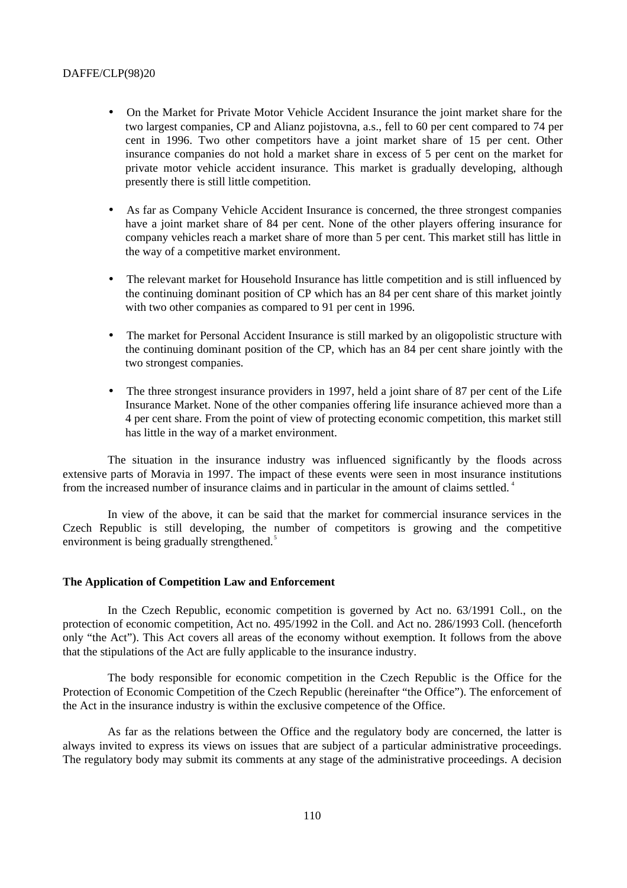- On the Market for Private Motor Vehicle Accident Insurance the joint market share for the two largest companies, CP and Alianz pojistovna, a.s., fell to 60 per cent compared to 74 per cent in 1996. Two other competitors have a joint market share of 15 per cent. Other insurance companies do not hold a market share in excess of 5 per cent on the market for private motor vehicle accident insurance. This market is gradually developing, although presently there is still little competition.

- As far as Company Vehicle Accident Insurance is concerned, the three strongest companies have a joint market share of 84 per cent. None of the other players offering insurance for company vehicles reach a market share of more than 5 per cent. This market still has little in the way of a competitive market environment.

- The relevant market for Household Insurance has little competition and is still influenced by the continuing dominant position of CP which has an 84 per cent share of this market jointly with two other companies as compared to 91 per cent in 1996.

- The market for Personal Accident Insurance is still marked by an oligopolistic structure with the continuing dominant position of the CP, which has an 84 per cent share jointly with the two strongest companies.

- The three strongest insurance providers in 1997, held a joint share of 87 per cent of the Life Insurance Market. None of the other companies offering life insurance achieved more than a 4 per cent share. From the point of view of protecting economic competition, this market still has little in the way of a market environment.

The situation in the insurance industry was influenced significantly by the floods across extensive parts of Moravia in 1997. The impact of these events were seen in most insurance institutions from the increased number of insurance claims and in particular in the amount of claims settled.[4]

In view of the above, it can be said that the market for commercial insurance services in the Czech Republic is still developing, the number of competitors is growing and the competitive environment is being gradually strengthened.[5]

**The Application of Competition Law and Enforcement**

In the Czech Republic, economic competition is governed by Act no. 63/1991 Coll., on the protection of economic competition, Act no. 495/1992 in the Coll. and Act no. 286/1993 Coll. (henceforth only "the Act"). This Act covers all areas of the economy without exemption. It follows from the above that the stipulations of the Act are fully applicable to the insurance industry.

The body responsible for economic competition in the Czech Republic is the Office for the Protection of Economic Competition of the Czech Republic (hereinafter "the Office"). The enforcement of the Act in the insurance industry is within the exclusive competence of the Office.

As far as the relations between the Office and the regulatory body are concerned, the latter is always invited to express its views on issues that are subject of a particular administrative proceedings. The regulatory body may submit its comments at any stage of the administrative proceedings. A decision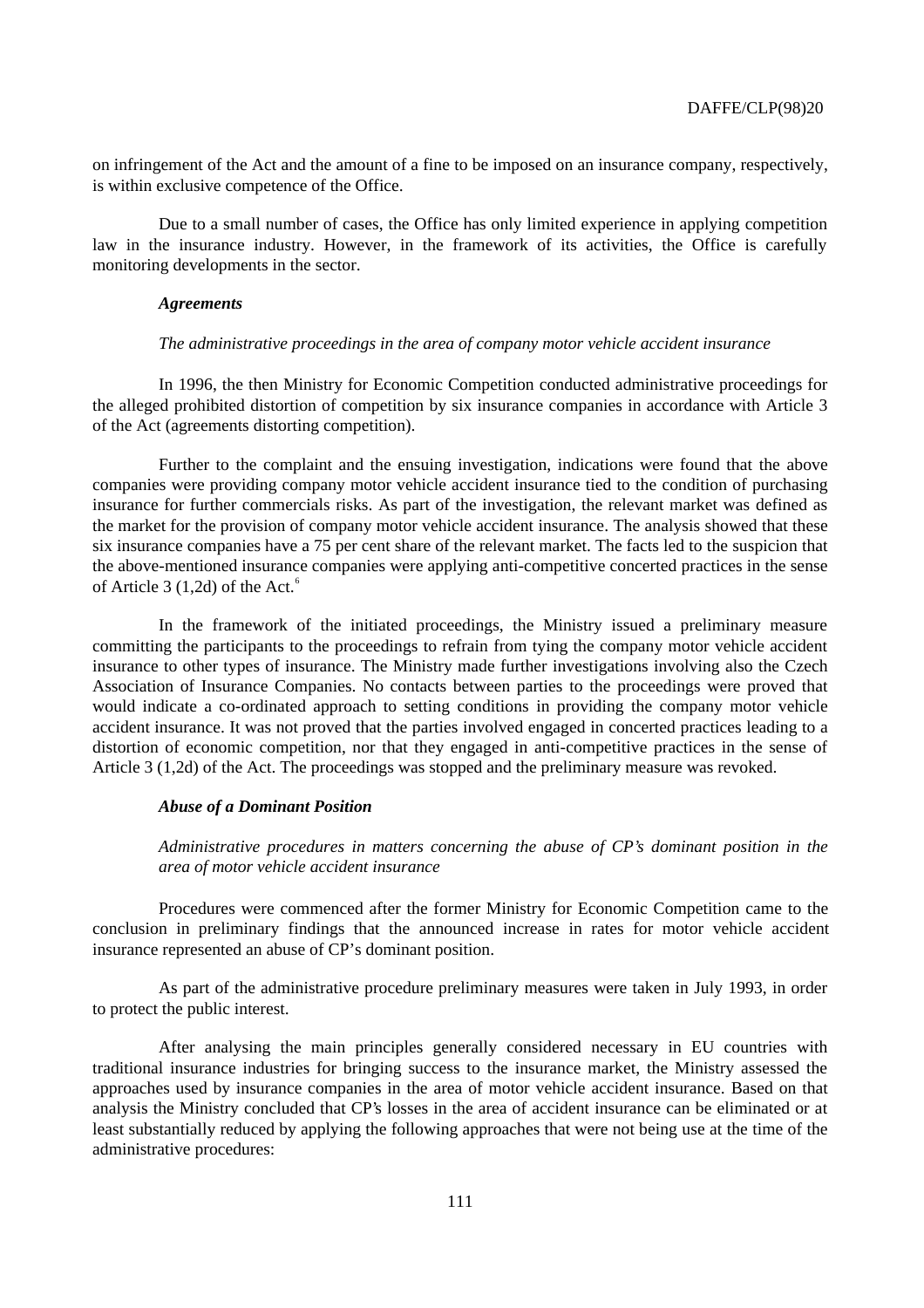on infringement of the Act and the amount of a fine to be imposed on an insurance company, respectively, is within exclusive competence of the Office.

Due to a small number of cases, the Office has only limited experience in applying competition law in the insurance industry. However, in the framework of its activities, the Office is carefully monitoring developments in the sector.

***Agreements***

*The administrative proceedings in the area of company motor vehicle accident insurance*

In 1996, the then Ministry for Economic Competition conducted administrative proceedings for the alleged prohibited distortion of competition by six insurance companies in accordance with Article 3 of the Act (agreements distorting competition).

Further to the complaint and the ensuing investigation, indications were found that the above companies were providing company motor vehicle accident insurance tied to the condition of purchasing insurance for further commercials risks. As part of the investigation, the relevant market was defined as the market for the provision of company motor vehicle accident insurance. The analysis showed that these six insurance companies have a 75 per cent share of the relevant market. The facts led to the suspicion that the above-mentioned insurance companies were applying anti-competitive concerted practices in the sense of Article 3 (1,2d) of the Act.[6]

In the framework of the initiated proceedings, the Ministry issued a preliminary measure committing the participants to the proceedings to refrain from tying the company motor vehicle accident insurance to other types of insurance. The Ministry made further investigations involving also the Czech Association of Insurance Companies. No contacts between parties to the proceedings were proved that would indicate a co-ordinated approach to setting conditions in providing the company motor vehicle accident insurance. It was not proved that the parties involved engaged in concerted practices leading to a distortion of economic competition, nor that they engaged in anti-competitive practices in the sense of Article 3 (1,2d) of the Act. The proceedings was stopped and the preliminary measure was revoked.

***Abuse of a Dominant Position***

*Administrative procedures in matters concerning the abuse of CP's dominant position in the area of motor vehicle accident insurance*

Procedures were commenced after the former Ministry for Economic Competition came to the conclusion in preliminary findings that the announced increase in rates for motor vehicle accident insurance represented an abuse of CP's dominant position.

As part of the administrative procedure preliminary measures were taken in July 1993, in order to protect the public interest.

After analysing the main principles generally considered necessary in EU countries with traditional insurance industries for bringing success to the insurance market, the Ministry assessed the approaches used by insurance companies in the area of motor vehicle accident insurance. Based on that analysis the Ministry concluded that CP's losses in the area of accident insurance can be eliminated or at least substantially reduced by applying the following approaches that were not being use at the time of the administrative procedures: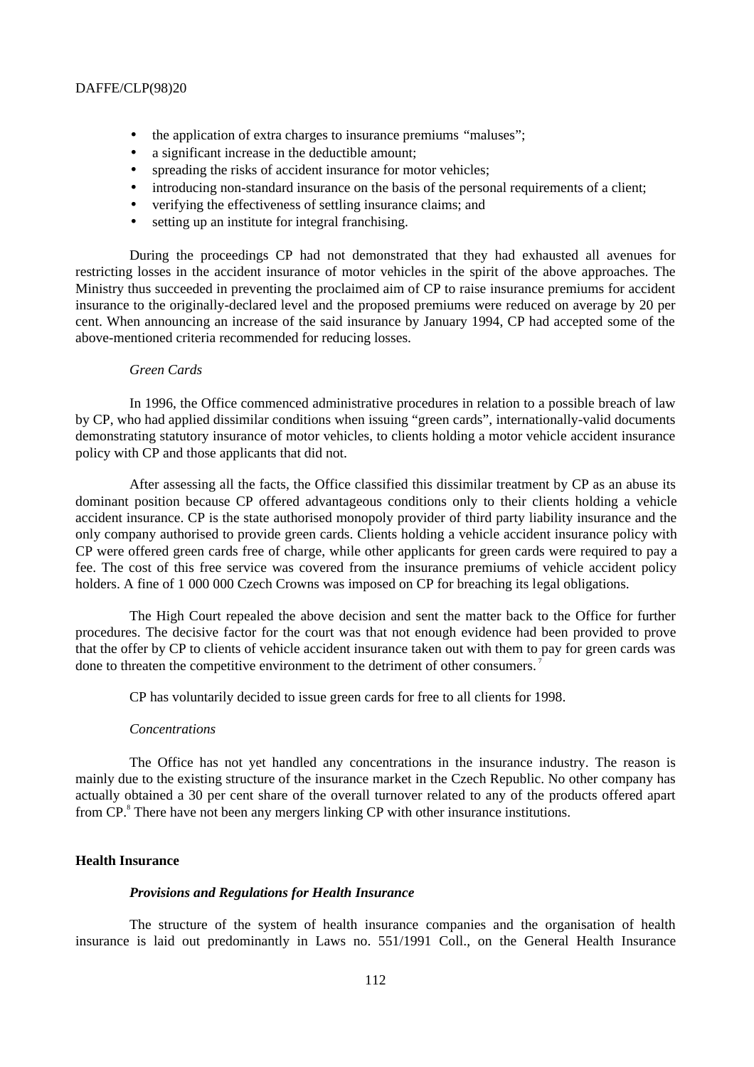- the application of extra charges to insurance premiums "maluses";
- a significant increase in the deductible amount;
- spreading the risks of accident insurance for motor vehicles;
- introducing non-standard insurance on the basis of the personal requirements of a client;
- verifying the effectiveness of settling insurance claims; and
- setting up an institute for integral franchising.

During the proceedings CP had not demonstrated that they had exhausted all avenues for restricting losses in the accident insurance of motor vehicles in the spirit of the above approaches. The Ministry thus succeeded in preventing the proclaimed aim of CP to raise insurance premiums for accident insurance to the originally-declared level and the proposed premiums were reduced on average by 20 per cent. When announcing an increase of the said insurance by January 1994, CP had accepted some of the above-mentioned criteria recommended for reducing losses.

*Green Cards*

In 1996, the Office commenced administrative procedures in relation to a possible breach of law by CP, who had applied dissimilar conditions when issuing "green cards", internationally-valid documents demonstrating statutory insurance of motor vehicles, to clients holding a motor vehicle accident insurance policy with CP and those applicants that did not.

After assessing all the facts, the Office classified this dissimilar treatment by CP as an abuse its dominant position because CP offered advantageous conditions only to their clients holding a vehicle accident insurance. CP is the state authorised monopoly provider of third party liability insurance and the only company authorised to provide green cards. Clients holding a vehicle accident insurance policy with CP were offered green cards free of charge, while other applicants for green cards were required to pay a fee. The cost of this free service was covered from the insurance premiums of vehicle accident policy holders. A fine of 1 000 000 Czech Crowns was imposed on CP for breaching its legal obligations.

The High Court repealed the above decision and sent the matter back to the Office for further procedures. The decisive factor for the court was that not enough evidence had been provided to prove that the offer by CP to clients of vehicle accident insurance taken out with them to pay for green cards was done to threaten the competitive environment to the detriment of other consumers.[7]

CP has voluntarily decided to issue green cards for free to all clients for 1998.

*Concentrations*

The Office has not yet handled any concentrations in the insurance industry. The reason is mainly due to the existing structure of the insurance market in the Czech Republic. No other company has actually obtained a 30 per cent share of the overall turnover related to any of the products offered apart from CP.[8] There have not been any mergers linking CP with other insurance institutions.

## Health Insurance

***Provisions and Regulations for Health Insurance***

The structure of the system of health insurance companies and the organisation of health insurance is laid out predominantly in Laws no. 551/1991 Coll., on the General Health Insurance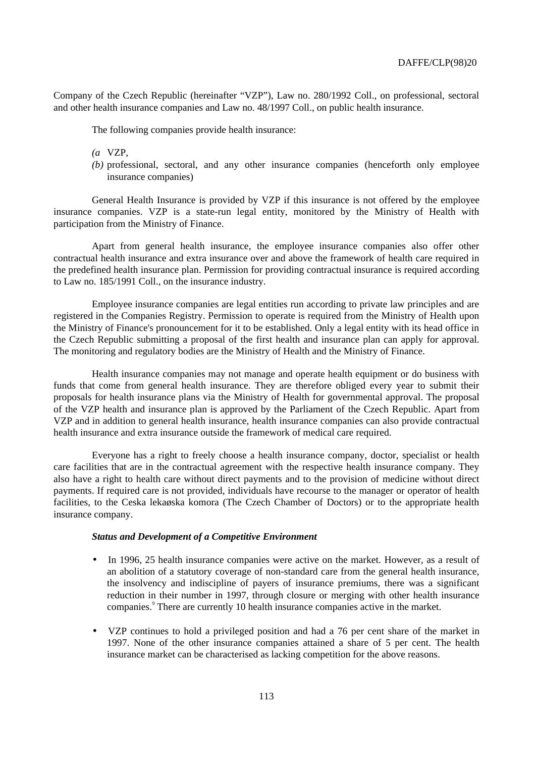Company of the Czech Republic (hereinafter "VZP"), Law no. 280/1992 Coll., on professional, sectoral and other health insurance companies and Law no. 48/1997 Coll., on public health insurance.

The following companies provide health insurance:

*(a* VZP,

*(b)* professional, sectoral, and any other insurance companies (henceforth only employee insurance companies)

General Health Insurance is provided by VZP if this insurance is not offered by the employee insurance companies. VZP is a state-run legal entity, monitored by the Ministry of Health with participation from the Ministry of Finance.

Apart from general health insurance, the employee insurance companies also offer other contractual health insurance and extra insurance over and above the framework of health care required in the predefined health insurance plan. Permission for providing contractual insurance is required according to Law no. 185/1991 Coll., on the insurance industry.

Employee insurance companies are legal entities run according to private law principles and are registered in the Companies Registry. Permission to operate is required from the Ministry of Health upon the Ministry of Finance's pronouncement for it to be established. Only a legal entity with its head office in the Czech Republic submitting a proposal of the first health and insurance plan can apply for approval. The monitoring and regulatory bodies are the Ministry of Health and the Ministry of Finance.

Health insurance companies may not manage and operate health equipment or do business with funds that come from general health insurance. They are therefore obliged every year to submit their proposals for health insurance plans via the Ministry of Health for governmental approval. The proposal of the VZP health and insurance plan is approved by the Parliament of the Czech Republic. Apart from VZP and in addition to general health insurance, health insurance companies can also provide contractual health insurance and extra insurance outside the framework of medical care required.

Everyone has a right to freely choose a health insurance company, doctor, specialist or health care facilities that are in the contractual agreement with the respective health insurance company. They also have a right to health care without direct payments and to the provision of medicine without direct payments. If required care is not provided, individuals have recourse to the manager or operator of health facilities, to the Ceska lekaøska komora (The Czech Chamber of Doctors) or to the appropriate health insurance company.

***Status and Development of a Competitive Environment***

- In 1996, 25 health insurance companies were active on the market. However, as a result of an abolition of a statutory coverage of non-standard care from the general health insurance, the insolvency and indiscipline of payers of insurance premiums, there was a significant reduction in their number in 1997, through closure or merging with other health insurance companies.[9] There are currently 10 health insurance companies active in the market.

- VZP continues to hold a privileged position and had a 76 per cent share of the market in 1997. None of the other insurance companies attained a share of 5 per cent. The health insurance market can be characterised as lacking competition for the above reasons.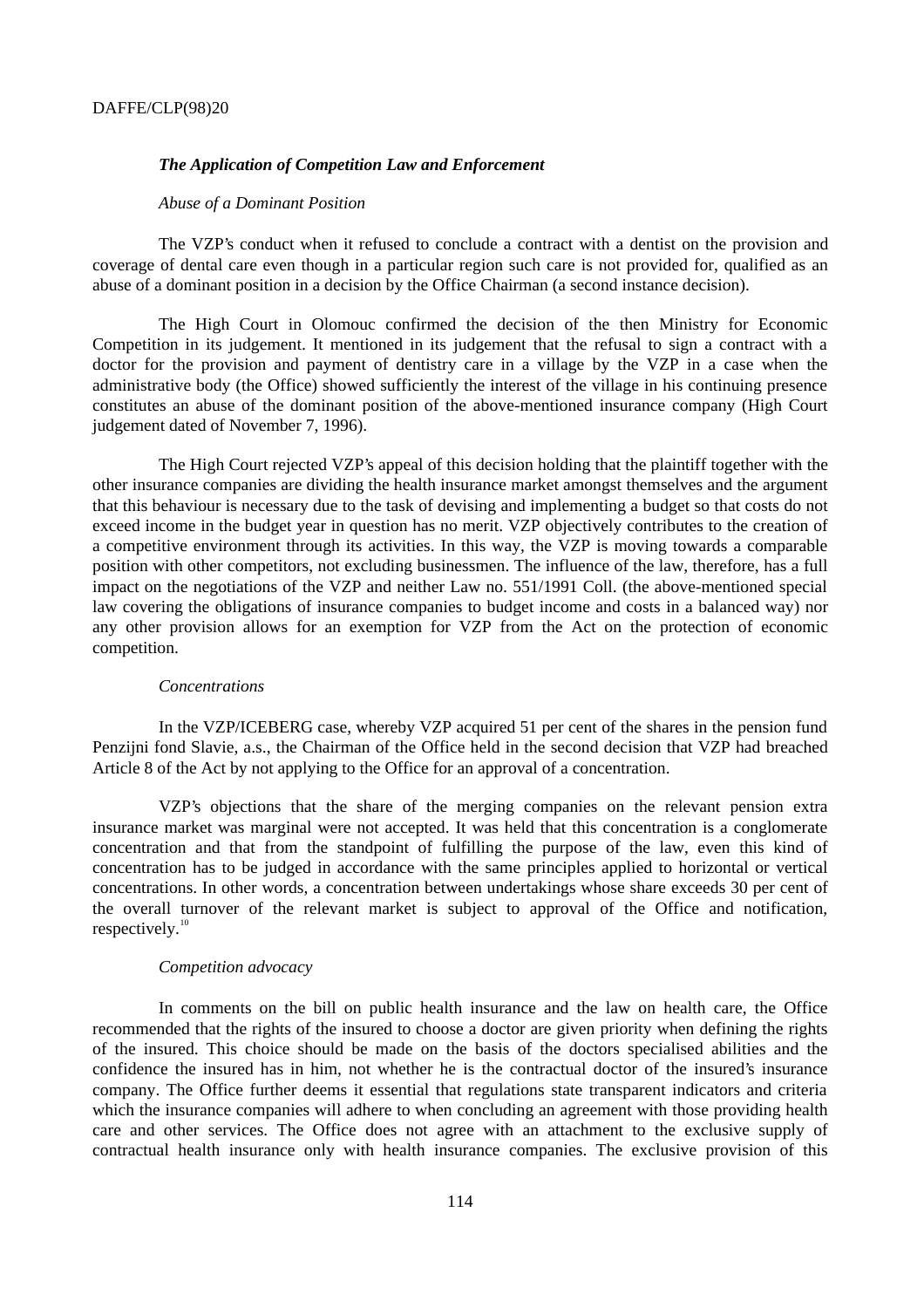### *The Application of Competition Law and Enforcement*

*Abuse of a Dominant Position*

The VZP's conduct when it refused to conclude a contract with a dentist on the provision and coverage of dental care even though in a particular region such care is not provided for, qualified as an abuse of a dominant position in a decision by the Office Chairman (a second instance decision).

The High Court in Olomouc confirmed the decision of the then Ministry for Economic Competition in its judgement. It mentioned in its judgement that the refusal to sign a contract with a doctor for the provision and payment of dentistry care in a village by the VZP in a case when the administrative body (the Office) showed sufficiently the interest of the village in his continuing presence constitutes an abuse of the dominant position of the above-mentioned insurance company (High Court judgement dated of November 7, 1996).

The High Court rejected VZP's appeal of this decision holding that the plaintiff together with the other insurance companies are dividing the health insurance market amongst themselves and the argument that this behaviour is necessary due to the task of devising and implementing a budget so that costs do not exceed income in the budget year in question has no merit. VZP objectively contributes to the creation of a competitive environment through its activities. In this way, the VZP is moving towards a comparable position with other competitors, not excluding businessmen. The influence of the law, therefore, has a full impact on the negotiations of the VZP and neither Law no. 551/1991 Coll. (the above-mentioned special law covering the obligations of insurance companies to budget income and costs in a balanced way) nor any other provision allows for an exemption for VZP from the Act on the protection of economic competition.

*Concentrations*

In the VZP/ICEBERG case, whereby VZP acquired 51 per cent of the shares in the pension fund Penzijni fond Slavie, a.s., the Chairman of the Office held in the second decision that VZP had breached Article 8 of the Act by not applying to the Office for an approval of a concentration.

VZP's objections that the share of the merging companies on the relevant pension extra insurance market was marginal were not accepted. It was held that this concentration is a conglomerate concentration and that from the standpoint of fulfilling the purpose of the law, even this kind of concentration has to be judged in accordance with the same principles applied to horizontal or vertical concentrations. In other words, a concentration between undertakings whose share exceeds 30 per cent of the overall turnover of the relevant market is subject to approval of the Office and notification, respectively.[10]

*Competition advocacy*

In comments on the bill on public health insurance and the law on health care, the Office recommended that the rights of the insured to choose a doctor are given priority when defining the rights of the insured. This choice should be made on the basis of the doctors specialised abilities and the confidence the insured has in him, not whether he is the contractual doctor of the insured's insurance company. The Office further deems it essential that regulations state transparent indicators and criteria which the insurance companies will adhere to when concluding an agreement with those providing health care and other services. The Office does not agree with an attachment to the exclusive supply of contractual health insurance only with health insurance companies. The exclusive provision of this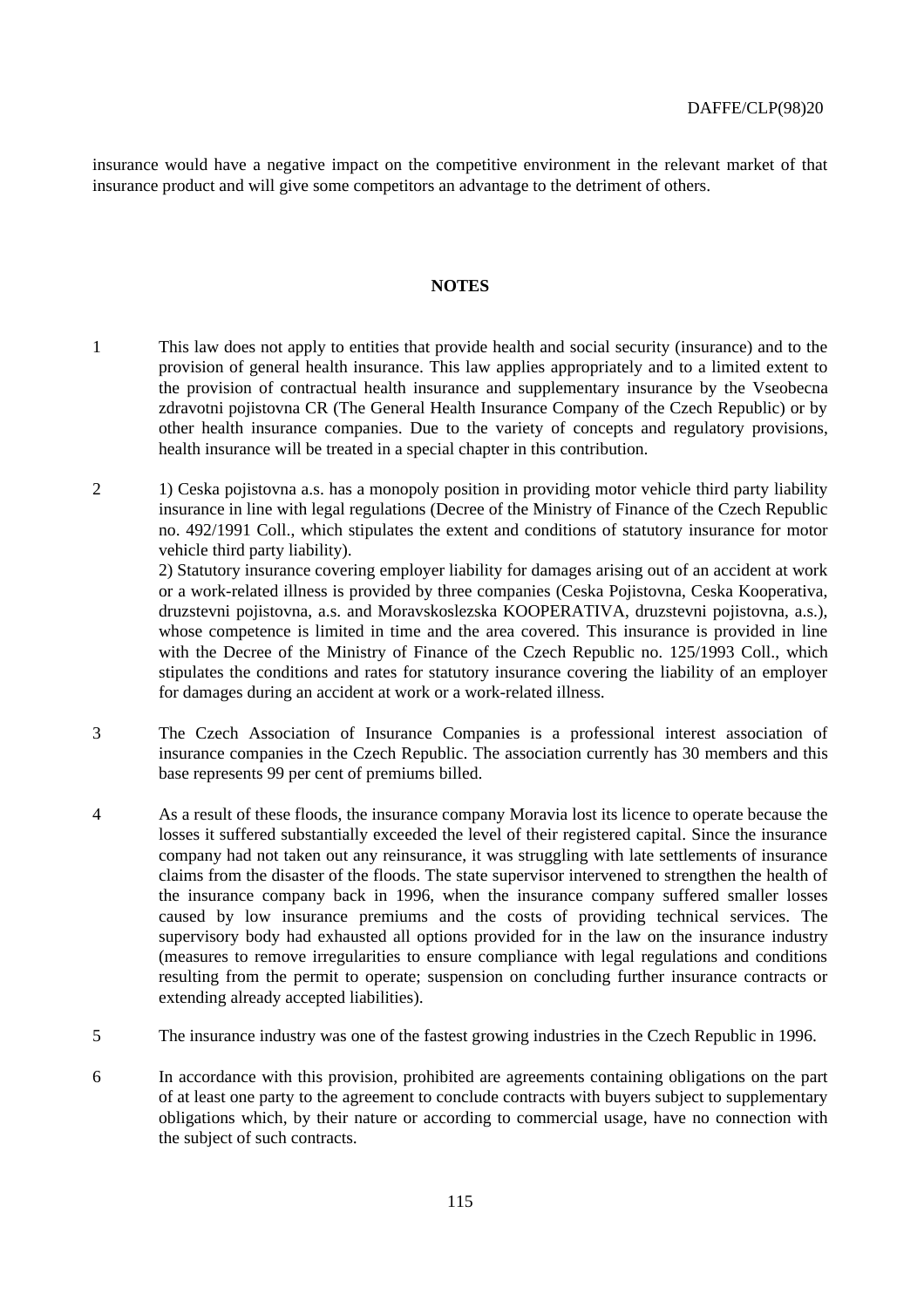insurance would have a negative impact on the competitive environment in the relevant market of that insurance product and will give some competitors an advantage to the detriment of others.

## NOTES

1. This law does not apply to entities that provide health and social security (insurance) and to the provision of general health insurance. This law applies appropriately and to a limited extent to the provision of contractual health insurance and supplementary insurance by the Vseobecna zdravotni pojistovna CR (The General Health Insurance Company of the Czech Republic) or by other health insurance companies. Due to the variety of concepts and regulatory provisions, health insurance will be treated in a special chapter in this contribution.

2. 1) Ceska pojistovna a.s. has a monopoly position in providing motor vehicle third party liability insurance in line with legal regulations (Decree of the Ministry of Finance of the Czech Republic no. 492/1991 Coll., which stipulates the extent and conditions of statutory insurance for motor vehicle third party liability).
   2) Statutory insurance covering employer liability for damages arising out of an accident at work or a work-related illness is provided by three companies (Ceska Pojistovna, Ceska Kooperativa, druzstevni pojistovna, a.s. and Moravskoslezska KOOPERATIVA, druzstevni pojistovna, a.s.), whose competence is limited in time and the area covered. This insurance is provided in line with the Decree of the Ministry of Finance of the Czech Republic no. 125/1993 Coll., which stipulates the conditions and rates for statutory insurance covering the liability of an employer for damages during an accident at work or a work-related illness.

3. The Czech Association of Insurance Companies is a professional interest association of insurance companies in the Czech Republic. The association currently has 30 members and this base represents 99 per cent of premiums billed.

4. As a result of these floods, the insurance company Moravia lost its licence to operate because the losses it suffered substantially exceeded the level of their registered capital. Since the insurance company had not taken out any reinsurance, it was struggling with late settlements of insurance claims from the disaster of the floods. The state supervisor intervened to strengthen the health of the insurance company back in 1996, when the insurance company suffered smaller losses caused by low insurance premiums and the costs of providing technical services. The supervisory body had exhausted all options provided for in the law on the insurance industry (measures to remove irregularities to ensure compliance with legal regulations and conditions resulting from the permit to operate; suspension on concluding further insurance contracts or extending already accepted liabilities).

5. The insurance industry was one of the fastest growing industries in the Czech Republic in 1996.

6. In accordance with this provision, prohibited are agreements containing obligations on the part of at least one party to the agreement to conclude contracts with buyers subject to supplementary obligations which, by their nature or according to commercial usage, have no connection with the subject of such contracts.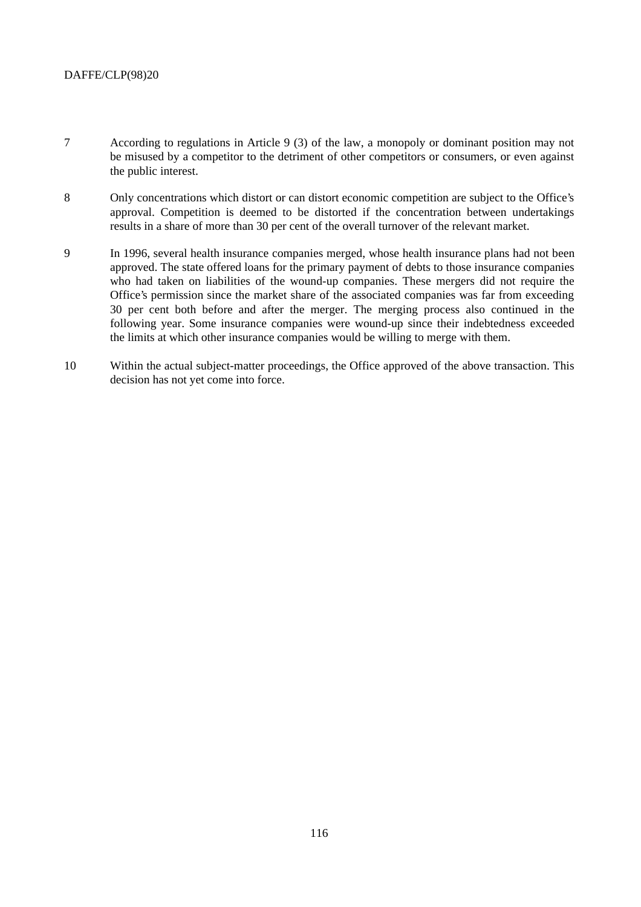7 According to regulations in Article 9 (3) of the law, a monopoly or dominant position may not be misused by a competitor to the detriment of other competitors or consumers, or even against the public interest.

8 Only concentrations which distort or can distort economic competition are subject to the Office's approval. Competition is deemed to be distorted if the concentration between undertakings results in a share of more than 30 per cent of the overall turnover of the relevant market.

9 In 1996, several health insurance companies merged, whose health insurance plans had not been approved. The state offered loans for the primary payment of debts to those insurance companies who had taken on liabilities of the wound-up companies. These mergers did not require the Office's permission since the market share of the associated companies was far from exceeding 30 per cent both before and after the merger. The merging process also continued in the following year. Some insurance companies were wound-up since their indebtedness exceeded the limits at which other insurance companies would be willing to merge with them.

10 Within the actual subject-matter proceedings, the Office approved of the above transaction. This decision has not yet come into force.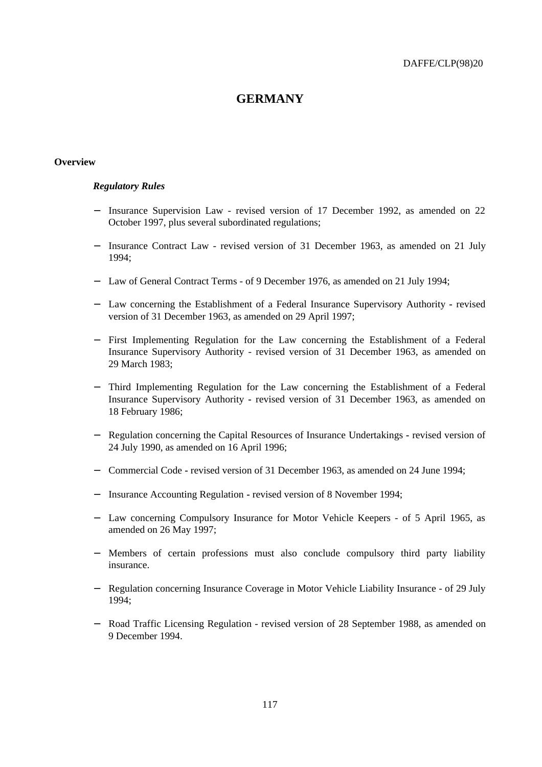# GERMANY

## Overview

### *Regulatory Rules*

- Insurance Supervision Law - revised version of 17 December 1992, as amended on 22 October 1997, plus several subordinated regulations;
- Insurance Contract Law - revised version of 31 December 1963, as amended on 21 July 1994;
- Law of General Contract Terms - of 9 December 1976, as amended on 21 July 1994;
- Law concerning the Establishment of a Federal Insurance Supervisory Authority - revised version of 31 December 1963, as amended on 29 April 1997;
- First Implementing Regulation for the Law concerning the Establishment of a Federal Insurance Supervisory Authority - revised version of 31 December 1963, as amended on 29 March 1983;
- Third Implementing Regulation for the Law concerning the Establishment of a Federal Insurance Supervisory Authority - revised version of 31 December 1963, as amended on 18 February 1986;
- Regulation concerning the Capital Resources of Insurance Undertakings - revised version of 24 July 1990, as amended on 16 April 1996;
- Commercial Code - revised version of 31 December 1963, as amended on 24 June 1994;
- Insurance Accounting Regulation - revised version of 8 November 1994;
- Law concerning Compulsory Insurance for Motor Vehicle Keepers - of 5 April 1965, as amended on 26 May 1997;
- Members of certain professions must also conclude compulsory third party liability insurance.
- Regulation concerning Insurance Coverage in Motor Vehicle Liability Insurance - of 29 July 1994;
- Road Traffic Licensing Regulation - revised version of 28 September 1988, as amended on 9 December 1994.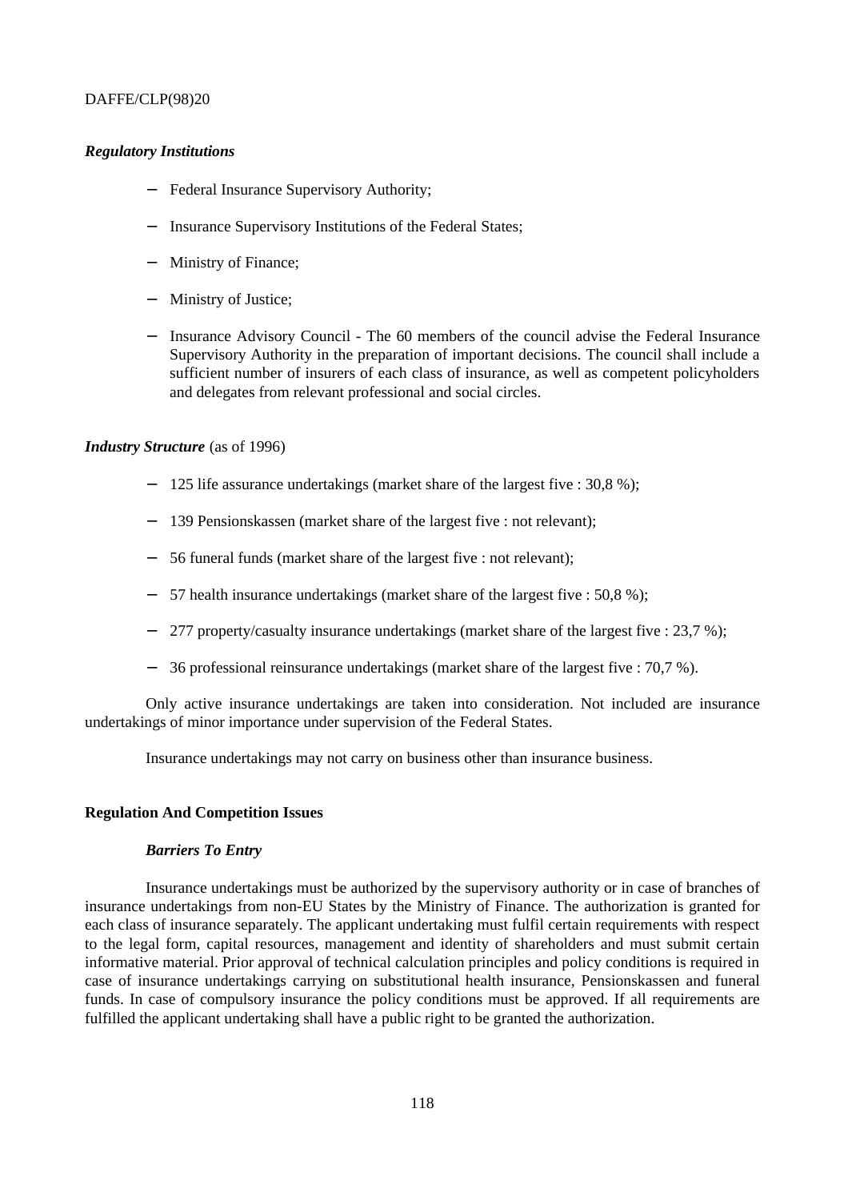*Regulatory Institutions*

- Federal Insurance Supervisory Authority;
- Insurance Supervisory Institutions of the Federal States;
- Ministry of Finance;
- Ministry of Justice;
- Insurance Advisory Council - The 60 members of the council advise the Federal Insurance Supervisory Authority in the preparation of important decisions. The council shall include a sufficient number of insurers of each class of insurance, as well as competent policyholders and delegates from relevant professional and social circles.

***Industry Structure*** (as of 1996)

- 125 life assurance undertakings (market share of the largest five : 30,8 %);
- 139 Pensionskassen (market share of the largest five : not relevant);
- 56 funeral funds (market share of the largest five : not relevant);
- 57 health insurance undertakings (market share of the largest five : 50,8 %);
- 277 property/casualty insurance undertakings (market share of the largest five : 23,7 %);
- 36 professional reinsurance undertakings (market share of the largest five : 70,7 %).

Only active insurance undertakings are taken into consideration. Not included are insurance undertakings of minor importance under supervision of the Federal States.

Insurance undertakings may not carry on business other than insurance business.

**Regulation And Competition Issues**

***Barriers To Entry***

Insurance undertakings must be authorized by the supervisory authority or in case of branches of insurance undertakings from non-EU States by the Ministry of Finance. The authorization is granted for each class of insurance separately. The applicant undertaking must fulfil certain requirements with respect to the legal form, capital resources, management and identity of shareholders and must submit certain informative material. Prior approval of technical calculation principles and policy conditions is required in case of insurance undertakings carrying on substitutional health insurance, Pensionskassen and funeral funds. In case of compulsory insurance the policy conditions must be approved. If all requirements are fulfilled the applicant undertaking shall have a public right to be granted the authorization.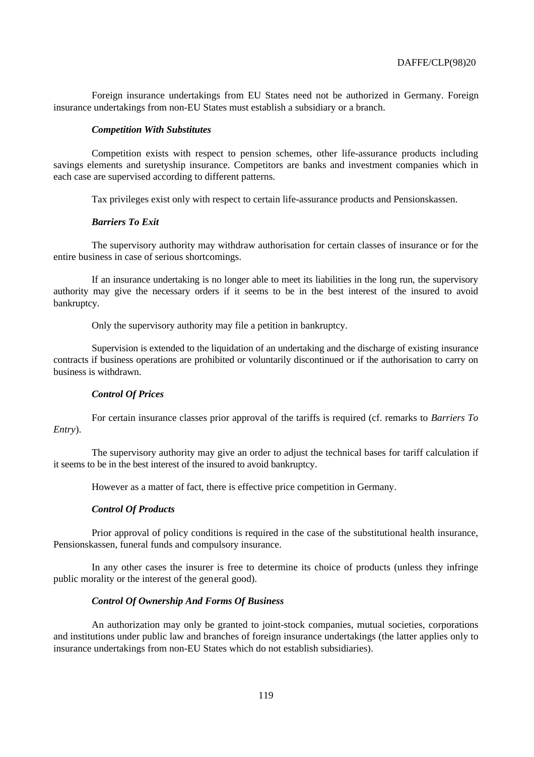Foreign insurance undertakings from EU States need not be authorized in Germany. Foreign insurance undertakings from non-EU States must establish a subsidiary or a branch.

***Competition With Substitutes***

Competition exists with respect to pension schemes, other life-assurance products including savings elements and suretyship insurance. Competitors are banks and investment companies which in each case are supervised according to different patterns.

Tax privileges exist only with respect to certain life-assurance products and Pensionskassen.

***Barriers To Exit***

The supervisory authority may withdraw authorisation for certain classes of insurance or for the entire business in case of serious shortcomings.

If an insurance undertaking is no longer able to meet its liabilities in the long run, the supervisory authority may give the necessary orders if it seems to be in the best interest of the insured to avoid bankruptcy.

Only the supervisory authority may file a petition in bankruptcy.

Supervision is extended to the liquidation of an undertaking and the discharge of existing insurance contracts if business operations are prohibited or voluntarily discontinued or if the authorisation to carry on business is withdrawn.

***Control Of Prices***

For certain insurance classes prior approval of the tariffs is required (cf. remarks to *Barriers To Entry*).

The supervisory authority may give an order to adjust the technical bases for tariff calculation if it seems to be in the best interest of the insured to avoid bankruptcy.

However as a matter of fact, there is effective price competition in Germany.

***Control Of Products***

Prior approval of policy conditions is required in the case of the substitutional health insurance, Pensionskassen, funeral funds and compulsory insurance.

In any other cases the insurer is free to determine its choice of products (unless they infringe public morality or the interest of the general good).

***Control Of Ownership And Forms Of Business***

An authorization may only be granted to joint-stock companies, mutual societies, corporations and institutions under public law and branches of foreign insurance undertakings (the latter applies only to insurance undertakings from non-EU States which do not establish subsidiaries).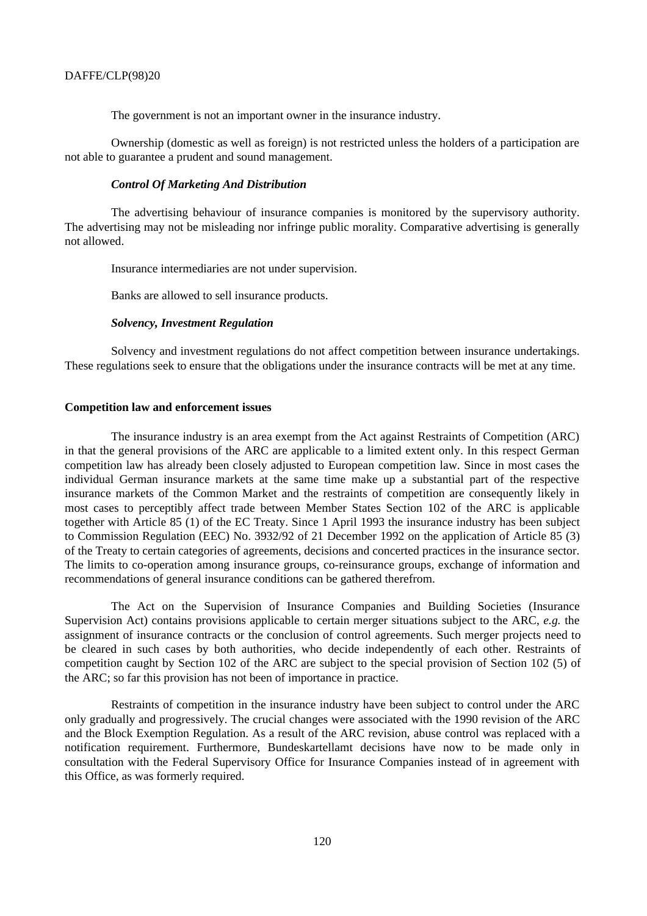The government is not an important owner in the insurance industry.

Ownership (domestic as well as foreign) is not restricted unless the holders of a participation are not able to guarantee a prudent and sound management.

***Control Of Marketing And Distribution***

The advertising behaviour of insurance companies is monitored by the supervisory authority. The advertising may not be misleading nor infringe public morality. Comparative advertising is generally not allowed.

Insurance intermediaries are not under supervision.

Banks are allowed to sell insurance products.

***Solvency, Investment Regulation***

Solvency and investment regulations do not affect competition between insurance undertakings. These regulations seek to ensure that the obligations under the insurance contracts will be met at any time.

**Competition law and enforcement issues**

The insurance industry is an area exempt from the Act against Restraints of Competition (ARC) in that the general provisions of the ARC are applicable to a limited extent only. In this respect German competition law has already been closely adjusted to European competition law. Since in most cases the individual German insurance markets at the same time make up a substantial part of the respective insurance markets of the Common Market and the restraints of competition are consequently likely in most cases to perceptibly affect trade between Member States Section 102 of the ARC is applicable together with Article 85 (1) of the EC Treaty. Since 1 April 1993 the insurance industry has been subject to Commission Regulation (EEC) No. 3932/92 of 21 December 1992 on the application of Article 85 (3) of the Treaty to certain categories of agreements, decisions and concerted practices in the insurance sector. The limits to co-operation among insurance groups, co-reinsurance groups, exchange of information and recommendations of general insurance conditions can be gathered therefrom.

The Act on the Supervision of Insurance Companies and Building Societies (Insurance Supervision Act) contains provisions applicable to certain merger situations subject to the ARC, *e.g.* the assignment of insurance contracts or the conclusion of control agreements. Such merger projects need to be cleared in such cases by both authorities, who decide independently of each other. Restraints of competition caught by Section 102 of the ARC are subject to the special provision of Section 102 (5) of the ARC; so far this provision has not been of importance in practice.

Restraints of competition in the insurance industry have been subject to control under the ARC only gradually and progressively. The crucial changes were associated with the 1990 revision of the ARC and the Block Exemption Regulation. As a result of the ARC revision, abuse control was replaced with a notification requirement. Furthermore, Bundeskartellamt decisions have now to be made only in consultation with the Federal Supervisory Office for Insurance Companies instead of in agreement with this Office, as was formerly required.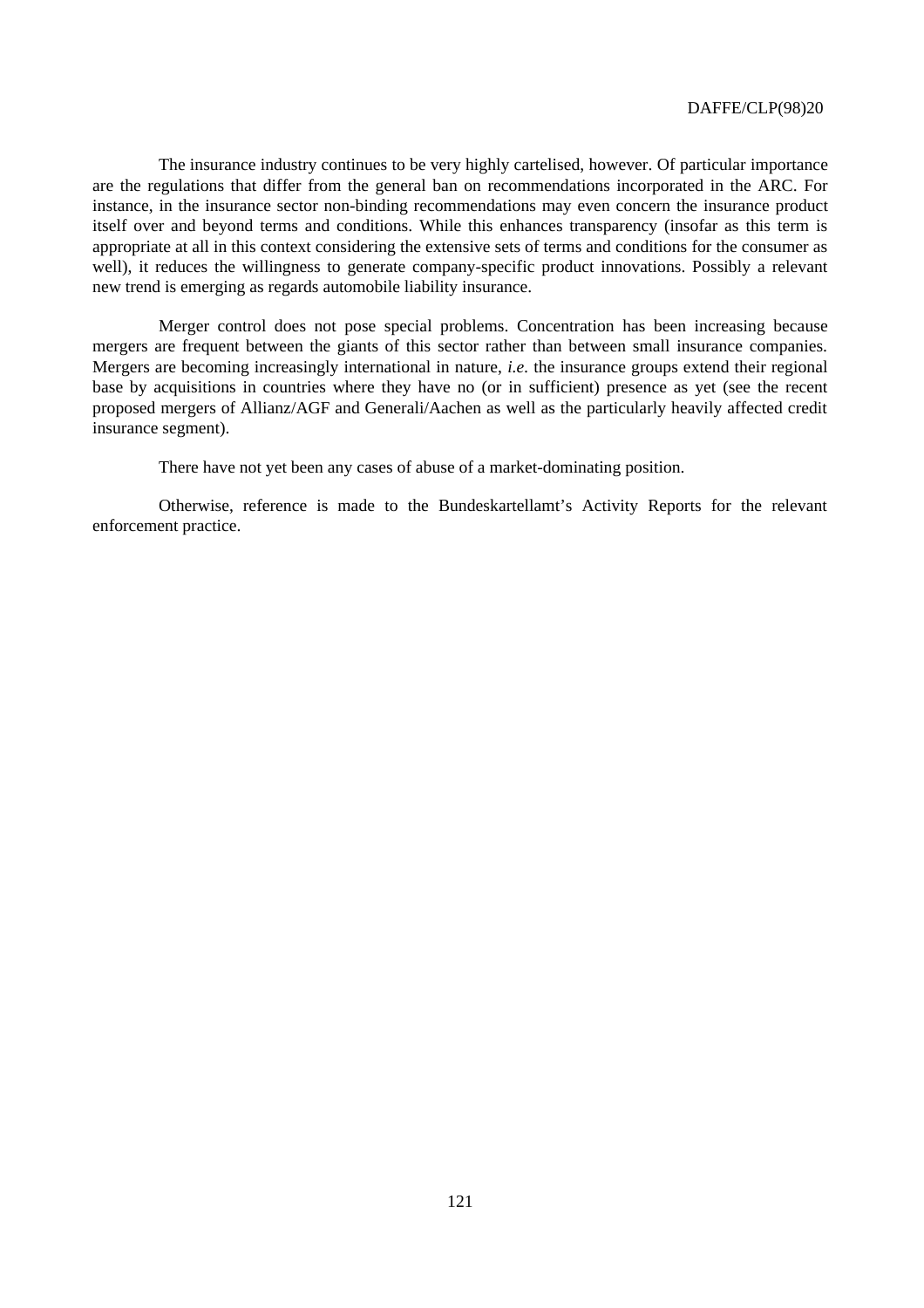The insurance industry continues to be very highly cartelised, however. Of particular importance are the regulations that differ from the general ban on recommendations incorporated in the ARC. For instance, in the insurance sector non-binding recommendations may even concern the insurance product itself over and beyond terms and conditions. While this enhances transparency (insofar as this term is appropriate at all in this context considering the extensive sets of terms and conditions for the consumer as well), it reduces the willingness to generate company-specific product innovations. Possibly a relevant new trend is emerging as regards automobile liability insurance.

Merger control does not pose special problems. Concentration has been increasing because mergers are frequent between the giants of this sector rather than between small insurance companies. Mergers are becoming increasingly international in nature, *i.e.* the insurance groups extend their regional base by acquisitions in countries where they have no (or in sufficient) presence as yet (see the recent proposed mergers of Allianz/AGF and Generali/Aachen as well as the particularly heavily affected credit insurance segment).

There have not yet been any cases of abuse of a market-dominating position.

Otherwise, reference is made to the Bundeskartellamt's Activity Reports for the relevant enforcement practice.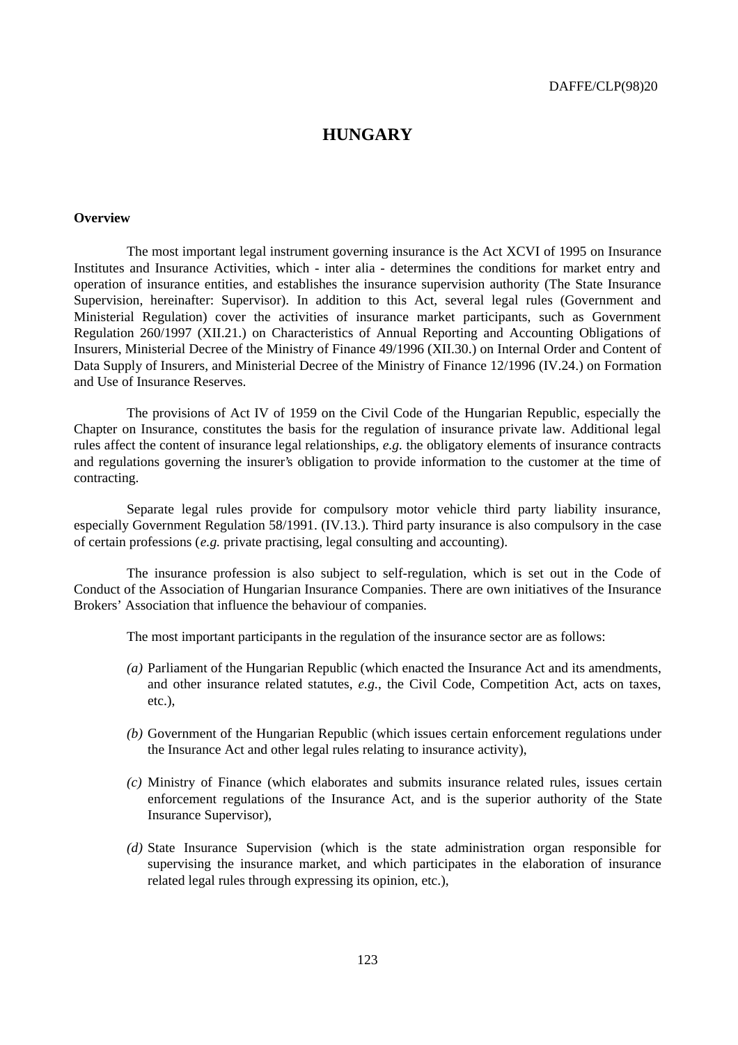# HUNGARY

**Overview**

The most important legal instrument governing insurance is the Act XCVI of 1995 on Insurance Institutes and Insurance Activities, which - inter alia - determines the conditions for market entry and operation of insurance entities, and establishes the insurance supervision authority (The State Insurance Supervision, hereinafter: Supervisor). In addition to this Act, several legal rules (Government and Ministerial Regulation) cover the activities of insurance market participants, such as Government Regulation 260/1997 (XII.21.) on Characteristics of Annual Reporting and Accounting Obligations of Insurers, Ministerial Decree of the Ministry of Finance 49/1996 (XII.30.) on Internal Order and Content of Data Supply of Insurers, and Ministerial Decree of the Ministry of Finance 12/1996 (IV.24.) on Formation and Use of Insurance Reserves.

The provisions of Act IV of 1959 on the Civil Code of the Hungarian Republic, especially the Chapter on Insurance, constitutes the basis for the regulation of insurance private law. Additional legal rules affect the content of insurance legal relationships, *e.g.* the obligatory elements of insurance contracts and regulations governing the insurer's obligation to provide information to the customer at the time of contracting.

Separate legal rules provide for compulsory motor vehicle third party liability insurance, especially Government Regulation 58/1991. (IV.13.). Third party insurance is also compulsory in the case of certain professions (*e.g.* private practising, legal consulting and accounting).

The insurance profession is also subject to self-regulation, which is set out in the Code of Conduct of the Association of Hungarian Insurance Companies. There are own initiatives of the Insurance Brokers' Association that influence the behaviour of companies.

The most important participants in the regulation of the insurance sector are as follows:

*(a)* Parliament of the Hungarian Republic (which enacted the Insurance Act and its amendments, and other insurance related statutes, *e.g.*, the Civil Code, Competition Act, acts on taxes, etc.),

*(b)* Government of the Hungarian Republic (which issues certain enforcement regulations under the Insurance Act and other legal rules relating to insurance activity),

*(c)* Ministry of Finance (which elaborates and submits insurance related rules, issues certain enforcement regulations of the Insurance Act, and is the superior authority of the State Insurance Supervisor),

*(d)* State Insurance Supervision (which is the state administration organ responsible for supervising the insurance market, and which participates in the elaboration of insurance related legal rules through expressing its opinion, etc.),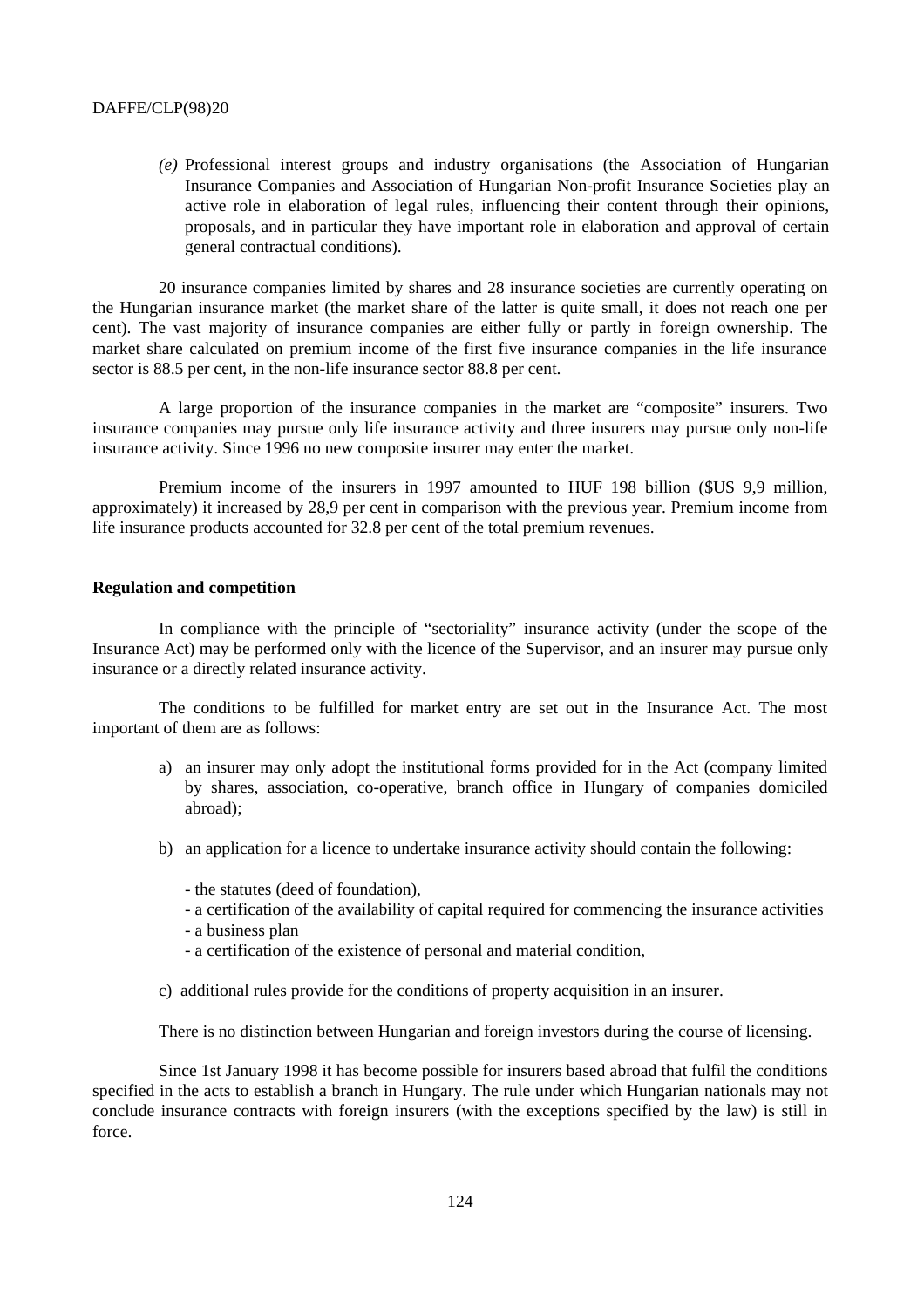*(e)* Professional interest groups and industry organisations (the Association of Hungarian Insurance Companies and Association of Hungarian Non-profit Insurance Societies play an active role in elaboration of legal rules, influencing their content through their opinions, proposals, and in particular they have important role in elaboration and approval of certain general contractual conditions).

20 insurance companies limited by shares and 28 insurance societies are currently operating on the Hungarian insurance market (the market share of the latter is quite small, it does not reach one per cent). The vast majority of insurance companies are either fully or partly in foreign ownership. The market share calculated on premium income of the first five insurance companies in the life insurance sector is 88.5 per cent, in the non-life insurance sector 88.8 per cent.

A large proportion of the insurance companies in the market are "composite" insurers. Two insurance companies may pursue only life insurance activity and three insurers may pursue only non-life insurance activity. Since 1996 no new composite insurer may enter the market.

Premium income of the insurers in 1997 amounted to HUF 198 billion ($US 9,9 million, approximately) it increased by 28,9 per cent in comparison with the previous year. Premium income from life insurance products accounted for 32.8 per cent of the total premium revenues.

**Regulation and competition**

In compliance with the principle of "sectoriality" insurance activity (under the scope of the Insurance Act) may be performed only with the licence of the Supervisor, and an insurer may pursue only insurance or a directly related insurance activity.

The conditions to be fulfilled for market entry are set out in the Insurance Act. The most important of them are as follows:

a) an insurer may only adopt the institutional forms provided for in the Act (company limited by shares, association, co-operative, branch office in Hungary of companies domiciled abroad);

b) an application for a licence to undertake insurance activity should contain the following:

- the statutes (deed of foundation),
- a certification of the availability of capital required for commencing the insurance activities
- a business plan
- a certification of the existence of personal and material condition,

c) additional rules provide for the conditions of property acquisition in an insurer.

There is no distinction between Hungarian and foreign investors during the course of licensing.

Since 1st January 1998 it has become possible for insurers based abroad that fulfil the conditions specified in the acts to establish a branch in Hungary. The rule under which Hungarian nationals may not conclude insurance contracts with foreign insurers (with the exceptions specified by the law) is still in force.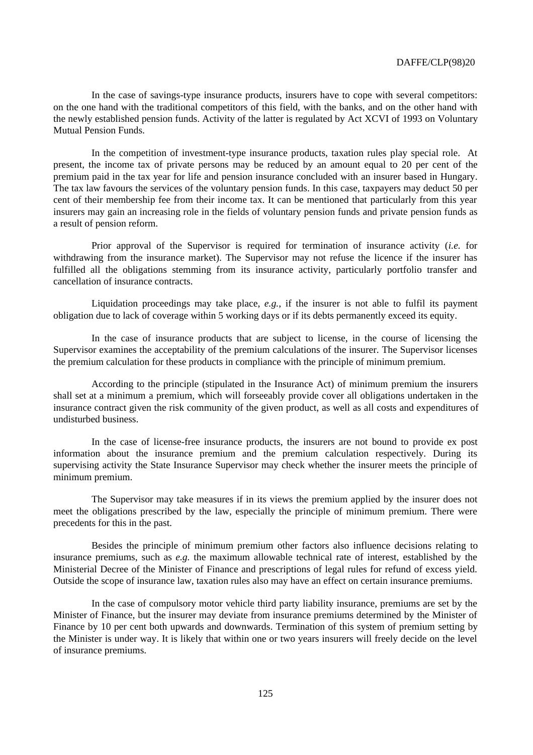In the case of savings-type insurance products, insurers have to cope with several competitors: on the one hand with the traditional competitors of this field, with the banks, and on the other hand with the newly established pension funds. Activity of the latter is regulated by Act XCVI of 1993 on Voluntary Mutual Pension Funds.

In the competition of investment-type insurance products, taxation rules play special role. At present, the income tax of private persons may be reduced by an amount equal to 20 per cent of the premium paid in the tax year for life and pension insurance concluded with an insurer based in Hungary. The tax law favours the services of the voluntary pension funds. In this case, taxpayers may deduct 50 per cent of their membership fee from their income tax. It can be mentioned that particularly from this year insurers may gain an increasing role in the fields of voluntary pension funds and private pension funds as a result of pension reform.

Prior approval of the Supervisor is required for termination of insurance activity (*i.e.* for withdrawing from the insurance market). The Supervisor may not refuse the licence if the insurer has fulfilled all the obligations stemming from its insurance activity, particularly portfolio transfer and cancellation of insurance contracts.

Liquidation proceedings may take place, *e.g.*, if the insurer is not able to fulfil its payment obligation due to lack of coverage within 5 working days or if its debts permanently exceed its equity.

In the case of insurance products that are subject to license, in the course of licensing the Supervisor examines the acceptability of the premium calculations of the insurer. The Supervisor licenses the premium calculation for these products in compliance with the principle of minimum premium.

According to the principle (stipulated in the Insurance Act) of minimum premium the insurers shall set at a minimum a premium, which will forseeably provide cover all obligations undertaken in the insurance contract given the risk community of the given product, as well as all costs and expenditures of undisturbed business.

In the case of license-free insurance products, the insurers are not bound to provide ex post information about the insurance premium and the premium calculation respectively. During its supervising activity the State Insurance Supervisor may check whether the insurer meets the principle of minimum premium.

The Supervisor may take measures if in its views the premium applied by the insurer does not meet the obligations prescribed by the law, especially the principle of minimum premium. There were precedents for this in the past.

Besides the principle of minimum premium other factors also influence decisions relating to insurance premiums, such as *e.g.* the maximum allowable technical rate of interest, established by the Ministerial Decree of the Minister of Finance and prescriptions of legal rules for refund of excess yield. Outside the scope of insurance law, taxation rules also may have an effect on certain insurance premiums.

In the case of compulsory motor vehicle third party liability insurance, premiums are set by the Minister of Finance, but the insurer may deviate from insurance premiums determined by the Minister of Finance by 10 per cent both upwards and downwards. Termination of this system of premium setting by the Minister is under way. It is likely that within one or two years insurers will freely decide on the level of insurance premiums.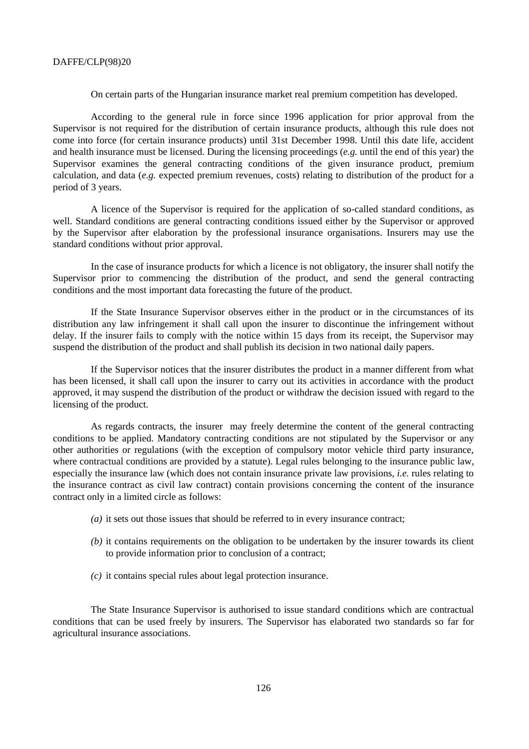On certain parts of the Hungarian insurance market real premium competition has developed.

According to the general rule in force since 1996 application for prior approval from the Supervisor is not required for the distribution of certain insurance products, although this rule does not come into force (for certain insurance products) until 31st December 1998. Until this date life, accident and health insurance must be licensed. During the licensing proceedings (*e.g.* until the end of this year) the Supervisor examines the general contracting conditions of the given insurance product, premium calculation, and data (*e.g.* expected premium revenues, costs) relating to distribution of the product for a period of 3 years.

A licence of the Supervisor is required for the application of so-called standard conditions, as well. Standard conditions are general contracting conditions issued either by the Supervisor or approved by the Supervisor after elaboration by the professional insurance organisations. Insurers may use the standard conditions without prior approval.

In the case of insurance products for which a licence is not obligatory, the insurer shall notify the Supervisor prior to commencing the distribution of the product, and send the general contracting conditions and the most important data forecasting the future of the product.

If the State Insurance Supervisor observes either in the product or in the circumstances of its distribution any law infringement it shall call upon the insurer to discontinue the infringement without delay. If the insurer fails to comply with the notice within 15 days from its receipt, the Supervisor may suspend the distribution of the product and shall publish its decision in two national daily papers.

If the Supervisor notices that the insurer distributes the product in a manner different from what has been licensed, it shall call upon the insurer to carry out its activities in accordance with the product approved, it may suspend the distribution of the product or withdraw the decision issued with regard to the licensing of the product.

As regards contracts, the insurer may freely determine the content of the general contracting conditions to be applied. Mandatory contracting conditions are not stipulated by the Supervisor or any other authorities or regulations (with the exception of compulsory motor vehicle third party insurance, where contractual conditions are provided by a statute). Legal rules belonging to the insurance public law, especially the insurance law (which does not contain insurance private law provisions, *i.e.* rules relating to the insurance contract as civil law contract) contain provisions concerning the content of the insurance contract only in a limited circle as follows:

*(a)* it sets out those issues that should be referred to in every insurance contract;

*(b)* it contains requirements on the obligation to be undertaken by the insurer towards its client to provide information prior to conclusion of a contract;

*(c)* it contains special rules about legal protection insurance.

The State Insurance Supervisor is authorised to issue standard conditions which are contractual conditions that can be used freely by insurers. The Supervisor has elaborated two standards so far for agricultural insurance associations.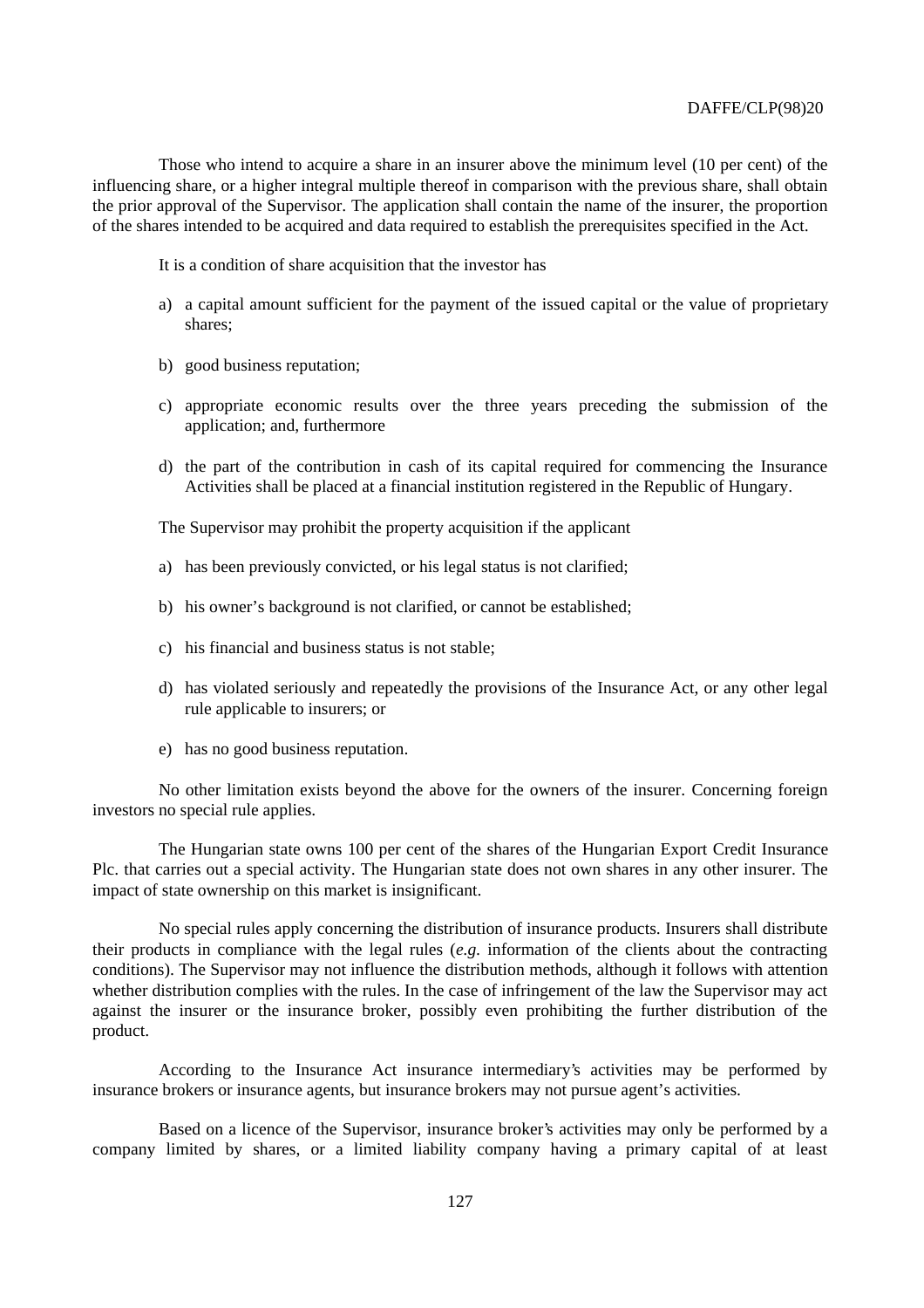Those who intend to acquire a share in an insurer above the minimum level (10 per cent) of the influencing share, or a higher integral multiple thereof in comparison with the previous share, shall obtain the prior approval of the Supervisor. The application shall contain the name of the insurer, the proportion of the shares intended to be acquired and data required to establish the prerequisites specified in the Act.

It is a condition of share acquisition that the investor has

a) a capital amount sufficient for the payment of the issued capital or the value of proprietary shares;

b) good business reputation;

c) appropriate economic results over the three years preceding the submission of the application; and, furthermore

d) the part of the contribution in cash of its capital required for commencing the Insurance Activities shall be placed at a financial institution registered in the Republic of Hungary.

The Supervisor may prohibit the property acquisition if the applicant

a) has been previously convicted, or his legal status is not clarified;

b) his owner's background is not clarified, or cannot be established;

c) his financial and business status is not stable;

d) has violated seriously and repeatedly the provisions of the Insurance Act, or any other legal rule applicable to insurers; or

e) has no good business reputation.

No other limitation exists beyond the above for the owners of the insurer. Concerning foreign investors no special rule applies.

The Hungarian state owns 100 per cent of the shares of the Hungarian Export Credit Insurance Plc. that carries out a special activity. The Hungarian state does not own shares in any other insurer. The impact of state ownership on this market is insignificant.

No special rules apply concerning the distribution of insurance products. Insurers shall distribute their products in compliance with the legal rules (*e.g.* information of the clients about the contracting conditions). The Supervisor may not influence the distribution methods, although it follows with attention whether distribution complies with the rules. In the case of infringement of the law the Supervisor may act against the insurer or the insurance broker, possibly even prohibiting the further distribution of the product.

According to the Insurance Act insurance intermediary's activities may be performed by insurance brokers or insurance agents, but insurance brokers may not pursue agent's activities.

Based on a licence of the Supervisor, insurance broker's activities may only be performed by a company limited by shares, or a limited liability company having a primary capital of at least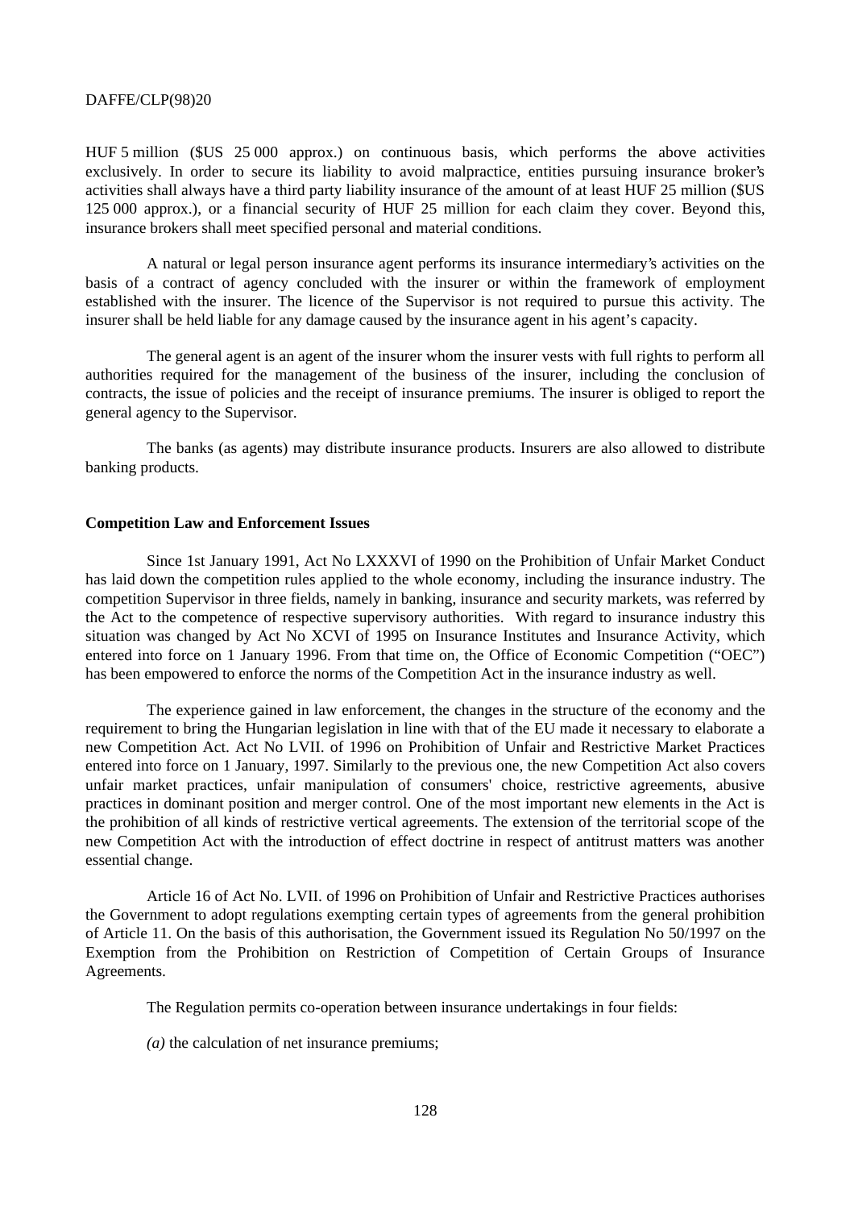HUF 5 million ($US 25 000 approx.) on continuous basis, which performs the above activities exclusively. In order to secure its liability to avoid malpractice, entities pursuing insurance broker's activities shall always have a third party liability insurance of the amount of at least HUF 25 million ($US 125 000 approx.), or a financial security of HUF 25 million for each claim they cover. Beyond this, insurance brokers shall meet specified personal and material conditions.

A natural or legal person insurance agent performs its insurance intermediary's activities on the basis of a contract of agency concluded with the insurer or within the framework of employment established with the insurer. The licence of the Supervisor is not required to pursue this activity. The insurer shall be held liable for any damage caused by the insurance agent in his agent's capacity.

The general agent is an agent of the insurer whom the insurer vests with full rights to perform all authorities required for the management of the business of the insurer, including the conclusion of contracts, the issue of policies and the receipt of insurance premiums. The insurer is obliged to report the general agency to the Supervisor.

The banks (as agents) may distribute insurance products. Insurers are also allowed to distribute banking products.

**Competition Law and Enforcement Issues**

Since 1st January 1991, Act No LXXXVI of 1990 on the Prohibition of Unfair Market Conduct has laid down the competition rules applied to the whole economy, including the insurance industry. The competition Supervisor in three fields, namely in banking, insurance and security markets, was referred by the Act to the competence of respective supervisory authorities. With regard to insurance industry this situation was changed by Act No XCVI of 1995 on Insurance Institutes and Insurance Activity, which entered into force on 1 January 1996. From that time on, the Office of Economic Competition ("OEC") has been empowered to enforce the norms of the Competition Act in the insurance industry as well.

The experience gained in law enforcement, the changes in the structure of the economy and the requirement to bring the Hungarian legislation in line with that of the EU made it necessary to elaborate a new Competition Act. Act No LVII. of 1996 on Prohibition of Unfair and Restrictive Market Practices entered into force on 1 January, 1997. Similarly to the previous one, the new Competition Act also covers unfair market practices, unfair manipulation of consumers' choice, restrictive agreements, abusive practices in dominant position and merger control. One of the most important new elements in the Act is the prohibition of all kinds of restrictive vertical agreements. The extension of the territorial scope of the new Competition Act with the introduction of effect doctrine in respect of antitrust matters was another essential change.

Article 16 of Act No. LVII. of 1996 on Prohibition of Unfair and Restrictive Practices authorises the Government to adopt regulations exempting certain types of agreements from the general prohibition of Article 11. On the basis of this authorisation, the Government issued its Regulation No 50/1997 on the Exemption from the Prohibition on Restriction of Competition of Certain Groups of Insurance Agreements.

The Regulation permits co-operation between insurance undertakings in four fields:

*(a)* the calculation of net insurance premiums;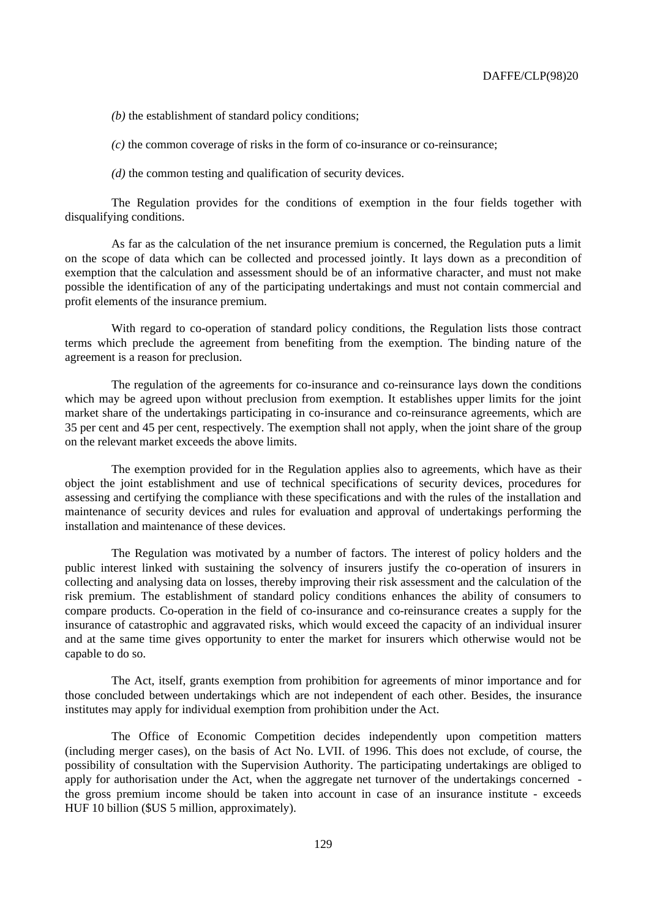*(b)* the establishment of standard policy conditions;

*(c)* the common coverage of risks in the form of co-insurance or co-reinsurance;

*(d)* the common testing and qualification of security devices.

The Regulation provides for the conditions of exemption in the four fields together with disqualifying conditions.

As far as the calculation of the net insurance premium is concerned, the Regulation puts a limit on the scope of data which can be collected and processed jointly. It lays down as a precondition of exemption that the calculation and assessment should be of an informative character, and must not make possible the identification of any of the participating undertakings and must not contain commercial and profit elements of the insurance premium.

With regard to co-operation of standard policy conditions, the Regulation lists those contract terms which preclude the agreement from benefiting from the exemption. The binding nature of the agreement is a reason for preclusion.

The regulation of the agreements for co-insurance and co-reinsurance lays down the conditions which may be agreed upon without preclusion from exemption. It establishes upper limits for the joint market share of the undertakings participating in co-insurance and co-reinsurance agreements, which are 35 per cent and 45 per cent, respectively. The exemption shall not apply, when the joint share of the group on the relevant market exceeds the above limits.

The exemption provided for in the Regulation applies also to agreements, which have as their object the joint establishment and use of technical specifications of security devices, procedures for assessing and certifying the compliance with these specifications and with the rules of the installation and maintenance of security devices and rules for evaluation and approval of undertakings performing the installation and maintenance of these devices.

The Regulation was motivated by a number of factors. The interest of policy holders and the public interest linked with sustaining the solvency of insurers justify the co-operation of insurers in collecting and analysing data on losses, thereby improving their risk assessment and the calculation of the risk premium. The establishment of standard policy conditions enhances the ability of consumers to compare products. Co-operation in the field of co-insurance and co-reinsurance creates a supply for the insurance of catastrophic and aggravated risks, which would exceed the capacity of an individual insurer and at the same time gives opportunity to enter the market for insurers which otherwise would not be capable to do so.

The Act, itself, grants exemption from prohibition for agreements of minor importance and for those concluded between undertakings which are not independent of each other. Besides, the insurance institutes may apply for individual exemption from prohibition under the Act.

The Office of Economic Competition decides independently upon competition matters (including merger cases), on the basis of Act No. LVII. of 1996. This does not exclude, of course, the possibility of consultation with the Supervision Authority. The participating undertakings are obliged to apply for authorisation under the Act, when the aggregate net turnover of the undertakings concerned - the gross premium income should be taken into account in case of an insurance institute - exceeds HUF 10 billion ($US 5 million, approximately).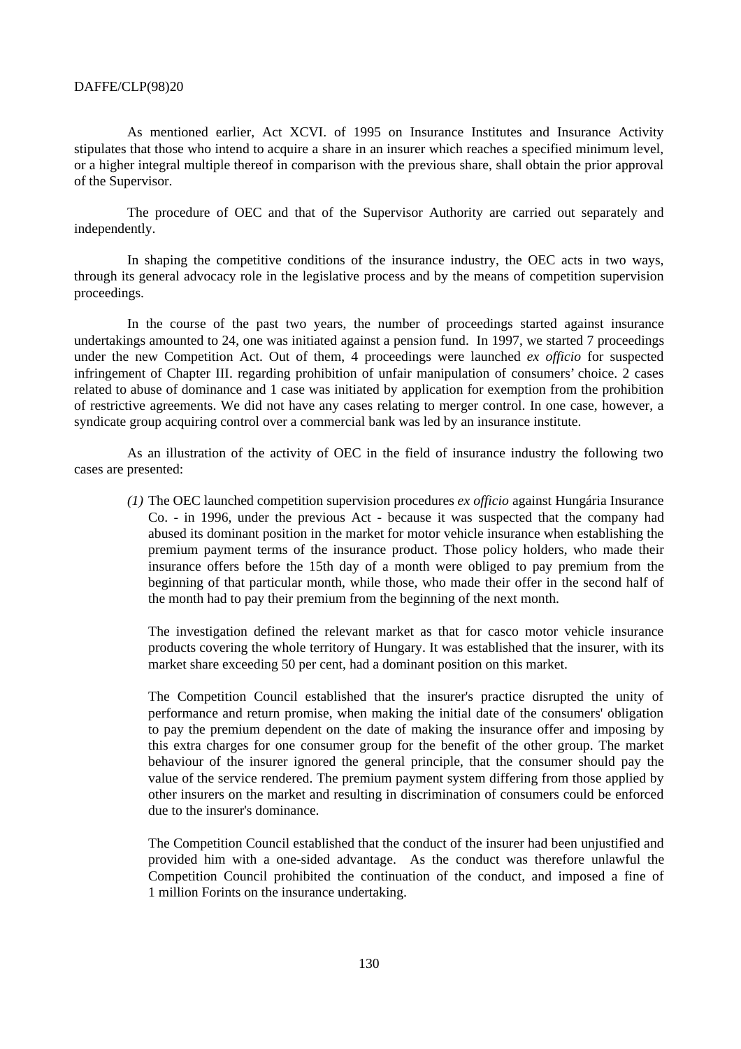As mentioned earlier, Act XCVI. of 1995 on Insurance Institutes and Insurance Activity stipulates that those who intend to acquire a share in an insurer which reaches a specified minimum level, or a higher integral multiple thereof in comparison with the previous share, shall obtain the prior approval of the Supervisor.

The procedure of OEC and that of the Supervisor Authority are carried out separately and independently.

In shaping the competitive conditions of the insurance industry, the OEC acts in two ways, through its general advocacy role in the legislative process and by the means of competition supervision proceedings.

In the course of the past two years, the number of proceedings started against insurance undertakings amounted to 24, one was initiated against a pension fund. In 1997, we started 7 proceedings under the new Competition Act. Out of them, 4 proceedings were launched *ex officio* for suspected infringement of Chapter III. regarding prohibition of unfair manipulation of consumers' choice. 2 cases related to abuse of dominance and 1 case was initiated by application for exemption from the prohibition of restrictive agreements. We did not have any cases relating to merger control. In one case, however, a syndicate group acquiring control over a commercial bank was led by an insurance institute.

As an illustration of the activity of OEC in the field of insurance industry the following two cases are presented:

*(1)* The OEC launched competition supervision procedures *ex officio* against Hungária Insurance Co. - in 1996, under the previous Act - because it was suspected that the company had abused its dominant position in the market for motor vehicle insurance when establishing the premium payment terms of the insurance product. Those policy holders, who made their insurance offers before the 15th day of a month were obliged to pay premium from the beginning of that particular month, while those, who made their offer in the second half of the month had to pay their premium from the beginning of the next month.

The investigation defined the relevant market as that for casco motor vehicle insurance products covering the whole territory of Hungary. It was established that the insurer, with its market share exceeding 50 per cent, had a dominant position on this market.

The Competition Council established that the insurer's practice disrupted the unity of performance and return promise, when making the initial date of the consumers' obligation to pay the premium dependent on the date of making the insurance offer and imposing by this extra charges for one consumer group for the benefit of the other group. The market behaviour of the insurer ignored the general principle, that the consumer should pay the value of the service rendered. The premium payment system differing from those applied by other insurers on the market and resulting in discrimination of consumers could be enforced due to the insurer's dominance.

The Competition Council established that the conduct of the insurer had been unjustified and provided him with a one-sided advantage. As the conduct was therefore unlawful the Competition Council prohibited the continuation of the conduct, and imposed a fine of 1 million Forints on the insurance undertaking.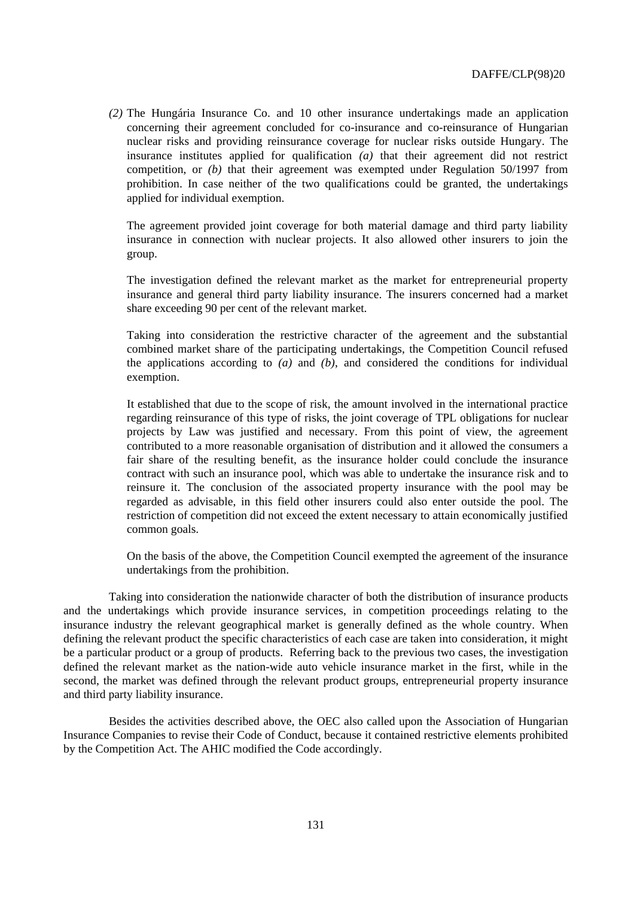*(2)* The Hungária Insurance Co. and 10 other insurance undertakings made an application concerning their agreement concluded for co-insurance and co-reinsurance of Hungarian nuclear risks and providing reinsurance coverage for nuclear risks outside Hungary. The insurance institutes applied for qualification *(a)* that their agreement did not restrict competition, or *(b)* that their agreement was exempted under Regulation 50/1997 from prohibition. In case neither of the two qualifications could be granted, the undertakings applied for individual exemption.

The agreement provided joint coverage for both material damage and third party liability insurance in connection with nuclear projects. It also allowed other insurers to join the group.

The investigation defined the relevant market as the market for entrepreneurial property insurance and general third party liability insurance. The insurers concerned had a market share exceeding 90 per cent of the relevant market.

Taking into consideration the restrictive character of the agreement and the substantial combined market share of the participating undertakings, the Competition Council refused the applications according to *(a)* and *(b)*, and considered the conditions for individual exemption.

It established that due to the scope of risk, the amount involved in the international practice regarding reinsurance of this type of risks, the joint coverage of TPL obligations for nuclear projects by Law was justified and necessary. From this point of view, the agreement contributed to a more reasonable organisation of distribution and it allowed the consumers a fair share of the resulting benefit, as the insurance holder could conclude the insurance contract with such an insurance pool, which was able to undertake the insurance risk and to reinsure it. The conclusion of the associated property insurance with the pool may be regarded as advisable, in this field other insurers could also enter outside the pool. The restriction of competition did not exceed the extent necessary to attain economically justified common goals.

On the basis of the above, the Competition Council exempted the agreement of the insurance undertakings from the prohibition.

Taking into consideration the nationwide character of both the distribution of insurance products and the undertakings which provide insurance services, in competition proceedings relating to the insurance industry the relevant geographical market is generally defined as the whole country. When defining the relevant product the specific characteristics of each case are taken into consideration, it might be a particular product or a group of products. Referring back to the previous two cases, the investigation defined the relevant market as the nation-wide auto vehicle insurance market in the first, while in the second, the market was defined through the relevant product groups, entrepreneurial property insurance and third party liability insurance.

Besides the activities described above, the OEC also called upon the Association of Hungarian Insurance Companies to revise their Code of Conduct, because it contained restrictive elements prohibited by the Competition Act. The AHIC modified the Code accordingly.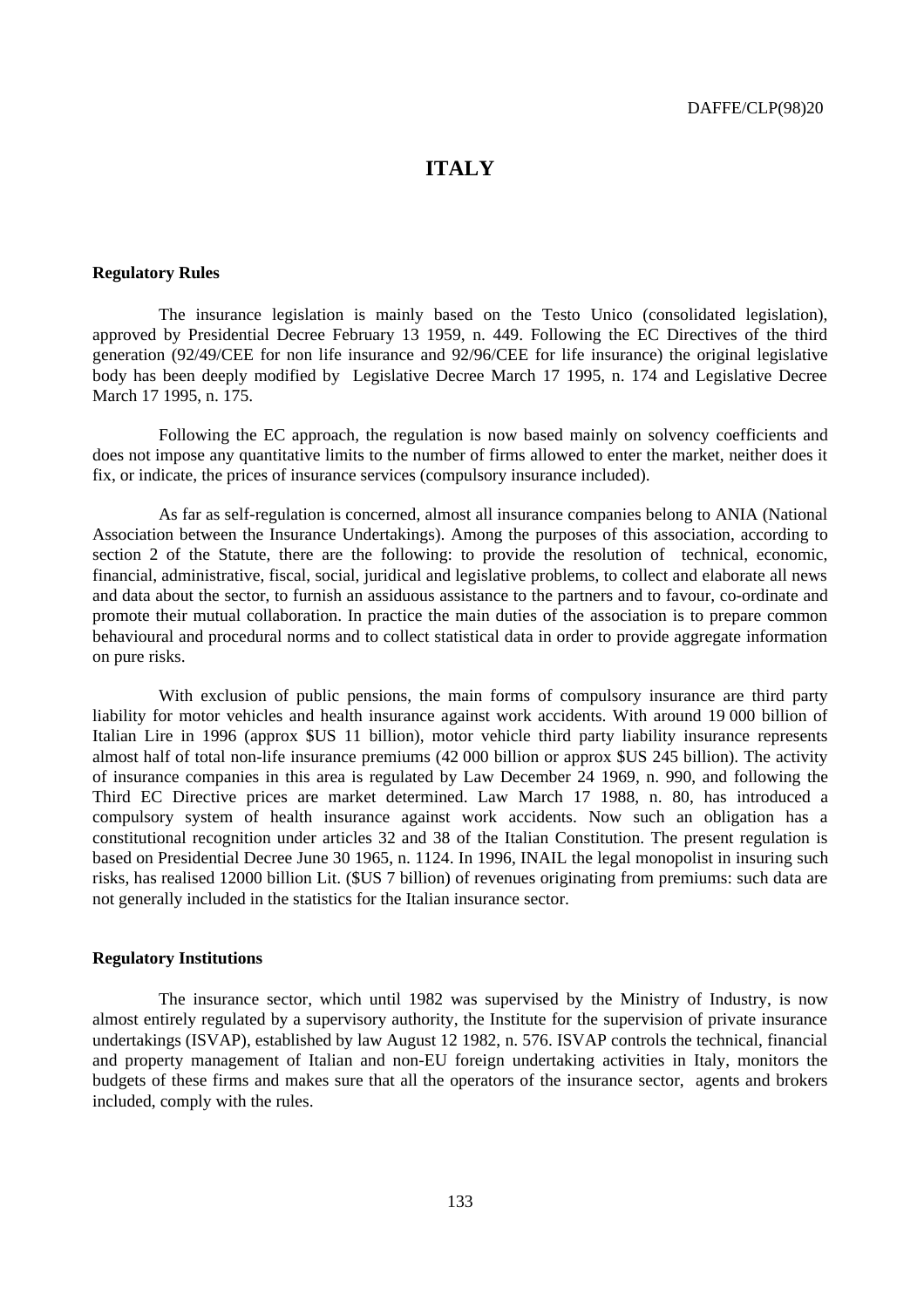# ITALY

**Regulatory Rules**

The insurance legislation is mainly based on the Testo Unico (consolidated legislation), approved by Presidential Decree February 13 1959, n. 449. Following the EC Directives of the third generation (92/49/CEE for non life insurance and 92/96/CEE for life insurance) the original legislative body has been deeply modified by Legislative Decree March 17 1995, n. 174 and Legislative Decree March 17 1995, n. 175.

Following the EC approach, the regulation is now based mainly on solvency coefficients and does not impose any quantitative limits to the number of firms allowed to enter the market, neither does it fix, or indicate, the prices of insurance services (compulsory insurance included).

As far as self-regulation is concerned, almost all insurance companies belong to ANIA (National Association between the Insurance Undertakings). Among the purposes of this association, according to section 2 of the Statute, there are the following: to provide the resolution of technical, economic, financial, administrative, fiscal, social, juridical and legislative problems, to collect and elaborate all news and data about the sector, to furnish an assiduous assistance to the partners and to favour, co-ordinate and promote their mutual collaboration. In practice the main duties of the association is to prepare common behavioural and procedural norms and to collect statistical data in order to provide aggregate information on pure risks.

With exclusion of public pensions, the main forms of compulsory insurance are third party liability for motor vehicles and health insurance against work accidents. With around 19 000 billion of Italian Lire in 1996 (approx $US 11 billion), motor vehicle third party liability insurance represents almost half of total non-life insurance premiums (42 000 billion or approx $US 245 billion). The activity of insurance companies in this area is regulated by Law December 24 1969, n. 990, and following the Third EC Directive prices are market determined. Law March 17 1988, n. 80, has introduced a compulsory system of health insurance against work accidents. Now such an obligation has a constitutional recognition under articles 32 and 38 of the Italian Constitution. The present regulation is based on Presidential Decree June 30 1965, n. 1124. In 1996, INAIL the legal monopolist in insuring such risks, has realised 12000 billion Lit. ($US 7 billion) of revenues originating from premiums: such data are not generally included in the statistics for the Italian insurance sector.

**Regulatory Institutions**

The insurance sector, which until 1982 was supervised by the Ministry of Industry, is now almost entirely regulated by a supervisory authority, the Institute for the supervision of private insurance undertakings (ISVAP), established by law August 12 1982, n. 576. ISVAP controls the technical, financial and property management of Italian and non-EU foreign undertaking activities in Italy, monitors the budgets of these firms and makes sure that all the operators of the insurance sector, agents and brokers included, comply with the rules.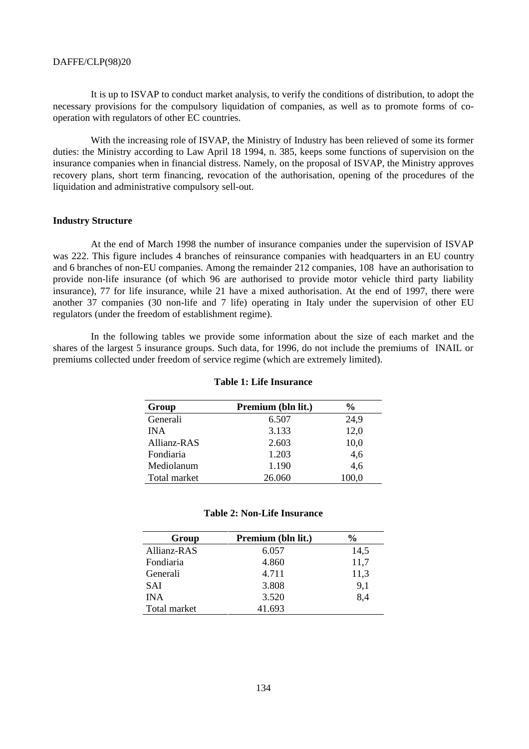It is up to ISVAP to conduct market analysis, to verify the conditions of distribution, to adopt the necessary provisions for the compulsory liquidation of companies, as well as to promote forms of co-operation with regulators of other EC countries.

With the increasing role of ISVAP, the Ministry of Industry has been relieved of some its former duties: the Ministry according to Law April 18 1994, n. 385, keeps some functions of supervision on the insurance companies when in financial distress. Namely, on the proposal of ISVAP, the Ministry approves recovery plans, short term financing, revocation of the authorisation, opening of the procedures of the liquidation and administrative compulsory sell-out.

**Industry Structure**

At the end of March 1998 the number of insurance companies under the supervision of ISVAP was 222. This figure includes 4 branches of reinsurance companies with headquarters in an EU country and 6 branches of non-EU companies. Among the remainder 212 companies, 108 have an authorisation to provide non-life insurance (of which 96 are authorised to provide motor vehicle third party liability insurance), 77 for life insurance, while 21 have a mixed authorisation. At the end of 1997, there were another 37 companies (30 non-life and 7 life) operating in Italy under the supervision of other EU regulators (under the freedom of establishment regime).

In the following tables we provide some information about the size of each market and the shares of the largest 5 insurance groups. Such data, for 1996, do not include the premiums of INAIL or premiums collected under freedom of service regime (which are extremely limited).

**Table 1: Life Insurance**

| Group | Premium (bln lit.) | % |
|---|---|---|
| Generali | 6.507 | 24,9 |
| INA | 3.133 | 12,0 |
| Allianz-RAS | 2.603 | 10,0 |
| Fondiaria | 1.203 | 4,6 |
| Mediolanum | 1.190 | 4,6 |
| Total market | 26.060 | 100,0 |

**Table 2: Non-Life Insurance**

| Group | Premium (bln lit.) | % |
|---|---|---|
| Allianz-RAS | 6.057 | 14,5 |
| Fondiaria | 4.860 | 11,7 |
| Generali | 4.711 | 11,3 |
| SAI | 3.808 | 9,1 |
| INA | 3.520 | 8,4 |
| Total market | 41.693 | |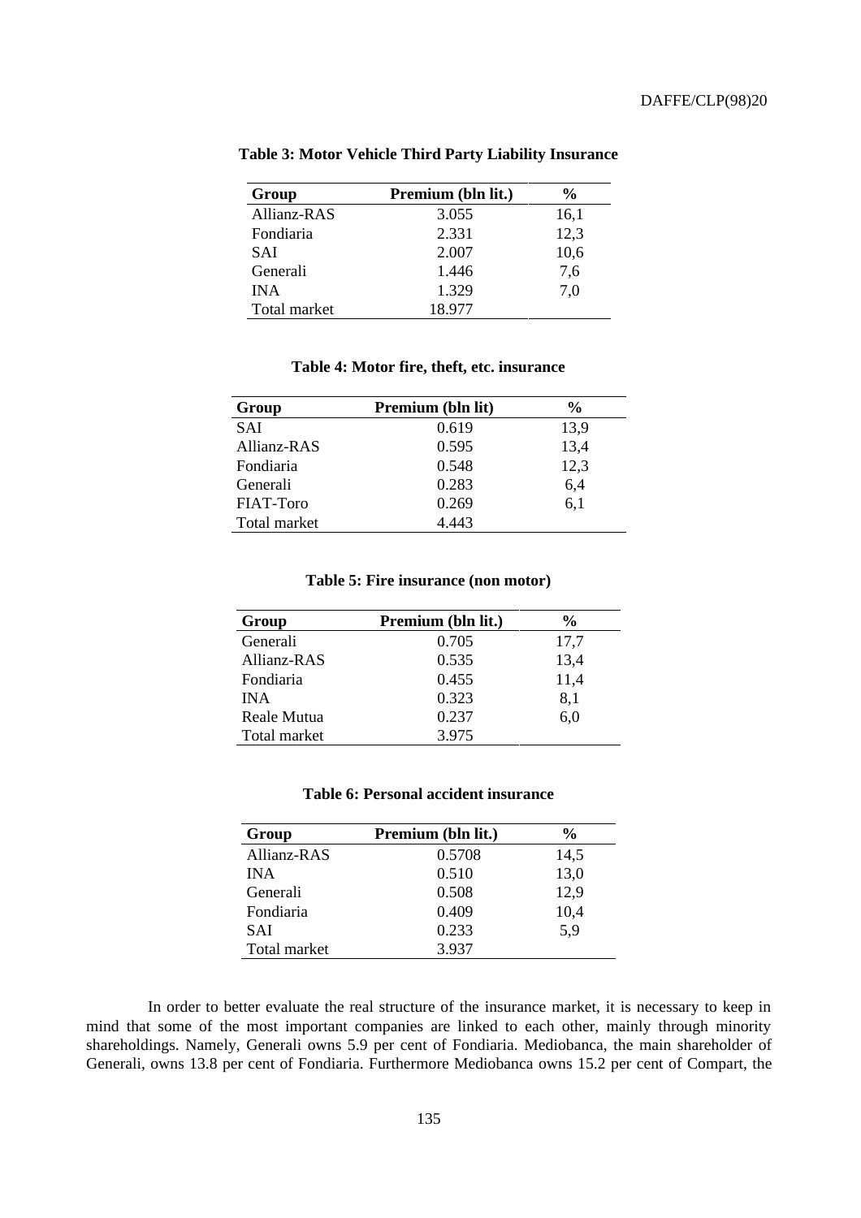**Table 3: Motor Vehicle Third Party Liability Insurance**

| Group | Premium (bln lit.) | % |
|---|---|---|
| Allianz-RAS | 3.055 | 16,1 |
| Fondiaria | 2.331 | 12,3 |
| SAI | 2.007 | 10,6 |
| Generali | 1.446 | 7,6 |
| INA | 1.329 | 7,0 |
| Total market | 18.977 | |

**Table 4: Motor fire, theft, etc. insurance**

| Group | Premium (bln lit) | % |
|---|---|---|
| SAI | 0.619 | 13,9 |
| Allianz-RAS | 0.595 | 13,4 |
| Fondiaria | 0.548 | 12,3 |
| Generali | 0.283 | 6,4 |
| FIAT-Toro | 0.269 | 6,1 |
| Total market | 4.443 | |

**Table 5: Fire insurance (non motor)**

| Group | Premium (bln lit.) | % |
|---|---|---|
| Generali | 0.705 | 17,7 |
| Allianz-RAS | 0.535 | 13,4 |
| Fondiaria | 0.455 | 11,4 |
| INA | 0.323 | 8,1 |
| Reale Mutua | 0.237 | 6,0 |
| Total market | 3.975 | |

**Table 6: Personal accident insurance**

| Group | Premium (bln lit.) | % |
|---|---|---|
| Allianz-RAS | 0.5708 | 14,5 |
| INA | 0.510 | 13,0 |
| Generali | 0.508 | 12,9 |
| Fondiaria | 0.409 | 10,4 |
| SAI | 0.233 | 5,9 |
| Total market | 3.937 | |

In order to better evaluate the real structure of the insurance market, it is necessary to keep in mind that some of the most important companies are linked to each other, mainly through minority shareholdings. Namely, Generali owns 5.9 per cent of Fondiaria. Mediobanca, the main shareholder of Generali, owns 13.8 per cent of Fondiaria. Furthermore Mediobanca owns 15.2 per cent of Compart, the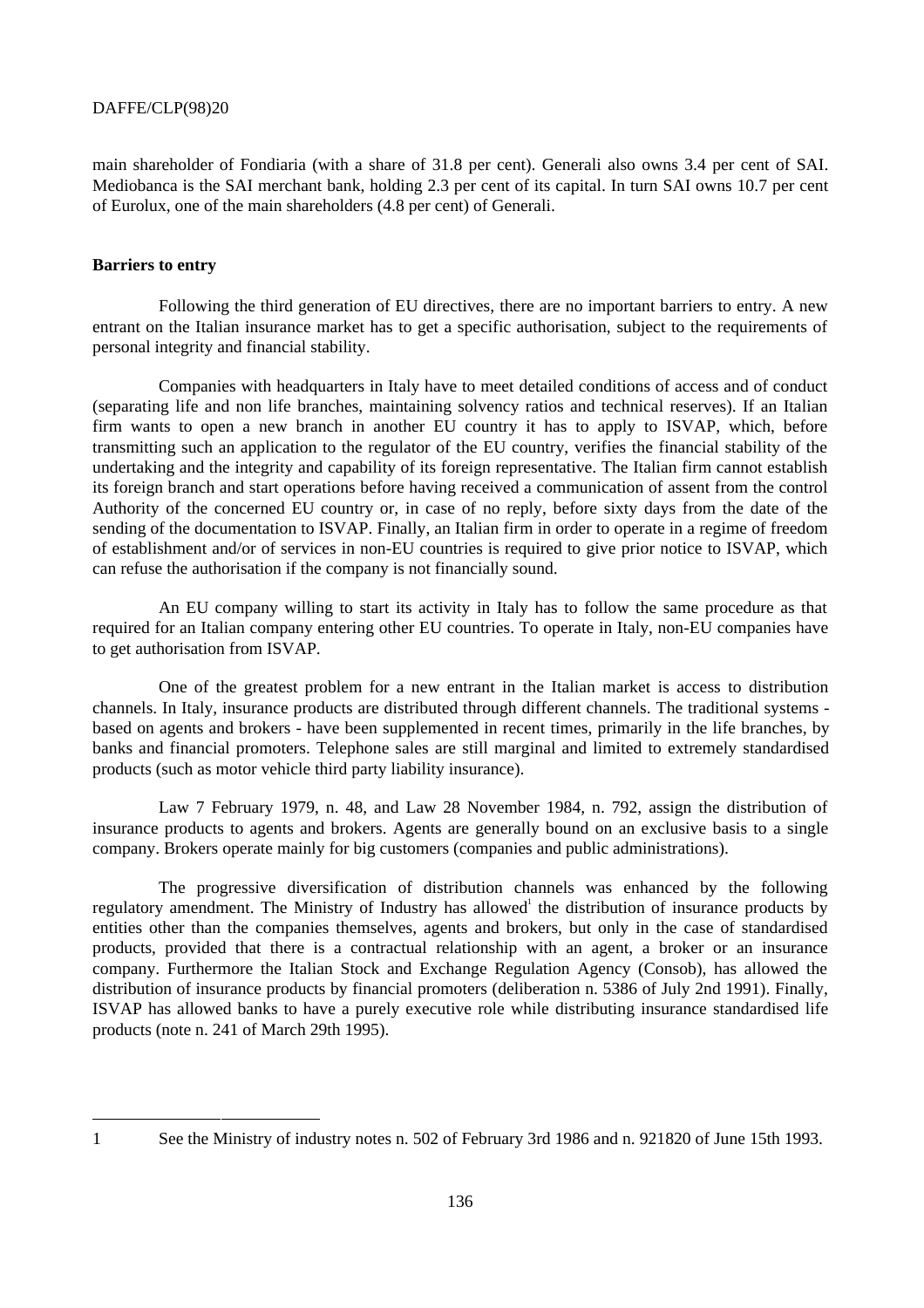main shareholder of Fondiaria (with a share of 31.8 per cent). Generali also owns 3.4 per cent of SAI. Mediobanca is the SAI merchant bank, holding 2.3 per cent of its capital. In turn SAI owns 10.7 per cent of Eurolux, one of the main shareholders (4.8 per cent) of Generali.

**Barriers to entry**

Following the third generation of EU directives, there are no important barriers to entry. A new entrant on the Italian insurance market has to get a specific authorisation, subject to the requirements of personal integrity and financial stability.

Companies with headquarters in Italy have to meet detailed conditions of access and of conduct (separating life and non life branches, maintaining solvency ratios and technical reserves). If an Italian firm wants to open a new branch in another EU country it has to apply to ISVAP, which, before transmitting such an application to the regulator of the EU country, verifies the financial stability of the undertaking and the integrity and capability of its foreign representative. The Italian firm cannot establish its foreign branch and start operations before having received a communication of assent from the control Authority of the concerned EU country or, in case of no reply, before sixty days from the date of the sending of the documentation to ISVAP. Finally, an Italian firm in order to operate in a regime of freedom of establishment and/or of services in non-EU countries is required to give prior notice to ISVAP, which can refuse the authorisation if the company is not financially sound.

An EU company willing to start its activity in Italy has to follow the same procedure as that required for an Italian company entering other EU countries. To operate in Italy, non-EU companies have to get authorisation from ISVAP.

One of the greatest problem for a new entrant in the Italian market is access to distribution channels. In Italy, insurance products are distributed through different channels. The traditional systems - based on agents and brokers - have been supplemented in recent times, primarily in the life branches, by banks and financial promoters. Telephone sales are still marginal and limited to extremely standardised products (such as motor vehicle third party liability insurance).

Law 7 February 1979, n. 48, and Law 28 November 1984, n. 792, assign the distribution of insurance products to agents and brokers. Agents are generally bound on an exclusive basis to a single company. Brokers operate mainly for big customers (companies and public administrations).

The progressive diversification of distribution channels was enhanced by the following regulatory amendment. The Ministry of Industry has allowed[1] the distribution of insurance products by entities other than the companies themselves, agents and brokers, but only in the case of standardised products, provided that there is a contractual relationship with an agent, a broker or an insurance company. Furthermore the Italian Stock and Exchange Regulation Agency (Consob), has allowed the distribution of insurance products by financial promoters (deliberation n. 5386 of July 2nd 1991). Finally, ISVAP has allowed banks to have a purely executive role while distributing insurance standardised life products (note n. 241 of March 29th 1995).

---

1 See the Ministry of industry notes n. 502 of February 3rd 1986 and n. 921820 of June 15th 1993.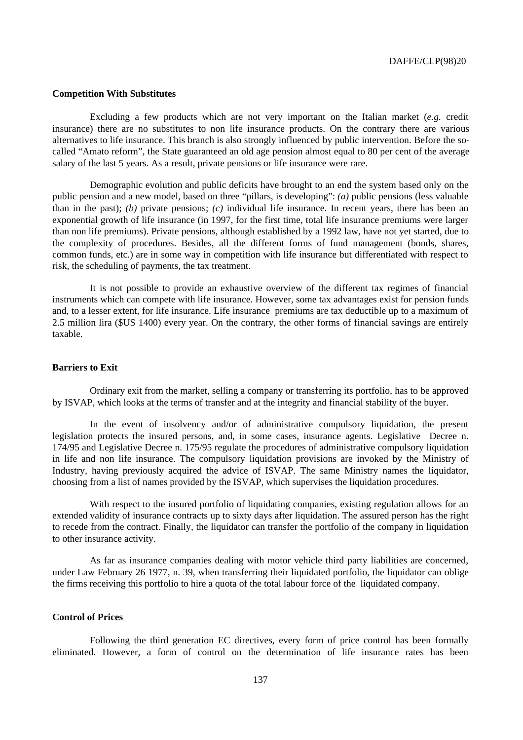### Competition With Substitutes

Excluding a few products which are not very important on the Italian market (*e.g.* credit insurance) there are no substitutes to non life insurance products. On the contrary there are various alternatives to life insurance. This branch is also strongly influenced by public intervention. Before the so-called "Amato reform", the State guaranteed an old age pension almost equal to 80 per cent of the average salary of the last 5 years. As a result, private pensions or life insurance were rare.

Demographic evolution and public deficits have brought to an end the system based only on the public pension and a new model, based on three "pillars, is developing": *(a)* public pensions (less valuable than in the past); *(b)* private pensions; *(c)* individual life insurance. In recent years, there has been an exponential growth of life insurance (in 1997, for the first time, total life insurance premiums were larger than non life premiums). Private pensions, although established by a 1992 law, have not yet started, due to the complexity of procedures. Besides, all the different forms of fund management (bonds, shares, common funds, etc.) are in some way in competition with life insurance but differentiated with respect to risk, the scheduling of payments, the tax treatment.

It is not possible to provide an exhaustive overview of the different tax regimes of financial instruments which can compete with life insurance. However, some tax advantages exist for pension funds and, to a lesser extent, for life insurance. Life insurance premiums are tax deductible up to a maximum of 2.5 million lira ($US 1400) every year. On the contrary, the other forms of financial savings are entirely taxable.

### Barriers to Exit

Ordinary exit from the market, selling a company or transferring its portfolio, has to be approved by ISVAP, which looks at the terms of transfer and at the integrity and financial stability of the buyer.

In the event of insolvency and/or of administrative compulsory liquidation, the present legislation protects the insured persons, and, in some cases, insurance agents. Legislative Decree n. 174/95 and Legislative Decree n. 175/95 regulate the procedures of administrative compulsory liquidation in life and non life insurance. The compulsory liquidation provisions are invoked by the Ministry of Industry, having previously acquired the advice of ISVAP. The same Ministry names the liquidator, choosing from a list of names provided by the ISVAP, which supervises the liquidation procedures.

With respect to the insured portfolio of liquidating companies, existing regulation allows for an extended validity of insurance contracts up to sixty days after liquidation. The assured person has the right to recede from the contract. Finally, the liquidator can transfer the portfolio of the company in liquidation to other insurance activity.

As far as insurance companies dealing with motor vehicle third party liabilities are concerned, under Law February 26 1977, n. 39, when transferring their liquidated portfolio, the liquidator can oblige the firms receiving this portfolio to hire a quota of the total labour force of the liquidated company.

### Control of Prices

Following the third generation EC directives, every form of price control has been formally eliminated. However, a form of control on the determination of life insurance rates has been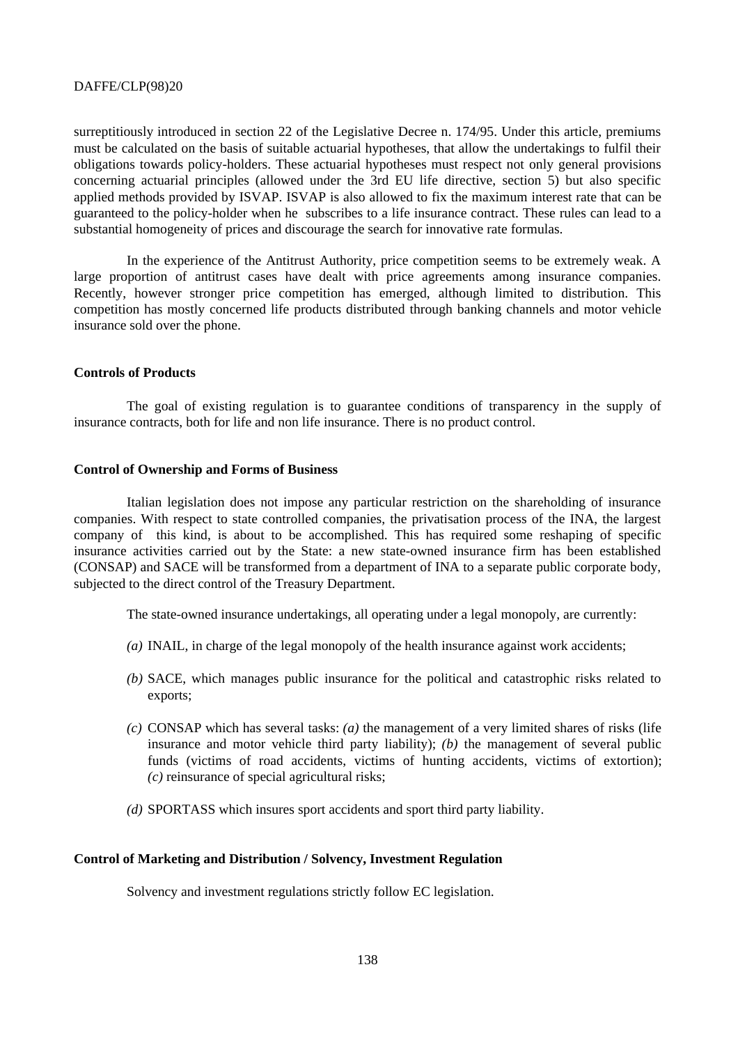surreptitiously introduced in section 22 of the Legislative Decree n. 174/95. Under this article, premiums must be calculated on the basis of suitable actuarial hypotheses, that allow the undertakings to fulfil their obligations towards policy-holders. These actuarial hypotheses must respect not only general provisions concerning actuarial principles (allowed under the 3rd EU life directive, section 5) but also specific applied methods provided by ISVAP. ISVAP is also allowed to fix the maximum interest rate that can be guaranteed to the policy-holder when he subscribes to a life insurance contract. These rules can lead to a substantial homogeneity of prices and discourage the search for innovative rate formulas.

In the experience of the Antitrust Authority, price competition seems to be extremely weak. A large proportion of antitrust cases have dealt with price agreements among insurance companies. Recently, however stronger price competition has emerged, although limited to distribution. This competition has mostly concerned life products distributed through banking channels and motor vehicle insurance sold over the phone.

**Controls of Products**

The goal of existing regulation is to guarantee conditions of transparency in the supply of insurance contracts, both for life and non life insurance. There is no product control.

**Control of Ownership and Forms of Business**

Italian legislation does not impose any particular restriction on the shareholding of insurance companies. With respect to state controlled companies, the privatisation process of the INA, the largest company of this kind, is about to be accomplished. This has required some reshaping of specific insurance activities carried out by the State: a new state-owned insurance firm has been established (CONSAP) and SACE will be transformed from a department of INA to a separate public corporate body, subjected to the direct control of the Treasury Department.

The state-owned insurance undertakings, all operating under a legal monopoly, are currently:

*(a)* INAIL, in charge of the legal monopoly of the health insurance against work accidents;

*(b)* SACE, which manages public insurance for the political and catastrophic risks related to exports;

*(c)* CONSAP which has several tasks: *(a)* the management of a very limited shares of risks (life insurance and motor vehicle third party liability); *(b)* the management of several public funds (victims of road accidents, victims of hunting accidents, victims of extortion); *(c)* reinsurance of special agricultural risks;

*(d)* SPORTASS which insures sport accidents and sport third party liability.

**Control of Marketing and Distribution / Solvency, Investment Regulation**

Solvency and investment regulations strictly follow EC legislation.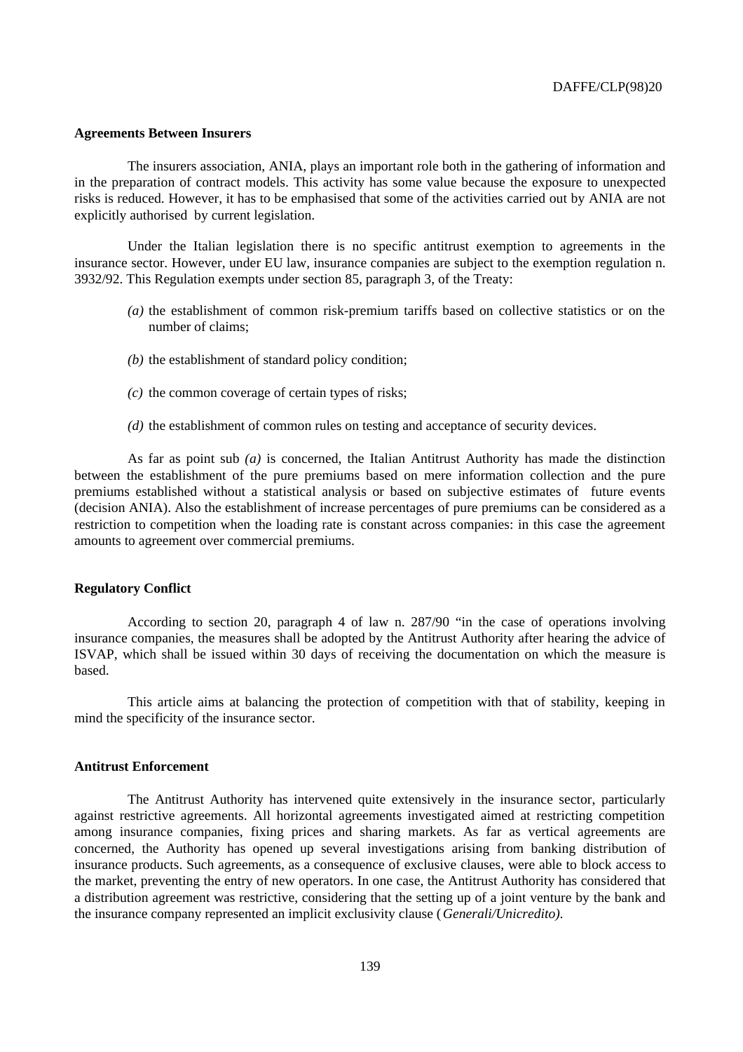### Agreements Between Insurers

The insurers association, ANIA, plays an important role both in the gathering of information and in the preparation of contract models. This activity has some value because the exposure to unexpected risks is reduced. However, it has to be emphasised that some of the activities carried out by ANIA are not explicitly authorised by current legislation.

Under the Italian legislation there is no specific antitrust exemption to agreements in the insurance sector. However, under EU law, insurance companies are subject to the exemption regulation n. 3932/92. This Regulation exempts under section 85, paragraph 3, of the Treaty:

*(a)* the establishment of common risk-premium tariffs based on collective statistics or on the number of claims;

*(b)* the establishment of standard policy condition;

*(c)* the common coverage of certain types of risks;

*(d)* the establishment of common rules on testing and acceptance of security devices.

As far as point sub *(a)* is concerned, the Italian Antitrust Authority has made the distinction between the establishment of the pure premiums based on mere information collection and the pure premiums established without a statistical analysis or based on subjective estimates of future events (decision ANIA). Also the establishment of increase percentages of pure premiums can be considered as a restriction to competition when the loading rate is constant across companies: in this case the agreement amounts to agreement over commercial premiums.

### Regulatory Conflict

According to section 20, paragraph 4 of law n. 287/90 "in the case of operations involving insurance companies, the measures shall be adopted by the Antitrust Authority after hearing the advice of ISVAP, which shall be issued within 30 days of receiving the documentation on which the measure is based.

This article aims at balancing the protection of competition with that of stability, keeping in mind the specificity of the insurance sector.

### Antitrust Enforcement

The Antitrust Authority has intervened quite extensively in the insurance sector, particularly against restrictive agreements. All horizontal agreements investigated aimed at restricting competition among insurance companies, fixing prices and sharing markets. As far as vertical agreements are concerned, the Authority has opened up several investigations arising from banking distribution of insurance products. Such agreements, as a consequence of exclusive clauses, were able to block access to the market, preventing the entry of new operators. In one case, the Antitrust Authority has considered that a distribution agreement was restrictive, considering that the setting up of a joint venture by the bank and the insurance company represented an implicit exclusivity clause (*Generali/Unicredito)*.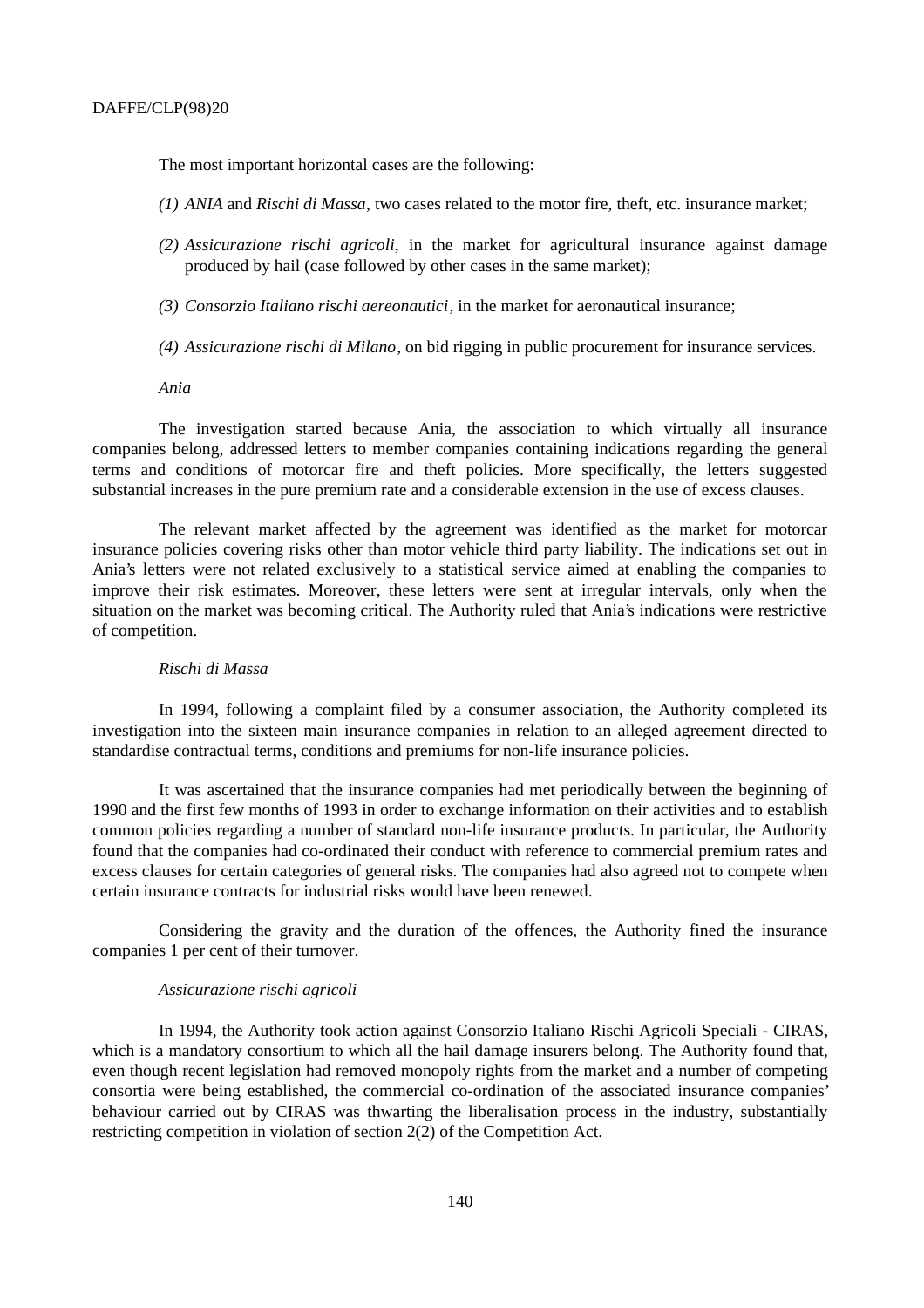The most important horizontal cases are the following:

(1) *ANIA* and *Rischi di Massa*, two cases related to the motor fire, theft, etc. insurance market;

(2) *Assicurazione rischi agricoli*, in the market for agricultural insurance against damage produced by hail (case followed by other cases in the same market);

(3) *Consorzio Italiano rischi aereonautici*, in the market for aeronautical insurance;

(4) *Assicurazione rischi di Milano*, on bid rigging in public procurement for insurance services.

*Ania*

The investigation started because Ania, the association to which virtually all insurance companies belong, addressed letters to member companies containing indications regarding the general terms and conditions of motorcar fire and theft policies. More specifically, the letters suggested substantial increases in the pure premium rate and a considerable extension in the use of excess clauses.

The relevant market affected by the agreement was identified as the market for motorcar insurance policies covering risks other than motor vehicle third party liability. The indications set out in Ania's letters were not related exclusively to a statistical service aimed at enabling the companies to improve their risk estimates. Moreover, these letters were sent at irregular intervals, only when the situation on the market was becoming critical. The Authority ruled that Ania's indications were restrictive of competition.

*Rischi di Massa*

In 1994, following a complaint filed by a consumer association, the Authority completed its investigation into the sixteen main insurance companies in relation to an alleged agreement directed to standardise contractual terms, conditions and premiums for non-life insurance policies.

It was ascertained that the insurance companies had met periodically between the beginning of 1990 and the first few months of 1993 in order to exchange information on their activities and to establish common policies regarding a number of standard non-life insurance products. In particular, the Authority found that the companies had co-ordinated their conduct with reference to commercial premium rates and excess clauses for certain categories of general risks. The companies had also agreed not to compete when certain insurance contracts for industrial risks would have been renewed.

Considering the gravity and the duration of the offences, the Authority fined the insurance companies 1 per cent of their turnover.

*Assicurazione rischi agricoli*

In 1994, the Authority took action against Consorzio Italiano Rischi Agricoli Speciali - CIRAS, which is a mandatory consortium to which all the hail damage insurers belong. The Authority found that, even though recent legislation had removed monopoly rights from the market and a number of competing consortia were being established, the commercial co-ordination of the associated insurance companies' behaviour carried out by CIRAS was thwarting the liberalisation process in the industry, substantially restricting competition in violation of section 2(2) of the Competition Act.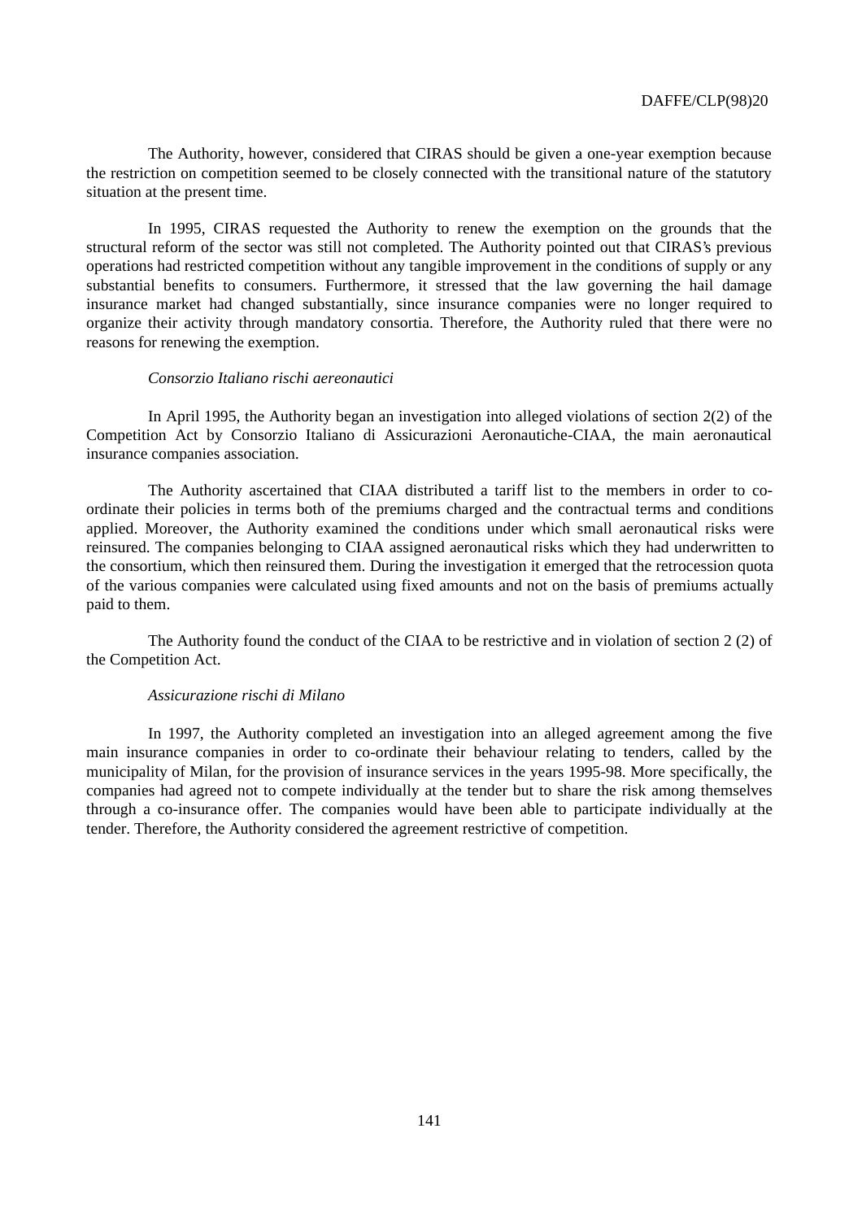The Authority, however, considered that CIRAS should be given a one-year exemption because the restriction on competition seemed to be closely connected with the transitional nature of the statutory situation at the present time.

In 1995, CIRAS requested the Authority to renew the exemption on the grounds that the structural reform of the sector was still not completed. The Authority pointed out that CIRAS's previous operations had restricted competition without any tangible improvement in the conditions of supply or any substantial benefits to consumers. Furthermore, it stressed that the law governing the hail damage insurance market had changed substantially, since insurance companies were no longer required to organize their activity through mandatory consortia. Therefore, the Authority ruled that there were no reasons for renewing the exemption.

*Consorzio Italiano rischi aereonautici*

In April 1995, the Authority began an investigation into alleged violations of section 2(2) of the Competition Act by Consorzio Italiano di Assicurazioni Aeronautiche-CIAA, the main aeronautical insurance companies association.

The Authority ascertained that CIAA distributed a tariff list to the members in order to co-ordinate their policies in terms both of the premiums charged and the contractual terms and conditions applied. Moreover, the Authority examined the conditions under which small aeronautical risks were reinsured. The companies belonging to CIAA assigned aeronautical risks which they had underwritten to the consortium, which then reinsured them. During the investigation it emerged that the retrocession quota of the various companies were calculated using fixed amounts and not on the basis of premiums actually paid to them.

The Authority found the conduct of the CIAA to be restrictive and in violation of section 2 (2) of the Competition Act.

*Assicurazione rischi di Milano*

In 1997, the Authority completed an investigation into an alleged agreement among the five main insurance companies in order to co-ordinate their behaviour relating to tenders, called by the municipality of Milan, for the provision of insurance services in the years 1995-98. More specifically, the companies had agreed not to compete individually at the tender but to share the risk among themselves through a co-insurance offer. The companies would have been able to participate individually at the tender. Therefore, the Authority considered the agreement restrictive of competition.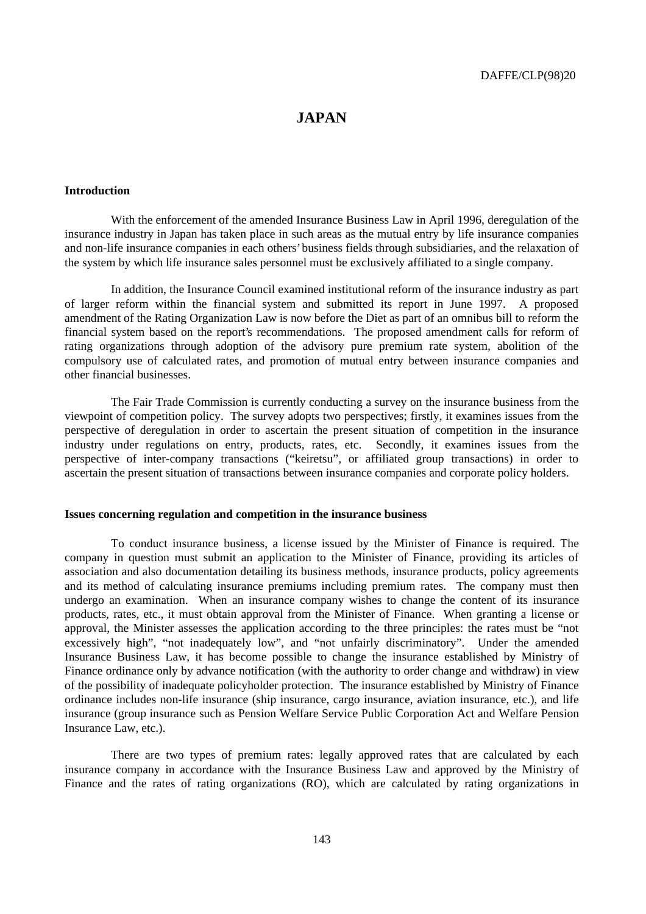# JAPAN

## Introduction

With the enforcement of the amended Insurance Business Law in April 1996, deregulation of the insurance industry in Japan has taken place in such areas as the mutual entry by life insurance companies and non-life insurance companies in each others' business fields through subsidiaries, and the relaxation of the system by which life insurance sales personnel must be exclusively affiliated to a single company.

In addition, the Insurance Council examined institutional reform of the insurance industry as part of larger reform within the financial system and submitted its report in June 1997. A proposed amendment of the Rating Organization Law is now before the Diet as part of an omnibus bill to reform the financial system based on the report's recommendations. The proposed amendment calls for reform of rating organizations through adoption of the advisory pure premium rate system, abolition of the compulsory use of calculated rates, and promotion of mutual entry between insurance companies and other financial businesses.

The Fair Trade Commission is currently conducting a survey on the insurance business from the viewpoint of competition policy. The survey adopts two perspectives; firstly, it examines issues from the perspective of deregulation in order to ascertain the present situation of competition in the insurance industry under regulations on entry, products, rates, etc. Secondly, it examines issues from the perspective of inter-company transactions ("keiretsu", or affiliated group transactions) in order to ascertain the present situation of transactions between insurance companies and corporate policy holders.

## Issues concerning regulation and competition in the insurance business

To conduct insurance business, a license issued by the Minister of Finance is required. The company in question must submit an application to the Minister of Finance, providing its articles of association and also documentation detailing its business methods, insurance products, policy agreements and its method of calculating insurance premiums including premium rates. The company must then undergo an examination. When an insurance company wishes to change the content of its insurance products, rates, etc., it must obtain approval from the Minister of Finance. When granting a license or approval, the Minister assesses the application according to the three principles: the rates must be "not excessively high", "not inadequately low", and "not unfairly discriminatory". Under the amended Insurance Business Law, it has become possible to change the insurance established by Ministry of Finance ordinance only by advance notification (with the authority to order change and withdraw) in view of the possibility of inadequate policyholder protection. The insurance established by Ministry of Finance ordinance includes non-life insurance (ship insurance, cargo insurance, aviation insurance, etc.), and life insurance (group insurance such as Pension Welfare Service Public Corporation Act and Welfare Pension Insurance Law, etc.).

There are two types of premium rates: legally approved rates that are calculated by each insurance company in accordance with the Insurance Business Law and approved by the Ministry of Finance and the rates of rating organizations (RO), which are calculated by rating organizations in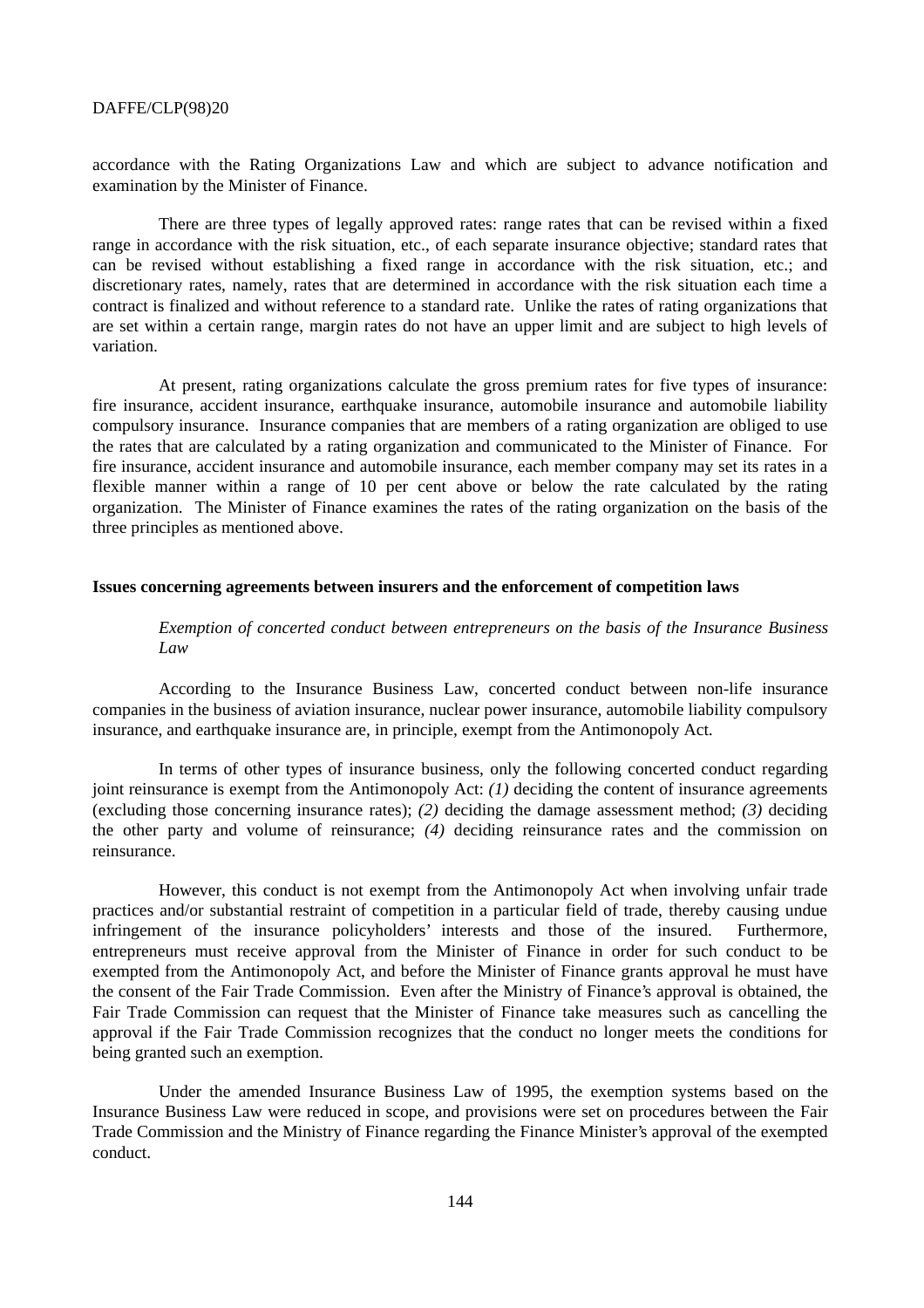accordance with the Rating Organizations Law and which are subject to advance notification and examination by the Minister of Finance.

There are three types of legally approved rates: range rates that can be revised within a fixed range in accordance with the risk situation, etc., of each separate insurance objective; standard rates that can be revised without establishing a fixed range in accordance with the risk situation, etc.; and discretionary rates, namely, rates that are determined in accordance with the risk situation each time a contract is finalized and without reference to a standard rate. Unlike the rates of rating organizations that are set within a certain range, margin rates do not have an upper limit and are subject to high levels of variation.

At present, rating organizations calculate the gross premium rates for five types of insurance: fire insurance, accident insurance, earthquake insurance, automobile insurance and automobile liability compulsory insurance. Insurance companies that are members of a rating organization are obliged to use the rates that are calculated by a rating organization and communicated to the Minister of Finance. For fire insurance, accident insurance and automobile insurance, each member company may set its rates in a flexible manner within a range of 10 per cent above or below the rate calculated by the rating organization. The Minister of Finance examines the rates of the rating organization on the basis of the three principles as mentioned above.

**Issues concerning agreements between insurers and the enforcement of competition laws**

*Exemption of concerted conduct between entrepreneurs on the basis of the Insurance Business Law*

According to the Insurance Business Law, concerted conduct between non-life insurance companies in the business of aviation insurance, nuclear power insurance, automobile liability compulsory insurance, and earthquake insurance are, in principle, exempt from the Antimonopoly Act.

In terms of other types of insurance business, only the following concerted conduct regarding joint reinsurance is exempt from the Antimonopoly Act: *(1)* deciding the content of insurance agreements (excluding those concerning insurance rates); *(2)* deciding the damage assessment method; *(3)* deciding the other party and volume of reinsurance; *(4)* deciding reinsurance rates and the commission on reinsurance.

However, this conduct is not exempt from the Antimonopoly Act when involving unfair trade practices and/or substantial restraint of competition in a particular field of trade, thereby causing undue infringement of the insurance policyholders' interests and those of the insured. Furthermore, entrepreneurs must receive approval from the Minister of Finance in order for such conduct to be exempted from the Antimonopoly Act, and before the Minister of Finance grants approval he must have the consent of the Fair Trade Commission. Even after the Ministry of Finance's approval is obtained, the Fair Trade Commission can request that the Minister of Finance take measures such as cancelling the approval if the Fair Trade Commission recognizes that the conduct no longer meets the conditions for being granted such an exemption.

Under the amended Insurance Business Law of 1995, the exemption systems based on the Insurance Business Law were reduced in scope, and provisions were set on procedures between the Fair Trade Commission and the Ministry of Finance regarding the Finance Minister's approval of the exempted conduct.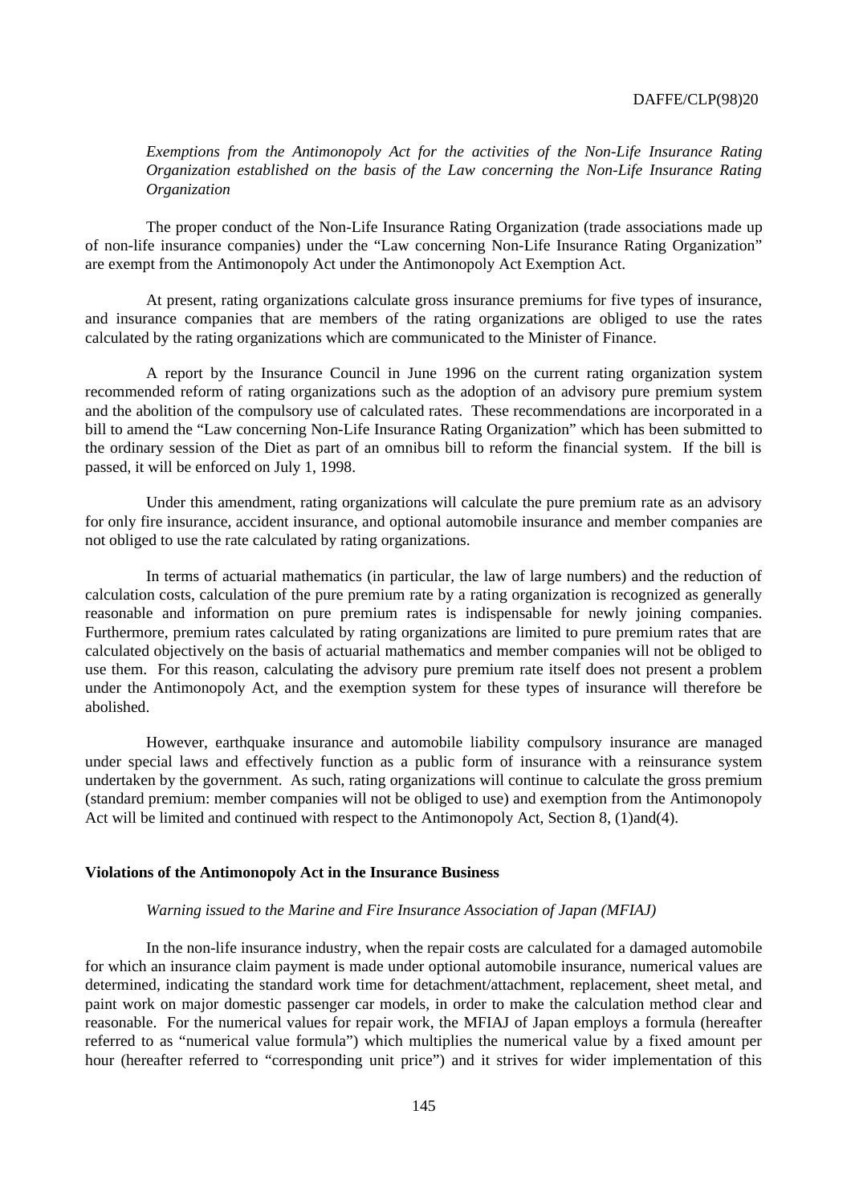*Exemptions from the Antimonopoly Act for the activities of the Non-Life Insurance Rating Organization established on the basis of the Law concerning the Non-Life Insurance Rating Organization*

The proper conduct of the Non-Life Insurance Rating Organization (trade associations made up of non-life insurance companies) under the "Law concerning Non-Life Insurance Rating Organization" are exempt from the Antimonopoly Act under the Antimonopoly Act Exemption Act.

At present, rating organizations calculate gross insurance premiums for five types of insurance, and insurance companies that are members of the rating organizations are obliged to use the rates calculated by the rating organizations which are communicated to the Minister of Finance.

A report by the Insurance Council in June 1996 on the current rating organization system recommended reform of rating organizations such as the adoption of an advisory pure premium system and the abolition of the compulsory use of calculated rates. These recommendations are incorporated in a bill to amend the "Law concerning Non-Life Insurance Rating Organization" which has been submitted to the ordinary session of the Diet as part of an omnibus bill to reform the financial system. If the bill is passed, it will be enforced on July 1, 1998.

Under this amendment, rating organizations will calculate the pure premium rate as an advisory for only fire insurance, accident insurance, and optional automobile insurance and member companies are not obliged to use the rate calculated by rating organizations.

In terms of actuarial mathematics (in particular, the law of large numbers) and the reduction of calculation costs, calculation of the pure premium rate by a rating organization is recognized as generally reasonable and information on pure premium rates is indispensable for newly joining companies. Furthermore, premium rates calculated by rating organizations are limited to pure premium rates that are calculated objectively on the basis of actuarial mathematics and member companies will not be obliged to use them. For this reason, calculating the advisory pure premium rate itself does not present a problem under the Antimonopoly Act, and the exemption system for these types of insurance will therefore be abolished.

However, earthquake insurance and automobile liability compulsory insurance are managed under special laws and effectively function as a public form of insurance with a reinsurance system undertaken by the government. As such, rating organizations will continue to calculate the gross premium (standard premium: member companies will not be obliged to use) and exemption from the Antimonopoly Act will be limited and continued with respect to the Antimonopoly Act, Section 8, (1)and(4).

**Violations of the Antimonopoly Act in the Insurance Business**

*Warning issued to the Marine and Fire Insurance Association of Japan (MFIAJ)*

In the non-life insurance industry, when the repair costs are calculated for a damaged automobile for which an insurance claim payment is made under optional automobile insurance, numerical values are determined, indicating the standard work time for detachment/attachment, replacement, sheet metal, and paint work on major domestic passenger car models, in order to make the calculation method clear and reasonable. For the numerical values for repair work, the MFIAJ of Japan employs a formula (hereafter referred to as "numerical value formula") which multiplies the numerical value by a fixed amount per hour (hereafter referred to "corresponding unit price") and it strives for wider implementation of this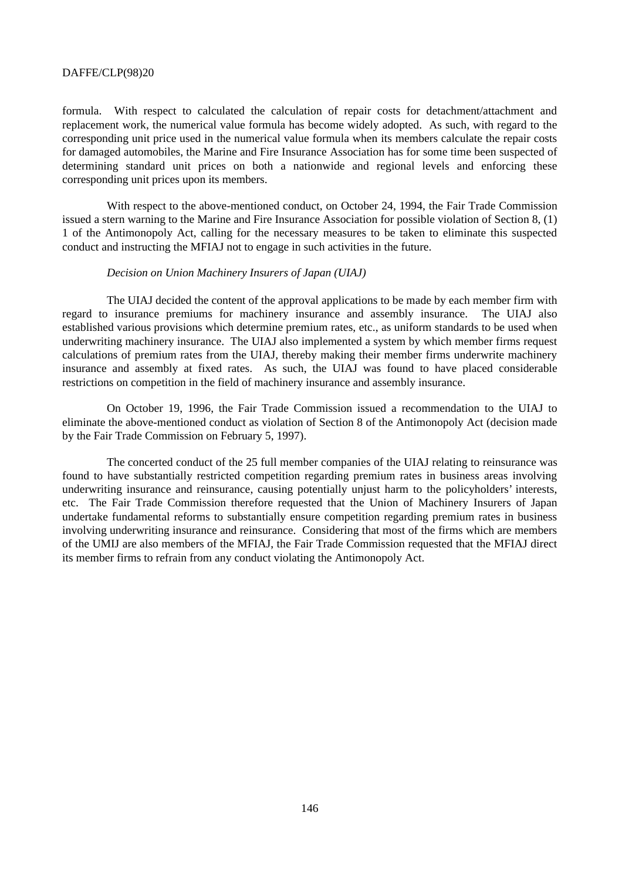formula. With respect to calculated the calculation of repair costs for detachment/attachment and replacement work, the numerical value formula has become widely adopted. As such, with regard to the corresponding unit price used in the numerical value formula when its members calculate the repair costs for damaged automobiles, the Marine and Fire Insurance Association has for some time been suspected of determining standard unit prices on both a nationwide and regional levels and enforcing these corresponding unit prices upon its members.

With respect to the above-mentioned conduct, on October 24, 1994, the Fair Trade Commission issued a stern warning to the Marine and Fire Insurance Association for possible violation of Section 8, (1) 1 of the Antimonopoly Act, calling for the necessary measures to be taken to eliminate this suspected conduct and instructing the MFIAJ not to engage in such activities in the future.

*Decision on Union Machinery Insurers of Japan (UIAJ)*

The UIAJ decided the content of the approval applications to be made by each member firm with regard to insurance premiums for machinery insurance and assembly insurance. The UIAJ also established various provisions which determine premium rates, etc., as uniform standards to be used when underwriting machinery insurance. The UIAJ also implemented a system by which member firms request calculations of premium rates from the UIAJ, thereby making their member firms underwrite machinery insurance and assembly at fixed rates. As such, the UIAJ was found to have placed considerable restrictions on competition in the field of machinery insurance and assembly insurance.

On October 19, 1996, the Fair Trade Commission issued a recommendation to the UIAJ to eliminate the above-mentioned conduct as violation of Section 8 of the Antimonopoly Act (decision made by the Fair Trade Commission on February 5, 1997).

The concerted conduct of the 25 full member companies of the UIAJ relating to reinsurance was found to have substantially restricted competition regarding premium rates in business areas involving underwriting insurance and reinsurance, causing potentially unjust harm to the policyholders' interests, etc. The Fair Trade Commission therefore requested that the Union of Machinery Insurers of Japan undertake fundamental reforms to substantially ensure competition regarding premium rates in business involving underwriting insurance and reinsurance. Considering that most of the firms which are members of the UMIJ are also members of the MFIAJ, the Fair Trade Commission requested that the MFIAJ direct its member firms to refrain from any conduct violating the Antimonopoly Act.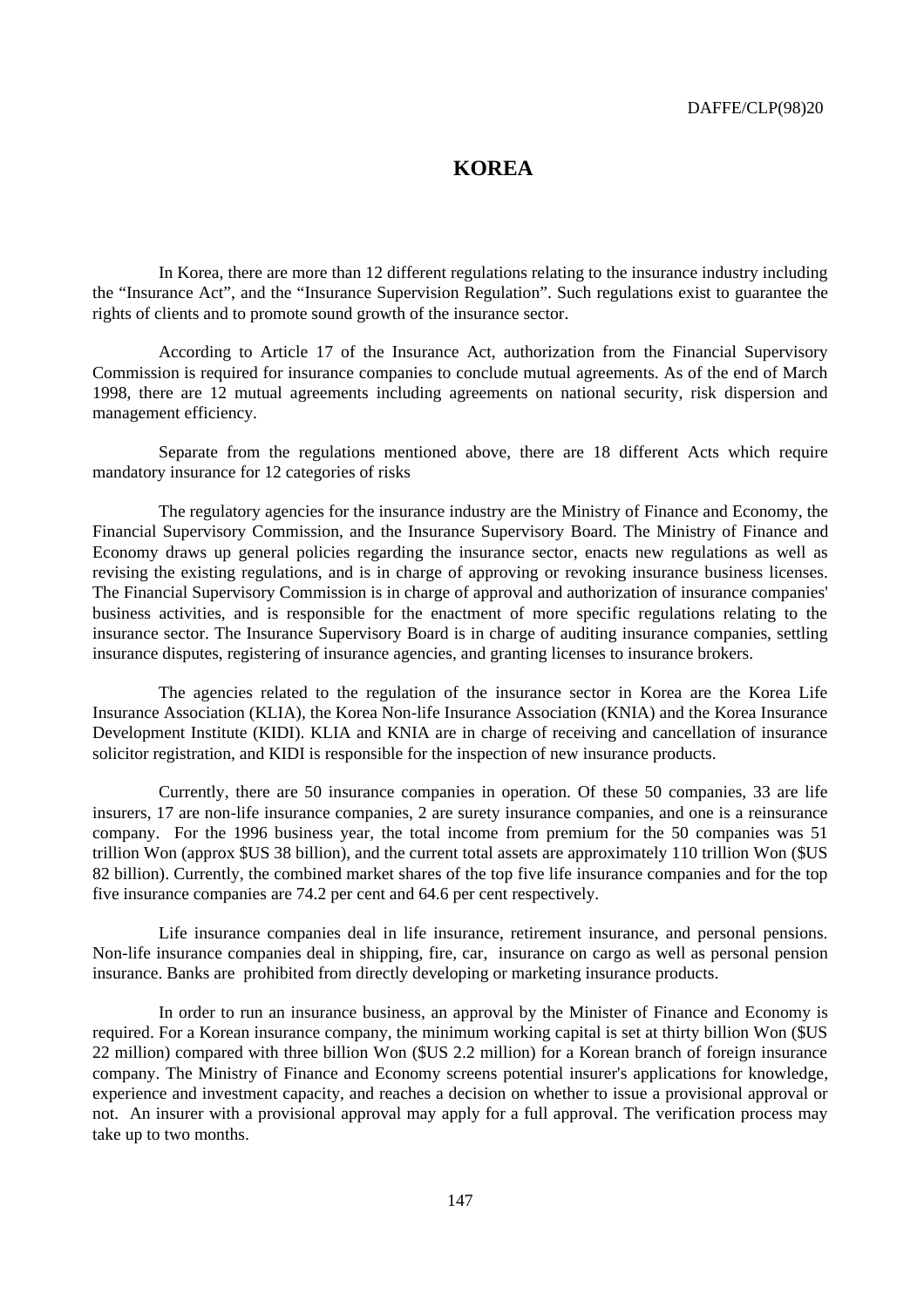# KOREA

In Korea, there are more than 12 different regulations relating to the insurance industry including the "Insurance Act", and the "Insurance Supervision Regulation". Such regulations exist to guarantee the rights of clients and to promote sound growth of the insurance sector.

According to Article 17 of the Insurance Act, authorization from the Financial Supervisory Commission is required for insurance companies to conclude mutual agreements. As of the end of March 1998, there are 12 mutual agreements including agreements on national security, risk dispersion and management efficiency.

Separate from the regulations mentioned above, there are 18 different Acts which require mandatory insurance for 12 categories of risks

The regulatory agencies for the insurance industry are the Ministry of Finance and Economy, the Financial Supervisory Commission, and the Insurance Supervisory Board. The Ministry of Finance and Economy draws up general policies regarding the insurance sector, enacts new regulations as well as revising the existing regulations, and is in charge of approving or revoking insurance business licenses. The Financial Supervisory Commission is in charge of approval and authorization of insurance companies' business activities, and is responsible for the enactment of more specific regulations relating to the insurance sector. The Insurance Supervisory Board is in charge of auditing insurance companies, settling insurance disputes, registering of insurance agencies, and granting licenses to insurance brokers.

The agencies related to the regulation of the insurance sector in Korea are the Korea Life Insurance Association (KLIA), the Korea Non-life Insurance Association (KNIA) and the Korea Insurance Development Institute (KIDI). KLIA and KNIA are in charge of receiving and cancellation of insurance solicitor registration, and KIDI is responsible for the inspection of new insurance products.

Currently, there are 50 insurance companies in operation. Of these 50 companies, 33 are life insurers, 17 are non-life insurance companies, 2 are surety insurance companies, and one is a reinsurance company. For the 1996 business year, the total income from premium for the 50 companies was 51 trillion Won (approx $US 38 billion), and the current total assets are approximately 110 trillion Won ($US 82 billion). Currently, the combined market shares of the top five life insurance companies and for the top five insurance companies are 74.2 per cent and 64.6 per cent respectively.

Life insurance companies deal in life insurance, retirement insurance, and personal pensions. Non-life insurance companies deal in shipping, fire, car, insurance on cargo as well as personal pension insurance. Banks are prohibited from directly developing or marketing insurance products.

In order to run an insurance business, an approval by the Minister of Finance and Economy is required. For a Korean insurance company, the minimum working capital is set at thirty billion Won ($US 22 million) compared with three billion Won ($US 2.2 million) for a Korean branch of foreign insurance company. The Ministry of Finance and Economy screens potential insurer's applications for knowledge, experience and investment capacity, and reaches a decision on whether to issue a provisional approval or not. An insurer with a provisional approval may apply for a full approval. The verification process may take up to two months.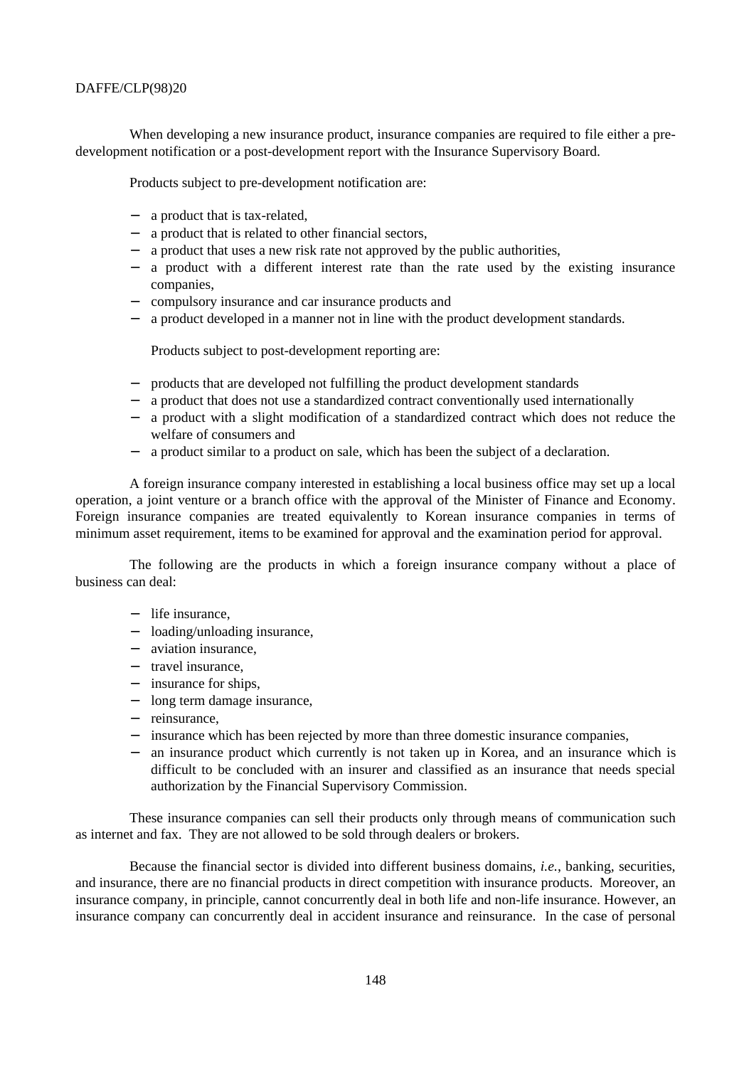When developing a new insurance product, insurance companies are required to file either a pre-development notification or a post-development report with the Insurance Supervisory Board.

Products subject to pre-development notification are:

- a product that is tax-related,
- a product that is related to other financial sectors,
- a product that uses a new risk rate not approved by the public authorities,
- a product with a different interest rate than the rate used by the existing insurance companies,
- compulsory insurance and car insurance products and
- a product developed in a manner not in line with the product development standards.

Products subject to post-development reporting are:

- products that are developed not fulfilling the product development standards
- a product that does not use a standardized contract conventionally used internationally
- a product with a slight modification of a standardized contract which does not reduce the welfare of consumers and
- a product similar to a product on sale, which has been the subject of a declaration.

A foreign insurance company interested in establishing a local business office may set up a local operation, a joint venture or a branch office with the approval of the Minister of Finance and Economy. Foreign insurance companies are treated equivalently to Korean insurance companies in terms of minimum asset requirement, items to be examined for approval and the examination period for approval.

The following are the products in which a foreign insurance company without a place of business can deal:

- life insurance,
- loading/unloading insurance,
- aviation insurance,
- travel insurance,
- insurance for ships,
- long term damage insurance,
- reinsurance,
- insurance which has been rejected by more than three domestic insurance companies,
- an insurance product which currently is not taken up in Korea, and an insurance which is difficult to be concluded with an insurer and classified as an insurance that needs special authorization by the Financial Supervisory Commission.

These insurance companies can sell their products only through means of communication such as internet and fax. They are not allowed to be sold through dealers or brokers.

Because the financial sector is divided into different business domains, *i.e.*, banking, securities, and insurance, there are no financial products in direct competition with insurance products. Moreover, an insurance company, in principle, cannot concurrently deal in both life and non-life insurance. However, an insurance company can concurrently deal in accident insurance and reinsurance. In the case of personal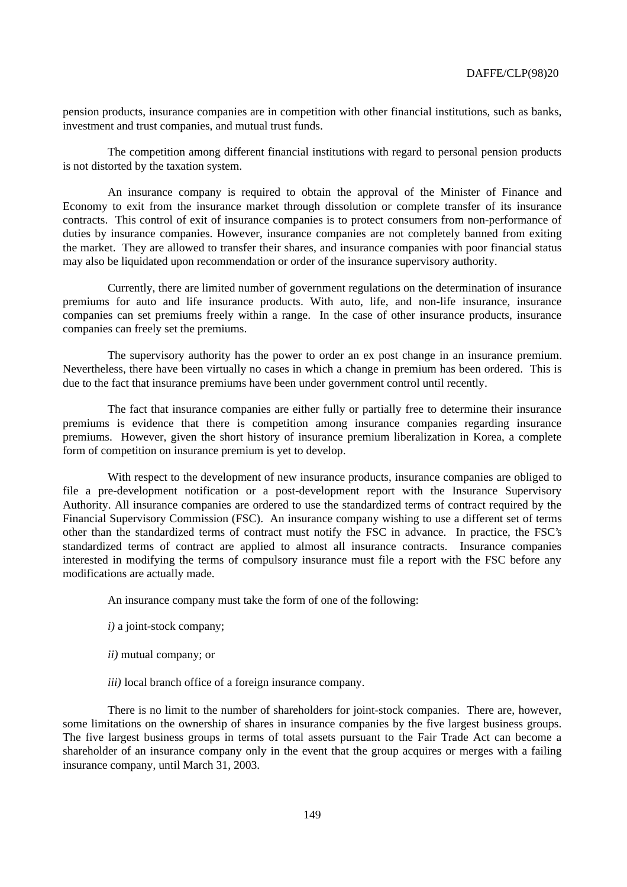pension products, insurance companies are in competition with other financial institutions, such as banks, investment and trust companies, and mutual trust funds.

The competition among different financial institutions with regard to personal pension products is not distorted by the taxation system.

An insurance company is required to obtain the approval of the Minister of Finance and Economy to exit from the insurance market through dissolution or complete transfer of its insurance contracts. This control of exit of insurance companies is to protect consumers from non-performance of duties by insurance companies. However, insurance companies are not completely banned from exiting the market. They are allowed to transfer their shares, and insurance companies with poor financial status may also be liquidated upon recommendation or order of the insurance supervisory authority.

Currently, there are limited number of government regulations on the determination of insurance premiums for auto and life insurance products. With auto, life, and non-life insurance, insurance companies can set premiums freely within a range. In the case of other insurance products, insurance companies can freely set the premiums.

The supervisory authority has the power to order an ex post change in an insurance premium. Nevertheless, there have been virtually no cases in which a change in premium has been ordered. This is due to the fact that insurance premiums have been under government control until recently.

The fact that insurance companies are either fully or partially free to determine their insurance premiums is evidence that there is competition among insurance companies regarding insurance premiums. However, given the short history of insurance premium liberalization in Korea, a complete form of competition on insurance premium is yet to develop.

With respect to the development of new insurance products, insurance companies are obliged to file a pre-development notification or a post-development report with the Insurance Supervisory Authority. All insurance companies are ordered to use the standardized terms of contract required by the Financial Supervisory Commission (FSC). An insurance company wishing to use a different set of terms other than the standardized terms of contract must notify the FSC in advance. In practice, the FSC's standardized terms of contract are applied to almost all insurance contracts. Insurance companies interested in modifying the terms of compulsory insurance must file a report with the FSC before any modifications are actually made.

An insurance company must take the form of one of the following:

*i)* a joint-stock company;

*ii)* mutual company; or

*iii)* local branch office of a foreign insurance company.

There is no limit to the number of shareholders for joint-stock companies. There are, however, some limitations on the ownership of shares in insurance companies by the five largest business groups. The five largest business groups in terms of total assets pursuant to the Fair Trade Act can become a shareholder of an insurance company only in the event that the group acquires or merges with a failing insurance company, until March 31, 2003.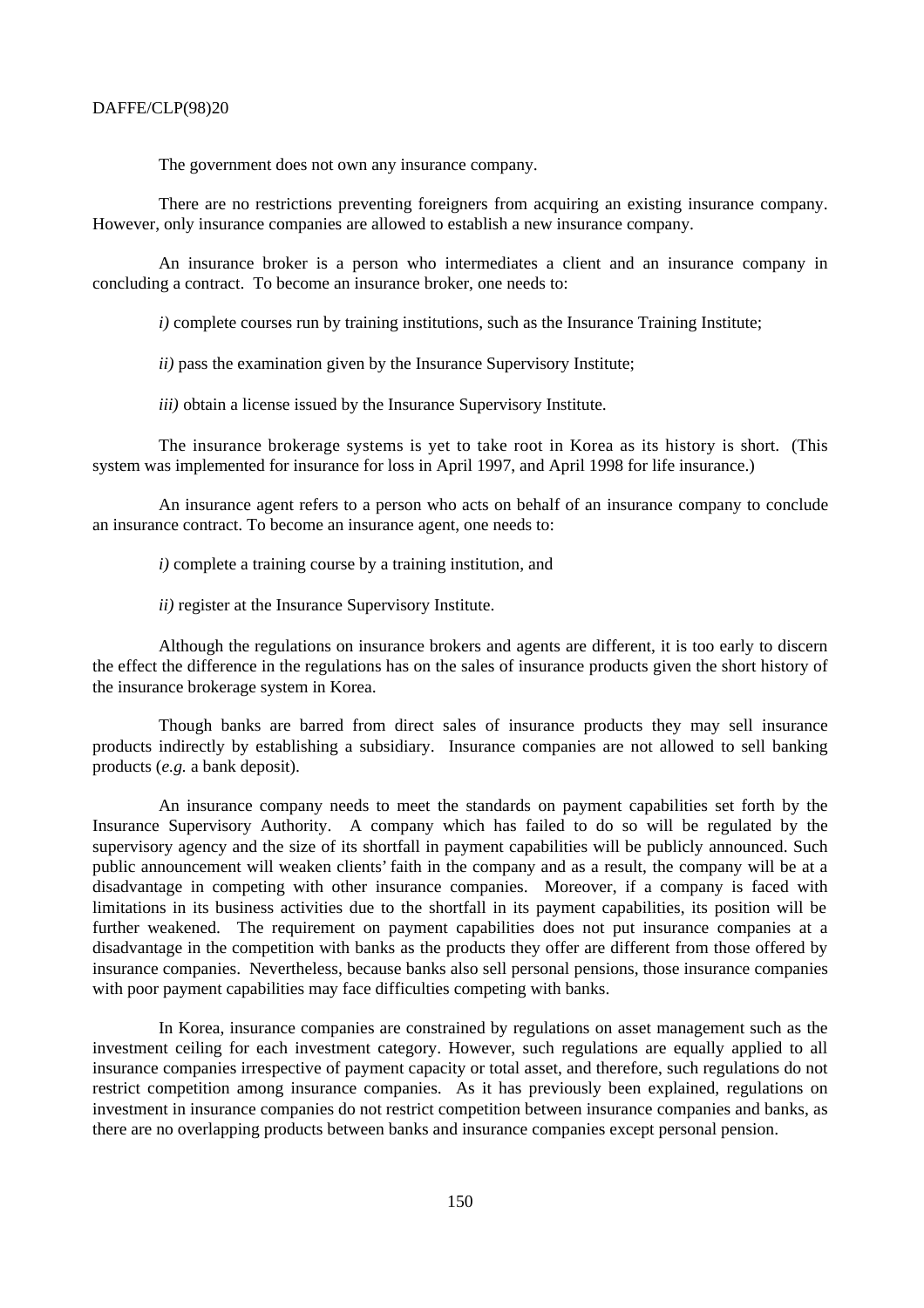The government does not own any insurance company.

There are no restrictions preventing foreigners from acquiring an existing insurance company. However, only insurance companies are allowed to establish a new insurance company.

An insurance broker is a person who intermediates a client and an insurance company in concluding a contract. To become an insurance broker, one needs to:

*i)* complete courses run by training institutions, such as the Insurance Training Institute;

*ii)* pass the examination given by the Insurance Supervisory Institute;

*iii)* obtain a license issued by the Insurance Supervisory Institute.

The insurance brokerage systems is yet to take root in Korea as its history is short. (This system was implemented for insurance for loss in April 1997, and April 1998 for life insurance.)

An insurance agent refers to a person who acts on behalf of an insurance company to conclude an insurance contract. To become an insurance agent, one needs to:

*i)* complete a training course by a training institution, and

*ii)* register at the Insurance Supervisory Institute.

Although the regulations on insurance brokers and agents are different, it is too early to discern the effect the difference in the regulations has on the sales of insurance products given the short history of the insurance brokerage system in Korea.

Though banks are barred from direct sales of insurance products they may sell insurance products indirectly by establishing a subsidiary. Insurance companies are not allowed to sell banking products (*e.g.* a bank deposit).

An insurance company needs to meet the standards on payment capabilities set forth by the Insurance Supervisory Authority. A company which has failed to do so will be regulated by the supervisory agency and the size of its shortfall in payment capabilities will be publicly announced. Such public announcement will weaken clients' faith in the company and as a result, the company will be at a disadvantage in competing with other insurance companies. Moreover, if a company is faced with limitations in its business activities due to the shortfall in its payment capabilities, its position will be further weakened. The requirement on payment capabilities does not put insurance companies at a disadvantage in the competition with banks as the products they offer are different from those offered by insurance companies. Nevertheless, because banks also sell personal pensions, those insurance companies with poor payment capabilities may face difficulties competing with banks.

In Korea, insurance companies are constrained by regulations on asset management such as the investment ceiling for each investment category. However, such regulations are equally applied to all insurance companies irrespective of payment capacity or total asset, and therefore, such regulations do not restrict competition among insurance companies. As it has previously been explained, regulations on investment in insurance companies do not restrict competition between insurance companies and banks, as there are no overlapping products between banks and insurance companies except personal pension.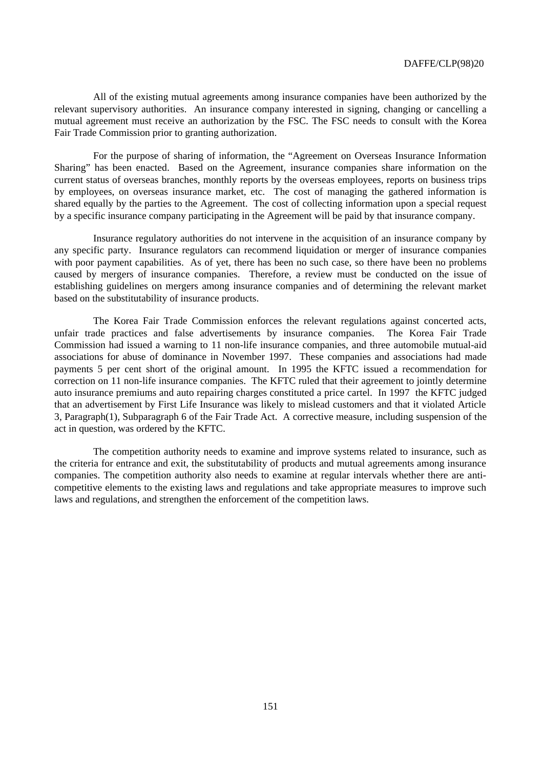All of the existing mutual agreements among insurance companies have been authorized by the relevant supervisory authorities. An insurance company interested in signing, changing or cancelling a mutual agreement must receive an authorization by the FSC. The FSC needs to consult with the Korea Fair Trade Commission prior to granting authorization.

For the purpose of sharing of information, the "Agreement on Overseas Insurance Information Sharing" has been enacted. Based on the Agreement, insurance companies share information on the current status of overseas branches, monthly reports by the overseas employees, reports on business trips by employees, on overseas insurance market, etc. The cost of managing the gathered information is shared equally by the parties to the Agreement. The cost of collecting information upon a special request by a specific insurance company participating in the Agreement will be paid by that insurance company.

Insurance regulatory authorities do not intervene in the acquisition of an insurance company by any specific party. Insurance regulators can recommend liquidation or merger of insurance companies with poor payment capabilities. As of yet, there has been no such case, so there have been no problems caused by mergers of insurance companies. Therefore, a review must be conducted on the issue of establishing guidelines on mergers among insurance companies and of determining the relevant market based on the substitutability of insurance products.

The Korea Fair Trade Commission enforces the relevant regulations against concerted acts, unfair trade practices and false advertisements by insurance companies. The Korea Fair Trade Commission had issued a warning to 11 non-life insurance companies, and three automobile mutual-aid associations for abuse of dominance in November 1997. These companies and associations had made payments 5 per cent short of the original amount. In 1995 the KFTC issued a recommendation for correction on 11 non-life insurance companies. The KFTC ruled that their agreement to jointly determine auto insurance premiums and auto repairing charges constituted a price cartel. In 1997 the KFTC judged that an advertisement by First Life Insurance was likely to mislead customers and that it violated Article 3, Paragraph(1), Subparagraph 6 of the Fair Trade Act. A corrective measure, including suspension of the act in question, was ordered by the KFTC.

The competition authority needs to examine and improve systems related to insurance, such as the criteria for entrance and exit, the substitutability of products and mutual agreements among insurance companies. The competition authority also needs to examine at regular intervals whether there are anti-competitive elements to the existing laws and regulations and take appropriate measures to improve such laws and regulations, and strengthen the enforcement of the competition laws.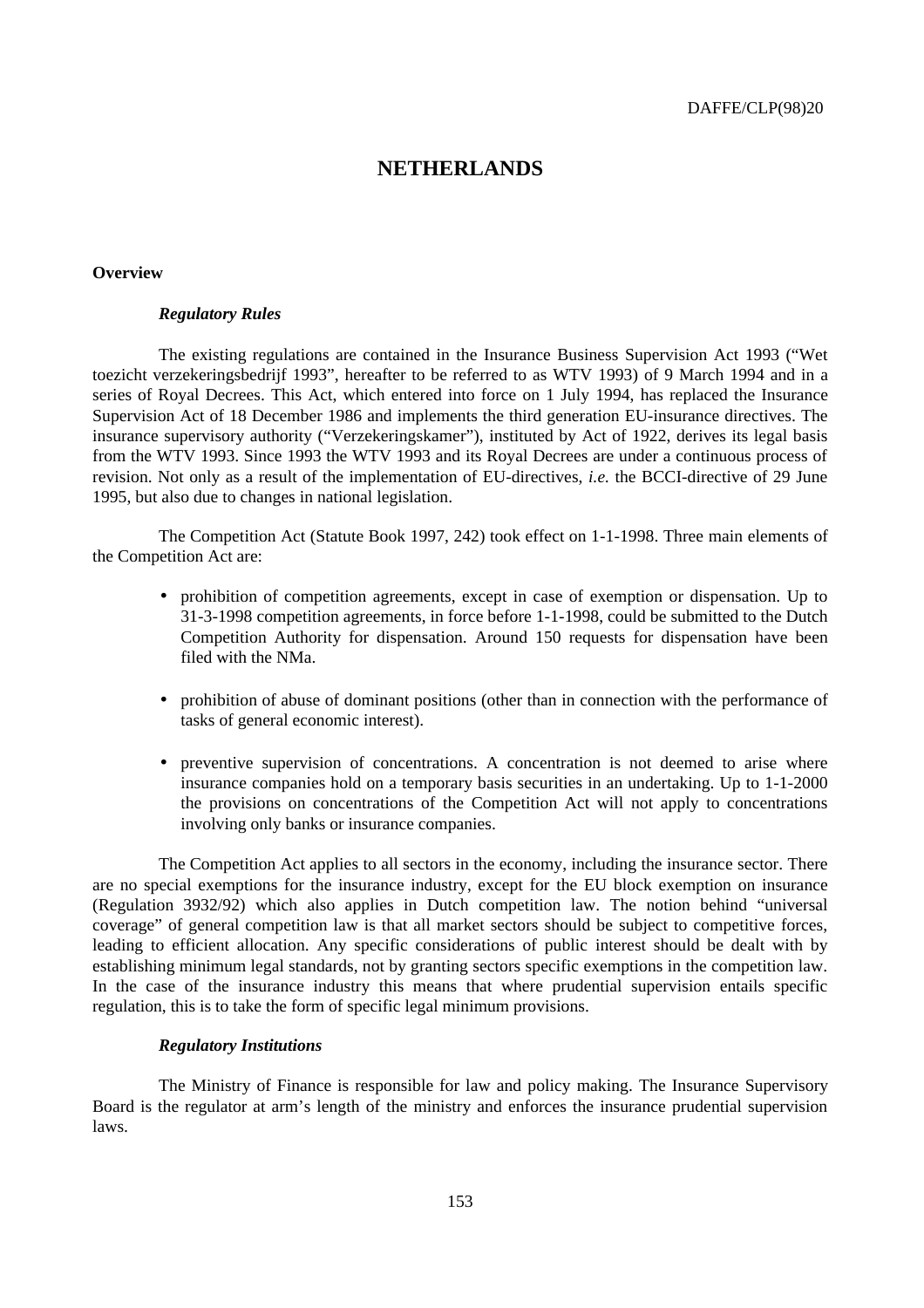# NETHERLANDS

## Overview

### *Regulatory Rules*

The existing regulations are contained in the Insurance Business Supervision Act 1993 ("Wet toezicht verzekeringsbedrijf 1993", hereafter to be referred to as WTV 1993) of 9 March 1994 and in a series of Royal Decrees. This Act, which entered into force on 1 July 1994, has replaced the Insurance Supervision Act of 18 December 1986 and implements the third generation EU-insurance directives. The insurance supervisory authority ("Verzekeringskamer"), instituted by Act of 1922, derives its legal basis from the WTV 1993. Since 1993 the WTV 1993 and its Royal Decrees are under a continuous process of revision. Not only as a result of the implementation of EU-directives, *i.e.* the BCCI-directive of 29 June 1995, but also due to changes in national legislation.

The Competition Act (Statute Book 1997, 242) took effect on 1-1-1998. Three main elements of the Competition Act are:

- prohibition of competition agreements, except in case of exemption or dispensation. Up to 31-3-1998 competition agreements, in force before 1-1-1998, could be submitted to the Dutch Competition Authority for dispensation. Around 150 requests for dispensation have been filed with the NMa.
- prohibition of abuse of dominant positions (other than in connection with the performance of tasks of general economic interest).
- preventive supervision of concentrations. A concentration is not deemed to arise where insurance companies hold on a temporary basis securities in an undertaking. Up to 1-1-2000 the provisions on concentrations of the Competition Act will not apply to concentrations involving only banks or insurance companies.

The Competition Act applies to all sectors in the economy, including the insurance sector. There are no special exemptions for the insurance industry, except for the EU block exemption on insurance (Regulation 3932/92) which also applies in Dutch competition law. The notion behind "universal coverage" of general competition law is that all market sectors should be subject to competitive forces, leading to efficient allocation. Any specific considerations of public interest should be dealt with by establishing minimum legal standards, not by granting sectors specific exemptions in the competition law. In the case of the insurance industry this means that where prudential supervision entails specific regulation, this is to take the form of specific legal minimum provisions.

### *Regulatory Institutions*

The Ministry of Finance is responsible for law and policy making. The Insurance Supervisory Board is the regulator at arm's length of the ministry and enforces the insurance prudential supervision laws.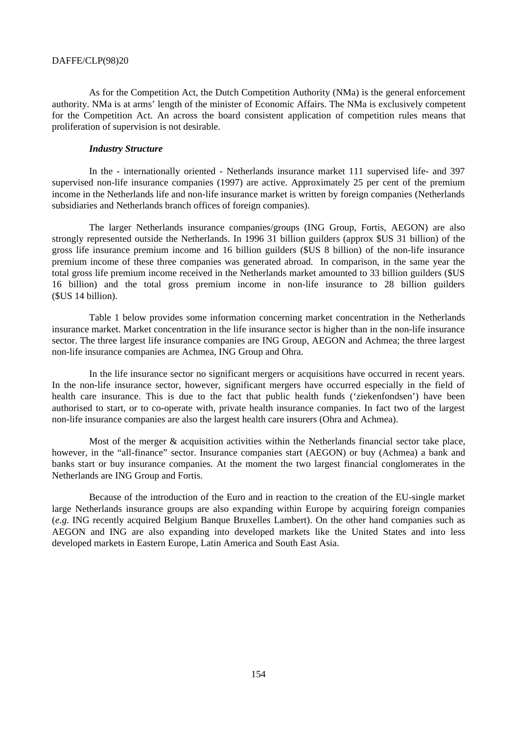As for the Competition Act, the Dutch Competition Authority (NMa) is the general enforcement authority. NMa is at arms' length of the minister of Economic Affairs. The NMa is exclusively competent for the Competition Act. An across the board consistent application of competition rules means that proliferation of supervision is not desirable.

***Industry Structure***

In the - internationally oriented - Netherlands insurance market 111 supervised life- and 397 supervised non-life insurance companies (1997) are active. Approximately 25 per cent of the premium income in the Netherlands life and non-life insurance market is written by foreign companies (Netherlands subsidiaries and Netherlands branch offices of foreign companies).

The larger Netherlands insurance companies/groups (ING Group, Fortis, AEGON) are also strongly represented outside the Netherlands. In 1996 31 billion guilders (approx $US 31 billion) of the gross life insurance premium income and 16 billion guilders ($US 8 billion) of the non-life insurance premium income of these three companies was generated abroad. In comparison, in the same year the total gross life premium income received in the Netherlands market amounted to 33 billion guilders ($US 16 billion) and the total gross premium income in non-life insurance to 28 billion guilders ($US 14 billion).

Table 1 below provides some information concerning market concentration in the Netherlands insurance market. Market concentration in the life insurance sector is higher than in the non-life insurance sector. The three largest life insurance companies are ING Group, AEGON and Achmea; the three largest non-life insurance companies are Achmea, ING Group and Ohra.

In the life insurance sector no significant mergers or acquisitions have occurred in recent years. In the non-life insurance sector, however, significant mergers have occurred especially in the field of health care insurance. This is due to the fact that public health funds ('ziekenfondsen') have been authorised to start, or to co-operate with, private health insurance companies. In fact two of the largest non-life insurance companies are also the largest health care insurers (Ohra and Achmea).

Most of the merger & acquisition activities within the Netherlands financial sector take place, however, in the "all-finance" sector. Insurance companies start (AEGON) or buy (Achmea) a bank and banks start or buy insurance companies. At the moment the two largest financial conglomerates in the Netherlands are ING Group and Fortis.

Because of the introduction of the Euro and in reaction to the creation of the EU-single market large Netherlands insurance groups are also expanding within Europe by acquiring foreign companies (*e.g.* ING recently acquired Belgium Banque Bruxelles Lambert). On the other hand companies such as AEGON and ING are also expanding into developed markets like the United States and into less developed markets in Eastern Europe, Latin America and South East Asia.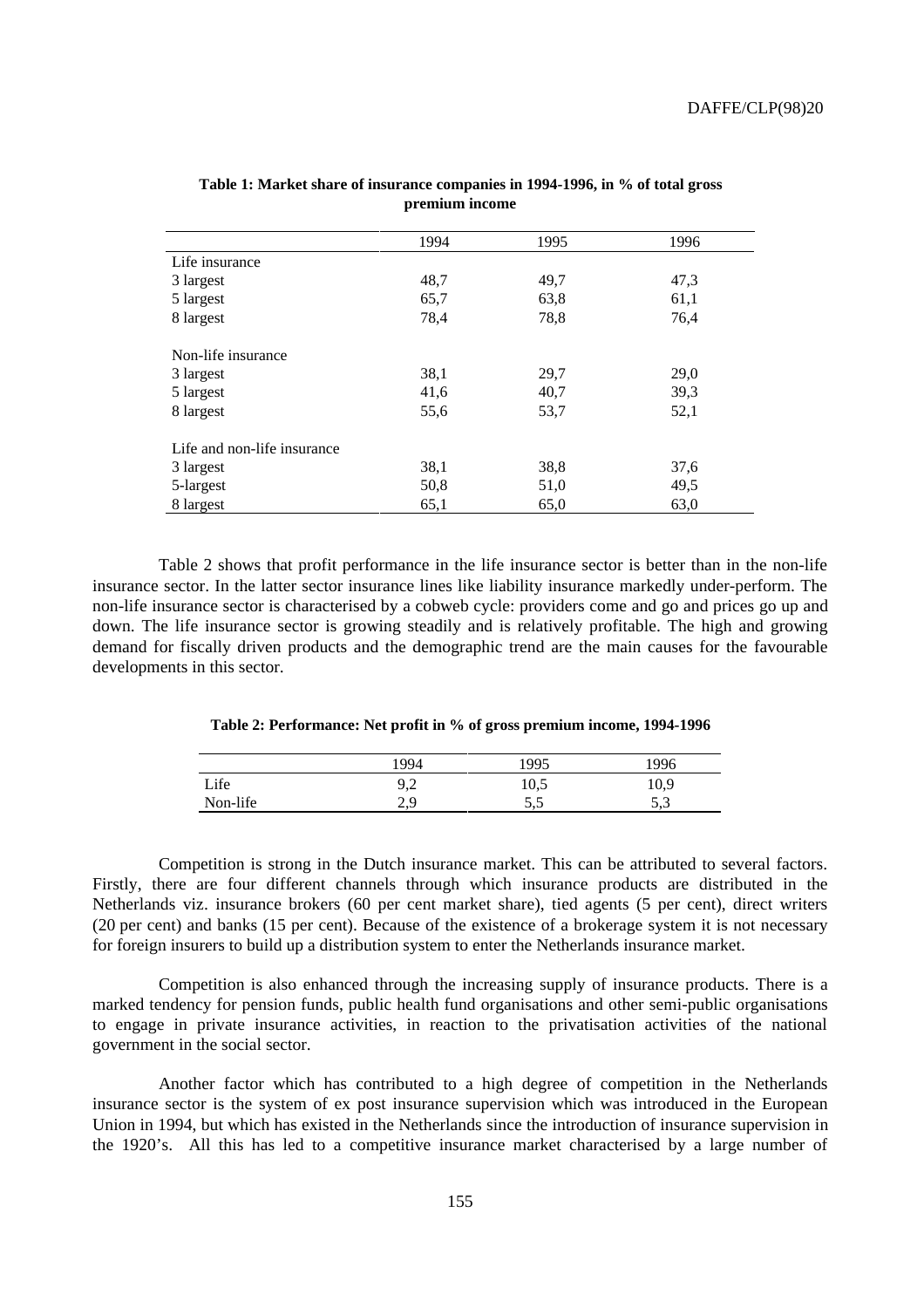**Table 1: Market share of insurance companies in 1994-1996, in % of total gross premium income**

| | 1994 | 1995 | 1996 |
|---|---|---|---|
| Life insurance | | | |
| 3 largest | 48,7 | 49,7 | 47,3 |
| 5 largest | 65,7 | 63,8 | 61,1 |
| 8 largest | 78,4 | 78,8 | 76,4 |
| Non-life insurance | | | |
| 3 largest | 38,1 | 29,7 | 29,0 |
| 5 largest | 41,6 | 40,7 | 39,3 |
| 8 largest | 55,6 | 53,7 | 52,1 |
| Life and non-life insurance | | | |
| 3 largest | 38,1 | 38,8 | 37,6 |
| 5-largest | 50,8 | 51,0 | 49,5 |
| 8 largest | 65,1 | 65,0 | 63,0 |

Table 2 shows that profit performance in the life insurance sector is better than in the non-life insurance sector. In the latter sector insurance lines like liability insurance markedly under-perform. The non-life insurance sector is characterised by a cobweb cycle: providers come and go and prices go up and down. The life insurance sector is growing steadily and is relatively profitable. The high and growing demand for fiscally driven products and the demographic trend are the main causes for the favourable developments in this sector.

**Table 2: Performance: Net profit in % of gross premium income, 1994-1996**

| | 1994 | 1995 | 1996 |
|---|---|---|---|
| Life | 9,2 | 10,5 | 10,9 |
| Non-life | 2,9 | 5,5 | 5,3 |

Competition is strong in the Dutch insurance market. This can be attributed to several factors. Firstly, there are four different channels through which insurance products are distributed in the Netherlands viz. insurance brokers (60 per cent market share), tied agents (5 per cent), direct writers (20 per cent) and banks (15 per cent). Because of the existence of a brokerage system it is not necessary for foreign insurers to build up a distribution system to enter the Netherlands insurance market.

Competition is also enhanced through the increasing supply of insurance products. There is a marked tendency for pension funds, public health fund organisations and other semi-public organisations to engage in private insurance activities, in reaction to the privatisation activities of the national government in the social sector.

Another factor which has contributed to a high degree of competition in the Netherlands insurance sector is the system of ex post insurance supervision which was introduced in the European Union in 1994, but which has existed in the Netherlands since the introduction of insurance supervision in the 1920's. All this has led to a competitive insurance market characterised by a large number of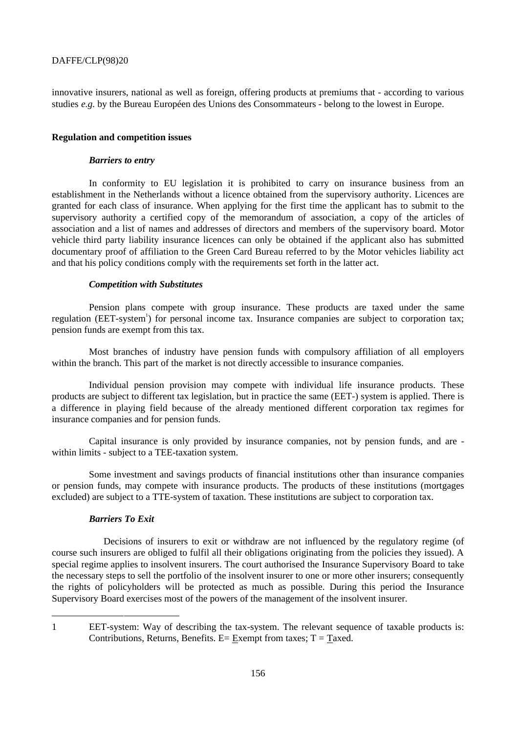innovative insurers, national as well as foreign, offering products at premiums that - according to various studies *e.g.* by the Bureau Européen des Unions des Consommateurs - belong to the lowest in Europe.

**Regulation and competition issues**

***Barriers to entry***

In conformity to EU legislation it is prohibited to carry on insurance business from an establishment in the Netherlands without a licence obtained from the supervisory authority. Licences are granted for each class of insurance. When applying for the first time the applicant has to submit to the supervisory authority a certified copy of the memorandum of association, a copy of the articles of association and a list of names and addresses of directors and members of the supervisory board. Motor vehicle third party liability insurance licences can only be obtained if the applicant also has submitted documentary proof of affiliation to the Green Card Bureau referred to by the Motor vehicles liability act and that his policy conditions comply with the requirements set forth in the latter act.

***Competition with Substitutes***

Pension plans compete with group insurance. These products are taxed under the same regulation (EET-system[1]) for personal income tax. Insurance companies are subject to corporation tax; pension funds are exempt from this tax.

Most branches of industry have pension funds with compulsory affiliation of all employers within the branch. This part of the market is not directly accessible to insurance companies.

Individual pension provision may compete with individual life insurance products. These products are subject to different tax legislation, but in practice the same (EET-) system is applied. There is a difference in playing field because of the already mentioned different corporation tax regimes for insurance companies and for pension funds.

Capital insurance is only provided by insurance companies, not by pension funds, and are - within limits - subject to a TEE-taxation system.

Some investment and savings products of financial institutions other than insurance companies or pension funds, may compete with insurance products. The products of these institutions (mortgages excluded) are subject to a TTE-system of taxation. These institutions are subject to corporation tax.

***Barriers To Exit***

Decisions of insurers to exit or withdraw are not influenced by the regulatory regime (of course such insurers are obliged to fulfil all their obligations originating from the policies they issued). A special regime applies to insolvent insurers. The court authorised the Insurance Supervisory Board to take the necessary steps to sell the portfolio of the insolvent insurer to one or more other insurers; consequently the rights of policyholders will be protected as much as possible. During this period the Insurance Supervisory Board exercises most of the powers of the management of the insolvent insurer.

---

1 EET-system: Way of describing the tax-system. The relevant sequence of taxable products is: Contributions, Returns, Benefits. E= Exempt from taxes; T = Taxed.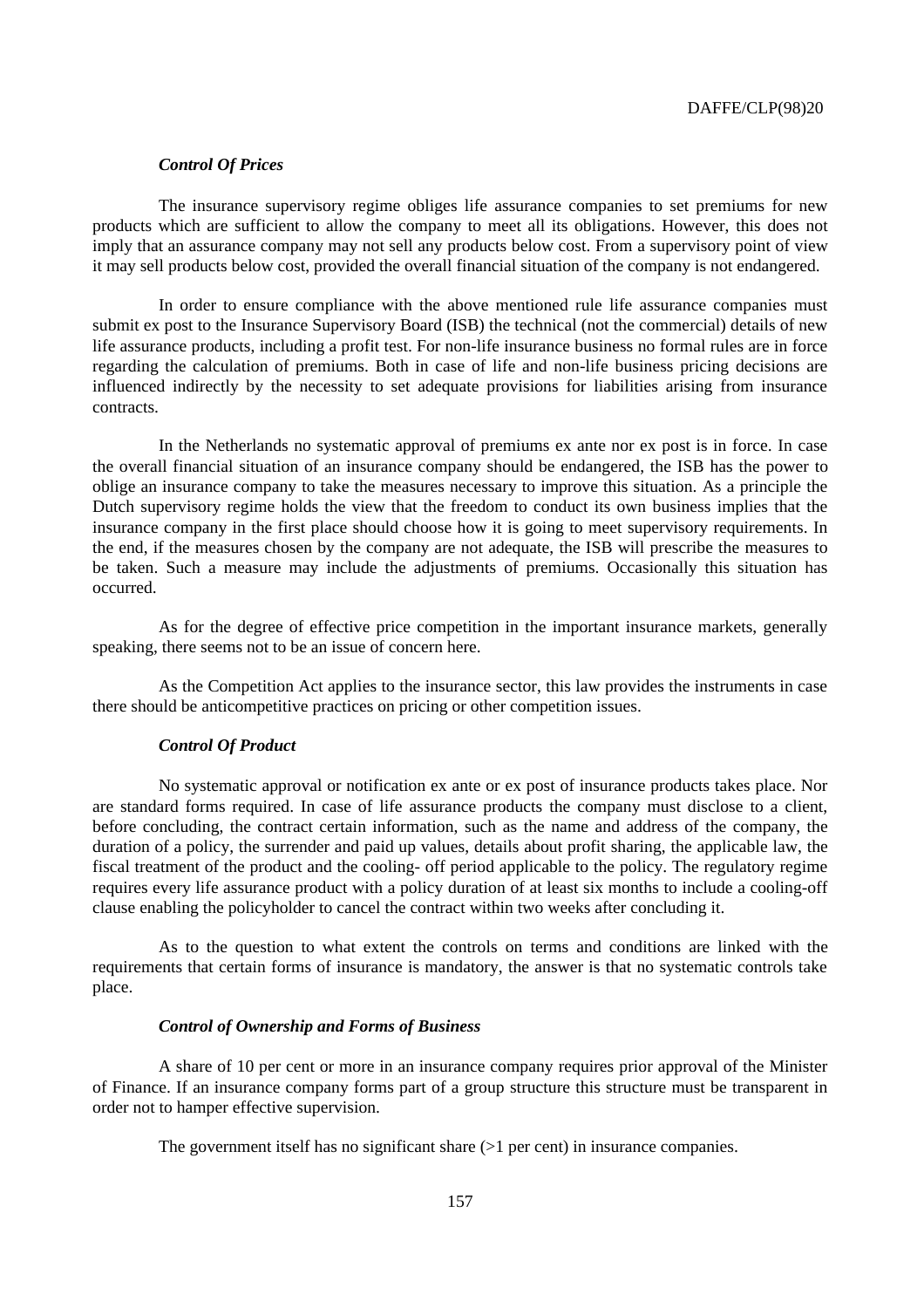### *Control Of Prices*

The insurance supervisory regime obliges life assurance companies to set premiums for new products which are sufficient to allow the company to meet all its obligations. However, this does not imply that an assurance company may not sell any products below cost. From a supervisory point of view it may sell products below cost, provided the overall financial situation of the company is not endangered.

In order to ensure compliance with the above mentioned rule life assurance companies must submit ex post to the Insurance Supervisory Board (ISB) the technical (not the commercial) details of new life assurance products, including a profit test. For non-life insurance business no formal rules are in force regarding the calculation of premiums. Both in case of life and non-life business pricing decisions are influenced indirectly by the necessity to set adequate provisions for liabilities arising from insurance contracts.

In the Netherlands no systematic approval of premiums ex ante nor ex post is in force. In case the overall financial situation of an insurance company should be endangered, the ISB has the power to oblige an insurance company to take the measures necessary to improve this situation. As a principle the Dutch supervisory regime holds the view that the freedom to conduct its own business implies that the insurance company in the first place should choose how it is going to meet supervisory requirements. In the end, if the measures chosen by the company are not adequate, the ISB will prescribe the measures to be taken. Such a measure may include the adjustments of premiums. Occasionally this situation has occurred.

As for the degree of effective price competition in the important insurance markets, generally speaking, there seems not to be an issue of concern here.

As the Competition Act applies to the insurance sector, this law provides the instruments in case there should be anticompetitive practices on pricing or other competition issues.

### *Control Of Product*

No systematic approval or notification ex ante or ex post of insurance products takes place. Nor are standard forms required. In case of life assurance products the company must disclose to a client, before concluding, the contract certain information, such as the name and address of the company, the duration of a policy, the surrender and paid up values, details about profit sharing, the applicable law, the fiscal treatment of the product and the cooling- off period applicable to the policy. The regulatory regime requires every life assurance product with a policy duration of at least six months to include a cooling-off clause enabling the policyholder to cancel the contract within two weeks after concluding it.

As to the question to what extent the controls on terms and conditions are linked with the requirements that certain forms of insurance is mandatory, the answer is that no systematic controls take place.

### *Control of Ownership and Forms of Business*

A share of 10 per cent or more in an insurance company requires prior approval of the Minister of Finance. If an insurance company forms part of a group structure this structure must be transparent in order not to hamper effective supervision.

The government itself has no significant share (>1 per cent) in insurance companies.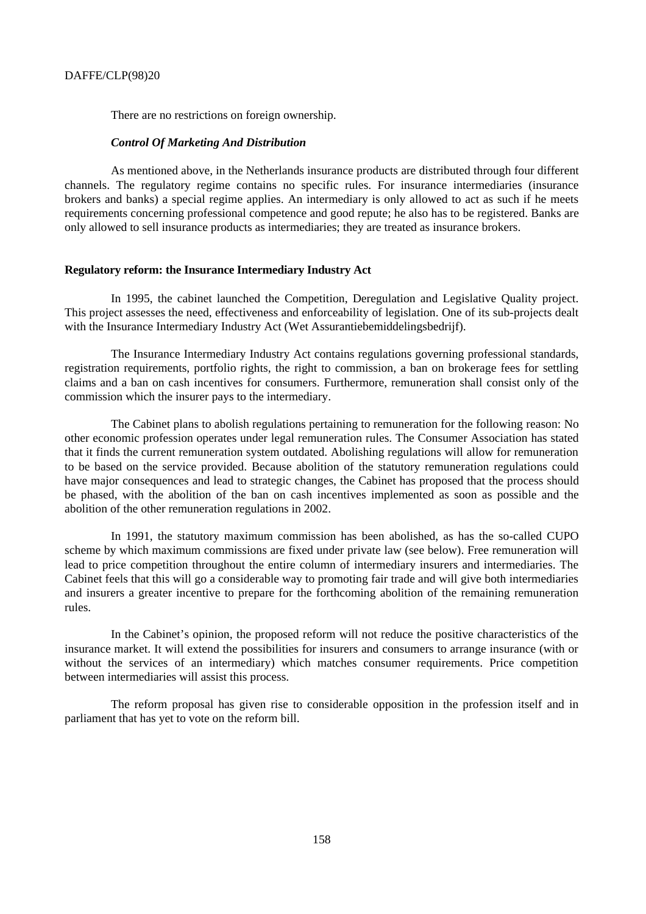There are no restrictions on foreign ownership.

***Control Of Marketing And Distribution***

As mentioned above, in the Netherlands insurance products are distributed through four different channels. The regulatory regime contains no specific rules. For insurance intermediaries (insurance brokers and banks) a special regime applies. An intermediary is only allowed to act as such if he meets requirements concerning professional competence and good repute; he also has to be registered. Banks are only allowed to sell insurance products as intermediaries; they are treated as insurance brokers.

**Regulatory reform: the Insurance Intermediary Industry Act**

In 1995, the cabinet launched the Competition, Deregulation and Legislative Quality project. This project assesses the need, effectiveness and enforceability of legislation. One of its sub-projects dealt with the Insurance Intermediary Industry Act (Wet Assurantiebemiddelingsbedrijf).

The Insurance Intermediary Industry Act contains regulations governing professional standards, registration requirements, portfolio rights, the right to commission, a ban on brokerage fees for settling claims and a ban on cash incentives for consumers. Furthermore, remuneration shall consist only of the commission which the insurer pays to the intermediary.

The Cabinet plans to abolish regulations pertaining to remuneration for the following reason: No other economic profession operates under legal remuneration rules. The Consumer Association has stated that it finds the current remuneration system outdated. Abolishing regulations will allow for remuneration to be based on the service provided. Because abolition of the statutory remuneration regulations could have major consequences and lead to strategic changes, the Cabinet has proposed that the process should be phased, with the abolition of the ban on cash incentives implemented as soon as possible and the abolition of the other remuneration regulations in 2002.

In 1991, the statutory maximum commission has been abolished, as has the so-called CUPO scheme by which maximum commissions are fixed under private law (see below). Free remuneration will lead to price competition throughout the entire column of intermediary insurers and intermediaries. The Cabinet feels that this will go a considerable way to promoting fair trade and will give both intermediaries and insurers a greater incentive to prepare for the forthcoming abolition of the remaining remuneration rules.

In the Cabinet's opinion, the proposed reform will not reduce the positive characteristics of the insurance market. It will extend the possibilities for insurers and consumers to arrange insurance (with or without the services of an intermediary) which matches consumer requirements. Price competition between intermediaries will assist this process.

The reform proposal has given rise to considerable opposition in the profession itself and in parliament that has yet to vote on the reform bill.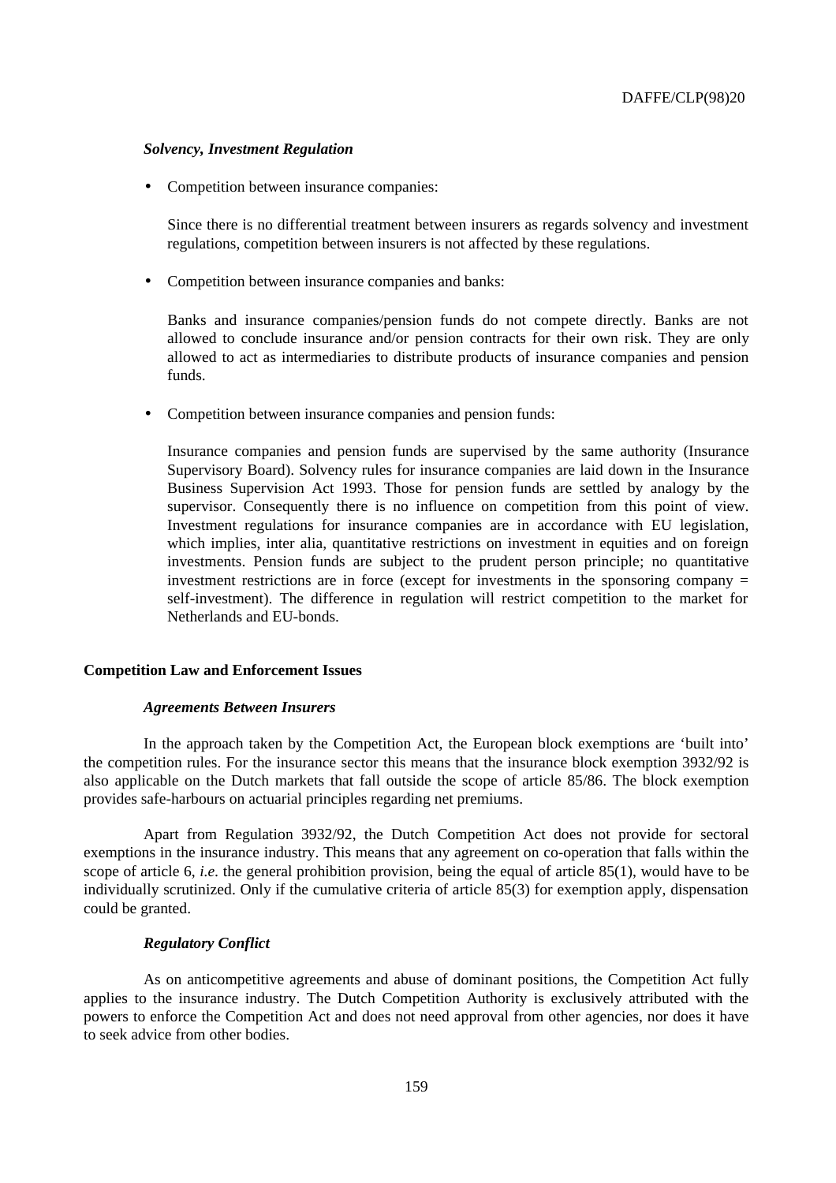### *Solvency, Investment Regulation*

- Competition between insurance companies:

  Since there is no differential treatment between insurers as regards solvency and investment regulations, competition between insurers is not affected by these regulations.

- Competition between insurance companies and banks:

  Banks and insurance companies/pension funds do not compete directly. Banks are not allowed to conclude insurance and/or pension contracts for their own risk. They are only allowed to act as intermediaries to distribute products of insurance companies and pension funds.

- Competition between insurance companies and pension funds:

  Insurance companies and pension funds are supervised by the same authority (Insurance Supervisory Board). Solvency rules for insurance companies are laid down in the Insurance Business Supervision Act 1993. Those for pension funds are settled by analogy by the supervisor. Consequently there is no influence on competition from this point of view. Investment regulations for insurance companies are in accordance with EU legislation, which implies, inter alia, quantitative restrictions on investment in equities and on foreign investments. Pension funds are subject to the prudent person principle; no quantitative investment restrictions are in force (except for investments in the sponsoring company = self-investment). The difference in regulation will restrict competition to the market for Netherlands and EU-bonds.

## Competition Law and Enforcement Issues

### *Agreements Between Insurers*

In the approach taken by the Competition Act, the European block exemptions are 'built into' the competition rules. For the insurance sector this means that the insurance block exemption 3932/92 is also applicable on the Dutch markets that fall outside the scope of article 85/86. The block exemption provides safe-harbours on actuarial principles regarding net premiums.

Apart from Regulation 3932/92, the Dutch Competition Act does not provide for sectoral exemptions in the insurance industry. This means that any agreement on co-operation that falls within the scope of article 6, *i.e.* the general prohibition provision, being the equal of article 85(1), would have to be individually scrutinized. Only if the cumulative criteria of article 85(3) for exemption apply, dispensation could be granted.

### *Regulatory Conflict*

As on anticompetitive agreements and abuse of dominant positions, the Competition Act fully applies to the insurance industry. The Dutch Competition Authority is exclusively attributed with the powers to enforce the Competition Act and does not need approval from other agencies, nor does it have to seek advice from other bodies.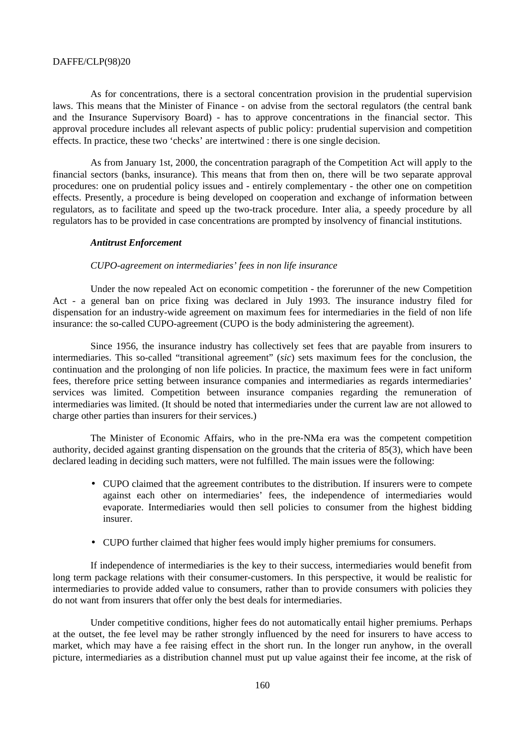As for concentrations, there is a sectoral concentration provision in the prudential supervision laws. This means that the Minister of Finance - on advise from the sectoral regulators (the central bank and the Insurance Supervisory Board) - has to approve concentrations in the financial sector. This approval procedure includes all relevant aspects of public policy: prudential supervision and competition effects. In practice, these two 'checks' are intertwined : there is one single decision.

As from January 1st, 2000, the concentration paragraph of the Competition Act will apply to the financial sectors (banks, insurance). This means that from then on, there will be two separate approval procedures: one on prudential policy issues and - entirely complementary - the other one on competition effects. Presently, a procedure is being developed on cooperation and exchange of information between regulators, as to facilitate and speed up the two-track procedure. Inter alia, a speedy procedure by all regulators has to be provided in case concentrations are prompted by insolvency of financial institutions.

***Antitrust Enforcement***

*CUPO-agreement on intermediaries' fees in non life insurance*

Under the now repealed Act on economic competition - the forerunner of the new Competition Act - a general ban on price fixing was declared in July 1993. The insurance industry filed for dispensation for an industry-wide agreement on maximum fees for intermediaries in the field of non life insurance: the so-called CUPO-agreement (CUPO is the body administering the agreement).

Since 1956, the insurance industry has collectively set fees that are payable from insurers to intermediaries. This so-called "transitional agreement" (*sic*) sets maximum fees for the conclusion, the continuation and the prolonging of non life policies. In practice, the maximum fees were in fact uniform fees, therefore price setting between insurance companies and intermediaries as regards intermediaries' services was limited. Competition between insurance companies regarding the remuneration of intermediaries was limited. (It should be noted that intermediaries under the current law are not allowed to charge other parties than insurers for their services.)

The Minister of Economic Affairs, who in the pre-NMa era was the competent competition authority, decided against granting dispensation on the grounds that the criteria of 85(3), which have been declared leading in deciding such matters, were not fulfilled. The main issues were the following:

- CUPO claimed that the agreement contributes to the distribution. If insurers were to compete against each other on intermediaries' fees, the independence of intermediaries would evaporate. Intermediaries would then sell policies to consumer from the highest bidding insurer.

- CUPO further claimed that higher fees would imply higher premiums for consumers.

If independence of intermediaries is the key to their success, intermediaries would benefit from long term package relations with their consumer-customers. In this perspective, it would be realistic for intermediaries to provide added value to consumers, rather than to provide consumers with policies they do not want from insurers that offer only the best deals for intermediaries.

Under competitive conditions, higher fees do not automatically entail higher premiums. Perhaps at the outset, the fee level may be rather strongly influenced by the need for insurers to have access to market, which may have a fee raising effect in the short run. In the longer run anyhow, in the overall picture, intermediaries as a distribution channel must put up value against their fee income, at the risk of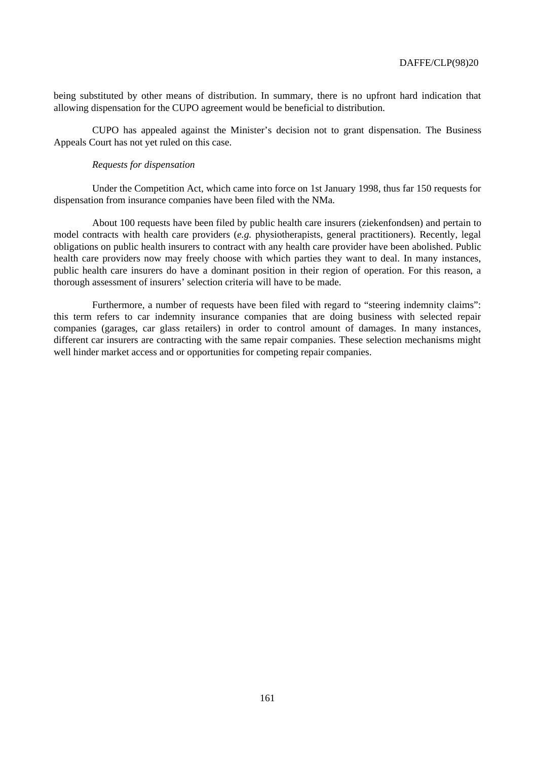being substituted by other means of distribution. In summary, there is no upfront hard indication that allowing dispensation for the CUPO agreement would be beneficial to distribution.

CUPO has appealed against the Minister's decision not to grant dispensation. The Business Appeals Court has not yet ruled on this case.

*Requests for dispensation*

Under the Competition Act, which came into force on 1st January 1998, thus far 150 requests for dispensation from insurance companies have been filed with the NMa.

About 100 requests have been filed by public health care insurers (ziekenfondsen) and pertain to model contracts with health care providers (*e.g.* physiotherapists, general practitioners). Recently, legal obligations on public health insurers to contract with any health care provider have been abolished. Public health care providers now may freely choose with which parties they want to deal. In many instances, public health care insurers do have a dominant position in their region of operation. For this reason, a thorough assessment of insurers' selection criteria will have to be made.

Furthermore, a number of requests have been filed with regard to "steering indemnity claims": this term refers to car indemnity insurance companies that are doing business with selected repair companies (garages, car glass retailers) in order to control amount of damages. In many instances, different car insurers are contracting with the same repair companies. These selection mechanisms might well hinder market access and or opportunities for competing repair companies.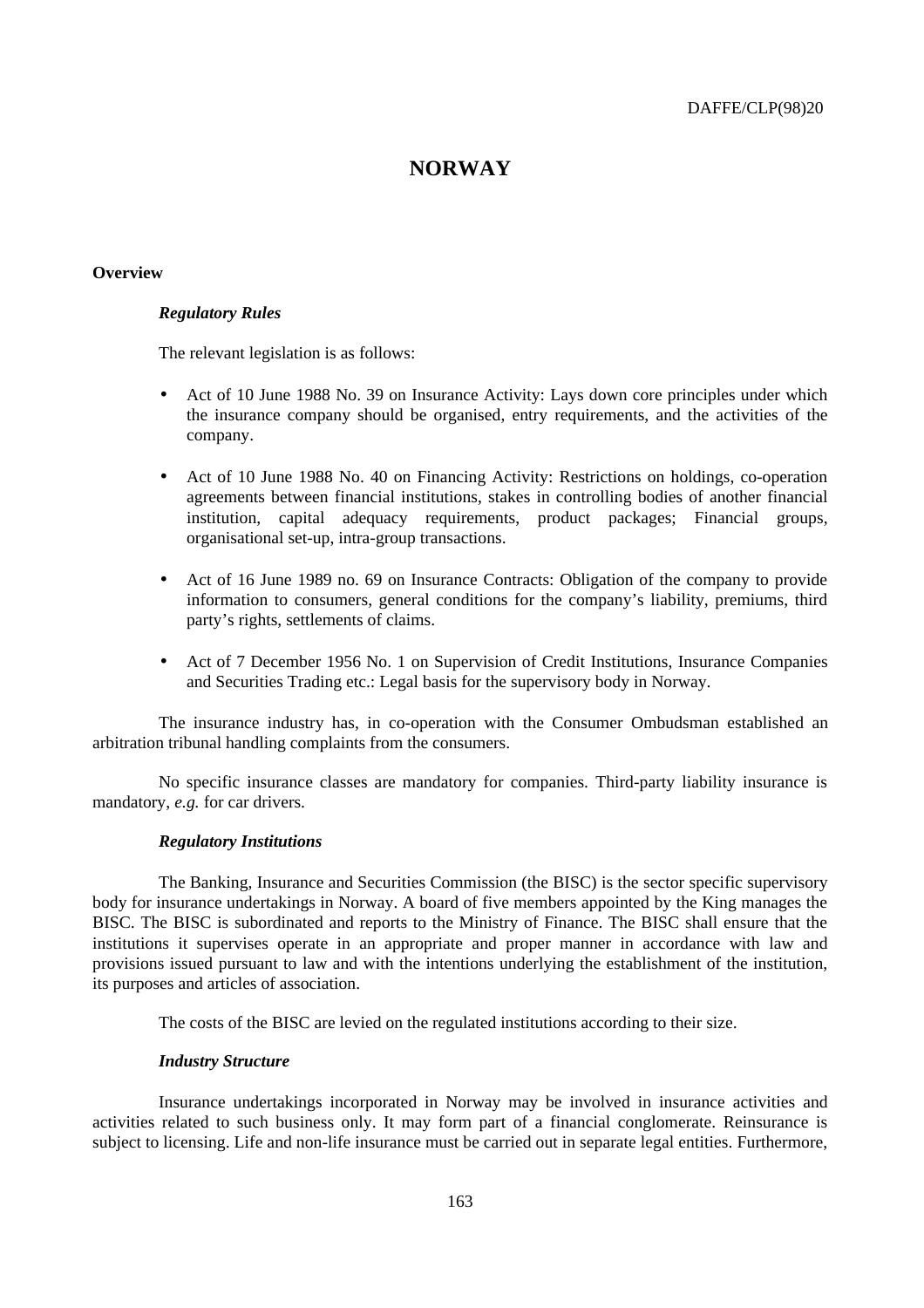# NORWAY

## Overview

### *Regulatory Rules*

The relevant legislation is as follows:

- Act of 10 June 1988 No. 39 on Insurance Activity: Lays down core principles under which the insurance company should be organised, entry requirements, and the activities of the company.
- Act of 10 June 1988 No. 40 on Financing Activity: Restrictions on holdings, co-operation agreements between financial institutions, stakes in controlling bodies of another financial institution, capital adequacy requirements, product packages; Financial groups, organisational set-up, intra-group transactions.
- Act of 16 June 1989 no. 69 on Insurance Contracts: Obligation of the company to provide information to consumers, general conditions for the company's liability, premiums, third party's rights, settlements of claims.
- Act of 7 December 1956 No. 1 on Supervision of Credit Institutions, Insurance Companies and Securities Trading etc.: Legal basis for the supervisory body in Norway.

The insurance industry has, in co-operation with the Consumer Ombudsman established an arbitration tribunal handling complaints from the consumers.

No specific insurance classes are mandatory for companies. Third-party liability insurance is mandatory, *e.g.* for car drivers.

### *Regulatory Institutions*

The Banking, Insurance and Securities Commission (the BISC) is the sector specific supervisory body for insurance undertakings in Norway. A board of five members appointed by the King manages the BISC. The BISC is subordinated and reports to the Ministry of Finance. The BISC shall ensure that the institutions it supervises operate in an appropriate and proper manner in accordance with law and provisions issued pursuant to law and with the intentions underlying the establishment of the institution, its purposes and articles of association.

The costs of the BISC are levied on the regulated institutions according to their size.

### *Industry Structure*

Insurance undertakings incorporated in Norway may be involved in insurance activities and activities related to such business only. It may form part of a financial conglomerate. Reinsurance is subject to licensing. Life and non-life insurance must be carried out in separate legal entities. Furthermore,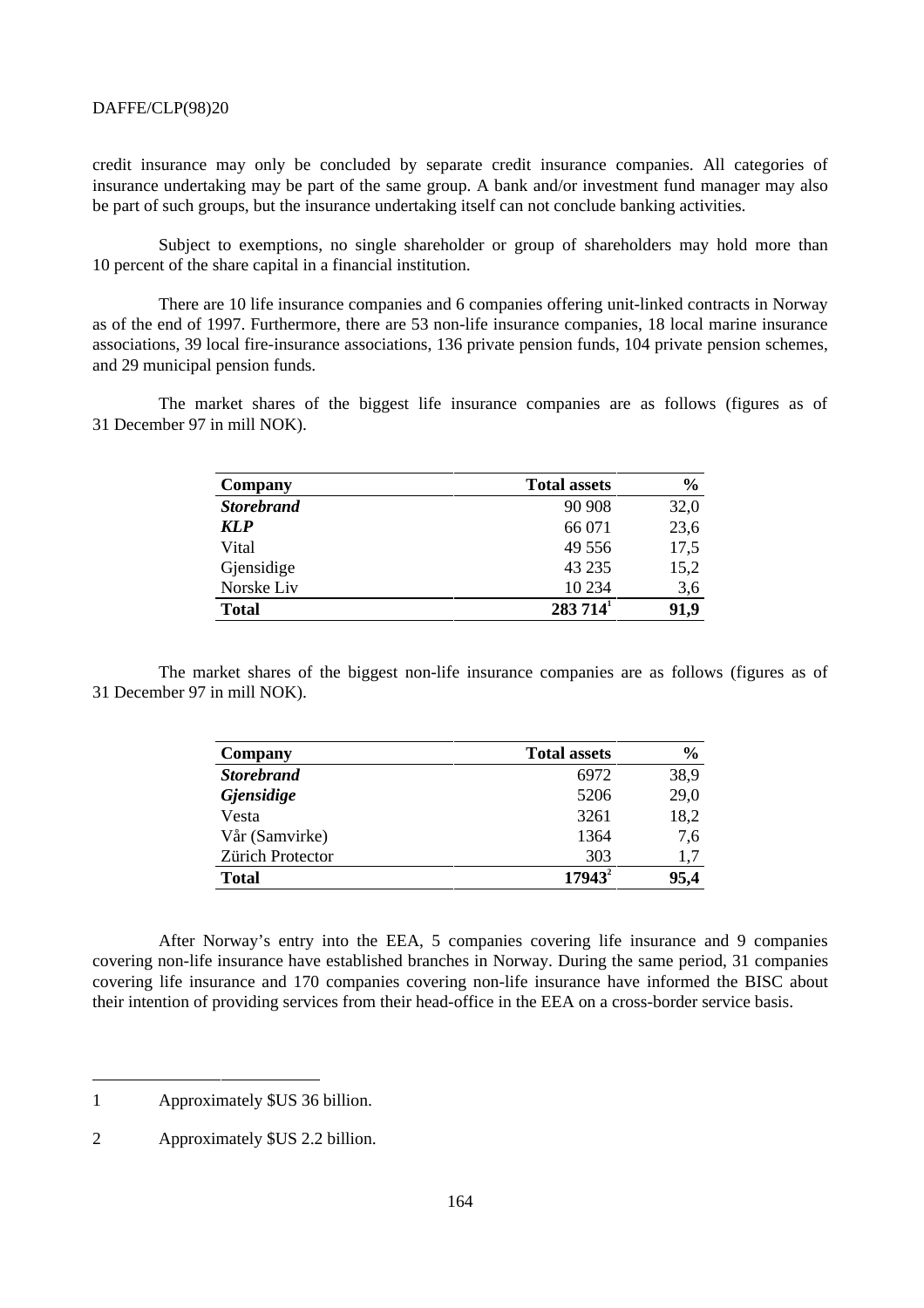credit insurance may only be concluded by separate credit insurance companies. All categories of insurance undertaking may be part of the same group. A bank and/or investment fund manager may also be part of such groups, but the insurance undertaking itself can not conclude banking activities.

Subject to exemptions, no single shareholder or group of shareholders may hold more than 10 percent of the share capital in a financial institution.

There are 10 life insurance companies and 6 companies offering unit-linked contracts in Norway as of the end of 1997. Furthermore, there are 53 non-life insurance companies, 18 local marine insurance associations, 39 local fire-insurance associations, 136 private pension funds, 104 private pension schemes, and 29 municipal pension funds.

The market shares of the biggest life insurance companies are as follows (figures as of 31 December 97 in mill NOK).

| Company | Total assets | % |
|---|---:|---:|
| ***Storebrand*** | 90 908 | 32,0 |
| ***KLP*** | 66 071 | 23,6 |
| Vital | 49 556 | 17,5 |
| Gjensidige | 43 235 | 15,2 |
| Norske Liv | 10 234 | 3,6 |
| **Total** | **283 714**[1] | **91,9** |

The market shares of the biggest non-life insurance companies are as follows (figures as of 31 December 97 in mill NOK).

| Company | Total assets | % |
|---|---:|---:|
| ***Storebrand*** | 6972 | 38,9 |
| ***Gjensidige*** | 5206 | 29,0 |
| Vesta | 3261 | 18,2 |
| Vår (Samvirke) | 1364 | 7,6 |
| Zürich Protector | 303 | 1,7 |
| **Total** | **17943**[2] | **95,4** |

After Norway's entry into the EEA, 5 companies covering life insurance and 9 companies covering non-life insurance have established branches in Norway. During the same period, 31 companies covering life insurance and 170 companies covering non-life insurance have informed the BISC about their intention of providing services from their head-office in the EEA on a cross-border service basis.

---

1 Approximately $US 36 billion.

2 Approximately $US 2.2 billion.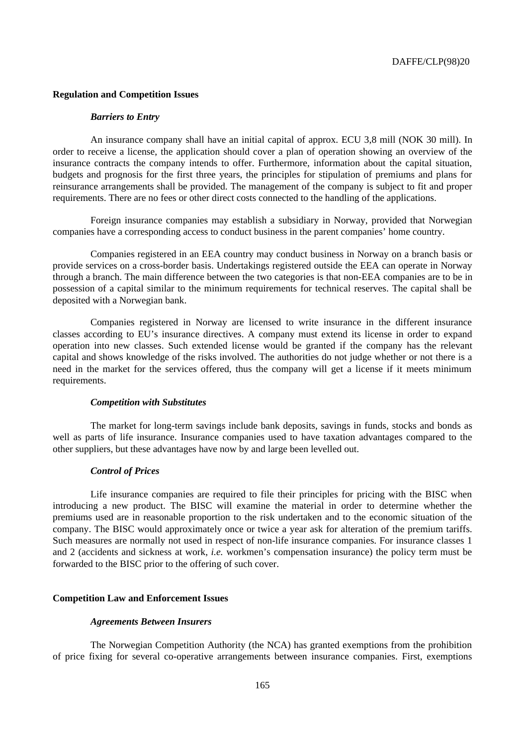## Regulation and Competition Issues

### *Barriers to Entry*

An insurance company shall have an initial capital of approx. ECU 3,8 mill (NOK 30 mill). In order to receive a license, the application should cover a plan of operation showing an overview of the insurance contracts the company intends to offer. Furthermore, information about the capital situation, budgets and prognosis for the first three years, the principles for stipulation of premiums and plans for reinsurance arrangements shall be provided. The management of the company is subject to fit and proper requirements. There are no fees or other direct costs connected to the handling of the applications.

Foreign insurance companies may establish a subsidiary in Norway, provided that Norwegian companies have a corresponding access to conduct business in the parent companies' home country.

Companies registered in an EEA country may conduct business in Norway on a branch basis or provide services on a cross-border basis. Undertakings registered outside the EEA can operate in Norway through a branch. The main difference between the two categories is that non-EEA companies are to be in possession of a capital similar to the minimum requirements for technical reserves. The capital shall be deposited with a Norwegian bank.

Companies registered in Norway are licensed to write insurance in the different insurance classes according to EU's insurance directives. A company must extend its license in order to expand operation into new classes. Such extended license would be granted if the company has the relevant capital and shows knowledge of the risks involved. The authorities do not judge whether or not there is a need in the market for the services offered, thus the company will get a license if it meets minimum requirements.

### *Competition with Substitutes*

The market for long-term savings include bank deposits, savings in funds, stocks and bonds as well as parts of life insurance. Insurance companies used to have taxation advantages compared to the other suppliers, but these advantages have now by and large been levelled out.

### *Control of Prices*

Life insurance companies are required to file their principles for pricing with the BISC when introducing a new product. The BISC will examine the material in order to determine whether the premiums used are in reasonable proportion to the risk undertaken and to the economic situation of the company. The BISC would approximately once or twice a year ask for alteration of the premium tariffs. Such measures are normally not used in respect of non-life insurance companies. For insurance classes 1 and 2 (accidents and sickness at work, *i.e.* workmen's compensation insurance) the policy term must be forwarded to the BISC prior to the offering of such cover.

## Competition Law and Enforcement Issues

### *Agreements Between Insurers*

The Norwegian Competition Authority (the NCA) has granted exemptions from the prohibition of price fixing for several co-operative arrangements between insurance companies. First, exemptions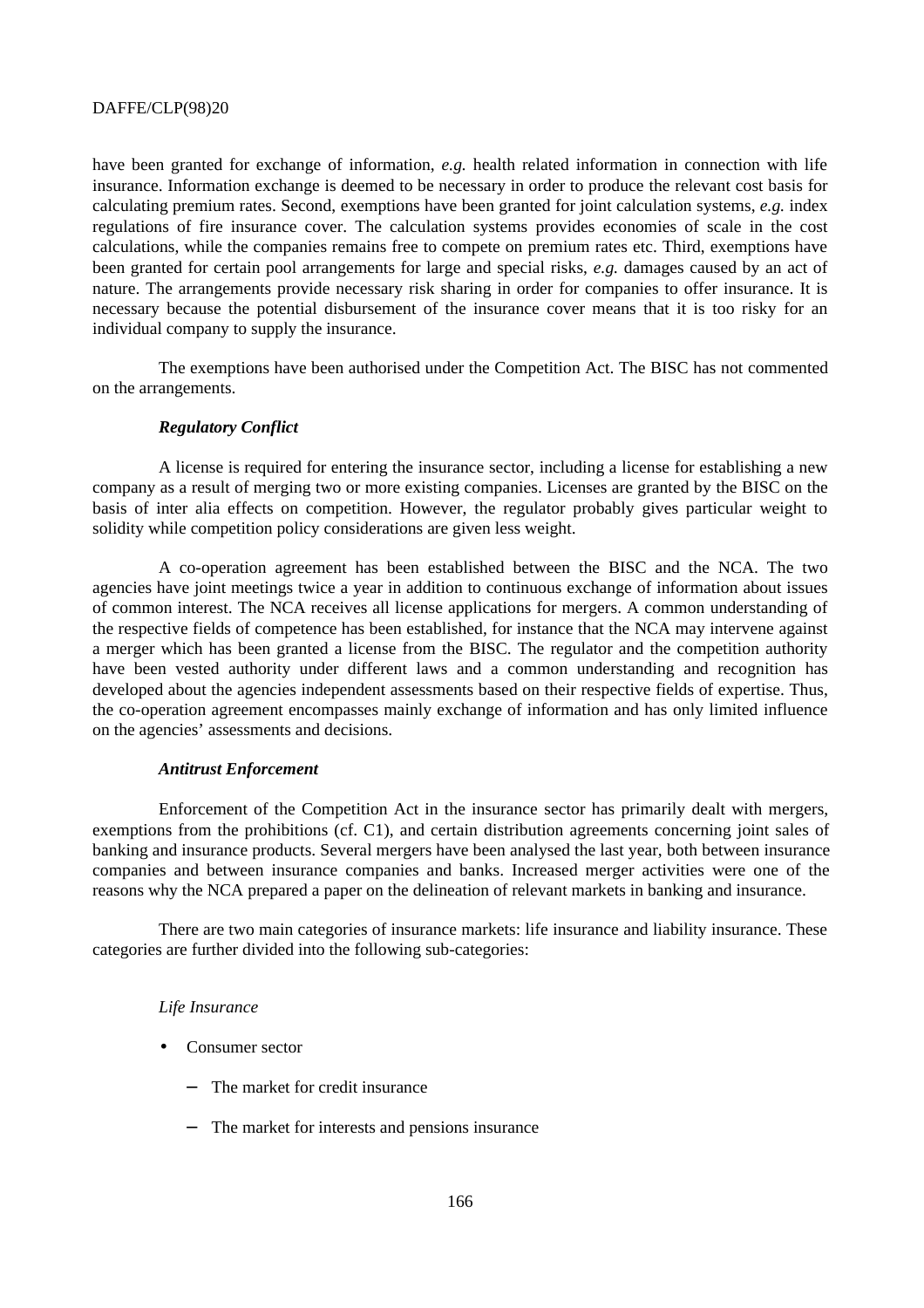have been granted for exchange of information, *e.g.* health related information in connection with life insurance. Information exchange is deemed to be necessary in order to produce the relevant cost basis for calculating premium rates. Second, exemptions have been granted for joint calculation systems, *e.g.* index regulations of fire insurance cover. The calculation systems provides economies of scale in the cost calculations, while the companies remains free to compete on premium rates etc. Third, exemptions have been granted for certain pool arrangements for large and special risks, *e.g.* damages caused by an act of nature. The arrangements provide necessary risk sharing in order for companies to offer insurance. It is necessary because the potential disbursement of the insurance cover means that it is too risky for an individual company to supply the insurance.

The exemptions have been authorised under the Competition Act. The BISC has not commented on the arrangements.

***Regulatory Conflict***

A license is required for entering the insurance sector, including a license for establishing a new company as a result of merging two or more existing companies. Licenses are granted by the BISC on the basis of inter alia effects on competition. However, the regulator probably gives particular weight to solidity while competition policy considerations are given less weight.

A co-operation agreement has been established between the BISC and the NCA. The two agencies have joint meetings twice a year in addition to continuous exchange of information about issues of common interest. The NCA receives all license applications for mergers. A common understanding of the respective fields of competence has been established, for instance that the NCA may intervene against a merger which has been granted a license from the BISC. The regulator and the competition authority have been vested authority under different laws and a common understanding and recognition has developed about the agencies independent assessments based on their respective fields of expertise. Thus, the co-operation agreement encompasses mainly exchange of information and has only limited influence on the agencies' assessments and decisions.

***Antitrust Enforcement***

Enforcement of the Competition Act in the insurance sector has primarily dealt with mergers, exemptions from the prohibitions (cf. C1), and certain distribution agreements concerning joint sales of banking and insurance products. Several mergers have been analysed the last year, both between insurance companies and between insurance companies and banks. Increased merger activities were one of the reasons why the NCA prepared a paper on the delineation of relevant markets in banking and insurance.

There are two main categories of insurance markets: life insurance and liability insurance. These categories are further divided into the following sub-categories:

*Life Insurance*

- Consumer sector
  - The market for credit insurance
  - The market for interests and pensions insurance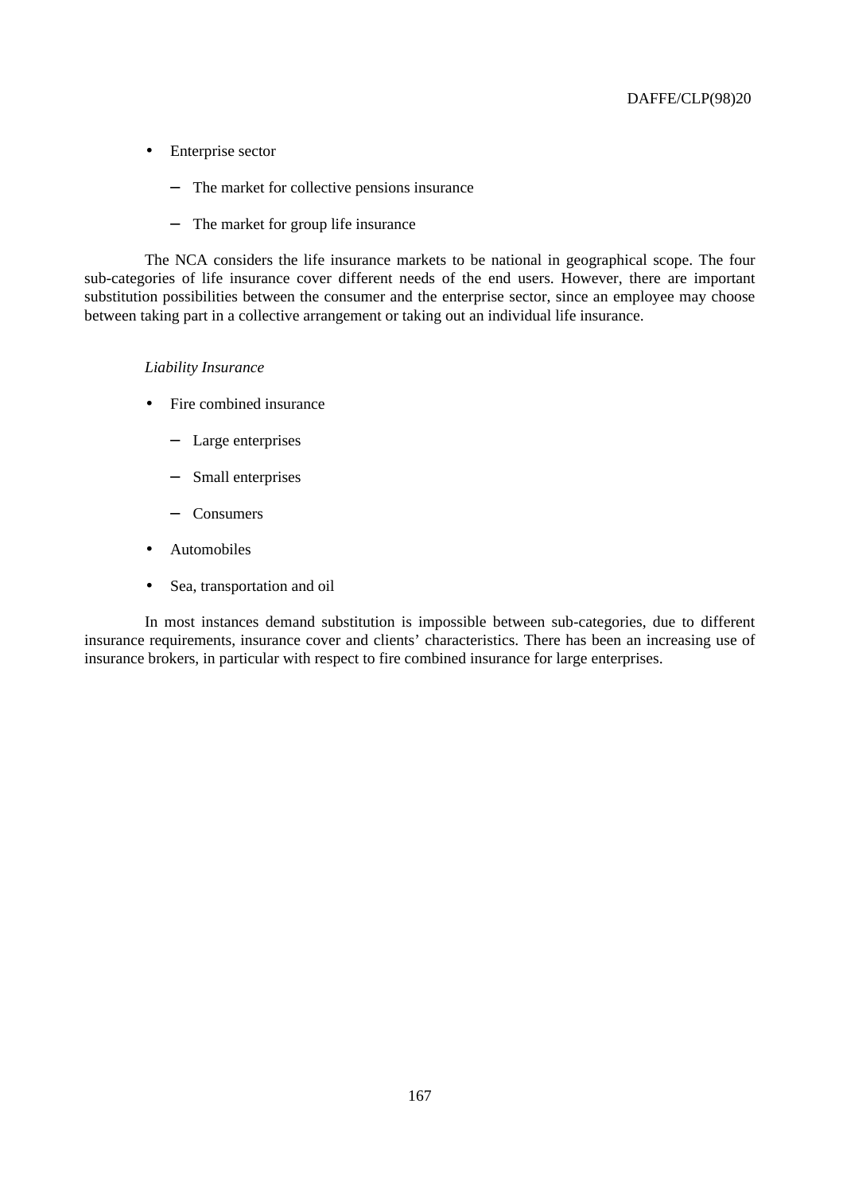- Enterprise sector
  - The market for collective pensions insurance
  - The market for group life insurance

The NCA considers the life insurance markets to be national in geographical scope. The four sub-categories of life insurance cover different needs of the end users. However, there are important substitution possibilities between the consumer and the enterprise sector, since an employee may choose between taking part in a collective arrangement or taking out an individual life insurance.

*Liability Insurance*

- Fire combined insurance
  - Large enterprises
  - Small enterprises
  - Consumers
- Automobiles
- Sea, transportation and oil

In most instances demand substitution is impossible between sub-categories, due to different insurance requirements, insurance cover and clients' characteristics. There has been an increasing use of insurance brokers, in particular with respect to fire combined insurance for large enterprises.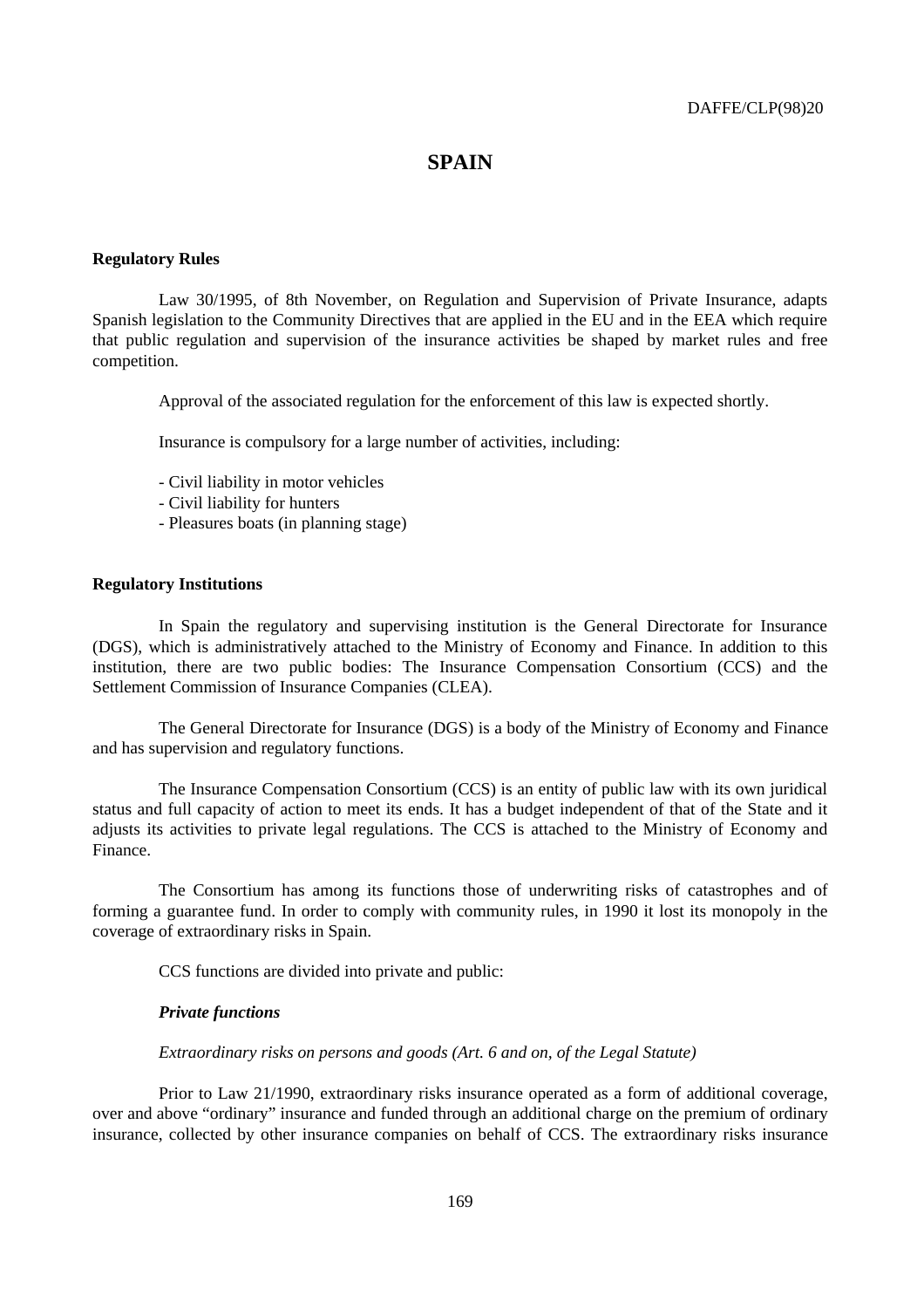# SPAIN

**Regulatory Rules**

Law 30/1995, of 8th November, on Regulation and Supervision of Private Insurance, adapts Spanish legislation to the Community Directives that are applied in the EU and in the EEA which require that public regulation and supervision of the insurance activities be shaped by market rules and free competition.

Approval of the associated regulation for the enforcement of this law is expected shortly.

Insurance is compulsory for a large number of activities, including:

- Civil liability in motor vehicles
- Civil liability for hunters
- Pleasures boats (in planning stage)

**Regulatory Institutions**

In Spain the regulatory and supervising institution is the General Directorate for Insurance (DGS), which is administratively attached to the Ministry of Economy and Finance. In addition to this institution, there are two public bodies: The Insurance Compensation Consortium (CCS) and the Settlement Commission of Insurance Companies (CLEA).

The General Directorate for Insurance (DGS) is a body of the Ministry of Economy and Finance and has supervision and regulatory functions.

The Insurance Compensation Consortium (CCS) is an entity of public law with its own juridical status and full capacity of action to meet its ends. It has a budget independent of that of the State and it adjusts its activities to private legal regulations. The CCS is attached to the Ministry of Economy and Finance.

The Consortium has among its functions those of underwriting risks of catastrophes and of forming a guarantee fund. In order to comply with community rules, in 1990 it lost its monopoly in the coverage of extraordinary risks in Spain.

CCS functions are divided into private and public:

***Private functions***

*Extraordinary risks on persons and goods (Art. 6 and on, of the Legal Statute)*

Prior to Law 21/1990, extraordinary risks insurance operated as a form of additional coverage, over and above "ordinary" insurance and funded through an additional charge on the premium of ordinary insurance, collected by other insurance companies on behalf of CCS. The extraordinary risks insurance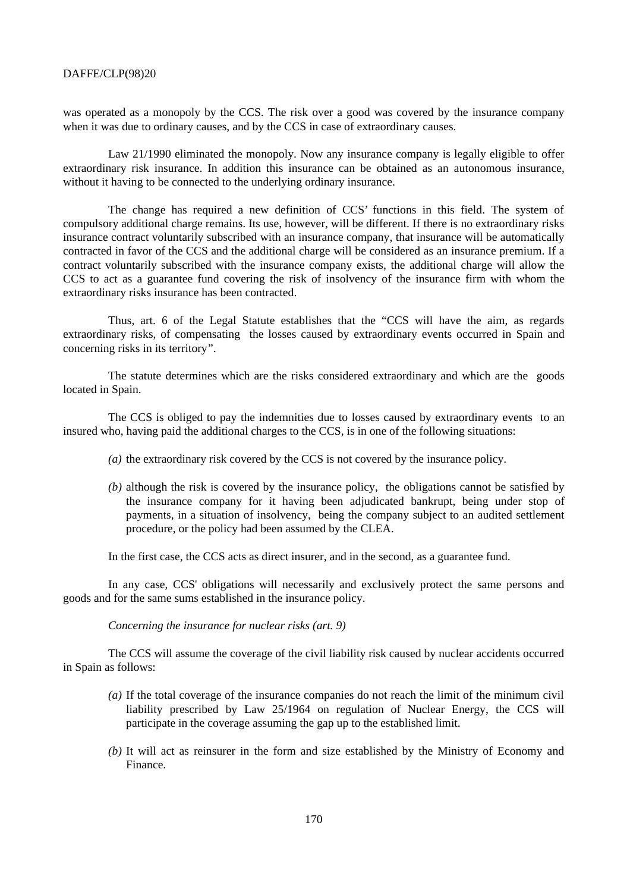was operated as a monopoly by the CCS. The risk over a good was covered by the insurance company when it was due to ordinary causes, and by the CCS in case of extraordinary causes.

Law 21/1990 eliminated the monopoly. Now any insurance company is legally eligible to offer extraordinary risk insurance. In addition this insurance can be obtained as an autonomous insurance, without it having to be connected to the underlying ordinary insurance.

The change has required a new definition of CCS' functions in this field. The system of compulsory additional charge remains. Its use, however, will be different. If there is no extraordinary risks insurance contract voluntarily subscribed with an insurance company, that insurance will be automatically contracted in favor of the CCS and the additional charge will be considered as an insurance premium. If a contract voluntarily subscribed with the insurance company exists, the additional charge will allow the CCS to act as a guarantee fund covering the risk of insolvency of the insurance firm with whom the extraordinary risks insurance has been contracted.

Thus, art. 6 of the Legal Statute establishes that the "CCS will have the aim, as regards extraordinary risks, of compensating the losses caused by extraordinary events occurred in Spain and concerning risks in its territory".

The statute determines which are the risks considered extraordinary and which are the goods located in Spain.

The CCS is obliged to pay the indemnities due to losses caused by extraordinary events to an insured who, having paid the additional charges to the CCS, is in one of the following situations:

- *(a)* the extraordinary risk covered by the CCS is not covered by the insurance policy.
- *(b)* although the risk is covered by the insurance policy, the obligations cannot be satisfied by the insurance company for it having been adjudicated bankrupt, being under stop of payments, in a situation of insolvency, being the company subject to an audited settlement procedure, or the policy had been assumed by the CLEA.

In the first case, the CCS acts as direct insurer, and in the second, as a guarantee fund.

In any case, CCS' obligations will necessarily and exclusively protect the same persons and goods and for the same sums established in the insurance policy.

*Concerning the insurance for nuclear risks (art. 9)*

The CCS will assume the coverage of the civil liability risk caused by nuclear accidents occurred in Spain as follows:

- *(a)* If the total coverage of the insurance companies do not reach the limit of the minimum civil liability prescribed by Law 25/1964 on regulation of Nuclear Energy, the CCS will participate in the coverage assuming the gap up to the established limit.
- *(b)* It will act as reinsurer in the form and size established by the Ministry of Economy and Finance.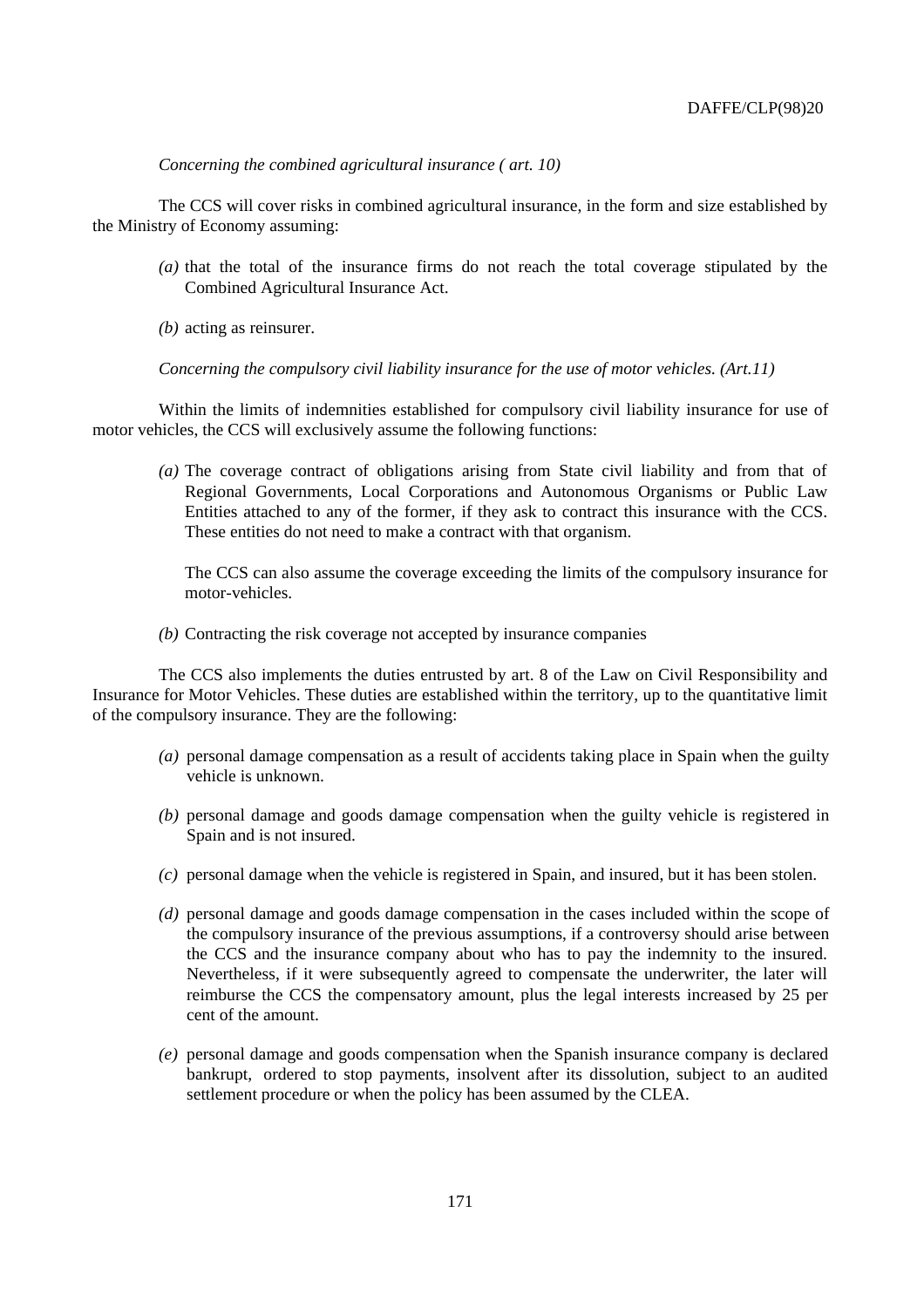*Concerning the combined agricultural insurance ( art. 10)*

The CCS will cover risks in combined agricultural insurance, in the form and size established by the Ministry of Economy assuming:

*(a)* that the total of the insurance firms do not reach the total coverage stipulated by the Combined Agricultural Insurance Act.

*(b)* acting as reinsurer.

*Concerning the compulsory civil liability insurance for the use of motor vehicles. (Art.11)*

Within the limits of indemnities established for compulsory civil liability insurance for use of motor vehicles, the CCS will exclusively assume the following functions:

*(a)* The coverage contract of obligations arising from State civil liability and from that of Regional Governments, Local Corporations and Autonomous Organisms or Public Law Entities attached to any of the former, if they ask to contract this insurance with the CCS. These entities do not need to make a contract with that organism.

The CCS can also assume the coverage exceeding the limits of the compulsory insurance for motor-vehicles.

*(b)* Contracting the risk coverage not accepted by insurance companies

The CCS also implements the duties entrusted by art. 8 of the Law on Civil Responsibility and Insurance for Motor Vehicles. These duties are established within the territory, up to the quantitative limit of the compulsory insurance. They are the following:

*(a)* personal damage compensation as a result of accidents taking place in Spain when the guilty vehicle is unknown.

*(b)* personal damage and goods damage compensation when the guilty vehicle is registered in Spain and is not insured.

*(c)* personal damage when the vehicle is registered in Spain, and insured, but it has been stolen.

*(d)* personal damage and goods damage compensation in the cases included within the scope of the compulsory insurance of the previous assumptions, if a controversy should arise between the CCS and the insurance company about who has to pay the indemnity to the insured. Nevertheless, if it were subsequently agreed to compensate the underwriter, the later will reimburse the CCS the compensatory amount, plus the legal interests increased by 25 per cent of the amount.

*(e)* personal damage and goods compensation when the Spanish insurance company is declared bankrupt, ordered to stop payments, insolvent after its dissolution, subject to an audited settlement procedure or when the policy has been assumed by the CLEA.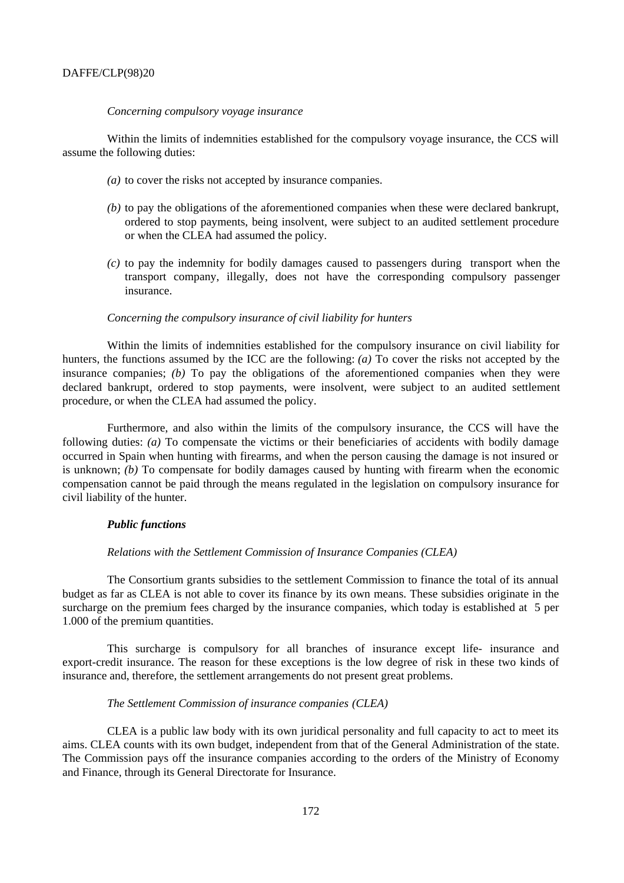*Concerning compulsory voyage insurance*

Within the limits of indemnities established for the compulsory voyage insurance, the CCS will assume the following duties:

*(a)* to cover the risks not accepted by insurance companies.

*(b)* to pay the obligations of the aforementioned companies when these were declared bankrupt, ordered to stop payments, being insolvent, were subject to an audited settlement procedure or when the CLEA had assumed the policy.

*(c)* to pay the indemnity for bodily damages caused to passengers during transport when the transport company, illegally, does not have the corresponding compulsory passenger insurance.

*Concerning the compulsory insurance of civil liability for hunters*

Within the limits of indemnities established for the compulsory insurance on civil liability for hunters, the functions assumed by the ICC are the following: *(a)* To cover the risks not accepted by the insurance companies; *(b)* To pay the obligations of the aforementioned companies when they were declared bankrupt, ordered to stop payments, were insolvent, were subject to an audited settlement procedure, or when the CLEA had assumed the policy.

Furthermore, and also within the limits of the compulsory insurance, the CCS will have the following duties: *(a)* To compensate the victims or their beneficiaries of accidents with bodily damage occurred in Spain when hunting with firearms, and when the person causing the damage is not insured or is unknown; *(b)* To compensate for bodily damages caused by hunting with firearm when the economic compensation cannot be paid through the means regulated in the legislation on compulsory insurance for civil liability of the hunter.

***Public functions***

*Relations with the Settlement Commission of Insurance Companies (CLEA)*

The Consortium grants subsidies to the settlement Commission to finance the total of its annual budget as far as CLEA is not able to cover its finance by its own means. These subsidies originate in the surcharge on the premium fees charged by the insurance companies, which today is established at 5 per 1.000 of the premium quantities.

This surcharge is compulsory for all branches of insurance except life- insurance and export-credit insurance. The reason for these exceptions is the low degree of risk in these two kinds of insurance and, therefore, the settlement arrangements do not present great problems.

*The Settlement Commission of insurance companies (CLEA)*

CLEA is a public law body with its own juridical personality and full capacity to act to meet its aims. CLEA counts with its own budget, independent from that of the General Administration of the state. The Commission pays off the insurance companies according to the orders of the Ministry of Economy and Finance, through its General Directorate for Insurance.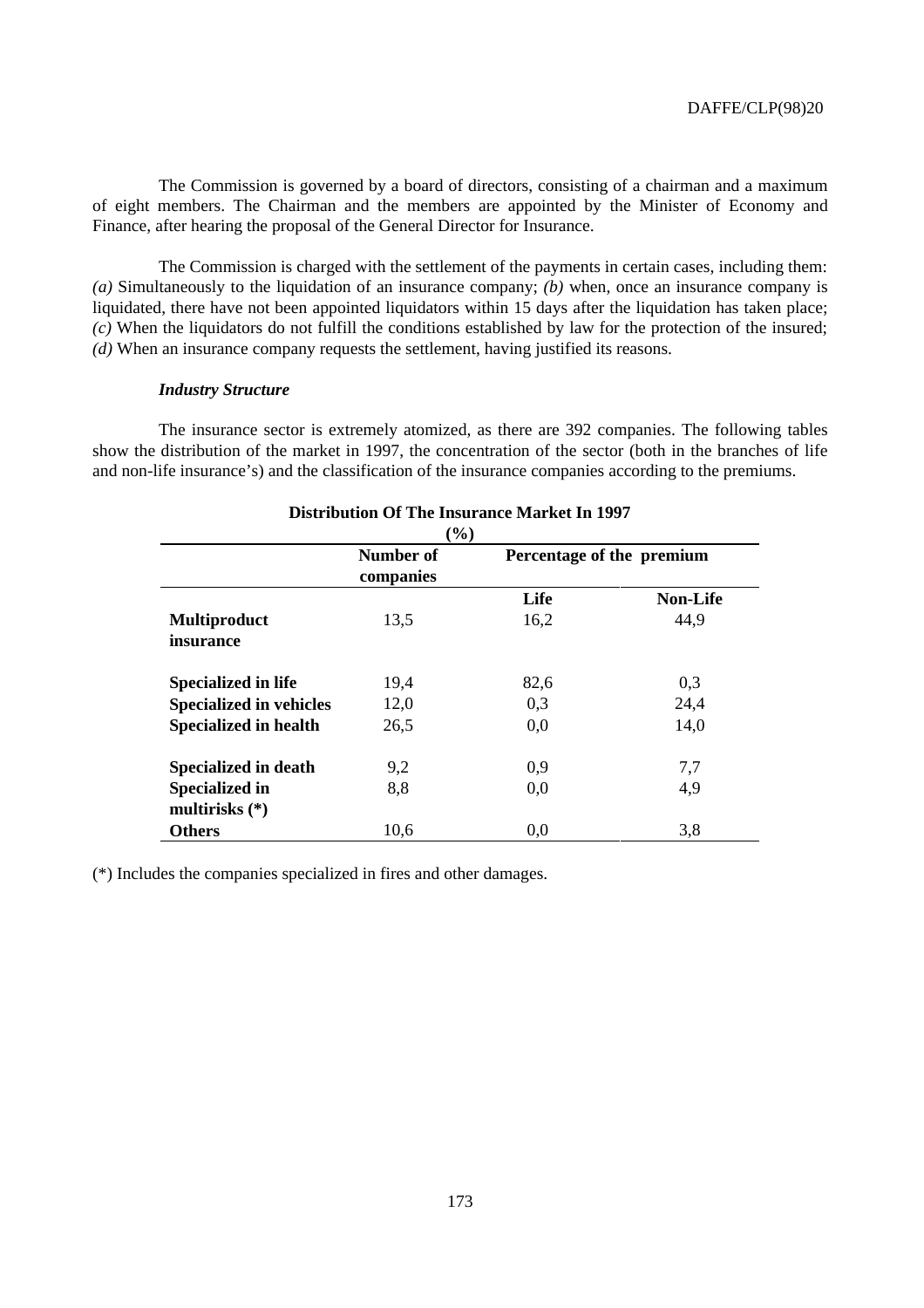The Commission is governed by a board of directors, consisting of a chairman and a maximum of eight members. The Chairman and the members are appointed by the Minister of Economy and Finance, after hearing the proposal of the General Director for Insurance.

The Commission is charged with the settlement of the payments in certain cases, including them: *(a)* Simultaneously to the liquidation of an insurance company; *(b)* when, once an insurance company is liquidated, there have not been appointed liquidators within 15 days after the liquidation has taken place; *(c)* When the liquidators do not fulfill the conditions established by law for the protection of the insured; *(d)* When an insurance company requests the settlement, having justified its reasons.

***Industry Structure***

The insurance sector is extremely atomized, as there are 392 companies. The following tables show the distribution of the market in 1997, the concentration of the sector (both in the branches of life and non-life insurance's) and the classification of the insurance companies according to the premiums.

**Distribution Of The Insurance Market In 1997**
**(%)**

| | Number of companies | Percentage of the premium | |
|---|---|---|---|
| | | **Life** | **Non-Life** |
| **Multiproduct insurance** | 13,5 | 16,2 | 44,9 |
| **Specialized in life** | 19,4 | 82,6 | 0,3 |
| **Specialized in vehicles** | 12,0 | 0,3 | 24,4 |
| **Specialized in health** | 26,5 | 0,0 | 14,0 |
| **Specialized in death** | 9,2 | 0,9 | 7,7 |
| **Specialized in multirisks (*)** | 8,8 | 0,0 | 4,9 |
| **Others** | 10,6 | 0,0 | 3,8 |

(*) Includes the companies specialized in fires and other damages.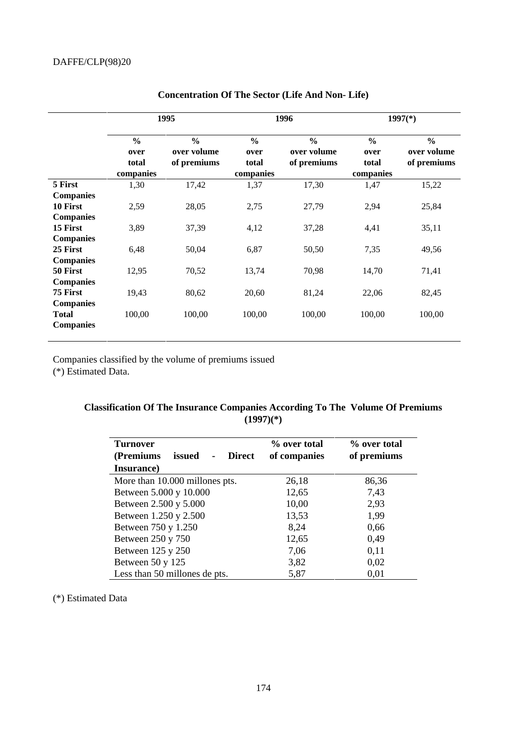### Concentration Of The Sector (Life And Non- Life)

| | 1995 | | 1996 | | 1997(*) | |
|---|---|---|---|---|---|---|
| | % over total companies | % over volume of premiums | % over total companies | % over volume of premiums | % over total companies | % over volume of premiums |
| **5 First Companies** | 1,30 | 17,42 | 1,37 | 17,30 | 1,47 | 15,22 |
| **10 First Companies** | 2,59 | 28,05 | 2,75 | 27,79 | 2,94 | 25,84 |
| **15 First Companies** | 3,89 | 37,39 | 4,12 | 37,28 | 4,41 | 35,11 |
| **25 First Companies** | 6,48 | 50,04 | 6,87 | 50,50 | 7,35 | 49,56 |
| **50 First Companies** | 12,95 | 70,52 | 13,74 | 70,98 | 14,70 | 71,41 |
| **75 First Companies** | 19,43 | 80,62 | 20,60 | 81,24 | 22,06 | 82,45 |
| **Total Companies** | 100,00 | 100,00 | 100,00 | 100,00 | 100,00 | 100,00 |

Companies classified by the volume of premiums issued
(*) Estimated Data.

### Classification Of The Insurance Companies According To The Volume Of Premiums (1997)(*)

| Turnover (Premiums issued - Direct Insurance) | % over total of companies | % over total of premiums |
|---|---|---|
| More than 10.000 millones pts. | 26,18 | 86,36 |
| Between 5.000 y 10.000 | 12,65 | 7,43 |
| Between 2.500 y 5.000 | 10,00 | 2,93 |
| Between 1.250 y 2.500 | 13,53 | 1,99 |
| Between 750 y 1.250 | 8,24 | 0,66 |
| Between 250 y 750 | 12,65 | 0,49 |
| Between 125 y 250 | 7,06 | 0,11 |
| Between 50 y 125 | 3,82 | 0,02 |
| Less than 50 millones de pts. | 5,87 | 0,01 |

(*) Estimated Data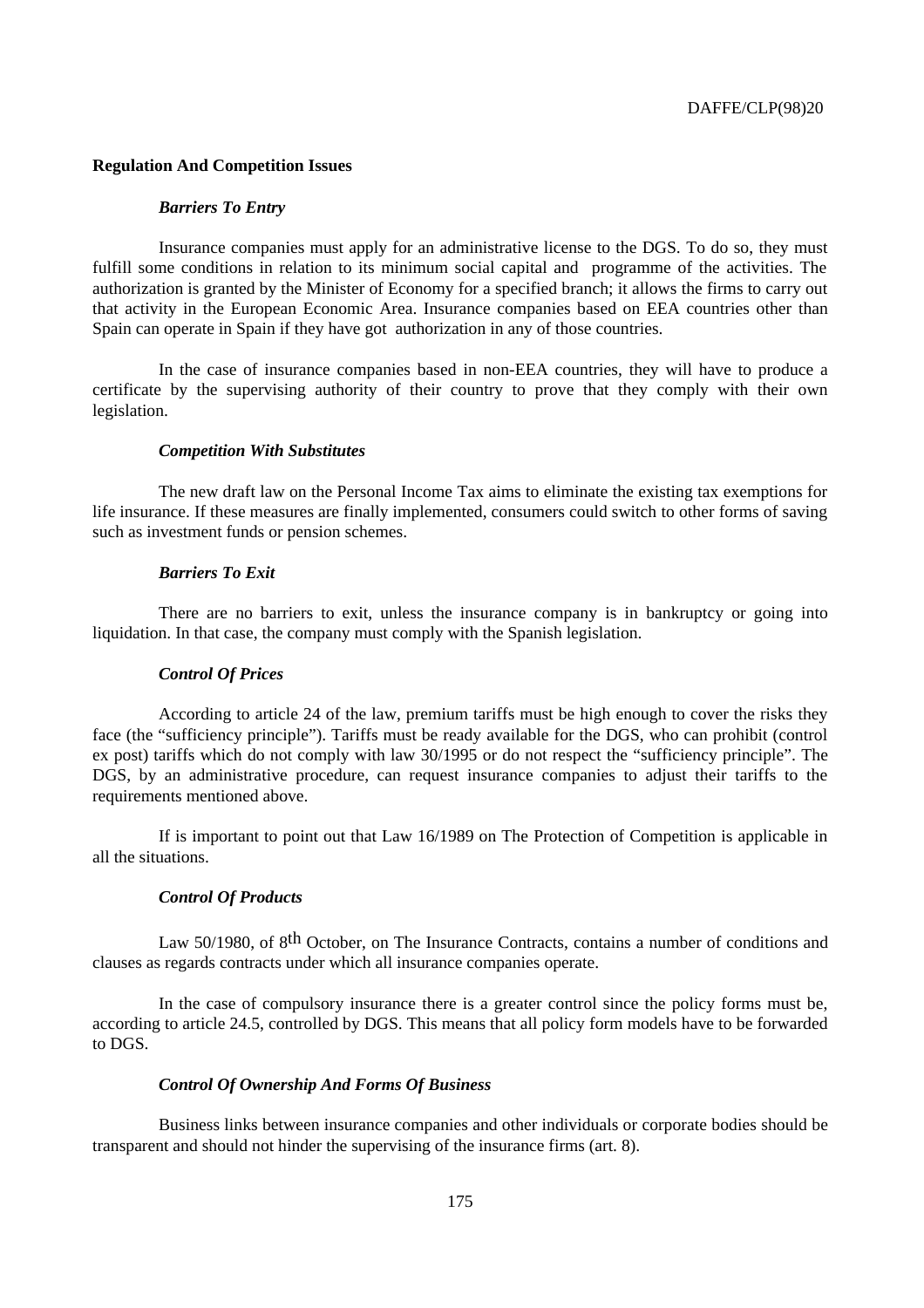**Regulation And Competition Issues**

***Barriers To Entry***

Insurance companies must apply for an administrative license to the DGS. To do so, they must fulfill some conditions in relation to its minimum social capital and programme of the activities. The authorization is granted by the Minister of Economy for a specified branch; it allows the firms to carry out that activity in the European Economic Area. Insurance companies based on EEA countries other than Spain can operate in Spain if they have got authorization in any of those countries.

In the case of insurance companies based in non-EEA countries, they will have to produce a certificate by the supervising authority of their country to prove that they comply with their own legislation.

***Competition With Substitutes***

The new draft law on the Personal Income Tax aims to eliminate the existing tax exemptions for life insurance. If these measures are finally implemented, consumers could switch to other forms of saving such as investment funds or pension schemes.

***Barriers To Exit***

There are no barriers to exit, unless the insurance company is in bankruptcy or going into liquidation. In that case, the company must comply with the Spanish legislation.

***Control Of Prices***

According to article 24 of the law, premium tariffs must be high enough to cover the risks they face (the "sufficiency principle"). Tariffs must be ready available for the DGS, who can prohibit (control ex post) tariffs which do not comply with law 30/1995 or do not respect the "sufficiency principle". The DGS, by an administrative procedure, can request insurance companies to adjust their tariffs to the requirements mentioned above.

If is important to point out that Law 16/1989 on The Protection of Competition is applicable in all the situations.

***Control Of Products***

Law 50/1980, of 8th October, on The Insurance Contracts, contains a number of conditions and clauses as regards contracts under which all insurance companies operate.

In the case of compulsory insurance there is a greater control since the policy forms must be, according to article 24.5, controlled by DGS. This means that all policy form models have to be forwarded to DGS.

***Control Of Ownership And Forms Of Business***

Business links between insurance companies and other individuals or corporate bodies should be transparent and should not hinder the supervising of the insurance firms (art. 8).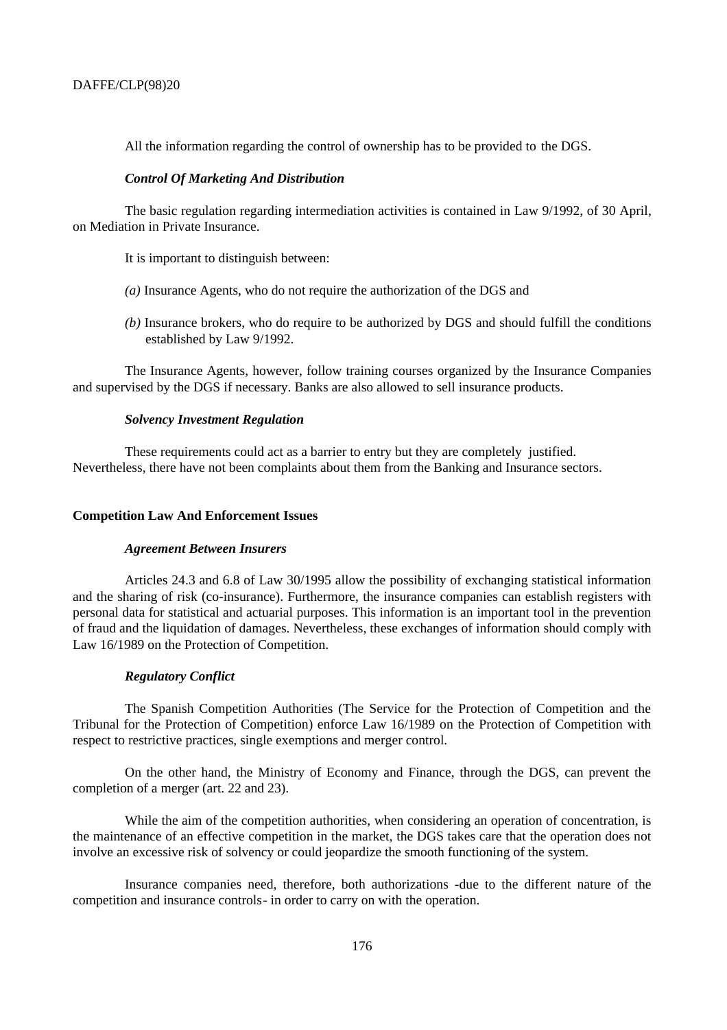All the information regarding the control of ownership has to be provided to the DGS.

### *Control Of Marketing And Distribution*

The basic regulation regarding intermediation activities is contained in Law 9/1992, of 30 April, on Mediation in Private Insurance.

It is important to distinguish between:

*(a)* Insurance Agents, who do not require the authorization of the DGS and

*(b)* Insurance brokers, who do require to be authorized by DGS and should fulfill the conditions established by Law 9/1992.

The Insurance Agents, however, follow training courses organized by the Insurance Companies and supervised by the DGS if necessary. Banks are also allowed to sell insurance products.

### *Solvency Investment Regulation*

These requirements could act as a barrier to entry but they are completely justified. Nevertheless, there have not been complaints about them from the Banking and Insurance sectors.

## Competition Law And Enforcement Issues

### *Agreement Between Insurers*

Articles 24.3 and 6.8 of Law 30/1995 allow the possibility of exchanging statistical information and the sharing of risk (co-insurance). Furthermore, the insurance companies can establish registers with personal data for statistical and actuarial purposes. This information is an important tool in the prevention of fraud and the liquidation of damages. Nevertheless, these exchanges of information should comply with Law 16/1989 on the Protection of Competition.

### *Regulatory Conflict*

The Spanish Competition Authorities (The Service for the Protection of Competition and the Tribunal for the Protection of Competition) enforce Law 16/1989 on the Protection of Competition with respect to restrictive practices, single exemptions and merger control.

On the other hand, the Ministry of Economy and Finance, through the DGS, can prevent the completion of a merger (art. 22 and 23).

While the aim of the competition authorities, when considering an operation of concentration, is the maintenance of an effective competition in the market, the DGS takes care that the operation does not involve an excessive risk of solvency or could jeopardize the smooth functioning of the system.

Insurance companies need, therefore, both authorizations -due to the different nature of the competition and insurance controls- in order to carry on with the operation.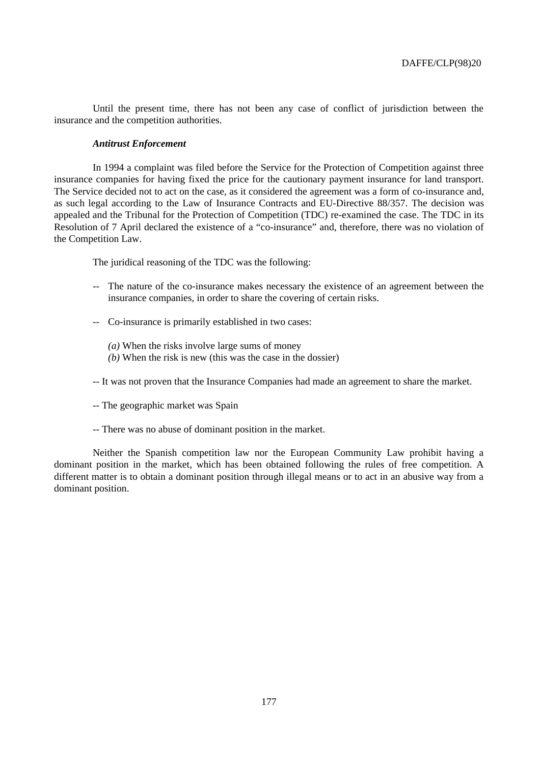Until the present time, there has not been any case of conflict of jurisdiction between the insurance and the competition authorities.

***Antitrust Enforcement***

In 1994 a complaint was filed before the Service for the Protection of Competition against three insurance companies for having fixed the price for the cautionary payment insurance for land transport. The Service decided not to act on the case, as it considered the agreement was a form of co-insurance and, as such legal according to the Law of Insurance Contracts and EU-Directive 88/357. The decision was appealed and the Tribunal for the Protection of Competition (TDC) re-examined the case. The TDC in its Resolution of 7 April declared the existence of a "co-insurance" and, therefore, there was no violation of the Competition Law.

The juridical reasoning of the TDC was the following:

- -- The nature of the co-insurance makes necessary the existence of an agreement between the insurance companies, in order to share the covering of certain risks.

- -- Co-insurance is primarily established in two cases:

  *(a)* When the risks involve large sums of money
  *(b)* When the risk is new (this was the case in the dossier)

- -- It was not proven that the Insurance Companies had made an agreement to share the market.

- -- The geographic market was Spain

- -- There was no abuse of dominant position in the market.

Neither the Spanish competition law nor the European Community Law prohibit having a dominant position in the market, which has been obtained following the rules of free competition. A different matter is to obtain a dominant position through illegal means or to act in an abusive way from a dominant position.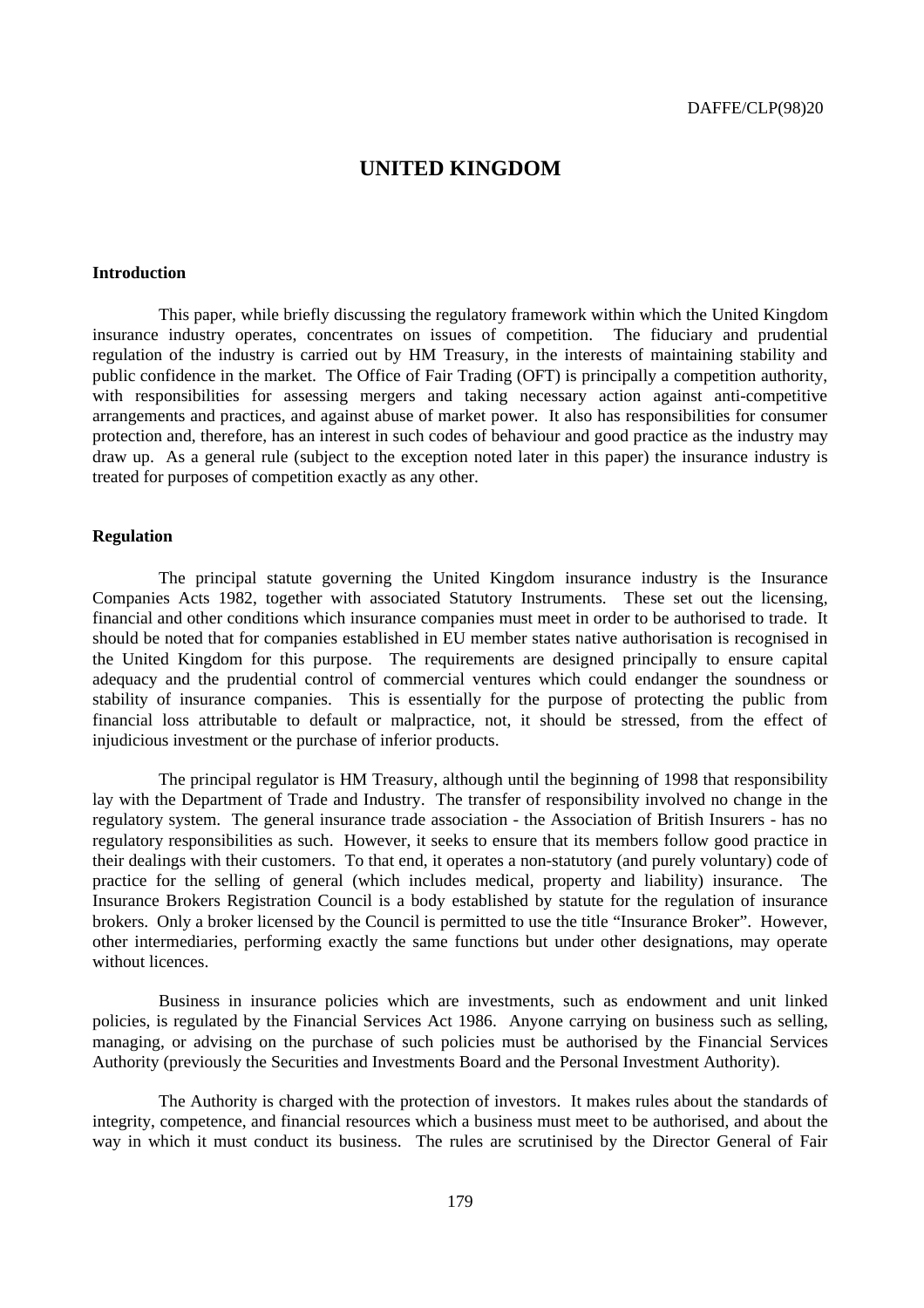# UNITED KINGDOM

## Introduction

This paper, while briefly discussing the regulatory framework within which the United Kingdom insurance industry operates, concentrates on issues of competition. The fiduciary and prudential regulation of the industry is carried out by HM Treasury, in the interests of maintaining stability and public confidence in the market. The Office of Fair Trading (OFT) is principally a competition authority, with responsibilities for assessing mergers and taking necessary action against anti-competitive arrangements and practices, and against abuse of market power. It also has responsibilities for consumer protection and, therefore, has an interest in such codes of behaviour and good practice as the industry may draw up. As a general rule (subject to the exception noted later in this paper) the insurance industry is treated for purposes of competition exactly as any other.

## Regulation

The principal statute governing the United Kingdom insurance industry is the Insurance Companies Acts 1982, together with associated Statutory Instruments. These set out the licensing, financial and other conditions which insurance companies must meet in order to be authorised to trade. It should be noted that for companies established in EU member states native authorisation is recognised in the United Kingdom for this purpose. The requirements are designed principally to ensure capital adequacy and the prudential control of commercial ventures which could endanger the soundness or stability of insurance companies. This is essentially for the purpose of protecting the public from financial loss attributable to default or malpractice, not, it should be stressed, from the effect of injudicious investment or the purchase of inferior products.

The principal regulator is HM Treasury, although until the beginning of 1998 that responsibility lay with the Department of Trade and Industry. The transfer of responsibility involved no change in the regulatory system. The general insurance trade association - the Association of British Insurers - has no regulatory responsibilities as such. However, it seeks to ensure that its members follow good practice in their dealings with their customers. To that end, it operates a non-statutory (and purely voluntary) code of practice for the selling of general (which includes medical, property and liability) insurance. The Insurance Brokers Registration Council is a body established by statute for the regulation of insurance brokers. Only a broker licensed by the Council is permitted to use the title "Insurance Broker". However, other intermediaries, performing exactly the same functions but under other designations, may operate without licences.

Business in insurance policies which are investments, such as endowment and unit linked policies, is regulated by the Financial Services Act 1986. Anyone carrying on business such as selling, managing, or advising on the purchase of such policies must be authorised by the Financial Services Authority (previously the Securities and Investments Board and the Personal Investment Authority).

The Authority is charged with the protection of investors. It makes rules about the standards of integrity, competence, and financial resources which a business must meet to be authorised, and about the way in which it must conduct its business. The rules are scrutinised by the Director General of Fair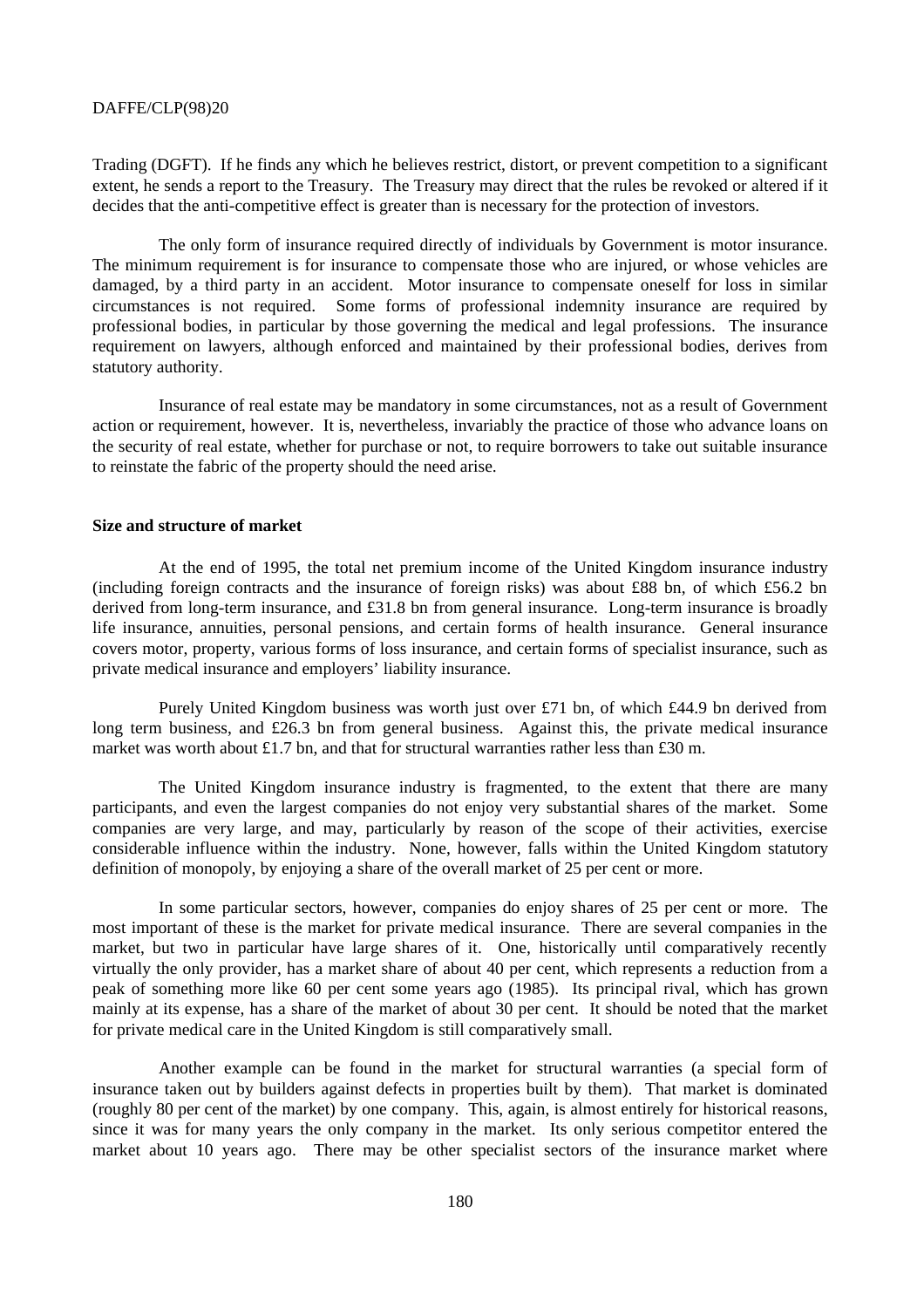Trading (DGFT). If he finds any which he believes restrict, distort, or prevent competition to a significant extent, he sends a report to the Treasury. The Treasury may direct that the rules be revoked or altered if it decides that the anti-competitive effect is greater than is necessary for the protection of investors.

The only form of insurance required directly of individuals by Government is motor insurance. The minimum requirement is for insurance to compensate those who are injured, or whose vehicles are damaged, by a third party in an accident. Motor insurance to compensate oneself for loss in similar circumstances is not required. Some forms of professional indemnity insurance are required by professional bodies, in particular by those governing the medical and legal professions. The insurance requirement on lawyers, although enforced and maintained by their professional bodies, derives from statutory authority.

Insurance of real estate may be mandatory in some circumstances, not as a result of Government action or requirement, however. It is, nevertheless, invariably the practice of those who advance loans on the security of real estate, whether for purchase or not, to require borrowers to take out suitable insurance to reinstate the fabric of the property should the need arise.

**Size and structure of market**

At the end of 1995, the total net premium income of the United Kingdom insurance industry (including foreign contracts and the insurance of foreign risks) was about £88 bn, of which £56.2 bn derived from long-term insurance, and £31.8 bn from general insurance. Long-term insurance is broadly life insurance, annuities, personal pensions, and certain forms of health insurance. General insurance covers motor, property, various forms of loss insurance, and certain forms of specialist insurance, such as private medical insurance and employers' liability insurance.

Purely United Kingdom business was worth just over £71 bn, of which £44.9 bn derived from long term business, and £26.3 bn from general business. Against this, the private medical insurance market was worth about £1.7 bn, and that for structural warranties rather less than £30 m.

The United Kingdom insurance industry is fragmented, to the extent that there are many participants, and even the largest companies do not enjoy very substantial shares of the market. Some companies are very large, and may, particularly by reason of the scope of their activities, exercise considerable influence within the industry. None, however, falls within the United Kingdom statutory definition of monopoly, by enjoying a share of the overall market of 25 per cent or more.

In some particular sectors, however, companies do enjoy shares of 25 per cent or more. The most important of these is the market for private medical insurance. There are several companies in the market, but two in particular have large shares of it. One, historically until comparatively recently virtually the only provider, has a market share of about 40 per cent, which represents a reduction from a peak of something more like 60 per cent some years ago (1985). Its principal rival, which has grown mainly at its expense, has a share of the market of about 30 per cent. It should be noted that the market for private medical care in the United Kingdom is still comparatively small.

Another example can be found in the market for structural warranties (a special form of insurance taken out by builders against defects in properties built by them). That market is dominated (roughly 80 per cent of the market) by one company. This, again, is almost entirely for historical reasons, since it was for many years the only company in the market. Its only serious competitor entered the market about 10 years ago. There may be other specialist sectors of the insurance market where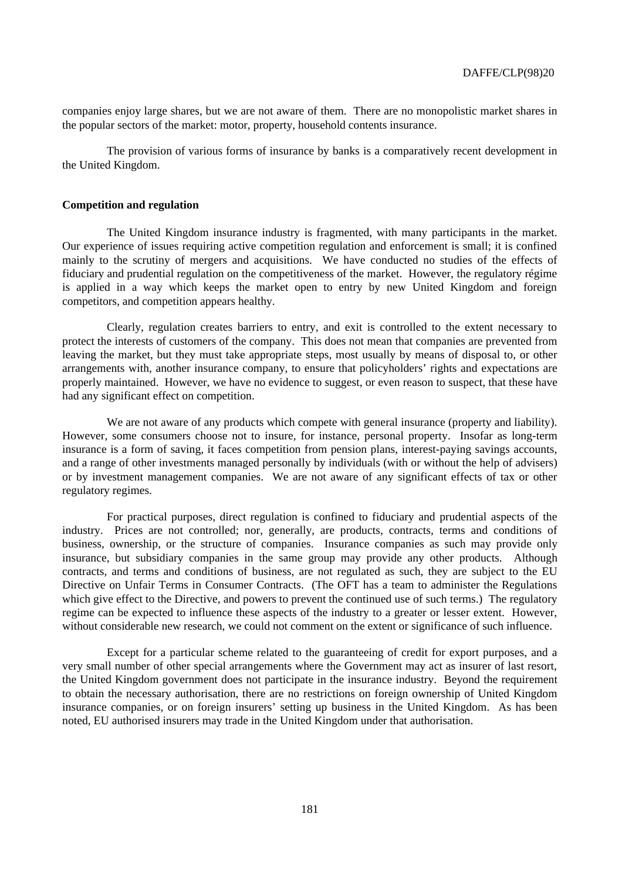companies enjoy large shares, but we are not aware of them. There are no monopolistic market shares in the popular sectors of the market: motor, property, household contents insurance.

The provision of various forms of insurance by banks is a comparatively recent development in the United Kingdom.

**Competition and regulation**

The United Kingdom insurance industry is fragmented, with many participants in the market. Our experience of issues requiring active competition regulation and enforcement is small; it is confined mainly to the scrutiny of mergers and acquisitions. We have conducted no studies of the effects of fiduciary and prudential regulation on the competitiveness of the market. However, the regulatory régime is applied in a way which keeps the market open to entry by new United Kingdom and foreign competitors, and competition appears healthy.

Clearly, regulation creates barriers to entry, and exit is controlled to the extent necessary to protect the interests of customers of the company. This does not mean that companies are prevented from leaving the market, but they must take appropriate steps, most usually by means of disposal to, or other arrangements with, another insurance company, to ensure that policyholders' rights and expectations are properly maintained. However, we have no evidence to suggest, or even reason to suspect, that these have had any significant effect on competition.

We are not aware of any products which compete with general insurance (property and liability). However, some consumers choose not to insure, for instance, personal property. Insofar as long-term insurance is a form of saving, it faces competition from pension plans, interest-paying savings accounts, and a range of other investments managed personally by individuals (with or without the help of advisers) or by investment management companies. We are not aware of any significant effects of tax or other regulatory regimes.

For practical purposes, direct regulation is confined to fiduciary and prudential aspects of the industry. Prices are not controlled; nor, generally, are products, contracts, terms and conditions of business, ownership, or the structure of companies. Insurance companies as such may provide only insurance, but subsidiary companies in the same group may provide any other products. Although contracts, and terms and conditions of business, are not regulated as such, they are subject to the EU Directive on Unfair Terms in Consumer Contracts. (The OFT has a team to administer the Regulations which give effect to the Directive, and powers to prevent the continued use of such terms.) The regulatory regime can be expected to influence these aspects of the industry to a greater or lesser extent. However, without considerable new research, we could not comment on the extent or significance of such influence.

Except for a particular scheme related to the guaranteeing of credit for export purposes, and a very small number of other special arrangements where the Government may act as insurer of last resort, the United Kingdom government does not participate in the insurance industry. Beyond the requirement to obtain the necessary authorisation, there are no restrictions on foreign ownership of United Kingdom insurance companies, or on foreign insurers' setting up business in the United Kingdom. As has been noted, EU authorised insurers may trade in the United Kingdom under that authorisation.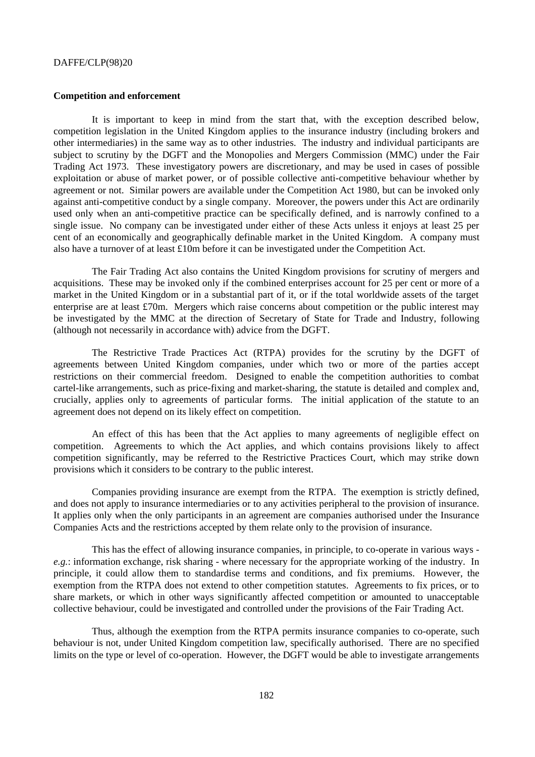**Competition and enforcement**

It is important to keep in mind from the start that, with the exception described below, competition legislation in the United Kingdom applies to the insurance industry (including brokers and other intermediaries) in the same way as to other industries. The industry and individual participants are subject to scrutiny by the DGFT and the Monopolies and Mergers Commission (MMC) under the Fair Trading Act 1973. These investigatory powers are discretionary, and may be used in cases of possible exploitation or abuse of market power, or of possible collective anti-competitive behaviour whether by agreement or not. Similar powers are available under the Competition Act 1980, but can be invoked only against anti-competitive conduct by a single company. Moreover, the powers under this Act are ordinarily used only when an anti-competitive practice can be specifically defined, and is narrowly confined to a single issue. No company can be investigated under either of these Acts unless it enjoys at least 25 per cent of an economically and geographically definable market in the United Kingdom. A company must also have a turnover of at least £10m before it can be investigated under the Competition Act.

The Fair Trading Act also contains the United Kingdom provisions for scrutiny of mergers and acquisitions. These may be invoked only if the combined enterprises account for 25 per cent or more of a market in the United Kingdom or in a substantial part of it, or if the total worldwide assets of the target enterprise are at least £70m. Mergers which raise concerns about competition or the public interest may be investigated by the MMC at the direction of Secretary of State for Trade and Industry, following (although not necessarily in accordance with) advice from the DGFT.

The Restrictive Trade Practices Act (RTPA) provides for the scrutiny by the DGFT of agreements between United Kingdom companies, under which two or more of the parties accept restrictions on their commercial freedom. Designed to enable the competition authorities to combat cartel-like arrangements, such as price-fixing and market-sharing, the statute is detailed and complex and, crucially, applies only to agreements of particular forms. The initial application of the statute to an agreement does not depend on its likely effect on competition.

An effect of this has been that the Act applies to many agreements of negligible effect on competition. Agreements to which the Act applies, and which contains provisions likely to affect competition significantly, may be referred to the Restrictive Practices Court, which may strike down provisions which it considers to be contrary to the public interest.

Companies providing insurance are exempt from the RTPA. The exemption is strictly defined, and does not apply to insurance intermediaries or to any activities peripheral to the provision of insurance. It applies only when the only participants in an agreement are companies authorised under the Insurance Companies Acts and the restrictions accepted by them relate only to the provision of insurance.

This has the effect of allowing insurance companies, in principle, to co-operate in various ways - *e.g.*: information exchange, risk sharing - where necessary for the appropriate working of the industry. In principle, it could allow them to standardise terms and conditions, and fix premiums. However, the exemption from the RTPA does not extend to other competition statutes. Agreements to fix prices, or to share markets, or which in other ways significantly affected competition or amounted to unacceptable collective behaviour, could be investigated and controlled under the provisions of the Fair Trading Act.

Thus, although the exemption from the RTPA permits insurance companies to co-operate, such behaviour is not, under United Kingdom competition law, specifically authorised. There are no specified limits on the type or level of co-operation. However, the DGFT would be able to investigate arrangements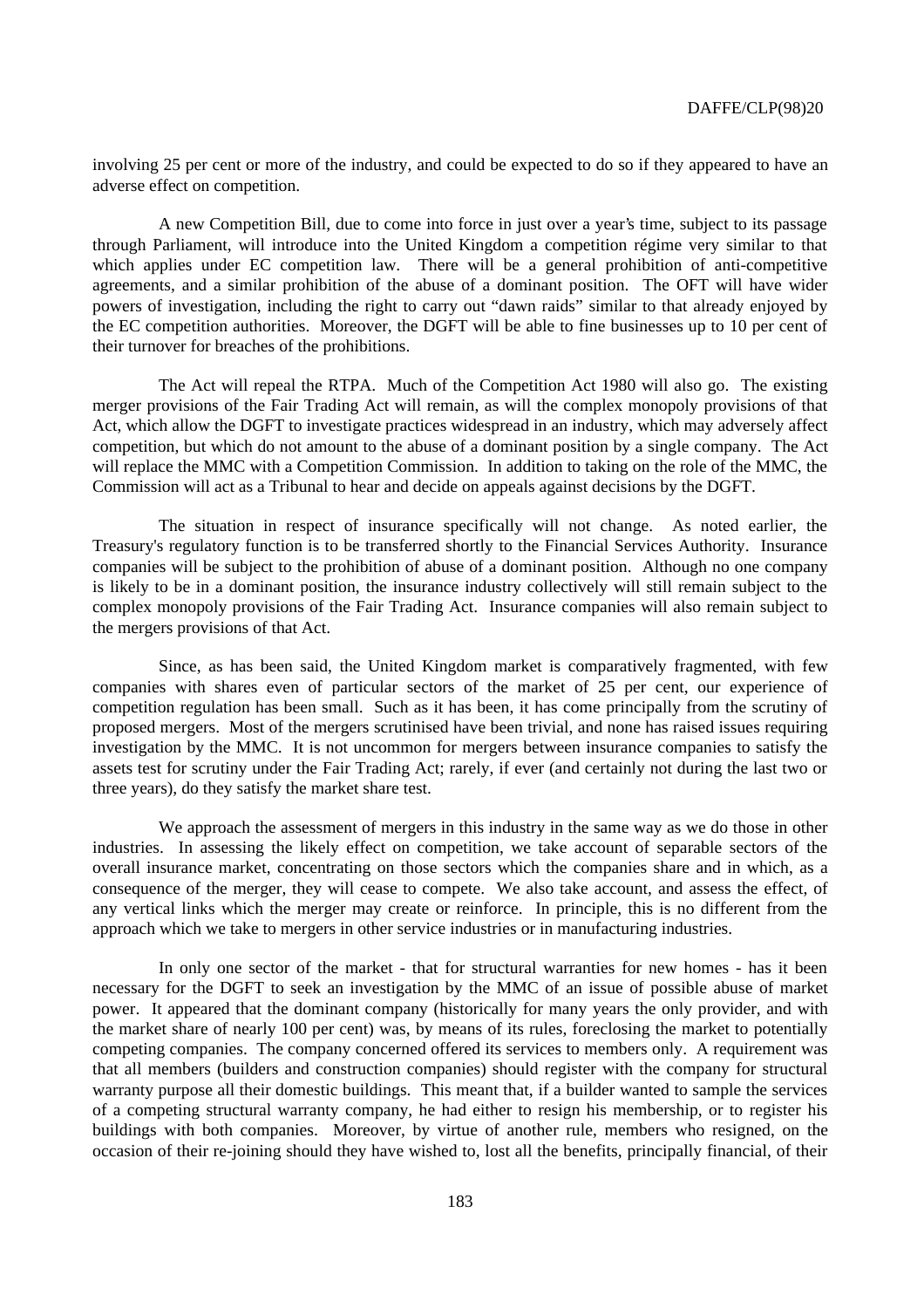involving 25 per cent or more of the industry, and could be expected to do so if they appeared to have an adverse effect on competition.

A new Competition Bill, due to come into force in just over a year's time, subject to its passage through Parliament, will introduce into the United Kingdom a competition régime very similar to that which applies under EC competition law. There will be a general prohibition of anti-competitive agreements, and a similar prohibition of the abuse of a dominant position. The OFT will have wider powers of investigation, including the right to carry out "dawn raids" similar to that already enjoyed by the EC competition authorities. Moreover, the DGFT will be able to fine businesses up to 10 per cent of their turnover for breaches of the prohibitions.

The Act will repeal the RTPA. Much of the Competition Act 1980 will also go. The existing merger provisions of the Fair Trading Act will remain, as will the complex monopoly provisions of that Act, which allow the DGFT to investigate practices widespread in an industry, which may adversely affect competition, but which do not amount to the abuse of a dominant position by a single company. The Act will replace the MMC with a Competition Commission. In addition to taking on the role of the MMC, the Commission will act as a Tribunal to hear and decide on appeals against decisions by the DGFT.

The situation in respect of insurance specifically will not change. As noted earlier, the Treasury's regulatory function is to be transferred shortly to the Financial Services Authority. Insurance companies will be subject to the prohibition of abuse of a dominant position. Although no one company is likely to be in a dominant position, the insurance industry collectively will still remain subject to the complex monopoly provisions of the Fair Trading Act. Insurance companies will also remain subject to the mergers provisions of that Act.

Since, as has been said, the United Kingdom market is comparatively fragmented, with few companies with shares even of particular sectors of the market of 25 per cent, our experience of competition regulation has been small. Such as it has been, it has come principally from the scrutiny of proposed mergers. Most of the mergers scrutinised have been trivial, and none has raised issues requiring investigation by the MMC. It is not uncommon for mergers between insurance companies to satisfy the assets test for scrutiny under the Fair Trading Act; rarely, if ever (and certainly not during the last two or three years), do they satisfy the market share test.

We approach the assessment of mergers in this industry in the same way as we do those in other industries. In assessing the likely effect on competition, we take account of separable sectors of the overall insurance market, concentrating on those sectors which the companies share and in which, as a consequence of the merger, they will cease to compete. We also take account, and assess the effect, of any vertical links which the merger may create or reinforce. In principle, this is no different from the approach which we take to mergers in other service industries or in manufacturing industries.

In only one sector of the market - that for structural warranties for new homes - has it been necessary for the DGFT to seek an investigation by the MMC of an issue of possible abuse of market power. It appeared that the dominant company (historically for many years the only provider, and with the market share of nearly 100 per cent) was, by means of its rules, foreclosing the market to potentially competing companies. The company concerned offered its services to members only. A requirement was that all members (builders and construction companies) should register with the company for structural warranty purpose all their domestic buildings. This meant that, if a builder wanted to sample the services of a competing structural warranty company, he had either to resign his membership, or to register his buildings with both companies. Moreover, by virtue of another rule, members who resigned, on the occasion of their re-joining should they have wished to, lost all the benefits, principally financial, of their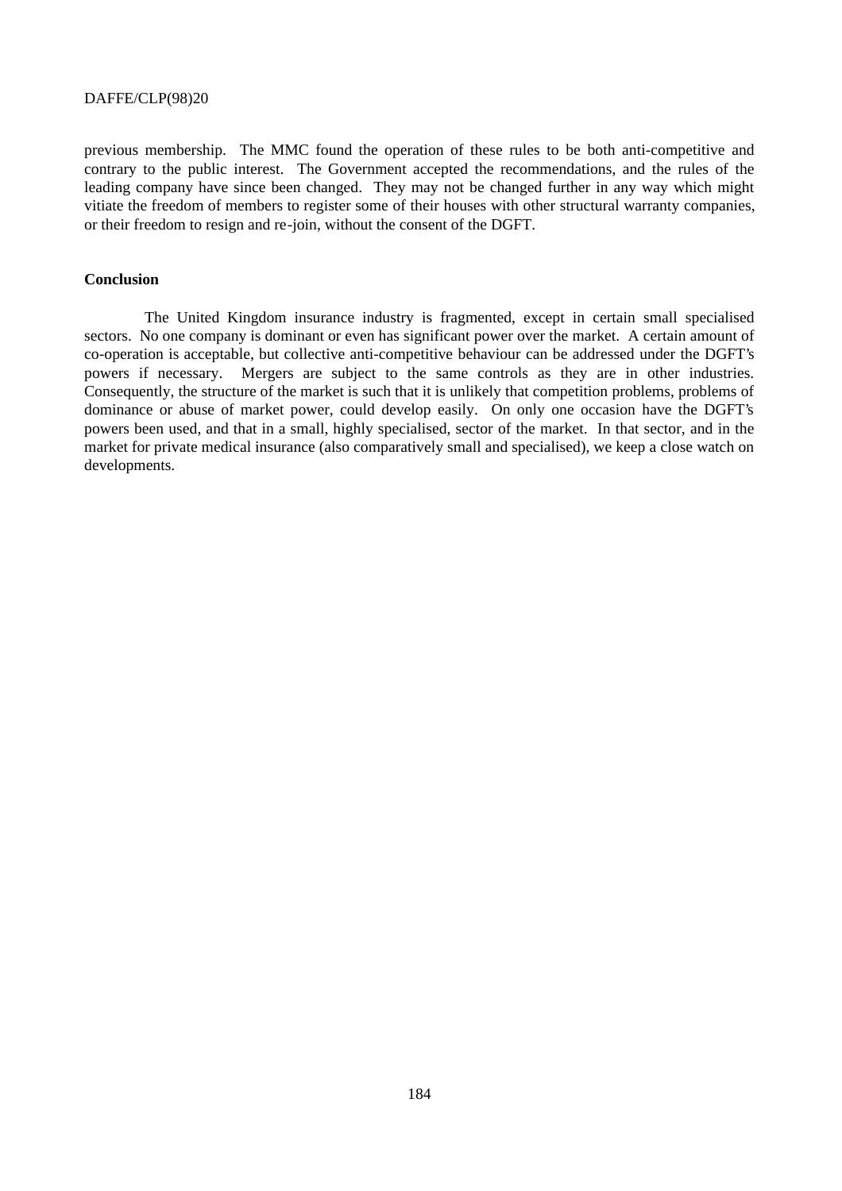previous membership. The MMC found the operation of these rules to be both anti-competitive and contrary to the public interest. The Government accepted the recommendations, and the rules of the leading company have since been changed. They may not be changed further in any way which might vitiate the freedom of members to register some of their houses with other structural warranty companies, or their freedom to resign and re-join, without the consent of the DGFT.

**Conclusion**

The United Kingdom insurance industry is fragmented, except in certain small specialised sectors. No one company is dominant or even has significant power over the market. A certain amount of co-operation is acceptable, but collective anti-competitive behaviour can be addressed under the DGFT's powers if necessary. Mergers are subject to the same controls as they are in other industries. Consequently, the structure of the market is such that it is unlikely that competition problems, problems of dominance or abuse of market power, could develop easily. On only one occasion have the DGFT's powers been used, and that in a small, highly specialised, sector of the market. In that sector, and in the market for private medical insurance (also comparatively small and specialised), we keep a close watch on developments.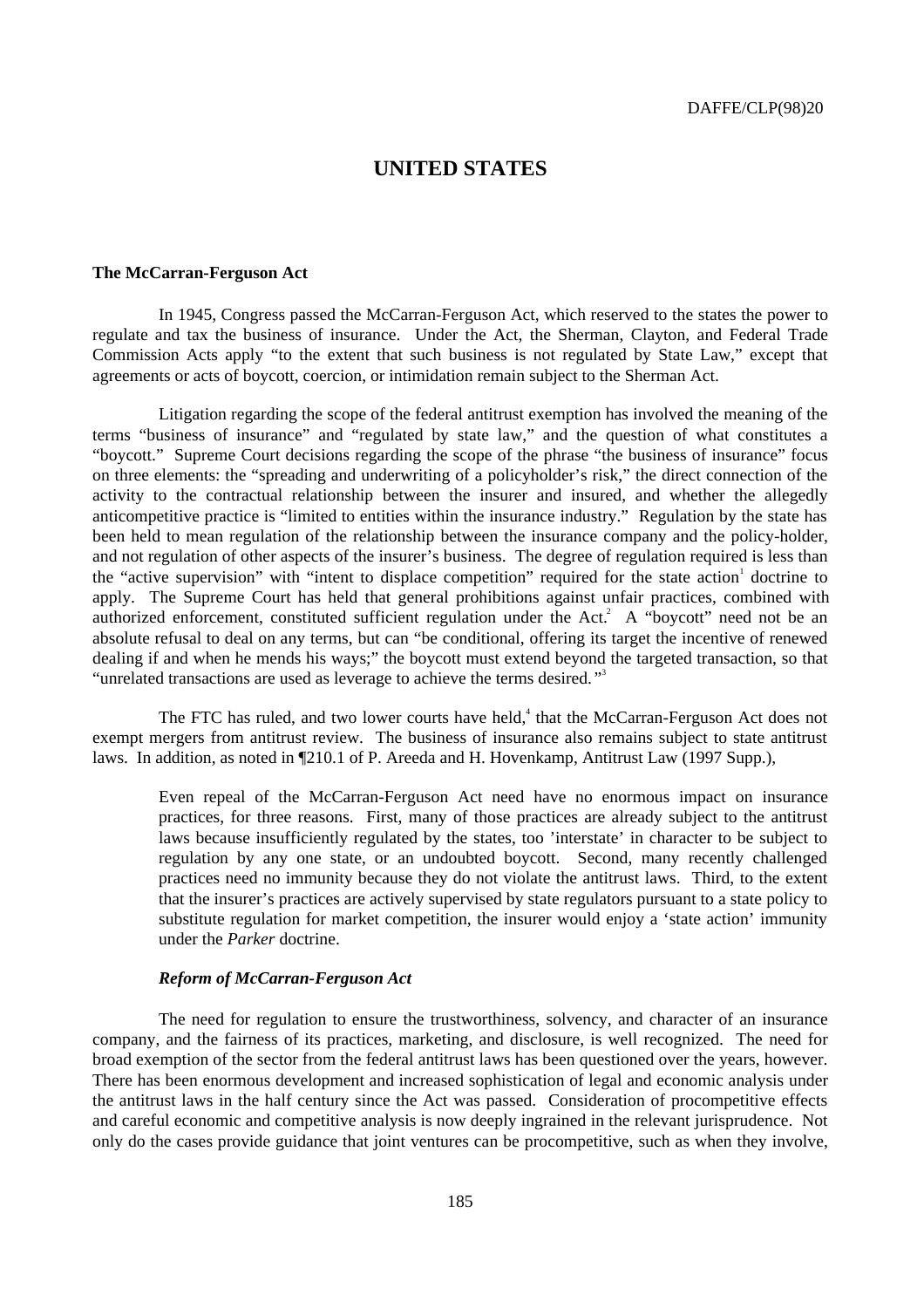# UNITED STATES

**The McCarran-Ferguson Act**

In 1945, Congress passed the McCarran-Ferguson Act, which reserved to the states the power to regulate and tax the business of insurance. Under the Act, the Sherman, Clayton, and Federal Trade Commission Acts apply "to the extent that such business is not regulated by State Law," except that agreements or acts of boycott, coercion, or intimidation remain subject to the Sherman Act.

Litigation regarding the scope of the federal antitrust exemption has involved the meaning of the terms "business of insurance" and "regulated by state law," and the question of what constitutes a "boycott." Supreme Court decisions regarding the scope of the phrase "the business of insurance" focus on three elements: the "spreading and underwriting of a policyholder's risk," the direct connection of the activity to the contractual relationship between the insurer and insured, and whether the allegedly anticompetitive practice is "limited to entities within the insurance industry." Regulation by the state has been held to mean regulation of the relationship between the insurance company and the policy-holder, and not regulation of other aspects of the insurer's business. The degree of regulation required is less than the "active supervision" with "intent to displace competition" required for the state action[1] doctrine to apply. The Supreme Court has held that general prohibitions against unfair practices, combined with authorized enforcement, constituted sufficient regulation under the Act.[2] A "boycott" need not be an absolute refusal to deal on any terms, but can "be conditional, offering its target the incentive of renewed dealing if and when he mends his ways;" the boycott must extend beyond the targeted transaction, so that "unrelated transactions are used as leverage to achieve the terms desired."[3]

The FTC has ruled, and two lower courts have held,[4] that the McCarran-Ferguson Act does not exempt mergers from antitrust review. The business of insurance also remains subject to state antitrust laws. In addition, as noted in ¶210.1 of P. Areeda and H. Hovenkamp, Antitrust Law (1997 Supp.),

> Even repeal of the McCarran-Ferguson Act need have no enormous impact on insurance practices, for three reasons. First, many of those practices are already subject to the antitrust laws because insufficiently regulated by the states, too 'interstate' in character to be subject to regulation by any one state, or an undoubted boycott. Second, many recently challenged practices need no immunity because they do not violate the antitrust laws. Third, to the extent that the insurer's practices are actively supervised by state regulators pursuant to a state policy to substitute regulation for market competition, the insurer would enjoy a 'state action' immunity under the *Parker* doctrine.

***Reform of McCarran-Ferguson Act***

The need for regulation to ensure the trustworthiness, solvency, and character of an insurance company, and the fairness of its practices, marketing, and disclosure, is well recognized. The need for broad exemption of the sector from the federal antitrust laws has been questioned over the years, however. There has been enormous development and increased sophistication of legal and economic analysis under the antitrust laws in the half century since the Act was passed. Consideration of procompetitive effects and careful economic and competitive analysis is now deeply ingrained in the relevant jurisprudence. Not only do the cases provide guidance that joint ventures can be procompetitive, such as when they involve,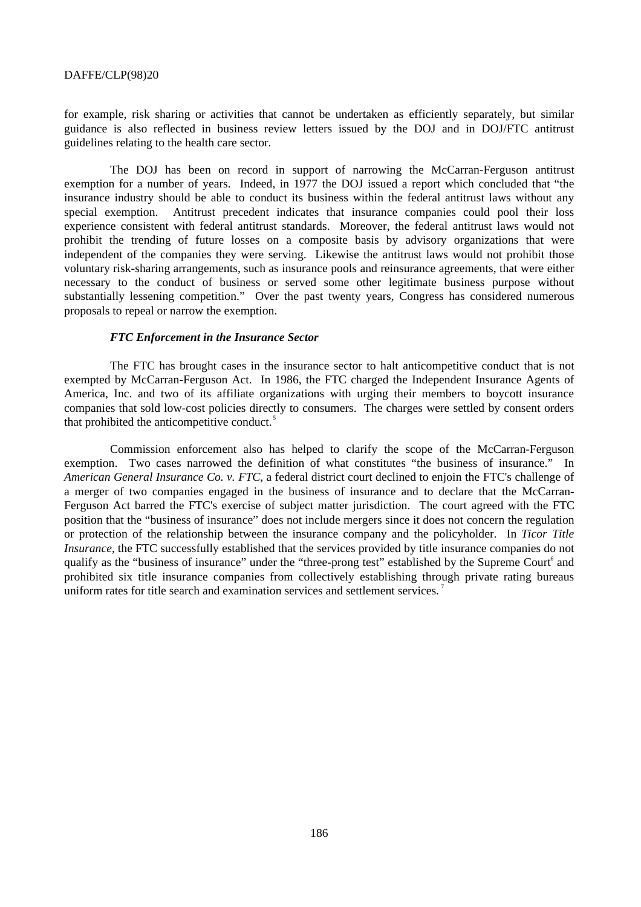for example, risk sharing or activities that cannot be undertaken as efficiently separately, but similar guidance is also reflected in business review letters issued by the DOJ and in DOJ/FTC antitrust guidelines relating to the health care sector.

The DOJ has been on record in support of narrowing the McCarran-Ferguson antitrust exemption for a number of years. Indeed, in 1977 the DOJ issued a report which concluded that "the insurance industry should be able to conduct its business within the federal antitrust laws without any special exemption. Antitrust precedent indicates that insurance companies could pool their loss experience consistent with federal antitrust standards. Moreover, the federal antitrust laws would not prohibit the trending of future losses on a composite basis by advisory organizations that were independent of the companies they were serving. Likewise the antitrust laws would not prohibit those voluntary risk-sharing arrangements, such as insurance pools and reinsurance agreements, that were either necessary to the conduct of business or served some other legitimate business purpose without substantially lessening competition." Over the past twenty years, Congress has considered numerous proposals to repeal or narrow the exemption.

### *FTC Enforcement in the Insurance Sector*

The FTC has brought cases in the insurance sector to halt anticompetitive conduct that is not exempted by McCarran-Ferguson Act. In 1986, the FTC charged the Independent Insurance Agents of America, Inc. and two of its affiliate organizations with urging their members to boycott insurance companies that sold low-cost policies directly to consumers. The charges were settled by consent orders that prohibited the anticompetitive conduct.[5]

Commission enforcement also has helped to clarify the scope of the McCarran-Ferguson exemption. Two cases narrowed the definition of what constitutes "the business of insurance." In *American General Insurance Co. v. FTC*, a federal district court declined to enjoin the FTC's challenge of a merger of two companies engaged in the business of insurance and to declare that the McCarran-Ferguson Act barred the FTC's exercise of subject matter jurisdiction. The court agreed with the FTC position that the "business of insurance" does not include mergers since it does not concern the regulation or protection of the relationship between the insurance company and the policyholder. In *Ticor Title Insurance*, the FTC successfully established that the services provided by title insurance companies do not qualify as the "business of insurance" under the "three-prong test" established by the Supreme Court[6] and prohibited six title insurance companies from collectively establishing through private rating bureaus uniform rates for title search and examination services and settlement services.[7]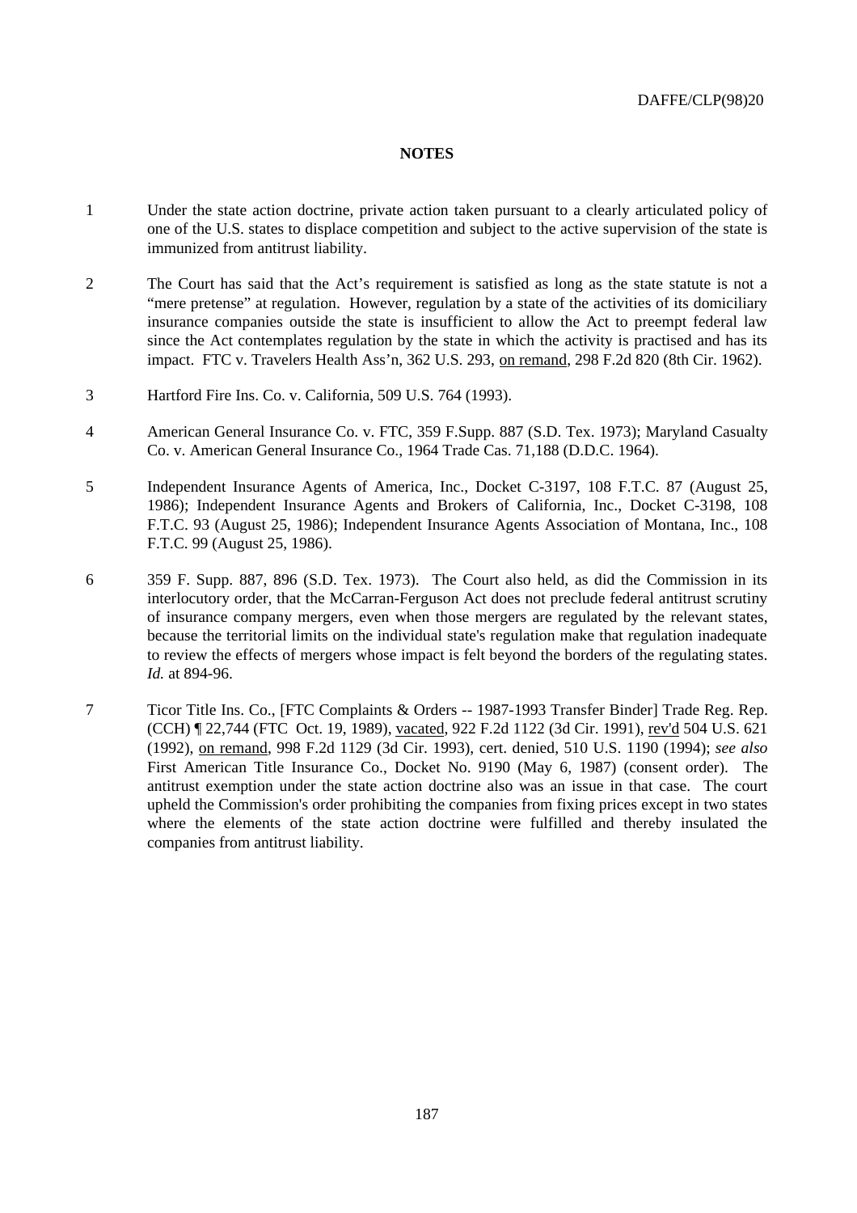## NOTES

1. Under the state action doctrine, private action taken pursuant to a clearly articulated policy of one of the U.S. states to displace competition and subject to the active supervision of the state is immunized from antitrust liability.

2. The Court has said that the Act's requirement is satisfied as long as the state statute is not a "mere pretense" at regulation. However, regulation by a state of the activities of its domiciliary insurance companies outside the state is insufficient to allow the Act to preempt federal law since the Act contemplates regulation by the state in which the activity is practised and has its impact. FTC v. Travelers Health Ass'n, 362 U.S. 293, <u>on remand</u>, 298 F.2d 820 (8th Cir. 1962).

3. Hartford Fire Ins. Co. v. California, 509 U.S. 764 (1993).

4. American General Insurance Co. v. FTC, 359 F.Supp. 887 (S.D. Tex. 1973); Maryland Casualty Co. v. American General Insurance Co., 1964 Trade Cas. 71,188 (D.D.C. 1964).

5. Independent Insurance Agents of America, Inc., Docket C-3197, 108 F.T.C. 87 (August 25, 1986); Independent Insurance Agents and Brokers of California, Inc., Docket C-3198, 108 F.T.C. 93 (August 25, 1986); Independent Insurance Agents Association of Montana, Inc., 108 F.T.C. 99 (August 25, 1986).

6. 359 F. Supp. 887, 896 (S.D. Tex. 1973). The Court also held, as did the Commission in its interlocutory order, that the McCarran-Ferguson Act does not preclude federal antitrust scrutiny of insurance company mergers, even when those mergers are regulated by the relevant states, because the territorial limits on the individual state's regulation make that regulation inadequate to review the effects of mergers whose impact is felt beyond the borders of the regulating states. *Id.* at 894-96.

7. Ticor Title Ins. Co., [FTC Complaints & Orders -- 1987-1993 Transfer Binder] Trade Reg. Rep. (CCH) ¶ 22,744 (FTC Oct. 19, 1989), <u>vacated</u>, 922 F.2d 1122 (3d Cir. 1991), <u>rev'd</u> 504 U.S. 621 (1992), <u>on remand</u>, 998 F.2d 1129 (3d Cir. 1993), cert. denied, 510 U.S. 1190 (1994); *see also* First American Title Insurance Co., Docket No. 9190 (May 6, 1987) (consent order). The antitrust exemption under the state action doctrine also was an issue in that case. The court upheld the Commission's order prohibiting the companies from fixing prices except in two states where the elements of the state action doctrine were fulfilled and thereby insulated the companies from antitrust liability.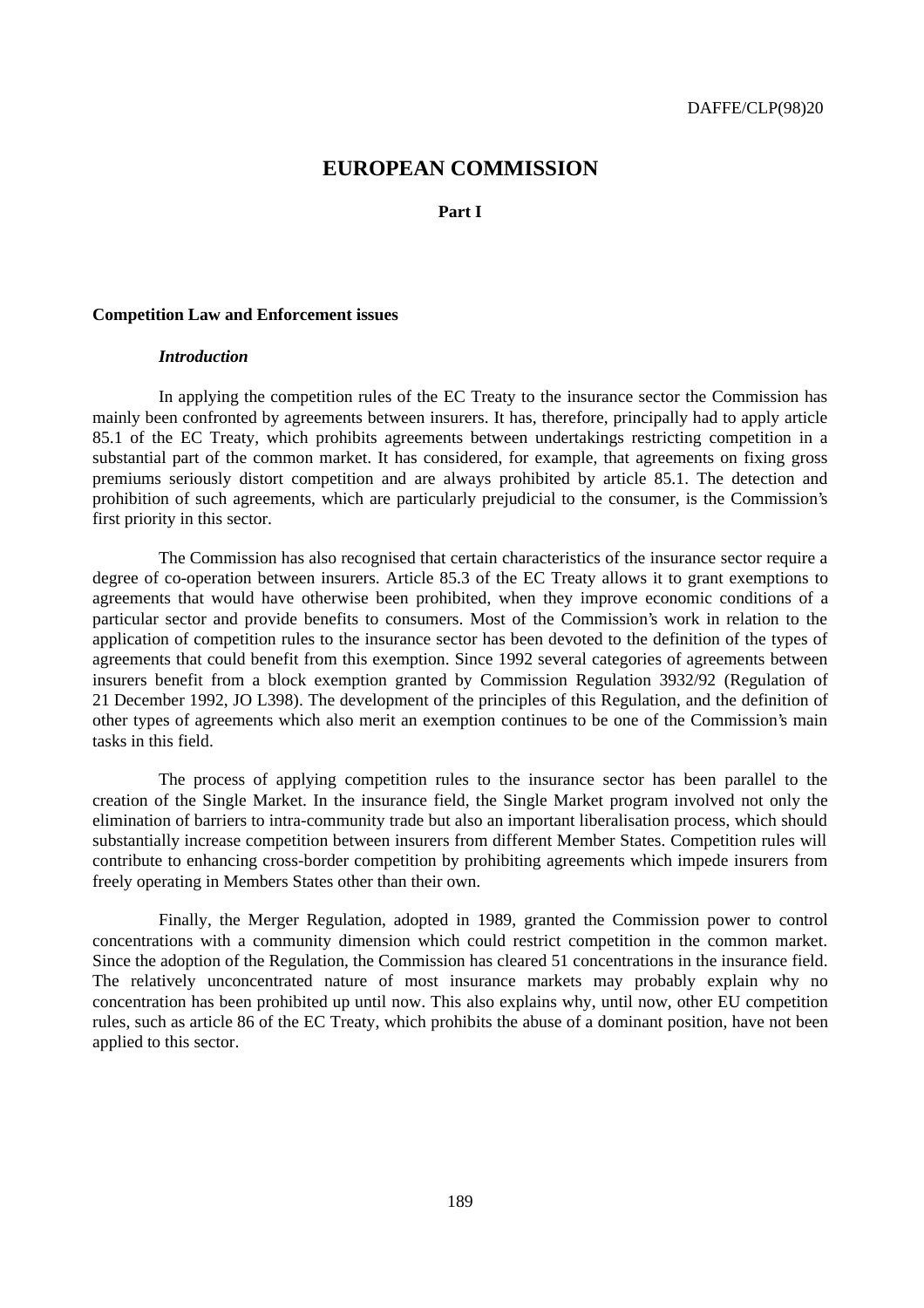# EUROPEAN COMMISSION

**Part I**

**Competition Law and Enforcement issues**

***Introduction***

In applying the competition rules of the EC Treaty to the insurance sector the Commission has mainly been confronted by agreements between insurers. It has, therefore, principally had to apply article 85.1 of the EC Treaty, which prohibits agreements between undertakings restricting competition in a substantial part of the common market. It has considered, for example, that agreements on fixing gross premiums seriously distort competition and are always prohibited by article 85.1. The detection and prohibition of such agreements, which are particularly prejudicial to the consumer, is the Commission's first priority in this sector.

The Commission has also recognised that certain characteristics of the insurance sector require a degree of co-operation between insurers. Article 85.3 of the EC Treaty allows it to grant exemptions to agreements that would have otherwise been prohibited, when they improve economic conditions of a particular sector and provide benefits to consumers. Most of the Commission's work in relation to the application of competition rules to the insurance sector has been devoted to the definition of the types of agreements that could benefit from this exemption. Since 1992 several categories of agreements between insurers benefit from a block exemption granted by Commission Regulation 3932/92 (Regulation of 21 December 1992, JO L398). The development of the principles of this Regulation, and the definition of other types of agreements which also merit an exemption continues to be one of the Commission's main tasks in this field.

The process of applying competition rules to the insurance sector has been parallel to the creation of the Single Market. In the insurance field, the Single Market program involved not only the elimination of barriers to intra-community trade but also an important liberalisation process, which should substantially increase competition between insurers from different Member States. Competition rules will contribute to enhancing cross-border competition by prohibiting agreements which impede insurers from freely operating in Members States other than their own.

Finally, the Merger Regulation, adopted in 1989, granted the Commission power to control concentrations with a community dimension which could restrict competition in the common market. Since the adoption of the Regulation, the Commission has cleared 51 concentrations in the insurance field. The relatively unconcentrated nature of most insurance markets may probably explain why no concentration has been prohibited up until now. This also explains why, until now, other EU competition rules, such as article 86 of the EC Treaty, which prohibits the abuse of a dominant position, have not been applied to this sector.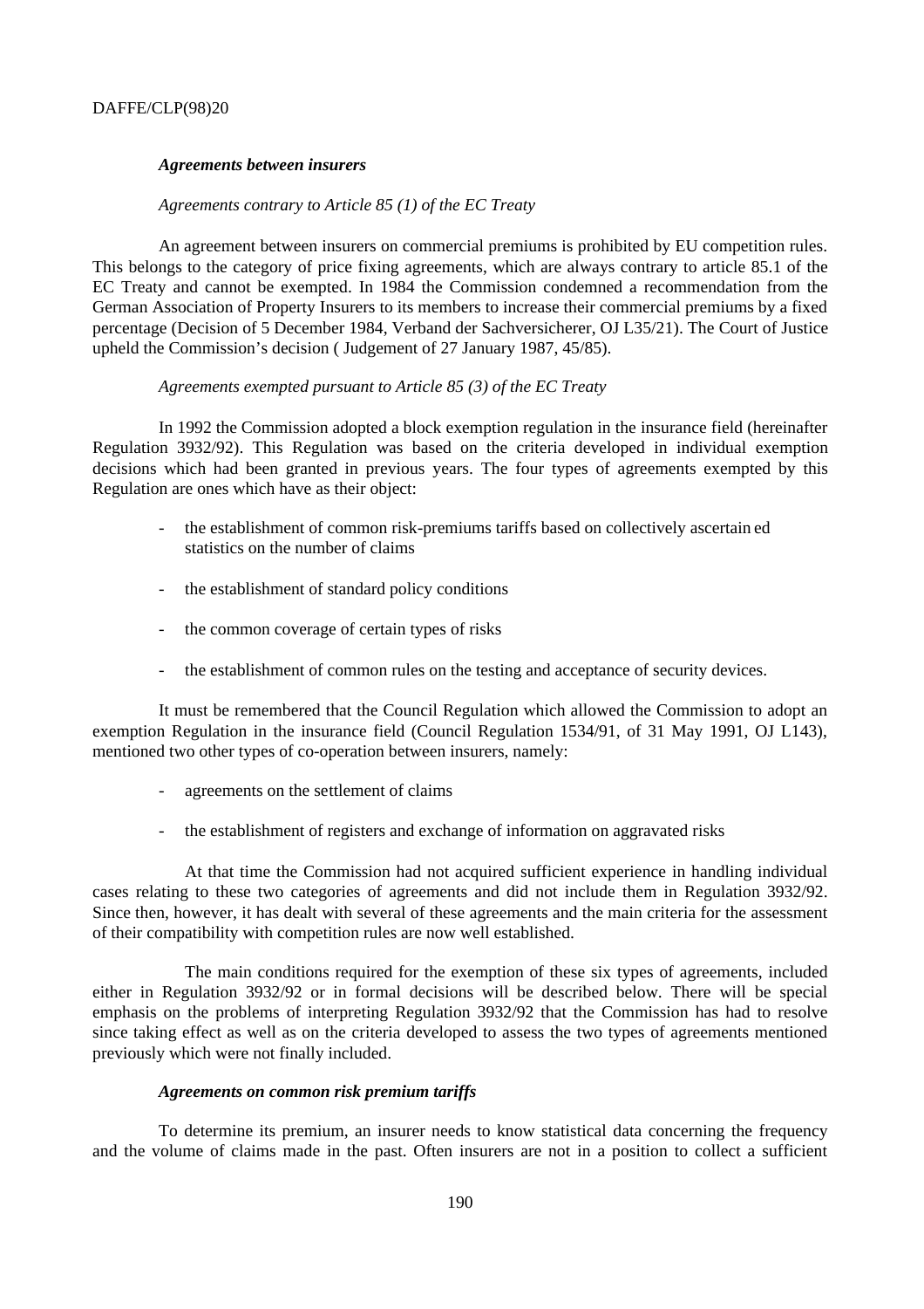### *Agreements between insurers*

*Agreements contrary to Article 85 (1) of the EC Treaty*

An agreement between insurers on commercial premiums is prohibited by EU competition rules. This belongs to the category of price fixing agreements, which are always contrary to article 85.1 of the EC Treaty and cannot be exempted. In 1984 the Commission condemned a recommendation from the German Association of Property Insurers to its members to increase their commercial premiums by a fixed percentage (Decision of 5 December 1984, Verband der Sachversicherer, OJ L35/21). The Court of Justice upheld the Commission's decision ( Judgement of 27 January 1987, 45/85).

*Agreements exempted pursuant to Article 85 (3) of the EC Treaty*

In 1992 the Commission adopted a block exemption regulation in the insurance field (hereinafter Regulation 3932/92). This Regulation was based on the criteria developed in individual exemption decisions which had been granted in previous years. The four types of agreements exempted by this Regulation are ones which have as their object:

- the establishment of common risk-premiums tariffs based on collectively ascertained statistics on the number of claims
- the establishment of standard policy conditions
- the common coverage of certain types of risks
- the establishment of common rules on the testing and acceptance of security devices.

It must be remembered that the Council Regulation which allowed the Commission to adopt an exemption Regulation in the insurance field (Council Regulation 1534/91, of 31 May 1991, OJ L143), mentioned two other types of co-operation between insurers, namely:

- agreements on the settlement of claims
- the establishment of registers and exchange of information on aggravated risks

At that time the Commission had not acquired sufficient experience in handling individual cases relating to these two categories of agreements and did not include them in Regulation 3932/92. Since then, however, it has dealt with several of these agreements and the main criteria for the assessment of their compatibility with competition rules are now well established.

The main conditions required for the exemption of these six types of agreements, included either in Regulation 3932/92 or in formal decisions will be described below. There will be special emphasis on the problems of interpreting Regulation 3932/92 that the Commission has had to resolve since taking effect as well as on the criteria developed to assess the two types of agreements mentioned previously which were not finally included.

### *Agreements on common risk premium tariffs*

To determine its premium, an insurer needs to know statistical data concerning the frequency and the volume of claims made in the past. Often insurers are not in a position to collect a sufficient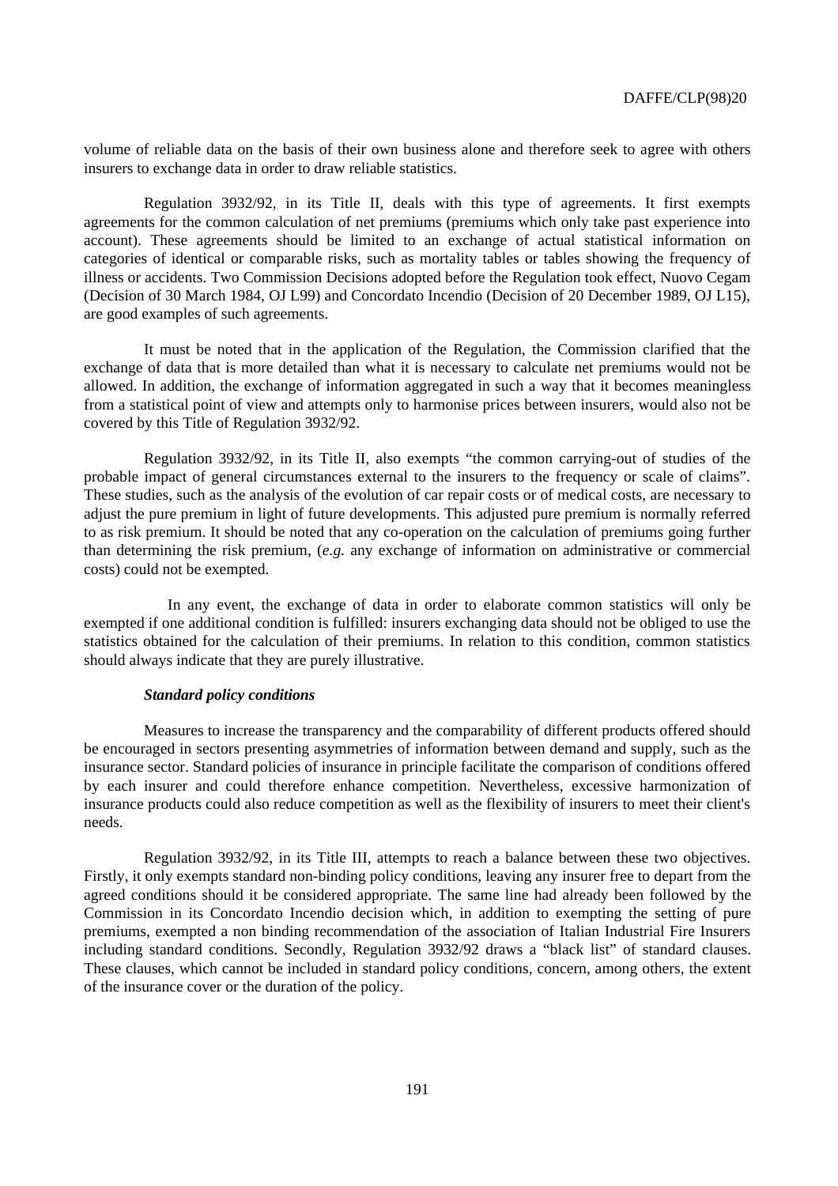volume of reliable data on the basis of their own business alone and therefore seek to agree with others insurers to exchange data in order to draw reliable statistics.

Regulation 3932/92, in its Title II, deals with this type of agreements. It first exempts agreements for the common calculation of net premiums (premiums which only take past experience into account). These agreements should be limited to an exchange of actual statistical information on categories of identical or comparable risks, such as mortality tables or tables showing the frequency of illness or accidents. Two Commission Decisions adopted before the Regulation took effect, Nuovo Cegam (Decision of 30 March 1984, OJ L99) and Concordato Incendio (Decision of 20 December 1989, OJ L15), are good examples of such agreements.

It must be noted that in the application of the Regulation, the Commission clarified that the exchange of data that is more detailed than what it is necessary to calculate net premiums would not be allowed. In addition, the exchange of information aggregated in such a way that it becomes meaningless from a statistical point of view and attempts only to harmonise prices between insurers, would also not be covered by this Title of Regulation 3932/92.

Regulation 3932/92, in its Title II, also exempts "the common carrying-out of studies of the probable impact of general circumstances external to the insurers to the frequency or scale of claims". These studies, such as the analysis of the evolution of car repair costs or of medical costs, are necessary to adjust the pure premium in light of future developments. This adjusted pure premium is normally referred to as risk premium. It should be noted that any co-operation on the calculation of premiums going further than determining the risk premium, (*e.g.* any exchange of information on administrative or commercial costs) could not be exempted.

In any event, the exchange of data in order to elaborate common statistics will only be exempted if one additional condition is fulfilled: insurers exchanging data should not be obliged to use the statistics obtained for the calculation of their premiums. In relation to this condition, common statistics should always indicate that they are purely illustrative.

***Standard policy conditions***

Measures to increase the transparency and the comparability of different products offered should be encouraged in sectors presenting asymmetries of information between demand and supply, such as the insurance sector. Standard policies of insurance in principle facilitate the comparison of conditions offered by each insurer and could therefore enhance competition. Nevertheless, excessive harmonization of insurance products could also reduce competition as well as the flexibility of insurers to meet their client's needs.

Regulation 3932/92, in its Title III, attempts to reach a balance between these two objectives. Firstly, it only exempts standard non-binding policy conditions, leaving any insurer free to depart from the agreed conditions should it be considered appropriate. The same line had already been followed by the Commission in its Concordato Incendio decision which, in addition to exempting the setting of pure premiums, exempted a non binding recommendation of the association of Italian Industrial Fire Insurers including standard conditions. Secondly, Regulation 3932/92 draws a "black list" of standard clauses. These clauses, which cannot be included in standard policy conditions, concern, among others, the extent of the insurance cover or the duration of the policy.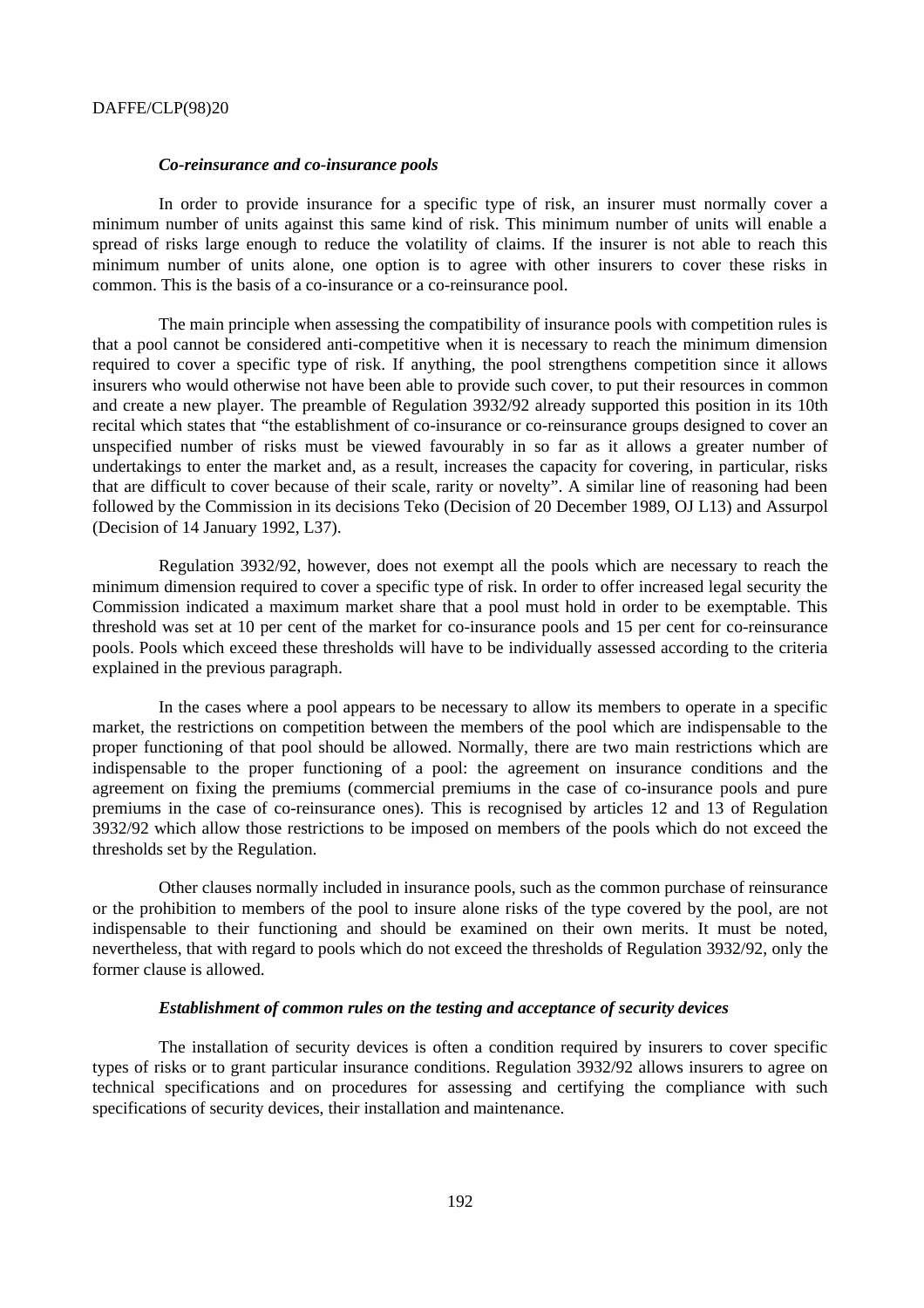### *Co-reinsurance and co-insurance pools*

In order to provide insurance for a specific type of risk, an insurer must normally cover a minimum number of units against this same kind of risk. This minimum number of units will enable a spread of risks large enough to reduce the volatility of claims. If the insurer is not able to reach this minimum number of units alone, one option is to agree with other insurers to cover these risks in common. This is the basis of a co-insurance or a co-reinsurance pool.

The main principle when assessing the compatibility of insurance pools with competition rules is that a pool cannot be considered anti-competitive when it is necessary to reach the minimum dimension required to cover a specific type of risk. If anything, the pool strengthens competition since it allows insurers who would otherwise not have been able to provide such cover, to put their resources in common and create a new player. The preamble of Regulation 3932/92 already supported this position in its 10th recital which states that "the establishment of co-insurance or co-reinsurance groups designed to cover an unspecified number of risks must be viewed favourably in so far as it allows a greater number of undertakings to enter the market and, as a result, increases the capacity for covering, in particular, risks that are difficult to cover because of their scale, rarity or novelty". A similar line of reasoning had been followed by the Commission in its decisions Teko (Decision of 20 December 1989, OJ L13) and Assurpol (Decision of 14 January 1992, L37).

Regulation 3932/92, however, does not exempt all the pools which are necessary to reach the minimum dimension required to cover a specific type of risk. In order to offer increased legal security the Commission indicated a maximum market share that a pool must hold in order to be exemptable. This threshold was set at 10 per cent of the market for co-insurance pools and 15 per cent for co-reinsurance pools. Pools which exceed these thresholds will have to be individually assessed according to the criteria explained in the previous paragraph.

In the cases where a pool appears to be necessary to allow its members to operate in a specific market, the restrictions on competition between the members of the pool which are indispensable to the proper functioning of that pool should be allowed. Normally, there are two main restrictions which are indispensable to the proper functioning of a pool: the agreement on insurance conditions and the agreement on fixing the premiums (commercial premiums in the case of co-insurance pools and pure premiums in the case of co-reinsurance ones). This is recognised by articles 12 and 13 of Regulation 3932/92 which allow those restrictions to be imposed on members of the pools which do not exceed the thresholds set by the Regulation.

Other clauses normally included in insurance pools, such as the common purchase of reinsurance or the prohibition to members of the pool to insure alone risks of the type covered by the pool, are not indispensable to their functioning and should be examined on their own merits. It must be noted, nevertheless, that with regard to pools which do not exceed the thresholds of Regulation 3932/92, only the former clause is allowed.

### *Establishment of common rules on the testing and acceptance of security devices*

The installation of security devices is often a condition required by insurers to cover specific types of risks or to grant particular insurance conditions. Regulation 3932/92 allows insurers to agree on technical specifications and on procedures for assessing and certifying the compliance with such specifications of security devices, their installation and maintenance.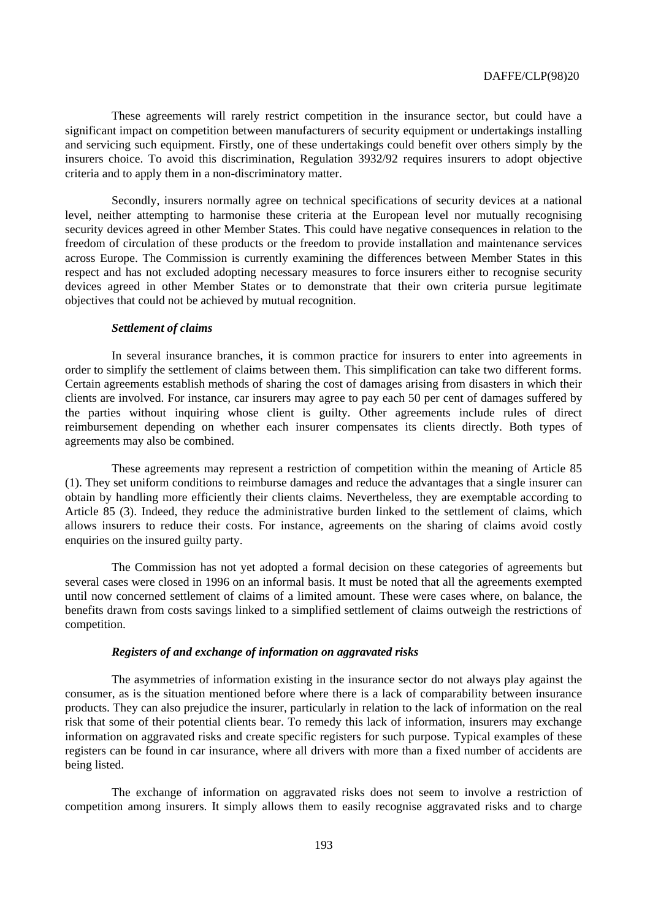These agreements will rarely restrict competition in the insurance sector, but could have a significant impact on competition between manufacturers of security equipment or undertakings installing and servicing such equipment. Firstly, one of these undertakings could benefit over others simply by the insurers choice. To avoid this discrimination, Regulation 3932/92 requires insurers to adopt objective criteria and to apply them in a non-discriminatory matter.

Secondly, insurers normally agree on technical specifications of security devices at a national level, neither attempting to harmonise these criteria at the European level nor mutually recognising security devices agreed in other Member States. This could have negative consequences in relation to the freedom of circulation of these products or the freedom to provide installation and maintenance services across Europe. The Commission is currently examining the differences between Member States in this respect and has not excluded adopting necessary measures to force insurers either to recognise security devices agreed in other Member States or to demonstrate that their own criteria pursue legitimate objectives that could not be achieved by mutual recognition.

***Settlement of claims***

In several insurance branches, it is common practice for insurers to enter into agreements in order to simplify the settlement of claims between them. This simplification can take two different forms. Certain agreements establish methods of sharing the cost of damages arising from disasters in which their clients are involved. For instance, car insurers may agree to pay each 50 per cent of damages suffered by the parties without inquiring whose client is guilty. Other agreements include rules of direct reimbursement depending on whether each insurer compensates its clients directly. Both types of agreements may also be combined.

These agreements may represent a restriction of competition within the meaning of Article 85 (1). They set uniform conditions to reimburse damages and reduce the advantages that a single insurer can obtain by handling more efficiently their clients claims. Nevertheless, they are exemptable according to Article 85 (3). Indeed, they reduce the administrative burden linked to the settlement of claims, which allows insurers to reduce their costs. For instance, agreements on the sharing of claims avoid costly enquiries on the insured guilty party.

The Commission has not yet adopted a formal decision on these categories of agreements but several cases were closed in 1996 on an informal basis. It must be noted that all the agreements exempted until now concerned settlement of claims of a limited amount. These were cases where, on balance, the benefits drawn from costs savings linked to a simplified settlement of claims outweigh the restrictions of competition.

***Registers of and exchange of information on aggravated risks***

The asymmetries of information existing in the insurance sector do not always play against the consumer, as is the situation mentioned before where there is a lack of comparability between insurance products. They can also prejudice the insurer, particularly in relation to the lack of information on the real risk that some of their potential clients bear. To remedy this lack of information, insurers may exchange information on aggravated risks and create specific registers for such purpose. Typical examples of these registers can be found in car insurance, where all drivers with more than a fixed number of accidents are being listed.

The exchange of information on aggravated risks does not seem to involve a restriction of competition among insurers. It simply allows them to easily recognise aggravated risks and to charge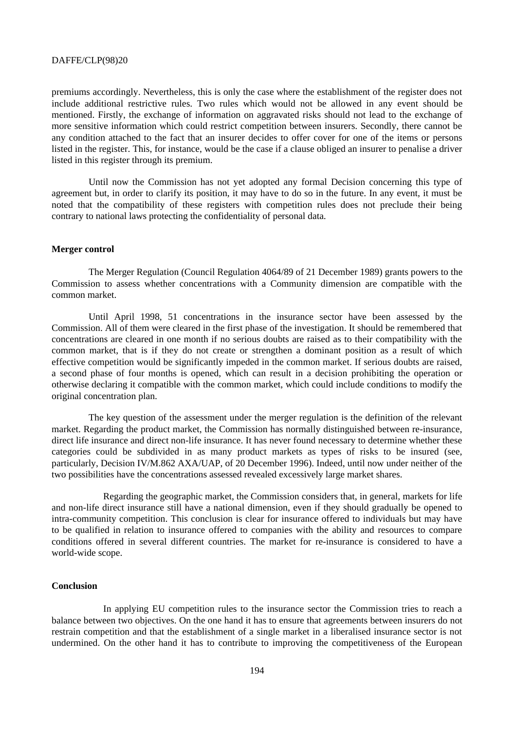premiums accordingly. Nevertheless, this is only the case where the establishment of the register does not include additional restrictive rules. Two rules which would not be allowed in any event should be mentioned. Firstly, the exchange of information on aggravated risks should not lead to the exchange of more sensitive information which could restrict competition between insurers. Secondly, there cannot be any condition attached to the fact that an insurer decides to offer cover for one of the items or persons listed in the register. This, for instance, would be the case if a clause obliged an insurer to penalise a driver listed in this register through its premium.

Until now the Commission has not yet adopted any formal Decision concerning this type of agreement but, in order to clarify its position, it may have to do so in the future. In any event, it must be noted that the compatibility of these registers with competition rules does not preclude their being contrary to national laws protecting the confidentiality of personal data.

**Merger control**

The Merger Regulation (Council Regulation 4064/89 of 21 December 1989) grants powers to the Commission to assess whether concentrations with a Community dimension are compatible with the common market.

Until April 1998, 51 concentrations in the insurance sector have been assessed by the Commission. All of them were cleared in the first phase of the investigation. It should be remembered that concentrations are cleared in one month if no serious doubts are raised as to their compatibility with the common market, that is if they do not create or strengthen a dominant position as a result of which effective competition would be significantly impeded in the common market. If serious doubts are raised, a second phase of four months is opened, which can result in a decision prohibiting the operation or otherwise declaring it compatible with the common market, which could include conditions to modify the original concentration plan.

The key question of the assessment under the merger regulation is the definition of the relevant market. Regarding the product market, the Commission has normally distinguished between re-insurance, direct life insurance and direct non-life insurance. It has never found necessary to determine whether these categories could be subdivided in as many product markets as types of risks to be insured (see, particularly, Decision IV/M.862 AXA/UAP, of 20 December 1996). Indeed, until now under neither of the two possibilities have the concentrations assessed revealed excessively large market shares.

Regarding the geographic market, the Commission considers that, in general, markets for life and non-life direct insurance still have a national dimension, even if they should gradually be opened to intra-community competition. This conclusion is clear for insurance offered to individuals but may have to be qualified in relation to insurance offered to companies with the ability and resources to compare conditions offered in several different countries. The market for re-insurance is considered to have a world-wide scope.

**Conclusion**

In applying EU competition rules to the insurance sector the Commission tries to reach a balance between two objectives. On the one hand it has to ensure that agreements between insurers do not restrain competition and that the establishment of a single market in a liberalised insurance sector is not undermined. On the other hand it has to contribute to improving the competitiveness of the European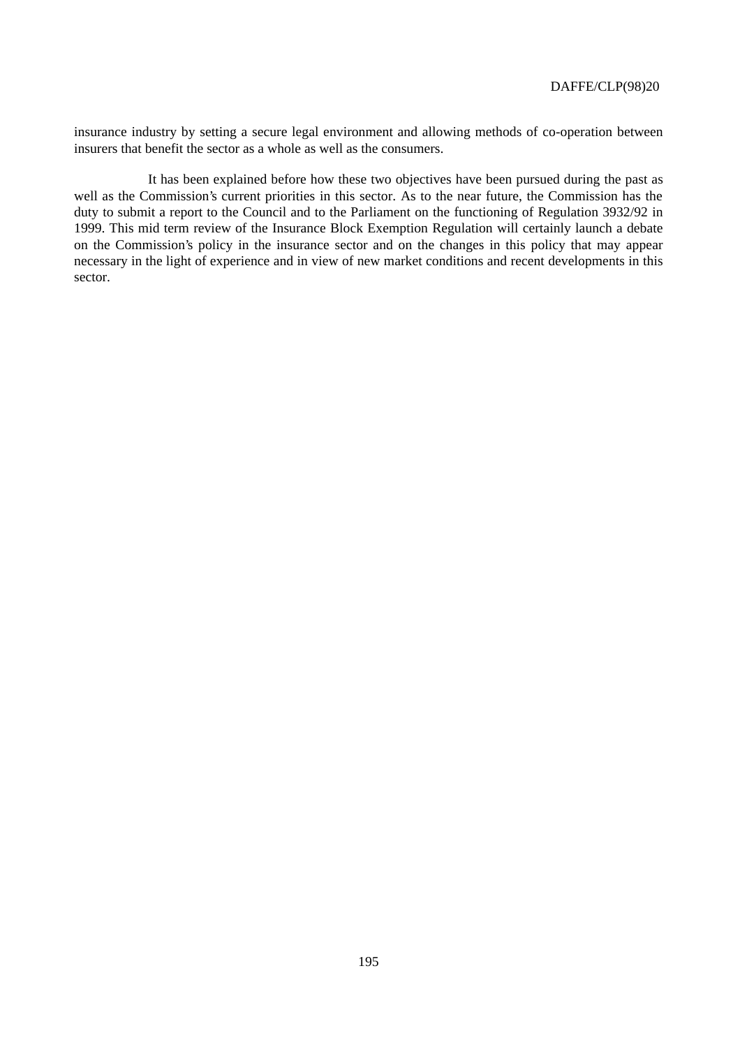insurance industry by setting a secure legal environment and allowing methods of co-operation between insurers that benefit the sector as a whole as well as the consumers.

It has been explained before how these two objectives have been pursued during the past as well as the Commission's current priorities in this sector. As to the near future, the Commission has the duty to submit a report to the Council and to the Parliament on the functioning of Regulation 3932/92 in 1999. This mid term review of the Insurance Block Exemption Regulation will certainly launch a debate on the Commission's policy in the insurance sector and on the changes in this policy that may appear necessary in the light of experience and in view of new market conditions and recent developments in this sector.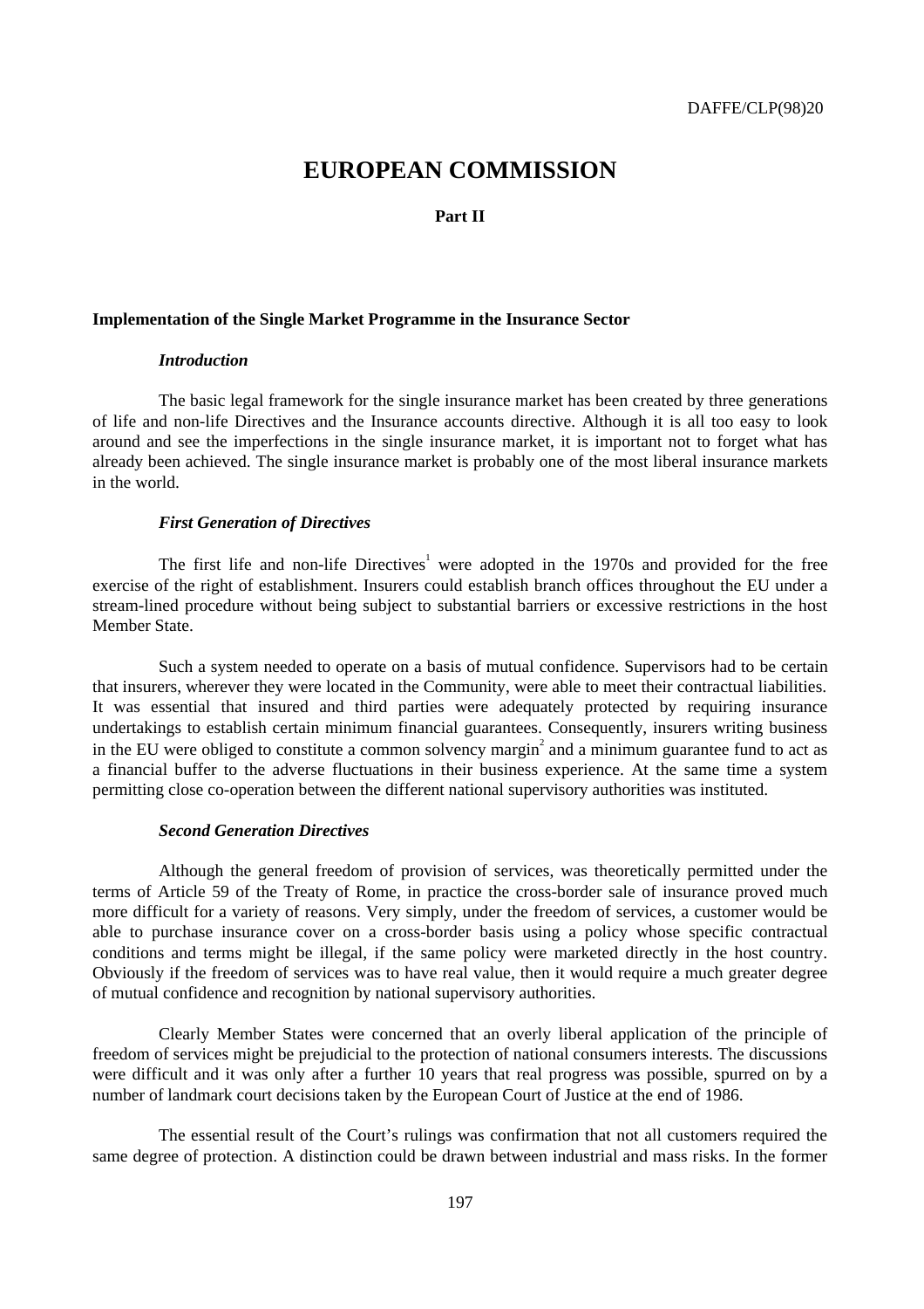# EUROPEAN COMMISSION

**Part II**

**Implementation of the Single Market Programme in the Insurance Sector**

***Introduction***

The basic legal framework for the single insurance market has been created by three generations of life and non-life Directives and the Insurance accounts directive. Although it is all too easy to look around and see the imperfections in the single insurance market, it is important not to forget what has already been achieved. The single insurance market is probably one of the most liberal insurance markets in the world.

***First Generation of Directives***

The first life and non-life Directives[1] were adopted in the 1970s and provided for the free exercise of the right of establishment. Insurers could establish branch offices throughout the EU under a stream-lined procedure without being subject to substantial barriers or excessive restrictions in the host Member State.

Such a system needed to operate on a basis of mutual confidence. Supervisors had to be certain that insurers, wherever they were located in the Community, were able to meet their contractual liabilities. It was essential that insured and third parties were adequately protected by requiring insurance undertakings to establish certain minimum financial guarantees. Consequently, insurers writing business in the EU were obliged to constitute a common solvency margin[2] and a minimum guarantee fund to act as a financial buffer to the adverse fluctuations in their business experience. At the same time a system permitting close co-operation between the different national supervisory authorities was instituted.

***Second Generation Directives***

Although the general freedom of provision of services, was theoretically permitted under the terms of Article 59 of the Treaty of Rome, in practice the cross-border sale of insurance proved much more difficult for a variety of reasons. Very simply, under the freedom of services, a customer would be able to purchase insurance cover on a cross-border basis using a policy whose specific contractual conditions and terms might be illegal, if the same policy were marketed directly in the host country. Obviously if the freedom of services was to have real value, then it would require a much greater degree of mutual confidence and recognition by national supervisory authorities.

Clearly Member States were concerned that an overly liberal application of the principle of freedom of services might be prejudicial to the protection of national consumers interests. The discussions were difficult and it was only after a further 10 years that real progress was possible, spurred on by a number of landmark court decisions taken by the European Court of Justice at the end of 1986.

The essential result of the Court's rulings was confirmation that not all customers required the same degree of protection. A distinction could be drawn between industrial and mass risks. In the former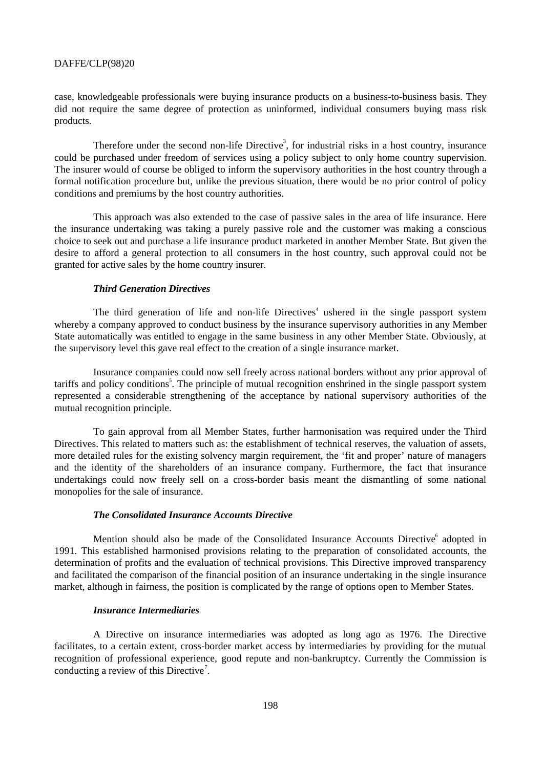case, knowledgeable professionals were buying insurance products on a business-to-business basis. They did not require the same degree of protection as uninformed, individual consumers buying mass risk products.

Therefore under the second non-life Directive[3], for industrial risks in a host country, insurance could be purchased under freedom of services using a policy subject to only home country supervision. The insurer would of course be obliged to inform the supervisory authorities in the host country through a formal notification procedure but, unlike the previous situation, there would be no prior control of policy conditions and premiums by the host country authorities.

This approach was also extended to the case of passive sales in the area of life insurance. Here the insurance undertaking was taking a purely passive role and the customer was making a conscious choice to seek out and purchase a life insurance product marketed in another Member State. But given the desire to afford a general protection to all consumers in the host country, such approval could not be granted for active sales by the home country insurer.

### *Third Generation Directives*

The third generation of life and non-life Directives[4] ushered in the single passport system whereby a company approved to conduct business by the insurance supervisory authorities in any Member State automatically was entitled to engage in the same business in any other Member State. Obviously, at the supervisory level this gave real effect to the creation of a single insurance market.

Insurance companies could now sell freely across national borders without any prior approval of tariffs and policy conditions[5]. The principle of mutual recognition enshrined in the single passport system represented a considerable strengthening of the acceptance by national supervisory authorities of the mutual recognition principle.

To gain approval from all Member States, further harmonisation was required under the Third Directives. This related to matters such as: the establishment of technical reserves, the valuation of assets, more detailed rules for the existing solvency margin requirement, the 'fit and proper' nature of managers and the identity of the shareholders of an insurance company. Furthermore, the fact that insurance undertakings could now freely sell on a cross-border basis meant the dismantling of some national monopolies for the sale of insurance.

### *The Consolidated Insurance Accounts Directive*

Mention should also be made of the Consolidated Insurance Accounts Directive[6] adopted in 1991. This established harmonised provisions relating to the preparation of consolidated accounts, the determination of profits and the evaluation of technical provisions. This Directive improved transparency and facilitated the comparison of the financial position of an insurance undertaking in the single insurance market, although in fairness, the position is complicated by the range of options open to Member States.

### *Insurance Intermediaries*

A Directive on insurance intermediaries was adopted as long ago as 1976. The Directive facilitates, to a certain extent, cross-border market access by intermediaries by providing for the mutual recognition of professional experience, good repute and non-bankruptcy. Currently the Commission is conducting a review of this Directive[7].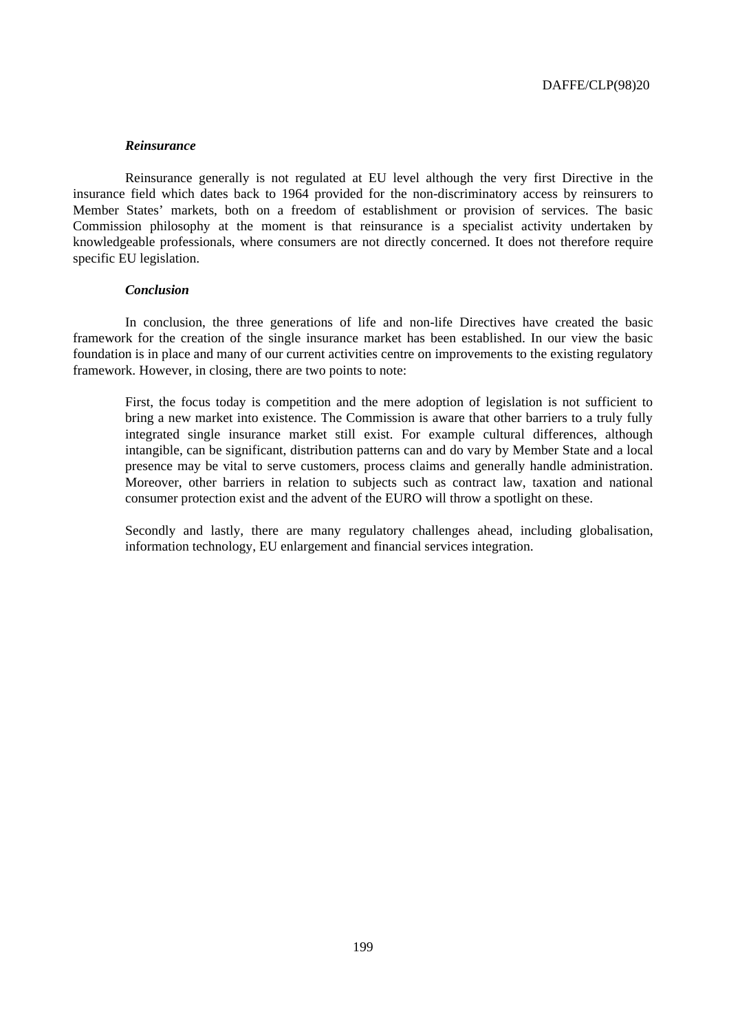*Reinsurance*

Reinsurance generally is not regulated at EU level although the very first Directive in the insurance field which dates back to 1964 provided for the non-discriminatory access by reinsurers to Member States' markets, both on a freedom of establishment or provision of services. The basic Commission philosophy at the moment is that reinsurance is a specialist activity undertaken by knowledgeable professionals, where consumers are not directly concerned. It does not therefore require specific EU legislation.

*Conclusion*

In conclusion, the three generations of life and non-life Directives have created the basic framework for the creation of the single insurance market has been established. In our view the basic foundation is in place and many of our current activities centre on improvements to the existing regulatory framework. However, in closing, there are two points to note:

> First, the focus today is competition and the mere adoption of legislation is not sufficient to bring a new market into existence. The Commission is aware that other barriers to a truly fully integrated single insurance market still exist. For example cultural differences, although intangible, can be significant, distribution patterns can and do vary by Member State and a local presence may be vital to serve customers, process claims and generally handle administration. Moreover, other barriers in relation to subjects such as contract law, taxation and national consumer protection exist and the advent of the EURO will throw a spotlight on these.
>
> Secondly and lastly, there are many regulatory challenges ahead, including globalisation, information technology, EU enlargement and financial services integration.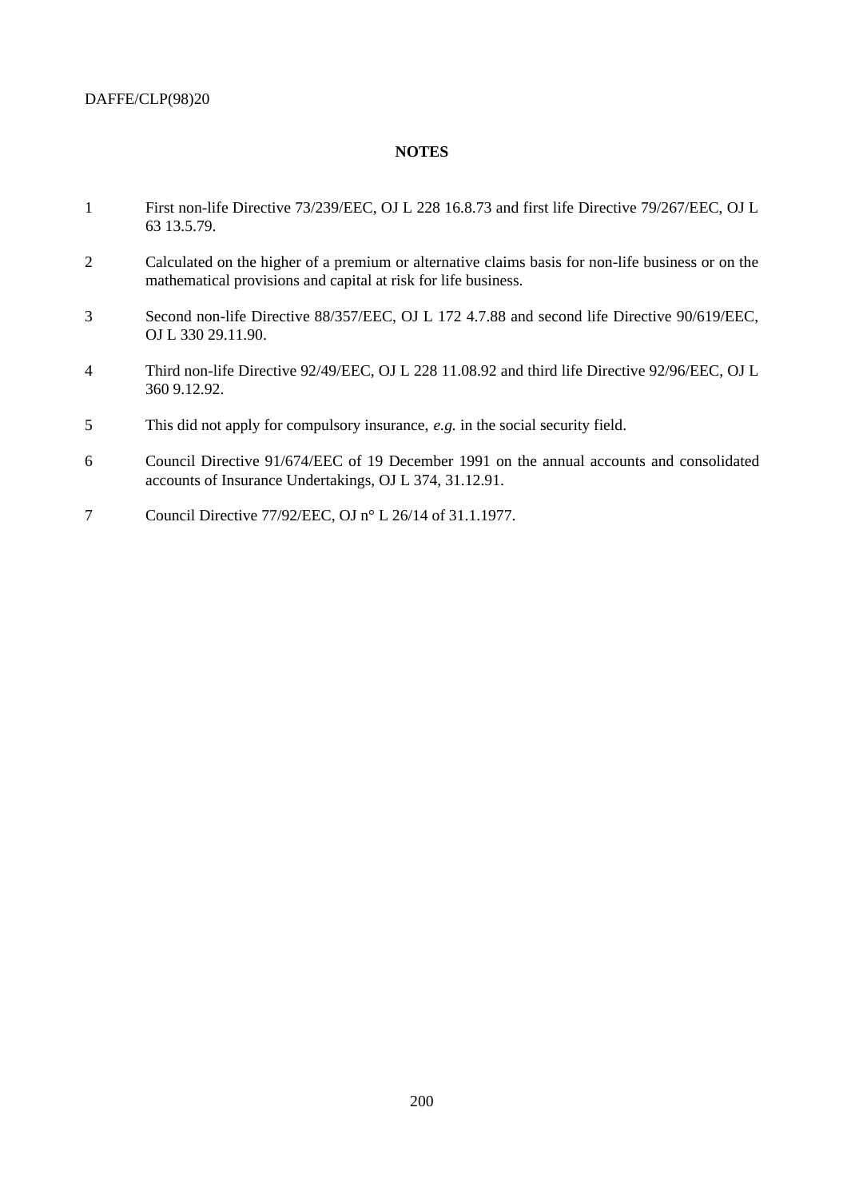**NOTES**

1 First non-life Directive 73/239/EEC, OJ L 228 16.8.73 and first life Directive 79/267/EEC, OJ L 63 13.5.79.

2 Calculated on the higher of a premium or alternative claims basis for non-life business or on the mathematical provisions and capital at risk for life business.

3 Second non-life Directive 88/357/EEC, OJ L 172 4.7.88 and second life Directive 90/619/EEC, OJ L 330 29.11.90.

4 Third non-life Directive 92/49/EEC, OJ L 228 11.08.92 and third life Directive 92/96/EEC, OJ L 360 9.12.92.

5 This did not apply for compulsory insurance, *e.g.* in the social security field.

6 Council Directive 91/674/EEC of 19 December 1991 on the annual accounts and consolidated accounts of Insurance Undertakings, OJ L 374, 31.12.91.

7 Council Directive 77/92/EEC, OJ n° L 26/14 of 31.1.1977.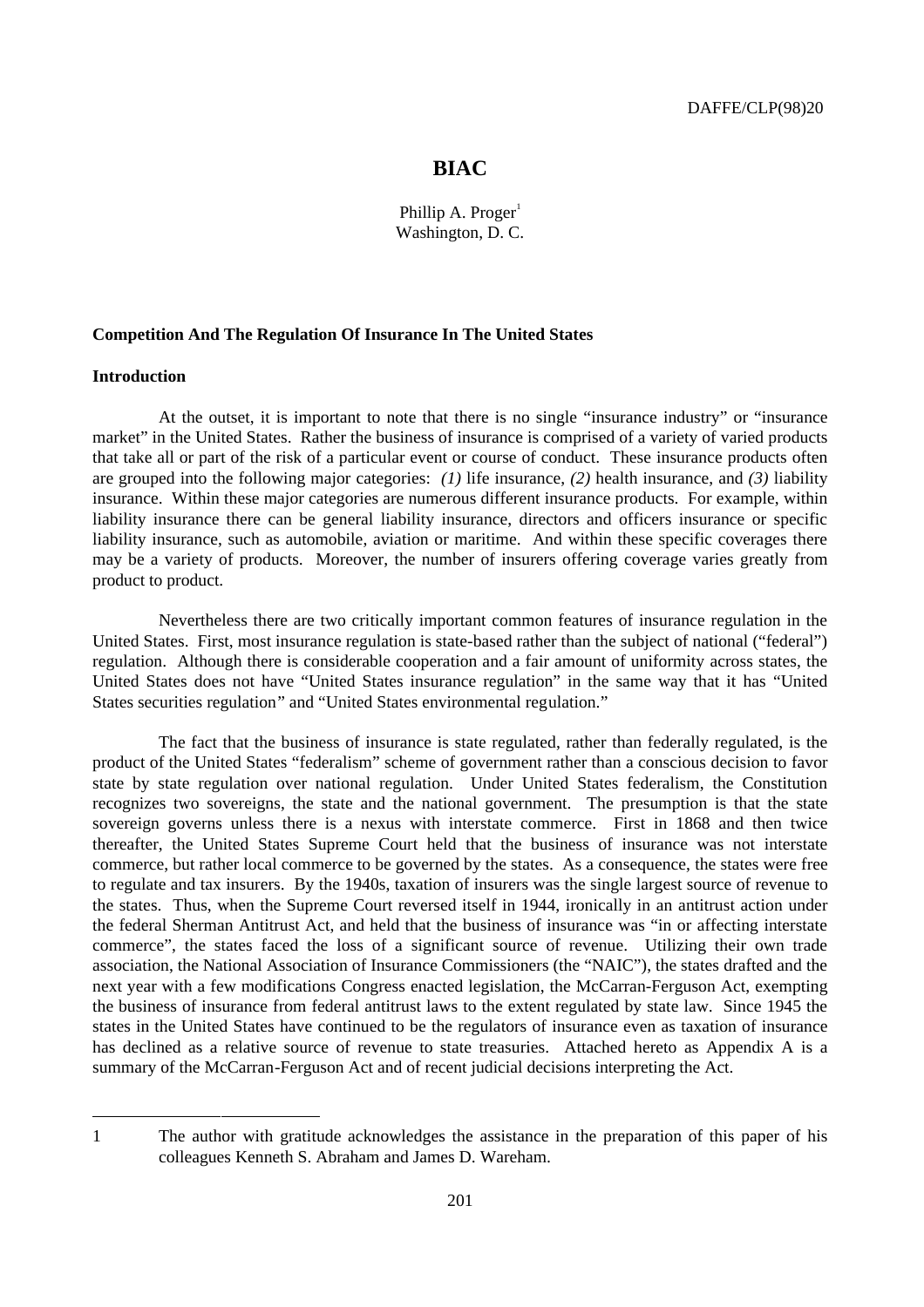# BIAC

Phillip A. Proger[1]
Washington, D. C.

**Competition And The Regulation Of Insurance In The United States**

**Introduction**

At the outset, it is important to note that there is no single "insurance industry" or "insurance market" in the United States. Rather the business of insurance is comprised of a variety of varied products that take all or part of the risk of a particular event or course of conduct. These insurance products often are grouped into the following major categories: *(1)* life insurance, *(2)* health insurance, and *(3)* liability insurance. Within these major categories are numerous different insurance products. For example, within liability insurance there can be general liability insurance, directors and officers insurance or specific liability insurance, such as automobile, aviation or maritime. And within these specific coverages there may be a variety of products. Moreover, the number of insurers offering coverage varies greatly from product to product.

Nevertheless there are two critically important common features of insurance regulation in the United States. First, most insurance regulation is state-based rather than the subject of national ("federal") regulation. Although there is considerable cooperation and a fair amount of uniformity across states, the United States does not have "United States insurance regulation" in the same way that it has "United States securities regulation" and "United States environmental regulation."

The fact that the business of insurance is state regulated, rather than federally regulated, is the product of the United States "federalism" scheme of government rather than a conscious decision to favor state by state regulation over national regulation. Under United States federalism, the Constitution recognizes two sovereigns, the state and the national government. The presumption is that the state sovereign governs unless there is a nexus with interstate commerce. First in 1868 and then twice thereafter, the United States Supreme Court held that the business of insurance was not interstate commerce, but rather local commerce to be governed by the states. As a consequence, the states were free to regulate and tax insurers. By the 1940s, taxation of insurers was the single largest source of revenue to the states. Thus, when the Supreme Court reversed itself in 1944, ironically in an antitrust action under the federal Sherman Antitrust Act, and held that the business of insurance was "in or affecting interstate commerce", the states faced the loss of a significant source of revenue. Utilizing their own trade association, the National Association of Insurance Commissioners (the "NAIC"), the states drafted and the next year with a few modifications Congress enacted legislation, the McCarran-Ferguson Act, exempting the business of insurance from federal antitrust laws to the extent regulated by state law. Since 1945 the states in the United States have continued to be the regulators of insurance even as taxation of insurance has declined as a relative source of revenue to state treasuries. Attached hereto as Appendix A is a summary of the McCarran-Ferguson Act and of recent judicial decisions interpreting the Act.

---

1 The author with gratitude acknowledges the assistance in the preparation of this paper of his colleagues Kenneth S. Abraham and James D. Wareham.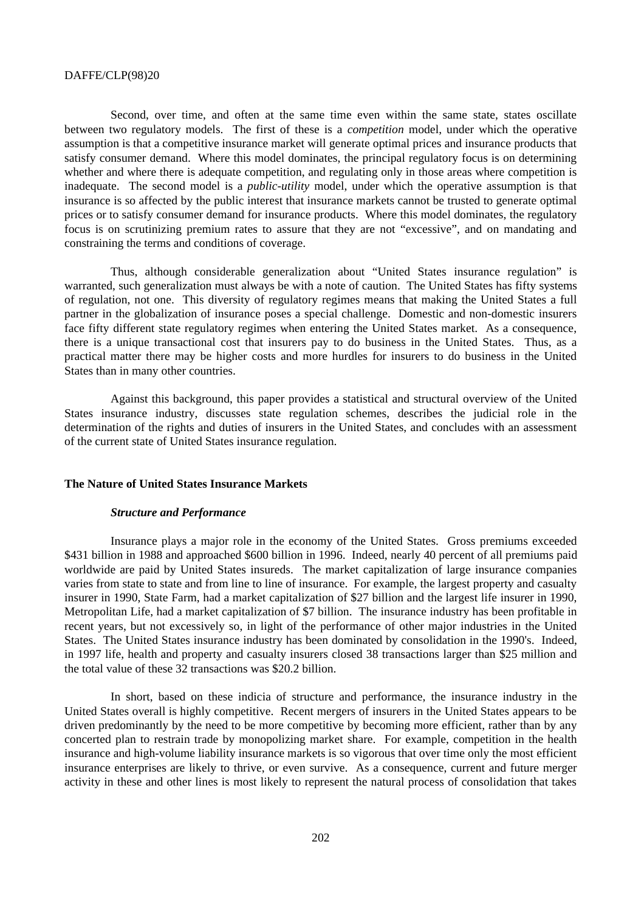Second, over time, and often at the same time even within the same state, states oscillate between two regulatory models. The first of these is a *competition* model, under which the operative assumption is that a competitive insurance market will generate optimal prices and insurance products that satisfy consumer demand. Where this model dominates, the principal regulatory focus is on determining whether and where there is adequate competition, and regulating only in those areas where competition is inadequate. The second model is a *public-utility* model, under which the operative assumption is that insurance is so affected by the public interest that insurance markets cannot be trusted to generate optimal prices or to satisfy consumer demand for insurance products. Where this model dominates, the regulatory focus is on scrutinizing premium rates to assure that they are not "excessive", and on mandating and constraining the terms and conditions of coverage.

Thus, although considerable generalization about "United States insurance regulation" is warranted, such generalization must always be with a note of caution. The United States has fifty systems of regulation, not one. This diversity of regulatory regimes means that making the United States a full partner in the globalization of insurance poses a special challenge. Domestic and non-domestic insurers face fifty different state regulatory regimes when entering the United States market. As a consequence, there is a unique transactional cost that insurers pay to do business in the United States. Thus, as a practical matter there may be higher costs and more hurdles for insurers to do business in the United States than in many other countries.

Against this background, this paper provides a statistical and structural overview of the United States insurance industry, discusses state regulation schemes, describes the judicial role in the determination of the rights and duties of insurers in the United States, and concludes with an assessment of the current state of United States insurance regulation.

## The Nature of United States Insurance Markets

### *Structure and Performance*

Insurance plays a major role in the economy of the United States. Gross premiums exceeded \$431 billion in 1988 and approached \$600 billion in 1996. Indeed, nearly 40 percent of all premiums paid worldwide are paid by United States insureds. The market capitalization of large insurance companies varies from state to state and from line to line of insurance. For example, the largest property and casualty insurer in 1990, State Farm, had a market capitalization of \$27 billion and the largest life insurer in 1990, Metropolitan Life, had a market capitalization of \$7 billion. The insurance industry has been profitable in recent years, but not excessively so, in light of the performance of other major industries in the United States. The United States insurance industry has been dominated by consolidation in the 1990's. Indeed, in 1997 life, health and property and casualty insurers closed 38 transactions larger than \$25 million and the total value of these 32 transactions was \$20.2 billion.

In short, based on these indicia of structure and performance, the insurance industry in the United States overall is highly competitive. Recent mergers of insurers in the United States appears to be driven predominantly by the need to be more competitive by becoming more efficient, rather than by any concerted plan to restrain trade by monopolizing market share. For example, competition in the health insurance and high-volume liability insurance markets is so vigorous that over time only the most efficient insurance enterprises are likely to thrive, or even survive. As a consequence, current and future merger activity in these and other lines is most likely to represent the natural process of consolidation that takes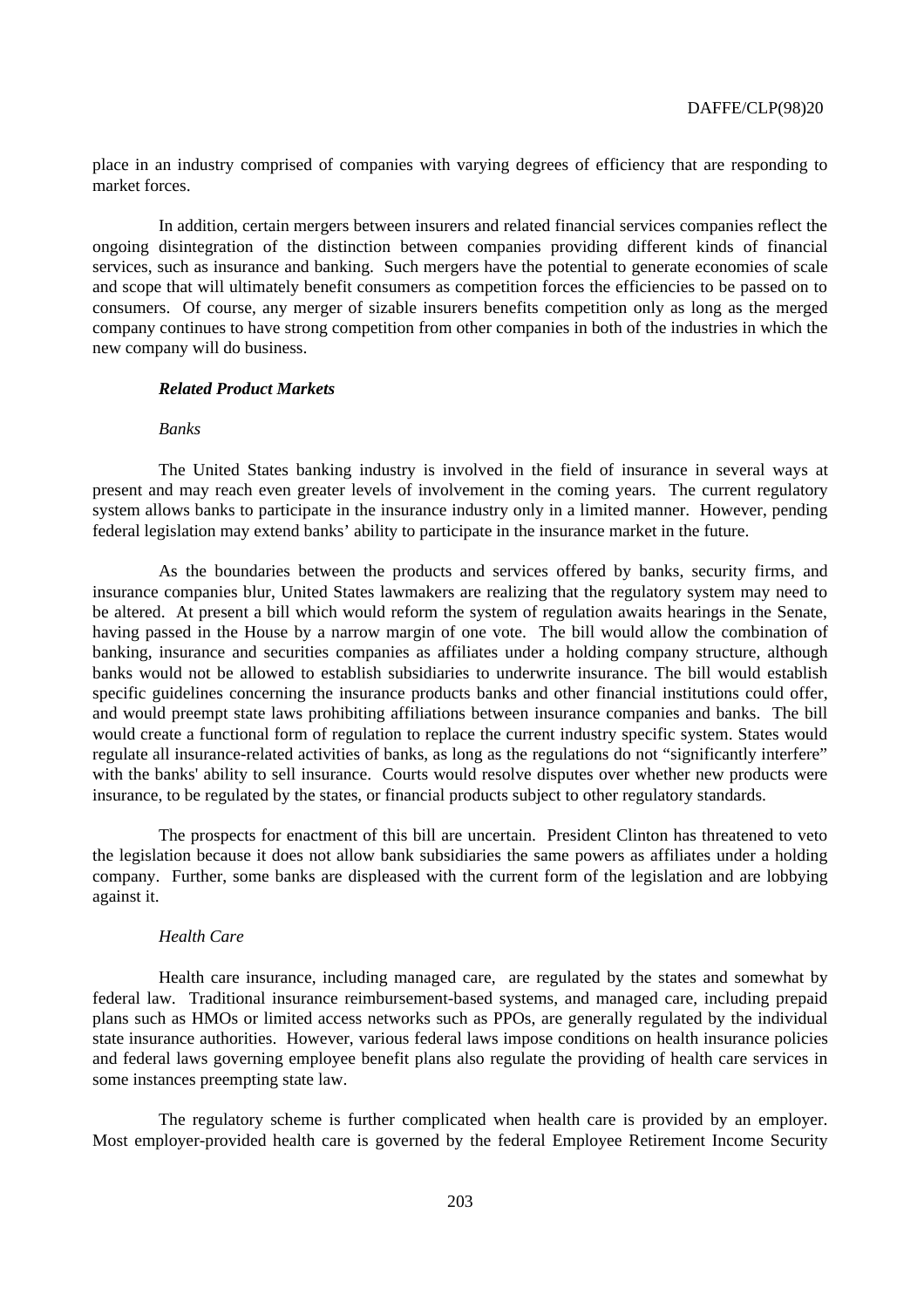place in an industry comprised of companies with varying degrees of efficiency that are responding to market forces.

In addition, certain mergers between insurers and related financial services companies reflect the ongoing disintegration of the distinction between companies providing different kinds of financial services, such as insurance and banking. Such mergers have the potential to generate economies of scale and scope that will ultimately benefit consumers as competition forces the efficiencies to be passed on to consumers. Of course, any merger of sizable insurers benefits competition only as long as the merged company continues to have strong competition from other companies in both of the industries in which the new company will do business.

***Related Product Markets***

*Banks*

The United States banking industry is involved in the field of insurance in several ways at present and may reach even greater levels of involvement in the coming years. The current regulatory system allows banks to participate in the insurance industry only in a limited manner. However, pending federal legislation may extend banks' ability to participate in the insurance market in the future.

As the boundaries between the products and services offered by banks, security firms, and insurance companies blur, United States lawmakers are realizing that the regulatory system may need to be altered. At present a bill which would reform the system of regulation awaits hearings in the Senate, having passed in the House by a narrow margin of one vote. The bill would allow the combination of banking, insurance and securities companies as affiliates under a holding company structure, although banks would not be allowed to establish subsidiaries to underwrite insurance. The bill would establish specific guidelines concerning the insurance products banks and other financial institutions could offer, and would preempt state laws prohibiting affiliations between insurance companies and banks. The bill would create a functional form of regulation to replace the current industry specific system. States would regulate all insurance-related activities of banks, as long as the regulations do not "significantly interfere" with the banks' ability to sell insurance. Courts would resolve disputes over whether new products were insurance, to be regulated by the states, or financial products subject to other regulatory standards.

The prospects for enactment of this bill are uncertain. President Clinton has threatened to veto the legislation because it does not allow bank subsidiaries the same powers as affiliates under a holding company. Further, some banks are displeased with the current form of the legislation and are lobbying against it.

*Health Care*

Health care insurance, including managed care, are regulated by the states and somewhat by federal law. Traditional insurance reimbursement-based systems, and managed care, including prepaid plans such as HMOs or limited access networks such as PPOs, are generally regulated by the individual state insurance authorities. However, various federal laws impose conditions on health insurance policies and federal laws governing employee benefit plans also regulate the providing of health care services in some instances preempting state law.

The regulatory scheme is further complicated when health care is provided by an employer. Most employer-provided health care is governed by the federal Employee Retirement Income Security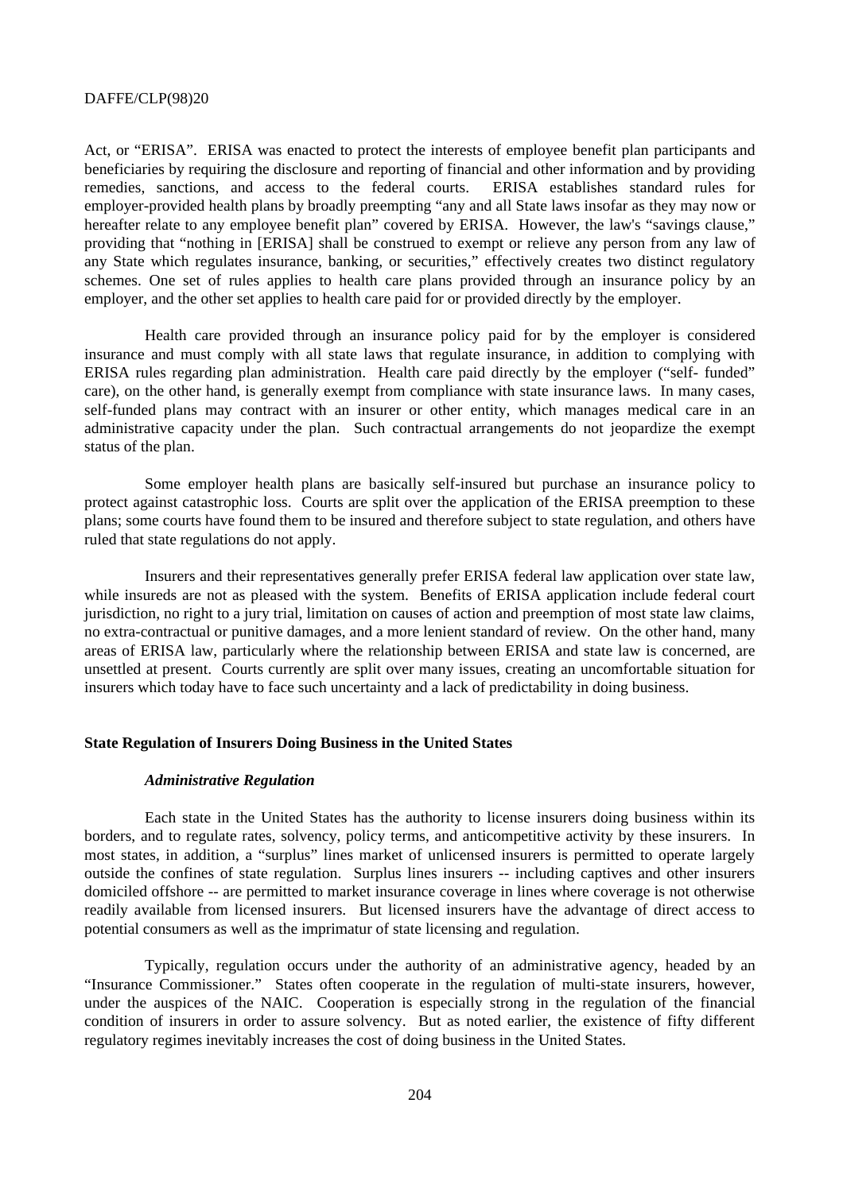Act, or "ERISA". ERISA was enacted to protect the interests of employee benefit plan participants and beneficiaries by requiring the disclosure and reporting of financial and other information and by providing remedies, sanctions, and access to the federal courts. ERISA establishes standard rules for employer-provided health plans by broadly preempting "any and all State laws insofar as they may now or hereafter relate to any employee benefit plan" covered by ERISA. However, the law's "savings clause," providing that "nothing in [ERISA] shall be construed to exempt or relieve any person from any law of any State which regulates insurance, banking, or securities," effectively creates two distinct regulatory schemes. One set of rules applies to health care plans provided through an insurance policy by an employer, and the other set applies to health care paid for or provided directly by the employer.

Health care provided through an insurance policy paid for by the employer is considered insurance and must comply with all state laws that regulate insurance, in addition to complying with ERISA rules regarding plan administration. Health care paid directly by the employer ("self- funded" care), on the other hand, is generally exempt from compliance with state insurance laws. In many cases, self-funded plans may contract with an insurer or other entity, which manages medical care in an administrative capacity under the plan. Such contractual arrangements do not jeopardize the exempt status of the plan.

Some employer health plans are basically self-insured but purchase an insurance policy to protect against catastrophic loss. Courts are split over the application of the ERISA preemption to these plans; some courts have found them to be insured and therefore subject to state regulation, and others have ruled that state regulations do not apply.

Insurers and their representatives generally prefer ERISA federal law application over state law, while insureds are not as pleased with the system. Benefits of ERISA application include federal court jurisdiction, no right to a jury trial, limitation on causes of action and preemption of most state law claims, no extra-contractual or punitive damages, and a more lenient standard of review. On the other hand, many areas of ERISA law, particularly where the relationship between ERISA and state law is concerned, are unsettled at present. Courts currently are split over many issues, creating an uncomfortable situation for insurers which today have to face such uncertainty and a lack of predictability in doing business.

## State Regulation of Insurers Doing Business in the United States

### *Administrative Regulation*

Each state in the United States has the authority to license insurers doing business within its borders, and to regulate rates, solvency, policy terms, and anticompetitive activity by these insurers. In most states, in addition, a "surplus" lines market of unlicensed insurers is permitted to operate largely outside the confines of state regulation. Surplus lines insurers -- including captives and other insurers domiciled offshore -- are permitted to market insurance coverage in lines where coverage is not otherwise readily available from licensed insurers. But licensed insurers have the advantage of direct access to potential consumers as well as the imprimatur of state licensing and regulation.

Typically, regulation occurs under the authority of an administrative agency, headed by an "Insurance Commissioner." States often cooperate in the regulation of multi-state insurers, however, under the auspices of the NAIC. Cooperation is especially strong in the regulation of the financial condition of insurers in order to assure solvency. But as noted earlier, the existence of fifty different regulatory regimes inevitably increases the cost of doing business in the United States.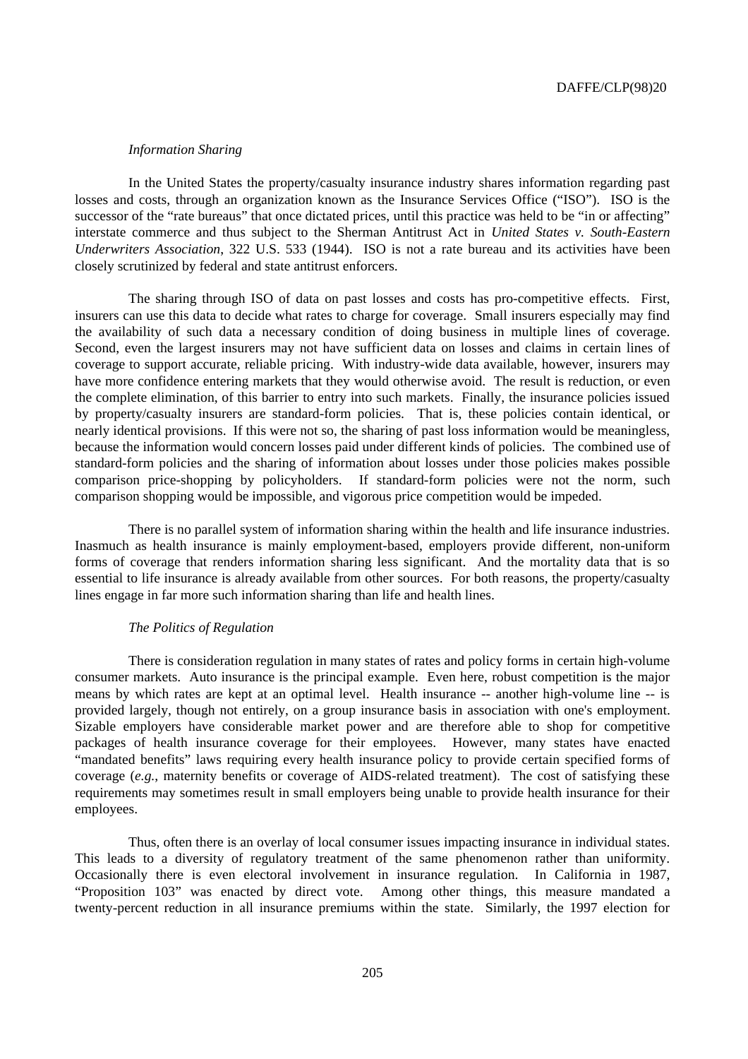*Information Sharing*

In the United States the property/casualty insurance industry shares information regarding past losses and costs, through an organization known as the Insurance Services Office ("ISO"). ISO is the successor of the "rate bureaus" that once dictated prices, until this practice was held to be "in or affecting" interstate commerce and thus subject to the Sherman Antitrust Act in *United States v. South-Eastern Underwriters Association*, 322 U.S. 533 (1944). ISO is not a rate bureau and its activities have been closely scrutinized by federal and state antitrust enforcers.

The sharing through ISO of data on past losses and costs has pro-competitive effects. First, insurers can use this data to decide what rates to charge for coverage. Small insurers especially may find the availability of such data a necessary condition of doing business in multiple lines of coverage. Second, even the largest insurers may not have sufficient data on losses and claims in certain lines of coverage to support accurate, reliable pricing. With industry-wide data available, however, insurers may have more confidence entering markets that they would otherwise avoid. The result is reduction, or even the complete elimination, of this barrier to entry into such markets. Finally, the insurance policies issued by property/casualty insurers are standard-form policies. That is, these policies contain identical, or nearly identical provisions. If this were not so, the sharing of past loss information would be meaningless, because the information would concern losses paid under different kinds of policies. The combined use of standard-form policies and the sharing of information about losses under those policies makes possible comparison price-shopping by policyholders. If standard-form policies were not the norm, such comparison shopping would be impossible, and vigorous price competition would be impeded.

There is no parallel system of information sharing within the health and life insurance industries. Inasmuch as health insurance is mainly employment-based, employers provide different, non-uniform forms of coverage that renders information sharing less significant. And the mortality data that is so essential to life insurance is already available from other sources. For both reasons, the property/casualty lines engage in far more such information sharing than life and health lines.

*The Politics of Regulation*

There is consideration regulation in many states of rates and policy forms in certain high-volume consumer markets. Auto insurance is the principal example. Even here, robust competition is the major means by which rates are kept at an optimal level. Health insurance -- another high-volume line -- is provided largely, though not entirely, on a group insurance basis in association with one's employment. Sizable employers have considerable market power and are therefore able to shop for competitive packages of health insurance coverage for their employees. However, many states have enacted "mandated benefits" laws requiring every health insurance policy to provide certain specified forms of coverage (*e.g.*, maternity benefits or coverage of AIDS-related treatment). The cost of satisfying these requirements may sometimes result in small employers being unable to provide health insurance for their employees.

Thus, often there is an overlay of local consumer issues impacting insurance in individual states. This leads to a diversity of regulatory treatment of the same phenomenon rather than uniformity. Occasionally there is even electoral involvement in insurance regulation. In California in 1987, "Proposition 103" was enacted by direct vote. Among other things, this measure mandated a twenty-percent reduction in all insurance premiums within the state. Similarly, the 1997 election for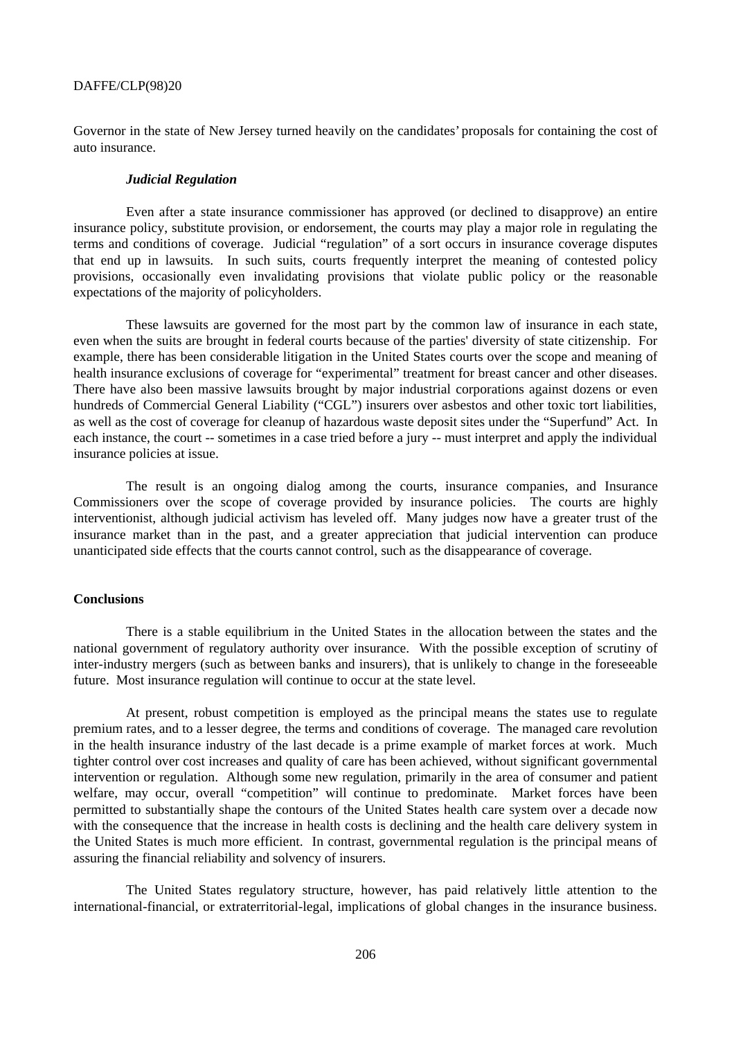Governor in the state of New Jersey turned heavily on the candidates' proposals for containing the cost of auto insurance.

***Judicial Regulation***

Even after a state insurance commissioner has approved (or declined to disapprove) an entire insurance policy, substitute provision, or endorsement, the courts may play a major role in regulating the terms and conditions of coverage. Judicial "regulation" of a sort occurs in insurance coverage disputes that end up in lawsuits. In such suits, courts frequently interpret the meaning of contested policy provisions, occasionally even invalidating provisions that violate public policy or the reasonable expectations of the majority of policyholders.

These lawsuits are governed for the most part by the common law of insurance in each state, even when the suits are brought in federal courts because of the parties' diversity of state citizenship. For example, there has been considerable litigation in the United States courts over the scope and meaning of health insurance exclusions of coverage for "experimental" treatment for breast cancer and other diseases. There have also been massive lawsuits brought by major industrial corporations against dozens or even hundreds of Commercial General Liability ("CGL") insurers over asbestos and other toxic tort liabilities, as well as the cost of coverage for cleanup of hazardous waste deposit sites under the "Superfund" Act. In each instance, the court -- sometimes in a case tried before a jury -- must interpret and apply the individual insurance policies at issue.

The result is an ongoing dialog among the courts, insurance companies, and Insurance Commissioners over the scope of coverage provided by insurance policies. The courts are highly interventionist, although judicial activism has leveled off. Many judges now have a greater trust of the insurance market than in the past, and a greater appreciation that judicial intervention can produce unanticipated side effects that the courts cannot control, such as the disappearance of coverage.

**Conclusions**

There is a stable equilibrium in the United States in the allocation between the states and the national government of regulatory authority over insurance. With the possible exception of scrutiny of inter-industry mergers (such as between banks and insurers), that is unlikely to change in the foreseeable future. Most insurance regulation will continue to occur at the state level.

At present, robust competition is employed as the principal means the states use to regulate premium rates, and to a lesser degree, the terms and conditions of coverage. The managed care revolution in the health insurance industry of the last decade is a prime example of market forces at work. Much tighter control over cost increases and quality of care has been achieved, without significant governmental intervention or regulation. Although some new regulation, primarily in the area of consumer and patient welfare, may occur, overall "competition" will continue to predominate. Market forces have been permitted to substantially shape the contours of the United States health care system over a decade now with the consequence that the increase in health costs is declining and the health care delivery system in the United States is much more efficient. In contrast, governmental regulation is the principal means of assuring the financial reliability and solvency of insurers.

The United States regulatory structure, however, has paid relatively little attention to the international-financial, or extraterritorial-legal, implications of global changes in the insurance business.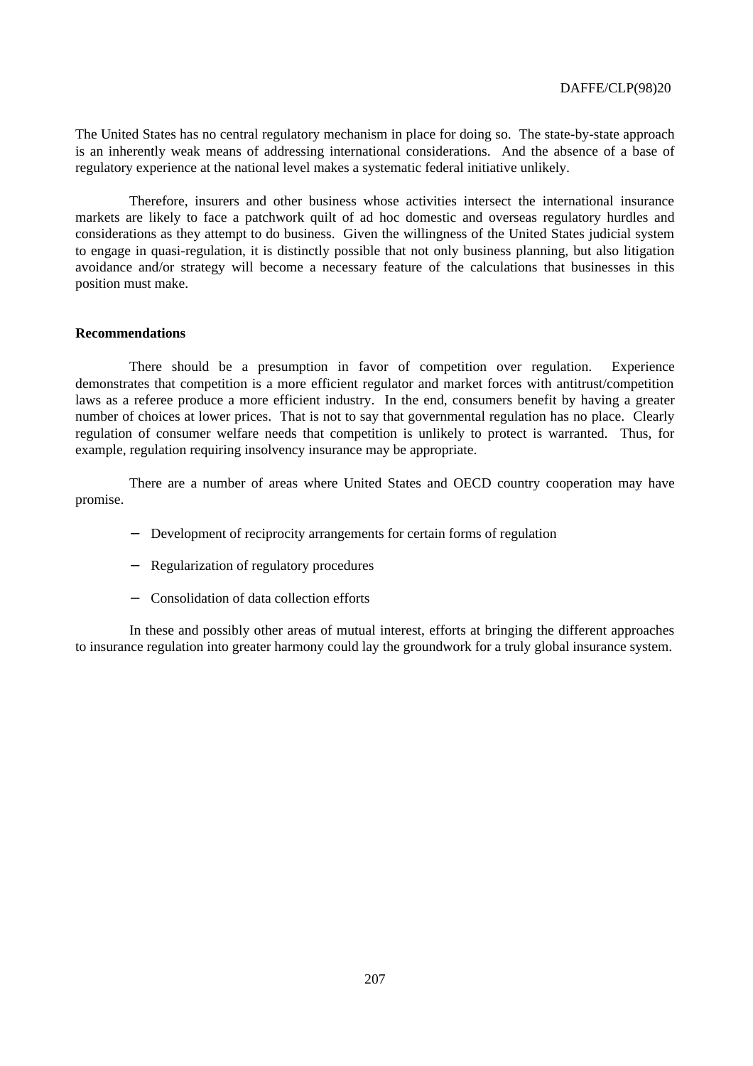The United States has no central regulatory mechanism in place for doing so. The state-by-state approach is an inherently weak means of addressing international considerations. And the absence of a base of regulatory experience at the national level makes a systematic federal initiative unlikely.

Therefore, insurers and other business whose activities intersect the international insurance markets are likely to face a patchwork quilt of ad hoc domestic and overseas regulatory hurdles and considerations as they attempt to do business. Given the willingness of the United States judicial system to engage in quasi-regulation, it is distinctly possible that not only business planning, but also litigation avoidance and/or strategy will become a necessary feature of the calculations that businesses in this position must make.

**Recommendations**

There should be a presumption in favor of competition over regulation. Experience demonstrates that competition is a more efficient regulator and market forces with antitrust/competition laws as a referee produce a more efficient industry. In the end, consumers benefit by having a greater number of choices at lower prices. That is not to say that governmental regulation has no place. Clearly regulation of consumer welfare needs that competition is unlikely to protect is warranted. Thus, for example, regulation requiring insolvency insurance may be appropriate.

There are a number of areas where United States and OECD country cooperation may have promise.

- Development of reciprocity arrangements for certain forms of regulation
- Regularization of regulatory procedures
- Consolidation of data collection efforts

In these and possibly other areas of mutual interest, efforts at bringing the different approaches to insurance regulation into greater harmony could lay the groundwork for a truly global insurance system.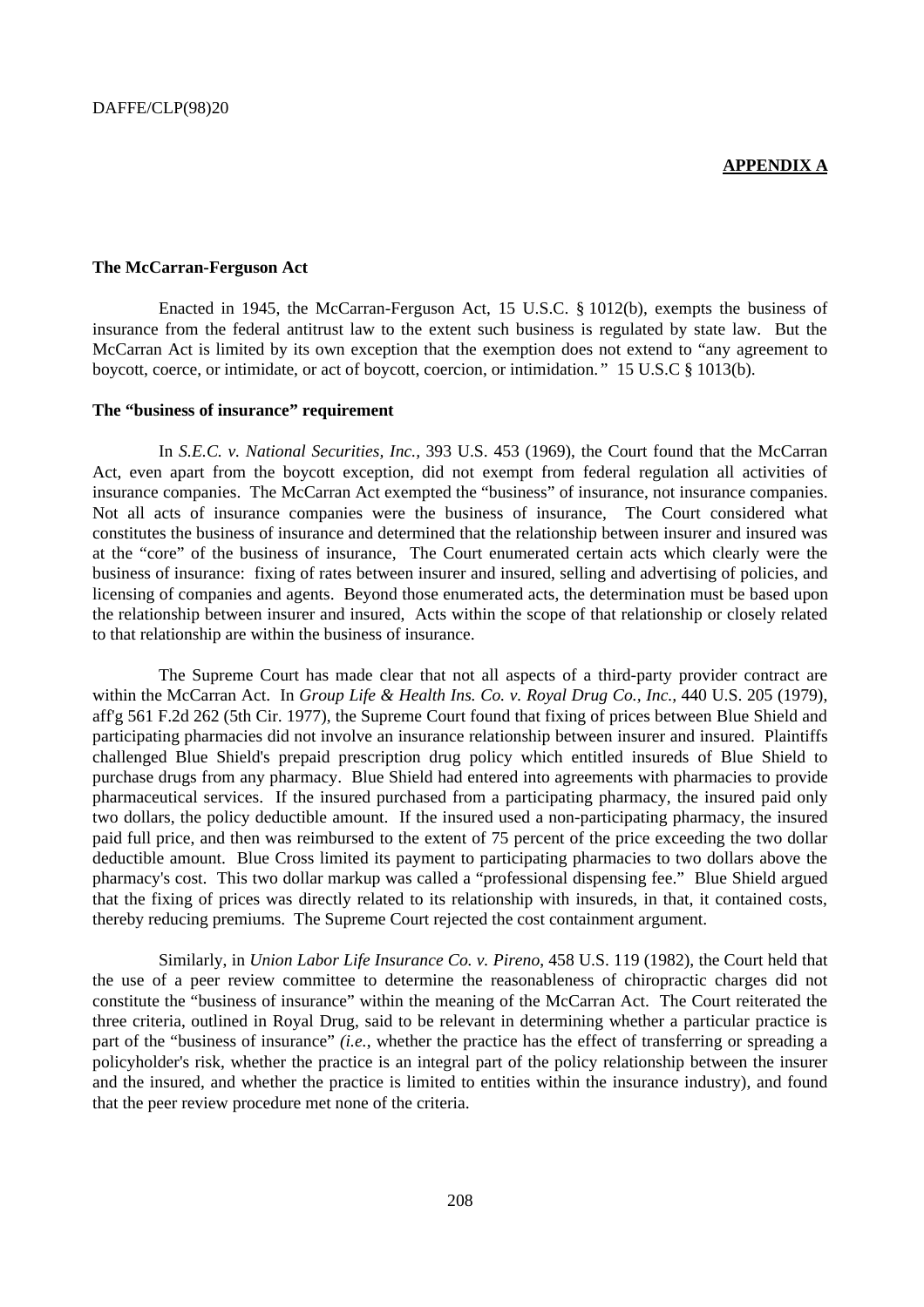**APPENDIX A**

**The McCarran-Ferguson Act**

Enacted in 1945, the McCarran-Ferguson Act, 15 U.S.C. § 1012(b), exempts the business of insurance from the federal antitrust law to the extent such business is regulated by state law. But the McCarran Act is limited by its own exception that the exemption does not extend to "any agreement to boycott, coerce, or intimidate, or act of boycott, coercion, or intimidation." 15 U.S.C § 1013(b).

**The "business of insurance" requirement**

In *S.E.C. v. National Securities, Inc.*, 393 U.S. 453 (1969), the Court found that the McCarran Act, even apart from the boycott exception, did not exempt from federal regulation all activities of insurance companies. The McCarran Act exempted the "business" of insurance, not insurance companies. Not all acts of insurance companies were the business of insurance, The Court considered what constitutes the business of insurance and determined that the relationship between insurer and insured was at the "core" of the business of insurance, The Court enumerated certain acts which clearly were the business of insurance: fixing of rates between insurer and insured, selling and advertising of policies, and licensing of companies and agents. Beyond those enumerated acts, the determination must be based upon the relationship between insurer and insured, Acts within the scope of that relationship or closely related to that relationship are within the business of insurance.

The Supreme Court has made clear that not all aspects of a third-party provider contract are within the McCarran Act. In *Group Life & Health Ins. Co. v. Royal Drug Co., Inc.*, 440 U.S. 205 (1979), aff'g 561 F.2d 262 (5th Cir. 1977), the Supreme Court found that fixing of prices between Blue Shield and participating pharmacies did not involve an insurance relationship between insurer and insured. Plaintiffs challenged Blue Shield's prepaid prescription drug policy which entitled insureds of Blue Shield to purchase drugs from any pharmacy. Blue Shield had entered into agreements with pharmacies to provide pharmaceutical services. If the insured purchased from a participating pharmacy, the insured paid only two dollars, the policy deductible amount. If the insured used a non-participating pharmacy, the insured paid full price, and then was reimbursed to the extent of 75 percent of the price exceeding the two dollar deductible amount. Blue Cross limited its payment to participating pharmacies to two dollars above the pharmacy's cost. This two dollar markup was called a "professional dispensing fee." Blue Shield argued that the fixing of prices was directly related to its relationship with insureds, in that, it contained costs, thereby reducing premiums. The Supreme Court rejected the cost containment argument.

Similarly, in *Union Labor Life Insurance Co. v. Pireno*, 458 U.S. 119 (1982), the Court held that the use of a peer review committee to determine the reasonableness of chiropractic charges did not constitute the "business of insurance" within the meaning of the McCarran Act. The Court reiterated the three criteria, outlined in Royal Drug, said to be relevant in determining whether a particular practice is part of the "business of insurance" *(i.e.*, whether the practice has the effect of transferring or spreading a policyholder's risk, whether the practice is an integral part of the policy relationship between the insurer and the insured, and whether the practice is limited to entities within the insurance industry), and found that the peer review procedure met none of the criteria.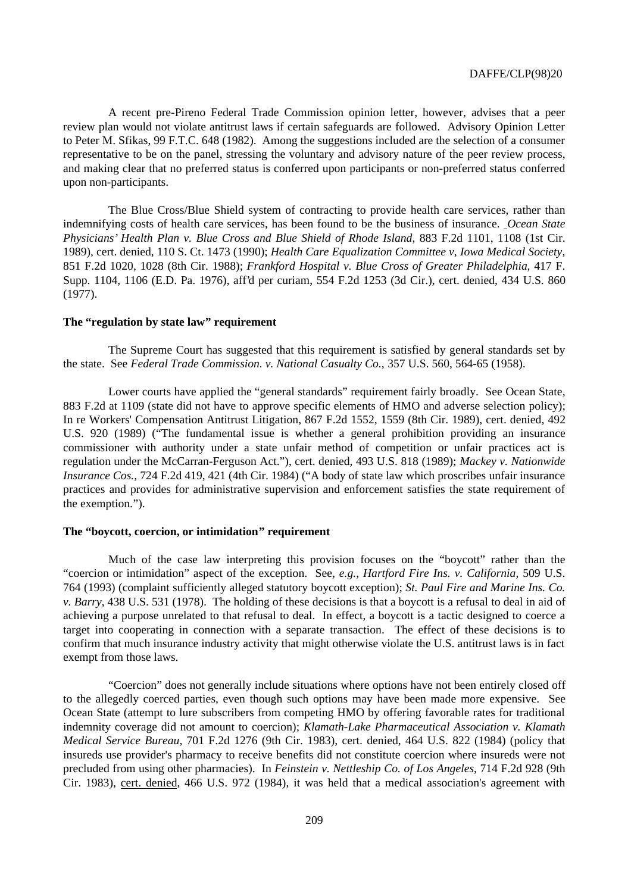A recent pre-Pireno Federal Trade Commission opinion letter, however, advises that a peer review plan would not violate antitrust laws if certain safeguards are followed. Advisory Opinion Letter to Peter M. Sfikas, 99 F.T.C. 648 (1982). Among the suggestions included are the selection of a consumer representative to be on the panel, stressing the voluntary and advisory nature of the peer review process, and making clear that no preferred status is conferred upon participants or non-preferred status conferred upon non-participants.

The Blue Cross/Blue Shield system of contracting to provide health care services, rather than indemnifying costs of health care services, has been found to be the business of insurance. *Ocean State Physicians' Health Plan v. Blue Cross and Blue Shield of Rhode Island*, 883 F.2d 1101, 1108 (1st Cir. 1989), cert. denied, 110 S. Ct. 1473 (1990); *Health Care Equalization Committee v, Iowa Medical Society*, 851 F.2d 1020, 1028 (8th Cir. 1988); *Frankford Hospital v. Blue Cross of Greater Philadelphia*, 417 F. Supp. 1104, 1106 (E.D. Pa. 1976), aff'd per curiam, 554 F.2d 1253 (3d Cir.), cert. denied, 434 U.S. 860 (1977).

**The "regulation by state law" requirement**

The Supreme Court has suggested that this requirement is satisfied by general standards set by the state. See *Federal Trade Commission. v. National Casualty Co.*, 357 U.S. 560, 564-65 (1958).

Lower courts have applied the "general standards" requirement fairly broadly. See Ocean State, 883 F.2d at 1109 (state did not have to approve specific elements of HMO and adverse selection policy); In re Workers' Compensation Antitrust Litigation, 867 F.2d 1552, 1559 (8th Cir. 1989), cert. denied, 492 U.S. 920 (1989) ("The fundamental issue is whether a general prohibition providing an insurance commissioner with authority under a state unfair method of competition or unfair practices act is regulation under the McCarran-Ferguson Act."), cert. denied, 493 U.S. 818 (1989); *Mackey v. Nationwide Insurance Cos.*, 724 F.2d 419, 421 (4th Cir. 1984) ("A body of state law which proscribes unfair insurance practices and provides for administrative supervision and enforcement satisfies the state requirement of the exemption.").

**The "boycott, coercion, or intimidation" requirement**

Much of the case law interpreting this provision focuses on the "boycott" rather than the "coercion or intimidation" aspect of the exception. See, *e.g.*, *Hartford Fire Ins. v. California*, 509 U.S. 764 (1993) (complaint sufficiently alleged statutory boycott exception); *St. Paul Fire and Marine Ins. Co. v. Barry*, 438 U.S. 531 (1978). The holding of these decisions is that a boycott is a refusal to deal in aid of achieving a purpose unrelated to that refusal to deal. In effect, a boycott is a tactic designed to coerce a target into cooperating in connection with a separate transaction. The effect of these decisions is to confirm that much insurance industry activity that might otherwise violate the U.S. antitrust laws is in fact exempt from those laws.

"Coercion" does not generally include situations where options have not been entirely closed off to the allegedly coerced parties, even though such options may have been made more expensive. See Ocean State (attempt to lure subscribers from competing HMO by offering favorable rates for traditional indemnity coverage did not amount to coercion); *Klamath-Lake Pharmaceutical Association v. Klamath Medical Service Bureau,* 701 F.2d 1276 (9th Cir. 1983), cert. denied, 464 U.S. 822 (1984) (policy that insureds use provider's pharmacy to receive benefits did not constitute coercion where insureds were not precluded from using other pharmacies). In *Feinstein v. Nettleship Co. of Los Angeles*, 714 F.2d 928 (9th Cir. 1983), cert. denied, 466 U.S. 972 (1984), it was held that a medical association's agreement with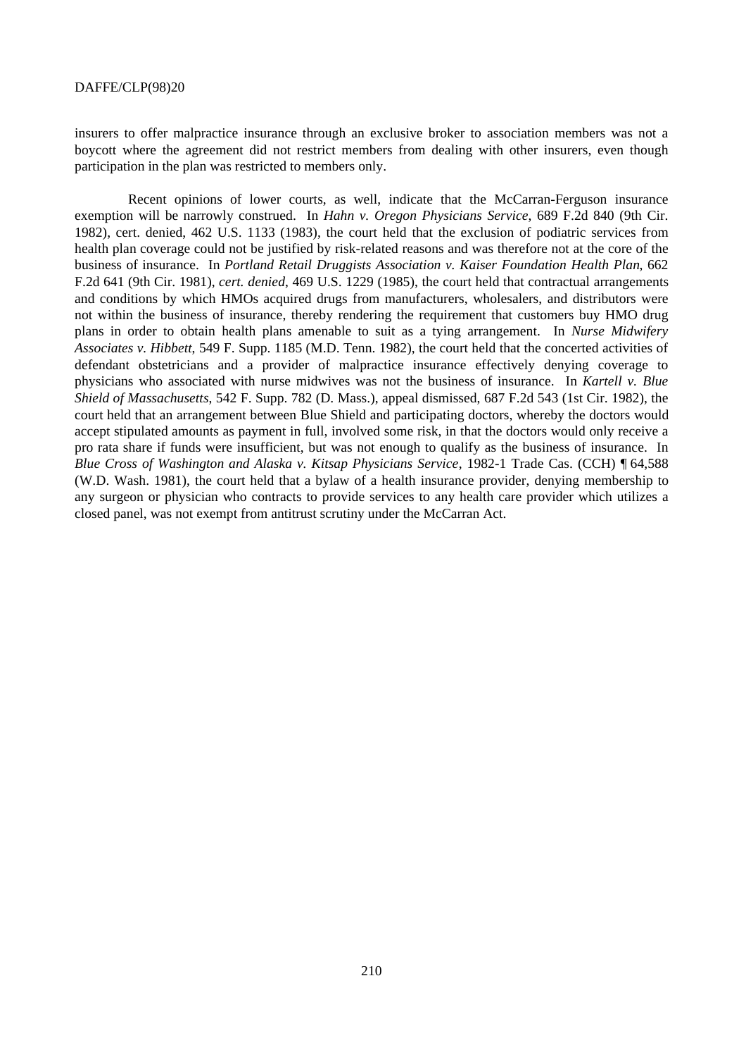insurers to offer malpractice insurance through an exclusive broker to association members was not a boycott where the agreement did not restrict members from dealing with other insurers, even though participation in the plan was restricted to members only.

Recent opinions of lower courts, as well, indicate that the McCarran-Ferguson insurance exemption will be narrowly construed. In *Hahn v. Oregon Physicians Service*, 689 F.2d 840 (9th Cir. 1982), cert. denied, 462 U.S. 1133 (1983), the court held that the exclusion of podiatric services from health plan coverage could not be justified by risk-related reasons and was therefore not at the core of the business of insurance. In *Portland Retail Druggists Association v. Kaiser Foundation Health Plan*, 662 F.2d 641 (9th Cir. 1981), *cert. denied*, 469 U.S. 1229 (1985), the court held that contractual arrangements and conditions by which HMOs acquired drugs from manufacturers, wholesalers, and distributors were not within the business of insurance, thereby rendering the requirement that customers buy HMO drug plans in order to obtain health plans amenable to suit as a tying arrangement. In *Nurse Midwifery Associates v. Hibbett*, 549 F. Supp. 1185 (M.D. Tenn. 1982), the court held that the concerted activities of defendant obstetricians and a provider of malpractice insurance effectively denying coverage to physicians who associated with nurse midwives was not the business of insurance. In *Kartell v. Blue Shield of Massachusetts*, 542 F. Supp. 782 (D. Mass.), appeal dismissed, 687 F.2d 543 (1st Cir. 1982), the court held that an arrangement between Blue Shield and participating doctors, whereby the doctors would accept stipulated amounts as payment in full, involved some risk, in that the doctors would only receive a pro rata share if funds were insufficient, but was not enough to qualify as the business of insurance. In *Blue Cross of Washington and Alaska v. Kitsap Physicians Service*, 1982-1 Trade Cas. (CCH) ¶ 64,588 (W.D. Wash. 1981), the court held that a bylaw of a health insurance provider, denying membership to any surgeon or physician who contracts to provide services to any health care provider which utilizes a closed panel, was not exempt from antitrust scrutiny under the McCarran Act.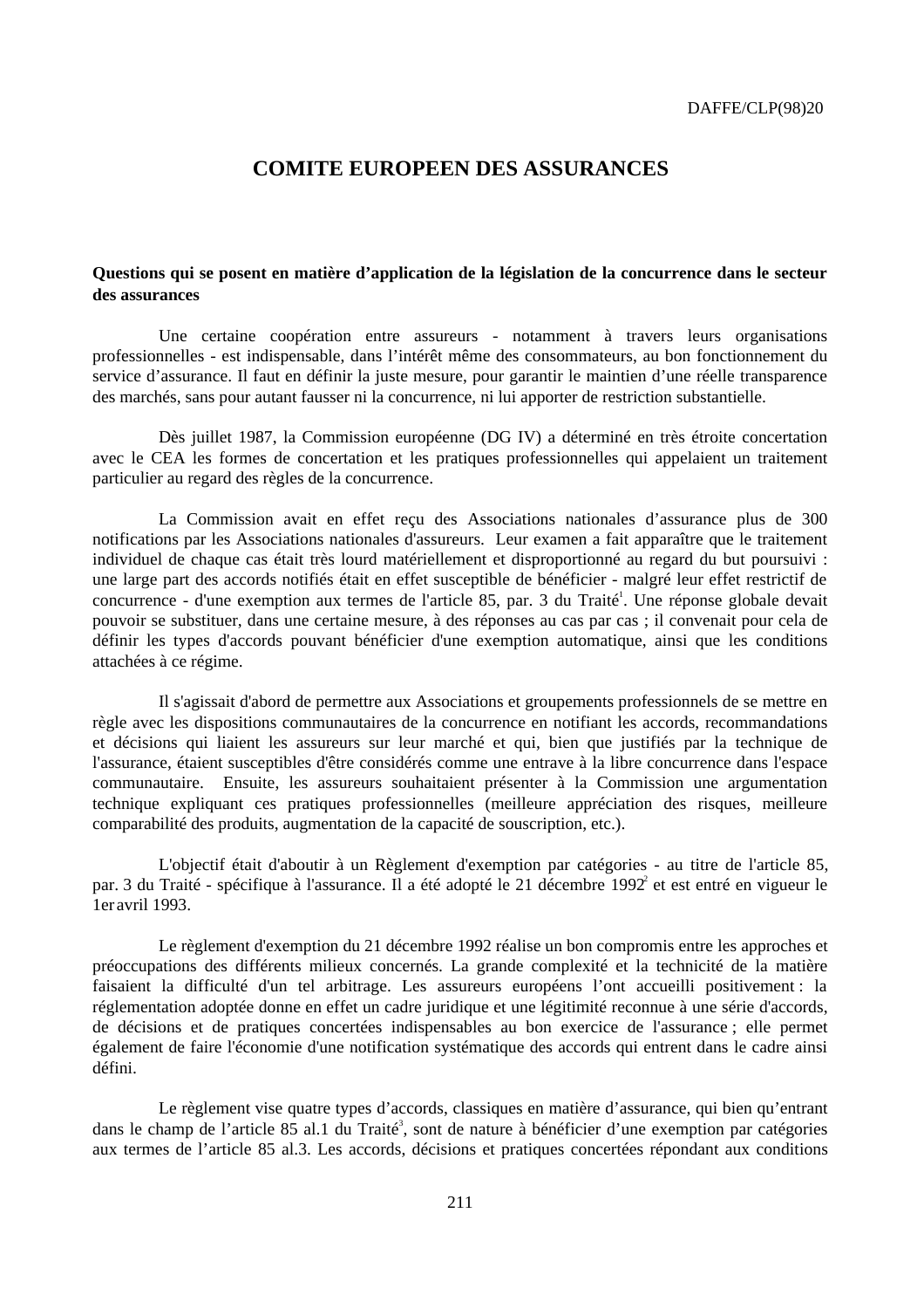# COMITE EUROPEEN DES ASSURANCES

**Questions qui se posent en matière d'application de la législation de la concurrence dans le secteur des assurances**

Une certaine coopération entre assureurs - notamment à travers leurs organisations professionnelles - est indispensable, dans l'intérêt même des consommateurs, au bon fonctionnement du service d'assurance. Il faut en définir la juste mesure, pour garantir le maintien d'une réelle transparence des marchés, sans pour autant fausser ni la concurrence, ni lui apporter de restriction substantielle.

Dès juillet 1987, la Commission européenne (DG IV) a déterminé en très étroite concertation avec le CEA les formes de concertation et les pratiques professionnelles qui appelaient un traitement particulier au regard des règles de la concurrence.

La Commission avait en effet reçu des Associations nationales d'assurance plus de 300 notifications par les Associations nationales d'assureurs. Leur examen a fait apparaître que le traitement individuel de chaque cas était très lourd matériellement et disproportionné au regard du but poursuivi : une large part des accords notifiés était en effet susceptible de bénéficier - malgré leur effet restrictif de concurrence - d'une exemption aux termes de l'article 85, par. 3 du Traité[1]. Une réponse globale devait pouvoir se substituer, dans une certaine mesure, à des réponses au cas par cas ; il convenait pour cela de définir les types d'accords pouvant bénéficier d'une exemption automatique, ainsi que les conditions attachées à ce régime.

Il s'agissait d'abord de permettre aux Associations et groupements professionnels de se mettre en règle avec les dispositions communautaires de la concurrence en notifiant les accords, recommandations et décisions qui liaient les assureurs sur leur marché et qui, bien que justifiés par la technique de l'assurance, étaient susceptibles d'être considérés comme une entrave à la libre concurrence dans l'espace communautaire. Ensuite, les assureurs souhaitaient présenter à la Commission une argumentation technique expliquant ces pratiques professionnelles (meilleure appréciation des risques, meilleure comparabilité des produits, augmentation de la capacité de souscription, etc.).

L'objectif était d'aboutir à un Règlement d'exemption par catégories - au titre de l'article 85, par. 3 du Traité - spécifique à l'assurance. Il a été adopté le 21 décembre 1992[2] et est entré en vigueur le 1er avril 1993.

Le règlement d'exemption du 21 décembre 1992 réalise un bon compromis entre les approches et préoccupations des différents milieux concernés. La grande complexité et la technicité de la matière faisaient la difficulté d'un tel arbitrage. Les assureurs européens l'ont accueilli positivement : la réglementation adoptée donne en effet un cadre juridique et une légitimité reconnue à une série d'accords, de décisions et de pratiques concertées indispensables au bon exercice de l'assurance ; elle permet également de faire l'économie d'une notification systématique des accords qui entrent dans le cadre ainsi défini.

Le règlement vise quatre types d'accords, classiques en matière d'assurance, qui bien qu'entrant dans le champ de l'article 85 al.1 du Traité[3], sont de nature à bénéficier d'une exemption par catégories aux termes de l'article 85 al.3. Les accords, décisions et pratiques concertées répondant aux conditions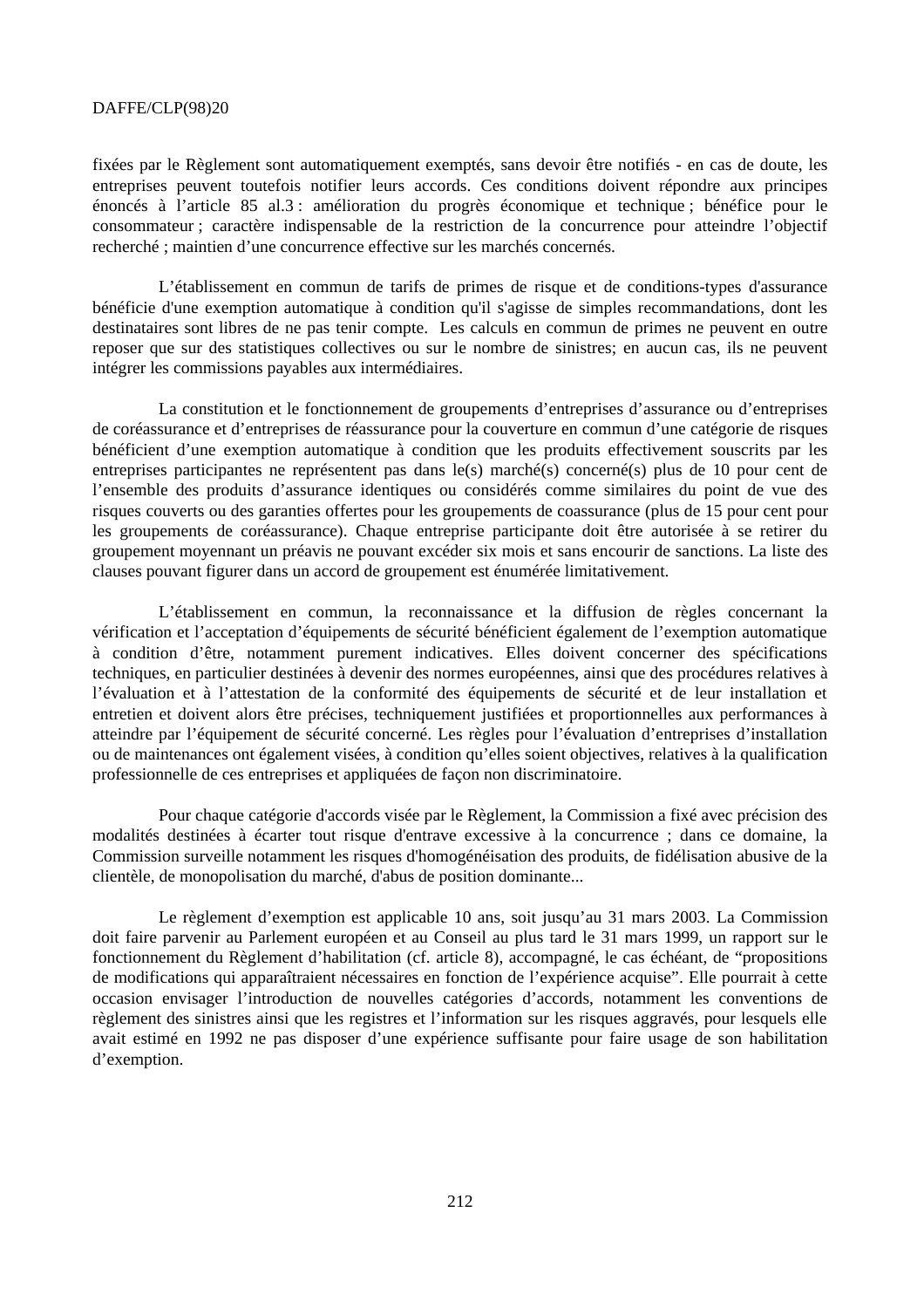fixées par le Règlement sont automatiquement exemptés, sans devoir être notifiés - en cas de doute, les entreprises peuvent toutefois notifier leurs accords. Ces conditions doivent répondre aux principes énoncés à l'article 85 al.3 : amélioration du progrès économique et technique ; bénéfice pour le consommateur ; caractère indispensable de la restriction de la concurrence pour atteindre l'objectif recherché ; maintien d'une concurrence effective sur les marchés concernés.

L'établissement en commun de tarifs de primes de risque et de conditions-types d'assurance bénéficie d'une exemption automatique à condition qu'il s'agisse de simples recommandations, dont les destinataires sont libres de ne pas tenir compte. Les calculs en commun de primes ne peuvent en outre reposer que sur des statistiques collectives ou sur le nombre de sinistres; en aucun cas, ils ne peuvent intégrer les commissions payables aux intermédiaires.

La constitution et le fonctionnement de groupements d'entreprises d'assurance ou d'entreprises de coréassurance et d'entreprises de réassurance pour la couverture en commun d'une catégorie de risques bénéficient d'une exemption automatique à condition que les produits effectivement souscrits par les entreprises participantes ne représentent pas dans le(s) marché(s) concerné(s) plus de 10 pour cent de l'ensemble des produits d'assurance identiques ou considérés comme similaires du point de vue des risques couverts ou des garanties offertes pour les groupements de coassurance (plus de 15 pour cent pour les groupements de coréassurance). Chaque entreprise participante doit être autorisée à se retirer du groupement moyennant un préavis ne pouvant excéder six mois et sans encourir de sanctions. La liste des clauses pouvant figurer dans un accord de groupement est énumérée limitativement.

L'établissement en commun, la reconnaissance et la diffusion de règles concernant la vérification et l'acceptation d'équipements de sécurité bénéficient également de l'exemption automatique à condition d'être, notamment purement indicatives. Elles doivent concerner des spécifications techniques, en particulier destinées à devenir des normes européennes, ainsi que des procédures relatives à l'évaluation et à l'attestation de la conformité des équipements de sécurité et de leur installation et entretien et doivent alors être précises, techniquement justifiées et proportionnelles aux performances à atteindre par l'équipement de sécurité concerné. Les règles pour l'évaluation d'entreprises d'installation ou de maintenances ont également visées, à condition qu'elles soient objectives, relatives à la qualification professionnelle de ces entreprises et appliquées de façon non discriminatoire.

Pour chaque catégorie d'accords visée par le Règlement, la Commission a fixé avec précision des modalités destinées à écarter tout risque d'entrave excessive à la concurrence ; dans ce domaine, la Commission surveille notamment les risques d'homogénéisation des produits, de fidélisation abusive de la clientèle, de monopolisation du marché, d'abus de position dominante...

Le règlement d'exemption est applicable 10 ans, soit jusqu'au 31 mars 2003. La Commission doit faire parvenir au Parlement européen et au Conseil au plus tard le 31 mars 1999, un rapport sur le fonctionnement du Règlement d'habilitation (cf. article 8), accompagné, le cas échéant, de "propositions de modifications qui apparaîtraient nécessaires en fonction de l'expérience acquise". Elle pourrait à cette occasion envisager l'introduction de nouvelles catégories d'accords, notamment les conventions de règlement des sinistres ainsi que les registres et l'information sur les risques aggravés, pour lesquels elle avait estimé en 1992 ne pas disposer d'une expérience suffisante pour faire usage de son habilitation d'exemption.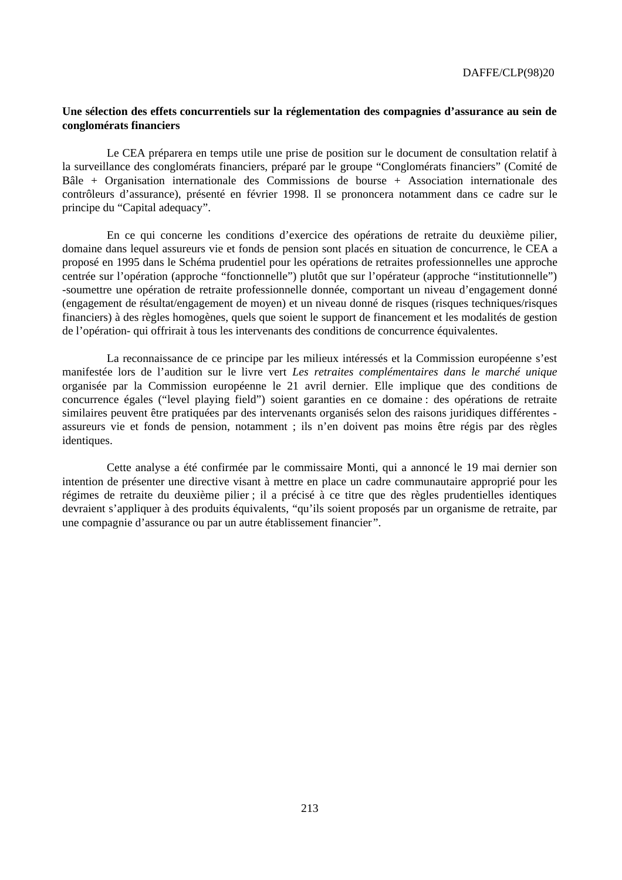**Une sélection des effets concurrentiels sur la réglementation des compagnies d’assurance au sein de conglomérats financiers**

Le CEA préparera en temps utile une prise de position sur le document de consultation relatif à la surveillance des conglomérats financiers, préparé par le groupe “Conglomérats financiers” (Comité de Bâle + Organisation internationale des Commissions de bourse + Association internationale des contrôleurs d’assurance), présenté en février 1998. Il se prononcera notamment dans ce cadre sur le principe du “Capital adequacy”.

En ce qui concerne les conditions d’exercice des opérations de retraite du deuxième pilier, domaine dans lequel assureurs vie et fonds de pension sont placés en situation de concurrence, le CEA a proposé en 1995 dans le Schéma prudentiel pour les opérations de retraites professionnelles une approche centrée sur l’opération (approche “fonctionnelle”) plutôt que sur l’opérateur (approche “institutionnelle”) -soumettre une opération de retraite professionnelle donnée, comportant un niveau d’engagement donné (engagement de résultat/engagement de moyen) et un niveau donné de risques (risques techniques/risques financiers) à des règles homogènes, quels que soient le support de financement et les modalités de gestion de l’opération- qui offrirait à tous les intervenants des conditions de concurrence équivalentes.

La reconnaissance de ce principe par les milieux intéressés et la Commission européenne s’est manifestée lors de l’audition sur le livre vert *Les retraites complémentaires dans le marché unique* organisée par la Commission européenne le 21 avril dernier. Elle implique que des conditions de concurrence égales (“level playing field”) soient garanties en ce domaine : des opérations de retraite similaires peuvent être pratiquées par des intervenants organisés selon des raisons juridiques différentes - assureurs vie et fonds de pension, notamment ; ils n’en doivent pas moins être régis par des règles identiques.

Cette analyse a été confirmée par le commissaire Monti, qui a annoncé le 19 mai dernier son intention de présenter une directive visant à mettre en place un cadre communautaire approprié pour les régimes de retraite du deuxième pilier ; il a précisé à ce titre que des règles prudentielles identiques devraient s’appliquer à des produits équivalents, “qu’ils soient proposés par un organisme de retraite, par une compagnie d’assurance ou par un autre établissement financier”.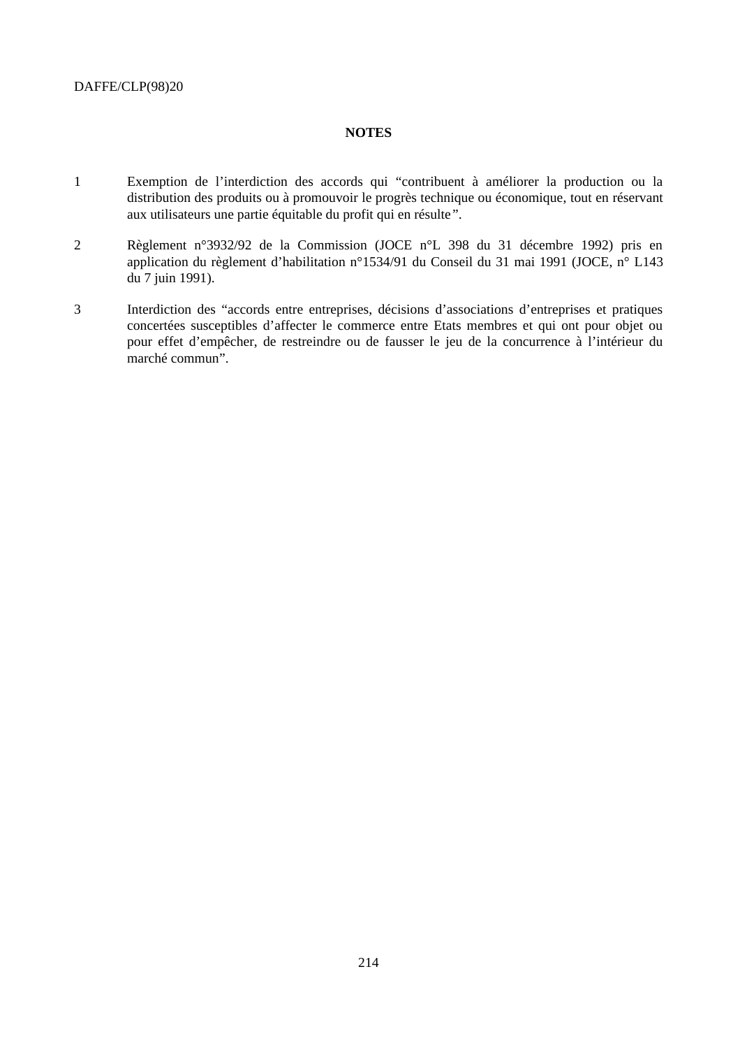## NOTES

1 Exemption de l’interdiction des accords qui “contribuent à améliorer la production ou la distribution des produits ou à promouvoir le progrès technique ou économique, tout en réservant aux utilisateurs une partie équitable du profit qui en résulte”.

2 Règlement n°3932/92 de la Commission (JOCE n°L 398 du 31 décembre 1992) pris en application du règlement d’habilitation n°1534/91 du Conseil du 31 mai 1991 (JOCE, n° L143 du 7 juin 1991).

3 Interdiction des “accords entre entreprises, décisions d’associations d’entreprises et pratiques concertées susceptibles d’affecter le commerce entre Etats membres et qui ont pour objet ou pour effet d’empêcher, de restreindre ou de fausser le jeu de la concurrence à l’intérieur du marché commun”.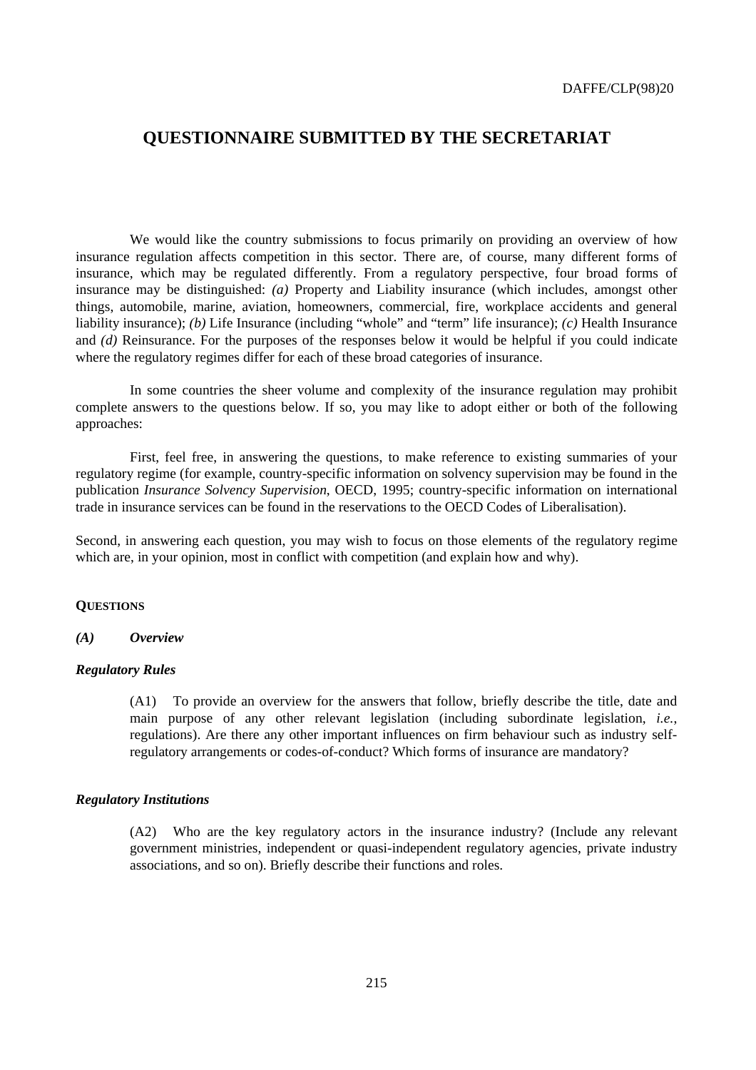# QUESTIONNAIRE SUBMITTED BY THE SECRETARIAT

We would like the country submissions to focus primarily on providing an overview of how insurance regulation affects competition in this sector. There are, of course, many different forms of insurance, which may be regulated differently. From a regulatory perspective, four broad forms of insurance may be distinguished: *(a)* Property and Liability insurance (which includes, amongst other things, automobile, marine, aviation, homeowners, commercial, fire, workplace accidents and general liability insurance); *(b)* Life Insurance (including "whole" and "term" life insurance); *(c)* Health Insurance and *(d)* Reinsurance. For the purposes of the responses below it would be helpful if you could indicate where the regulatory regimes differ for each of these broad categories of insurance.

In some countries the sheer volume and complexity of the insurance regulation may prohibit complete answers to the questions below. If so, you may like to adopt either or both of the following approaches:

First, feel free, in answering the questions, to make reference to existing summaries of your regulatory regime (for example, country-specific information on solvency supervision may be found in the publication *Insurance Solvency Supervision*, OECD, 1995; country-specific information on international trade in insurance services can be found in the reservations to the OECD Codes of Liberalisation).

Second, in answering each question, you may wish to focus on those elements of the regulatory regime which are, in your opinion, most in conflict with competition (and explain how and why).

## QUESTIONS

### *(A) Overview*

#### *Regulatory Rules*

(A1) To provide an overview for the answers that follow, briefly describe the title, date and main purpose of any other relevant legislation (including subordinate legislation, *i.e.*, regulations). Are there any other important influences on firm behaviour such as industry self-regulatory arrangements or codes-of-conduct? Which forms of insurance are mandatory?

#### *Regulatory Institutions*

(A2) Who are the key regulatory actors in the insurance industry? (Include any relevant government ministries, independent or quasi-independent regulatory agencies, private industry associations, and so on). Briefly describe their functions and roles.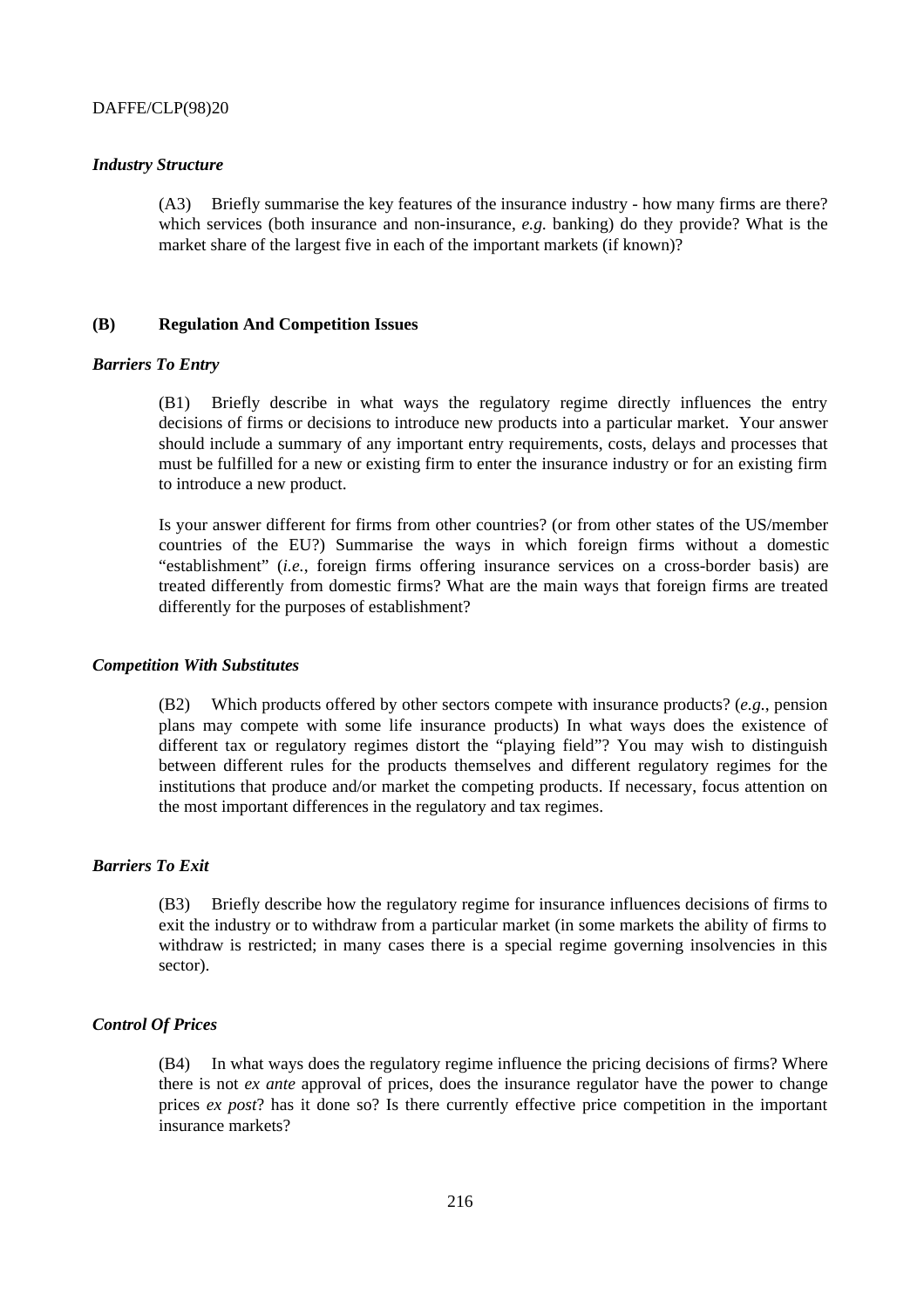### *Industry Structure*

(A3) Briefly summarise the key features of the insurance industry - how many firms are there? which services (both insurance and non-insurance, *e.g.* banking) do they provide? What is the market share of the largest five in each of the important markets (if known)?

## (B) Regulation And Competition Issues

### *Barriers To Entry*

(B1) Briefly describe in what ways the regulatory regime directly influences the entry decisions of firms or decisions to introduce new products into a particular market. Your answer should include a summary of any important entry requirements, costs, delays and processes that must be fulfilled for a new or existing firm to enter the insurance industry or for an existing firm to introduce a new product.

Is your answer different for firms from other countries? (or from other states of the US/member countries of the EU?) Summarise the ways in which foreign firms without a domestic "establishment" (*i.e.*, foreign firms offering insurance services on a cross-border basis) are treated differently from domestic firms? What are the main ways that foreign firms are treated differently for the purposes of establishment?

### *Competition With Substitutes*

(B2) Which products offered by other sectors compete with insurance products? (*e.g.*, pension plans may compete with some life insurance products) In what ways does the existence of different tax or regulatory regimes distort the "playing field"? You may wish to distinguish between different rules for the products themselves and different regulatory regimes for the institutions that produce and/or market the competing products. If necessary, focus attention on the most important differences in the regulatory and tax regimes.

### *Barriers To Exit*

(B3) Briefly describe how the regulatory regime for insurance influences decisions of firms to exit the industry or to withdraw from a particular market (in some markets the ability of firms to withdraw is restricted; in many cases there is a special regime governing insolvencies in this sector).

### *Control Of Prices*

(B4) In what ways does the regulatory regime influence the pricing decisions of firms? Where there is not *ex ante* approval of prices, does the insurance regulator have the power to change prices *ex post*? has it done so? Is there currently effective price competition in the important insurance markets?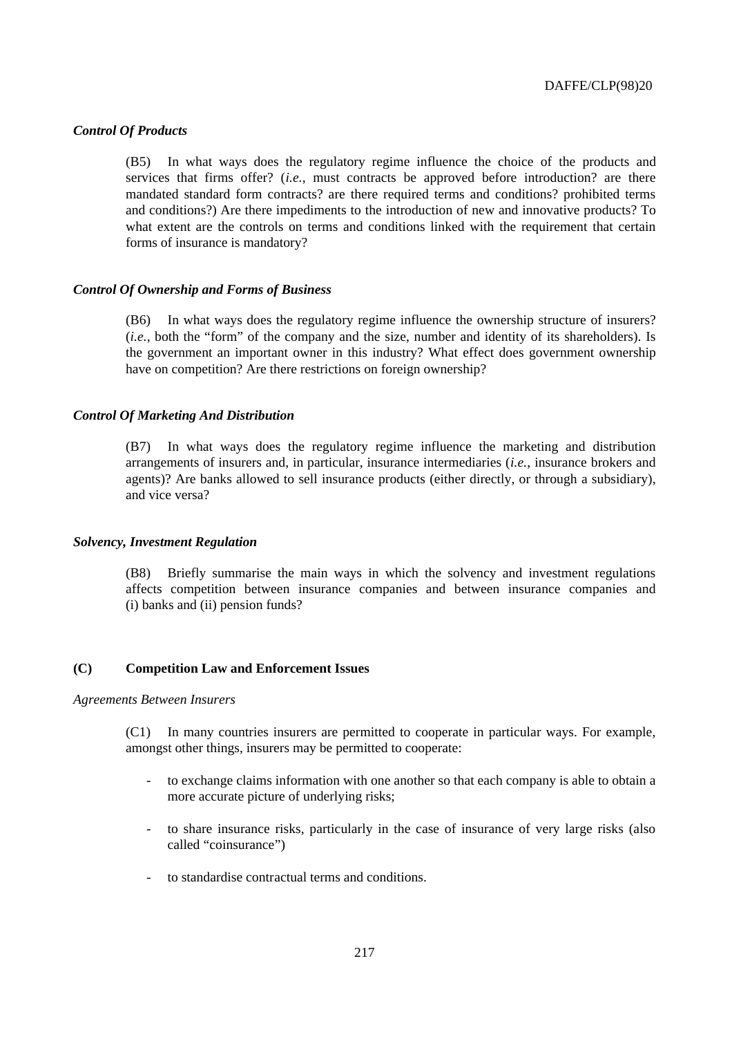### *Control Of Products*

(B5) In what ways does the regulatory regime influence the choice of the products and services that firms offer? (*i.e.*, must contracts be approved before introduction? are there mandated standard form contracts? are there required terms and conditions? prohibited terms and conditions?) Are there impediments to the introduction of new and innovative products? To what extent are the controls on terms and conditions linked with the requirement that certain forms of insurance is mandatory?

### *Control Of Ownership and Forms of Business*

(B6) In what ways does the regulatory regime influence the ownership structure of insurers? (*i.e.*, both the "form" of the company and the size, number and identity of its shareholders). Is the government an important owner in this industry? What effect does government ownership have on competition? Are there restrictions on foreign ownership?

### *Control Of Marketing And Distribution*

(B7) In what ways does the regulatory regime influence the marketing and distribution arrangements of insurers and, in particular, insurance intermediaries (*i.e.*, insurance brokers and agents)? Are banks allowed to sell insurance products (either directly, or through a subsidiary), and vice versa?

### *Solvency, Investment Regulation*

(B8) Briefly summarise the main ways in which the solvency and investment regulations affects competition between insurance companies and between insurance companies and (i) banks and (ii) pension funds?

## (C) Competition Law and Enforcement Issues

*Agreements Between Insurers*

(C1) In many countries insurers are permitted to cooperate in particular ways. For example, amongst other things, insurers may be permitted to cooperate:

- to exchange claims information with one another so that each company is able to obtain a more accurate picture of underlying risks;

- to share insurance risks, particularly in the case of insurance of very large risks (also called "coinsurance")

- to standardise contractual terms and conditions.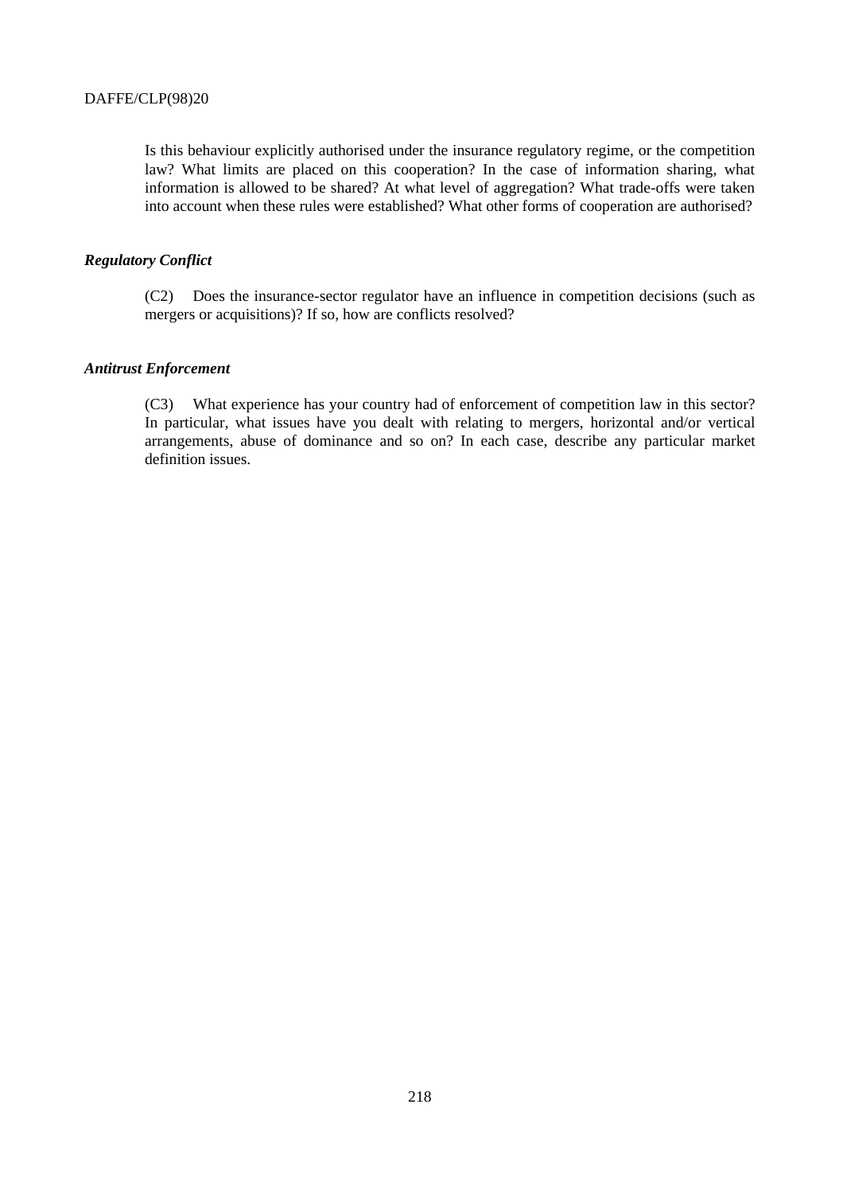Is this behaviour explicitly authorised under the insurance regulatory regime, or the competition law? What limits are placed on this cooperation? In the case of information sharing, what information is allowed to be shared? At what level of aggregation? What trade-offs were taken into account when these rules were established? What other forms of cooperation are authorised?

### *Regulatory Conflict*

(C2) Does the insurance-sector regulator have an influence in competition decisions (such as mergers or acquisitions)? If so, how are conflicts resolved?

### *Antitrust Enforcement*

(C3) What experience has your country had of enforcement of competition law in this sector? In particular, what issues have you dealt with relating to mergers, horizontal and/or vertical arrangements, abuse of dominance and so on? In each case, describe any particular market definition issues.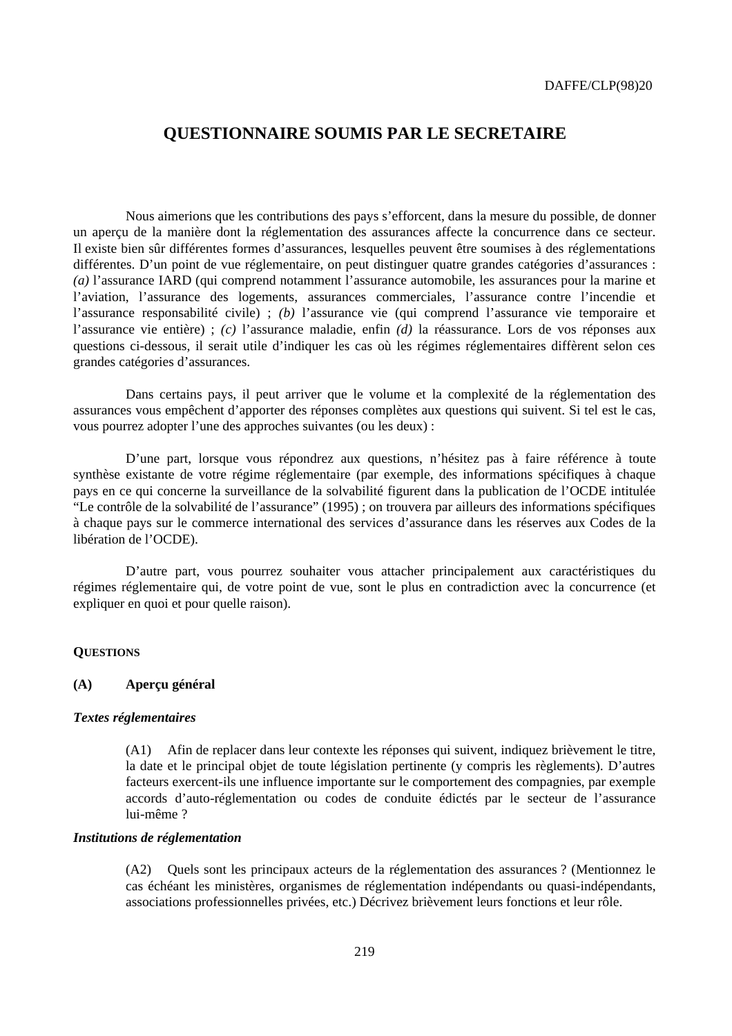## QUESTIONNAIRE SOUMIS PAR LE SECRETAIRE

Nous aimerions que les contributions des pays s'efforcent, dans la mesure du possible, de donner un aperçu de la manière dont la réglementation des assurances affecte la concurrence dans ce secteur. Il existe bien sûr différentes formes d'assurances, lesquelles peuvent être soumises à des réglementations différentes. D'un point de vue réglementaire, on peut distinguer quatre grandes catégories d'assurances : *(a)* l'assurance IARD (qui comprend notamment l'assurance automobile, les assurances pour la marine et l'aviation, l'assurance des logements, assurances commerciales, l'assurance contre l'incendie et l'assurance responsabilité civile) ; *(b)* l'assurance vie (qui comprend l'assurance vie temporaire et l'assurance vie entière) ; *(c)* l'assurance maladie, enfin *(d)* la réassurance. Lors de vos réponses aux questions ci-dessous, il serait utile d'indiquer les cas où les régimes réglementaires diffèrent selon ces grandes catégories d'assurances.

Dans certains pays, il peut arriver que le volume et la complexité de la réglementation des assurances vous empêchent d'apporter des réponses complètes aux questions qui suivent. Si tel est le cas, vous pourrez adopter l'une des approches suivantes (ou les deux) :

D'une part, lorsque vous répondrez aux questions, n'hésitez pas à faire référence à toute synthèse existante de votre régime réglementaire (par exemple, des informations spécifiques à chaque pays en ce qui concerne la surveillance de la solvabilité figurent dans la publication de l'OCDE intitulée "Le contrôle de la solvabilité de l'assurance" (1995) ; on trouvera par ailleurs des informations spécifiques à chaque pays sur le commerce international des services d'assurance dans les réserves aux Codes de la libération de l'OCDE).

D'autre part, vous pourrez souhaiter vous attacher principalement aux caractéristiques du régimes réglementaire qui, de votre point de vue, sont le plus en contradiction avec la concurrence (et expliquer en quoi et pour quelle raison).

### QUESTIONS

### (A) Aperçu général

***Textes réglementaires***

(A1) Afin de replacer dans leur contexte les réponses qui suivent, indiquez brièvement le titre, la date et le principal objet de toute législation pertinente (y compris les règlements). D'autres facteurs exercent-ils une influence importante sur le comportement des compagnies, par exemple accords d'auto-réglementation ou codes de conduite édictés par le secteur de l'assurance lui-même ?

***Institutions de réglementation***

(A2) Quels sont les principaux acteurs de la réglementation des assurances ? (Mentionnez le cas échéant les ministères, organismes de réglementation indépendants ou quasi-indépendants, associations professionnelles privées, etc.) Décrivez brièvement leurs fonctions et leur rôle.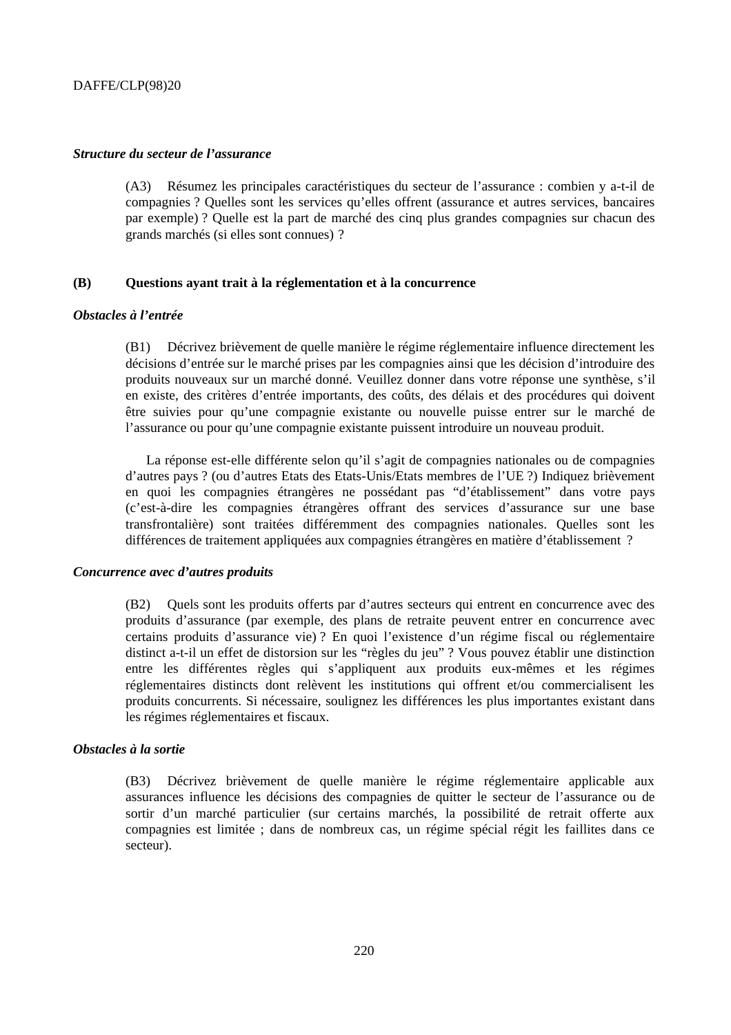*Structure du secteur de l'assurance*

(A3) Résumez les principales caractéristiques du secteur de l'assurance : combien y a-t-il de compagnies ? Quelles sont les services qu'elles offrent (assurance et autres services, bancaires par exemple) ? Quelle est la part de marché des cinq plus grandes compagnies sur chacun des grands marchés (si elles sont connues) ?

**(B) Questions ayant trait à la réglementation et à la concurrence**

*Obstacles à l'entrée*

(B1) Décrivez brièvement de quelle manière le régime réglementaire influence directement les décisions d'entrée sur le marché prises par les compagnies ainsi que les décision d'introduire des produits nouveaux sur un marché donné. Veuillez donner dans votre réponse une synthèse, s'il en existe, des critères d'entrée importants, des coûts, des délais et des procédures qui doivent être suivies pour qu'une compagnie existante ou nouvelle puisse entrer sur le marché de l'assurance ou pour qu'une compagnie existante puissent introduire un nouveau produit.

La réponse est-elle différente selon qu'il s'agit de compagnies nationales ou de compagnies d'autres pays ? (ou d'autres Etats des Etats-Unis/Etats membres de l'UE ?) Indiquez brièvement en quoi les compagnies étrangères ne possédant pas "d'établissement" dans votre pays (c'est-à-dire les compagnies étrangères offrant des services d'assurance sur une base transfrontalière) sont traitées différemment des compagnies nationales. Quelles sont les différences de traitement appliquées aux compagnies étrangères en matière d'établissement ?

*Concurrence avec d'autres produits*

(B2) Quels sont les produits offerts par d'autres secteurs qui entrent en concurrence avec des produits d'assurance (par exemple, des plans de retraite peuvent entrer en concurrence avec certains produits d'assurance vie) ? En quoi l'existence d'un régime fiscal ou réglementaire distinct a-t-il un effet de distorsion sur les "règles du jeu" ? Vous pouvez établir une distinction entre les différentes règles qui s'appliquent aux produits eux-mêmes et les régimes réglementaires distincts dont relèvent les institutions qui offrent et/ou commercialisent les produits concurrents. Si nécessaire, soulignez les différences les plus importantes existant dans les régimes réglementaires et fiscaux.

*Obstacles à la sortie*

(B3) Décrivez brièvement de quelle manière le régime réglementaire applicable aux assurances influence les décisions des compagnies de quitter le secteur de l'assurance ou de sortir d'un marché particulier (sur certains marchés, la possibilité de retrait offerte aux compagnies est limitée ; dans de nombreux cas, un régime spécial régit les faillites dans ce secteur).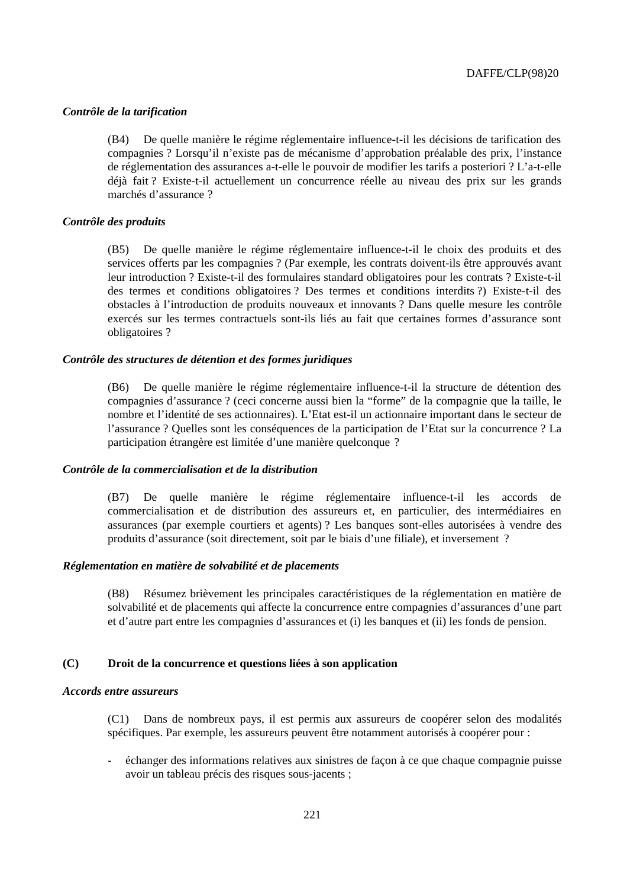*Contrôle de la tarification*

(B4) De quelle manière le régime réglementaire influence-t-il les décisions de tarification des compagnies ? Lorsqu'il n'existe pas de mécanisme d'approbation préalable des prix, l'instance de réglementation des assurances a-t-elle le pouvoir de modifier les tarifs a posteriori ? L'a-t-elle déjà fait ? Existe-t-il actuellement un concurrence réelle au niveau des prix sur les grands marchés d'assurance ?

*Contrôle des produits*

(B5) De quelle manière le régime réglementaire influence-t-il le choix des produits et des services offerts par les compagnies ? (Par exemple, les contrats doivent-ils être approuvés avant leur introduction ? Existe-t-il des formulaires standard obligatoires pour les contrats ? Existe-t-il des termes et conditions obligatoires ? Des termes et conditions interdits ?) Existe-t-il des obstacles à l'introduction de produits nouveaux et innovants ? Dans quelle mesure les contrôle exercés sur les termes contractuels sont-ils liés au fait que certaines formes d'assurance sont obligatoires ?

*Contrôle des structures de détention et des formes juridiques*

(B6) De quelle manière le régime réglementaire influence-t-il la structure de détention des compagnies d'assurance ? (ceci concerne aussi bien la "forme" de la compagnie que la taille, le nombre et l'identité de ses actionnaires). L'Etat est-il un actionnaire important dans le secteur de l'assurance ? Quelles sont les conséquences de la participation de l'Etat sur la concurrence ? La participation étrangère est limitée d'une manière quelconque ?

*Contrôle de la commercialisation et de la distribution*

(B7) De quelle manière le régime réglementaire influence-t-il les accords de commercialisation et de distribution des assureurs et, en particulier, des intermédiaires en assurances (par exemple courtiers et agents) ? Les banques sont-elles autorisées à vendre des produits d'assurance (soit directement, soit par le biais d'une filiale), et inversement ?

*Réglementation en matière de solvabilité et de placements*

(B8) Résumez brièvement les principales caractéristiques de la réglementation en matière de solvabilité et de placements qui affecte la concurrence entre compagnies d'assurances d'une part et d'autre part entre les compagnies d'assurances et (i) les banques et (ii) les fonds de pension.

## (C) Droit de la concurrence et questions liées à son application

*Accords entre assureurs*

(C1) Dans de nombreux pays, il est permis aux assureurs de coopérer selon des modalités spécifiques. Par exemple, les assureurs peuvent être notamment autorisés à coopérer pour :

- échanger des informations relatives aux sinistres de façon à ce que chaque compagnie puisse avoir un tableau précis des risques sous-jacents ;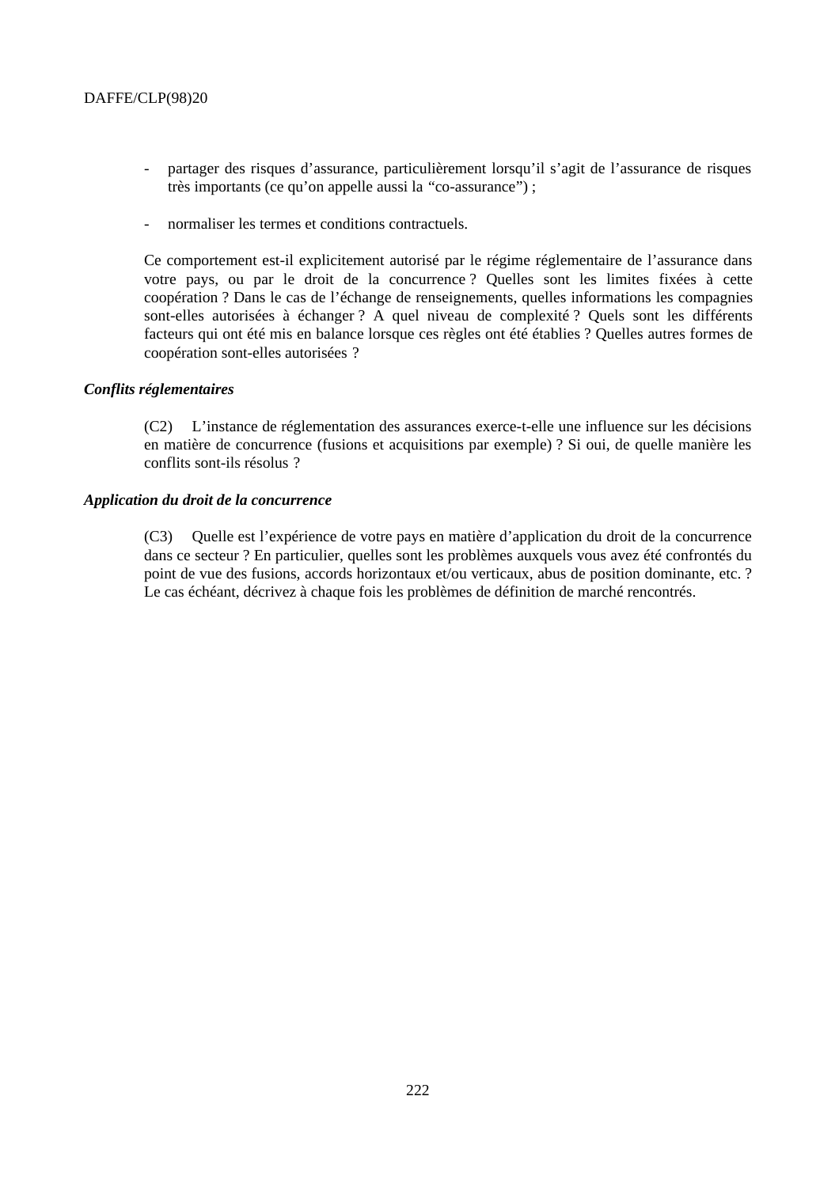- partager des risques d'assurance, particulièrement lorsqu'il s'agit de l'assurance de risques très importants (ce qu'on appelle aussi la "co-assurance") ;

- normaliser les termes et conditions contractuels.

Ce comportement est-il explicitement autorisé par le régime réglementaire de l'assurance dans votre pays, ou par le droit de la concurrence ? Quelles sont les limites fixées à cette coopération ? Dans le cas de l'échange de renseignements, quelles informations les compagnies sont-elles autorisées à échanger ? A quel niveau de complexité ? Quels sont les différents facteurs qui ont été mis en balance lorsque ces règles ont été établies ? Quelles autres formes de coopération sont-elles autorisées ?

***Conflits réglementaires***

(C2) L'instance de réglementation des assurances exerce-t-elle une influence sur les décisions en matière de concurrence (fusions et acquisitions par exemple) ? Si oui, de quelle manière les conflits sont-ils résolus ?

***Application du droit de la concurrence***

(C3) Quelle est l'expérience de votre pays en matière d'application du droit de la concurrence dans ce secteur ? En particulier, quelles sont les problèmes auxquels vous avez été confrontés du point de vue des fusions, accords horizontaux et/ou verticaux, abus de position dominante, etc. ? Le cas échéant, décrivez à chaque fois les problèmes de définition de marché rencontrés.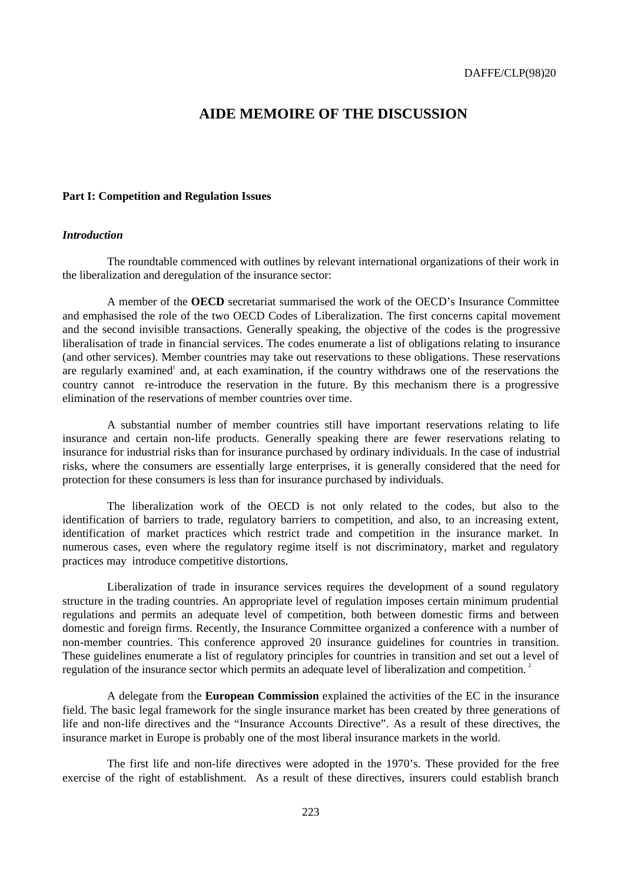# AIDE MEMOIRE OF THE DISCUSSION

**Part I: Competition and Regulation Issues**

***Introduction***

The roundtable commenced with outlines by relevant international organizations of their work in the liberalization and deregulation of the insurance sector:

A member of the **OECD** secretariat summarised the work of the OECD's Insurance Committee and emphasised the role of the two OECD Codes of Liberalization. The first concerns capital movement and the second invisible transactions. Generally speaking, the objective of the codes is the progressive liberalisation of trade in financial services. The codes enumerate a list of obligations relating to insurance (and other services). Member countries may take out reservations to these obligations. These reservations are regularly examined[1] and, at each examination, if the country withdraws one of the reservations the country cannot re-introduce the reservation in the future. By this mechanism there is a progressive elimination of the reservations of member countries over time.

A substantial number of member countries still have important reservations relating to life insurance and certain non-life products. Generally speaking there are fewer reservations relating to insurance for industrial risks than for insurance purchased by ordinary individuals. In the case of industrial risks, where the consumers are essentially large enterprises, it is generally considered that the need for protection for these consumers is less than for insurance purchased by individuals.

The liberalization work of the OECD is not only related to the codes, but also to the identification of barriers to trade, regulatory barriers to competition, and also, to an increasing extent, identification of market practices which restrict trade and competition in the insurance market. In numerous cases, even where the regulatory regime itself is not discriminatory, market and regulatory practices may introduce competitive distortions.

Liberalization of trade in insurance services requires the development of a sound regulatory structure in the trading countries. An appropriate level of regulation imposes certain minimum prudential regulations and permits an adequate level of competition, both between domestic firms and between domestic and foreign firms. Recently, the Insurance Committee organized a conference with a number of non-member countries. This conference approved 20 insurance guidelines for countries in transition. These guidelines enumerate a list of regulatory principles for countries in transition and set out a level of regulation of the insurance sector which permits an adequate level of liberalization and competition.[2]

A delegate from the **European Commission** explained the activities of the EC in the insurance field. The basic legal framework for the single insurance market has been created by three generations of life and non-life directives and the "Insurance Accounts Directive". As a result of these directives, the insurance market in Europe is probably one of the most liberal insurance markets in the world.

The first life and non-life directives were adopted in the 1970's. These provided for the free exercise of the right of establishment. As a result of these directives, insurers could establish branch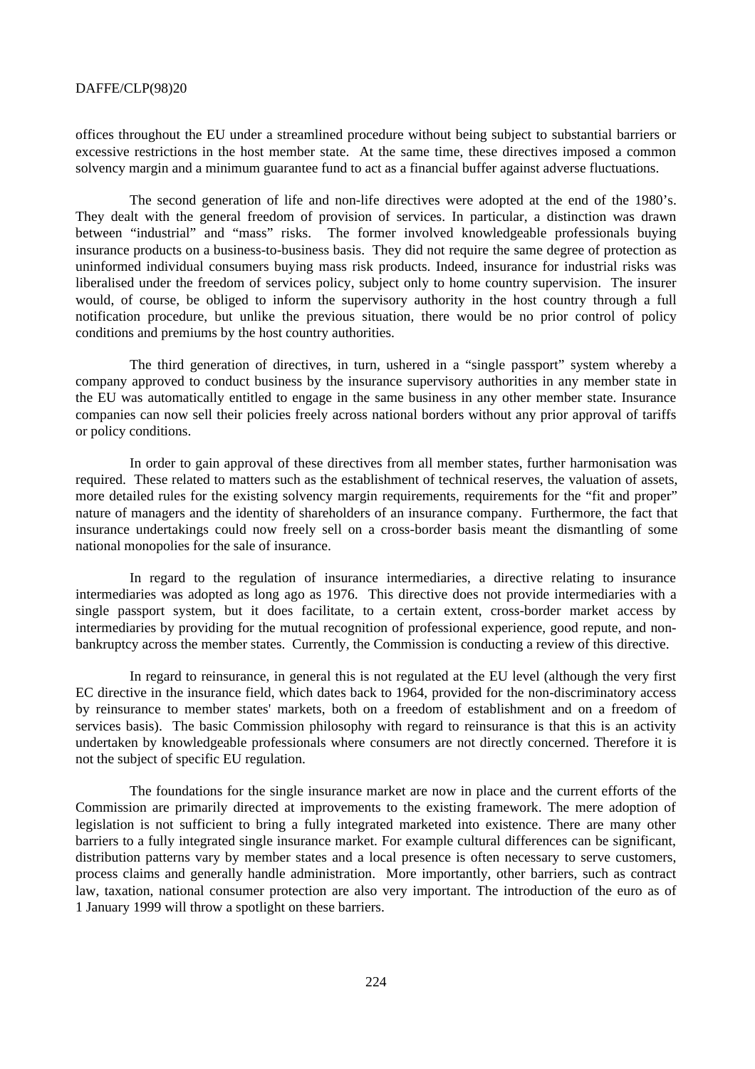offices throughout the EU under a streamlined procedure without being subject to substantial barriers or excessive restrictions in the host member state. At the same time, these directives imposed a common solvency margin and a minimum guarantee fund to act as a financial buffer against adverse fluctuations.

The second generation of life and non-life directives were adopted at the end of the 1980's. They dealt with the general freedom of provision of services. In particular, a distinction was drawn between "industrial" and "mass" risks. The former involved knowledgeable professionals buying insurance products on a business-to-business basis. They did not require the same degree of protection as uninformed individual consumers buying mass risk products. Indeed, insurance for industrial risks was liberalised under the freedom of services policy, subject only to home country supervision. The insurer would, of course, be obliged to inform the supervisory authority in the host country through a full notification procedure, but unlike the previous situation, there would be no prior control of policy conditions and premiums by the host country authorities.

The third generation of directives, in turn, ushered in a "single passport" system whereby a company approved to conduct business by the insurance supervisory authorities in any member state in the EU was automatically entitled to engage in the same business in any other member state. Insurance companies can now sell their policies freely across national borders without any prior approval of tariffs or policy conditions.

In order to gain approval of these directives from all member states, further harmonisation was required. These related to matters such as the establishment of technical reserves, the valuation of assets, more detailed rules for the existing solvency margin requirements, requirements for the "fit and proper" nature of managers and the identity of shareholders of an insurance company. Furthermore, the fact that insurance undertakings could now freely sell on a cross-border basis meant the dismantling of some national monopolies for the sale of insurance.

In regard to the regulation of insurance intermediaries, a directive relating to insurance intermediaries was adopted as long ago as 1976. This directive does not provide intermediaries with a single passport system, but it does facilitate, to a certain extent, cross-border market access by intermediaries by providing for the mutual recognition of professional experience, good repute, and non-bankruptcy across the member states. Currently, the Commission is conducting a review of this directive.

In regard to reinsurance, in general this is not regulated at the EU level (although the very first EC directive in the insurance field, which dates back to 1964, provided for the non-discriminatory access by reinsurance to member states' markets, both on a freedom of establishment and on a freedom of services basis). The basic Commission philosophy with regard to reinsurance is that this is an activity undertaken by knowledgeable professionals where consumers are not directly concerned. Therefore it is not the subject of specific EU regulation.

The foundations for the single insurance market are now in place and the current efforts of the Commission are primarily directed at improvements to the existing framework. The mere adoption of legislation is not sufficient to bring a fully integrated marketed into existence. There are many other barriers to a fully integrated single insurance market. For example cultural differences can be significant, distribution patterns vary by member states and a local presence is often necessary to serve customers, process claims and generally handle administration. More importantly, other barriers, such as contract law, taxation, national consumer protection are also very important. The introduction of the euro as of 1 January 1999 will throw a spotlight on these barriers.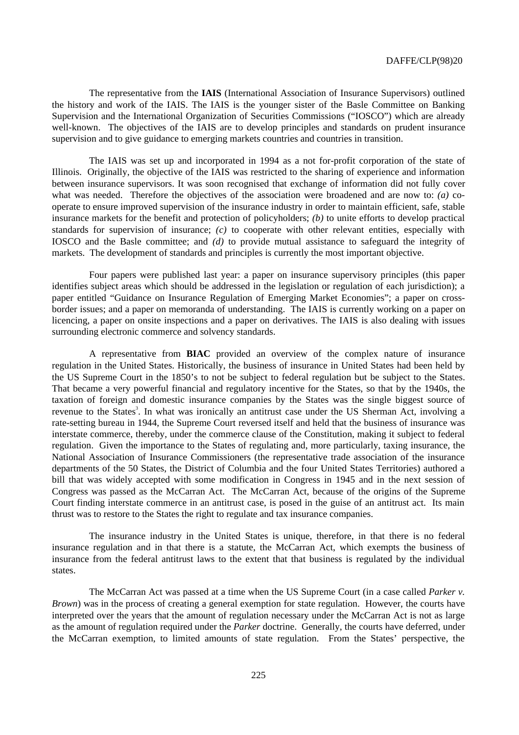The representative from the **IAIS** (International Association of Insurance Supervisors) outlined the history and work of the IAIS. The IAIS is the younger sister of the Basle Committee on Banking Supervision and the International Organization of Securities Commissions ("IOSCO") which are already well-known. The objectives of the IAIS are to develop principles and standards on prudent insurance supervision and to give guidance to emerging markets countries and countries in transition.

The IAIS was set up and incorporated in 1994 as a not for-profit corporation of the state of Illinois. Originally, the objective of the IAIS was restricted to the sharing of experience and information between insurance supervisors. It was soon recognised that exchange of information did not fully cover what was needed. Therefore the objectives of the association were broadened and are now to: *(a)* co-operate to ensure improved supervision of the insurance industry in order to maintain efficient, safe, stable insurance markets for the benefit and protection of policyholders; *(b)* to unite efforts to develop practical standards for supervision of insurance; *(c)* to cooperate with other relevant entities, especially with IOSCO and the Basle committee; and *(d)* to provide mutual assistance to safeguard the integrity of markets. The development of standards and principles is currently the most important objective.

Four papers were published last year: a paper on insurance supervisory principles (this paper identifies subject areas which should be addressed in the legislation or regulation of each jurisdiction); a paper entitled "Guidance on Insurance Regulation of Emerging Market Economies"; a paper on cross-border issues; and a paper on memoranda of understanding. The IAIS is currently working on a paper on licencing, a paper on onsite inspections and a paper on derivatives. The IAIS is also dealing with issues surrounding electronic commerce and solvency standards.

A representative from **BIAC** provided an overview of the complex nature of insurance regulation in the United States. Historically, the business of insurance in United States had been held by the US Supreme Court in the 1850's to not be subject to federal regulation but be subject to the States. That became a very powerful financial and regulatory incentive for the States, so that by the 1940s, the taxation of foreign and domestic insurance companies by the States was the single biggest source of revenue to the States[3]. In what was ironically an antitrust case under the US Sherman Act, involving a rate-setting bureau in 1944, the Supreme Court reversed itself and held that the business of insurance was interstate commerce, thereby, under the commerce clause of the Constitution, making it subject to federal regulation. Given the importance to the States of regulating and, more particularly, taxing insurance, the National Association of Insurance Commissioners (the representative trade association of the insurance departments of the 50 States, the District of Columbia and the four United States Territories) authored a bill that was widely accepted with some modification in Congress in 1945 and in the next session of Congress was passed as the McCarran Act. The McCarran Act, because of the origins of the Supreme Court finding interstate commerce in an antitrust case, is posed in the guise of an antitrust act. Its main thrust was to restore to the States the right to regulate and tax insurance companies.

The insurance industry in the United States is unique, therefore, in that there is no federal insurance regulation and in that there is a statute, the McCarran Act, which exempts the business of insurance from the federal antitrust laws to the extent that that business is regulated by the individual states.

The McCarran Act was passed at a time when the US Supreme Court (in a case called *Parker v. Brown*) was in the process of creating a general exemption for state regulation. However, the courts have interpreted over the years that the amount of regulation necessary under the McCarran Act is not as large as the amount of regulation required under the *Parker* doctrine. Generally, the courts have deferred, under the McCarran exemption, to limited amounts of state regulation. From the States' perspective, the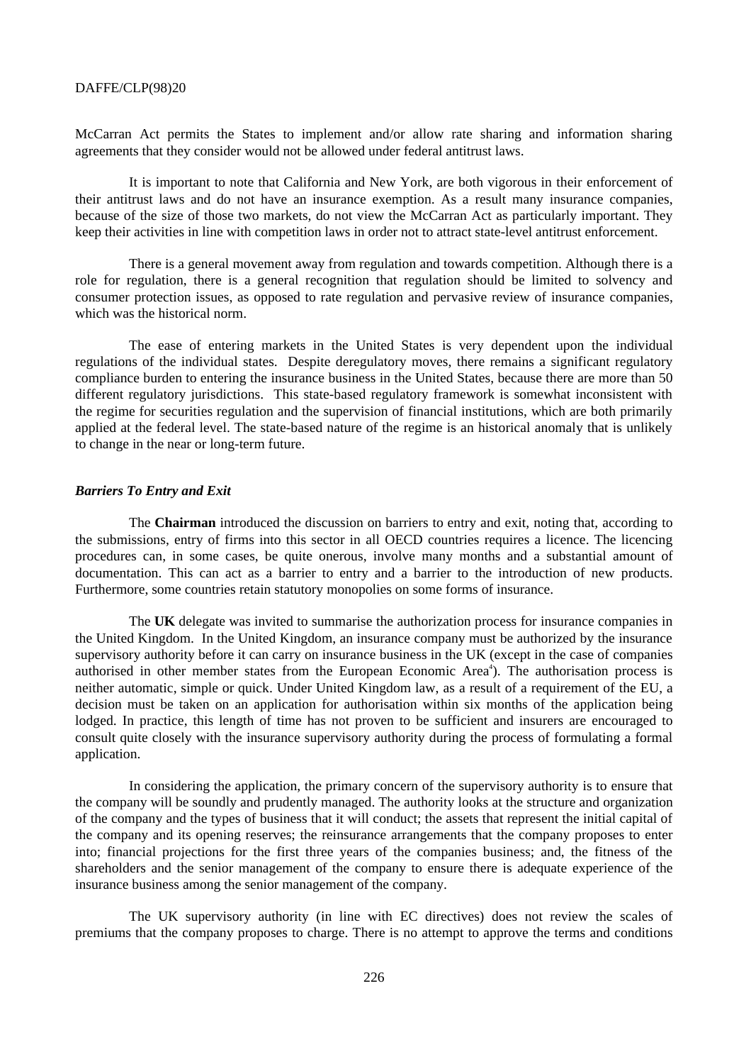McCarran Act permits the States to implement and/or allow rate sharing and information sharing agreements that they consider would not be allowed under federal antitrust laws.

It is important to note that California and New York, are both vigorous in their enforcement of their antitrust laws and do not have an insurance exemption. As a result many insurance companies, because of the size of those two markets, do not view the McCarran Act as particularly important. They keep their activities in line with competition laws in order not to attract state-level antitrust enforcement.

There is a general movement away from regulation and towards competition. Although there is a role for regulation, there is a general recognition that regulation should be limited to solvency and consumer protection issues, as opposed to rate regulation and pervasive review of insurance companies, which was the historical norm.

The ease of entering markets in the United States is very dependent upon the individual regulations of the individual states. Despite deregulatory moves, there remains a significant regulatory compliance burden to entering the insurance business in the United States, because there are more than 50 different regulatory jurisdictions. This state-based regulatory framework is somewhat inconsistent with the regime for securities regulation and the supervision of financial institutions, which are both primarily applied at the federal level. The state-based nature of the regime is an historical anomaly that is unlikely to change in the near or long-term future.

### *Barriers To Entry and Exit*

The **Chairman** introduced the discussion on barriers to entry and exit, noting that, according to the submissions, entry of firms into this sector in all OECD countries requires a licence. The licencing procedures can, in some cases, be quite onerous, involve many months and a substantial amount of documentation. This can act as a barrier to entry and a barrier to the introduction of new products. Furthermore, some countries retain statutory monopolies on some forms of insurance.

The **UK** delegate was invited to summarise the authorization process for insurance companies in the United Kingdom. In the United Kingdom, an insurance company must be authorized by the insurance supervisory authority before it can carry on insurance business in the UK (except in the case of companies authorised in other member states from the European Economic Area[4]). The authorisation process is neither automatic, simple or quick. Under United Kingdom law, as a result of a requirement of the EU, a decision must be taken on an application for authorisation within six months of the application being lodged. In practice, this length of time has not proven to be sufficient and insurers are encouraged to consult quite closely with the insurance supervisory authority during the process of formulating a formal application.

In considering the application, the primary concern of the supervisory authority is to ensure that the company will be soundly and prudently managed. The authority looks at the structure and organization of the company and the types of business that it will conduct; the assets that represent the initial capital of the company and its opening reserves; the reinsurance arrangements that the company proposes to enter into; financial projections for the first three years of the companies business; and, the fitness of the shareholders and the senior management of the company to ensure there is adequate experience of the insurance business among the senior management of the company.

The UK supervisory authority (in line with EC directives) does not review the scales of premiums that the company proposes to charge. There is no attempt to approve the terms and conditions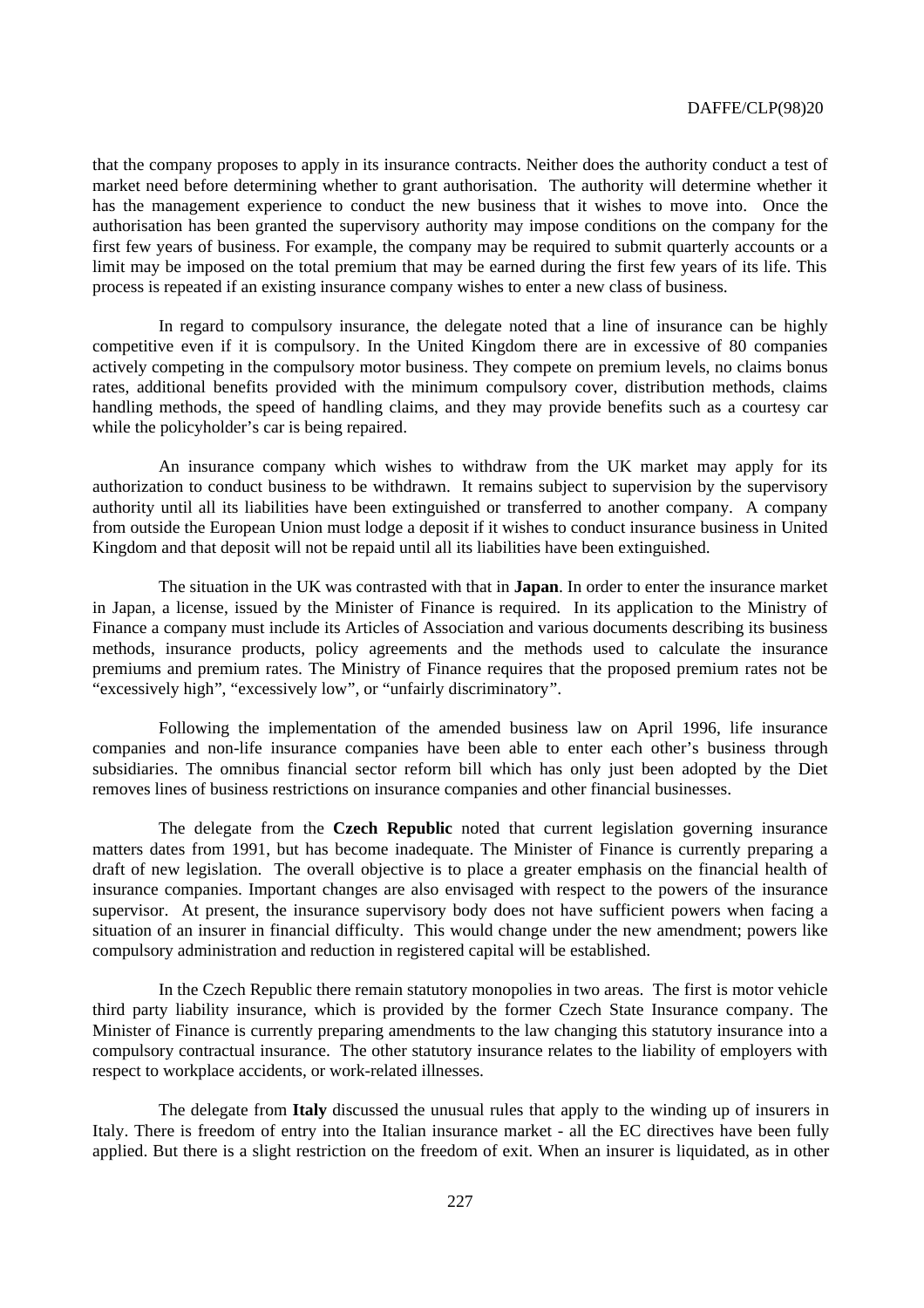that the company proposes to apply in its insurance contracts. Neither does the authority conduct a test of market need before determining whether to grant authorisation. The authority will determine whether it has the management experience to conduct the new business that it wishes to move into. Once the authorisation has been granted the supervisory authority may impose conditions on the company for the first few years of business. For example, the company may be required to submit quarterly accounts or a limit may be imposed on the total premium that may be earned during the first few years of its life. This process is repeated if an existing insurance company wishes to enter a new class of business.

In regard to compulsory insurance, the delegate noted that a line of insurance can be highly competitive even if it is compulsory. In the United Kingdom there are in excessive of 80 companies actively competing in the compulsory motor business. They compete on premium levels, no claims bonus rates, additional benefits provided with the minimum compulsory cover, distribution methods, claims handling methods, the speed of handling claims, and they may provide benefits such as a courtesy car while the policyholder's car is being repaired.

An insurance company which wishes to withdraw from the UK market may apply for its authorization to conduct business to be withdrawn. It remains subject to supervision by the supervisory authority until all its liabilities have been extinguished or transferred to another company. A company from outside the European Union must lodge a deposit if it wishes to conduct insurance business in United Kingdom and that deposit will not be repaid until all its liabilities have been extinguished.

The situation in the UK was contrasted with that in **Japan**. In order to enter the insurance market in Japan, a license, issued by the Minister of Finance is required. In its application to the Ministry of Finance a company must include its Articles of Association and various documents describing its business methods, insurance products, policy agreements and the methods used to calculate the insurance premiums and premium rates. The Ministry of Finance requires that the proposed premium rates not be "excessively high", "excessively low", or "unfairly discriminatory".

Following the implementation of the amended business law on April 1996, life insurance companies and non-life insurance companies have been able to enter each other's business through subsidiaries. The omnibus financial sector reform bill which has only just been adopted by the Diet removes lines of business restrictions on insurance companies and other financial businesses.

The delegate from the **Czech Republic** noted that current legislation governing insurance matters dates from 1991, but has become inadequate. The Minister of Finance is currently preparing a draft of new legislation. The overall objective is to place a greater emphasis on the financial health of insurance companies. Important changes are also envisaged with respect to the powers of the insurance supervisor. At present, the insurance supervisory body does not have sufficient powers when facing a situation of an insurer in financial difficulty. This would change under the new amendment; powers like compulsory administration and reduction in registered capital will be established.

In the Czech Republic there remain statutory monopolies in two areas. The first is motor vehicle third party liability insurance, which is provided by the former Czech State Insurance company. The Minister of Finance is currently preparing amendments to the law changing this statutory insurance into a compulsory contractual insurance. The other statutory insurance relates to the liability of employers with respect to workplace accidents, or work-related illnesses.

The delegate from **Italy** discussed the unusual rules that apply to the winding up of insurers in Italy. There is freedom of entry into the Italian insurance market - all the EC directives have been fully applied. But there is a slight restriction on the freedom of exit. When an insurer is liquidated, as in other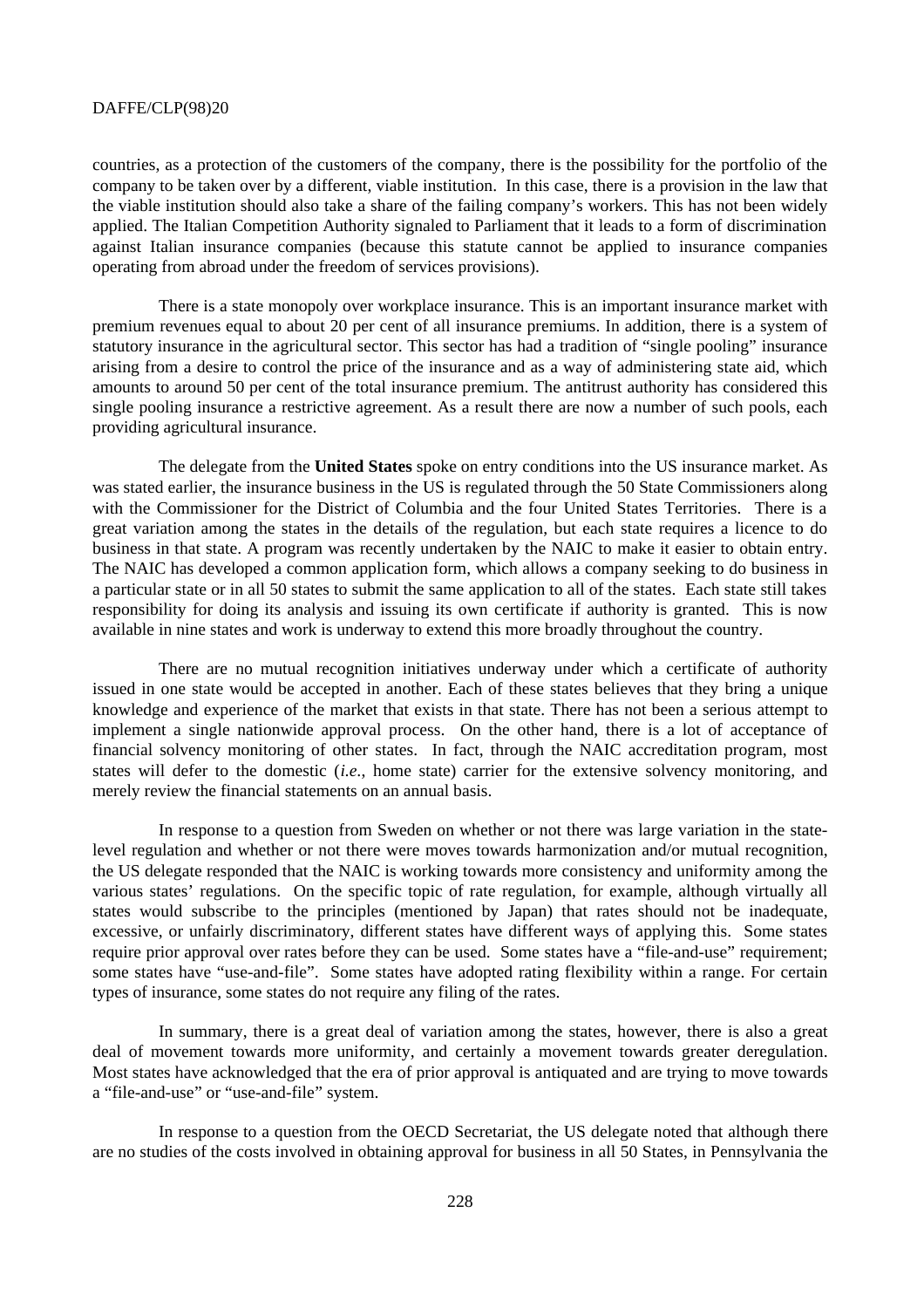countries, as a protection of the customers of the company, there is the possibility for the portfolio of the company to be taken over by a different, viable institution. In this case, there is a provision in the law that the viable institution should also take a share of the failing company's workers. This has not been widely applied. The Italian Competition Authority signaled to Parliament that it leads to a form of discrimination against Italian insurance companies (because this statute cannot be applied to insurance companies operating from abroad under the freedom of services provisions).

There is a state monopoly over workplace insurance. This is an important insurance market with premium revenues equal to about 20 per cent of all insurance premiums. In addition, there is a system of statutory insurance in the agricultural sector. This sector has had a tradition of "single pooling" insurance arising from a desire to control the price of the insurance and as a way of administering state aid, which amounts to around 50 per cent of the total insurance premium. The antitrust authority has considered this single pooling insurance a restrictive agreement. As a result there are now a number of such pools, each providing agricultural insurance.

The delegate from the **United States** spoke on entry conditions into the US insurance market. As was stated earlier, the insurance business in the US is regulated through the 50 State Commissioners along with the Commissioner for the District of Columbia and the four United States Territories. There is a great variation among the states in the details of the regulation, but each state requires a licence to do business in that state. A program was recently undertaken by the NAIC to make it easier to obtain entry. The NAIC has developed a common application form, which allows a company seeking to do business in a particular state or in all 50 states to submit the same application to all of the states. Each state still takes responsibility for doing its analysis and issuing its own certificate if authority is granted. This is now available in nine states and work is underway to extend this more broadly throughout the country.

There are no mutual recognition initiatives underway under which a certificate of authority issued in one state would be accepted in another. Each of these states believes that they bring a unique knowledge and experience of the market that exists in that state. There has not been a serious attempt to implement a single nationwide approval process. On the other hand, there is a lot of acceptance of financial solvency monitoring of other states. In fact, through the NAIC accreditation program, most states will defer to the domestic (*i.e.*, home state) carrier for the extensive solvency monitoring, and merely review the financial statements on an annual basis.

In response to a question from Sweden on whether or not there was large variation in the state-level regulation and whether or not there were moves towards harmonization and/or mutual recognition, the US delegate responded that the NAIC is working towards more consistency and uniformity among the various states' regulations. On the specific topic of rate regulation, for example, although virtually all states would subscribe to the principles (mentioned by Japan) that rates should not be inadequate, excessive, or unfairly discriminatory, different states have different ways of applying this. Some states require prior approval over rates before they can be used. Some states have a "file-and-use" requirement; some states have "use-and-file". Some states have adopted rating flexibility within a range. For certain types of insurance, some states do not require any filing of the rates.

In summary, there is a great deal of variation among the states, however, there is also a great deal of movement towards more uniformity, and certainly a movement towards greater deregulation. Most states have acknowledged that the era of prior approval is antiquated and are trying to move towards a "file-and-use" or "use-and-file" system.

In response to a question from the OECD Secretariat, the US delegate noted that although there are no studies of the costs involved in obtaining approval for business in all 50 States, in Pennsylvania the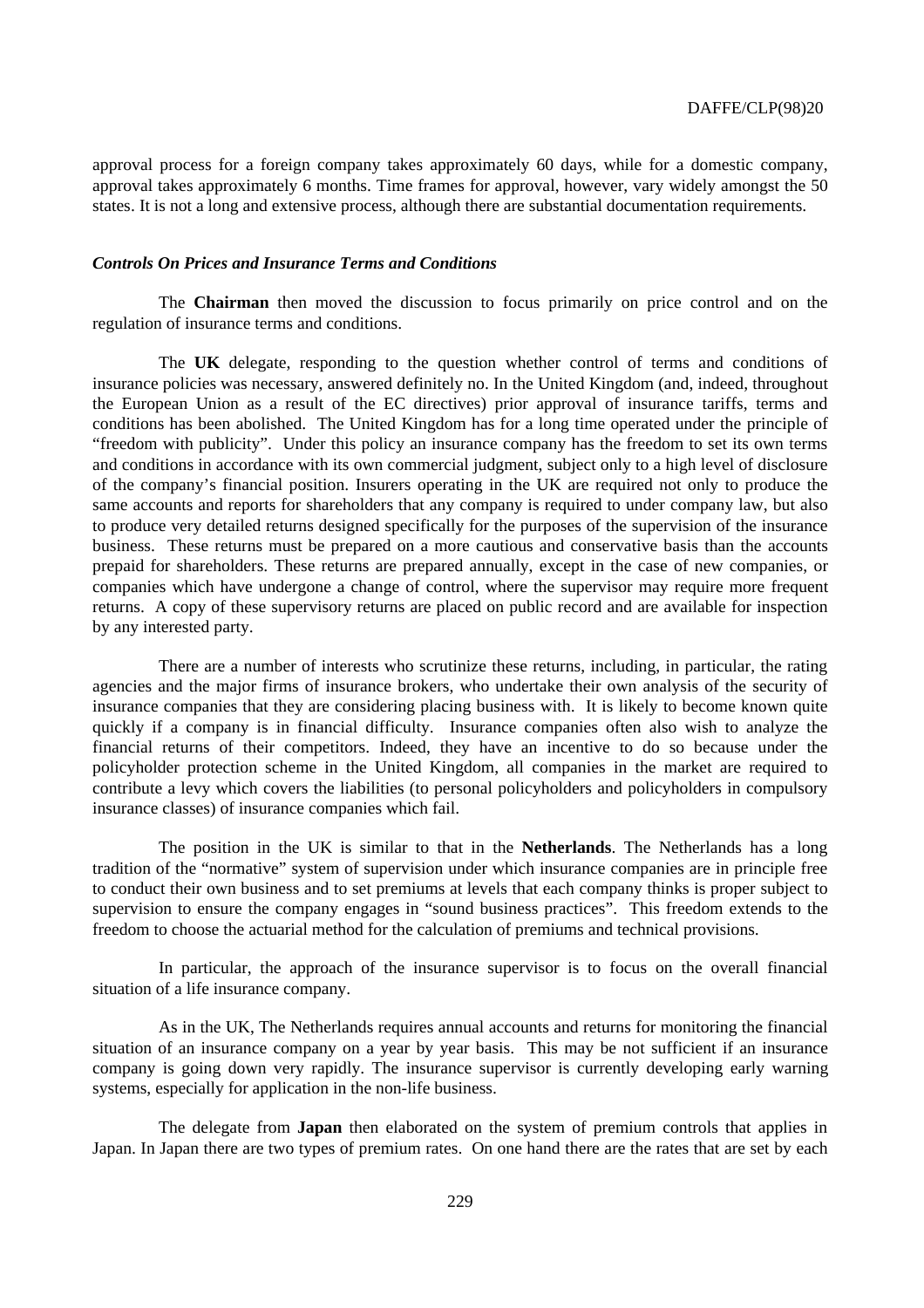approval process for a foreign company takes approximately 60 days, while for a domestic company, approval takes approximately 6 months. Time frames for approval, however, vary widely amongst the 50 states. It is not a long and extensive process, although there are substantial documentation requirements.

***Controls On Prices and Insurance Terms and Conditions***

The **Chairman** then moved the discussion to focus primarily on price control and on the regulation of insurance terms and conditions.

The **UK** delegate, responding to the question whether control of terms and conditions of insurance policies was necessary, answered definitely no. In the United Kingdom (and, indeed, throughout the European Union as a result of the EC directives) prior approval of insurance tariffs, terms and conditions has been abolished. The United Kingdom has for a long time operated under the principle of "freedom with publicity". Under this policy an insurance company has the freedom to set its own terms and conditions in accordance with its own commercial judgment, subject only to a high level of disclosure of the company's financial position. Insurers operating in the UK are required not only to produce the same accounts and reports for shareholders that any company is required to under company law, but also to produce very detailed returns designed specifically for the purposes of the supervision of the insurance business. These returns must be prepared on a more cautious and conservative basis than the accounts prepaid for shareholders. These returns are prepared annually, except in the case of new companies, or companies which have undergone a change of control, where the supervisor may require more frequent returns. A copy of these supervisory returns are placed on public record and are available for inspection by any interested party.

There are a number of interests who scrutinize these returns, including, in particular, the rating agencies and the major firms of insurance brokers, who undertake their own analysis of the security of insurance companies that they are considering placing business with. It is likely to become known quite quickly if a company is in financial difficulty. Insurance companies often also wish to analyze the financial returns of their competitors. Indeed, they have an incentive to do so because under the policyholder protection scheme in the United Kingdom, all companies in the market are required to contribute a levy which covers the liabilities (to personal policyholders and policyholders in compulsory insurance classes) of insurance companies which fail.

The position in the UK is similar to that in the **Netherlands**. The Netherlands has a long tradition of the "normative" system of supervision under which insurance companies are in principle free to conduct their own business and to set premiums at levels that each company thinks is proper subject to supervision to ensure the company engages in "sound business practices". This freedom extends to the freedom to choose the actuarial method for the calculation of premiums and technical provisions.

In particular, the approach of the insurance supervisor is to focus on the overall financial situation of a life insurance company.

As in the UK, The Netherlands requires annual accounts and returns for monitoring the financial situation of an insurance company on a year by year basis. This may be not sufficient if an insurance company is going down very rapidly. The insurance supervisor is currently developing early warning systems, especially for application in the non-life business.

The delegate from **Japan** then elaborated on the system of premium controls that applies in Japan. In Japan there are two types of premium rates. On one hand there are the rates that are set by each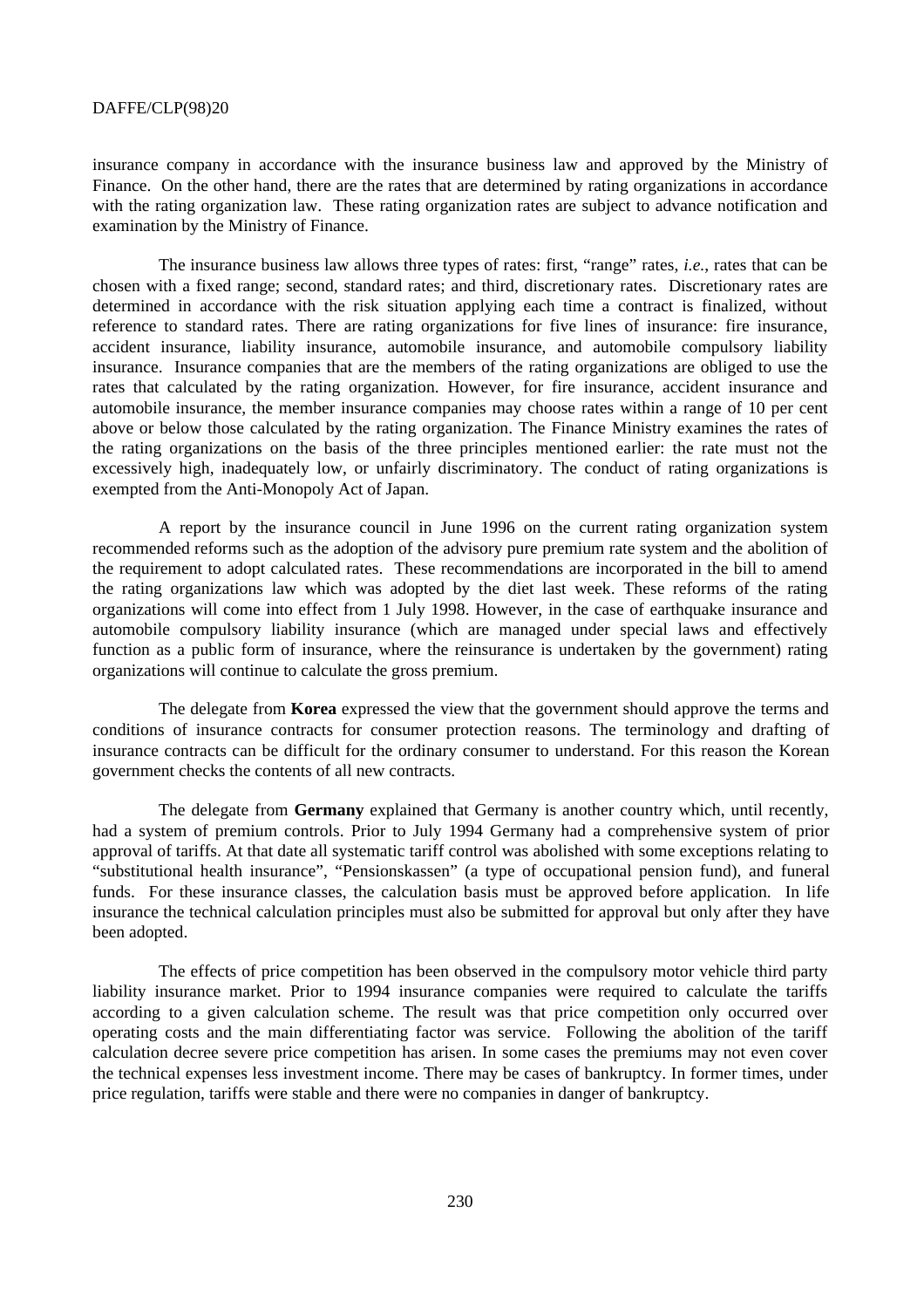insurance company in accordance with the insurance business law and approved by the Ministry of Finance. On the other hand, there are the rates that are determined by rating organizations in accordance with the rating organization law. These rating organization rates are subject to advance notification and examination by the Ministry of Finance.

The insurance business law allows three types of rates: first, "range" rates, *i.e.*, rates that can be chosen with a fixed range; second, standard rates; and third, discretionary rates. Discretionary rates are determined in accordance with the risk situation applying each time a contract is finalized, without reference to standard rates. There are rating organizations for five lines of insurance: fire insurance, accident insurance, liability insurance, automobile insurance, and automobile compulsory liability insurance. Insurance companies that are the members of the rating organizations are obliged to use the rates that calculated by the rating organization. However, for fire insurance, accident insurance and automobile insurance, the member insurance companies may choose rates within a range of 10 per cent above or below those calculated by the rating organization. The Finance Ministry examines the rates of the rating organizations on the basis of the three principles mentioned earlier: the rate must not the excessively high, inadequately low, or unfairly discriminatory. The conduct of rating organizations is exempted from the Anti-Monopoly Act of Japan.

A report by the insurance council in June 1996 on the current rating organization system recommended reforms such as the adoption of the advisory pure premium rate system and the abolition of the requirement to adopt calculated rates. These recommendations are incorporated in the bill to amend the rating organizations law which was adopted by the diet last week. These reforms of the rating organizations will come into effect from 1 July 1998. However, in the case of earthquake insurance and automobile compulsory liability insurance (which are managed under special laws and effectively function as a public form of insurance, where the reinsurance is undertaken by the government) rating organizations will continue to calculate the gross premium.

The delegate from **Korea** expressed the view that the government should approve the terms and conditions of insurance contracts for consumer protection reasons. The terminology and drafting of insurance contracts can be difficult for the ordinary consumer to understand. For this reason the Korean government checks the contents of all new contracts.

The delegate from **Germany** explained that Germany is another country which, until recently, had a system of premium controls. Prior to July 1994 Germany had a comprehensive system of prior approval of tariffs. At that date all systematic tariff control was abolished with some exceptions relating to "substitutional health insurance", "Pensionskassen" (a type of occupational pension fund), and funeral funds. For these insurance classes, the calculation basis must be approved before application. In life insurance the technical calculation principles must also be submitted for approval but only after they have been adopted.

The effects of price competition has been observed in the compulsory motor vehicle third party liability insurance market. Prior to 1994 insurance companies were required to calculate the tariffs according to a given calculation scheme. The result was that price competition only occurred over operating costs and the main differentiating factor was service. Following the abolition of the tariff calculation decree severe price competition has arisen. In some cases the premiums may not even cover the technical expenses less investment income. There may be cases of bankruptcy. In former times, under price regulation, tariffs were stable and there were no companies in danger of bankruptcy.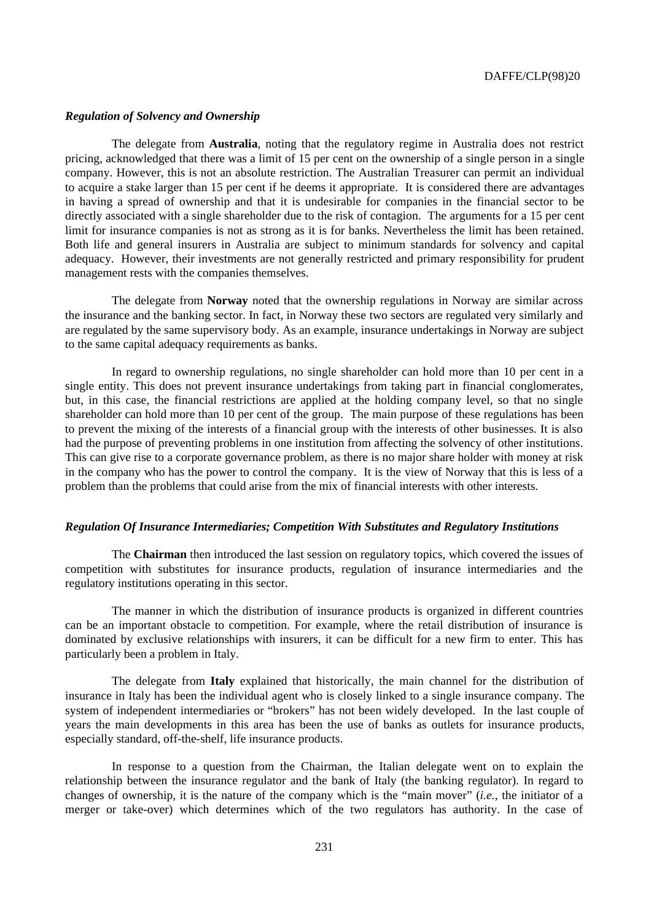### *Regulation of Solvency and Ownership*

The delegate from **Australia**, noting that the regulatory regime in Australia does not restrict pricing, acknowledged that there was a limit of 15 per cent on the ownership of a single person in a single company. However, this is not an absolute restriction. The Australian Treasurer can permit an individual to acquire a stake larger than 15 per cent if he deems it appropriate. It is considered there are advantages in having a spread of ownership and that it is undesirable for companies in the financial sector to be directly associated with a single shareholder due to the risk of contagion. The arguments for a 15 per cent limit for insurance companies is not as strong as it is for banks. Nevertheless the limit has been retained. Both life and general insurers in Australia are subject to minimum standards for solvency and capital adequacy. However, their investments are not generally restricted and primary responsibility for prudent management rests with the companies themselves.

The delegate from **Norway** noted that the ownership regulations in Norway are similar across the insurance and the banking sector. In fact, in Norway these two sectors are regulated very similarly and are regulated by the same supervisory body. As an example, insurance undertakings in Norway are subject to the same capital adequacy requirements as banks.

In regard to ownership regulations, no single shareholder can hold more than 10 per cent in a single entity. This does not prevent insurance undertakings from taking part in financial conglomerates, but, in this case, the financial restrictions are applied at the holding company level, so that no single shareholder can hold more than 10 per cent of the group. The main purpose of these regulations has been to prevent the mixing of the interests of a financial group with the interests of other businesses. It is also had the purpose of preventing problems in one institution from affecting the solvency of other institutions. This can give rise to a corporate governance problem, as there is no major share holder with money at risk in the company who has the power to control the company. It is the view of Norway that this is less of a problem than the problems that could arise from the mix of financial interests with other interests.

### *Regulation Of Insurance Intermediaries; Competition With Substitutes and Regulatory Institutions*

The **Chairman** then introduced the last session on regulatory topics, which covered the issues of competition with substitutes for insurance products, regulation of insurance intermediaries and the regulatory institutions operating in this sector.

The manner in which the distribution of insurance products is organized in different countries can be an important obstacle to competition. For example, where the retail distribution of insurance is dominated by exclusive relationships with insurers, it can be difficult for a new firm to enter. This has particularly been a problem in Italy.

The delegate from **Italy** explained that historically, the main channel for the distribution of insurance in Italy has been the individual agent who is closely linked to a single insurance company. The system of independent intermediaries or "brokers" has not been widely developed. In the last couple of years the main developments in this area has been the use of banks as outlets for insurance products, especially standard, off-the-shelf, life insurance products.

In response to a question from the Chairman, the Italian delegate went on to explain the relationship between the insurance regulator and the bank of Italy (the banking regulator). In regard to changes of ownership, it is the nature of the company which is the "main mover" (*i.e.*, the initiator of a merger or take-over) which determines which of the two regulators has authority. In the case of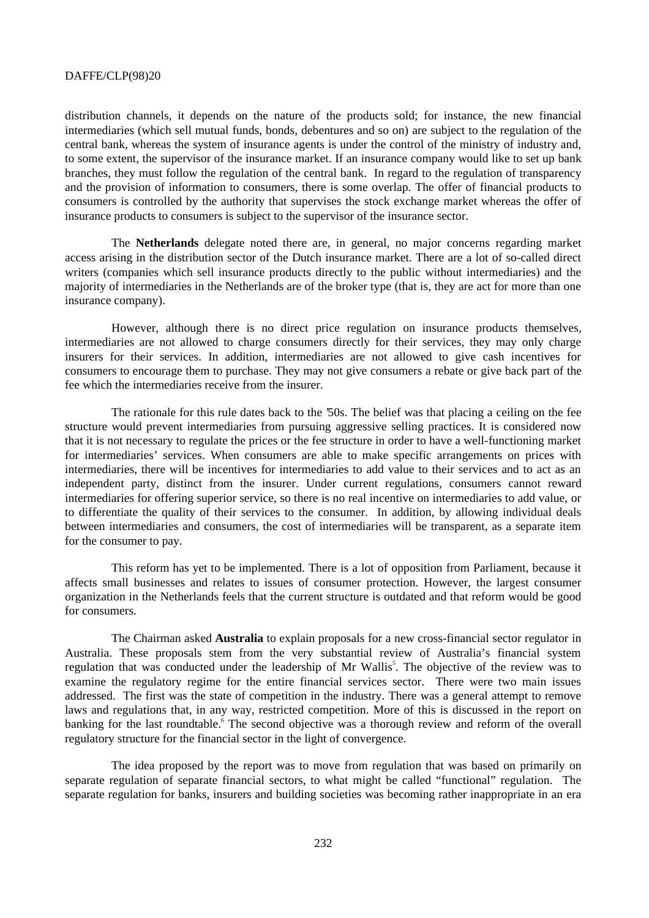distribution channels, it depends on the nature of the products sold; for instance, the new financial intermediaries (which sell mutual funds, bonds, debentures and so on) are subject to the regulation of the central bank, whereas the system of insurance agents is under the control of the ministry of industry and, to some extent, the supervisor of the insurance market. If an insurance company would like to set up bank branches, they must follow the regulation of the central bank. In regard to the regulation of transparency and the provision of information to consumers, there is some overlap. The offer of financial products to consumers is controlled by the authority that supervises the stock exchange market whereas the offer of insurance products to consumers is subject to the supervisor of the insurance sector.

The **Netherlands** delegate noted there are, in general, no major concerns regarding market access arising in the distribution sector of the Dutch insurance market. There are a lot of so-called direct writers (companies which sell insurance products directly to the public without intermediaries) and the majority of intermediaries in the Netherlands are of the broker type (that is, they are act for more than one insurance company).

However, although there is no direct price regulation on insurance products themselves, intermediaries are not allowed to charge consumers directly for their services, they may only charge insurers for their services. In addition, intermediaries are not allowed to give cash incentives for consumers to encourage them to purchase. They may not give consumers a rebate or give back part of the fee which the intermediaries receive from the insurer.

The rationale for this rule dates back to the '50s. The belief was that placing a ceiling on the fee structure would prevent intermediaries from pursuing aggressive selling practices. It is considered now that it is not necessary to regulate the prices or the fee structure in order to have a well-functioning market for intermediaries' services. When consumers are able to make specific arrangements on prices with intermediaries, there will be incentives for intermediaries to add value to their services and to act as an independent party, distinct from the insurer. Under current regulations, consumers cannot reward intermediaries for offering superior service, so there is no real incentive on intermediaries to add value, or to differentiate the quality of their services to the consumer. In addition, by allowing individual deals between intermediaries and consumers, the cost of intermediaries will be transparent, as a separate item for the consumer to pay.

This reform has yet to be implemented. There is a lot of opposition from Parliament, because it affects small businesses and relates to issues of consumer protection. However, the largest consumer organization in the Netherlands feels that the current structure is outdated and that reform would be good for consumers.

The Chairman asked **Australia** to explain proposals for a new cross-financial sector regulator in Australia. These proposals stem from the very substantial review of Australia's financial system regulation that was conducted under the leadership of Mr Wallis[5]. The objective of the review was to examine the regulatory regime for the entire financial services sector. There were two main issues addressed. The first was the state of competition in the industry. There was a general attempt to remove laws and regulations that, in any way, restricted competition. More of this is discussed in the report on banking for the last roundtable.[6] The second objective was a thorough review and reform of the overall regulatory structure for the financial sector in the light of convergence.

The idea proposed by the report was to move from regulation that was based on primarily on separate regulation of separate financial sectors, to what might be called "functional" regulation. The separate regulation for banks, insurers and building societies was becoming rather inappropriate in an era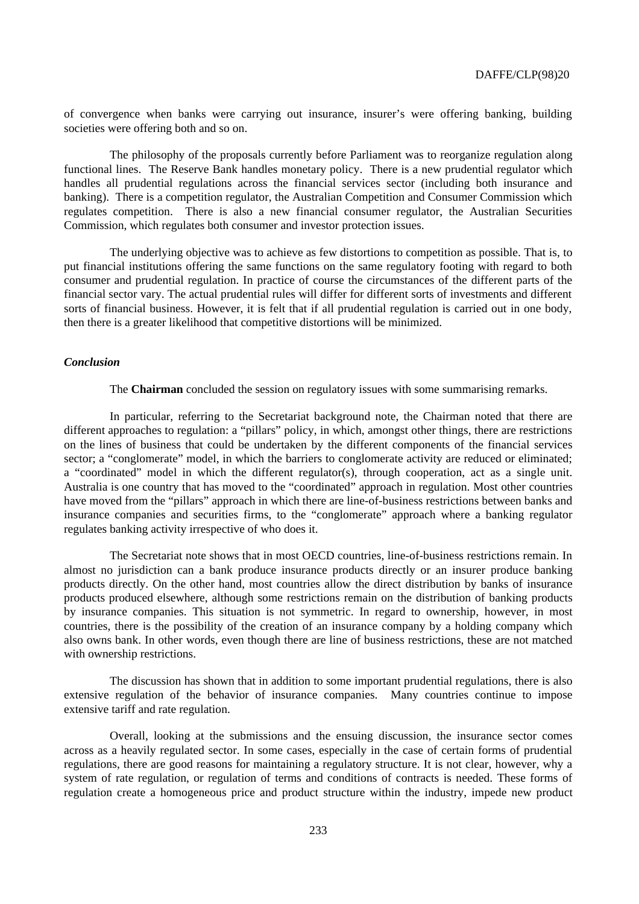of convergence when banks were carrying out insurance, insurer's were offering banking, building societies were offering both and so on.

The philosophy of the proposals currently before Parliament was to reorganize regulation along functional lines. The Reserve Bank handles monetary policy. There is a new prudential regulator which handles all prudential regulations across the financial services sector (including both insurance and banking). There is a competition regulator, the Australian Competition and Consumer Commission which regulates competition. There is also a new financial consumer regulator, the Australian Securities Commission, which regulates both consumer and investor protection issues.

The underlying objective was to achieve as few distortions to competition as possible. That is, to put financial institutions offering the same functions on the same regulatory footing with regard to both consumer and prudential regulation. In practice of course the circumstances of the different parts of the financial sector vary. The actual prudential rules will differ for different sorts of investments and different sorts of financial business. However, it is felt that if all prudential regulation is carried out in one body, then there is a greater likelihood that competitive distortions will be minimized.

### *Conclusion*

The **Chairman** concluded the session on regulatory issues with some summarising remarks.

In particular, referring to the Secretariat background note, the Chairman noted that there are different approaches to regulation: a "pillars" policy, in which, amongst other things, there are restrictions on the lines of business that could be undertaken by the different components of the financial services sector; a "conglomerate" model, in which the barriers to conglomerate activity are reduced or eliminated; a "coordinated" model in which the different regulator(s), through cooperation, act as a single unit. Australia is one country that has moved to the "coordinated" approach in regulation. Most other countries have moved from the "pillars" approach in which there are line-of-business restrictions between banks and insurance companies and securities firms, to the "conglomerate" approach where a banking regulator regulates banking activity irrespective of who does it.

The Secretariat note shows that in most OECD countries, line-of-business restrictions remain. In almost no jurisdiction can a bank produce insurance products directly or an insurer produce banking products directly. On the other hand, most countries allow the direct distribution by banks of insurance products produced elsewhere, although some restrictions remain on the distribution of banking products by insurance companies. This situation is not symmetric. In regard to ownership, however, in most countries, there is the possibility of the creation of an insurance company by a holding company which also owns bank. In other words, even though there are line of business restrictions, these are not matched with ownership restrictions.

The discussion has shown that in addition to some important prudential regulations, there is also extensive regulation of the behavior of insurance companies. Many countries continue to impose extensive tariff and rate regulation.

Overall, looking at the submissions and the ensuing discussion, the insurance sector comes across as a heavily regulated sector. In some cases, especially in the case of certain forms of prudential regulations, there are good reasons for maintaining a regulatory structure. It is not clear, however, why a system of rate regulation, or regulation of terms and conditions of contracts is needed. These forms of regulation create a homogeneous price and product structure within the industry, impede new product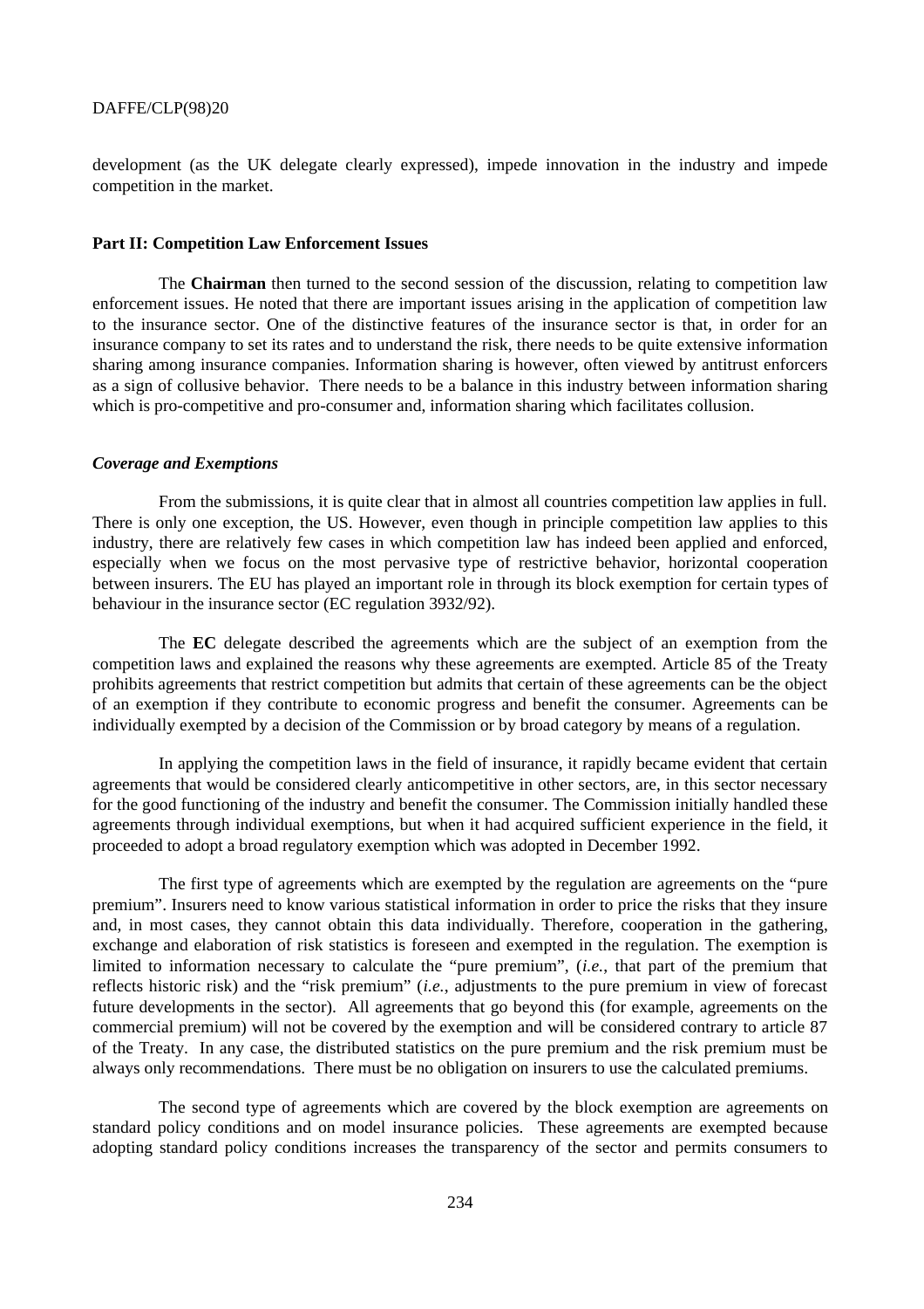development (as the UK delegate clearly expressed), impede innovation in the industry and impede competition in the market.

**Part II: Competition Law Enforcement Issues**

The **Chairman** then turned to the second session of the discussion, relating to competition law enforcement issues. He noted that there are important issues arising in the application of competition law to the insurance sector. One of the distinctive features of the insurance sector is that, in order for an insurance company to set its rates and to understand the risk, there needs to be quite extensive information sharing among insurance companies. Information sharing is however, often viewed by antitrust enforcers as a sign of collusive behavior. There needs to be a balance in this industry between information sharing which is pro-competitive and pro-consumer and, information sharing which facilitates collusion.

***Coverage and Exemptions***

From the submissions, it is quite clear that in almost all countries competition law applies in full. There is only one exception, the US. However, even though in principle competition law applies to this industry, there are relatively few cases in which competition law has indeed been applied and enforced, especially when we focus on the most pervasive type of restrictive behavior, horizontal cooperation between insurers. The EU has played an important role in through its block exemption for certain types of behaviour in the insurance sector (EC regulation 3932/92).

The **EC** delegate described the agreements which are the subject of an exemption from the competition laws and explained the reasons why these agreements are exempted. Article 85 of the Treaty prohibits agreements that restrict competition but admits that certain of these agreements can be the object of an exemption if they contribute to economic progress and benefit the consumer. Agreements can be individually exempted by a decision of the Commission or by broad category by means of a regulation.

In applying the competition laws in the field of insurance, it rapidly became evident that certain agreements that would be considered clearly anticompetitive in other sectors, are, in this sector necessary for the good functioning of the industry and benefit the consumer. The Commission initially handled these agreements through individual exemptions, but when it had acquired sufficient experience in the field, it proceeded to adopt a broad regulatory exemption which was adopted in December 1992.

The first type of agreements which are exempted by the regulation are agreements on the "pure premium". Insurers need to know various statistical information in order to price the risks that they insure and, in most cases, they cannot obtain this data individually. Therefore, cooperation in the gathering, exchange and elaboration of risk statistics is foreseen and exempted in the regulation. The exemption is limited to information necessary to calculate the "pure premium", (*i.e.*, that part of the premium that reflects historic risk) and the "risk premium" (*i.e.*, adjustments to the pure premium in view of forecast future developments in the sector). All agreements that go beyond this (for example, agreements on the commercial premium) will not be covered by the exemption and will be considered contrary to article 87 of the Treaty. In any case, the distributed statistics on the pure premium and the risk premium must be always only recommendations. There must be no obligation on insurers to use the calculated premiums.

The second type of agreements which are covered by the block exemption are agreements on standard policy conditions and on model insurance policies. These agreements are exempted because adopting standard policy conditions increases the transparency of the sector and permits consumers to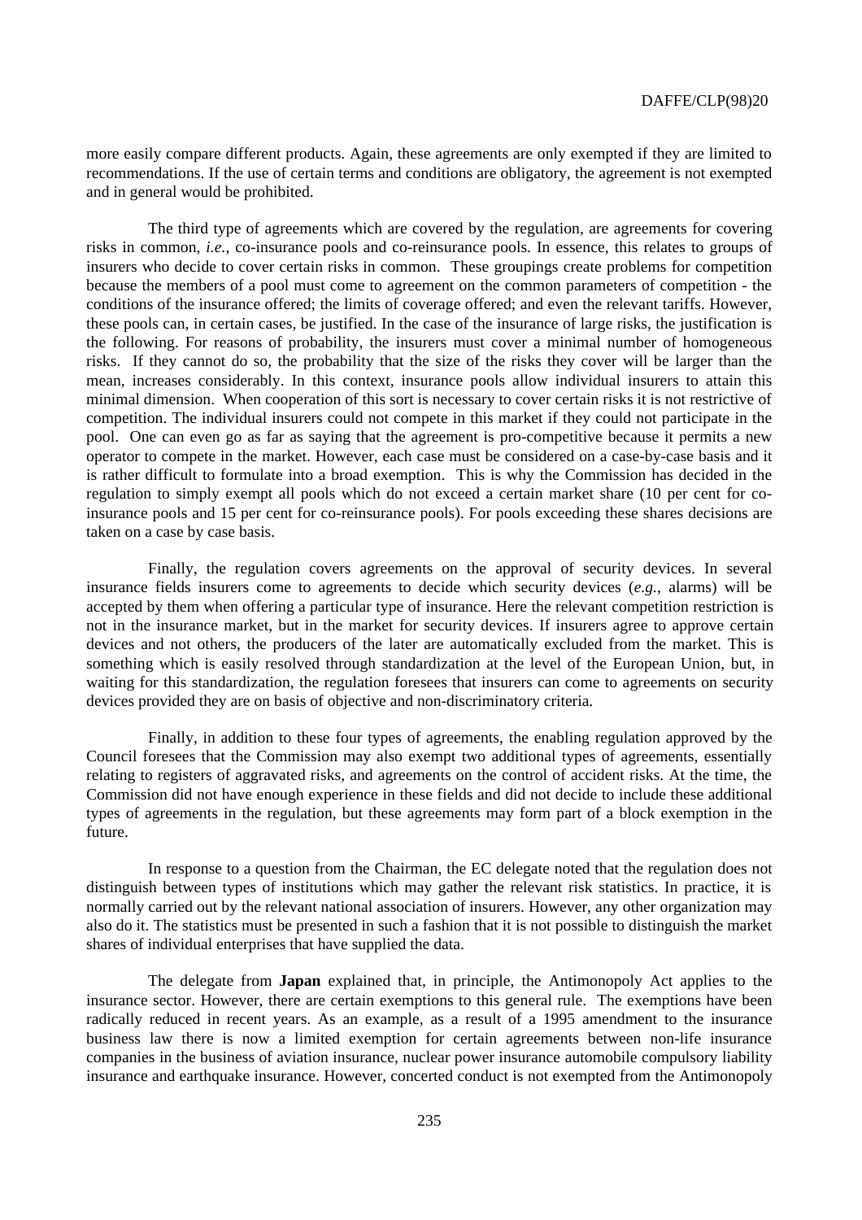more easily compare different products. Again, these agreements are only exempted if they are limited to recommendations. If the use of certain terms and conditions are obligatory, the agreement is not exempted and in general would be prohibited.

The third type of agreements which are covered by the regulation, are agreements for covering risks in common, *i.e.*, co-insurance pools and co-reinsurance pools. In essence, this relates to groups of insurers who decide to cover certain risks in common. These groupings create problems for competition because the members of a pool must come to agreement on the common parameters of competition - the conditions of the insurance offered; the limits of coverage offered; and even the relevant tariffs. However, these pools can, in certain cases, be justified. In the case of the insurance of large risks, the justification is the following. For reasons of probability, the insurers must cover a minimal number of homogeneous risks. If they cannot do so, the probability that the size of the risks they cover will be larger than the mean, increases considerably. In this context, insurance pools allow individual insurers to attain this minimal dimension. When cooperation of this sort is necessary to cover certain risks it is not restrictive of competition. The individual insurers could not compete in this market if they could not participate in the pool. One can even go as far as saying that the agreement is pro-competitive because it permits a new operator to compete in the market. However, each case must be considered on a case-by-case basis and it is rather difficult to formulate into a broad exemption. This is why the Commission has decided in the regulation to simply exempt all pools which do not exceed a certain market share (10 per cent for co-insurance pools and 15 per cent for co-reinsurance pools). For pools exceeding these shares decisions are taken on a case by case basis.

Finally, the regulation covers agreements on the approval of security devices. In several insurance fields insurers come to agreements to decide which security devices (*e.g.*, alarms) will be accepted by them when offering a particular type of insurance. Here the relevant competition restriction is not in the insurance market, but in the market for security devices. If insurers agree to approve certain devices and not others, the producers of the later are automatically excluded from the market. This is something which is easily resolved through standardization at the level of the European Union, but, in waiting for this standardization, the regulation foresees that insurers can come to agreements on security devices provided they are on basis of objective and non-discriminatory criteria.

Finally, in addition to these four types of agreements, the enabling regulation approved by the Council foresees that the Commission may also exempt two additional types of agreements, essentially relating to registers of aggravated risks, and agreements on the control of accident risks. At the time, the Commission did not have enough experience in these fields and did not decide to include these additional types of agreements in the regulation, but these agreements may form part of a block exemption in the future.

In response to a question from the Chairman, the EC delegate noted that the regulation does not distinguish between types of institutions which may gather the relevant risk statistics. In practice, it is normally carried out by the relevant national association of insurers. However, any other organization may also do it. The statistics must be presented in such a fashion that it is not possible to distinguish the market shares of individual enterprises that have supplied the data.

The delegate from **Japan** explained that, in principle, the Antimonopoly Act applies to the insurance sector. However, there are certain exemptions to this general rule. The exemptions have been radically reduced in recent years. As an example, as a result of a 1995 amendment to the insurance business law there is now a limited exemption for certain agreements between non-life insurance companies in the business of aviation insurance, nuclear power insurance automobile compulsory liability insurance and earthquake insurance. However, concerted conduct is not exempted from the Antimonopoly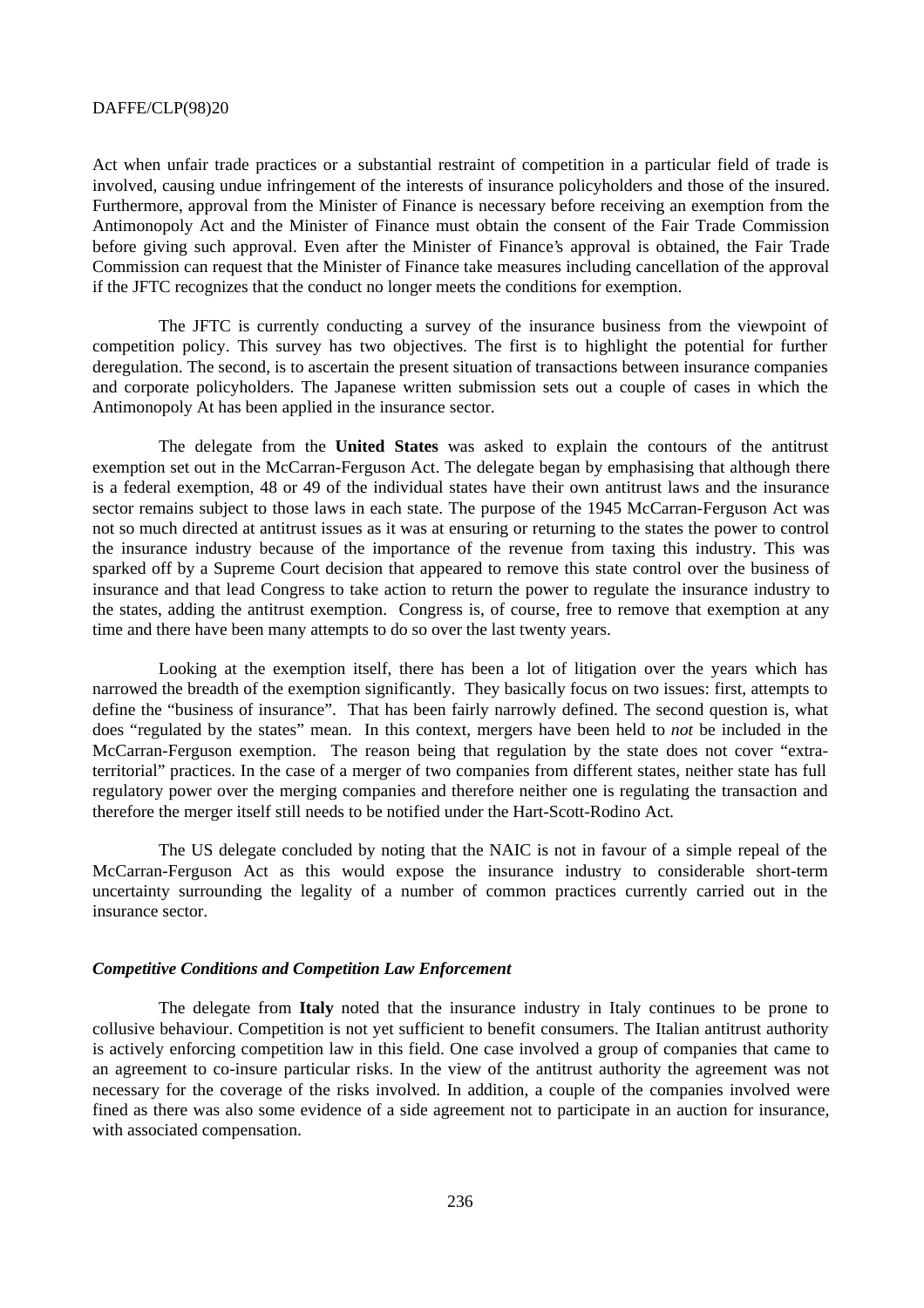Act when unfair trade practices or a substantial restraint of competition in a particular field of trade is involved, causing undue infringement of the interests of insurance policyholders and those of the insured. Furthermore, approval from the Minister of Finance is necessary before receiving an exemption from the Antimonopoly Act and the Minister of Finance must obtain the consent of the Fair Trade Commission before giving such approval. Even after the Minister of Finance's approval is obtained, the Fair Trade Commission can request that the Minister of Finance take measures including cancellation of the approval if the JFTC recognizes that the conduct no longer meets the conditions for exemption.

The JFTC is currently conducting a survey of the insurance business from the viewpoint of competition policy. This survey has two objectives. The first is to highlight the potential for further deregulation. The second, is to ascertain the present situation of transactions between insurance companies and corporate policyholders. The Japanese written submission sets out a couple of cases in which the Antimonopoly At has been applied in the insurance sector.

The delegate from the **United States** was asked to explain the contours of the antitrust exemption set out in the McCarran-Ferguson Act. The delegate began by emphasising that although there is a federal exemption, 48 or 49 of the individual states have their own antitrust laws and the insurance sector remains subject to those laws in each state. The purpose of the 1945 McCarran-Ferguson Act was not so much directed at antitrust issues as it was at ensuring or returning to the states the power to control the insurance industry because of the importance of the revenue from taxing this industry. This was sparked off by a Supreme Court decision that appeared to remove this state control over the business of insurance and that lead Congress to take action to return the power to regulate the insurance industry to the states, adding the antitrust exemption. Congress is, of course, free to remove that exemption at any time and there have been many attempts to do so over the last twenty years.

Looking at the exemption itself, there has been a lot of litigation over the years which has narrowed the breadth of the exemption significantly. They basically focus on two issues: first, attempts to define the "business of insurance". That has been fairly narrowly defined. The second question is, what does "regulated by the states" mean. In this context, mergers have been held to *not* be included in the McCarran-Ferguson exemption. The reason being that regulation by the state does not cover "extra-territorial" practices. In the case of a merger of two companies from different states, neither state has full regulatory power over the merging companies and therefore neither one is regulating the transaction and therefore the merger itself still needs to be notified under the Hart-Scott-Rodino Act.

The US delegate concluded by noting that the NAIC is not in favour of a simple repeal of the McCarran-Ferguson Act as this would expose the insurance industry to considerable short-term uncertainty surrounding the legality of a number of common practices currently carried out in the insurance sector.

### *Competitive Conditions and Competition Law Enforcement*

The delegate from **Italy** noted that the insurance industry in Italy continues to be prone to collusive behaviour. Competition is not yet sufficient to benefit consumers. The Italian antitrust authority is actively enforcing competition law in this field. One case involved a group of companies that came to an agreement to co-insure particular risks. In the view of the antitrust authority the agreement was not necessary for the coverage of the risks involved. In addition, a couple of the companies involved were fined as there was also some evidence of a side agreement not to participate in an auction for insurance, with associated compensation.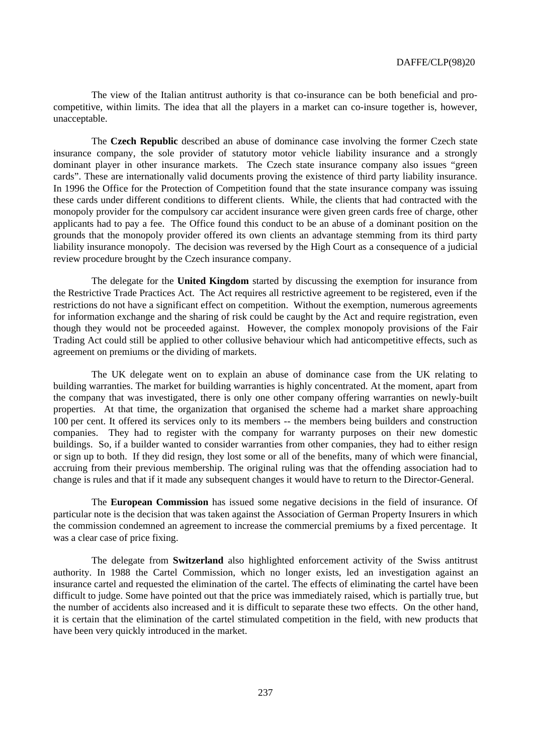The view of the Italian antitrust authority is that co-insurance can be both beneficial and pro-competitive, within limits. The idea that all the players in a market can co-insure together is, however, unacceptable.

The **Czech Republic** described an abuse of dominance case involving the former Czech state insurance company, the sole provider of statutory motor vehicle liability insurance and a strongly dominant player in other insurance markets. The Czech state insurance company also issues "green cards". These are internationally valid documents proving the existence of third party liability insurance. In 1996 the Office for the Protection of Competition found that the state insurance company was issuing these cards under different conditions to different clients. While, the clients that had contracted with the monopoly provider for the compulsory car accident insurance were given green cards free of charge, other applicants had to pay a fee. The Office found this conduct to be an abuse of a dominant position on the grounds that the monopoly provider offered its own clients an advantage stemming from its third party liability insurance monopoly. The decision was reversed by the High Court as a consequence of a judicial review procedure brought by the Czech insurance company.

The delegate for the **United Kingdom** started by discussing the exemption for insurance from the Restrictive Trade Practices Act. The Act requires all restrictive agreement to be registered, even if the restrictions do not have a significant effect on competition. Without the exemption, numerous agreements for information exchange and the sharing of risk could be caught by the Act and require registration, even though they would not be proceeded against. However, the complex monopoly provisions of the Fair Trading Act could still be applied to other collusive behaviour which had anticompetitive effects, such as agreement on premiums or the dividing of markets.

The UK delegate went on to explain an abuse of dominance case from the UK relating to building warranties. The market for building warranties is highly concentrated. At the moment, apart from the company that was investigated, there is only one other company offering warranties on newly-built properties. At that time, the organization that organised the scheme had a market share approaching 100 per cent. It offered its services only to its members -- the members being builders and construction companies. They had to register with the company for warranty purposes on their new domestic buildings. So, if a builder wanted to consider warranties from other companies, they had to either resign or sign up to both. If they did resign, they lost some or all of the benefits, many of which were financial, accruing from their previous membership. The original ruling was that the offending association had to change is rules and that if it made any subsequent changes it would have to return to the Director-General.

The **European Commission** has issued some negative decisions in the field of insurance. Of particular note is the decision that was taken against the Association of German Property Insurers in which the commission condemned an agreement to increase the commercial premiums by a fixed percentage. It was a clear case of price fixing.

The delegate from **Switzerland** also highlighted enforcement activity of the Swiss antitrust authority. In 1988 the Cartel Commission, which no longer exists, led an investigation against an insurance cartel and requested the elimination of the cartel. The effects of eliminating the cartel have been difficult to judge. Some have pointed out that the price was immediately raised, which is partially true, but the number of accidents also increased and it is difficult to separate these two effects. On the other hand, it is certain that the elimination of the cartel stimulated competition in the field, with new products that have been very quickly introduced in the market.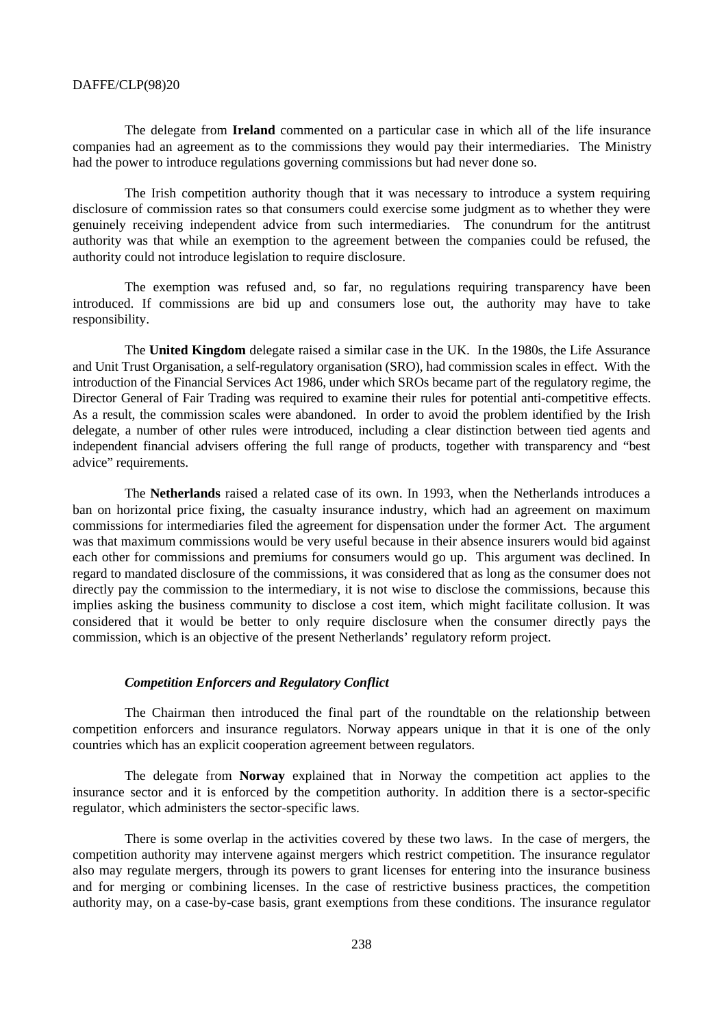The delegate from **Ireland** commented on a particular case in which all of the life insurance companies had an agreement as to the commissions they would pay their intermediaries. The Ministry had the power to introduce regulations governing commissions but had never done so.

The Irish competition authority though that it was necessary to introduce a system requiring disclosure of commission rates so that consumers could exercise some judgment as to whether they were genuinely receiving independent advice from such intermediaries. The conundrum for the antitrust authority was that while an exemption to the agreement between the companies could be refused, the authority could not introduce legislation to require disclosure.

The exemption was refused and, so far, no regulations requiring transparency have been introduced. If commissions are bid up and consumers lose out, the authority may have to take responsibility.

The **United Kingdom** delegate raised a similar case in the UK. In the 1980s, the Life Assurance and Unit Trust Organisation, a self-regulatory organisation (SRO), had commission scales in effect. With the introduction of the Financial Services Act 1986, under which SROs became part of the regulatory regime, the Director General of Fair Trading was required to examine their rules for potential anti-competitive effects. As a result, the commission scales were abandoned. In order to avoid the problem identified by the Irish delegate, a number of other rules were introduced, including a clear distinction between tied agents and independent financial advisers offering the full range of products, together with transparency and "best advice" requirements.

The **Netherlands** raised a related case of its own. In 1993, when the Netherlands introduces a ban on horizontal price fixing, the casualty insurance industry, which had an agreement on maximum commissions for intermediaries filed the agreement for dispensation under the former Act. The argument was that maximum commissions would be very useful because in their absence insurers would bid against each other for commissions and premiums for consumers would go up. This argument was declined. In regard to mandated disclosure of the commissions, it was considered that as long as the consumer does not directly pay the commission to the intermediary, it is not wise to disclose the commissions, because this implies asking the business community to disclose a cost item, which might facilitate collusion. It was considered that it would be better to only require disclosure when the consumer directly pays the commission, which is an objective of the present Netherlands' regulatory reform project.

### *Competition Enforcers and Regulatory Conflict*

The Chairman then introduced the final part of the roundtable on the relationship between competition enforcers and insurance regulators. Norway appears unique in that it is one of the only countries which has an explicit cooperation agreement between regulators.

The delegate from **Norway** explained that in Norway the competition act applies to the insurance sector and it is enforced by the competition authority. In addition there is a sector-specific regulator, which administers the sector-specific laws.

There is some overlap in the activities covered by these two laws. In the case of mergers, the competition authority may intervene against mergers which restrict competition. The insurance regulator also may regulate mergers, through its powers to grant licenses for entering into the insurance business and for merging or combining licenses. In the case of restrictive business practices, the competition authority may, on a case-by-case basis, grant exemptions from these conditions. The insurance regulator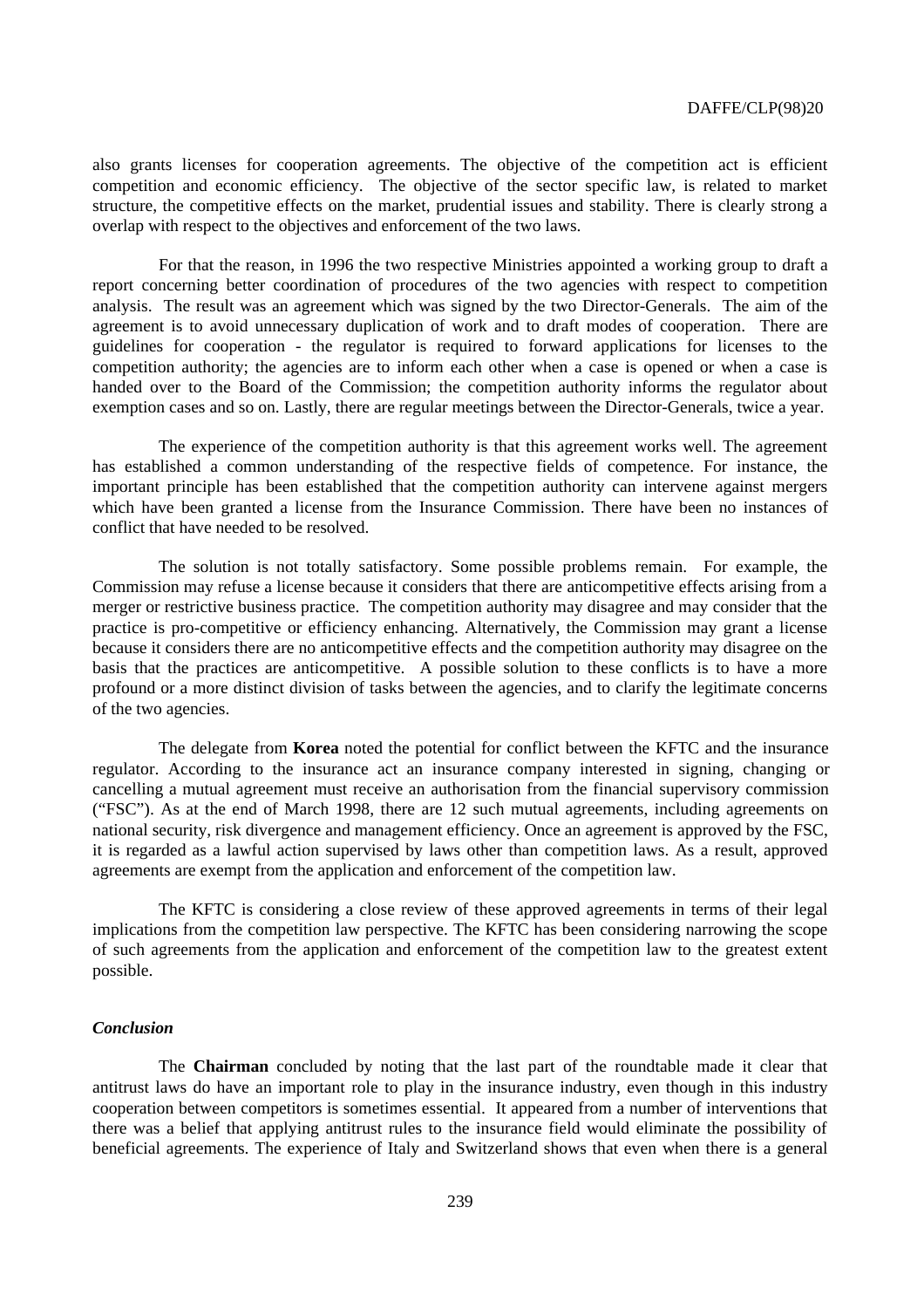also grants licenses for cooperation agreements. The objective of the competition act is efficient competition and economic efficiency. The objective of the sector specific law, is related to market structure, the competitive effects on the market, prudential issues and stability. There is clearly strong a overlap with respect to the objectives and enforcement of the two laws.

For that the reason, in 1996 the two respective Ministries appointed a working group to draft a report concerning better coordination of procedures of the two agencies with respect to competition analysis. The result was an agreement which was signed by the two Director-Generals. The aim of the agreement is to avoid unnecessary duplication of work and to draft modes of cooperation. There are guidelines for cooperation - the regulator is required to forward applications for licenses to the competition authority; the agencies are to inform each other when a case is opened or when a case is handed over to the Board of the Commission; the competition authority informs the regulator about exemption cases and so on. Lastly, there are regular meetings between the Director-Generals, twice a year.

The experience of the competition authority is that this agreement works well. The agreement has established a common understanding of the respective fields of competence. For instance, the important principle has been established that the competition authority can intervene against mergers which have been granted a license from the Insurance Commission. There have been no instances of conflict that have needed to be resolved.

The solution is not totally satisfactory. Some possible problems remain. For example, the Commission may refuse a license because it considers that there are anticompetitive effects arising from a merger or restrictive business practice. The competition authority may disagree and may consider that the practice is pro-competitive or efficiency enhancing. Alternatively, the Commission may grant a license because it considers there are no anticompetitive effects and the competition authority may disagree on the basis that the practices are anticompetitive. A possible solution to these conflicts is to have a more profound or a more distinct division of tasks between the agencies, and to clarify the legitimate concerns of the two agencies.

The delegate from **Korea** noted the potential for conflict between the KFTC and the insurance regulator. According to the insurance act an insurance company interested in signing, changing or cancelling a mutual agreement must receive an authorisation from the financial supervisory commission ("FSC"). As at the end of March 1998, there are 12 such mutual agreements, including agreements on national security, risk divergence and management efficiency. Once an agreement is approved by the FSC, it is regarded as a lawful action supervised by laws other than competition laws. As a result, approved agreements are exempt from the application and enforcement of the competition law.

The KFTC is considering a close review of these approved agreements in terms of their legal implications from the competition law perspective. The KFTC has been considering narrowing the scope of such agreements from the application and enforcement of the competition law to the greatest extent possible.

***Conclusion***

The **Chairman** concluded by noting that the last part of the roundtable made it clear that antitrust laws do have an important role to play in the insurance industry, even though in this industry cooperation between competitors is sometimes essential. It appeared from a number of interventions that there was a belief that applying antitrust rules to the insurance field would eliminate the possibility of beneficial agreements. The experience of Italy and Switzerland shows that even when there is a general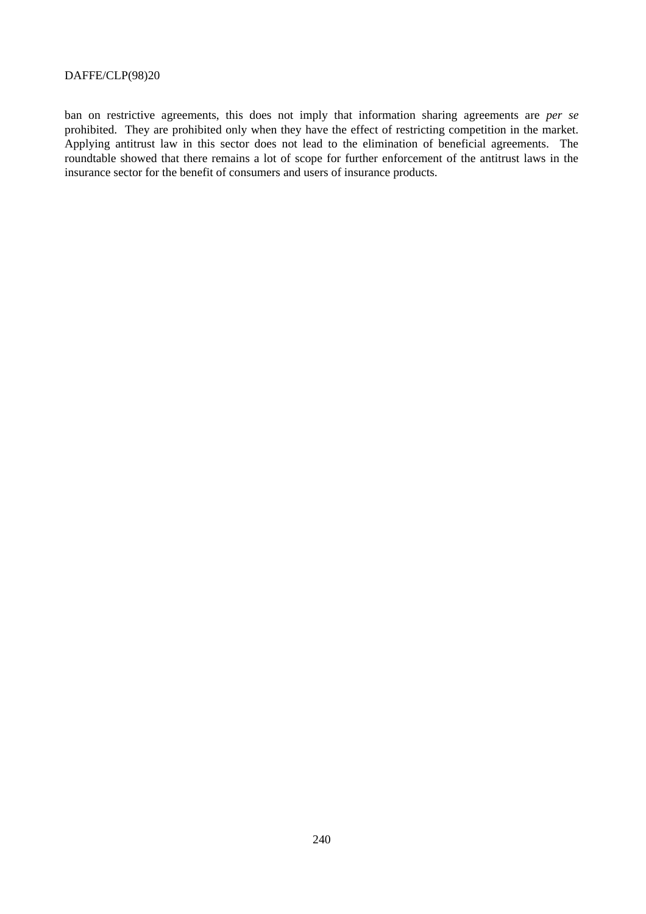ban on restrictive agreements, this does not imply that information sharing agreements are *per se* prohibited. They are prohibited only when they have the effect of restricting competition in the market. Applying antitrust law in this sector does not lead to the elimination of beneficial agreements. The roundtable showed that there remains a lot of scope for further enforcement of the antitrust laws in the insurance sector for the benefit of consumers and users of insurance products.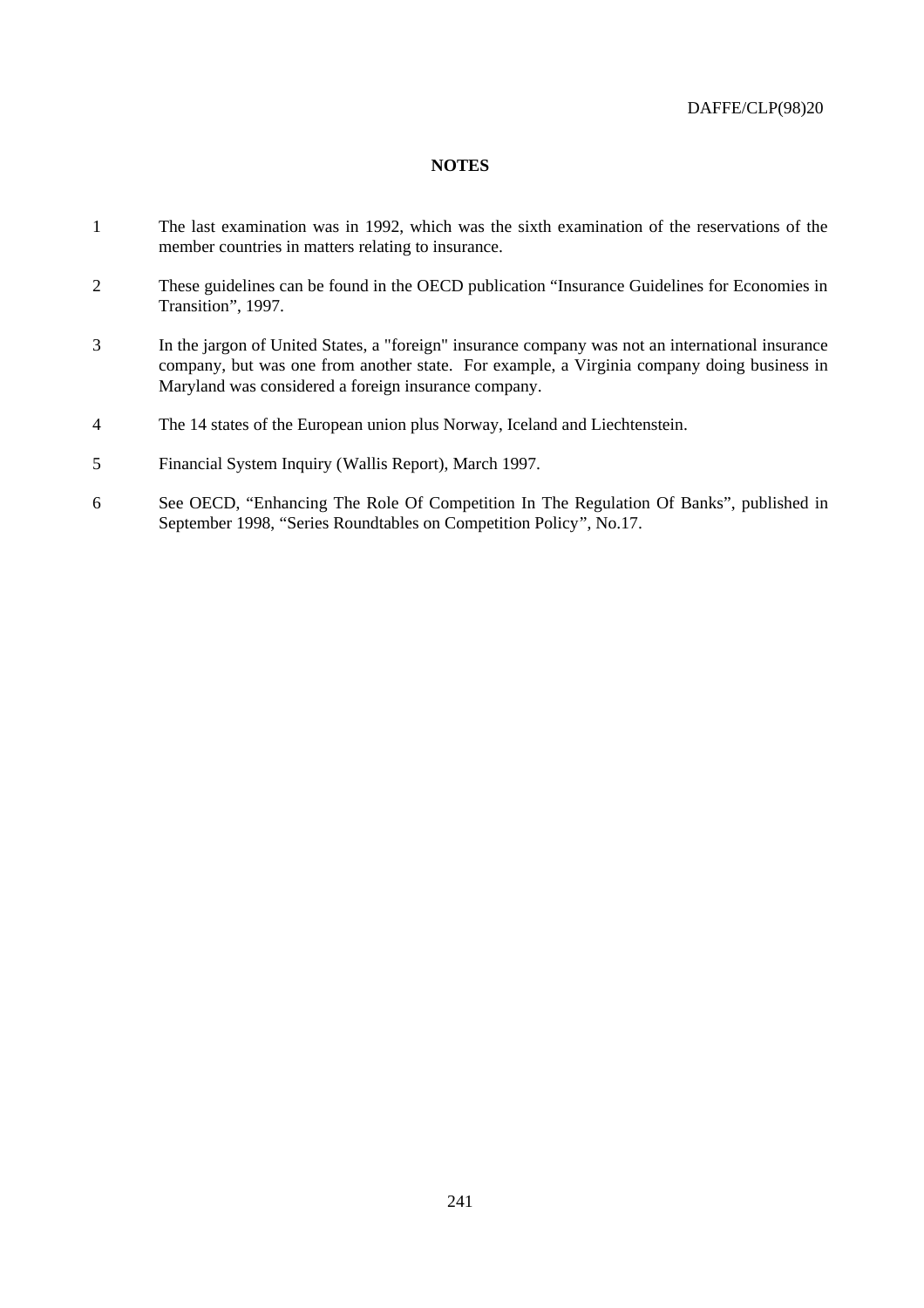## NOTES

1 The last examination was in 1992, which was the sixth examination of the reservations of the member countries in matters relating to insurance.

2 These guidelines can be found in the OECD publication “Insurance Guidelines for Economies in Transition”, 1997.

3 In the jargon of United States, a "foreign" insurance company was not an international insurance company, but was one from another state. For example, a Virginia company doing business in Maryland was considered a foreign insurance company.

4 The 14 states of the European union plus Norway, Iceland and Liechtenstein.

5 Financial System Inquiry (Wallis Report), March 1997.

6 See OECD, “Enhancing The Role Of Competition In The Regulation Of Banks”, published in September 1998, “Series Roundtables on Competition Policy”, No.17.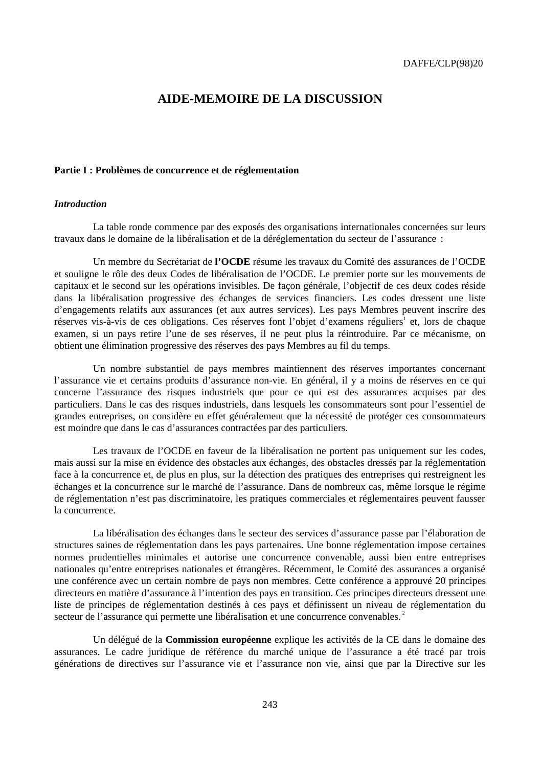# AIDE-MEMOIRE DE LA DISCUSSION

**Partie I : Problèmes de concurrence et de réglementation**

***Introduction***

La table ronde commence par des exposés des organisations internationales concernées sur leurs travaux dans le domaine de la libéralisation et de la déréglementation du secteur de l'assurance :

Un membre du Secrétariat de **l'OCDE** résume les travaux du Comité des assurances de l'OCDE et souligne le rôle des deux Codes de libéralisation de l'OCDE. Le premier porte sur les mouvements de capitaux et le second sur les opérations invisibles. De façon générale, l'objectif de ces deux codes réside dans la libéralisation progressive des échanges de services financiers. Les codes dressent une liste d'engagements relatifs aux assurances (et aux autres services). Les pays Membres peuvent inscrire des réserves vis-à-vis de ces obligations. Ces réserves font l'objet d'examens réguliers[1] et, lors de chaque examen, si un pays retire l'une de ses réserves, il ne peut plus la réintroduire. Par ce mécanisme, on obtient une élimination progressive des réserves des pays Membres au fil du temps.

Un nombre substantiel de pays membres maintiennent des réserves importantes concernant l'assurance vie et certains produits d'assurance non-vie. En général, il y a moins de réserves en ce qui concerne l'assurance des risques industriels que pour ce qui est des assurances acquises par des particuliers. Dans le cas des risques industriels, dans lesquels les consommateurs sont pour l'essentiel de grandes entreprises, on considère en effet généralement que la nécessité de protéger ces consommateurs est moindre que dans le cas d'assurances contractées par des particuliers.

Les travaux de l'OCDE en faveur de la libéralisation ne portent pas uniquement sur les codes, mais aussi sur la mise en évidence des obstacles aux échanges, des obstacles dressés par la réglementation face à la concurrence et, de plus en plus, sur la détection des pratiques des entreprises qui restreignent les échanges et la concurrence sur le marché de l'assurance. Dans de nombreux cas, même lorsque le régime de réglementation n'est pas discriminatoire, les pratiques commerciales et réglementaires peuvent fausser la concurrence.

La libéralisation des échanges dans le secteur des services d'assurance passe par l'élaboration de structures saines de réglementation dans les pays partenaires. Une bonne réglementation impose certaines normes prudentielles minimales et autorise une concurrence convenable, aussi bien entre entreprises nationales qu'entre entreprises nationales et étrangères. Récemment, le Comité des assurances a organisé une conférence avec un certain nombre de pays non membres. Cette conférence a approuvé 20 principes directeurs en matière d'assurance à l'intention des pays en transition. Ces principes directeurs dressent une liste de principes de réglementation destinés à ces pays et définissent un niveau de réglementation du secteur de l'assurance qui permette une libéralisation et une concurrence convenables.[2]

Un délégué de la **Commission européenne** explique les activités de la CE dans le domaine des assurances. Le cadre juridique de référence du marché unique de l'assurance a été tracé par trois générations de directives sur l'assurance vie et l'assurance non vie, ainsi que par la Directive sur les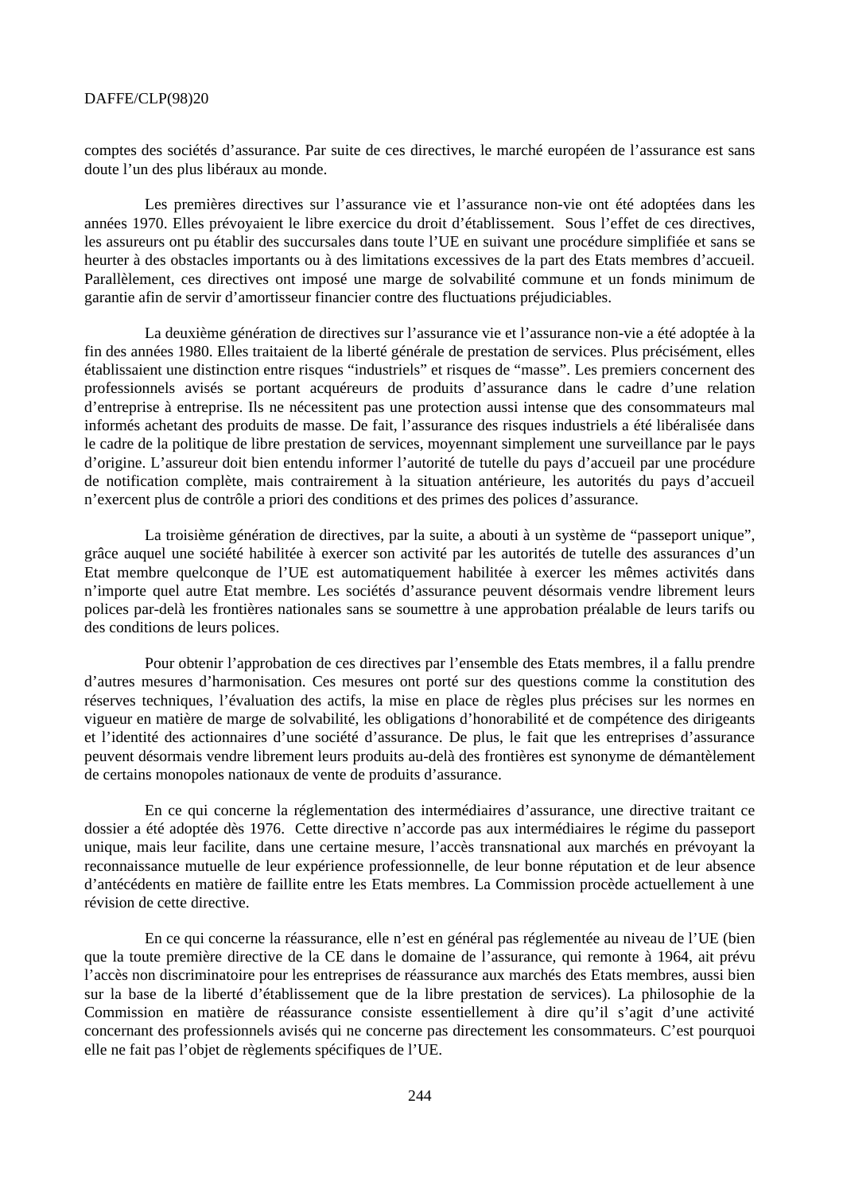comptes des sociétés d'assurance. Par suite de ces directives, le marché européen de l'assurance est sans doute l'un des plus libéraux au monde.

Les premières directives sur l'assurance vie et l'assurance non-vie ont été adoptées dans les années 1970. Elles prévoyaient le libre exercice du droit d'établissement. Sous l'effet de ces directives, les assureurs ont pu établir des succursales dans toute l'UE en suivant une procédure simplifiée et sans se heurter à des obstacles importants ou à des limitations excessives de la part des Etats membres d'accueil. Parallèlement, ces directives ont imposé une marge de solvabilité commune et un fonds minimum de garantie afin de servir d'amortisseur financier contre des fluctuations préjudiciables.

La deuxième génération de directives sur l'assurance vie et l'assurance non-vie a été adoptée à la fin des années 1980. Elles traitaient de la liberté générale de prestation de services. Plus précisément, elles établissaient une distinction entre risques "industriels" et risques de "masse". Les premiers concernent des professionnels avisés se portant acquéreurs de produits d'assurance dans le cadre d'une relation d'entreprise à entreprise. Ils ne nécessitent pas une protection aussi intense que des consommateurs mal informés achetant des produits de masse. De fait, l'assurance des risques industriels a été libéralisée dans le cadre de la politique de libre prestation de services, moyennant simplement une surveillance par le pays d'origine. L'assureur doit bien entendu informer l'autorité de tutelle du pays d'accueil par une procédure de notification complète, mais contrairement à la situation antérieure, les autorités du pays d'accueil n'exercent plus de contrôle a priori des conditions et des primes des polices d'assurance.

La troisième génération de directives, par la suite, a abouti à un système de "passeport unique", grâce auquel une société habilitée à exercer son activité par les autorités de tutelle des assurances d'un Etat membre quelconque de l'UE est automatiquement habilitée à exercer les mêmes activités dans n'importe quel autre Etat membre. Les sociétés d'assurance peuvent désormais vendre librement leurs polices par-delà les frontières nationales sans se soumettre à une approbation préalable de leurs tarifs ou des conditions de leurs polices.

Pour obtenir l'approbation de ces directives par l'ensemble des Etats membres, il a fallu prendre d'autres mesures d'harmonisation. Ces mesures ont porté sur des questions comme la constitution des réserves techniques, l'évaluation des actifs, la mise en place de règles plus précises sur les normes en vigueur en matière de marge de solvabilité, les obligations d'honorabilité et de compétence des dirigeants et l'identité des actionnaires d'une société d'assurance. De plus, le fait que les entreprises d'assurance peuvent désormais vendre librement leurs produits au-delà des frontières est synonyme de démantèlement de certains monopoles nationaux de vente de produits d'assurance.

En ce qui concerne la réglementation des intermédiaires d'assurance, une directive traitant ce dossier a été adoptée dès 1976. Cette directive n'accorde pas aux intermédiaires le régime du passeport unique, mais leur facilite, dans une certaine mesure, l'accès transnational aux marchés en prévoyant la reconnaissance mutuelle de leur expérience professionnelle, de leur bonne réputation et de leur absence d'antécédents en matière de faillite entre les Etats membres. La Commission procède actuellement à une révision de cette directive.

En ce qui concerne la réassurance, elle n'est en général pas réglementée au niveau de l'UE (bien que la toute première directive de la CE dans le domaine de l'assurance, qui remonte à 1964, ait prévu l'accès non discriminatoire pour les entreprises de réassurance aux marchés des Etats membres, aussi bien sur la base de la liberté d'établissement que de la libre prestation de services). La philosophie de la Commission en matière de réassurance consiste essentiellement à dire qu'il s'agit d'une activité concernant des professionnels avisés qui ne concerne pas directement les consommateurs. C'est pourquoi elle ne fait pas l'objet de règlements spécifiques de l'UE.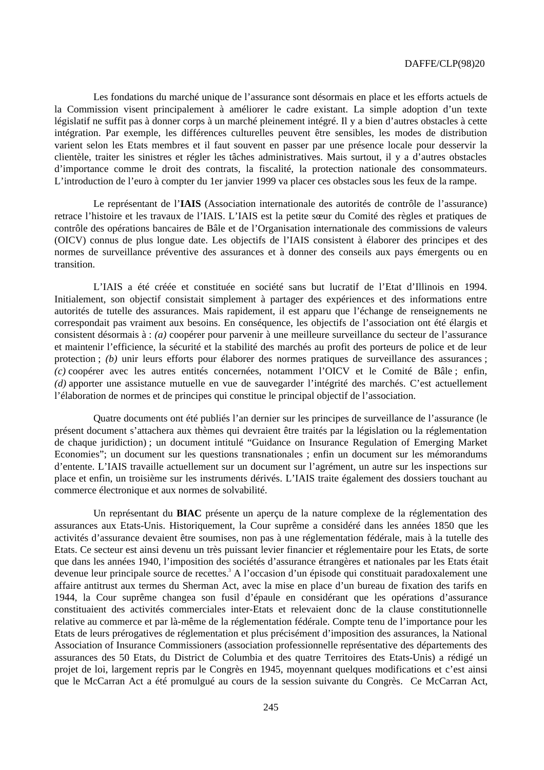Les fondations du marché unique de l'assurance sont désormais en place et les efforts actuels de la Commission visent principalement à améliorer le cadre existant. La simple adoption d'un texte législatif ne suffit pas à donner corps à un marché pleinement intégré. Il y a bien d'autres obstacles à cette intégration. Par exemple, les différences culturelles peuvent être sensibles, les modes de distribution varient selon les Etats membres et il faut souvent en passer par une présence locale pour desservir la clientèle, traiter les sinistres et régler les tâches administratives. Mais surtout, il y a d'autres obstacles d'importance comme le droit des contrats, la fiscalité, la protection nationale des consommateurs. L'introduction de l'euro à compter du 1er janvier 1999 va placer ces obstacles sous les feux de la rampe.

Le représentant de l'**IAIS** (Association internationale des autorités de contrôle de l'assurance) retrace l'histoire et les travaux de l'IAIS. L'IAIS est la petite sœur du Comité des règles et pratiques de contrôle des opérations bancaires de Bâle et de l'Organisation internationale des commissions de valeurs (OICV) connus de plus longue date. Les objectifs de l'IAIS consistent à élaborer des principes et des normes de surveillance préventive des assurances et à donner des conseils aux pays émergents ou en transition.

L'IAIS a été créée et constituée en société sans but lucratif de l'Etat d'Illinois en 1994. Initialement, son objectif consistait simplement à partager des expériences et des informations entre autorités de tutelle des assurances. Mais rapidement, il est apparu que l'échange de renseignements ne correspondait pas vraiment aux besoins. En conséquence, les objectifs de l'association ont été élargis et consistent désormais à : *(a)* coopérer pour parvenir à une meilleure surveillance du secteur de l'assurance et maintenir l'efficience, la sécurité et la stabilité des marchés au profit des porteurs de police et de leur protection ; *(b)* unir leurs efforts pour élaborer des normes pratiques de surveillance des assurances ; *(c)* coopérer avec les autres entités concernées, notamment l'OICV et le Comité de Bâle ; enfin, *(d)* apporter une assistance mutuelle en vue de sauvegarder l'intégrité des marchés. C'est actuellement l'élaboration de normes et de principes qui constitue le principal objectif de l'association.

Quatre documents ont été publiés l'an dernier sur les principes de surveillance de l'assurance (le présent document s'attachera aux thèmes qui devraient être traités par la législation ou la réglementation de chaque juridiction) ; un document intitulé "Guidance on Insurance Regulation of Emerging Market Economies"; un document sur les questions transnationales ; enfin un document sur les mémorandums d'entente. L'IAIS travaille actuellement sur un document sur l'agrément, un autre sur les inspections sur place et enfin, un troisième sur les instruments dérivés. L'IAIS traite également des dossiers touchant au commerce électronique et aux normes de solvabilité.

Un représentant du **BIAC** présente un aperçu de la nature complexe de la réglementation des assurances aux Etats-Unis. Historiquement, la Cour suprême a considéré dans les années 1850 que les activités d'assurance devaient être soumises, non pas à une réglementation fédérale, mais à la tutelle des Etats. Ce secteur est ainsi devenu un très puissant levier financier et réglementaire pour les Etats, de sorte que dans les années 1940, l'imposition des sociétés d'assurance étrangères et nationales par les Etats était devenue leur principale source de recettes.[3] A l'occasion d'un épisode qui constituait paradoxalement une affaire antitrust aux termes du Sherman Act, avec la mise en place d'un bureau de fixation des tarifs en 1944, la Cour suprême changea son fusil d'épaule en considérant que les opérations d'assurance constituaient des activités commerciales inter-Etats et relevaient donc de la clause constitutionnelle relative au commerce et par là-même de la réglementation fédérale. Compte tenu de l'importance pour les Etats de leurs prérogatives de réglementation et plus précisément d'imposition des assurances, la National Association of Insurance Commissioners (association professionnelle représentative des départements des assurances des 50 Etats, du District de Columbia et des quatre Territoires des Etats-Unis) a rédigé un projet de loi, largement repris par le Congrès en 1945, moyennant quelques modifications et c'est ainsi que le McCarran Act a été promulgué au cours de la session suivante du Congrès. Ce McCarran Act,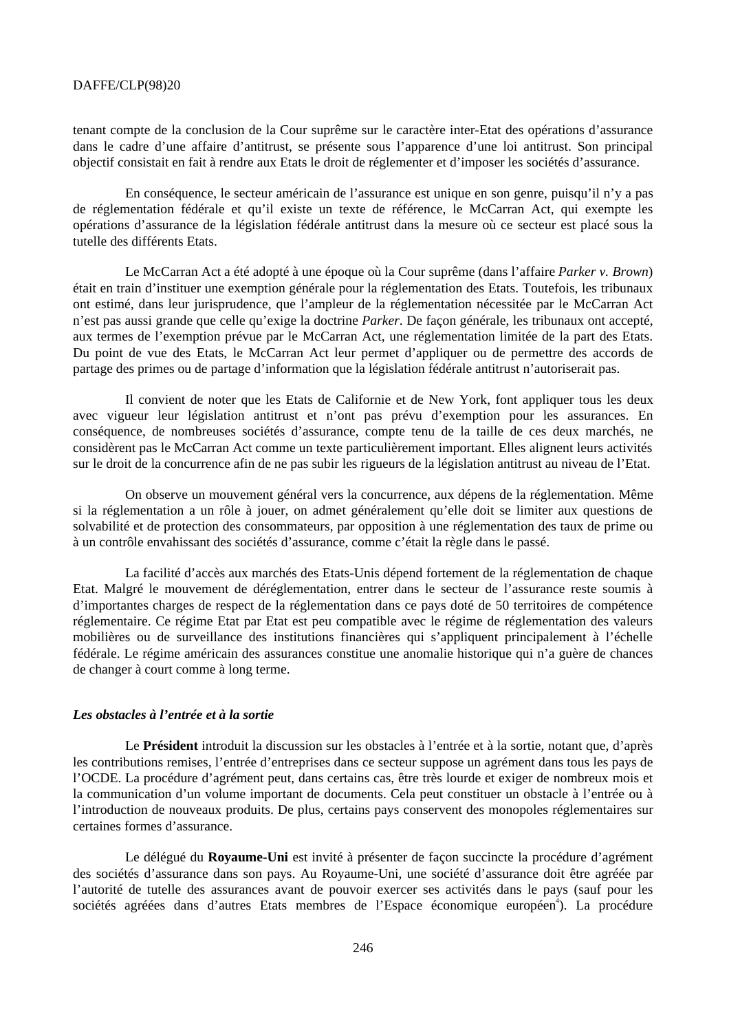tenant compte de la conclusion de la Cour suprême sur le caractère inter-Etat des opérations d'assurance dans le cadre d'une affaire d'antitrust, se présente sous l'apparence d'une loi antitrust. Son principal objectif consistait en fait à rendre aux Etats le droit de réglementer et d'imposer les sociétés d'assurance.

En conséquence, le secteur américain de l'assurance est unique en son genre, puisqu'il n'y a pas de réglementation fédérale et qu'il existe un texte de référence, le McCarran Act, qui exempte les opérations d'assurance de la législation fédérale antitrust dans la mesure où ce secteur est placé sous la tutelle des différents Etats.

Le McCarran Act a été adopté à une époque où la Cour suprême (dans l'affaire *Parker v. Brown*) était en train d'instituer une exemption générale pour la réglementation des Etats. Toutefois, les tribunaux ont estimé, dans leur jurisprudence, que l'ampleur de la réglementation nécessitée par le McCarran Act n'est pas aussi grande que celle qu'exige la doctrine *Parker*. De façon générale, les tribunaux ont accepté, aux termes de l'exemption prévue par le McCarran Act, une réglementation limitée de la part des Etats. Du point de vue des Etats, le McCarran Act leur permet d'appliquer ou de permettre des accords de partage des primes ou de partage d'information que la législation fédérale antitrust n'autoriserait pas.

Il convient de noter que les Etats de Californie et de New York, font appliquer tous les deux avec vigueur leur législation antitrust et n'ont pas prévu d'exemption pour les assurances. En conséquence, de nombreuses sociétés d'assurance, compte tenu de la taille de ces deux marchés, ne considèrent pas le McCarran Act comme un texte particulièrement important. Elles alignent leurs activités sur le droit de la concurrence afin de ne pas subir les rigueurs de la législation antitrust au niveau de l'Etat.

On observe un mouvement général vers la concurrence, aux dépens de la réglementation. Même si la réglementation a un rôle à jouer, on admet généralement qu'elle doit se limiter aux questions de solvabilité et de protection des consommateurs, par opposition à une réglementation des taux de prime ou à un contrôle envahissant des sociétés d'assurance, comme c'était la règle dans le passé.

La facilité d'accès aux marchés des Etats-Unis dépend fortement de la réglementation de chaque Etat. Malgré le mouvement de déréglementation, entrer dans le secteur de l'assurance reste soumis à d'importantes charges de respect de la réglementation dans ce pays doté de 50 territoires de compétence réglementaire. Ce régime Etat par Etat est peu compatible avec le régime de réglementation des valeurs mobilières ou de surveillance des institutions financières qui s'appliquent principalement à l'échelle fédérale. Le régime américain des assurances constitue une anomalie historique qui n'a guère de chances de changer à court comme à long terme.

### *Les obstacles à l'entrée et à la sortie*

Le **Président** introduit la discussion sur les obstacles à l'entrée et à la sortie, notant que, d'après les contributions remises, l'entrée d'entreprises dans ce secteur suppose un agrément dans tous les pays de l'OCDE. La procédure d'agrément peut, dans certains cas, être très lourde et exiger de nombreux mois et la communication d'un volume important de documents. Cela peut constituer un obstacle à l'entrée ou à l'introduction de nouveaux produits. De plus, certains pays conservent des monopoles réglementaires sur certaines formes d'assurance.

Le délégué du **Royaume-Uni** est invité à présenter de façon succincte la procédure d'agrément des sociétés d'assurance dans son pays. Au Royaume-Uni, une société d'assurance doit être agréée par l'autorité de tutelle des assurances avant de pouvoir exercer ses activités dans le pays (sauf pour les sociétés agréées dans d'autres Etats membres de l'Espace économique européen[4]). La procédure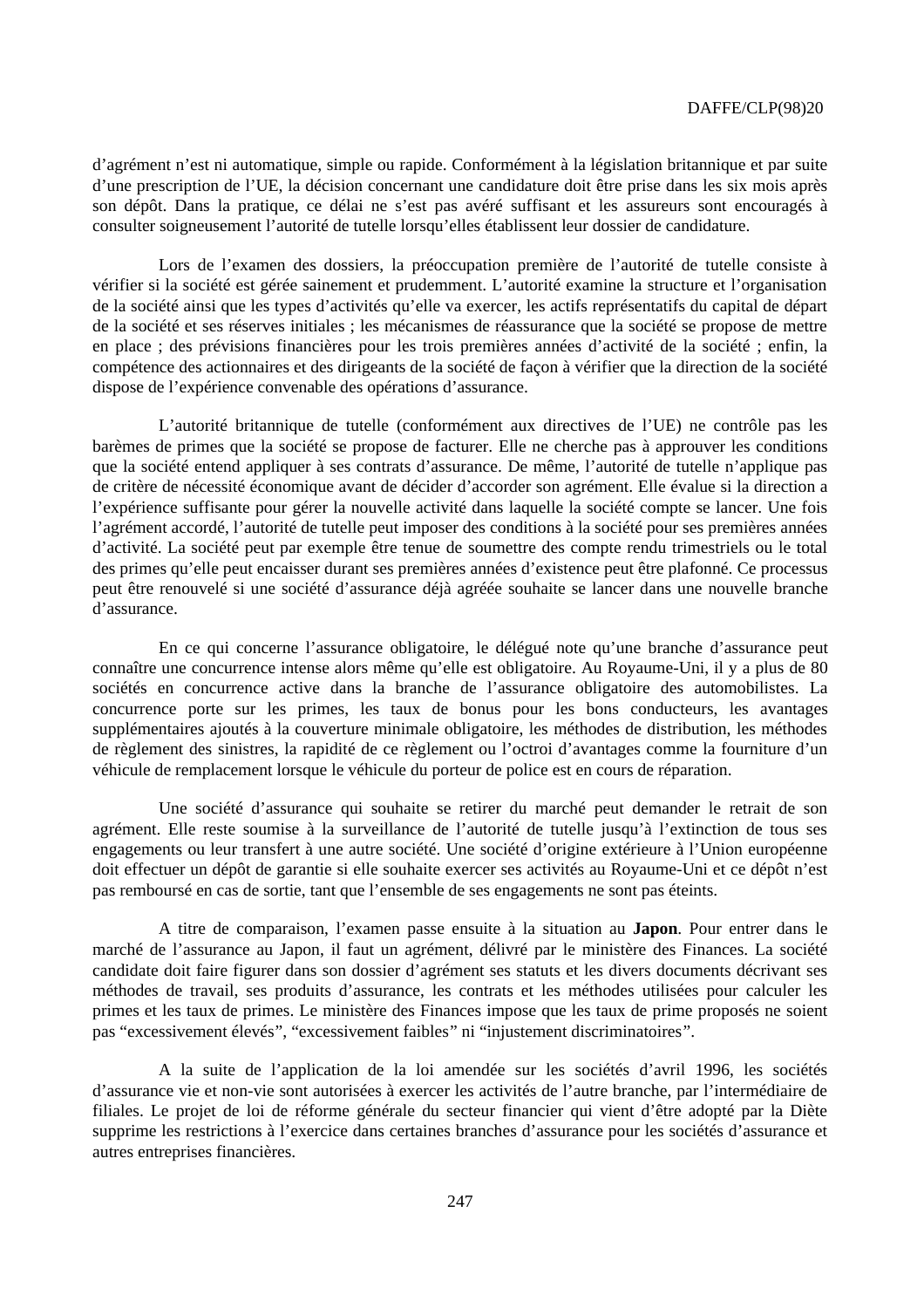d'agrément n'est ni automatique, simple ou rapide. Conformément à la législation britannique et par suite d'une prescription de l'UE, la décision concernant une candidature doit être prise dans les six mois après son dépôt. Dans la pratique, ce délai ne s'est pas avéré suffisant et les assureurs sont encouragés à consulter soigneusement l'autorité de tutelle lorsqu'elles établissent leur dossier de candidature.

Lors de l'examen des dossiers, la préoccupation première de l'autorité de tutelle consiste à vérifier si la société est gérée sainement et prudemment. L'autorité examine la structure et l'organisation de la société ainsi que les types d'activités qu'elle va exercer, les actifs représentatifs du capital de départ de la société et ses réserves initiales ; les mécanismes de réassurance que la société se propose de mettre en place ; des prévisions financières pour les trois premières années d'activité de la société ; enfin, la compétence des actionnaires et des dirigeants de la société de façon à vérifier que la direction de la société dispose de l'expérience convenable des opérations d'assurance.

L'autorité britannique de tutelle (conformément aux directives de l'UE) ne contrôle pas les barèmes de primes que la société se propose de facturer. Elle ne cherche pas à approuver les conditions que la société entend appliquer à ses contrats d'assurance. De même, l'autorité de tutelle n'applique pas de critère de nécessité économique avant de décider d'accorder son agrément. Elle évalue si la direction a l'expérience suffisante pour gérer la nouvelle activité dans laquelle la société compte se lancer. Une fois l'agrément accordé, l'autorité de tutelle peut imposer des conditions à la société pour ses premières années d'activité. La société peut par exemple être tenue de soumettre des compte rendu trimestriels ou le total des primes qu'elle peut encaisser durant ses premières années d'existence peut être plafonné. Ce processus peut être renouvelé si une société d'assurance déjà agréée souhaite se lancer dans une nouvelle branche d'assurance.

En ce qui concerne l'assurance obligatoire, le délégué note qu'une branche d'assurance peut connaître une concurrence intense alors même qu'elle est obligatoire. Au Royaume-Uni, il y a plus de 80 sociétés en concurrence active dans la branche de l'assurance obligatoire des automobilistes. La concurrence porte sur les primes, les taux de bonus pour les bons conducteurs, les avantages supplémentaires ajoutés à la couverture minimale obligatoire, les méthodes de distribution, les méthodes de règlement des sinistres, la rapidité de ce règlement ou l'octroi d'avantages comme la fourniture d'un véhicule de remplacement lorsque le véhicule du porteur de police est en cours de réparation.

Une société d'assurance qui souhaite se retirer du marché peut demander le retrait de son agrément. Elle reste soumise à la surveillance de l'autorité de tutelle jusqu'à l'extinction de tous ses engagements ou leur transfert à une autre société. Une société d'origine extérieure à l'Union européenne doit effectuer un dépôt de garantie si elle souhaite exercer ses activités au Royaume-Uni et ce dépôt n'est pas remboursé en cas de sortie, tant que l'ensemble de ses engagements ne sont pas éteints.

A titre de comparaison, l'examen passe ensuite à la situation au **Japon**. Pour entrer dans le marché de l'assurance au Japon, il faut un agrément, délivré par le ministère des Finances. La société candidate doit faire figurer dans son dossier d'agrément ses statuts et les divers documents décrivant ses méthodes de travail, ses produits d'assurance, les contrats et les méthodes utilisées pour calculer les primes et les taux de primes. Le ministère des Finances impose que les taux de prime proposés ne soient pas "excessivement élevés", "excessivement faibles" ni "injustement discriminatoires".

A la suite de l'application de la loi amendée sur les sociétés d'avril 1996, les sociétés d'assurance vie et non-vie sont autorisées à exercer les activités de l'autre branche, par l'intermédiaire de filiales. Le projet de loi de réforme générale du secteur financier qui vient d'être adopté par la Diète supprime les restrictions à l'exercice dans certaines branches d'assurance pour les sociétés d'assurance et autres entreprises financières.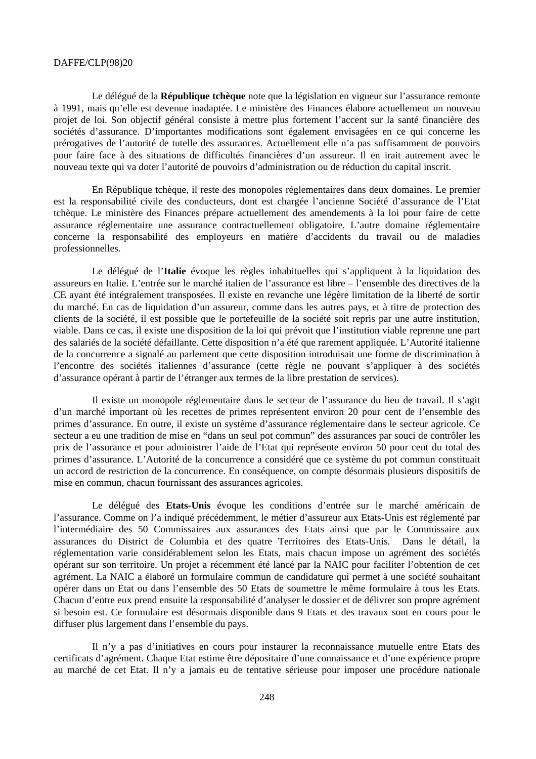Le délégué de la **République tchèque** note que la législation en vigueur sur l’assurance remonte à 1991, mais qu’elle est devenue inadaptée. Le ministère des Finances élabore actuellement un nouveau projet de loi. Son objectif général consiste à mettre plus fortement l’accent sur la santé financière des sociétés d’assurance. D’importantes modifications sont également envisagées en ce qui concerne les prérogatives de l’autorité de tutelle des assurances. Actuellement elle n’a pas suffisamment de pouvoirs pour faire face à des situations de difficultés financières d’un assureur. Il en irait autrement avec le nouveau texte qui va doter l’autorité de pouvoirs d’administration ou de réduction du capital inscrit.

En République tchèque, il reste des monopoles réglementaires dans deux domaines. Le premier est la responsabilité civile des conducteurs, dont est chargée l’ancienne Société d’assurance de l’Etat tchèque. Le ministère des Finances prépare actuellement des amendements à la loi pour faire de cette assurance réglementaire une assurance contractuellement obligatoire. L’autre domaine réglementaire concerne la responsabilité des employeurs en matière d’accidents du travail ou de maladies professionnelles.

Le délégué de l’**Italie** évoque les règles inhabituelles qui s’appliquent à la liquidation des assureurs en Italie. L’entrée sur le marché italien de l’assurance est libre – l’ensemble des directives de la CE ayant été intégralement transposées. Il existe en revanche une légère limitation de la liberté de sortir du marché. En cas de liquidation d’un assureur, comme dans les autres pays, et à titre de protection des clients de la société, il est possible que le portefeuille de la société soit repris par une autre institution, viable. Dans ce cas, il existe une disposition de la loi qui prévoit que l’institution viable reprenne une part des salariés de la société défaillante. Cette disposition n’a été que rarement appliquée. L’Autorité italienne de la concurrence a signalé au parlement que cette disposition introduisait une forme de discrimination à l’encontre des sociétés italiennes d’assurance (cette règle ne pouvant s’appliquer à des sociétés d’assurance opérant à partir de l’étranger aux termes de la libre prestation de services).

Il existe un monopole réglementaire dans le secteur de l’assurance du lieu de travail. Il s’agit d’un marché important où les recettes de primes représentent environ 20 pour cent de l’ensemble des primes d’assurance. En outre, il existe un système d’assurance réglementaire dans le secteur agricole. Ce secteur a eu une tradition de mise en “dans un seul pot commun” des assurances par souci de contrôler les prix de l’assurance et pour administrer l’aide de l’Etat qui représente environ 50 pour cent du total des primes d’assurance. L’Autorité de la concurrence a considéré que ce système du pot commun constituait un accord de restriction de la concurrence. En conséquence, on compte désormais plusieurs dispositifs de mise en commun, chacun fournissant des assurances agricoles.

Le délégué des **Etats-Unis** évoque les conditions d’entrée sur le marché américain de l’assurance. Comme on l’a indiqué précédemment, le métier d’assureur aux Etats-Unis est réglementé par l’intermédiaire des 50 Commissaires aux assurances des Etats ainsi que par le Commissaire aux assurances du District de Columbia et des quatre Territoires des Etats-Unis. Dans le détail, la réglementation varie considérablement selon les Etats, mais chacun impose un agrément des sociétés opérant sur son territoire. Un projet a récemment été lancé par la NAIC pour faciliter l’obtention de cet agrément. La NAIC a élaboré un formulaire commun de candidature qui permet à une société souhaitant opérer dans un Etat ou dans l’ensemble des 50 Etats de soumettre le même formulaire à tous les Etats. Chacun d’entre eux prend ensuite la responsabilité d’analyser le dossier et de délivrer son propre agrément si besoin est. Ce formulaire est désormais disponible dans 9 Etats et des travaux sont en cours pour le diffuser plus largement dans l’ensemble du pays.

Il n’y a pas d’initiatives en cours pour instaurer la reconnaissance mutuelle entre Etats des certificats d’agrément. Chaque Etat estime être dépositaire d’une connaissance et d’une expérience propre au marché de cet Etat. Il n’y a jamais eu de tentative sérieuse pour imposer une procédure nationale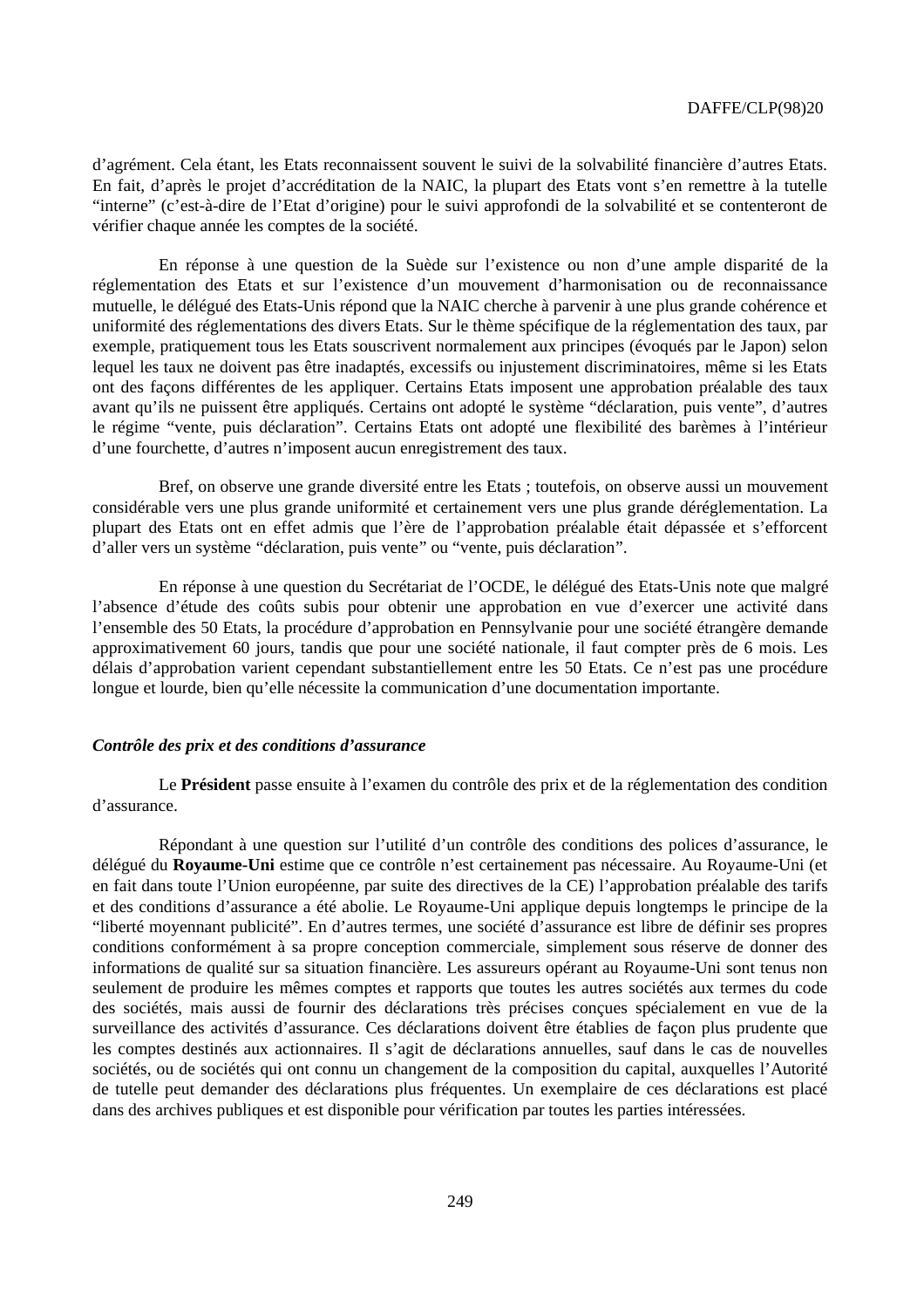d'agrément. Cela étant, les Etats reconnaissent souvent le suivi de la solvabilité financière d'autres Etats. En fait, d'après le projet d'accréditation de la NAIC, la plupart des Etats vont s'en remettre à la tutelle "interne" (c'est-à-dire de l'Etat d'origine) pour le suivi approfondi de la solvabilité et se contenteront de vérifier chaque année les comptes de la société.

En réponse à une question de la Suède sur l'existence ou non d'une ample disparité de la réglementation des Etats et sur l'existence d'un mouvement d'harmonisation ou de reconnaissance mutuelle, le délégué des Etats-Unis répond que la NAIC cherche à parvenir à une plus grande cohérence et uniformité des réglementations des divers Etats. Sur le thème spécifique de la réglementation des taux, par exemple, pratiquement tous les Etats souscrivent normalement aux principes (évoqués par le Japon) selon lequel les taux ne doivent pas être inadaptés, excessifs ou injustement discriminatoires, même si les Etats ont des façons différentes de les appliquer. Certains Etats imposent une approbation préalable des taux avant qu'ils ne puissent être appliqués. Certains ont adopté le système "déclaration, puis vente", d'autres le régime "vente, puis déclaration". Certains Etats ont adopté une flexibilité des barèmes à l'intérieur d'une fourchette, d'autres n'imposent aucun enregistrement des taux.

Bref, on observe une grande diversité entre les Etats ; toutefois, on observe aussi un mouvement considérable vers une plus grande uniformité et certainement vers une plus grande déréglementation. La plupart des Etats ont en effet admis que l'ère de l'approbation préalable était dépassée et s'efforcent d'aller vers un système "déclaration, puis vente" ou "vente, puis déclaration".

En réponse à une question du Secrétariat de l'OCDE, le délégué des Etats-Unis note que malgré l'absence d'étude des coûts subis pour obtenir une approbation en vue d'exercer une activité dans l'ensemble des 50 Etats, la procédure d'approbation en Pennsylvanie pour une société étrangère demande approximativement 60 jours, tandis que pour une société nationale, il faut compter près de 6 mois. Les délais d'approbation varient cependant substantiellement entre les 50 Etats. Ce n'est pas une procédure longue et lourde, bien qu'elle nécessite la communication d'une documentation importante.

***Contrôle des prix et des conditions d'assurance***

Le **Président** passe ensuite à l'examen du contrôle des prix et de la réglementation des condition d'assurance.

Répondant à une question sur l'utilité d'un contrôle des conditions des polices d'assurance, le délégué du **Royaume-Uni** estime que ce contrôle n'est certainement pas nécessaire. Au Royaume-Uni (et en fait dans toute l'Union européenne, par suite des directives de la CE) l'approbation préalable des tarifs et des conditions d'assurance a été abolie. Le Royaume-Uni applique depuis longtemps le principe de la "liberté moyennant publicité". En d'autres termes, une société d'assurance est libre de définir ses propres conditions conformément à sa propre conception commerciale, simplement sous réserve de donner des informations de qualité sur sa situation financière. Les assureurs opérant au Royaume-Uni sont tenus non seulement de produire les mêmes comptes et rapports que toutes les autres sociétés aux termes du code des sociétés, mais aussi de fournir des déclarations très précises conçues spécialement en vue de la surveillance des activités d'assurance. Ces déclarations doivent être établies de façon plus prudente que les comptes destinés aux actionnaires. Il s'agit de déclarations annuelles, sauf dans le cas de nouvelles sociétés, ou de sociétés qui ont connu un changement de la composition du capital, auxquelles l'Autorité de tutelle peut demander des déclarations plus fréquentes. Un exemplaire de ces déclarations est placé dans des archives publiques et est disponible pour vérification par toutes les parties intéressées.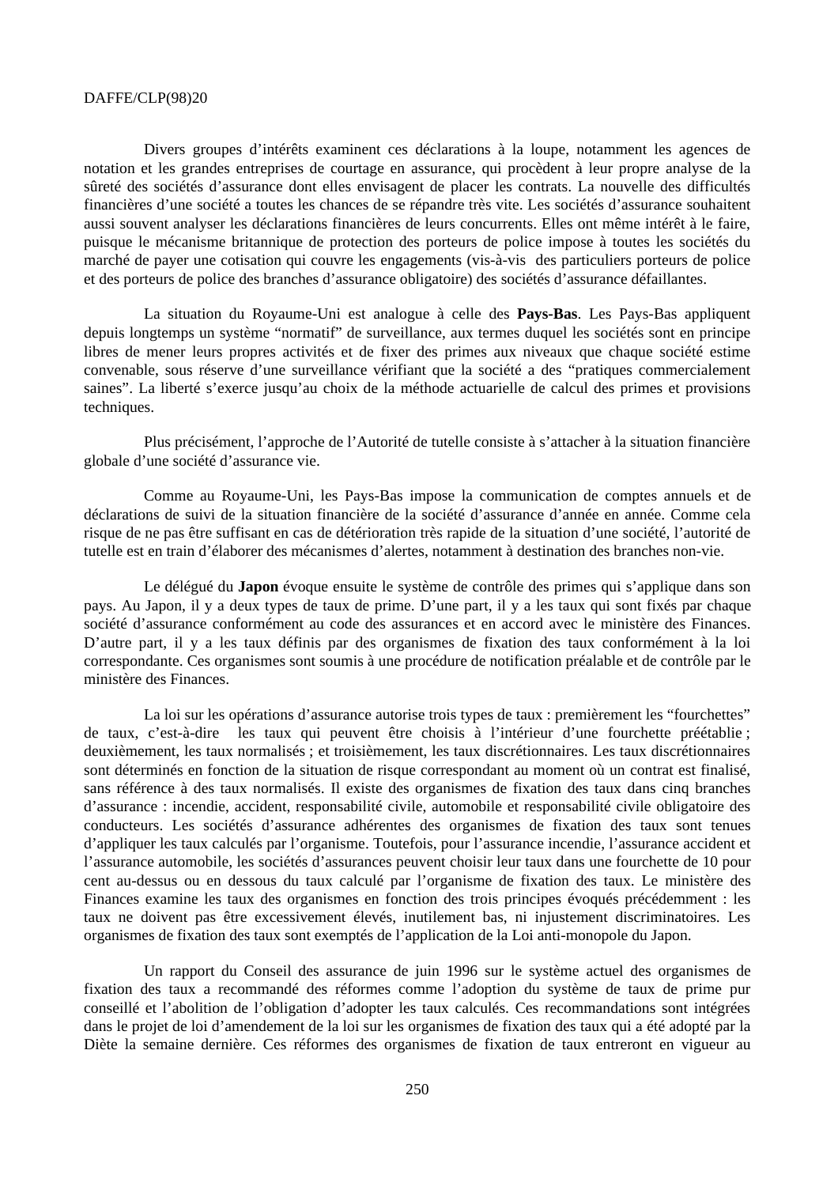Divers groupes d’intérêts examinent ces déclarations à la loupe, notamment les agences de notation et les grandes entreprises de courtage en assurance, qui procèdent à leur propre analyse de la sûreté des sociétés d’assurance dont elles envisagent de placer les contrats. La nouvelle des difficultés financières d’une société a toutes les chances de se répandre très vite. Les sociétés d’assurance souhaitent aussi souvent analyser les déclarations financières de leurs concurrents. Elles ont même intérêt à le faire, puisque le mécanisme britannique de protection des porteurs de police impose à toutes les sociétés du marché de payer une cotisation qui couvre les engagements (vis-à-vis des particuliers porteurs de police et des porteurs de police des branches d’assurance obligatoire) des sociétés d’assurance défaillantes.

La situation du Royaume-Uni est analogue à celle des **Pays-Bas**. Les Pays-Bas appliquent depuis longtemps un système “normatif” de surveillance, aux termes duquel les sociétés sont en principe libres de mener leurs propres activités et de fixer des primes aux niveaux que chaque société estime convenable, sous réserve d’une surveillance vérifiant que la société a des “pratiques commercialement saines”. La liberté s’exerce jusqu’au choix de la méthode actuarielle de calcul des primes et provisions techniques.

Plus précisément, l’approche de l’Autorité de tutelle consiste à s’attacher à la situation financière globale d’une société d’assurance vie.

Comme au Royaume-Uni, les Pays-Bas impose la communication de comptes annuels et de déclarations de suivi de la situation financière de la société d’assurance d’année en année. Comme cela risque de ne pas être suffisant en cas de détérioration très rapide de la situation d’une société, l’autorité de tutelle est en train d’élaborer des mécanismes d’alertes, notamment à destination des branches non-vie.

Le délégué du **Japon** évoque ensuite le système de contrôle des primes qui s’applique dans son pays. Au Japon, il y a deux types de taux de prime. D’une part, il y a les taux qui sont fixés par chaque société d’assurance conformément au code des assurances et en accord avec le ministère des Finances. D’autre part, il y a les taux définis par des organismes de fixation des taux conformément à la loi correspondante. Ces organismes sont soumis à une procédure de notification préalable et de contrôle par le ministère des Finances.

La loi sur les opérations d’assurance autorise trois types de taux : premièrement les “fourchettes” de taux, c’est-à-dire les taux qui peuvent être choisis à l’intérieur d’une fourchette préétablie ; deuxièmement, les taux normalisés ; et troisièmement, les taux discrétionnaires. Les taux discrétionnaires sont déterminés en fonction de la situation de risque correspondant au moment où un contrat est finalisé, sans référence à des taux normalisés. Il existe des organismes de fixation des taux dans cinq branches d’assurance : incendie, accident, responsabilité civile, automobile et responsabilité civile obligatoire des conducteurs. Les sociétés d’assurance adhérentes des organismes de fixation des taux sont tenues d’appliquer les taux calculés par l’organisme. Toutefois, pour l’assurance incendie, l’assurance accident et l’assurance automobile, les sociétés d’assurances peuvent choisir leur taux dans une fourchette de 10 pour cent au-dessus ou en dessous du taux calculé par l’organisme de fixation des taux. Le ministère des Finances examine les taux des organismes en fonction des trois principes évoqués précédemment : les taux ne doivent pas être excessivement élevés, inutilement bas, ni injustement discriminatoires. Les organismes de fixation des taux sont exemptés de l’application de la Loi anti-monopole du Japon.

Un rapport du Conseil des assurance de juin 1996 sur le système actuel des organismes de fixation des taux a recommandé des réformes comme l’adoption du système de taux de prime pur conseillé et l’abolition de l’obligation d’adopter les taux calculés. Ces recommandations sont intégrées dans le projet de loi d’amendement de la loi sur les organismes de fixation des taux qui a été adopté par la Diète la semaine dernière. Ces réformes des organismes de fixation de taux entreront en vigueur au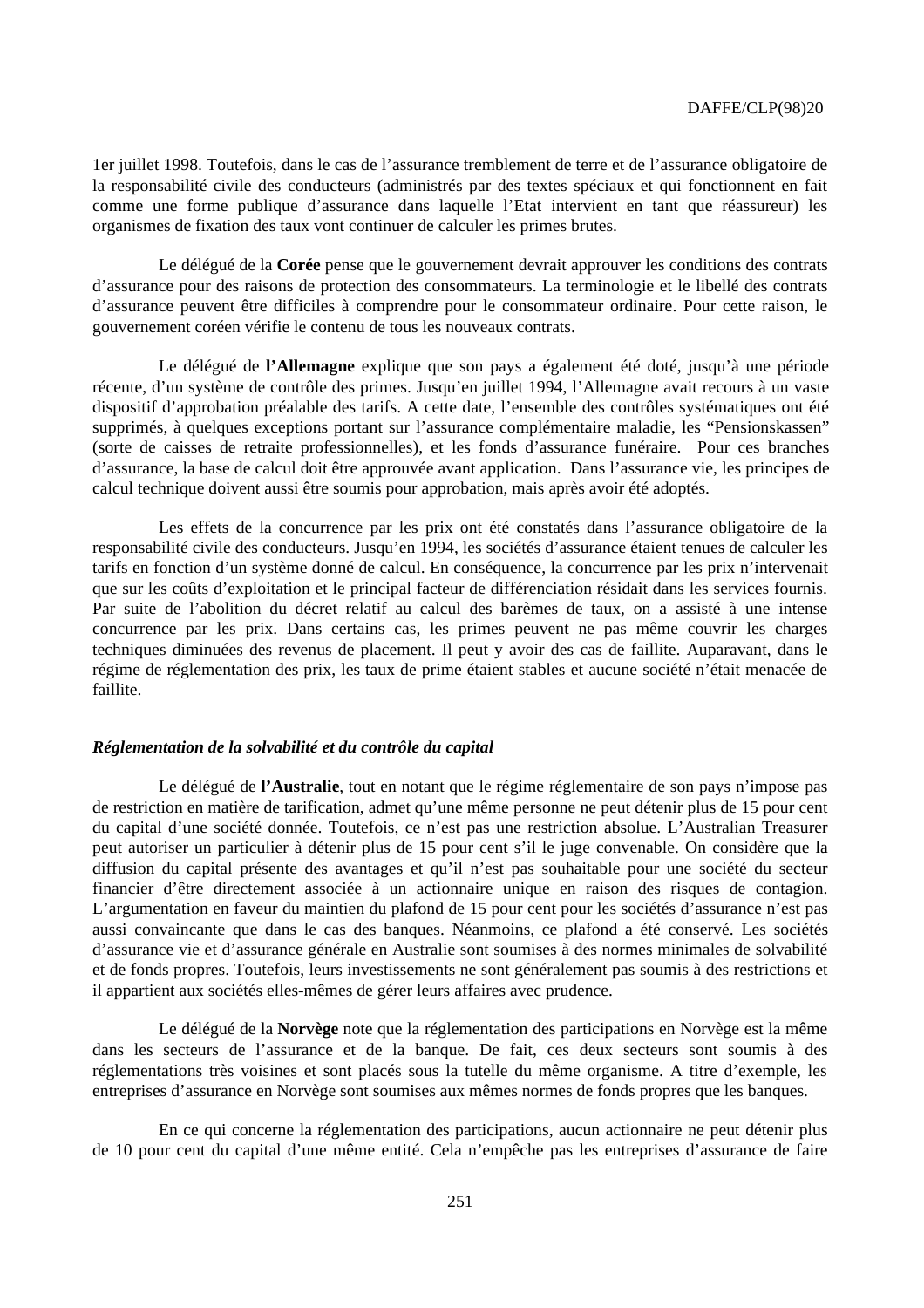1er juillet 1998. Toutefois, dans le cas de l'assurance tremblement de terre et de l'assurance obligatoire de la responsabilité civile des conducteurs (administrés par des textes spéciaux et qui fonctionnent en fait comme une forme publique d'assurance dans laquelle l'Etat intervient en tant que réassureur) les organismes de fixation des taux vont continuer de calculer les primes brutes.

Le délégué de la **Corée** pense que le gouvernement devrait approuver les conditions des contrats d'assurance pour des raisons de protection des consommateurs. La terminologie et le libellé des contrats d'assurance peuvent être difficiles à comprendre pour le consommateur ordinaire. Pour cette raison, le gouvernement coréen vérifie le contenu de tous les nouveaux contrats.

Le délégué de **l'Allemagne** explique que son pays a également été doté, jusqu'à une période récente, d'un système de contrôle des primes. Jusqu'en juillet 1994, l'Allemagne avait recours à un vaste dispositif d'approbation préalable des tarifs. A cette date, l'ensemble des contrôles systématiques ont été supprimés, à quelques exceptions portant sur l'assurance complémentaire maladie, les "Pensionskassen" (sorte de caisses de retraite professionnelles), et les fonds d'assurance funéraire. Pour ces branches d'assurance, la base de calcul doit être approuvée avant application. Dans l'assurance vie, les principes de calcul technique doivent aussi être soumis pour approbation, mais après avoir été adoptés.

Les effets de la concurrence par les prix ont été constatés dans l'assurance obligatoire de la responsabilité civile des conducteurs. Jusqu'en 1994, les sociétés d'assurance étaient tenues de calculer les tarifs en fonction d'un système donné de calcul. En conséquence, la concurrence par les prix n'intervenait que sur les coûts d'exploitation et le principal facteur de différenciation résidait dans les services fournis. Par suite de l'abolition du décret relatif au calcul des barèmes de taux, on a assisté à une intense concurrence par les prix. Dans certains cas, les primes peuvent ne pas même couvrir les charges techniques diminuées des revenus de placement. Il peut y avoir des cas de faillite. Auparavant, dans le régime de réglementation des prix, les taux de prime étaient stables et aucune société n'était menacée de faillite.

***Réglementation de la solvabilité et du contrôle du capital***

Le délégué de **l'Australie**, tout en notant que le régime réglementaire de son pays n'impose pas de restriction en matière de tarification, admet qu'une même personne ne peut détenir plus de 15 pour cent du capital d'une société donnée. Toutefois, ce n'est pas une restriction absolue. L'Australian Treasurer peut autoriser un particulier à détenir plus de 15 pour cent s'il le juge convenable. On considère que la diffusion du capital présente des avantages et qu'il n'est pas souhaitable pour une société du secteur financier d'être directement associée à un actionnaire unique en raison des risques de contagion. L'argumentation en faveur du maintien du plafond de 15 pour cent pour les sociétés d'assurance n'est pas aussi convaincante que dans le cas des banques. Néanmoins, ce plafond a été conservé. Les sociétés d'assurance vie et d'assurance générale en Australie sont soumises à des normes minimales de solvabilité et de fonds propres. Toutefois, leurs investissements ne sont généralement pas soumis à des restrictions et il appartient aux sociétés elles-mêmes de gérer leurs affaires avec prudence.

Le délégué de la **Norvège** note que la réglementation des participations en Norvège est la même dans les secteurs de l'assurance et de la banque. De fait, ces deux secteurs sont soumis à des réglementations très voisines et sont placés sous la tutelle du même organisme. A titre d'exemple, les entreprises d'assurance en Norvège sont soumises aux mêmes normes de fonds propres que les banques.

En ce qui concerne la réglementation des participations, aucun actionnaire ne peut détenir plus de 10 pour cent du capital d'une même entité. Cela n'empêche pas les entreprises d'assurance de faire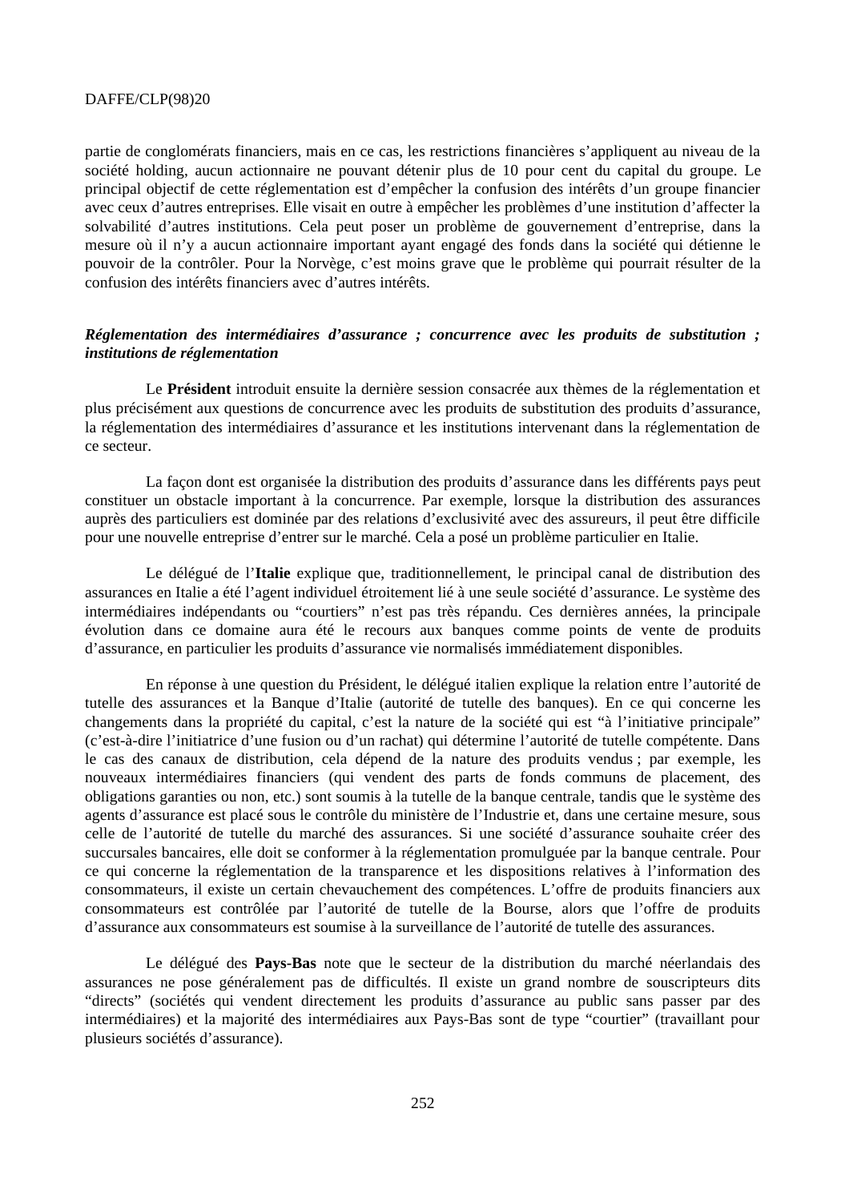partie de conglomérats financiers, mais en ce cas, les restrictions financières s'appliquent au niveau de la société holding, aucun actionnaire ne pouvant détenir plus de 10 pour cent du capital du groupe. Le principal objectif de cette réglementation est d'empêcher la confusion des intérêts d'un groupe financier avec ceux d'autres entreprises. Elle visait en outre à empêcher les problèmes d'une institution d'affecter la solvabilité d'autres institutions. Cela peut poser un problème de gouvernement d'entreprise, dans la mesure où il n'y a aucun actionnaire important ayant engagé des fonds dans la société qui détienne le pouvoir de la contrôler. Pour la Norvège, c'est moins grave que le problème qui pourrait résulter de la confusion des intérêts financiers avec d'autres intérêts.

***Réglementation des intermédiaires d'assurance ; concurrence avec les produits de substitution ; institutions de réglementation***

Le **Président** introduit ensuite la dernière session consacrée aux thèmes de la réglementation et plus précisément aux questions de concurrence avec les produits de substitution des produits d'assurance, la réglementation des intermédiaires d'assurance et les institutions intervenant dans la réglementation de ce secteur.

La façon dont est organisée la distribution des produits d'assurance dans les différents pays peut constituer un obstacle important à la concurrence. Par exemple, lorsque la distribution des assurances auprès des particuliers est dominée par des relations d'exclusivité avec des assureurs, il peut être difficile pour une nouvelle entreprise d'entrer sur le marché. Cela a posé un problème particulier en Italie.

Le délégué de l'**Italie** explique que, traditionnellement, le principal canal de distribution des assurances en Italie a été l'agent individuel étroitement lié à une seule société d'assurance. Le système des intermédiaires indépendants ou "courtiers" n'est pas très répandu. Ces dernières années, la principale évolution dans ce domaine aura été le recours aux banques comme points de vente de produits d'assurance, en particulier les produits d'assurance vie normalisés immédiatement disponibles.

En réponse à une question du Président, le délégué italien explique la relation entre l'autorité de tutelle des assurances et la Banque d'Italie (autorité de tutelle des banques). En ce qui concerne les changements dans la propriété du capital, c'est la nature de la société qui est "à l'initiative principale" (c'est-à-dire l'initiatrice d'une fusion ou d'un rachat) qui détermine l'autorité de tutelle compétente. Dans le cas des canaux de distribution, cela dépend de la nature des produits vendus ; par exemple, les nouveaux intermédiaires financiers (qui vendent des parts de fonds communs de placement, des obligations garanties ou non, etc.) sont soumis à la tutelle de la banque centrale, tandis que le système des agents d'assurance est placé sous le contrôle du ministère de l'Industrie et, dans une certaine mesure, sous celle de l'autorité de tutelle du marché des assurances. Si une société d'assurance souhaite créer des succursales bancaires, elle doit se conformer à la réglementation promulguée par la banque centrale. Pour ce qui concerne la réglementation de la transparence et les dispositions relatives à l'information des consommateurs, il existe un certain chevauchement des compétences. L'offre de produits financiers aux consommateurs est contrôlée par l'autorité de tutelle de la Bourse, alors que l'offre de produits d'assurance aux consommateurs est soumise à la surveillance de l'autorité de tutelle des assurances.

Le délégué des **Pays-Bas** note que le secteur de la distribution du marché néerlandais des assurances ne pose généralement pas de difficultés. Il existe un grand nombre de souscripteurs dits "directs" (sociétés qui vendent directement les produits d'assurance au public sans passer par des intermédiaires) et la majorité des intermédiaires aux Pays-Bas sont de type "courtier" (travaillant pour plusieurs sociétés d'assurance).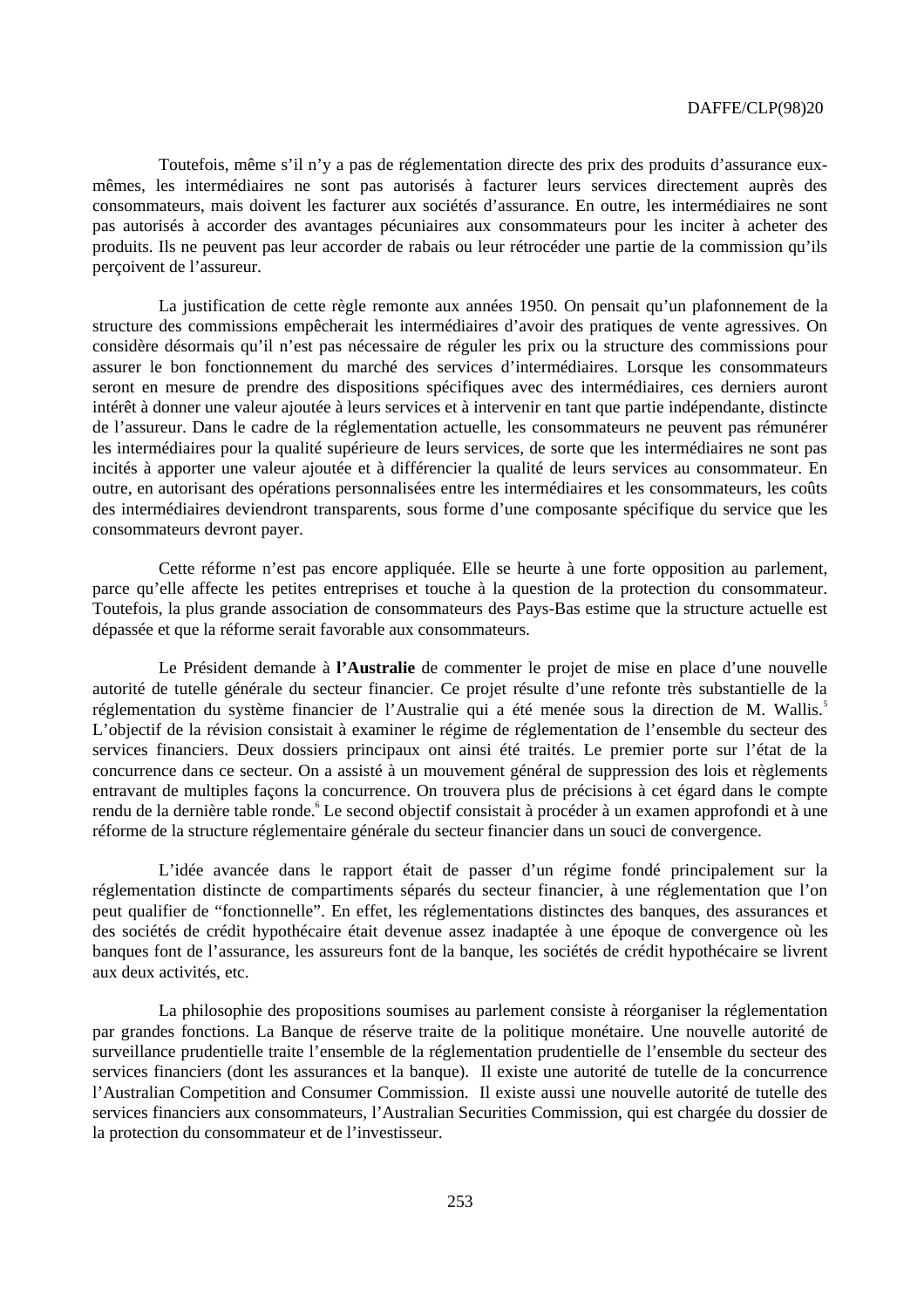Toutefois, même s'il n'y a pas de réglementation directe des prix des produits d'assurance eux-mêmes, les intermédiaires ne sont pas autorisés à facturer leurs services directement auprès des consommateurs, mais doivent les facturer aux sociétés d'assurance. En outre, les intermédiaires ne sont pas autorisés à accorder des avantages pécuniaires aux consommateurs pour les inciter à acheter des produits. Ils ne peuvent pas leur accorder de rabais ou leur rétrocéder une partie de la commission qu'ils perçoivent de l'assureur.

La justification de cette règle remonte aux années 1950. On pensait qu'un plafonnement de la structure des commissions empêcherait les intermédiaires d'avoir des pratiques de vente agressives. On considère désormais qu'il n'est pas nécessaire de réguler les prix ou la structure des commissions pour assurer le bon fonctionnement du marché des services d'intermédiaires. Lorsque les consommateurs seront en mesure de prendre des dispositions spécifiques avec des intermédiaires, ces derniers auront intérêt à donner une valeur ajoutée à leurs services et à intervenir en tant que partie indépendante, distincte de l'assureur. Dans le cadre de la réglementation actuelle, les consommateurs ne peuvent pas rémunérer les intermédiaires pour la qualité supérieure de leurs services, de sorte que les intermédiaires ne sont pas incités à apporter une valeur ajoutée et à différencier la qualité de leurs services au consommateur. En outre, en autorisant des opérations personnalisées entre les intermédiaires et les consommateurs, les coûts des intermédiaires deviendront transparents, sous forme d'une composante spécifique du service que les consommateurs devront payer.

Cette réforme n'est pas encore appliquée. Elle se heurte à une forte opposition au parlement, parce qu'elle affecte les petites entreprises et touche à la question de la protection du consommateur. Toutefois, la plus grande association de consommateurs des Pays-Bas estime que la structure actuelle est dépassée et que la réforme serait favorable aux consommateurs.

Le Président demande à **l'Australie** de commenter le projet de mise en place d'une nouvelle autorité de tutelle générale du secteur financier. Ce projet résulte d'une refonte très substantielle de la réglementation du système financier de l'Australie qui a été menée sous la direction de M. Wallis.[5] L'objectif de la révision consistait à examiner le régime de réglementation de l'ensemble du secteur des services financiers. Deux dossiers principaux ont ainsi été traités. Le premier porte sur l'état de la concurrence dans ce secteur. On a assisté à un mouvement général de suppression des lois et règlements entravant de multiples façons la concurrence. On trouvera plus de précisions à cet égard dans le compte rendu de la dernière table ronde.[6] Le second objectif consistait à procéder à un examen approfondi et à une réforme de la structure réglementaire générale du secteur financier dans un souci de convergence.

L'idée avancée dans le rapport était de passer d'un régime fondé principalement sur la réglementation distincte de compartiments séparés du secteur financier, à une réglementation que l'on peut qualifier de "fonctionnelle". En effet, les réglementations distinctes des banques, des assurances et des sociétés de crédit hypothécaire était devenue assez inadaptée à une époque de convergence où les banques font de l'assurance, les assureurs font de la banque, les sociétés de crédit hypothécaire se livrent aux deux activités, etc.

La philosophie des propositions soumises au parlement consiste à réorganiser la réglementation par grandes fonctions. La Banque de réserve traite de la politique monétaire. Une nouvelle autorité de surveillance prudentielle traite l'ensemble de la réglementation prudentielle de l'ensemble du secteur des services financiers (dont les assurances et la banque). Il existe une autorité de tutelle de la concurrence l'Australian Competition and Consumer Commission. Il existe aussi une nouvelle autorité de tutelle des services financiers aux consommateurs, l'Australian Securities Commission, qui est chargée du dossier de la protection du consommateur et de l'investisseur.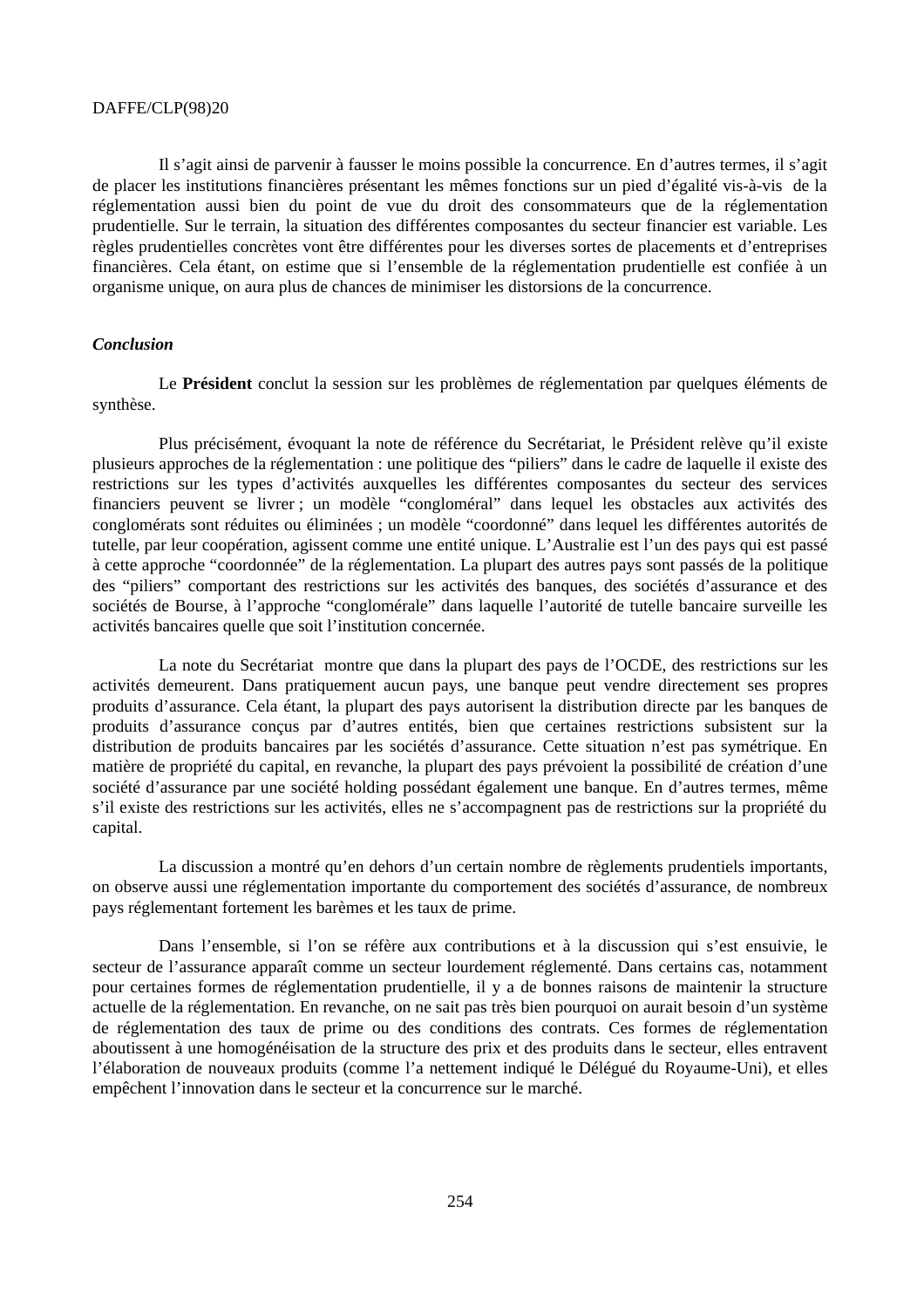Il s'agit ainsi de parvenir à fausser le moins possible la concurrence. En d'autres termes, il s'agit de placer les institutions financières présentant les mêmes fonctions sur un pied d'égalité vis-à-vis de la réglementation aussi bien du point de vue du droit des consommateurs que de la réglementation prudentielle. Sur le terrain, la situation des différentes composantes du secteur financier est variable. Les règles prudentielles concrètes vont être différentes pour les diverses sortes de placements et d'entreprises financières. Cela étant, on estime que si l'ensemble de la réglementation prudentielle est confiée à un organisme unique, on aura plus de chances de minimiser les distorsions de la concurrence.

***Conclusion***

Le **Président** conclut la session sur les problèmes de réglementation par quelques éléments de synthèse.

Plus précisément, évoquant la note de référence du Secrétariat, le Président relève qu'il existe plusieurs approches de la réglementation : une politique des "piliers" dans le cadre de laquelle il existe des restrictions sur les types d'activités auxquelles les différentes composantes du secteur des services financiers peuvent se livrer ; un modèle "congloméral" dans lequel les obstacles aux activités des conglomérats sont réduites ou éliminées ; un modèle "coordonné" dans lequel les différentes autorités de tutelle, par leur coopération, agissent comme une entité unique. L'Australie est l'un des pays qui est passé à cette approche "coordonnée" de la réglementation. La plupart des autres pays sont passés de la politique des "piliers" comportant des restrictions sur les activités des banques, des sociétés d'assurance et des sociétés de Bourse, à l'approche "conglomérale" dans laquelle l'autorité de tutelle bancaire surveille les activités bancaires quelle que soit l'institution concernée.

La note du Secrétariat montre que dans la plupart des pays de l'OCDE, des restrictions sur les activités demeurent. Dans pratiquement aucun pays, une banque peut vendre directement ses propres produits d'assurance. Cela étant, la plupart des pays autorisent la distribution directe par les banques de produits d'assurance conçus par d'autres entités, bien que certaines restrictions subsistent sur la distribution de produits bancaires par les sociétés d'assurance. Cette situation n'est pas symétrique. En matière de propriété du capital, en revanche, la plupart des pays prévoient la possibilité de création d'une société d'assurance par une société holding possédant également une banque. En d'autres termes, même s'il existe des restrictions sur les activités, elles ne s'accompagnent pas de restrictions sur la propriété du capital.

La discussion a montré qu'en dehors d'un certain nombre de règlements prudentiels importants, on observe aussi une réglementation importante du comportement des sociétés d'assurance, de nombreux pays réglementant fortement les barèmes et les taux de prime.

Dans l'ensemble, si l'on se réfère aux contributions et à la discussion qui s'est ensuivie, le secteur de l'assurance apparaît comme un secteur lourdement réglementé. Dans certains cas, notamment pour certaines formes de réglementation prudentielle, il y a de bonnes raisons de maintenir la structure actuelle de la réglementation. En revanche, on ne sait pas très bien pourquoi on aurait besoin d'un système de réglementation des taux de prime ou des conditions des contrats. Ces formes de réglementation aboutissent à une homogénéisation de la structure des prix et des produits dans le secteur, elles entravent l'élaboration de nouveaux produits (comme l'a nettement indiqué le Délégué du Royaume-Uni), et elles empêchent l'innovation dans le secteur et la concurrence sur le marché.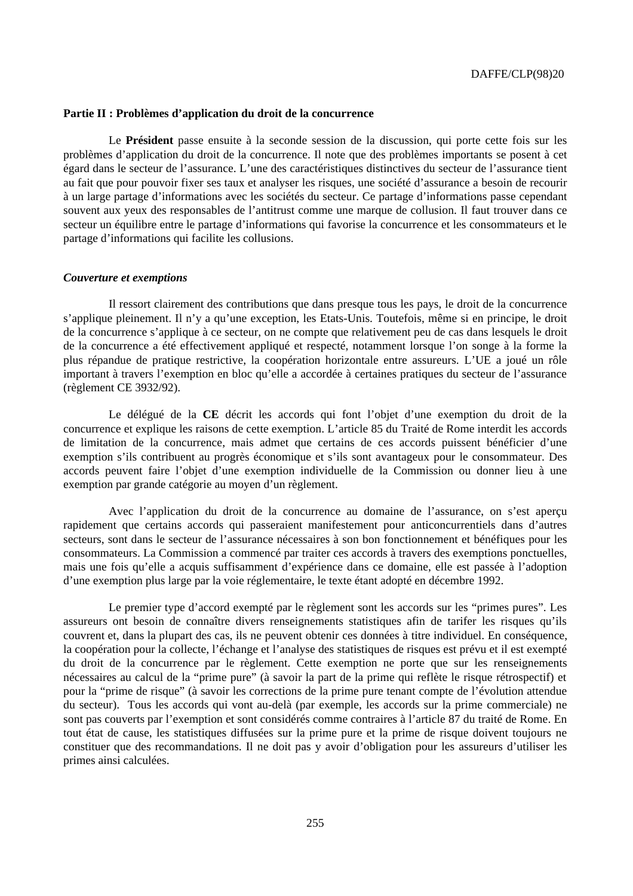## Partie II : Problèmes d'application du droit de la concurrence

Le **Président** passe ensuite à la seconde session de la discussion, qui porte cette fois sur les problèmes d'application du droit de la concurrence. Il note que des problèmes importants se posent à cet égard dans le secteur de l'assurance. L'une des caractéristiques distinctives du secteur de l'assurance tient au fait que pour pouvoir fixer ses taux et analyser les risques, une société d'assurance a besoin de recourir à un large partage d'informations avec les sociétés du secteur. Ce partage d'informations passe cependant souvent aux yeux des responsables de l'antitrust comme une marque de collusion. Il faut trouver dans ce secteur un équilibre entre le partage d'informations qui favorise la concurrence et les consommateurs et le partage d'informations qui facilite les collusions.

### *Couverture et exemptions*

Il ressort clairement des contributions que dans presque tous les pays, le droit de la concurrence s'applique pleinement. Il n'y a qu'une exception, les Etats-Unis. Toutefois, même si en principe, le droit de la concurrence s'applique à ce secteur, on ne compte que relativement peu de cas dans lesquels le droit de la concurrence a été effectivement appliqué et respecté, notamment lorsque l'on songe à la forme la plus répandue de pratique restrictive, la coopération horizontale entre assureurs. L'UE a joué un rôle important à travers l'exemption en bloc qu'elle a accordée à certaines pratiques du secteur de l'assurance (règlement CE 3932/92).

Le délégué de la **CE** décrit les accords qui font l'objet d'une exemption du droit de la concurrence et explique les raisons de cette exemption. L'article 85 du Traité de Rome interdit les accords de limitation de la concurrence, mais admet que certains de ces accords puissent bénéficier d'une exemption s'ils contribuent au progrès économique et s'ils sont avantageux pour le consommateur. Des accords peuvent faire l'objet d'une exemption individuelle de la Commission ou donner lieu à une exemption par grande catégorie au moyen d'un règlement.

Avec l'application du droit de la concurrence au domaine de l'assurance, on s'est aperçu rapidement que certains accords qui passeraient manifestement pour anticoncurrentiels dans d'autres secteurs, sont dans le secteur de l'assurance nécessaires à son bon fonctionnement et bénéfiques pour les consommateurs. La Commission a commencé par traiter ces accords à travers des exemptions ponctuelles, mais une fois qu'elle a acquis suffisamment d'expérience dans ce domaine, elle est passée à l'adoption d'une exemption plus large par la voie réglementaire, le texte étant adopté en décembre 1992.

Le premier type d'accord exempté par le règlement sont les accords sur les "primes pures". Les assureurs ont besoin de connaître divers renseignements statistiques afin de tarifer les risques qu'ils couvrent et, dans la plupart des cas, ils ne peuvent obtenir ces données à titre individuel. En conséquence, la coopération pour la collecte, l'échange et l'analyse des statistiques de risques est prévu et il est exempté du droit de la concurrence par le règlement. Cette exemption ne porte que sur les renseignements nécessaires au calcul de la "prime pure" (à savoir la part de la prime qui reflète le risque rétrospectif) et pour la "prime de risque" (à savoir les corrections de la prime pure tenant compte de l'évolution attendue du secteur). Tous les accords qui vont au-delà (par exemple, les accords sur la prime commerciale) ne sont pas couverts par l'exemption et sont considérés comme contraires à l'article 87 du traité de Rome. En tout état de cause, les statistiques diffusées sur la prime pure et la prime de risque doivent toujours ne constituer que des recommandations. Il ne doit pas y avoir d'obligation pour les assureurs d'utiliser les primes ainsi calculées.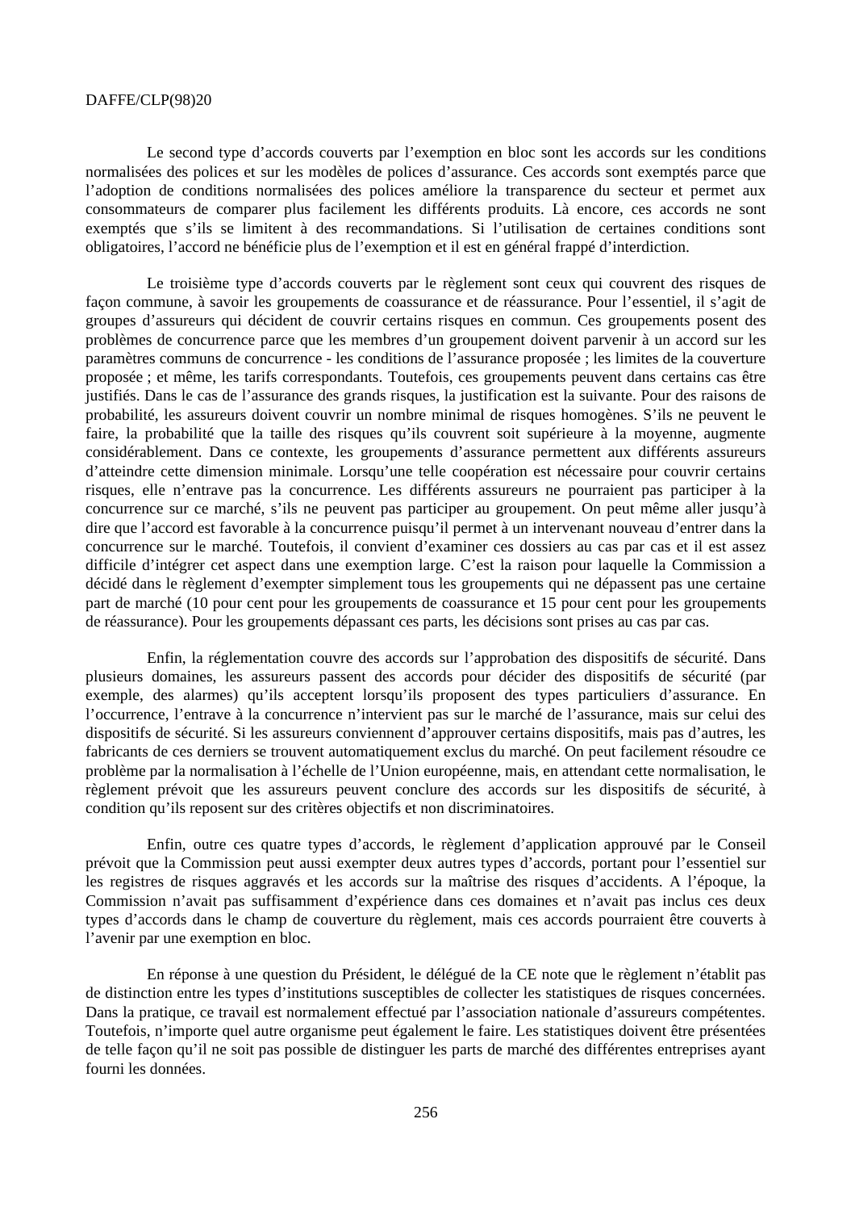Le second type d'accords couverts par l'exemption en bloc sont les accords sur les conditions normalisées des polices et sur les modèles de polices d'assurance. Ces accords sont exemptés parce que l'adoption de conditions normalisées des polices améliore la transparence du secteur et permet aux consommateurs de comparer plus facilement les différents produits. Là encore, ces accords ne sont exemptés que s'ils se limitent à des recommandations. Si l'utilisation de certaines conditions sont obligatoires, l'accord ne bénéficie plus de l'exemption et il est en général frappé d'interdiction.

Le troisième type d'accords couverts par le règlement sont ceux qui couvrent des risques de façon commune, à savoir les groupements de coassurance et de réassurance. Pour l'essentiel, il s'agit de groupes d'assureurs qui décident de couvrir certains risques en commun. Ces groupements posent des problèmes de concurrence parce que les membres d'un groupement doivent parvenir à un accord sur les paramètres communs de concurrence - les conditions de l'assurance proposée ; les limites de la couverture proposée ; et même, les tarifs correspondants. Toutefois, ces groupements peuvent dans certains cas être justifiés. Dans le cas de l'assurance des grands risques, la justification est la suivante. Pour des raisons de probabilité, les assureurs doivent couvrir un nombre minimal de risques homogènes. S'ils ne peuvent le faire, la probabilité que la taille des risques qu'ils couvrent soit supérieure à la moyenne, augmente considérablement. Dans ce contexte, les groupements d'assurance permettent aux différents assureurs d'atteindre cette dimension minimale. Lorsqu'une telle coopération est nécessaire pour couvrir certains risques, elle n'entrave pas la concurrence. Les différents assureurs ne pourraient pas participer à la concurrence sur ce marché, s'ils ne peuvent pas participer au groupement. On peut même aller jusqu'à dire que l'accord est favorable à la concurrence puisqu'il permet à un intervenant nouveau d'entrer dans la concurrence sur le marché. Toutefois, il convient d'examiner ces dossiers au cas par cas et il est assez difficile d'intégrer cet aspect dans une exemption large. C'est la raison pour laquelle la Commission a décidé dans le règlement d'exempter simplement tous les groupements qui ne dépassent pas une certaine part de marché (10 pour cent pour les groupements de coassurance et 15 pour cent pour les groupements de réassurance). Pour les groupements dépassant ces parts, les décisions sont prises au cas par cas.

Enfin, la réglementation couvre des accords sur l'approbation des dispositifs de sécurité. Dans plusieurs domaines, les assureurs passent des accords pour décider des dispositifs de sécurité (par exemple, des alarmes) qu'ils acceptent lorsqu'ils proposent des types particuliers d'assurance. En l'occurrence, l'entrave à la concurrence n'intervient pas sur le marché de l'assurance, mais sur celui des dispositifs de sécurité. Si les assureurs conviennent d'approuver certains dispositifs, mais pas d'autres, les fabricants de ces derniers se trouvent automatiquement exclus du marché. On peut facilement résoudre ce problème par la normalisation à l'échelle de l'Union européenne, mais, en attendant cette normalisation, le règlement prévoit que les assureurs peuvent conclure des accords sur les dispositifs de sécurité, à condition qu'ils reposent sur des critères objectifs et non discriminatoires.

Enfin, outre ces quatre types d'accords, le règlement d'application approuvé par le Conseil prévoit que la Commission peut aussi exempter deux autres types d'accords, portant pour l'essentiel sur les registres de risques aggravés et les accords sur la maîtrise des risques d'accidents. A l'époque, la Commission n'avait pas suffisamment d'expérience dans ces domaines et n'avait pas inclus ces deux types d'accords dans le champ de couverture du règlement, mais ces accords pourraient être couverts à l'avenir par une exemption en bloc.

En réponse à une question du Président, le délégué de la CE note que le règlement n'établit pas de distinction entre les types d'institutions susceptibles de collecter les statistiques de risques concernées. Dans la pratique, ce travail est normalement effectué par l'association nationale d'assureurs compétentes. Toutefois, n'importe quel autre organisme peut également le faire. Les statistiques doivent être présentées de telle façon qu'il ne soit pas possible de distinguer les parts de marché des différentes entreprises ayant fourni les données.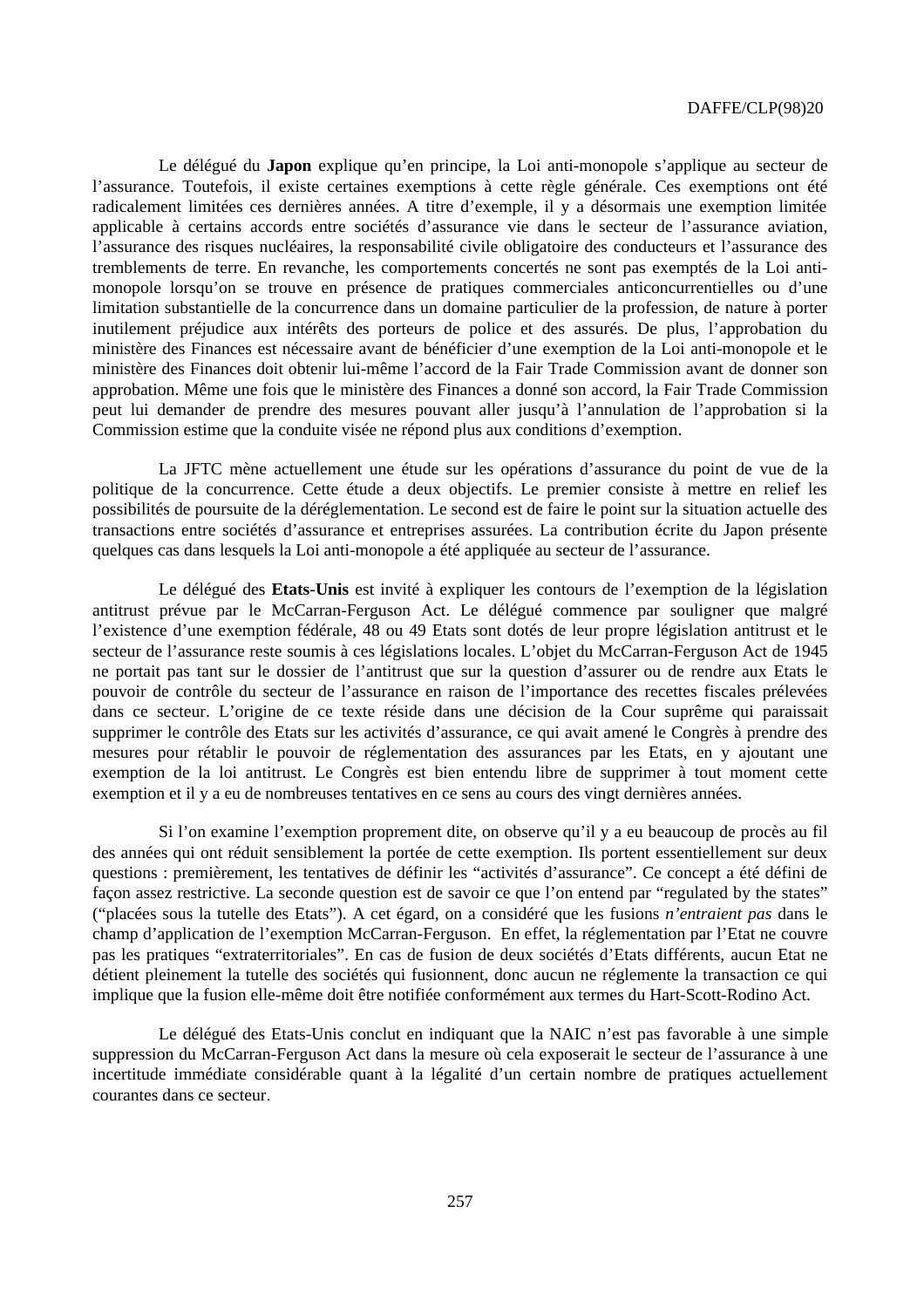Le délégué du **Japon** explique qu'en principe, la Loi anti-monopole s'applique au secteur de l'assurance. Toutefois, il existe certaines exemptions à cette règle générale. Ces exemptions ont été radicalement limitées ces dernières années. A titre d'exemple, il y a désormais une exemption limitée applicable à certains accords entre sociétés d'assurance vie dans le secteur de l'assurance aviation, l'assurance des risques nucléaires, la responsabilité civile obligatoire des conducteurs et l'assurance des tremblements de terre. En revanche, les comportements concertés ne sont pas exemptés de la Loi anti-monopole lorsqu'on se trouve en présence de pratiques commerciales anticoncurrentielles ou d'une limitation substantielle de la concurrence dans un domaine particulier de la profession, de nature à porter inutilement préjudice aux intérêts des porteurs de police et des assurés. De plus, l'approbation du ministère des Finances est nécessaire avant de bénéficier d'une exemption de la Loi anti-monopole et le ministère des Finances doit obtenir lui-même l'accord de la Fair Trade Commission avant de donner son approbation. Même une fois que le ministère des Finances a donné son accord, la Fair Trade Commission peut lui demander de prendre des mesures pouvant aller jusqu'à l'annulation de l'approbation si la Commission estime que la conduite visée ne répond plus aux conditions d'exemption.

La JFTC mène actuellement une étude sur les opérations d'assurance du point de vue de la politique de la concurrence. Cette étude a deux objectifs. Le premier consiste à mettre en relief les possibilités de poursuite de la déréglementation. Le second est de faire le point sur la situation actuelle des transactions entre sociétés d'assurance et entreprises assurées. La contribution écrite du Japon présente quelques cas dans lesquels la Loi anti-monopole a été appliquée au secteur de l'assurance.

Le délégué des **Etats-Unis** est invité à expliquer les contours de l'exemption de la législation antitrust prévue par le McCarran-Ferguson Act. Le délégué commence par souligner que malgré l'existence d'une exemption fédérale, 48 ou 49 Etats sont dotés de leur propre législation antitrust et le secteur de l'assurance reste soumis à ces législations locales. L'objet du McCarran-Ferguson Act de 1945 ne portait pas tant sur le dossier de l'antitrust que sur la question d'assurer ou de rendre aux Etats le pouvoir de contrôle du secteur de l'assurance en raison de l'importance des recettes fiscales prélevées dans ce secteur. L'origine de ce texte réside dans une décision de la Cour suprême qui paraissait supprimer le contrôle des Etats sur les activités d'assurance, ce qui avait amené le Congrès à prendre des mesures pour rétablir le pouvoir de réglementation des assurances par les Etats, en y ajoutant une exemption de la loi antitrust. Le Congrès est bien entendu libre de supprimer à tout moment cette exemption et il y a eu de nombreuses tentatives en ce sens au cours des vingt dernières années.

Si l'on examine l'exemption proprement dite, on observe qu'il y a eu beaucoup de procès au fil des années qui ont réduit sensiblement la portée de cette exemption. Ils portent essentiellement sur deux questions : premièrement, les tentatives de définir les "activités d'assurance". Ce concept a été défini de façon assez restrictive. La seconde question est de savoir ce que l'on entend par "regulated by the states" ("placées sous la tutelle des Etats"). A cet égard, on a considéré que les fusions *n'entraient pas* dans le champ d'application de l'exemption McCarran-Ferguson. En effet, la réglementation par l'Etat ne couvre pas les pratiques "extraterritoriales". En cas de fusion de deux sociétés d'Etats différents, aucun Etat ne détient pleinement la tutelle des sociétés qui fusionnent, donc aucun ne réglemente la transaction ce qui implique que la fusion elle-même doit être notifiée conformément aux termes du Hart-Scott-Rodino Act.

Le délégué des Etats-Unis conclut en indiquant que la NAIC n'est pas favorable à une simple suppression du McCarran-Ferguson Act dans la mesure où cela exposerait le secteur de l'assurance à une incertitude immédiate considérable quant à la légalité d'un certain nombre de pratiques actuellement courantes dans ce secteur.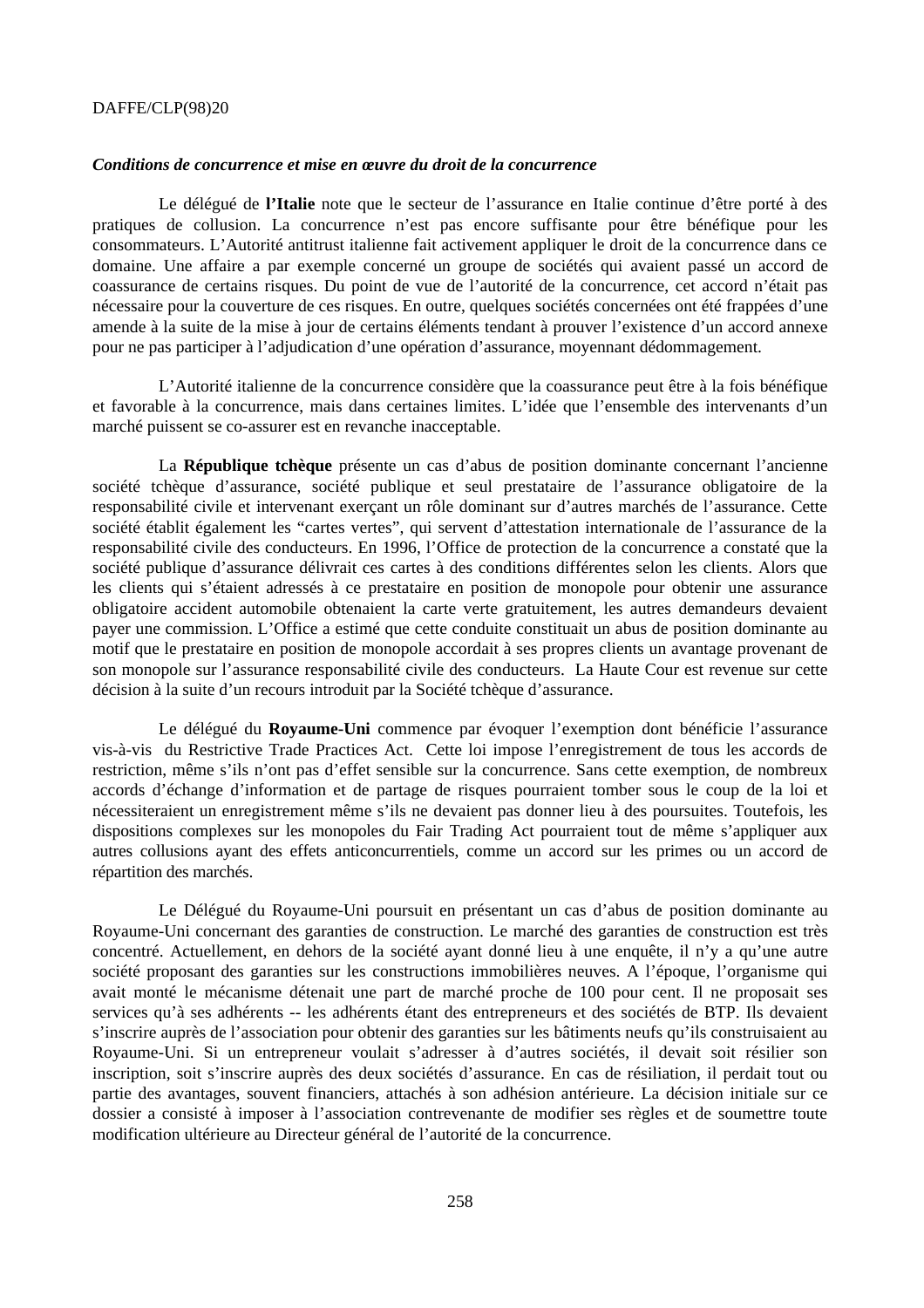*Conditions de concurrence et mise en œuvre du droit de la concurrence*

Le délégué de **l'Italie** note que le secteur de l'assurance en Italie continue d'être porté à des pratiques de collusion. La concurrence n'est pas encore suffisante pour être bénéfique pour les consommateurs. L'Autorité antitrust italienne fait activement appliquer le droit de la concurrence dans ce domaine. Une affaire a par exemple concerné un groupe de sociétés qui avaient passé un accord de coassurance de certains risques. Du point de vue de l'autorité de la concurrence, cet accord n'était pas nécessaire pour la couverture de ces risques. En outre, quelques sociétés concernées ont été frappées d'une amende à la suite de la mise à jour de certains éléments tendant à prouver l'existence d'un accord annexe pour ne pas participer à l'adjudication d'une opération d'assurance, moyennant dédommagement.

L'Autorité italienne de la concurrence considère que la coassurance peut être à la fois bénéfique et favorable à la concurrence, mais dans certaines limites. L'idée que l'ensemble des intervenants d'un marché puissent se co-assurer est en revanche inacceptable.

La **République tchèque** présente un cas d'abus de position dominante concernant l'ancienne société tchèque d'assurance, société publique et seul prestataire de l'assurance obligatoire de la responsabilité civile et intervenant exerçant un rôle dominant sur d'autres marchés de l'assurance. Cette société établit également les "cartes vertes", qui servent d'attestation internationale de l'assurance de la responsabilité civile des conducteurs. En 1996, l'Office de protection de la concurrence a constaté que la société publique d'assurance délivrait ces cartes à des conditions différentes selon les clients. Alors que les clients qui s'étaient adressés à ce prestataire en position de monopole pour obtenir une assurance obligatoire accident automobile obtenaient la carte verte gratuitement, les autres demandeurs devaient payer une commission. L'Office a estimé que cette conduite constituait un abus de position dominante au motif que le prestataire en position de monopole accordait à ses propres clients un avantage provenant de son monopole sur l'assurance responsabilité civile des conducteurs. La Haute Cour est revenue sur cette décision à la suite d'un recours introduit par la Société tchèque d'assurance.

Le délégué du **Royaume-Uni** commence par évoquer l'exemption dont bénéficie l'assurance vis-à-vis du Restrictive Trade Practices Act. Cette loi impose l'enregistrement de tous les accords de restriction, même s'ils n'ont pas d'effet sensible sur la concurrence. Sans cette exemption, de nombreux accords d'échange d'information et de partage de risques pourraient tomber sous le coup de la loi et nécessiteraient un enregistrement même s'ils ne devaient pas donner lieu à des poursuites. Toutefois, les dispositions complexes sur les monopoles du Fair Trading Act pourraient tout de même s'appliquer aux autres collusions ayant des effets anticoncurrentiels, comme un accord sur les primes ou un accord de répartition des marchés.

Le Délégué du Royaume-Uni poursuit en présentant un cas d'abus de position dominante au Royaume-Uni concernant des garanties de construction. Le marché des garanties de construction est très concentré. Actuellement, en dehors de la société ayant donné lieu à une enquête, il n'y a qu'une autre société proposant des garanties sur les constructions immobilières neuves. A l'époque, l'organisme qui avait monté le mécanisme détenait une part de marché proche de 100 pour cent. Il ne proposait ses services qu'à ses adhérents -- les adhérents étant des entrepreneurs et des sociétés de BTP. Ils devaient s'inscrire auprès de l'association pour obtenir des garanties sur les bâtiments neufs qu'ils construisaient au Royaume-Uni. Si un entrepreneur voulait s'adresser à d'autres sociétés, il devait soit résilier son inscription, soit s'inscrire auprès des deux sociétés d'assurance. En cas de résiliation, il perdait tout ou partie des avantages, souvent financiers, attachés à son adhésion antérieure. La décision initiale sur ce dossier a consisté à imposer à l'association contrevenante de modifier ses règles et de soumettre toute modification ultérieure au Directeur général de l'autorité de la concurrence.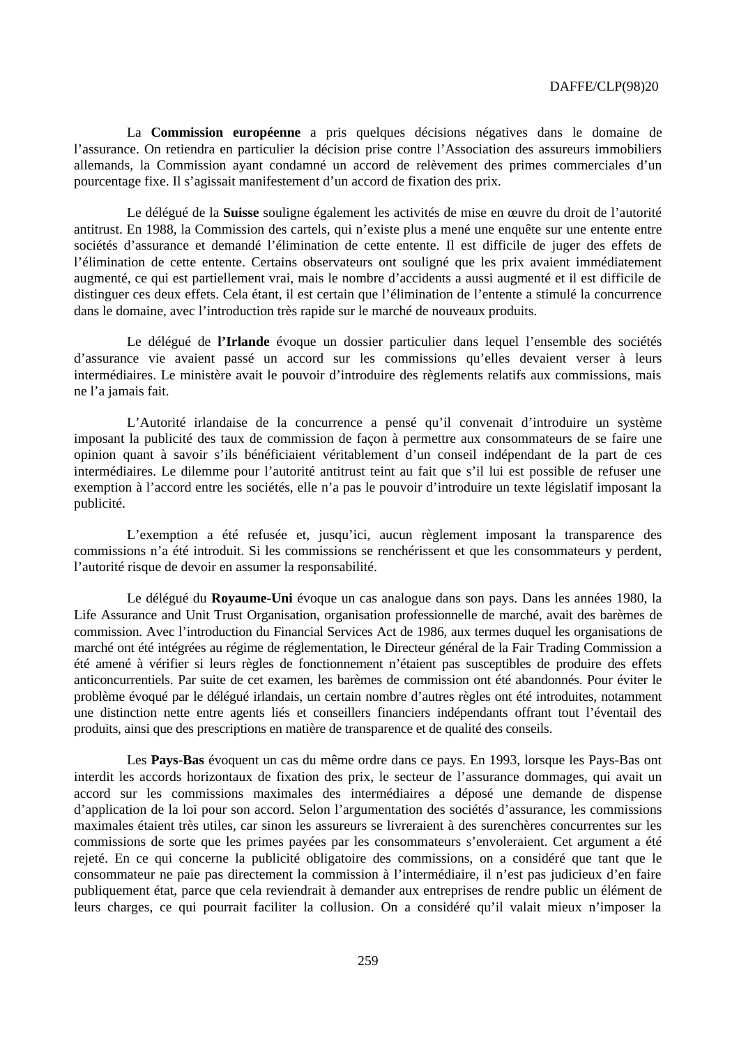La **Commission européenne** a pris quelques décisions négatives dans le domaine de l'assurance. On retiendra en particulier la décision prise contre l'Association des assureurs immobiliers allemands, la Commission ayant condamné un accord de relèvement des primes commerciales d'un pourcentage fixe. Il s'agissait manifestement d'un accord de fixation des prix.

Le délégué de la **Suisse** souligne également les activités de mise en œuvre du droit de l'autorité antitrust. En 1988, la Commission des cartels, qui n'existe plus a mené une enquête sur une entente entre sociétés d'assurance et demandé l'élimination de cette entente. Il est difficile de juger des effets de l'élimination de cette entente. Certains observateurs ont souligné que les prix avaient immédiatement augmenté, ce qui est partiellement vrai, mais le nombre d'accidents a aussi augmenté et il est difficile de distinguer ces deux effets. Cela étant, il est certain que l'élimination de l'entente a stimulé la concurrence dans le domaine, avec l'introduction très rapide sur le marché de nouveaux produits.

Le délégué de **l'Irlande** évoque un dossier particulier dans lequel l'ensemble des sociétés d'assurance vie avaient passé un accord sur les commissions qu'elles devaient verser à leurs intermédiaires. Le ministère avait le pouvoir d'introduire des règlements relatifs aux commissions, mais ne l'a jamais fait.

L'Autorité irlandaise de la concurrence a pensé qu'il convenait d'introduire un système imposant la publicité des taux de commission de façon à permettre aux consommateurs de se faire une opinion quant à savoir s'ils bénéficiaient véritablement d'un conseil indépendant de la part de ces intermédiaires. Le dilemme pour l'autorité antitrust teint au fait que s'il lui est possible de refuser une exemption à l'accord entre les sociétés, elle n'a pas le pouvoir d'introduire un texte législatif imposant la publicité.

L'exemption a été refusée et, jusqu'ici, aucun règlement imposant la transparence des commissions n'a été introduit. Si les commissions se renchérissent et que les consommateurs y perdent, l'autorité risque de devoir en assumer la responsabilité.

Le délégué du **Royaume-Uni** évoque un cas analogue dans son pays. Dans les années 1980, la Life Assurance and Unit Trust Organisation, organisation professionnelle de marché, avait des barèmes de commission. Avec l'introduction du Financial Services Act de 1986, aux termes duquel les organisations de marché ont été intégrées au régime de réglementation, le Directeur général de la Fair Trading Commission a été amené à vérifier si leurs règles de fonctionnement n'étaient pas susceptibles de produire des effets anticoncurrentiels. Par suite de cet examen, les barèmes de commission ont été abandonnés. Pour éviter le problème évoqué par le délégué irlandais, un certain nombre d'autres règles ont été introduites, notamment une distinction nette entre agents liés et conseillers financiers indépendants offrant tout l'éventail des produits, ainsi que des prescriptions en matière de transparence et de qualité des conseils.

Les **Pays-Bas** évoquent un cas du même ordre dans ce pays. En 1993, lorsque les Pays-Bas ont interdit les accords horizontaux de fixation des prix, le secteur de l'assurance dommages, qui avait un accord sur les commissions maximales des intermédiaires a déposé une demande de dispense d'application de la loi pour son accord. Selon l'argumentation des sociétés d'assurance, les commissions maximales étaient très utiles, car sinon les assureurs se livreraient à des surenchères concurrentes sur les commissions de sorte que les primes payées par les consommateurs s'envoleraient. Cet argument a été rejeté. En ce qui concerne la publicité obligatoire des commissions, on a considéré que tant que le consommateur ne paie pas directement la commission à l'intermédiaire, il n'est pas judicieux d'en faire publiquement état, parce que cela reviendrait à demander aux entreprises de rendre public un élément de leurs charges, ce qui pourrait faciliter la collusion. On a considéré qu'il valait mieux n'imposer la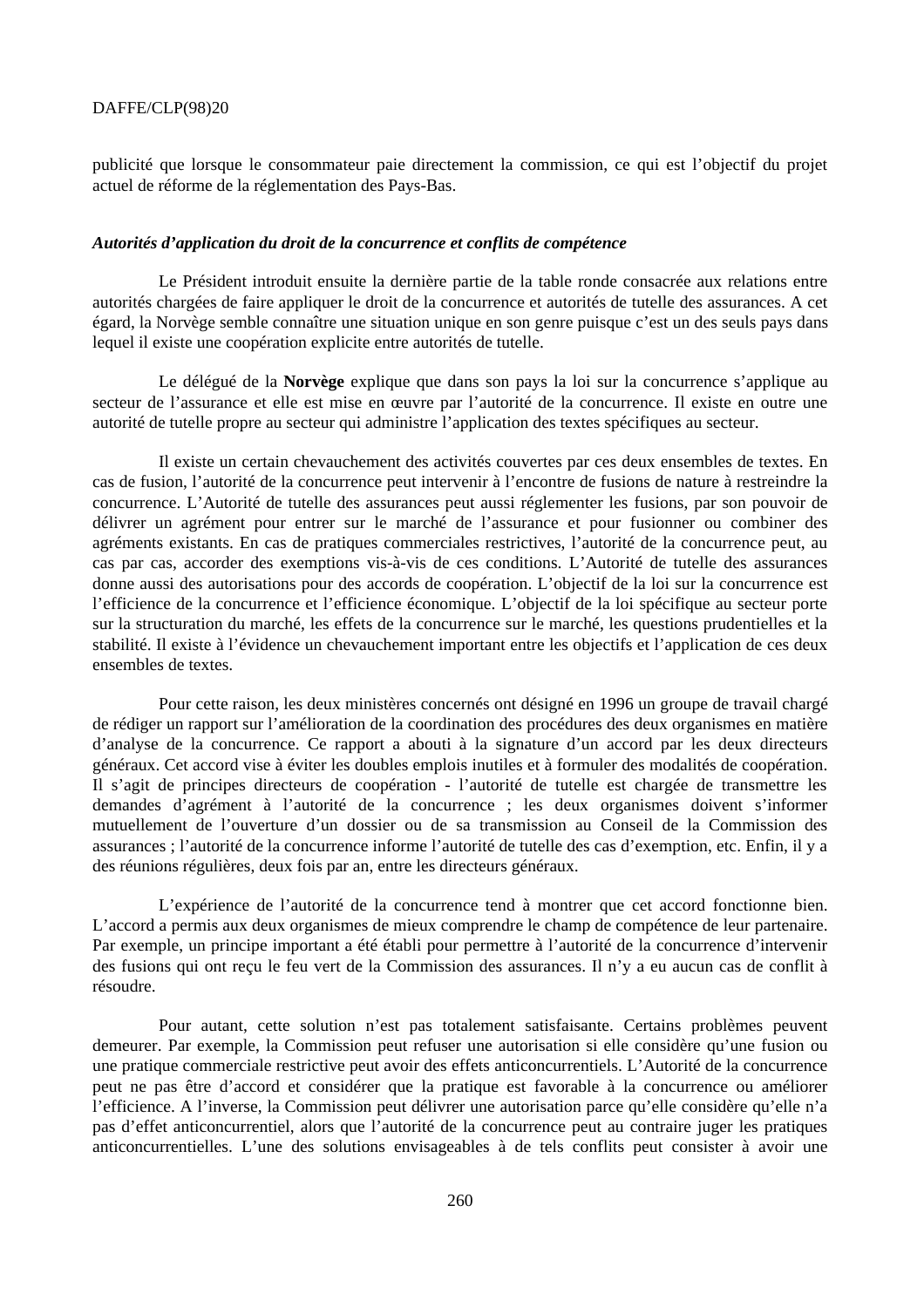publicité que lorsque le consommateur paie directement la commission, ce qui est l'objectif du projet actuel de réforme de la réglementation des Pays-Bas.

***Autorités d'application du droit de la concurrence et conflits de compétence***

Le Président introduit ensuite la dernière partie de la table ronde consacrée aux relations entre autorités chargées de faire appliquer le droit de la concurrence et autorités de tutelle des assurances. A cet égard, la Norvège semble connaître une situation unique en son genre puisque c'est un des seuls pays dans lequel il existe une coopération explicite entre autorités de tutelle.

Le délégué de la **Norvège** explique que dans son pays la loi sur la concurrence s'applique au secteur de l'assurance et elle est mise en œuvre par l'autorité de la concurrence. Il existe en outre une autorité de tutelle propre au secteur qui administre l'application des textes spécifiques au secteur.

Il existe un certain chevauchement des activités couvertes par ces deux ensembles de textes. En cas de fusion, l'autorité de la concurrence peut intervenir à l'encontre de fusions de nature à restreindre la concurrence. L'Autorité de tutelle des assurances peut aussi réglementer les fusions, par son pouvoir de délivrer un agrément pour entrer sur le marché de l'assurance et pour fusionner ou combiner des agréments existants. En cas de pratiques commerciales restrictives, l'autorité de la concurrence peut, au cas par cas, accorder des exemptions vis-à-vis de ces conditions. L'Autorité de tutelle des assurances donne aussi des autorisations pour des accords de coopération. L'objectif de la loi sur la concurrence est l'efficience de la concurrence et l'efficience économique. L'objectif de la loi spécifique au secteur porte sur la structuration du marché, les effets de la concurrence sur le marché, les questions prudentielles et la stabilité. Il existe à l'évidence un chevauchement important entre les objectifs et l'application de ces deux ensembles de textes.

Pour cette raison, les deux ministères concernés ont désigné en 1996 un groupe de travail chargé de rédiger un rapport sur l'amélioration de la coordination des procédures des deux organismes en matière d'analyse de la concurrence. Ce rapport a abouti à la signature d'un accord par les deux directeurs généraux. Cet accord vise à éviter les doubles emplois inutiles et à formuler des modalités de coopération. Il s'agit de principes directeurs de coopération - l'autorité de tutelle est chargée de transmettre les demandes d'agrément à l'autorité de la concurrence ; les deux organismes doivent s'informer mutuellement de l'ouverture d'un dossier ou de sa transmission au Conseil de la Commission des assurances ; l'autorité de la concurrence informe l'autorité de tutelle des cas d'exemption, etc. Enfin, il y a des réunions régulières, deux fois par an, entre les directeurs généraux.

L'expérience de l'autorité de la concurrence tend à montrer que cet accord fonctionne bien. L'accord a permis aux deux organismes de mieux comprendre le champ de compétence de leur partenaire. Par exemple, un principe important a été établi pour permettre à l'autorité de la concurrence d'intervenir des fusions qui ont reçu le feu vert de la Commission des assurances. Il n'y a eu aucun cas de conflit à résoudre.

Pour autant, cette solution n'est pas totalement satisfaisante. Certains problèmes peuvent demeurer. Par exemple, la Commission peut refuser une autorisation si elle considère qu'une fusion ou une pratique commerciale restrictive peut avoir des effets anticoncurrentiels. L'Autorité de la concurrence peut ne pas être d'accord et considérer que la pratique est favorable à la concurrence ou améliorer l'efficience. A l'inverse, la Commission peut délivrer une autorisation parce qu'elle considère qu'elle n'a pas d'effet anticoncurrentiel, alors que l'autorité de la concurrence peut au contraire juger les pratiques anticoncurrentielles. L'une des solutions envisageables à de tels conflits peut consister à avoir une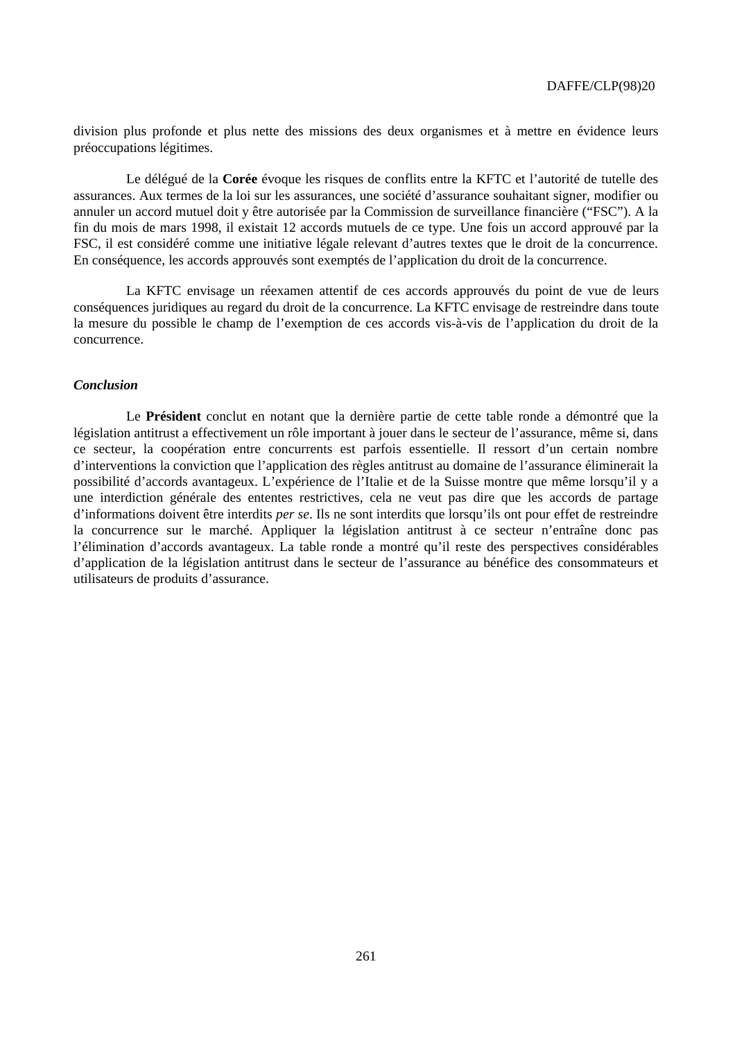division plus profonde et plus nette des missions des deux organismes et à mettre en évidence leurs préoccupations légitimes.

Le délégué de la **Corée** évoque les risques de conflits entre la KFTC et l'autorité de tutelle des assurances. Aux termes de la loi sur les assurances, une société d'assurance souhaitant signer, modifier ou annuler un accord mutuel doit y être autorisée par la Commission de surveillance financière ("FSC"). A la fin du mois de mars 1998, il existait 12 accords mutuels de ce type. Une fois un accord approuvé par la FSC, il est considéré comme une initiative légale relevant d'autres textes que le droit de la concurrence. En conséquence, les accords approuvés sont exemptés de l'application du droit de la concurrence.

La KFTC envisage un réexamen attentif de ces accords approuvés du point de vue de leurs conséquences juridiques au regard du droit de la concurrence. La KFTC envisage de restreindre dans toute la mesure du possible le champ de l'exemption de ces accords vis-à-vis de l'application du droit de la concurrence.

***Conclusion***

Le **Président** conclut en notant que la dernière partie de cette table ronde a démontré que la législation antitrust a effectivement un rôle important à jouer dans le secteur de l'assurance, même si, dans ce secteur, la coopération entre concurrents est parfois essentielle. Il ressort d'un certain nombre d'interventions la conviction que l'application des règles antitrust au domaine de l'assurance éliminerait la possibilité d'accords avantageux. L'expérience de l'Italie et de la Suisse montre que même lorsqu'il y a une interdiction générale des ententes restrictives, cela ne veut pas dire que les accords de partage d'informations doivent être interdits *per se*. Ils ne sont interdits que lorsqu'ils ont pour effet de restreindre la concurrence sur le marché. Appliquer la législation antitrust à ce secteur n'entraîne donc pas l'élimination d'accords avantageux. La table ronde a montré qu'il reste des perspectives considérables d'application de la législation antitrust dans le secteur de l'assurance au bénéfice des consommateurs et utilisateurs de produits d'assurance.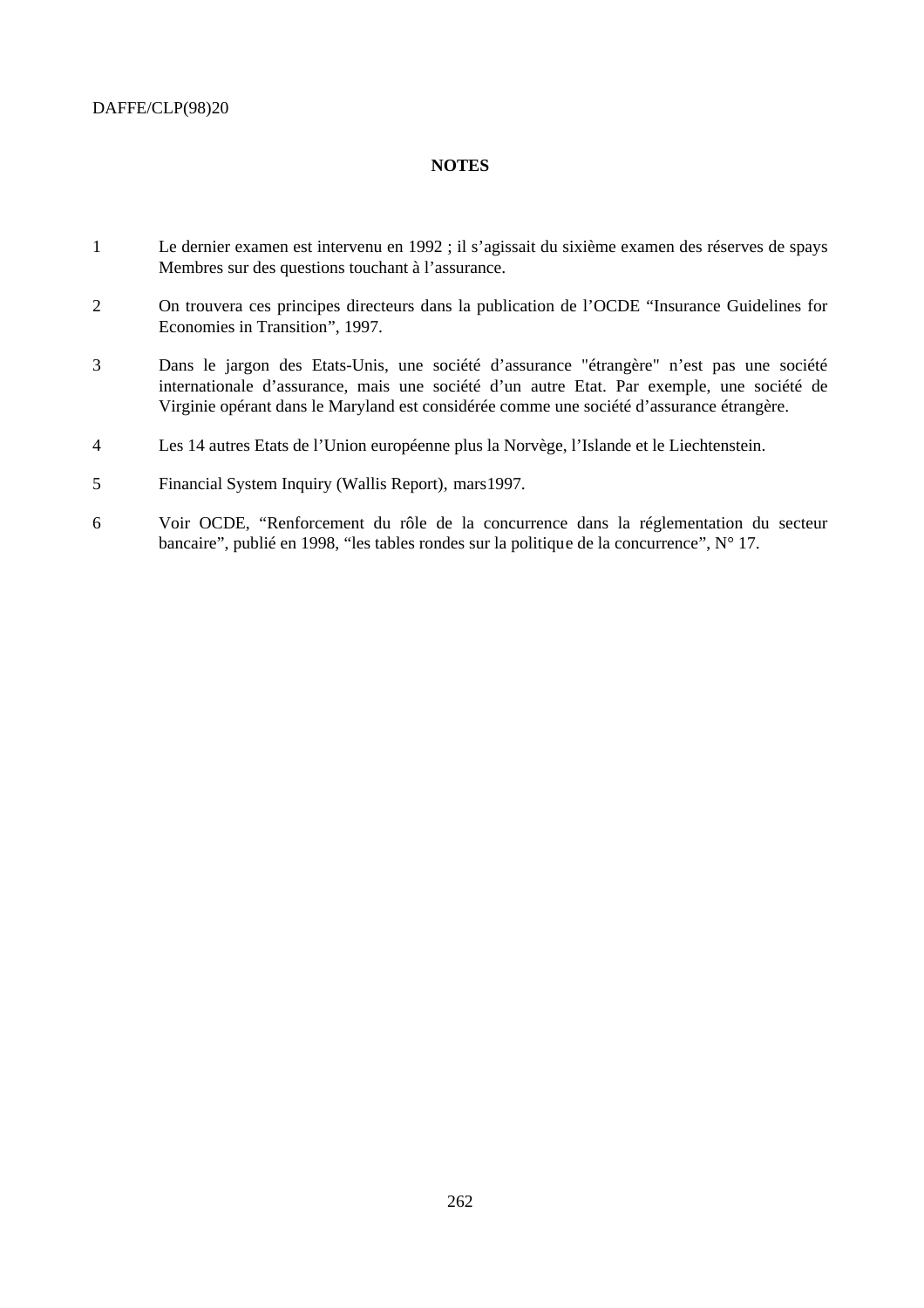## NOTES

1 Le dernier examen est intervenu en 1992 ; il s'agissait du sixième examen des réserves de spays Membres sur des questions touchant à l'assurance.

2 On trouvera ces principes directeurs dans la publication de l'OCDE "Insurance Guidelines for Economies in Transition", 1997.

3 Dans le jargon des Etats-Unis, une société d'assurance "étrangère" n'est pas une société internationale d'assurance, mais une société d'un autre Etat. Par exemple, une société de Virginie opérant dans le Maryland est considérée comme une société d'assurance étrangère.

4 Les 14 autres Etats de l'Union européenne plus la Norvège, l'Islande et le Liechtenstein.

5 Financial System Inquiry (Wallis Report), mars1997.

6 Voir OCDE, "Renforcement du rôle de la concurrence dans la réglementation du secteur bancaire", publié en 1998, "les tables rondes sur la politique de la concurrence", N° 17.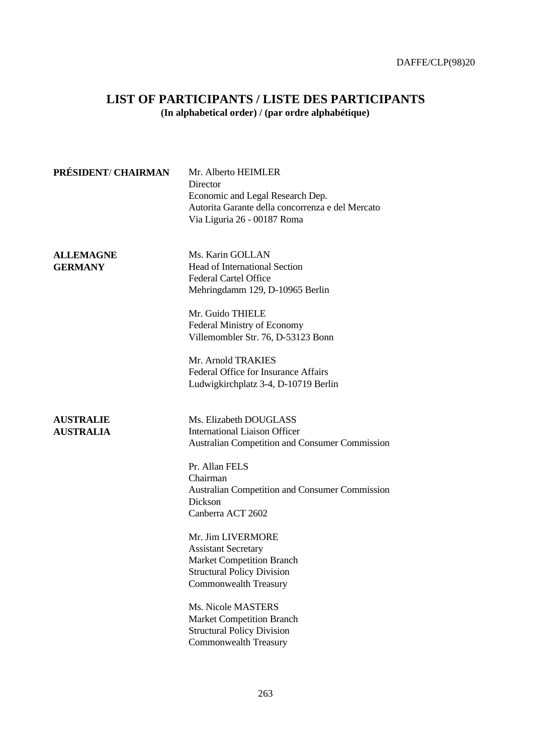## LIST OF PARTICIPANTS / LISTE DES PARTICIPANTS

**(In alphabetical order) / (par ordre alphabétique)**

| | |
|---|---|
| **PRÉSIDENT/ CHAIRMAN** | Mr. Alberto HEIMLER<br>Director<br>Economic and Legal Research Dep.<br>Autorita Garante della concorrenza e del Mercato<br>Via Liguria 26 - 00187 Roma |
| **ALLEMAGNE**<br>**GERMANY** | Ms. Karin GOLLAN<br>Head of International Section<br>Federal Cartel Office<br>Mehringdamm 129, D-10965 Berlin |
| | Mr. Guido THIELE<br>Federal Ministry of Economy<br>Villemombler Str. 76, D-53123 Bonn |
| | Mr. Arnold TRAKIES<br>Federal Office for Insurance Affairs<br>Ludwigkirchplatz 3-4, D-10719 Berlin |
| **AUSTRALIE**<br>**AUSTRALIA** | Ms. Elizabeth DOUGLASS<br>International Liaison Officer<br>Australian Competition and Consumer Commission |
| | Pr. Allan FELS<br>Chairman<br>Australian Competition and Consumer Commission<br>Dickson<br>Canberra ACT 2602 |
| | Mr. Jim LIVERMORE<br>Assistant Secretary<br>Market Competition Branch<br>Structural Policy Division<br>Commonwealth Treasury |
| | Ms. Nicole MASTERS<br>Market Competition Branch<br>Structural Policy Division<br>Commonwealth Treasury |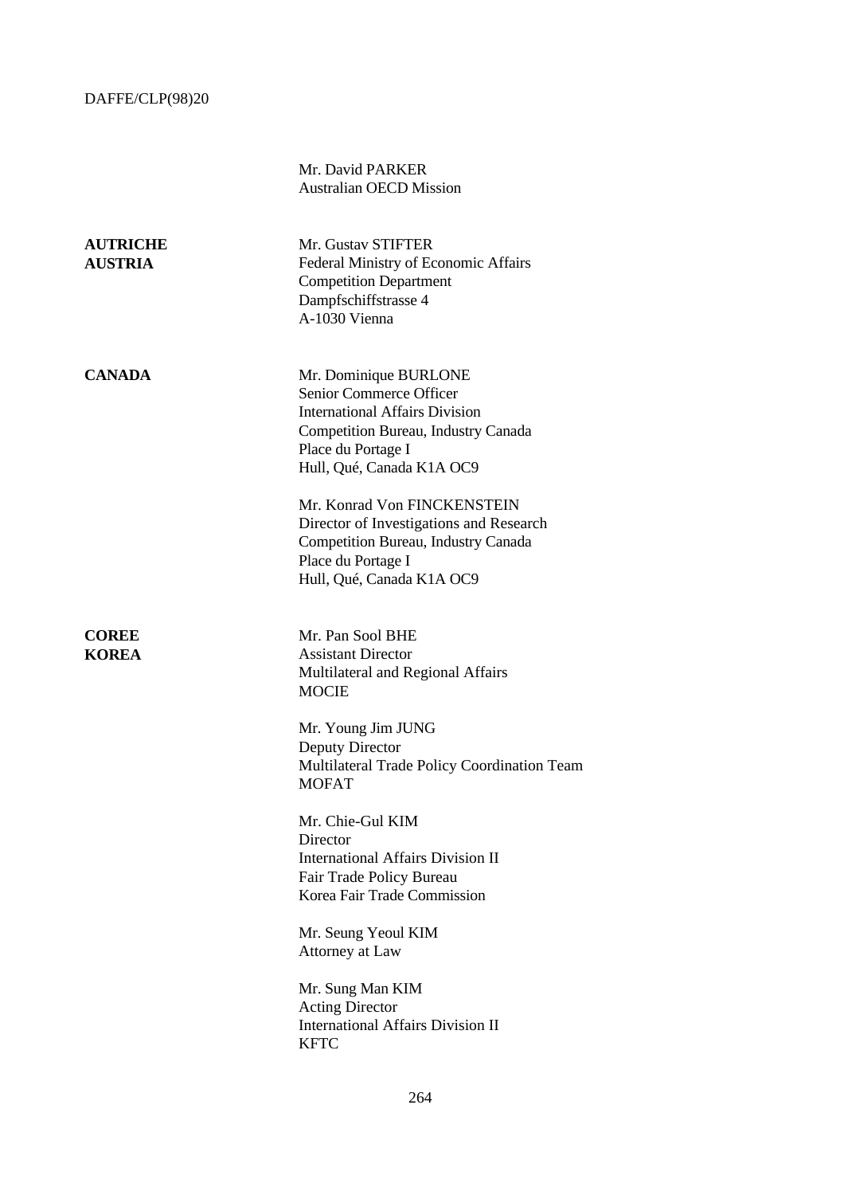| | |
|---|---|
| | Mr. David PARKER<br>Australian OECD Mission |
| **AUTRICHE**<br>**AUSTRIA** | Mr. Gustav STIFTER<br>Federal Ministry of Economic Affairs<br>Competition Department<br>Dampfschiffstrasse 4<br>A-1030 Vienna |
| **CANADA** | Mr. Dominique BURLONE<br>Senior Commerce Officer<br>International Affairs Division<br>Competition Bureau, Industry Canada<br>Place du Portage I<br>Hull, Qué, Canada K1A OC9 |
| | Mr. Konrad Von FINCKENSTEIN<br>Director of Investigations and Research<br>Competition Bureau, Industry Canada<br>Place du Portage I<br>Hull, Qué, Canada K1A OC9 |
| **COREE**<br>**KOREA** | Mr. Pan Sool BHE<br>Assistant Director<br>Multilateral and Regional Affairs<br>MOCIE |
| | Mr. Young Jim JUNG<br>Deputy Director<br>Multilateral Trade Policy Coordination Team<br>MOFAT |
| | Mr. Chie-Gul KIM<br>Director<br>International Affairs Division II<br>Fair Trade Policy Bureau<br>Korea Fair Trade Commission |
| | Mr. Seung Yeoul KIM<br>Attorney at Law |
| | Mr. Sung Man KIM<br>Acting Director<br>International Affairs Division II<br>KFTC |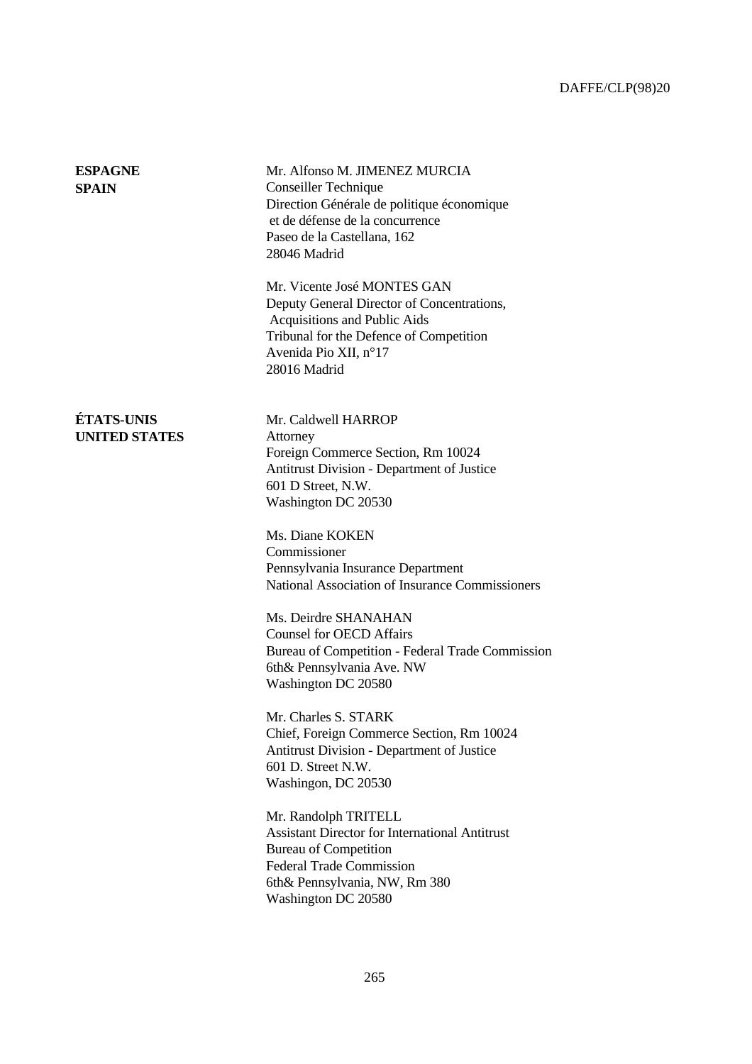| | |
|---|---|
| **ESPAGNE**<br>**SPAIN** | Mr. Alfonso M. JIMENEZ MURCIA<br>Conseiller Technique<br>Direction Générale de politique économique<br>et de défense de la concurrence<br>Paseo de la Castellana, 162<br>28046 Madrid |
| | Mr. Vicente José MONTES GAN<br>Deputy General Director of Concentrations,<br>Acquisitions and Public Aids<br>Tribunal for the Defence of Competition<br>Avenida Pio XII, n°17<br>28016 Madrid |
| **ÉTATS-UNIS**<br>**UNITED STATES** | Mr. Caldwell HARROP<br>Attorney<br>Foreign Commerce Section, Rm 10024<br>Antitrust Division - Department of Justice<br>601 D Street, N.W.<br>Washington DC 20530 |
| | Ms. Diane KOKEN<br>Commissioner<br>Pennsylvania Insurance Department<br>National Association of Insurance Commissioners |
| | Ms. Deirdre SHANAHAN<br>Counsel for OECD Affairs<br>Bureau of Competition - Federal Trade Commission<br>6th& Pennsylvania Ave. NW<br>Washington DC 20580 |
| | Mr. Charles S. STARK<br>Chief, Foreign Commerce Section, Rm 10024<br>Antitrust Division - Department of Justice<br>601 D. Street N.W.<br>Washingon, DC 20530 |
| | Mr. Randolph TRITELL<br>Assistant Director for International Antitrust<br>Bureau of Competition<br>Federal Trade Commission<br>6th& Pennsylvania, NW, Rm 380<br>Washington DC 20580 |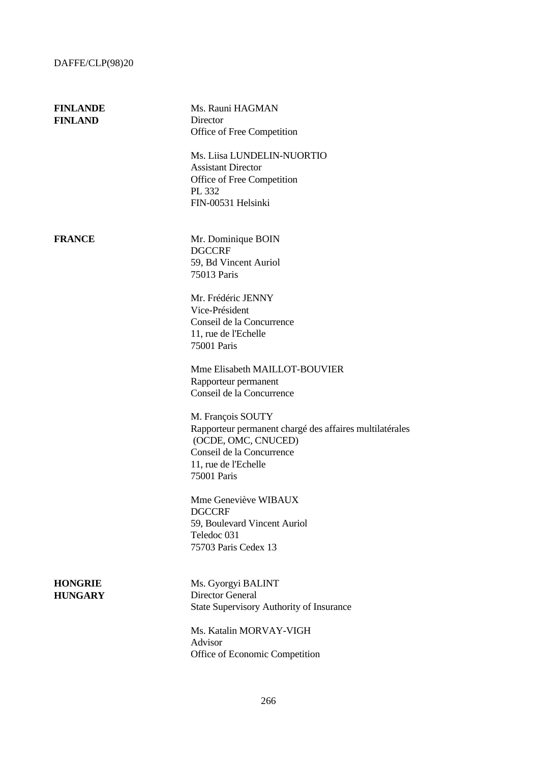| | |
|---|---|
| **FINLANDE**<br>**FINLAND** | Ms. Rauni HAGMAN<br>Director<br>Office of Free Competition |
| | Ms. Liisa LUNDELIN-NUORTIO<br>Assistant Director<br>Office of Free Competition<br>PL 332<br>FIN-00531 Helsinki |
| **FRANCE** | Mr. Dominique BOIN<br>DGCCRF<br>59, Bd Vincent Auriol<br>75013 Paris |
| | Mr. Frédéric JENNY<br>Vice-Président<br>Conseil de la Concurrence<br>11, rue de l'Echelle<br>75001 Paris |
| | Mme Elisabeth MAILLOT-BOUVIER<br>Rapporteur permanent<br>Conseil de la Concurrence |
| | M. François SOUTY<br>Rapporteur permanent chargé des affaires multilatérales<br>(OCDE, OMC, CNUCED)<br>Conseil de la Concurrence<br>11, rue de l'Echelle<br>75001 Paris |
| | Mme Geneviève WIBAUX<br>DGCCRF<br>59, Boulevard Vincent Auriol<br>Teledoc 031<br>75703 Paris Cedex 13 |
| **HONGRIE**<br>**HUNGARY** | Ms. Gyorgyi BALINT<br>Director General<br>State Supervisory Authority of Insurance |
| | Ms. Katalin MORVAY-VIGH<br>Advisor<br>Office of Economic Competition |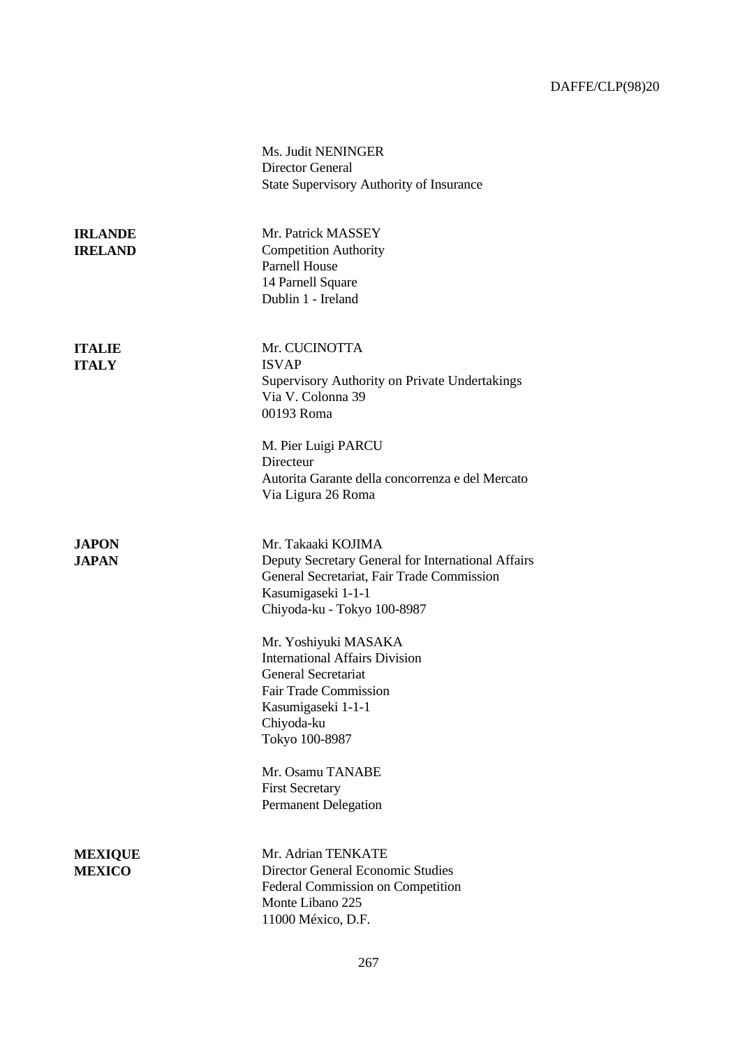Ms. Judit NENINGER
Director General
State Supervisory Authority of Insurance

**IRLANDE**
**IRELAND**

Mr. Patrick MASSEY
Competition Authority
Parnell House
14 Parnell Square
Dublin 1 - Ireland

**ITALIE**
**ITALY**

Mr. CUCINOTTA
ISVAP
Supervisory Authority on Private Undertakings
Via V. Colonna 39
00193 Roma

M. Pier Luigi PARCU
Directeur
Autorita Garante della concorrenza e del Mercato
Via Ligura 26 Roma

**JAPON**
**JAPAN**

Mr. Takaaki KOJIMA
Deputy Secretary General for International Affairs
General Secretariat, Fair Trade Commission
Kasumigaseki 1-1-1
Chiyoda-ku - Tokyo 100-8987

Mr. Yoshiyuki MASAKA
International Affairs Division
General Secretariat
Fair Trade Commission
Kasumigaseki 1-1-1
Chiyoda-ku
Tokyo 100-8987

Mr. Osamu TANABE
First Secretary
Permanent Delegation

**MEXIQUE**
**MEXICO**

Mr. Adrian TENKATE
Director General Economic Studies
Federal Commission on Competition
Monte Libano 225
11000 México, D.F.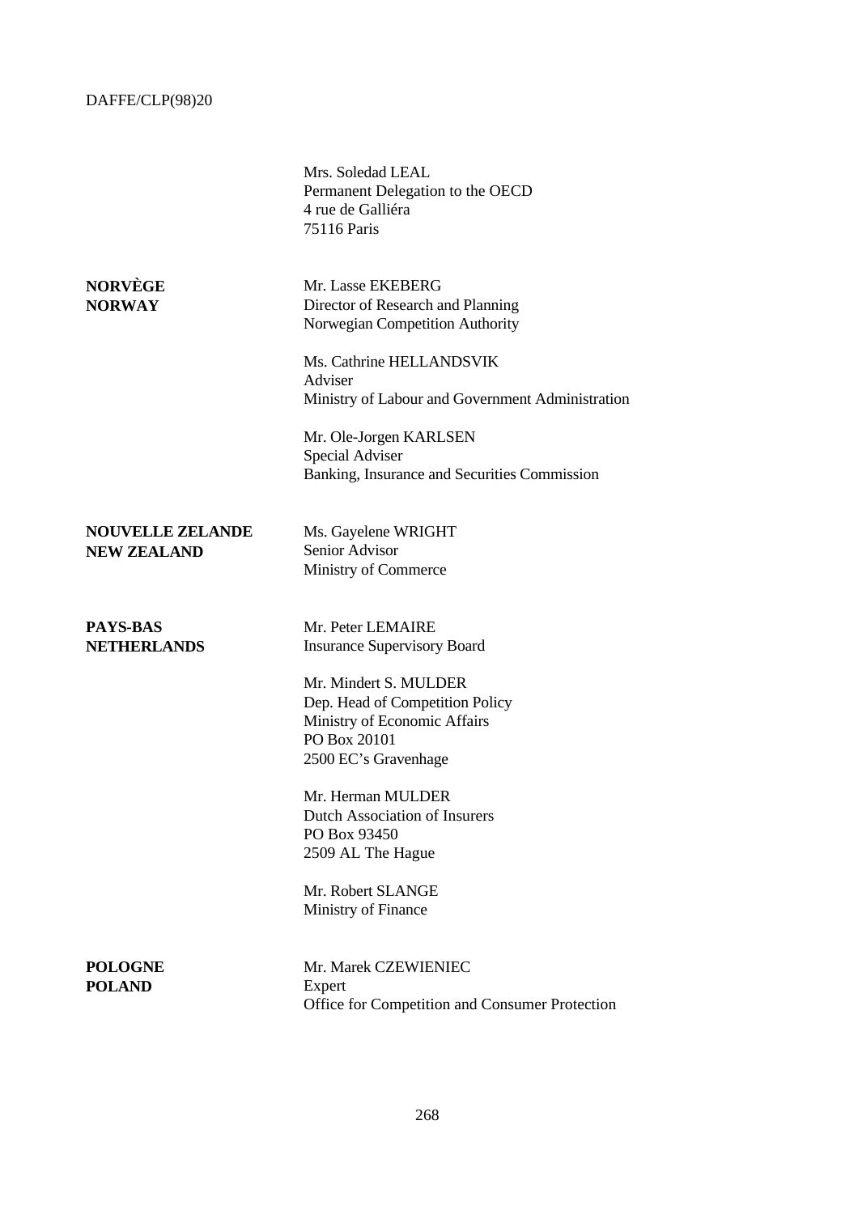|  |  |
|---|---|
|  | Mrs. Soledad LEAL<br>Permanent Delegation to the OECD<br>4 rue de Galliéra<br>75116 Paris |
| **NORVÈGE**<br>**NORWAY** | Mr. Lasse EKEBERG<br>Director of Research and Planning<br>Norwegian Competition Authority |
|  | Ms. Cathrine HELLANDSVIK<br>Adviser<br>Ministry of Labour and Government Administration |
|  | Mr. Ole-Jorgen KARLSEN<br>Special Adviser<br>Banking, Insurance and Securities Commission |
| **NOUVELLE ZELANDE**<br>**NEW ZEALAND** | Ms. Gayelene WRIGHT<br>Senior Advisor<br>Ministry of Commerce |
| **PAYS-BAS**<br>**NETHERLANDS** | Mr. Peter LEMAIRE<br>Insurance Supervisory Board |
|  | Mr. Mindert S. MULDER<br>Dep. Head of Competition Policy<br>Ministry of Economic Affairs<br>PO Box 20101<br>2500 EC's Gravenhage |
|  | Mr. Herman MULDER<br>Dutch Association of Insurers<br>PO Box 93450<br>2509 AL The Hague |
|  | Mr. Robert SLANGE<br>Ministry of Finance |
| **POLOGNE**<br>**POLAND** | Mr. Marek CZEWIENIEC<br>Expert<br>Office for Competition and Consumer Protection |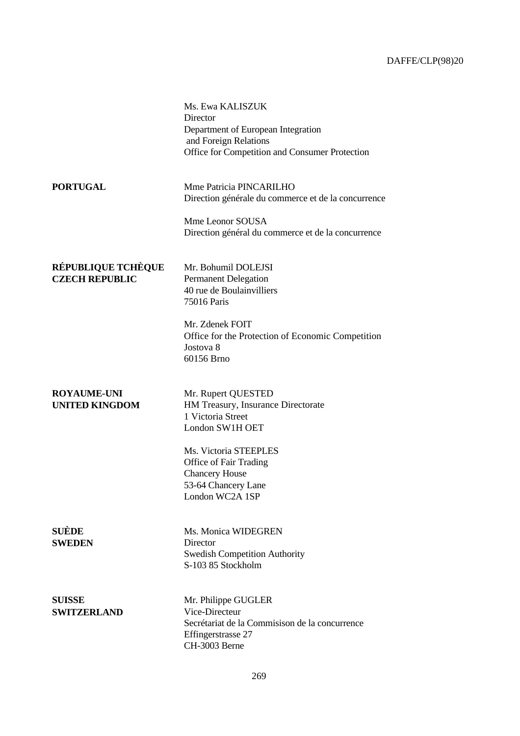| | |
|---|---|
| | Ms. Ewa KALISZUK<br>Director<br>Department of European Integration<br>and Foreign Relations<br>Office for Competition and Consumer Protection |
| **PORTUGAL** | Mme Patricia PINCARILHO<br>Direction générale du commerce et de la concurrence |
| | Mme Leonor SOUSA<br>Direction général du commerce et de la concurrence |
| **RÉPUBLIQUE TCHÈQUE**<br>**CZECH REPUBLIC** | Mr. Bohumil DOLEJSI<br>Permanent Delegation<br>40 rue de Boulainvilliers<br>75016 Paris |
| | Mr. Zdenek FOIT<br>Office for the Protection of Economic Competition<br>Jostova 8<br>60156 Brno |
| **ROYAUME-UNI**<br>**UNITED KINGDOM** | Mr. Rupert QUESTED<br>HM Treasury, Insurance Directorate<br>1 Victoria Street<br>London SW1H OET |
| | Ms. Victoria STEEPLES<br>Office of Fair Trading<br>Chancery House<br>53-64 Chancery Lane<br>London WC2A 1SP |
| **SUÈDE**<br>**SWEDEN** | Ms. Monica WIDEGREN<br>Director<br>Swedish Competition Authority<br>S-103 85 Stockholm |
| **SUISSE**<br>**SWITZERLAND** | Mr. Philippe GUGLER<br>Vice-Directeur<br>Secrétariat de la Commisison de la concurrence<br>Effingerstrasse 27<br>CH-3003 Berne |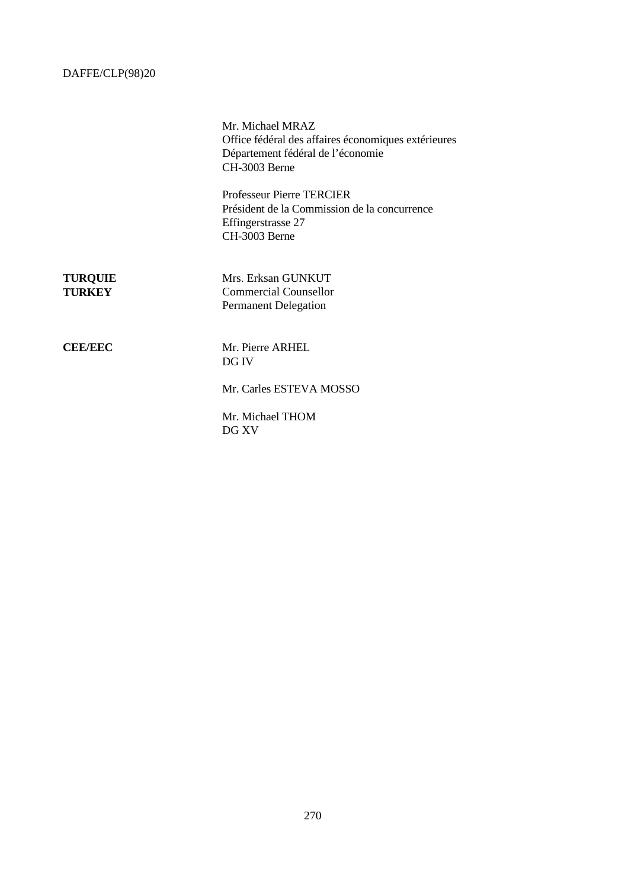Mr. Michael MRAZ
Office fédéral des affaires économiques extérieures
Département fédéral de l'économie
CH-3003 Berne

Professeur Pierre TERCIER
Président de la Commission de la concurrence
Effingerstrasse 27
CH-3003 Berne

**TURQUIE**
**TURKEY**

Mrs. Erksan GUNKUT
Commercial Counsellor
Permanent Delegation

**CEE/EEC**

Mr. Pierre ARHEL
DG IV

Mr. Carles ESTEVA MOSSO

Mr. Michael THOM
DG XV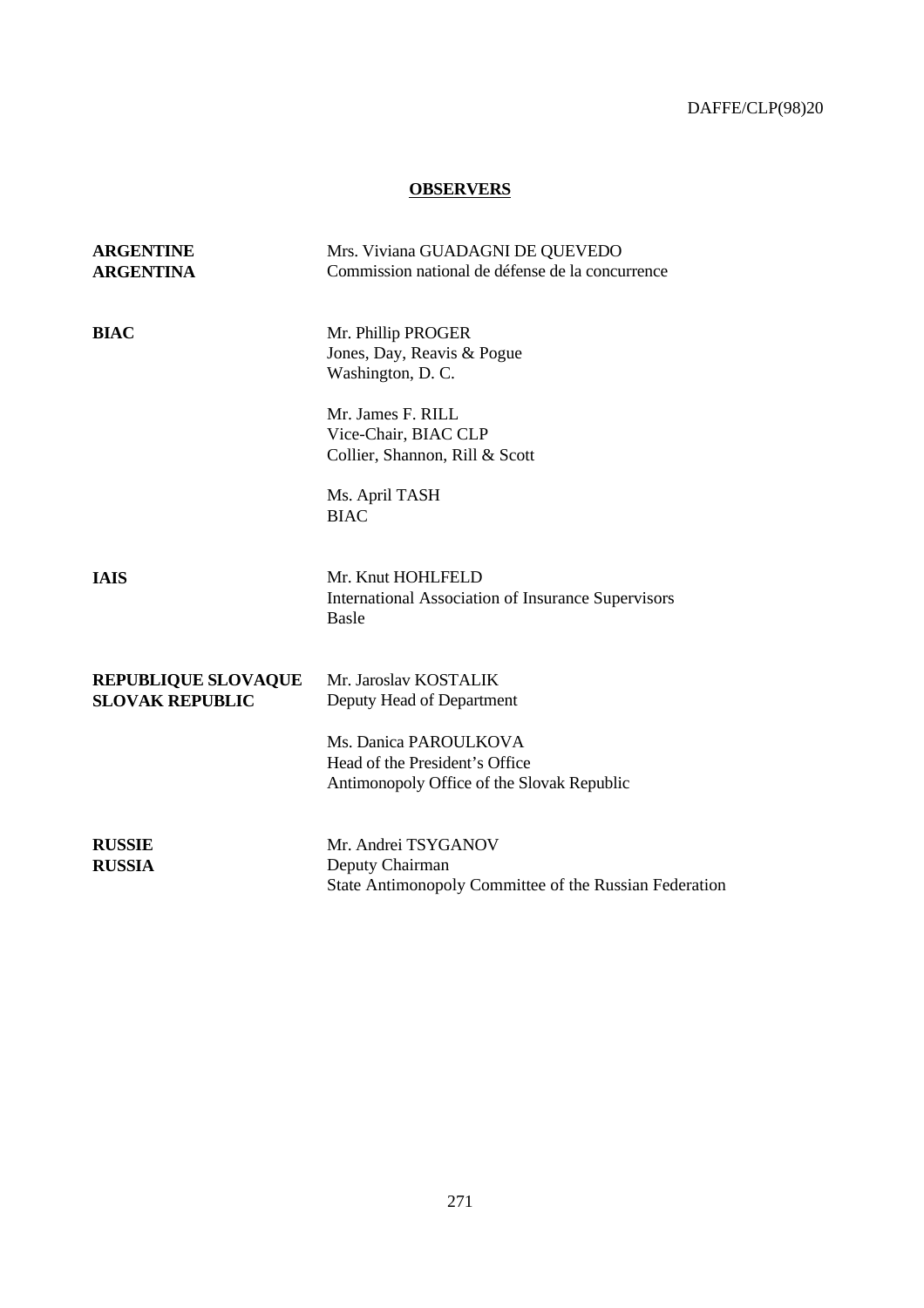## OBSERVERS

| | |
|---|---|
| **ARGENTINE**<br>**ARGENTINA** | Mrs. Viviana GUADAGNI DE QUEVEDO<br>Commission national de défense de la concurrence |
| **BIAC** | Mr. Phillip PROGER<br>Jones, Day, Reavis & Pogue<br>Washington, D. C. |
| | Mr. James F. RILL<br>Vice-Chair, BIAC CLP<br>Collier, Shannon, Rill & Scott |
| | Ms. April TASH<br>BIAC |
| **IAIS** | Mr. Knut HOHLFELD<br>International Association of Insurance Supervisors<br>Basle |
| **REPUBLIQUE SLOVAQUE**<br>**SLOVAK REPUBLIC** | Mr. Jaroslav KOSTALIK<br>Deputy Head of Department |
| | Ms. Danica PAROULKOVA<br>Head of the President's Office<br>Antimonopoly Office of the Slovak Republic |
| **RUSSIE**<br>**RUSSIA** | Mr. Andrei TSYGANOV<br>Deputy Chairman<br>State Antimonopoly Committee of the Russian Federation |